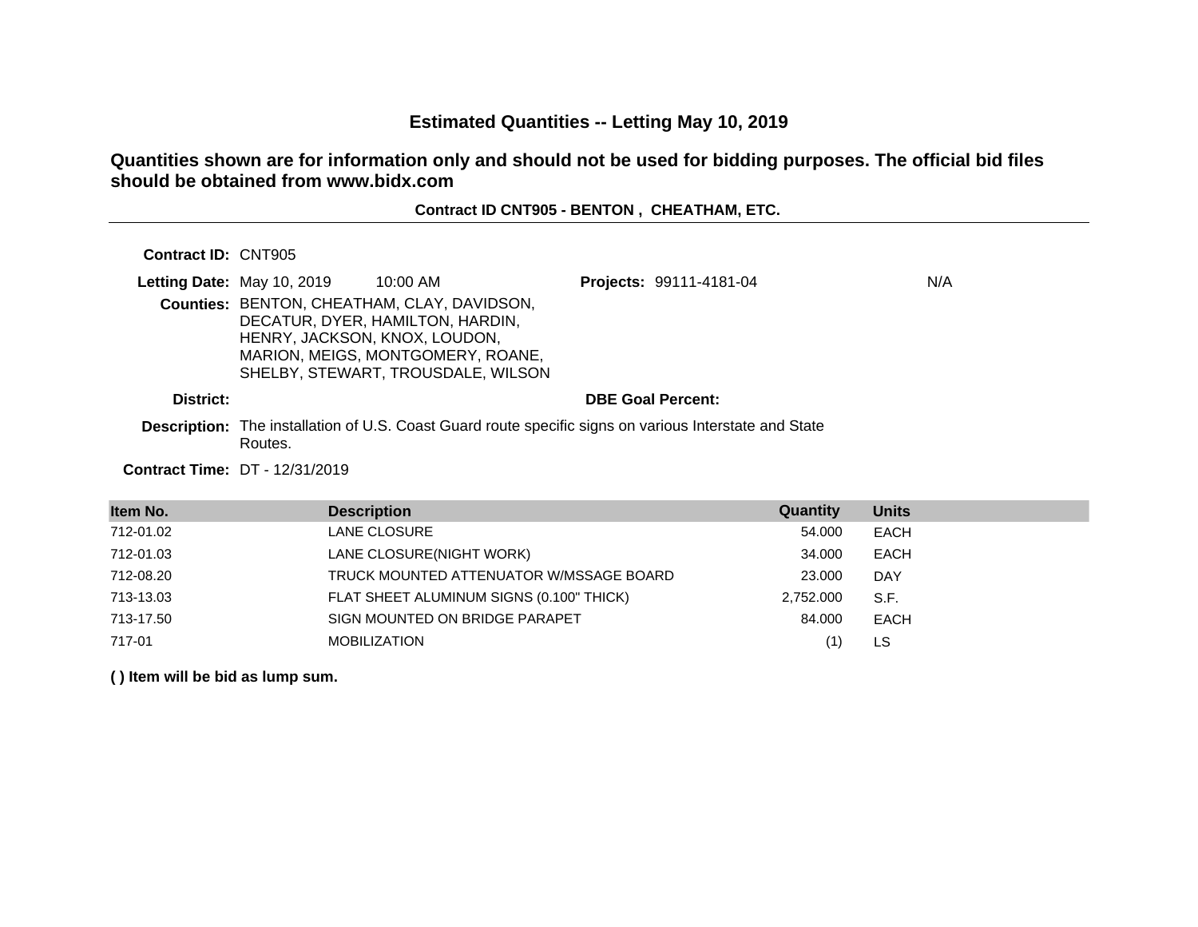# Estimated Quantities -- Letting May 10, 2019

## Quantities shown are for information only and should not be used for bidding purposes. The official bid files should be obtained from www.bidx.com

**Contract ID CNT905 - BENTON , CHEATHAM, ETC.**

**Contract ID:** CNT905

**Letting Date:** May 10, 2019 10:00 AM

**Projects:** 99111-4181-04 N/A

**Counties:** BENTON, CHEATHAM, CLAY, DAVIDSON, DECATUR, DYER, HAMILTON, HARDIN, HENRY, JACKSON, KNOX, LOUDON, MARION, MEIGS, MONTGOMERY, ROANE, SHELBY, STEWART, TROUSDALE, WILSON

**District:**

**DBE Goal Percent:**

**Description:** The installation of U.S. Coast Guard route specific signs on various Interstate and State Routes.

**Contract Time:** DT - 12/31/2019

| Item No. | Description | Quantity | Units |
|---|---|---|---|
| 712-01.02 | LANE CLOSURE | 54.000 | EACH |
| 712-01.03 | LANE CLOSURE(NIGHT WORK) | 34.000 | EACH |
| 712-08.20 | TRUCK MOUNTED ATTENUATOR W/MSSAGE BOARD | 23.000 | DAY |
| 713-13.03 | FLAT SHEET ALUMINUM SIGNS (0.100" THICK) | 2,752.000 | S.F. |
| 713-17.50 | SIGN MOUNTED ON BRIDGE PARAPET | 84.000 | EACH |
| 717-01 | MOBILIZATION | (1) | LS |

**( ) Item will be bid as lump sum.**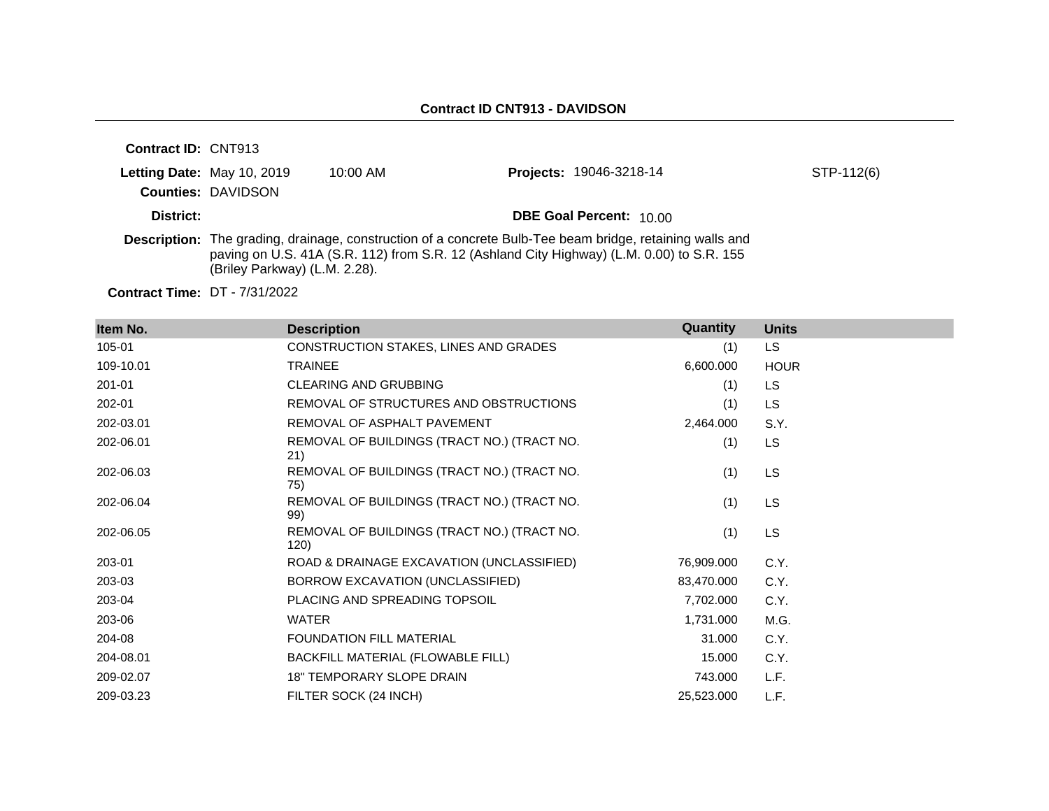## Contract ID CNT913 - DAVIDSON

**Contract ID:** CNT913

**Letting Date:** May 10, 2019 10:00 AM

**Projects:** 19046-3218-14 STP-112(6)

**Counties:** DAVIDSON

**District:**

**DBE Goal Percent:** 10.00

**Description:** The grading, drainage, construction of a concrete Bulb-Tee beam bridge, retaining walls and paving on U.S. 41A (S.R. 112) from S.R. 12 (Ashland City Highway) (L.M. 0.00) to S.R. 155 (Briley Parkway) (L.M. 2.28).

**Contract Time:** DT - 7/31/2022

| Item No. | Description | Quantity | Units |
|---|---|---|---|
| 105-01 | CONSTRUCTION STAKES, LINES AND GRADES | (1) | LS |
| 109-10.01 | TRAINEE | 6,600.000 | HOUR |
| 201-01 | CLEARING AND GRUBBING | (1) | LS |
| 202-01 | REMOVAL OF STRUCTURES AND OBSTRUCTIONS | (1) | LS |
| 202-03.01 | REMOVAL OF ASPHALT PAVEMENT | 2,464.000 | S.Y. |
| 202-06.01 | REMOVAL OF BUILDINGS (TRACT NO.) (TRACT NO. 21) | (1) | LS |
| 202-06.03 | REMOVAL OF BUILDINGS (TRACT NO.) (TRACT NO. 75) | (1) | LS |
| 202-06.04 | REMOVAL OF BUILDINGS (TRACT NO.) (TRACT NO. 99) | (1) | LS |
| 202-06.05 | REMOVAL OF BUILDINGS (TRACT NO.) (TRACT NO. 120) | (1) | LS |
| 203-01 | ROAD & DRAINAGE EXCAVATION (UNCLASSIFIED) | 76,909.000 | C.Y. |
| 203-03 | BORROW EXCAVATION (UNCLASSIFIED) | 83,470.000 | C.Y. |
| 203-04 | PLACING AND SPREADING TOPSOIL | 7,702.000 | C.Y. |
| 203-06 | WATER | 1,731.000 | M.G. |
| 204-08 | FOUNDATION FILL MATERIAL | 31.000 | C.Y. |
| 204-08.01 | BACKFILL MATERIAL (FLOWABLE FILL) | 15.000 | C.Y. |
| 209-02.07 | 18" TEMPORARY SLOPE DRAIN | 743.000 | L.F. |
| 209-03.23 | FILTER SOCK (24 INCH) | 25,523.000 | L.F. |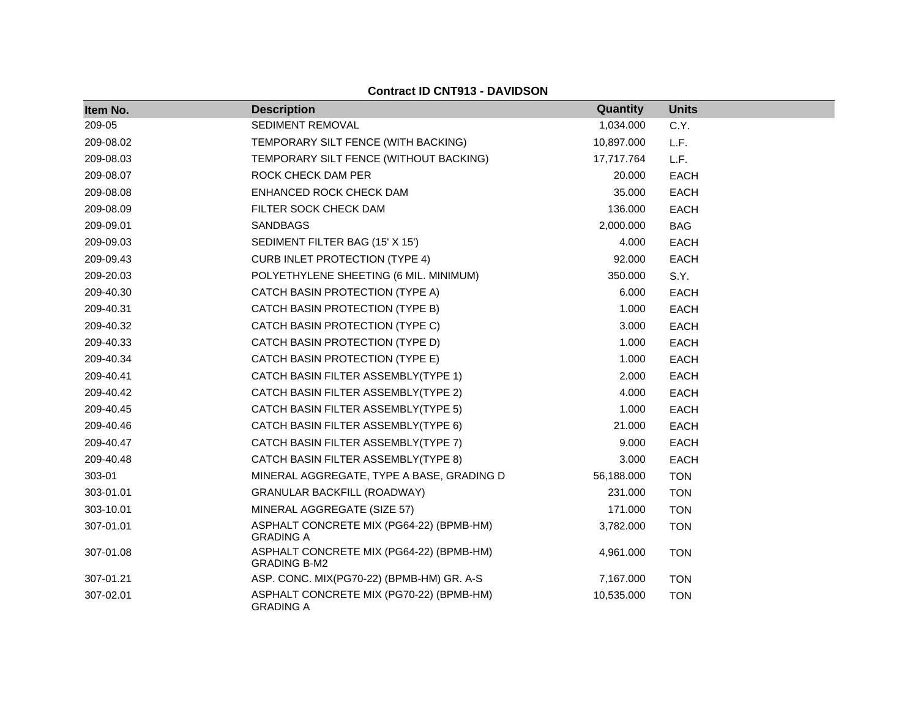**Contract ID CNT913 - DAVIDSON**

| Item No. | Description | Quantity | Units |
|---|---|---|---|
| 209-05 | SEDIMENT REMOVAL | 1,034.000 | C.Y. |
| 209-08.02 | TEMPORARY SILT FENCE (WITH BACKING) | 10,897.000 | L.F. |
| 209-08.03 | TEMPORARY SILT FENCE (WITHOUT BACKING) | 17,717.764 | L.F. |
| 209-08.07 | ROCK CHECK DAM PER | 20.000 | EACH |
| 209-08.08 | ENHANCED ROCK CHECK DAM | 35.000 | EACH |
| 209-08.09 | FILTER SOCK CHECK DAM | 136.000 | EACH |
| 209-09.01 | SANDBAGS | 2,000.000 | BAG |
| 209-09.03 | SEDIMENT FILTER BAG (15' X 15') | 4.000 | EACH |
| 209-09.43 | CURB INLET PROTECTION (TYPE 4) | 92.000 | EACH |
| 209-20.03 | POLYETHYLENE SHEETING (6 MIL. MINIMUM) | 350.000 | S.Y. |
| 209-40.30 | CATCH BASIN PROTECTION (TYPE A) | 6.000 | EACH |
| 209-40.31 | CATCH BASIN PROTECTION (TYPE B) | 1.000 | EACH |
| 209-40.32 | CATCH BASIN PROTECTION (TYPE C) | 3.000 | EACH |
| 209-40.33 | CATCH BASIN PROTECTION (TYPE D) | 1.000 | EACH |
| 209-40.34 | CATCH BASIN PROTECTION (TYPE E) | 1.000 | EACH |
| 209-40.41 | CATCH BASIN FILTER ASSEMBLY(TYPE 1) | 2.000 | EACH |
| 209-40.42 | CATCH BASIN FILTER ASSEMBLY(TYPE 2) | 4.000 | EACH |
| 209-40.45 | CATCH BASIN FILTER ASSEMBLY(TYPE 5) | 1.000 | EACH |
| 209-40.46 | CATCH BASIN FILTER ASSEMBLY(TYPE 6) | 21.000 | EACH |
| 209-40.47 | CATCH BASIN FILTER ASSEMBLY(TYPE 7) | 9.000 | EACH |
| 209-40.48 | CATCH BASIN FILTER ASSEMBLY(TYPE 8) | 3.000 | EACH |
| 303-01 | MINERAL AGGREGATE, TYPE A BASE, GRADING D | 56,188.000 | TON |
| 303-01.01 | GRANULAR BACKFILL (ROADWAY) | 231.000 | TON |
| 303-10.01 | MINERAL AGGREGATE (SIZE 57) | 171.000 | TON |
| 307-01.01 | ASPHALT CONCRETE MIX (PG64-22) (BPMB-HM) GRADING A | 3,782.000 | TON |
| 307-01.08 | ASPHALT CONCRETE MIX (PG64-22) (BPMB-HM) GRADING B-M2 | 4,961.000 | TON |
| 307-01.21 | ASP. CONC. MIX(PG70-22) (BPMB-HM) GR. A-S | 7,167.000 | TON |
| 307-02.01 | ASPHALT CONCRETE MIX (PG70-22) (BPMB-HM) GRADING A | 10,535.000 | TON |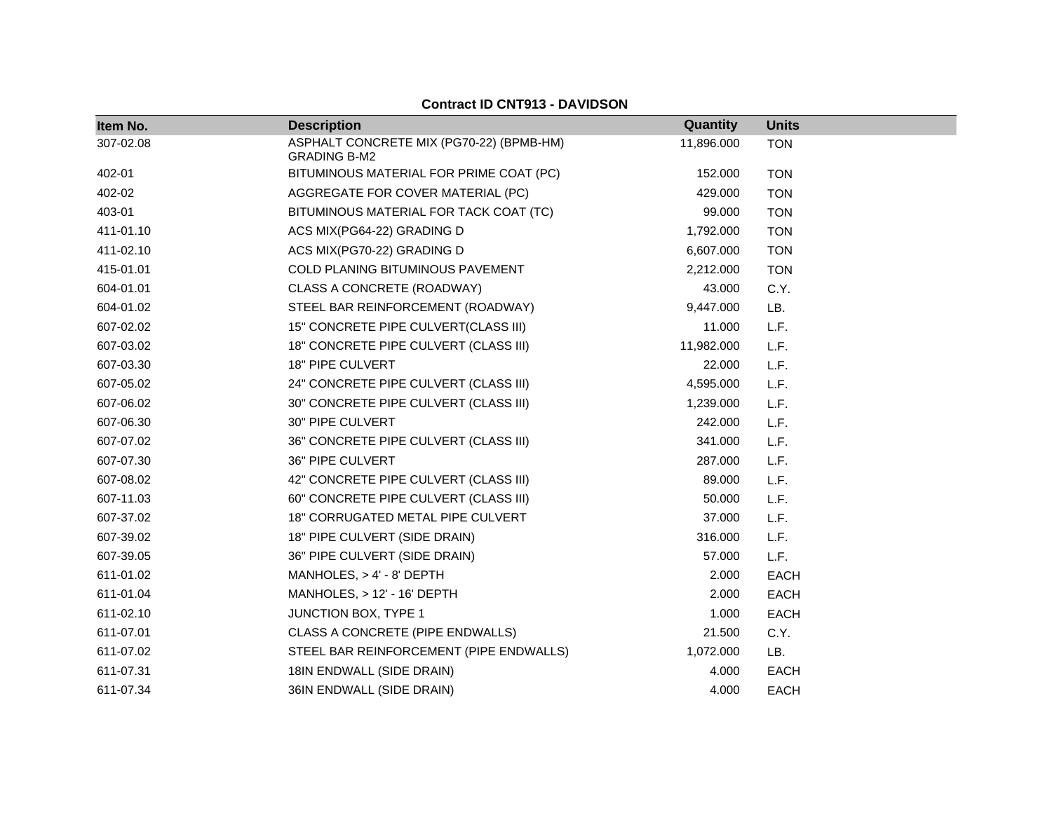**Contract ID CNT913 - DAVIDSON**

| Item No. | Description | Quantity | Units |
|---|---|---|---|
| 307-02.08 | ASPHALT CONCRETE MIX (PG70-22) (BPMB-HM) GRADING B-M2 | 11,896.000 | TON |
| 402-01 | BITUMINOUS MATERIAL FOR PRIME COAT (PC) | 152.000 | TON |
| 402-02 | AGGREGATE FOR COVER MATERIAL (PC) | 429.000 | TON |
| 403-01 | BITUMINOUS MATERIAL FOR TACK COAT (TC) | 99.000 | TON |
| 411-01.10 | ACS MIX(PG64-22) GRADING D | 1,792.000 | TON |
| 411-02.10 | ACS MIX(PG70-22) GRADING D | 6,607.000 | TON |
| 415-01.01 | COLD PLANING BITUMINOUS PAVEMENT | 2,212.000 | TON |
| 604-01.01 | CLASS A CONCRETE (ROADWAY) | 43.000 | C.Y. |
| 604-01.02 | STEEL BAR REINFORCEMENT (ROADWAY) | 9,447.000 | LB. |
| 607-02.02 | 15" CONCRETE PIPE CULVERT(CLASS III) | 11.000 | L.F. |
| 607-03.02 | 18" CONCRETE PIPE CULVERT (CLASS III) | 11,982.000 | L.F. |
| 607-03.30 | 18" PIPE CULVERT | 22.000 | L.F. |
| 607-05.02 | 24" CONCRETE PIPE CULVERT (CLASS III) | 4,595.000 | L.F. |
| 607-06.02 | 30" CONCRETE PIPE CULVERT (CLASS III) | 1,239.000 | L.F. |
| 607-06.30 | 30" PIPE CULVERT | 242.000 | L.F. |
| 607-07.02 | 36" CONCRETE PIPE CULVERT (CLASS III) | 341.000 | L.F. |
| 607-07.30 | 36" PIPE CULVERT | 287.000 | L.F. |
| 607-08.02 | 42" CONCRETE PIPE CULVERT (CLASS III) | 89.000 | L.F. |
| 607-11.03 | 60" CONCRETE PIPE CULVERT (CLASS III) | 50.000 | L.F. |
| 607-37.02 | 18" CORRUGATED METAL PIPE CULVERT | 37.000 | L.F. |
| 607-39.02 | 18" PIPE CULVERT (SIDE DRAIN) | 316.000 | L.F. |
| 607-39.05 | 36" PIPE CULVERT (SIDE DRAIN) | 57.000 | L.F. |
| 611-01.02 | MANHOLES, > 4' - 8' DEPTH | 2.000 | EACH |
| 611-01.04 | MANHOLES, > 12' - 16' DEPTH | 2.000 | EACH |
| 611-02.10 | JUNCTION BOX, TYPE 1 | 1.000 | EACH |
| 611-07.01 | CLASS A CONCRETE (PIPE ENDWALLS) | 21.500 | C.Y. |
| 611-07.02 | STEEL BAR REINFORCEMENT (PIPE ENDWALLS) | 1,072.000 | LB. |
| 611-07.31 | 18IN ENDWALL (SIDE DRAIN) | 4.000 | EACH |
| 611-07.34 | 36IN ENDWALL (SIDE DRAIN) | 4.000 | EACH |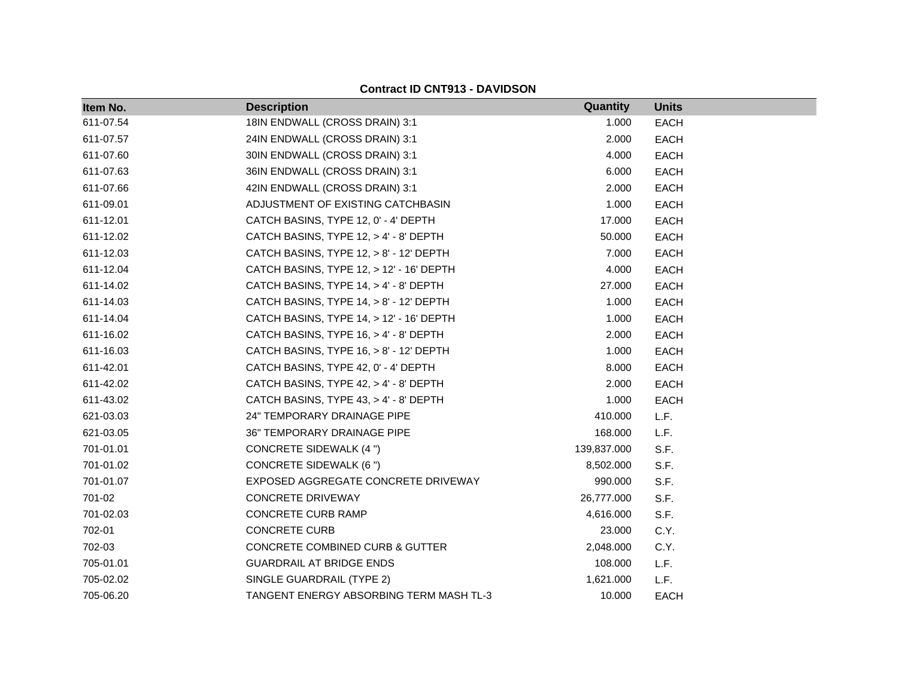**Contract ID CNT913 - DAVIDSON**

| Item No. | Description | Quantity | Units |
|---|---|---|---|
| 611-07.54 | 18IN ENDWALL (CROSS DRAIN) 3:1 | 1.000 | EACH |
| 611-07.57 | 24IN ENDWALL (CROSS DRAIN) 3:1 | 2.000 | EACH |
| 611-07.60 | 30IN ENDWALL (CROSS DRAIN) 3:1 | 4.000 | EACH |
| 611-07.63 | 36IN ENDWALL (CROSS DRAIN) 3:1 | 6.000 | EACH |
| 611-07.66 | 42IN ENDWALL (CROSS DRAIN) 3:1 | 2.000 | EACH |
| 611-09.01 | ADJUSTMENT OF EXISTING CATCHBASIN | 1.000 | EACH |
| 611-12.01 | CATCH BASINS, TYPE 12, 0' - 4' DEPTH | 17.000 | EACH |
| 611-12.02 | CATCH BASINS, TYPE 12, > 4' - 8' DEPTH | 50.000 | EACH |
| 611-12.03 | CATCH BASINS, TYPE 12, > 8' - 12' DEPTH | 7.000 | EACH |
| 611-12.04 | CATCH BASINS, TYPE 12, > 12' - 16' DEPTH | 4.000 | EACH |
| 611-14.02 | CATCH BASINS, TYPE 14, > 4' - 8' DEPTH | 27.000 | EACH |
| 611-14.03 | CATCH BASINS, TYPE 14, > 8' - 12' DEPTH | 1.000 | EACH |
| 611-14.04 | CATCH BASINS, TYPE 14, > 12' - 16' DEPTH | 1.000 | EACH |
| 611-16.02 | CATCH BASINS, TYPE 16, > 4' - 8' DEPTH | 2.000 | EACH |
| 611-16.03 | CATCH BASINS, TYPE 16, > 8' - 12' DEPTH | 1.000 | EACH |
| 611-42.01 | CATCH BASINS, TYPE 42, 0' - 4' DEPTH | 8.000 | EACH |
| 611-42.02 | CATCH BASINS, TYPE 42, > 4' - 8' DEPTH | 2.000 | EACH |
| 611-43.02 | CATCH BASINS, TYPE 43, > 4' - 8' DEPTH | 1.000 | EACH |
| 621-03.03 | 24" TEMPORARY DRAINAGE PIPE | 410.000 | L.F. |
| 621-03.05 | 36" TEMPORARY DRAINAGE PIPE | 168.000 | L.F. |
| 701-01.01 | CONCRETE SIDEWALK (4 ") | 139,837.000 | S.F. |
| 701-01.02 | CONCRETE SIDEWALK (6 ") | 8,502.000 | S.F. |
| 701-01.07 | EXPOSED AGGREGATE CONCRETE DRIVEWAY | 990.000 | S.F. |
| 701-02 | CONCRETE DRIVEWAY | 26,777.000 | S.F. |
| 701-02.03 | CONCRETE CURB RAMP | 4,616.000 | S.F. |
| 702-01 | CONCRETE CURB | 23.000 | C.Y. |
| 702-03 | CONCRETE COMBINED CURB & GUTTER | 2,048.000 | C.Y. |
| 705-01.01 | GUARDRAIL AT BRIDGE ENDS | 108.000 | L.F. |
| 705-02.02 | SINGLE GUARDRAIL (TYPE 2) | 1,621.000 | L.F. |
| 705-06.20 | TANGENT ENERGY ABSORBING TERM MASH TL-3 | 10.000 | EACH |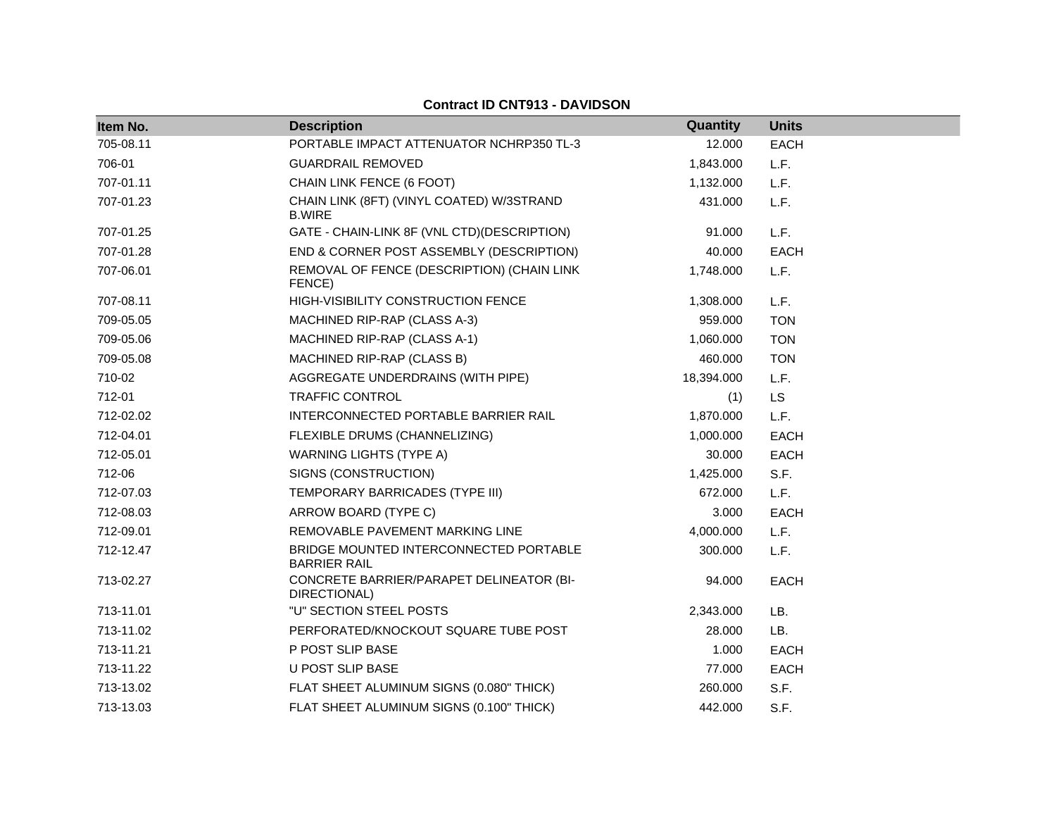**Contract ID CNT913 - DAVIDSON**

| Item No. | Description | Quantity | Units |
|---|---|---|---|
| 705-08.11 | PORTABLE IMPACT ATTENUATOR NCHRP350 TL-3 | 12.000 | EACH |
| 706-01 | GUARDRAIL REMOVED | 1,843.000 | L.F. |
| 707-01.11 | CHAIN LINK FENCE (6 FOOT) | 1,132.000 | L.F. |
| 707-01.23 | CHAIN LINK (8FT) (VINYL COATED) W/3STRAND B.WIRE | 431.000 | L.F. |
| 707-01.25 | GATE - CHAIN-LINK 8F (VNL CTD)(DESCRIPTION) | 91.000 | L.F. |
| 707-01.28 | END & CORNER POST ASSEMBLY (DESCRIPTION) | 40.000 | EACH |
| 707-06.01 | REMOVAL OF FENCE (DESCRIPTION) (CHAIN LINK FENCE) | 1,748.000 | L.F. |
| 707-08.11 | HIGH-VISIBILITY CONSTRUCTION FENCE | 1,308.000 | L.F. |
| 709-05.05 | MACHINED RIP-RAP (CLASS A-3) | 959.000 | TON |
| 709-05.06 | MACHINED RIP-RAP (CLASS A-1) | 1,060.000 | TON |
| 709-05.08 | MACHINED RIP-RAP (CLASS B) | 460.000 | TON |
| 710-02 | AGGREGATE UNDERDRAINS (WITH PIPE) | 18,394.000 | L.F. |
| 712-01 | TRAFFIC CONTROL | (1) | LS |
| 712-02.02 | INTERCONNECTED PORTABLE BARRIER RAIL | 1,870.000 | L.F. |
| 712-04.01 | FLEXIBLE DRUMS (CHANNELIZING) | 1,000.000 | EACH |
| 712-05.01 | WARNING LIGHTS (TYPE A) | 30.000 | EACH |
| 712-06 | SIGNS (CONSTRUCTION) | 1,425.000 | S.F. |
| 712-07.03 | TEMPORARY BARRICADES (TYPE III) | 672.000 | L.F. |
| 712-08.03 | ARROW BOARD (TYPE C) | 3.000 | EACH |
| 712-09.01 | REMOVABLE PAVEMENT MARKING LINE | 4,000.000 | L.F. |
| 712-12.47 | BRIDGE MOUNTED INTERCONNECTED PORTABLE BARRIER RAIL | 300.000 | L.F. |
| 713-02.27 | CONCRETE BARRIER/PARAPET DELINEATOR (BI-DIRECTIONAL) | 94.000 | EACH |
| 713-11.01 | "U" SECTION STEEL POSTS | 2,343.000 | LB. |
| 713-11.02 | PERFORATED/KNOCKOUT SQUARE TUBE POST | 28.000 | LB. |
| 713-11.21 | P POST SLIP BASE | 1.000 | EACH |
| 713-11.22 | U POST SLIP BASE | 77.000 | EACH |
| 713-13.02 | FLAT SHEET ALUMINUM SIGNS (0.080" THICK) | 260.000 | S.F. |
| 713-13.03 | FLAT SHEET ALUMINUM SIGNS (0.100" THICK) | 442.000 | S.F. |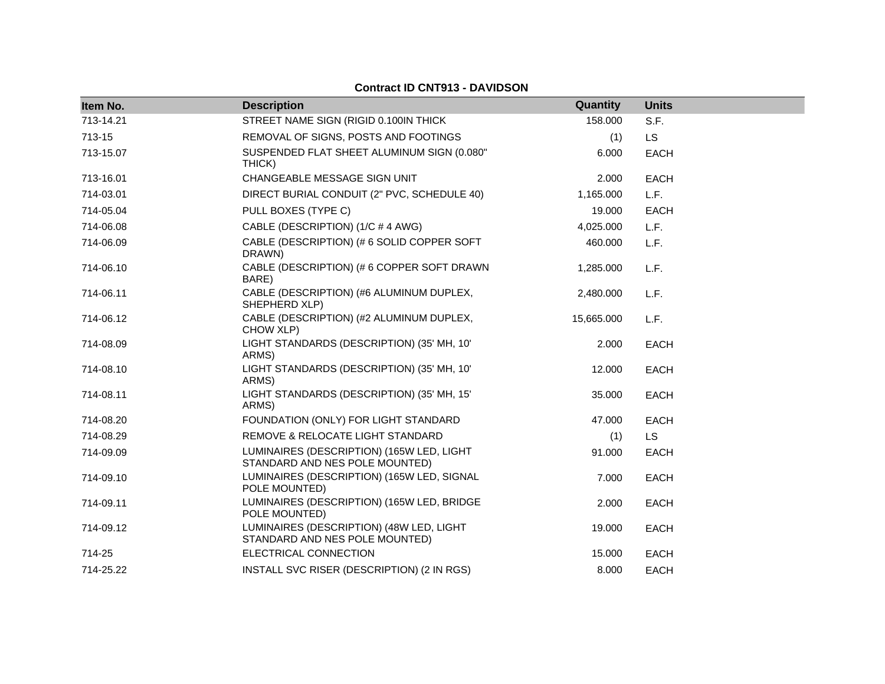**Contract ID CNT913 - DAVIDSON**

| Item No. | Description | Quantity | Units |
|---|---|---|---|
| 713-14.21 | STREET NAME SIGN (RIGID 0.100IN THICK | 158.000 | S.F. |
| 713-15 | REMOVAL OF SIGNS, POSTS AND FOOTINGS | (1) | LS |
| 713-15.07 | SUSPENDED FLAT SHEET ALUMINUM SIGN (0.080" THICK) | 6.000 | EACH |
| 713-16.01 | CHANGEABLE MESSAGE SIGN UNIT | 2.000 | EACH |
| 714-03.01 | DIRECT BURIAL CONDUIT (2" PVC, SCHEDULE 40) | 1,165.000 | L.F. |
| 714-05.04 | PULL BOXES (TYPE C) | 19.000 | EACH |
| 714-06.08 | CABLE (DESCRIPTION) (1/C # 4 AWG) | 4,025.000 | L.F. |
| 714-06.09 | CABLE (DESCRIPTION) (# 6 SOLID COPPER SOFT DRAWN) | 460.000 | L.F. |
| 714-06.10 | CABLE (DESCRIPTION) (# 6 COPPER SOFT DRAWN BARE) | 1,285.000 | L.F. |
| 714-06.11 | CABLE (DESCRIPTION) (#6 ALUMINUM DUPLEX, SHEPHERD XLP) | 2,480.000 | L.F. |
| 714-06.12 | CABLE (DESCRIPTION) (#2 ALUMINUM DUPLEX, CHOW XLP) | 15,665.000 | L.F. |
| 714-08.09 | LIGHT STANDARDS (DESCRIPTION) (35' MH, 10' ARMS) | 2.000 | EACH |
| 714-08.10 | LIGHT STANDARDS (DESCRIPTION) (35' MH, 10' ARMS) | 12.000 | EACH |
| 714-08.11 | LIGHT STANDARDS (DESCRIPTION) (35' MH, 15' ARMS) | 35.000 | EACH |
| 714-08.20 | FOUNDATION (ONLY) FOR LIGHT STANDARD | 47.000 | EACH |
| 714-08.29 | REMOVE & RELOCATE LIGHT STANDARD | (1) | LS |
| 714-09.09 | LUMINAIRES (DESCRIPTION) (165W LED, LIGHT STANDARD AND NES POLE MOUNTED) | 91.000 | EACH |
| 714-09.10 | LUMINAIRES (DESCRIPTION) (165W LED, SIGNAL POLE MOUNTED) | 7.000 | EACH |
| 714-09.11 | LUMINAIRES (DESCRIPTION) (165W LED, BRIDGE POLE MOUNTED) | 2.000 | EACH |
| 714-09.12 | LUMINAIRES (DESCRIPTION) (48W LED, LIGHT STANDARD AND NES POLE MOUNTED) | 19.000 | EACH |
| 714-25 | ELECTRICAL CONNECTION | 15.000 | EACH |
| 714-25.22 | INSTALL SVC RISER (DESCRIPTION) (2 IN RGS) | 8.000 | EACH |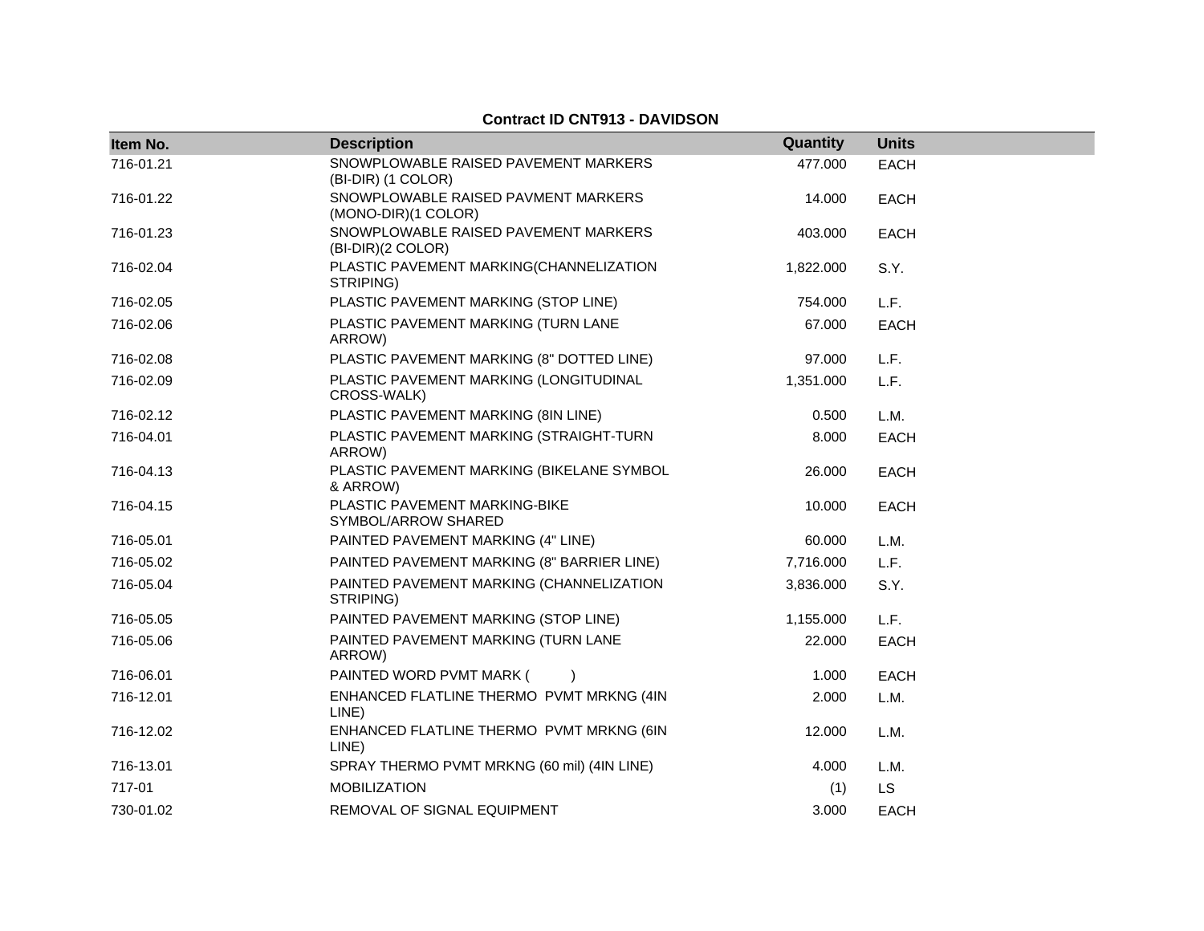**Contract ID CNT913 - DAVIDSON**

| Item No. | Description | Quantity | Units |
|---|---|---|---|
| 716-01.21 | SNOWPLOWABLE RAISED PAVEMENT MARKERS (BI-DIR) (1 COLOR) | 477.000 | EACH |
| 716-01.22 | SNOWPLOWABLE RAISED PAVMENT MARKERS (MONO-DIR)(1 COLOR) | 14.000 | EACH |
| 716-01.23 | SNOWPLOWABLE RAISED PAVEMENT MARKERS (BI-DIR)(2 COLOR) | 403.000 | EACH |
| 716-02.04 | PLASTIC PAVEMENT MARKING(CHANNELIZATION STRIPING) | 1,822.000 | S.Y. |
| 716-02.05 | PLASTIC PAVEMENT MARKING (STOP LINE) | 754.000 | L.F. |
| 716-02.06 | PLASTIC PAVEMENT MARKING (TURN LANE ARROW) | 67.000 | EACH |
| 716-02.08 | PLASTIC PAVEMENT MARKING (8" DOTTED LINE) | 97.000 | L.F. |
| 716-02.09 | PLASTIC PAVEMENT MARKING (LONGITUDINAL CROSS-WALK) | 1,351.000 | L.F. |
| 716-02.12 | PLASTIC PAVEMENT MARKING (8IN LINE) | 0.500 | L.M. |
| 716-04.01 | PLASTIC PAVEMENT MARKING (STRAIGHT-TURN ARROW) | 8.000 | EACH |
| 716-04.13 | PLASTIC PAVEMENT MARKING (BIKELANE SYMBOL & ARROW) | 26.000 | EACH |
| 716-04.15 | PLASTIC PAVEMENT MARKING-BIKE SYMBOL/ARROW SHARED | 10.000 | EACH |
| 716-05.01 | PAINTED PAVEMENT MARKING (4" LINE) | 60.000 | L.M. |
| 716-05.02 | PAINTED PAVEMENT MARKING (8" BARRIER LINE) | 7,716.000 | L.F. |
| 716-05.04 | PAINTED PAVEMENT MARKING (CHANNELIZATION STRIPING) | 3,836.000 | S.Y. |
| 716-05.05 | PAINTED PAVEMENT MARKING (STOP LINE) | 1,155.000 | L.F. |
| 716-05.06 | PAINTED PAVEMENT MARKING (TURN LANE ARROW) | 22.000 | EACH |
| 716-06.01 | PAINTED WORD PVMT MARK (          ) | 1.000 | EACH |
| 716-12.01 | ENHANCED FLATLINE THERMO PVMT MRKNG (4IN LINE) | 2.000 | L.M. |
| 716-12.02 | ENHANCED FLATLINE THERMO PVMT MRKNG (6IN LINE) | 12.000 | L.M. |
| 716-13.01 | SPRAY THERMO PVMT MRKNG (60 mil) (4IN LINE) | 4.000 | L.M. |
| 717-01 | MOBILIZATION | (1) | LS |
| 730-01.02 | REMOVAL OF SIGNAL EQUIPMENT | 3.000 | EACH |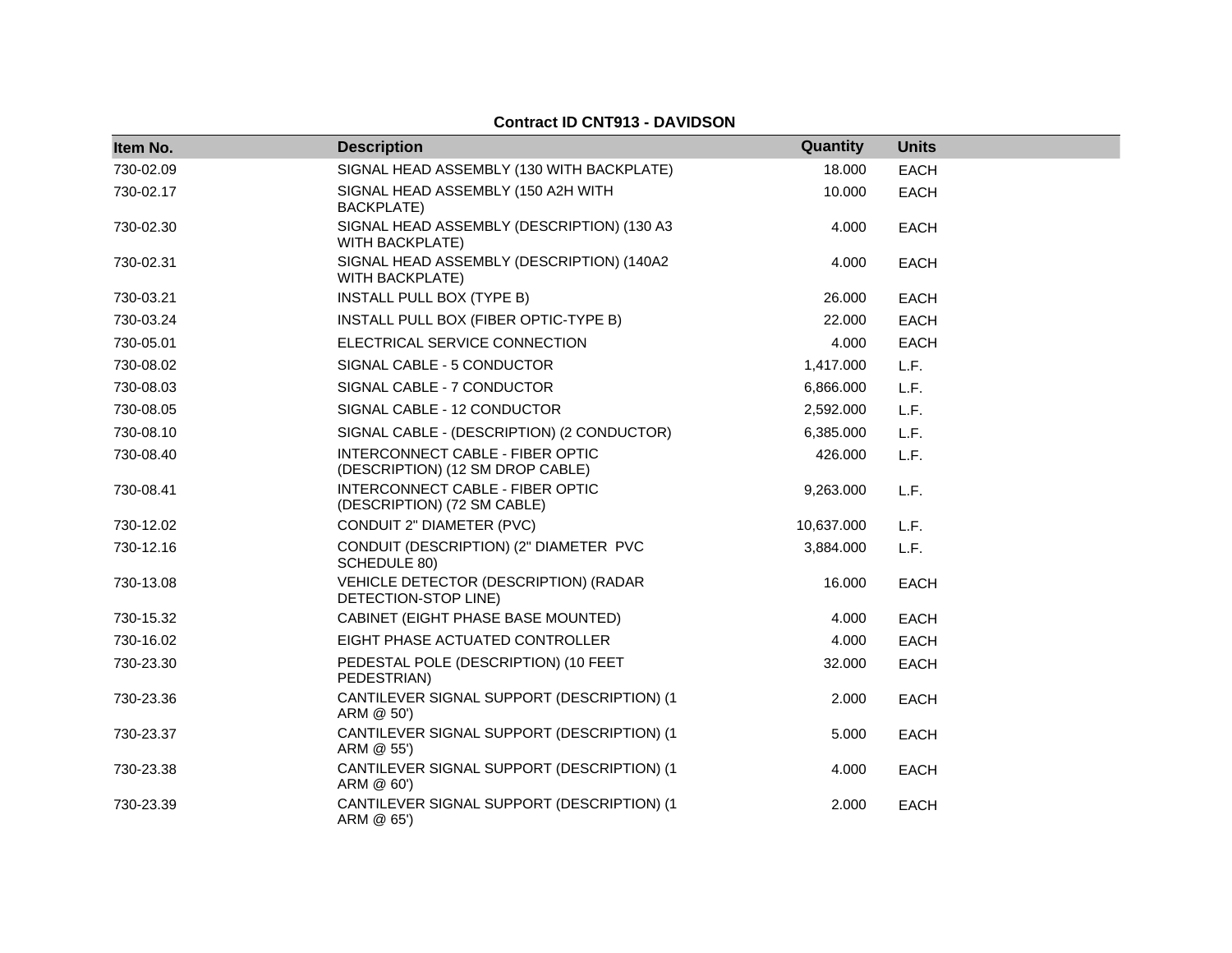**Contract ID CNT913 - DAVIDSON**

| Item No. | Description | Quantity | Units |
|---|---|---|---|
| 730-02.09 | SIGNAL HEAD ASSEMBLY (130 WITH BACKPLATE) | 18.000 | EACH |
| 730-02.17 | SIGNAL HEAD ASSEMBLY (150 A2H WITH BACKPLATE) | 10.000 | EACH |
| 730-02.30 | SIGNAL HEAD ASSEMBLY (DESCRIPTION) (130 A3 WITH BACKPLATE) | 4.000 | EACH |
| 730-02.31 | SIGNAL HEAD ASSEMBLY (DESCRIPTION) (140A2 WITH BACKPLATE) | 4.000 | EACH |
| 730-03.21 | INSTALL PULL BOX (TYPE B) | 26.000 | EACH |
| 730-03.24 | INSTALL PULL BOX (FIBER OPTIC-TYPE B) | 22.000 | EACH |
| 730-05.01 | ELECTRICAL SERVICE CONNECTION | 4.000 | EACH |
| 730-08.02 | SIGNAL CABLE - 5 CONDUCTOR | 1,417.000 | L.F. |
| 730-08.03 | SIGNAL CABLE - 7 CONDUCTOR | 6,866.000 | L.F. |
| 730-08.05 | SIGNAL CABLE - 12 CONDUCTOR | 2,592.000 | L.F. |
| 730-08.10 | SIGNAL CABLE - (DESCRIPTION) (2 CONDUCTOR) | 6,385.000 | L.F. |
| 730-08.40 | INTERCONNECT CABLE - FIBER OPTIC (DESCRIPTION) (12 SM DROP CABLE) | 426.000 | L.F. |
| 730-08.41 | INTERCONNECT CABLE - FIBER OPTIC (DESCRIPTION) (72 SM CABLE) | 9,263.000 | L.F. |
| 730-12.02 | CONDUIT 2" DIAMETER (PVC) | 10,637.000 | L.F. |
| 730-12.16 | CONDUIT (DESCRIPTION) (2" DIAMETER PVC SCHEDULE 80) | 3,884.000 | L.F. |
| 730-13.08 | VEHICLE DETECTOR (DESCRIPTION) (RADAR DETECTION-STOP LINE) | 16.000 | EACH |
| 730-15.32 | CABINET (EIGHT PHASE BASE MOUNTED) | 4.000 | EACH |
| 730-16.02 | EIGHT PHASE ACTUATED CONTROLLER | 4.000 | EACH |
| 730-23.30 | PEDESTAL POLE (DESCRIPTION) (10 FEET PEDESTRIAN) | 32.000 | EACH |
| 730-23.36 | CANTILEVER SIGNAL SUPPORT (DESCRIPTION) (1 ARM @ 50') | 2.000 | EACH |
| 730-23.37 | CANTILEVER SIGNAL SUPPORT (DESCRIPTION) (1 ARM @ 55') | 5.000 | EACH |
| 730-23.38 | CANTILEVER SIGNAL SUPPORT (DESCRIPTION) (1 ARM @ 60') | 4.000 | EACH |
| 730-23.39 | CANTILEVER SIGNAL SUPPORT (DESCRIPTION) (1 ARM @ 65') | 2.000 | EACH |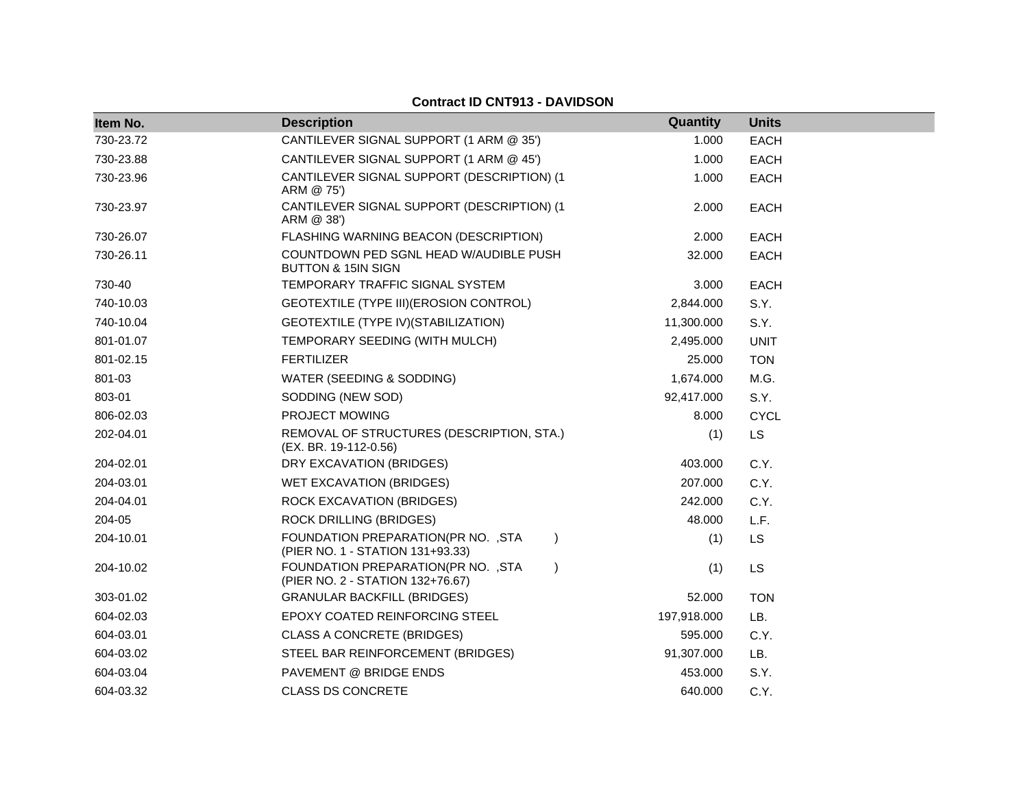**Contract ID CNT913 - DAVIDSON**

| Item No. | Description | Quantity | Units |
|---|---|---|---|
| 730-23.72 | CANTILEVER SIGNAL SUPPORT (1 ARM @ 35') | 1.000 | EACH |
| 730-23.88 | CANTILEVER SIGNAL SUPPORT (1 ARM @ 45') | 1.000 | EACH |
| 730-23.96 | CANTILEVER SIGNAL SUPPORT (DESCRIPTION) (1 ARM @ 75') | 1.000 | EACH |
| 730-23.97 | CANTILEVER SIGNAL SUPPORT (DESCRIPTION) (1 ARM @ 38') | 2.000 | EACH |
| 730-26.07 | FLASHING WARNING BEACON (DESCRIPTION) | 2.000 | EACH |
| 730-26.11 | COUNTDOWN PED SGNL HEAD W/AUDIBLE PUSH BUTTON & 15IN SIGN | 32.000 | EACH |
| 730-40 | TEMPORARY TRAFFIC SIGNAL SYSTEM | 3.000 | EACH |
| 740-10.03 | GEOTEXTILE (TYPE III)(EROSION CONTROL) | 2,844.000 | S.Y. |
| 740-10.04 | GEOTEXTILE (TYPE IV)(STABILIZATION) | 11,300.000 | S.Y. |
| 801-01.07 | TEMPORARY SEEDING (WITH MULCH) | 2,495.000 | UNIT |
| 801-02.15 | FERTILIZER | 25.000 | TON |
| 801-03 | WATER (SEEDING & SODDING) | 1,674.000 | M.G. |
| 803-01 | SODDING (NEW SOD) | 92,417.000 | S.Y. |
| 806-02.03 | PROJECT MOWING | 8.000 | CYCL |
| 202-04.01 | REMOVAL OF STRUCTURES (DESCRIPTION, STA.) (EX. BR. 19-112-0.56) | (1) | LS |
| 204-02.01 | DRY EXCAVATION (BRIDGES) | 403.000 | C.Y. |
| 204-03.01 | WET EXCAVATION (BRIDGES) | 207.000 | C.Y. |
| 204-04.01 | ROCK EXCAVATION (BRIDGES) | 242.000 | C.Y. |
| 204-05 | ROCK DRILLING (BRIDGES) | 48.000 | L.F. |
| 204-10.01 | FOUNDATION PREPARATION(PR NO. ,STA ) (PIER NO. 1 - STATION 131+93.33) | (1) | LS |
| 204-10.02 | FOUNDATION PREPARATION(PR NO. ,STA ) (PIER NO. 2 - STATION 132+76.67) | (1) | LS |
| 303-01.02 | GRANULAR BACKFILL (BRIDGES) | 52.000 | TON |
| 604-02.03 | EPOXY COATED REINFORCING STEEL | 197,918.000 | LB. |
| 604-03.01 | CLASS A CONCRETE (BRIDGES) | 595.000 | C.Y. |
| 604-03.02 | STEEL BAR REINFORCEMENT (BRIDGES) | 91,307.000 | LB. |
| 604-03.04 | PAVEMENT @ BRIDGE ENDS | 453.000 | S.Y. |
| 604-03.32 | CLASS DS CONCRETE | 640.000 | C.Y. |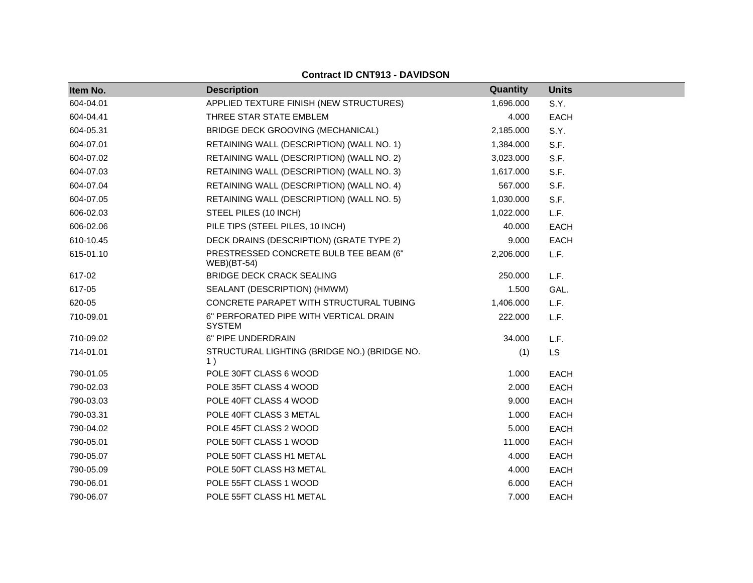**Contract ID CNT913 - DAVIDSON**

| Item No. | Description | Quantity | Units |
|---|---|---|---|
| 604-04.01 | APPLIED TEXTURE FINISH (NEW STRUCTURES) | 1,696.000 | S.Y. |
| 604-04.41 | THREE STAR STATE EMBLEM | 4.000 | EACH |
| 604-05.31 | BRIDGE DECK GROOVING (MECHANICAL) | 2,185.000 | S.Y. |
| 604-07.01 | RETAINING WALL (DESCRIPTION) (WALL NO. 1) | 1,384.000 | S.F. |
| 604-07.02 | RETAINING WALL (DESCRIPTION) (WALL NO. 2) | 3,023.000 | S.F. |
| 604-07.03 | RETAINING WALL (DESCRIPTION) (WALL NO. 3) | 1,617.000 | S.F. |
| 604-07.04 | RETAINING WALL (DESCRIPTION) (WALL NO. 4) | 567.000 | S.F. |
| 604-07.05 | RETAINING WALL (DESCRIPTION) (WALL NO. 5) | 1,030.000 | S.F. |
| 606-02.03 | STEEL PILES (10 INCH) | 1,022.000 | L.F. |
| 606-02.06 | PILE TIPS (STEEL PILES, 10 INCH) | 40.000 | EACH |
| 610-10.45 | DECK DRAINS (DESCRIPTION) (GRATE TYPE 2) | 9.000 | EACH |
| 615-01.10 | PRESTRESSED CONCRETE BULB TEE BEAM (6" WEB)(BT-54) | 2,206.000 | L.F. |
| 617-02 | BRIDGE DECK CRACK SEALING | 250.000 | L.F. |
| 617-05 | SEALANT (DESCRIPTION) (HMWM) | 1.500 | GAL. |
| 620-05 | CONCRETE PARAPET WITH STRUCTURAL TUBING | 1,406.000 | L.F. |
| 710-09.01 | 6" PERFORATED PIPE WITH VERTICAL DRAIN SYSTEM | 222.000 | L.F. |
| 710-09.02 | 6" PIPE UNDERDRAIN | 34.000 | L.F. |
| 714-01.01 | STRUCTURAL LIGHTING (BRIDGE NO.) (BRIDGE NO. 1 ) | (1) | LS |
| 790-01.05 | POLE 30FT CLASS 6 WOOD | 1.000 | EACH |
| 790-02.03 | POLE 35FT CLASS 4 WOOD | 2.000 | EACH |
| 790-03.03 | POLE 40FT CLASS 4 WOOD | 9.000 | EACH |
| 790-03.31 | POLE 40FT CLASS 3 METAL | 1.000 | EACH |
| 790-04.02 | POLE 45FT CLASS 2 WOOD | 5.000 | EACH |
| 790-05.01 | POLE 50FT CLASS 1 WOOD | 11.000 | EACH |
| 790-05.07 | POLE 50FT CLASS H1 METAL | 4.000 | EACH |
| 790-05.09 | POLE 50FT CLASS H3 METAL | 4.000 | EACH |
| 790-06.01 | POLE 55FT CLASS 1 WOOD | 6.000 | EACH |
| 790-06.07 | POLE 55FT CLASS H1 METAL | 7.000 | EACH |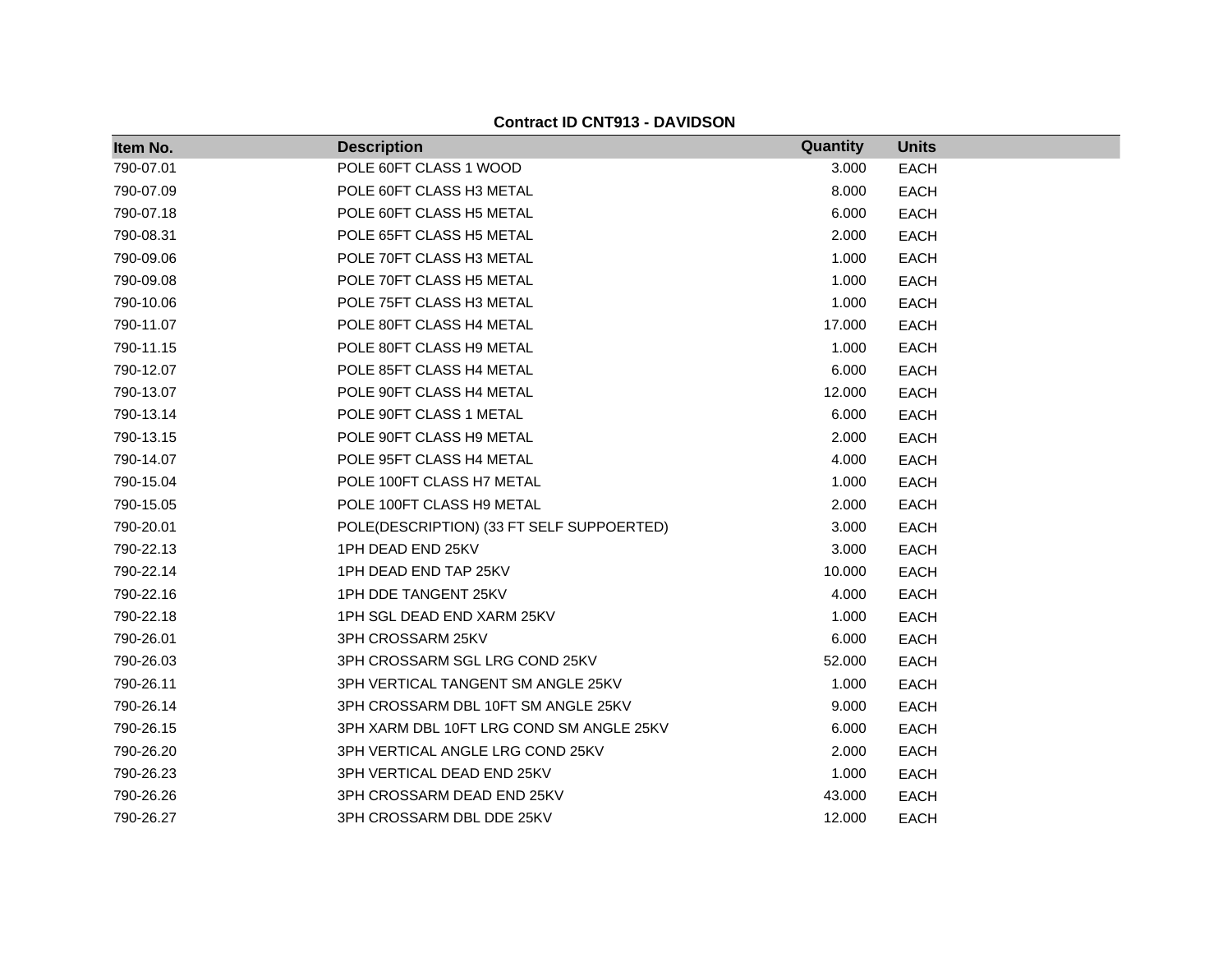**Contract ID CNT913 - DAVIDSON**

| Item No. | Description | Quantity | Units |
|---|---|---|---|
| 790-07.01 | POLE 60FT CLASS 1 WOOD | 3.000 | EACH |
| 790-07.09 | POLE 60FT CLASS H3 METAL | 8.000 | EACH |
| 790-07.18 | POLE 60FT CLASS H5 METAL | 6.000 | EACH |
| 790-08.31 | POLE 65FT CLASS H5 METAL | 2.000 | EACH |
| 790-09.06 | POLE 70FT CLASS H3 METAL | 1.000 | EACH |
| 790-09.08 | POLE 70FT CLASS H5 METAL | 1.000 | EACH |
| 790-10.06 | POLE 75FT CLASS H3 METAL | 1.000 | EACH |
| 790-11.07 | POLE 80FT CLASS H4 METAL | 17.000 | EACH |
| 790-11.15 | POLE 80FT CLASS H9 METAL | 1.000 | EACH |
| 790-12.07 | POLE 85FT CLASS H4 METAL | 6.000 | EACH |
| 790-13.07 | POLE 90FT CLASS H4 METAL | 12.000 | EACH |
| 790-13.14 | POLE 90FT CLASS 1 METAL | 6.000 | EACH |
| 790-13.15 | POLE 90FT CLASS H9 METAL | 2.000 | EACH |
| 790-14.07 | POLE 95FT CLASS H4 METAL | 4.000 | EACH |
| 790-15.04 | POLE 100FT CLASS H7 METAL | 1.000 | EACH |
| 790-15.05 | POLE 100FT CLASS H9 METAL | 2.000 | EACH |
| 790-20.01 | POLE(DESCRIPTION) (33 FT SELF SUPPOERTED) | 3.000 | EACH |
| 790-22.13 | 1PH DEAD END 25KV | 3.000 | EACH |
| 790-22.14 | 1PH DEAD END TAP 25KV | 10.000 | EACH |
| 790-22.16 | 1PH DDE TANGENT 25KV | 4.000 | EACH |
| 790-22.18 | 1PH SGL DEAD END XARM 25KV | 1.000 | EACH |
| 790-26.01 | 3PH CROSSARM 25KV | 6.000 | EACH |
| 790-26.03 | 3PH CROSSARM SGL LRG COND 25KV | 52.000 | EACH |
| 790-26.11 | 3PH VERTICAL TANGENT SM ANGLE 25KV | 1.000 | EACH |
| 790-26.14 | 3PH CROSSARM DBL 10FT SM ANGLE 25KV | 9.000 | EACH |
| 790-26.15 | 3PH XARM DBL 10FT LRG COND SM ANGLE 25KV | 6.000 | EACH |
| 790-26.20 | 3PH VERTICAL ANGLE LRG COND 25KV | 2.000 | EACH |
| 790-26.23 | 3PH VERTICAL DEAD END 25KV | 1.000 | EACH |
| 790-26.26 | 3PH CROSSARM DEAD END 25KV | 43.000 | EACH |
| 790-26.27 | 3PH CROSSARM DBL DDE 25KV | 12.000 | EACH |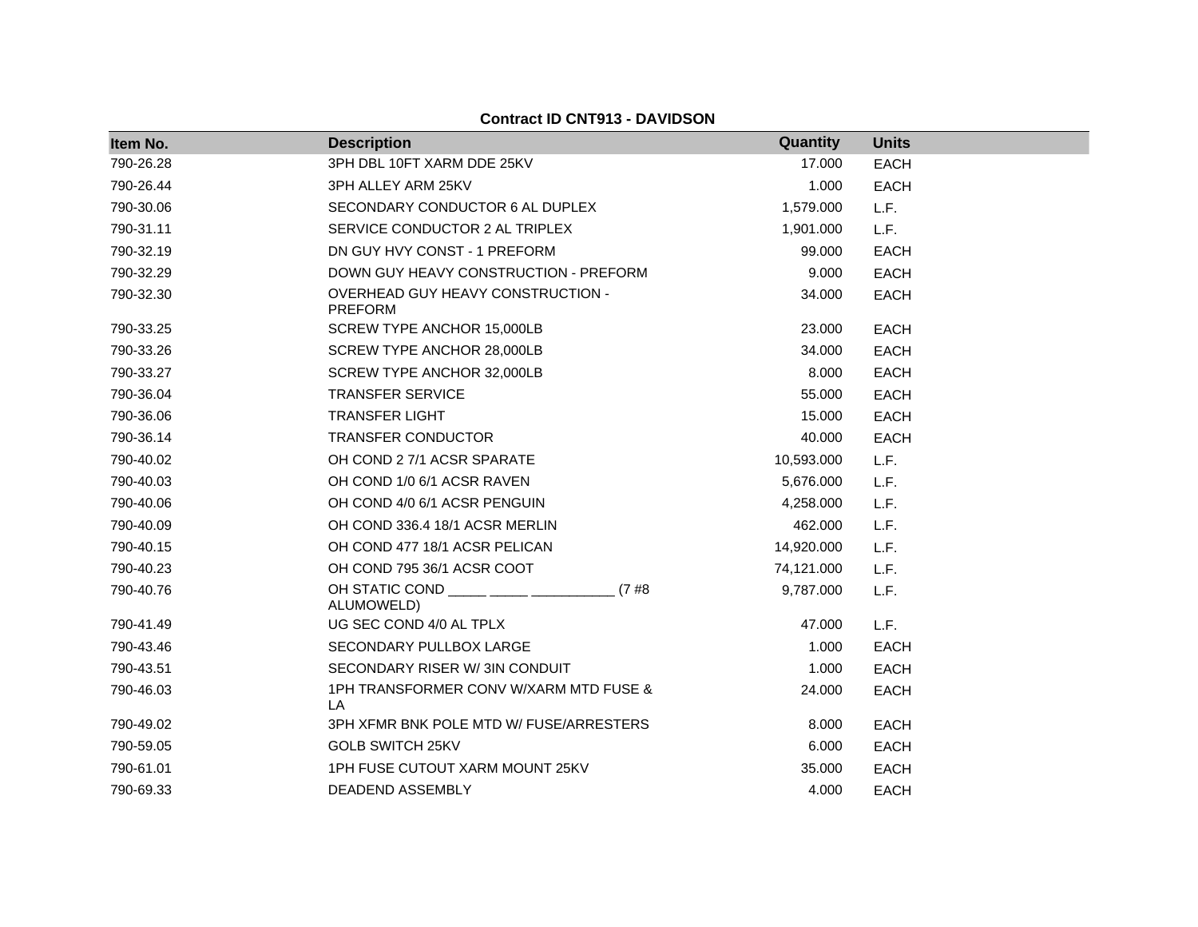**Contract ID CNT913 - DAVIDSON**

| Item No. | Description | Quantity | Units |
| --- | --- | --- | --- |
| 790-26.28 | 3PH DBL 10FT XARM DDE 25KV | 17.000 | EACH |
| 790-26.44 | 3PH ALLEY ARM 25KV | 1.000 | EACH |
| 790-30.06 | SECONDARY CONDUCTOR 6 AL DUPLEX | 1,579.000 | L.F. |
| 790-31.11 | SERVICE CONDUCTOR 2 AL TRIPLEX | 1,901.000 | L.F. |
| 790-32.19 | DN GUY HVY CONST - 1 PREFORM | 99.000 | EACH |
| 790-32.29 | DOWN GUY HEAVY CONSTRUCTION - PREFORM | 9.000 | EACH |
| 790-32.30 | OVERHEAD GUY HEAVY CONSTRUCTION - PREFORM | 34.000 | EACH |
| 790-33.25 | SCREW TYPE ANCHOR 15,000LB | 23.000 | EACH |
| 790-33.26 | SCREW TYPE ANCHOR 28,000LB | 34.000 | EACH |
| 790-33.27 | SCREW TYPE ANCHOR 32,000LB | 8.000 | EACH |
| 790-36.04 | TRANSFER SERVICE | 55.000 | EACH |
| 790-36.06 | TRANSFER LIGHT | 15.000 | EACH |
| 790-36.14 | TRANSFER CONDUCTOR | 40.000 | EACH |
| 790-40.02 | OH COND 2 7/1 ACSR SPARATE | 10,593.000 | L.F. |
| 790-40.03 | OH COND 1/0 6/1 ACSR RAVEN | 5,676.000 | L.F. |
| 790-40.06 | OH COND 4/0 6/1 ACSR PENGUIN | 4,258.000 | L.F. |
| 790-40.09 | OH COND 336.4 18/1 ACSR MERLIN | 462.000 | L.F. |
| 790-40.15 | OH COND 477 18/1 ACSR PELICAN | 14,920.000 | L.F. |
| 790-40.23 | OH COND 795 36/1 ACSR COOT | 74,121.000 | L.F. |
| 790-40.76 | OH STATIC COND _____ _____ ___________ (7 #8 ALUMOWELD) | 9,787.000 | L.F. |
| 790-41.49 | UG SEC COND 4/0 AL TPLX | 47.000 | L.F. |
| 790-43.46 | SECONDARY PULLBOX LARGE | 1.000 | EACH |
| 790-43.51 | SECONDARY RISER W/ 3IN CONDUIT | 1.000 | EACH |
| 790-46.03 | 1PH TRANSFORMER CONV W/XARM MTD FUSE & LA | 24.000 | EACH |
| 790-49.02 | 3PH XFMR BNK POLE MTD W/ FUSE/ARRESTERS | 8.000 | EACH |
| 790-59.05 | GOLB SWITCH 25KV | 6.000 | EACH |
| 790-61.01 | 1PH FUSE CUTOUT XARM MOUNT 25KV | 35.000 | EACH |
| 790-69.33 | DEADEND ASSEMBLY | 4.000 | EACH |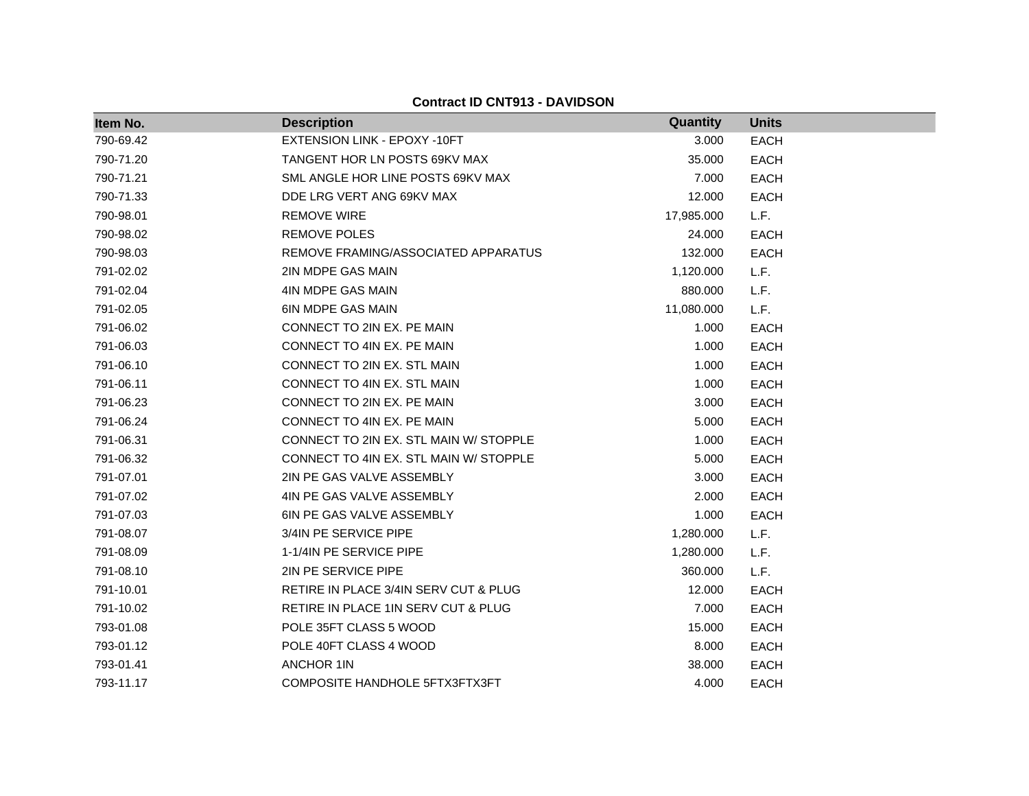**Contract ID CNT913 - DAVIDSON**

| Item No. | Description | Quantity | Units |
|---|---|---|---|
| 790-69.42 | EXTENSION LINK - EPOXY -10FT | 3.000 | EACH |
| 790-71.20 | TANGENT HOR LN POSTS 69KV MAX | 35.000 | EACH |
| 790-71.21 | SML ANGLE HOR LINE POSTS 69KV MAX | 7.000 | EACH |
| 790-71.33 | DDE LRG VERT ANG 69KV MAX | 12.000 | EACH |
| 790-98.01 | REMOVE WIRE | 17,985.000 | L.F. |
| 790-98.02 | REMOVE POLES | 24.000 | EACH |
| 790-98.03 | REMOVE FRAMING/ASSOCIATED APPARATUS | 132.000 | EACH |
| 791-02.02 | 2IN MDPE GAS MAIN | 1,120.000 | L.F. |
| 791-02.04 | 4IN MDPE GAS MAIN | 880.000 | L.F. |
| 791-02.05 | 6IN MDPE GAS MAIN | 11,080.000 | L.F. |
| 791-06.02 | CONNECT TO 2IN EX. PE MAIN | 1.000 | EACH |
| 791-06.03 | CONNECT TO 4IN EX. PE MAIN | 1.000 | EACH |
| 791-06.10 | CONNECT TO 2IN EX. STL MAIN | 1.000 | EACH |
| 791-06.11 | CONNECT TO 4IN EX. STL MAIN | 1.000 | EACH |
| 791-06.23 | CONNECT TO 2IN EX. PE MAIN | 3.000 | EACH |
| 791-06.24 | CONNECT TO 4IN EX. PE MAIN | 5.000 | EACH |
| 791-06.31 | CONNECT TO 2IN EX. STL MAIN W/ STOPPLE | 1.000 | EACH |
| 791-06.32 | CONNECT TO 4IN EX. STL MAIN W/ STOPPLE | 5.000 | EACH |
| 791-07.01 | 2IN PE GAS VALVE ASSEMBLY | 3.000 | EACH |
| 791-07.02 | 4IN PE GAS VALVE ASSEMBLY | 2.000 | EACH |
| 791-07.03 | 6IN PE GAS VALVE ASSEMBLY | 1.000 | EACH |
| 791-08.07 | 3/4IN PE SERVICE PIPE | 1,280.000 | L.F. |
| 791-08.09 | 1-1/4IN PE SERVICE PIPE | 1,280.000 | L.F. |
| 791-08.10 | 2IN PE SERVICE PIPE | 360.000 | L.F. |
| 791-10.01 | RETIRE IN PLACE 3/4IN SERV CUT & PLUG | 12.000 | EACH |
| 791-10.02 | RETIRE IN PLACE 1IN SERV CUT & PLUG | 7.000 | EACH |
| 793-01.08 | POLE 35FT CLASS 5 WOOD | 15.000 | EACH |
| 793-01.12 | POLE 40FT CLASS 4 WOOD | 8.000 | EACH |
| 793-01.41 | ANCHOR 1IN | 38.000 | EACH |
| 793-11.17 | COMPOSITE HANDHOLE 5FTX3FTX3FT | 4.000 | EACH |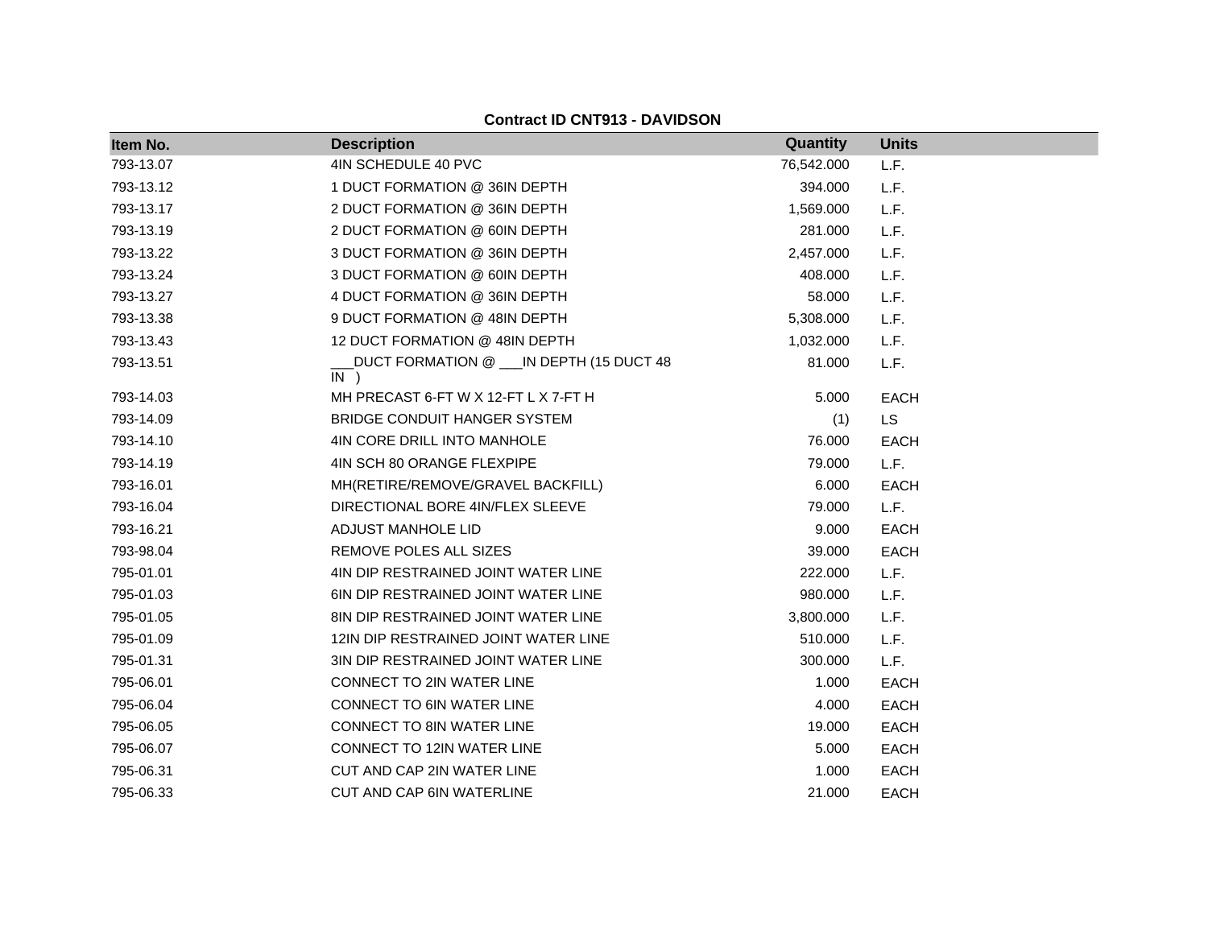**Contract ID CNT913 - DAVIDSON**

| Item No. | Description | Quantity | Units |
| --- | --- | --- | --- |
| 793-13.07 | 4IN SCHEDULE 40 PVC | 76,542.000 | L.F. |
| 793-13.12 | 1 DUCT FORMATION @ 36IN DEPTH | 394.000 | L.F. |
| 793-13.17 | 2 DUCT FORMATION @ 36IN DEPTH | 1,569.000 | L.F. |
| 793-13.19 | 2 DUCT FORMATION @ 60IN DEPTH | 281.000 | L.F. |
| 793-13.22 | 3 DUCT FORMATION @ 36IN DEPTH | 2,457.000 | L.F. |
| 793-13.24 | 3 DUCT FORMATION @ 60IN DEPTH | 408.000 | L.F. |
| 793-13.27 | 4 DUCT FORMATION @ 36IN DEPTH | 58.000 | L.F. |
| 793-13.38 | 9 DUCT FORMATION @ 48IN DEPTH | 5,308.000 | L.F. |
| 793-13.43 | 12 DUCT FORMATION @ 48IN DEPTH | 1,032.000 | L.F. |
| 793-13.51 | ___DUCT FORMATION @ ___IN DEPTH (15 DUCT 48 IN ) | 81.000 | L.F. |
| 793-14.03 | MH PRECAST 6-FT W X 12-FT L X 7-FT H | 5.000 | EACH |
| 793-14.09 | BRIDGE CONDUIT HANGER SYSTEM | (1) | LS |
| 793-14.10 | 4IN CORE DRILL INTO MANHOLE | 76.000 | EACH |
| 793-14.19 | 4IN SCH 80 ORANGE FLEXPIPE | 79.000 | L.F. |
| 793-16.01 | MH(RETIRE/REMOVE/GRAVEL BACKFILL) | 6.000 | EACH |
| 793-16.04 | DIRECTIONAL BORE 4IN/FLEX SLEEVE | 79.000 | L.F. |
| 793-16.21 | ADJUST MANHOLE LID | 9.000 | EACH |
| 793-98.04 | REMOVE POLES ALL SIZES | 39.000 | EACH |
| 795-01.01 | 4IN DIP RESTRAINED JOINT WATER LINE | 222.000 | L.F. |
| 795-01.03 | 6IN DIP RESTRAINED JOINT WATER LINE | 980.000 | L.F. |
| 795-01.05 | 8IN DIP RESTRAINED JOINT WATER LINE | 3,800.000 | L.F. |
| 795-01.09 | 12IN DIP RESTRAINED JOINT WATER LINE | 510.000 | L.F. |
| 795-01.31 | 3IN DIP RESTRAINED JOINT WATER LINE | 300.000 | L.F. |
| 795-06.01 | CONNECT TO 2IN WATER LINE | 1.000 | EACH |
| 795-06.04 | CONNECT TO 6IN WATER LINE | 4.000 | EACH |
| 795-06.05 | CONNECT TO 8IN WATER LINE | 19.000 | EACH |
| 795-06.07 | CONNECT TO 12IN WATER LINE | 5.000 | EACH |
| 795-06.31 | CUT AND CAP 2IN WATER LINE | 1.000 | EACH |
| 795-06.33 | CUT AND CAP 6IN WATERLINE | 21.000 | EACH |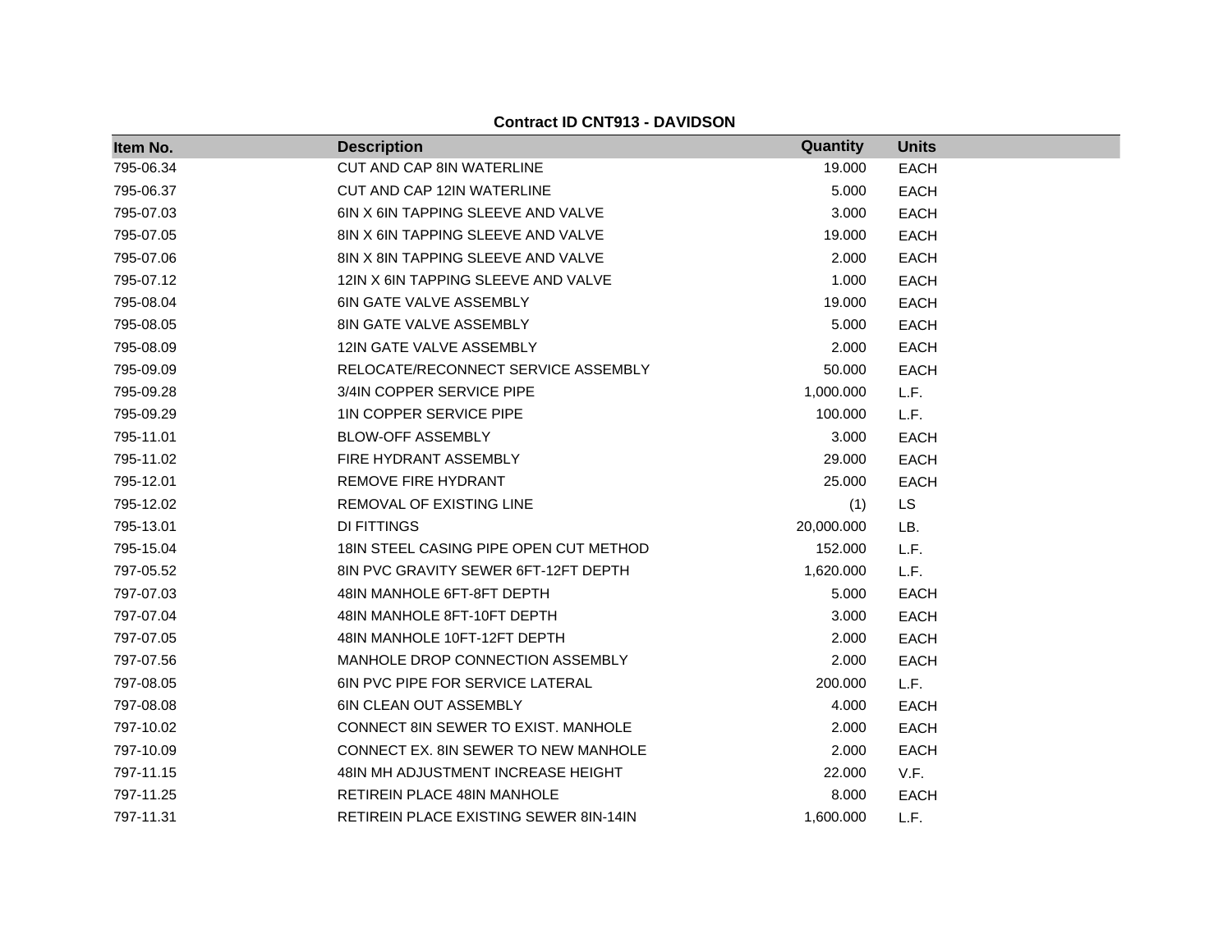**Contract ID CNT913 - DAVIDSON**

| Item No. | Description | Quantity | Units |
|---|---|---|---|
| 795-06.34 | CUT AND CAP 8IN WATERLINE | 19.000 | EACH |
| 795-06.37 | CUT AND CAP 12IN WATERLINE | 5.000 | EACH |
| 795-07.03 | 6IN X 6IN TAPPING SLEEVE AND VALVE | 3.000 | EACH |
| 795-07.05 | 8IN X 6IN TAPPING SLEEVE AND VALVE | 19.000 | EACH |
| 795-07.06 | 8IN X 8IN TAPPING SLEEVE AND VALVE | 2.000 | EACH |
| 795-07.12 | 12IN X 6IN TAPPING SLEEVE AND VALVE | 1.000 | EACH |
| 795-08.04 | 6IN GATE VALVE ASSEMBLY | 19.000 | EACH |
| 795-08.05 | 8IN GATE VALVE ASSEMBLY | 5.000 | EACH |
| 795-08.09 | 12IN GATE VALVE ASSEMBLY | 2.000 | EACH |
| 795-09.09 | RELOCATE/RECONNECT SERVICE ASSEMBLY | 50.000 | EACH |
| 795-09.28 | 3/4IN COPPER SERVICE PIPE | 1,000.000 | L.F. |
| 795-09.29 | 1IN COPPER SERVICE PIPE | 100.000 | L.F. |
| 795-11.01 | BLOW-OFF ASSEMBLY | 3.000 | EACH |
| 795-11.02 | FIRE HYDRANT ASSEMBLY | 29.000 | EACH |
| 795-12.01 | REMOVE FIRE HYDRANT | 25.000 | EACH |
| 795-12.02 | REMOVAL OF EXISTING LINE | (1) | LS |
| 795-13.01 | DI FITTINGS | 20,000.000 | LB. |
| 795-15.04 | 18IN STEEL CASING PIPE OPEN CUT METHOD | 152.000 | L.F. |
| 797-05.52 | 8IN PVC GRAVITY SEWER 6FT-12FT DEPTH | 1,620.000 | L.F. |
| 797-07.03 | 48IN MANHOLE 6FT-8FT DEPTH | 5.000 | EACH |
| 797-07.04 | 48IN MANHOLE 8FT-10FT DEPTH | 3.000 | EACH |
| 797-07.05 | 48IN MANHOLE 10FT-12FT DEPTH | 2.000 | EACH |
| 797-07.56 | MANHOLE DROP CONNECTION ASSEMBLY | 2.000 | EACH |
| 797-08.05 | 6IN PVC PIPE FOR SERVICE LATERAL | 200.000 | L.F. |
| 797-08.08 | 6IN CLEAN OUT ASSEMBLY | 4.000 | EACH |
| 797-10.02 | CONNECT 8IN SEWER TO EXIST. MANHOLE | 2.000 | EACH |
| 797-10.09 | CONNECT EX. 8IN SEWER TO NEW MANHOLE | 2.000 | EACH |
| 797-11.15 | 48IN MH ADJUSTMENT INCREASE HEIGHT | 22.000 | V.F. |
| 797-11.25 | RETIREIN PLACE 48IN MANHOLE | 8.000 | EACH |
| 797-11.31 | RETIREIN PLACE EXISTING SEWER 8IN-14IN | 1,600.000 | L.F. |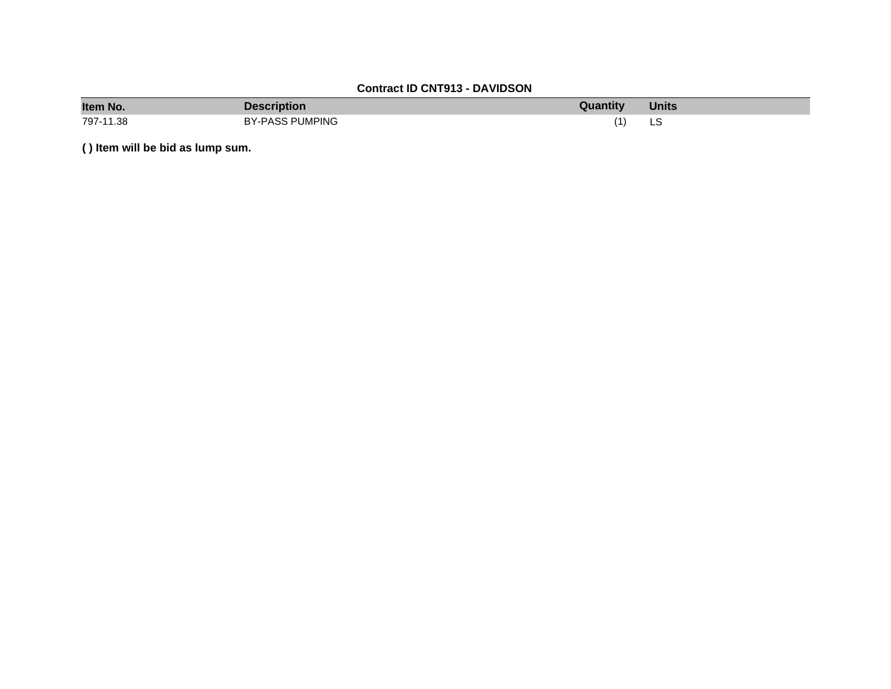**Contract ID CNT913 - DAVIDSON**

| Item No. | Description | Quantity | Units |
|---|---|---|---|
| 797-11.38 | BY-PASS PUMPING | (1) | LS |

**( ) Item will be bid as lump sum.**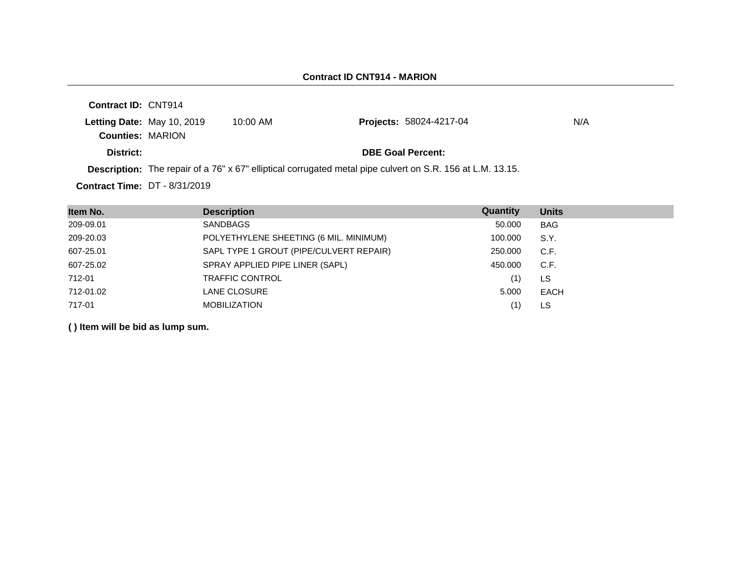## Contract ID CNT914 - MARION

**Contract ID:** CNT914

**Letting Date:** May 10, 2019 10:00 AM **Projects:** 58024-4217-04 N/A

**Counties:** MARION

**District:** **DBE Goal Percent:**

**Description:** The repair of a 76" x 67" elliptical corrugated metal pipe culvert on S.R. 156 at L.M. 13.15.

**Contract Time:** DT - 8/31/2019

| Item No. | Description | Quantity | Units |
|---|---|---|---|
| 209-09.01 | SANDBAGS | 50.000 | BAG |
| 209-20.03 | POLYETHYLENE SHEETING (6 MIL. MINIMUM) | 100.000 | S.Y. |
| 607-25.01 | SAPL TYPE 1 GROUT (PIPE/CULVERT REPAIR) | 250.000 | C.F. |
| 607-25.02 | SPRAY APPLIED PIPE LINER (SAPL) | 450.000 | C.F. |
| 712-01 | TRAFFIC CONTROL | (1) | LS |
| 712-01.02 | LANE CLOSURE | 5.000 | EACH |
| 717-01 | MOBILIZATION | (1) | LS |

**( ) Item will be bid as lump sum.**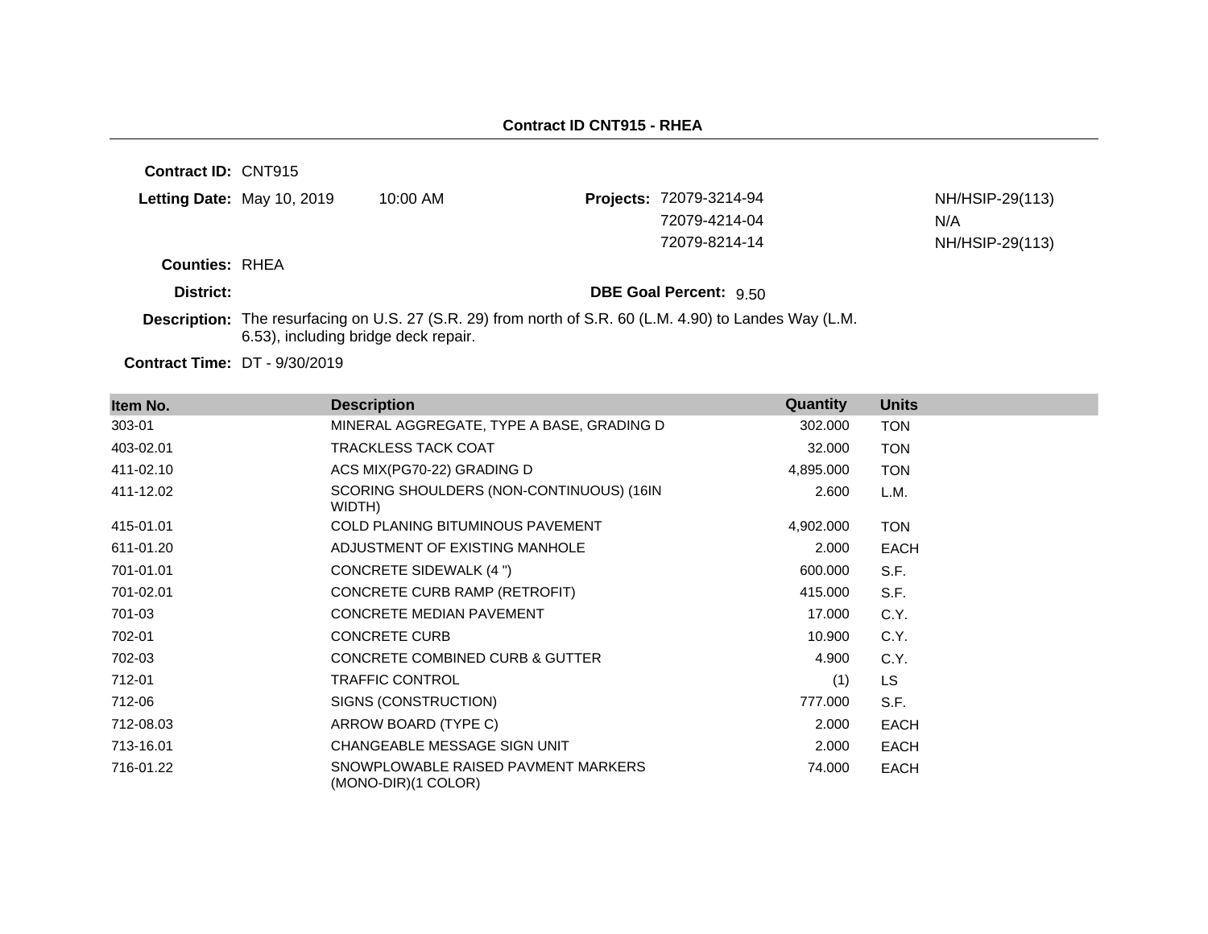## Contract ID CNT915 - RHEA

**Contract ID:** CNT915

**Letting Date:** May 10, 2019 10:00 AM

**Projects:**
- 72079-3214-94 NH/HSIP-29(113)
- 72079-4214-04 N/A
- 72079-8214-14 NH/HSIP-29(113)

**Counties:** RHEA

**District:**

**DBE Goal Percent:** 9.50

**Description:** The resurfacing on U.S. 27 (S.R. 29) from north of S.R. 60 (L.M. 4.90) to Landes Way (L.M. 6.53), including bridge deck repair.

**Contract Time:** DT - 9/30/2019

| Item No. | Description | Quantity | Units |
|---|---|---|---|
| 303-01 | MINERAL AGGREGATE, TYPE A BASE, GRADING D | 302.000 | TON |
| 403-02.01 | TRACKLESS TACK COAT | 32.000 | TON |
| 411-02.10 | ACS MIX(PG70-22) GRADING D | 4,895.000 | TON |
| 411-12.02 | SCORING SHOULDERS (NON-CONTINUOUS) (16IN WIDTH) | 2.600 | L.M. |
| 415-01.01 | COLD PLANING BITUMINOUS PAVEMENT | 4,902.000 | TON |
| 611-01.20 | ADJUSTMENT OF EXISTING MANHOLE | 2.000 | EACH |
| 701-01.01 | CONCRETE SIDEWALK (4 ") | 600.000 | S.F. |
| 701-02.01 | CONCRETE CURB RAMP (RETROFIT) | 415.000 | S.F. |
| 701-03 | CONCRETE MEDIAN PAVEMENT | 17.000 | C.Y. |
| 702-01 | CONCRETE CURB | 10.900 | C.Y. |
| 702-03 | CONCRETE COMBINED CURB & GUTTER | 4.900 | C.Y. |
| 712-01 | TRAFFIC CONTROL | (1) | LS |
| 712-06 | SIGNS (CONSTRUCTION) | 777.000 | S.F. |
| 712-08.03 | ARROW BOARD (TYPE C) | 2.000 | EACH |
| 713-16.01 | CHANGEABLE MESSAGE SIGN UNIT | 2.000 | EACH |
| 716-01.22 | SNOWPLOWABLE RAISED PAVMENT MARKERS (MONO-DIR)(1 COLOR) | 74.000 | EACH |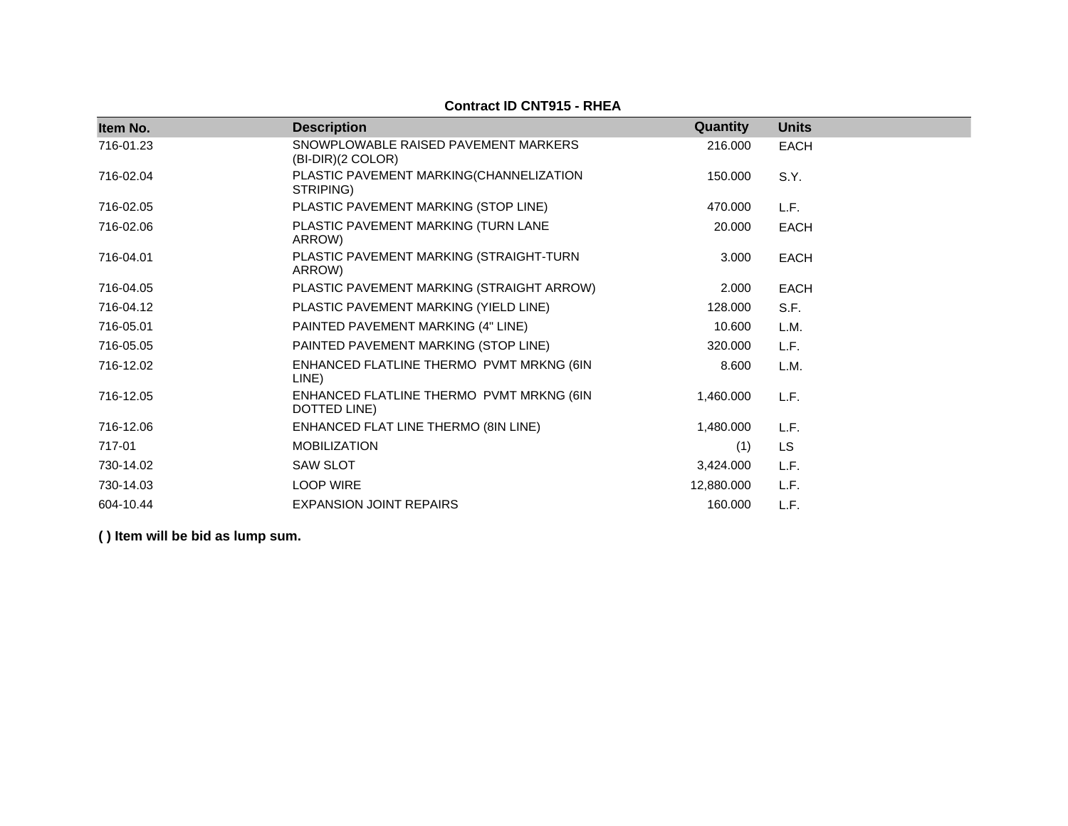**Contract ID CNT915 - RHEA**

| Item No. | Description | Quantity | Units |
|---|---|---|---|
| 716-01.23 | SNOWPLOWABLE RAISED PAVEMENT MARKERS (BI-DIR)(2 COLOR) | 216.000 | EACH |
| 716-02.04 | PLASTIC PAVEMENT MARKING(CHANNELIZATION STRIPING) | 150.000 | S.Y. |
| 716-02.05 | PLASTIC PAVEMENT MARKING (STOP LINE) | 470.000 | L.F. |
| 716-02.06 | PLASTIC PAVEMENT MARKING (TURN LANE ARROW) | 20.000 | EACH |
| 716-04.01 | PLASTIC PAVEMENT MARKING (STRAIGHT-TURN ARROW) | 3.000 | EACH |
| 716-04.05 | PLASTIC PAVEMENT MARKING (STRAIGHT ARROW) | 2.000 | EACH |
| 716-04.12 | PLASTIC PAVEMENT MARKING (YIELD LINE) | 128.000 | S.F. |
| 716-05.01 | PAINTED PAVEMENT MARKING (4" LINE) | 10.600 | L.M. |
| 716-05.05 | PAINTED PAVEMENT MARKING (STOP LINE) | 320.000 | L.F. |
| 716-12.02 | ENHANCED FLATLINE THERMO PVMT MRKNG (6IN LINE) | 8.600 | L.M. |
| 716-12.05 | ENHANCED FLATLINE THERMO PVMT MRKNG (6IN DOTTED LINE) | 1,460.000 | L.F. |
| 716-12.06 | ENHANCED FLAT LINE THERMO (8IN LINE) | 1,480.000 | L.F. |
| 717-01 | MOBILIZATION | (1) | LS |
| 730-14.02 | SAW SLOT | 3,424.000 | L.F. |
| 730-14.03 | LOOP WIRE | 12,880.000 | L.F. |
| 604-10.44 | EXPANSION JOINT REPAIRS | 160.000 | L.F. |

**( ) Item will be bid as lump sum.**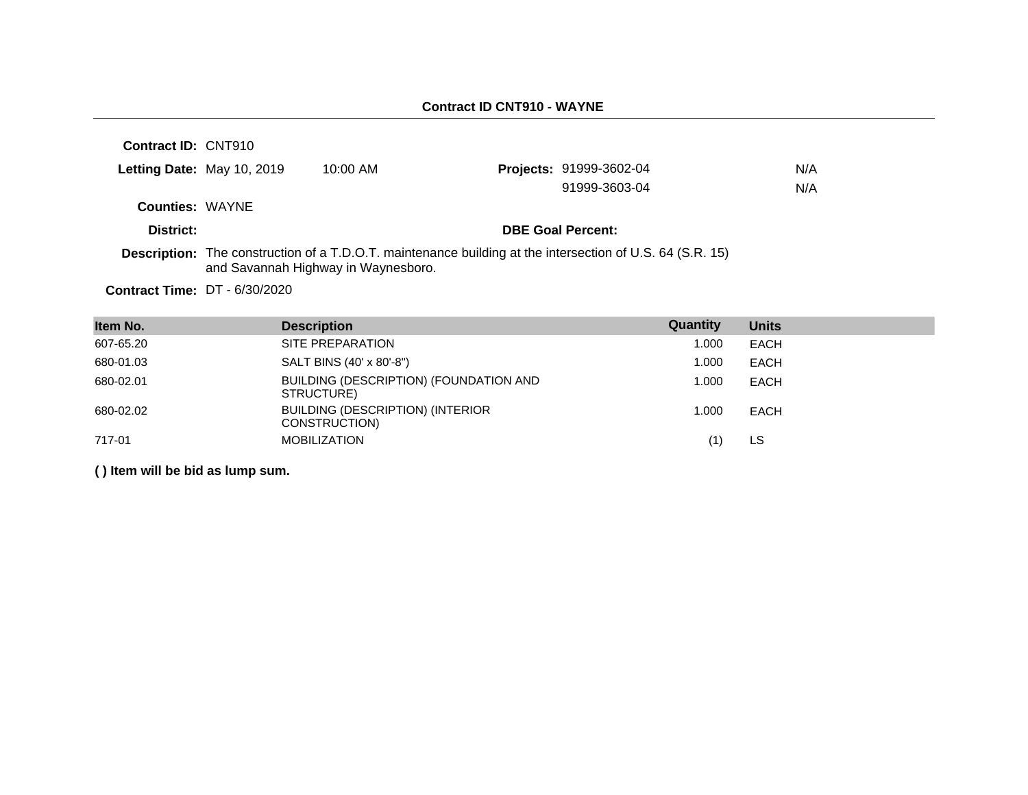## Contract ID CNT910 - WAYNE

**Contract ID:** CNT910

**Letting Date:** May 10, 2019 10:00 AM

**Projects:** 91999-3602-04 N/A
91999-3603-04 N/A

**Counties:** WAYNE

**District:**

**DBE Goal Percent:**

**Description:** The construction of a T.D.O.T. maintenance building at the intersection of U.S. 64 (S.R. 15) and Savannah Highway in Waynesboro.

**Contract Time:** DT - 6/30/2020

| Item No. | Description | Quantity | Units |
|---|---|---|---|
| 607-65.20 | SITE PREPARATION | 1.000 | EACH |
| 680-01.03 | SALT BINS (40' x 80'-8") | 1.000 | EACH |
| 680-02.01 | BUILDING (DESCRIPTION) (FOUNDATION AND STRUCTURE) | 1.000 | EACH |
| 680-02.02 | BUILDING (DESCRIPTION) (INTERIOR CONSTRUCTION) | 1.000 | EACH |
| 717-01 | MOBILIZATION | (1) | LS |

**( ) Item will be bid as lump sum.**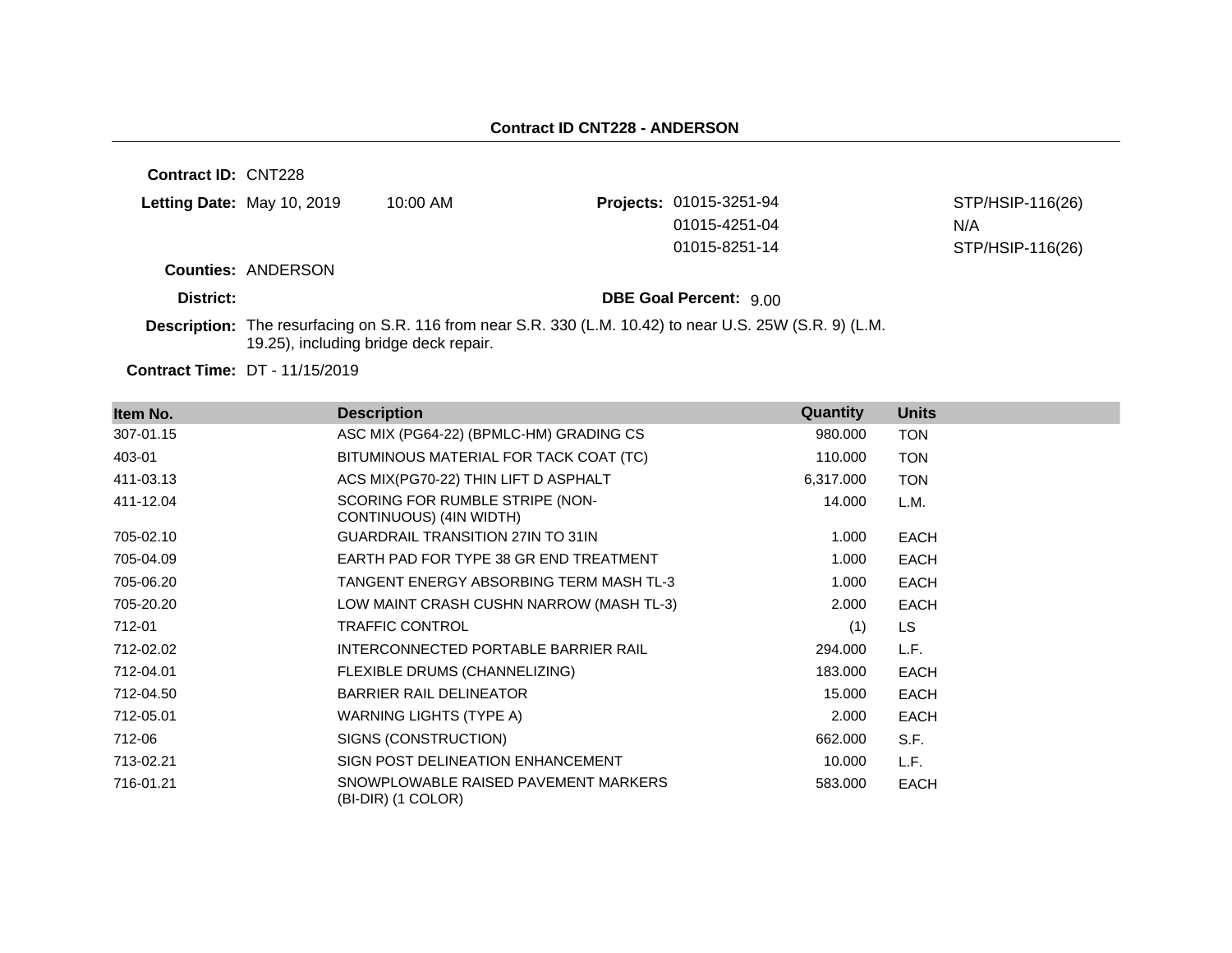**Contract ID CNT228 - ANDERSON**

**Contract ID:** CNT228

**Letting Date:** May 10, 2019 10:00 AM

**Projects:**

| Project | |
|---|---|
| 01015-3251-94 | STP/HSIP-116(26) |
| 01015-4251-04 | N/A |
| 01015-8251-14 | STP/HSIP-116(26) |

**Counties:** ANDERSON

**District:**

**DBE Goal Percent:** 9.00

**Description:** The resurfacing on S.R. 116 from near S.R. 330 (L.M. 10.42) to near U.S. 25W (S.R. 9) (L.M. 19.25), including bridge deck repair.

**Contract Time:** DT - 11/15/2019

| Item No. | Description | Quantity | Units |
|---|---|---|---|
| 307-01.15 | ASC MIX (PG64-22) (BPMLC-HM) GRADING CS | 980.000 | TON |
| 403-01 | BITUMINOUS MATERIAL FOR TACK COAT (TC) | 110.000 | TON |
| 411-03.13 | ACS MIX(PG70-22) THIN LIFT D ASPHALT | 6,317.000 | TON |
| 411-12.04 | SCORING FOR RUMBLE STRIPE (NON-CONTINUOUS) (4IN WIDTH) | 14.000 | L.M. |
| 705-02.10 | GUARDRAIL TRANSITION 27IN TO 31IN | 1.000 | EACH |
| 705-04.09 | EARTH PAD FOR TYPE 38 GR END TREATMENT | 1.000 | EACH |
| 705-06.20 | TANGENT ENERGY ABSORBING TERM MASH TL-3 | 1.000 | EACH |
| 705-20.20 | LOW MAINT CRASH CUSHN NARROW (MASH TL-3) | 2.000 | EACH |
| 712-01 | TRAFFIC CONTROL | (1) | LS |
| 712-02.02 | INTERCONNECTED PORTABLE BARRIER RAIL | 294.000 | L.F. |
| 712-04.01 | FLEXIBLE DRUMS (CHANNELIZING) | 183.000 | EACH |
| 712-04.50 | BARRIER RAIL DELINEATOR | 15.000 | EACH |
| 712-05.01 | WARNING LIGHTS (TYPE A) | 2.000 | EACH |
| 712-06 | SIGNS (CONSTRUCTION) | 662.000 | S.F. |
| 713-02.21 | SIGN POST DELINEATION ENHANCEMENT | 10.000 | L.F. |
| 716-01.21 | SNOWPLOWABLE RAISED PAVEMENT MARKERS (BI-DIR) (1 COLOR) | 583.000 | EACH |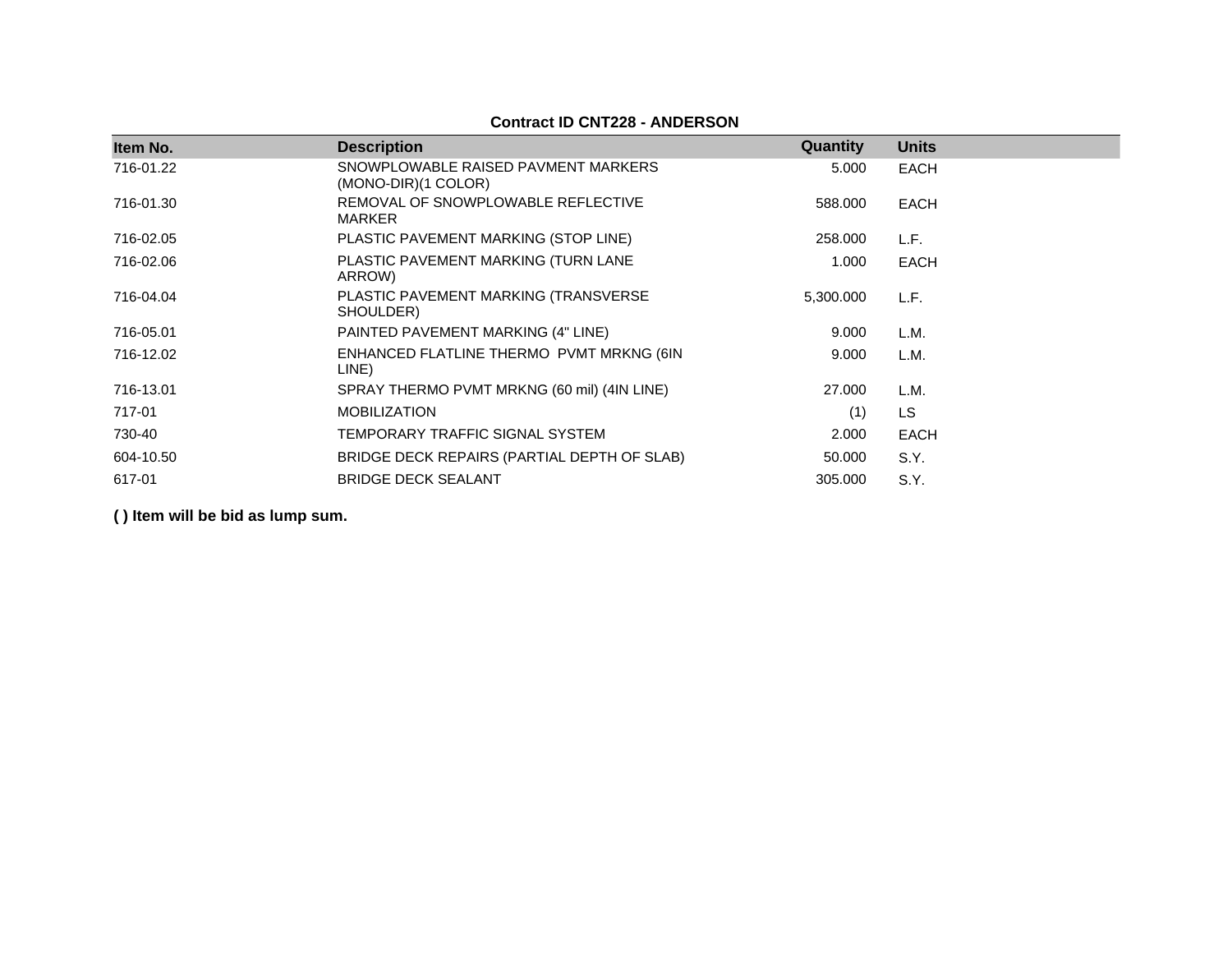**Contract ID CNT228 - ANDERSON**

| Item No. | Description | Quantity | Units |
|---|---|---|---|
| 716-01.22 | SNOWPLOWABLE RAISED PAVMENT MARKERS (MONO-DIR)(1 COLOR) | 5.000 | EACH |
| 716-01.30 | REMOVAL OF SNOWPLOWABLE REFLECTIVE MARKER | 588.000 | EACH |
| 716-02.05 | PLASTIC PAVEMENT MARKING (STOP LINE) | 258.000 | L.F. |
| 716-02.06 | PLASTIC PAVEMENT MARKING (TURN LANE ARROW) | 1.000 | EACH |
| 716-04.04 | PLASTIC PAVEMENT MARKING (TRANSVERSE SHOULDER) | 5,300.000 | L.F. |
| 716-05.01 | PAINTED PAVEMENT MARKING (4" LINE) | 9.000 | L.M. |
| 716-12.02 | ENHANCED FLATLINE THERMO PVMT MRKNG (6IN LINE) | 9.000 | L.M. |
| 716-13.01 | SPRAY THERMO PVMT MRKNG (60 mil) (4IN LINE) | 27.000 | L.M. |
| 717-01 | MOBILIZATION | (1) | LS |
| 730-40 | TEMPORARY TRAFFIC SIGNAL SYSTEM | 2.000 | EACH |
| 604-10.50 | BRIDGE DECK REPAIRS (PARTIAL DEPTH OF SLAB) | 50.000 | S.Y. |
| 617-01 | BRIDGE DECK SEALANT | 305.000 | S.Y. |

**( ) Item will be bid as lump sum.**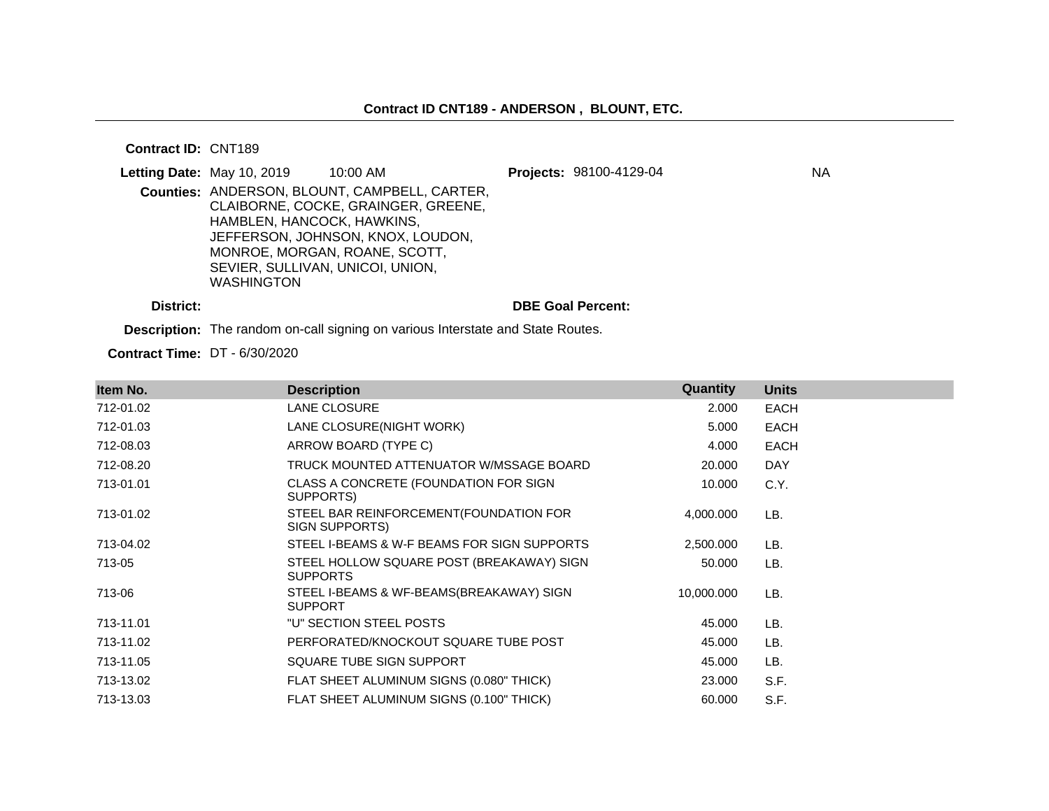**Contract ID CNT189 - ANDERSON , BLOUNT, ETC.**

**Contract ID:** CNT189

**Letting Date:** May 10, 2019 10:00 AM **Projects:** 98100-4129-04 NA

**Counties:** ANDERSON, BLOUNT, CAMPBELL, CARTER, CLAIBORNE, COCKE, GRAINGER, GREENE, HAMBLEN, HANCOCK, HAWKINS, JEFFERSON, JOHNSON, KNOX, LOUDON, MONROE, MORGAN, ROANE, SCOTT, SEVIER, SULLIVAN, UNICOI, UNION, WASHINGTON

**District:** **DBE Goal Percent:**

**Description:** The random on-call signing on various Interstate and State Routes.

**Contract Time:** DT - 6/30/2020

| Item No. | Description | Quantity | Units |
|---|---|---|---|
| 712-01.02 | LANE CLOSURE | 2.000 | EACH |
| 712-01.03 | LANE CLOSURE(NIGHT WORK) | 5.000 | EACH |
| 712-08.03 | ARROW BOARD (TYPE C) | 4.000 | EACH |
| 712-08.20 | TRUCK MOUNTED ATTENUATOR W/MSSAGE BOARD | 20.000 | DAY |
| 713-01.01 | CLASS A CONCRETE (FOUNDATION FOR SIGN SUPPORTS) | 10.000 | C.Y. |
| 713-01.02 | STEEL BAR REINFORCEMENT(FOUNDATION FOR SIGN SUPPORTS) | 4,000.000 | LB. |
| 713-04.02 | STEEL I-BEAMS & W-F BEAMS FOR SIGN SUPPORTS | 2,500.000 | LB. |
| 713-05 | STEEL HOLLOW SQUARE POST (BREAKAWAY) SIGN SUPPORTS | 50.000 | LB. |
| 713-06 | STEEL I-BEAMS & WF-BEAMS(BREAKAWAY) SIGN SUPPORT | 10,000.000 | LB. |
| 713-11.01 | "U" SECTION STEEL POSTS | 45.000 | LB. |
| 713-11.02 | PERFORATED/KNOCKOUT SQUARE TUBE POST | 45.000 | LB. |
| 713-11.05 | SQUARE TUBE SIGN SUPPORT | 45.000 | LB. |
| 713-13.02 | FLAT SHEET ALUMINUM SIGNS (0.080" THICK) | 23.000 | S.F. |
| 713-13.03 | FLAT SHEET ALUMINUM SIGNS (0.100" THICK) | 60.000 | S.F. |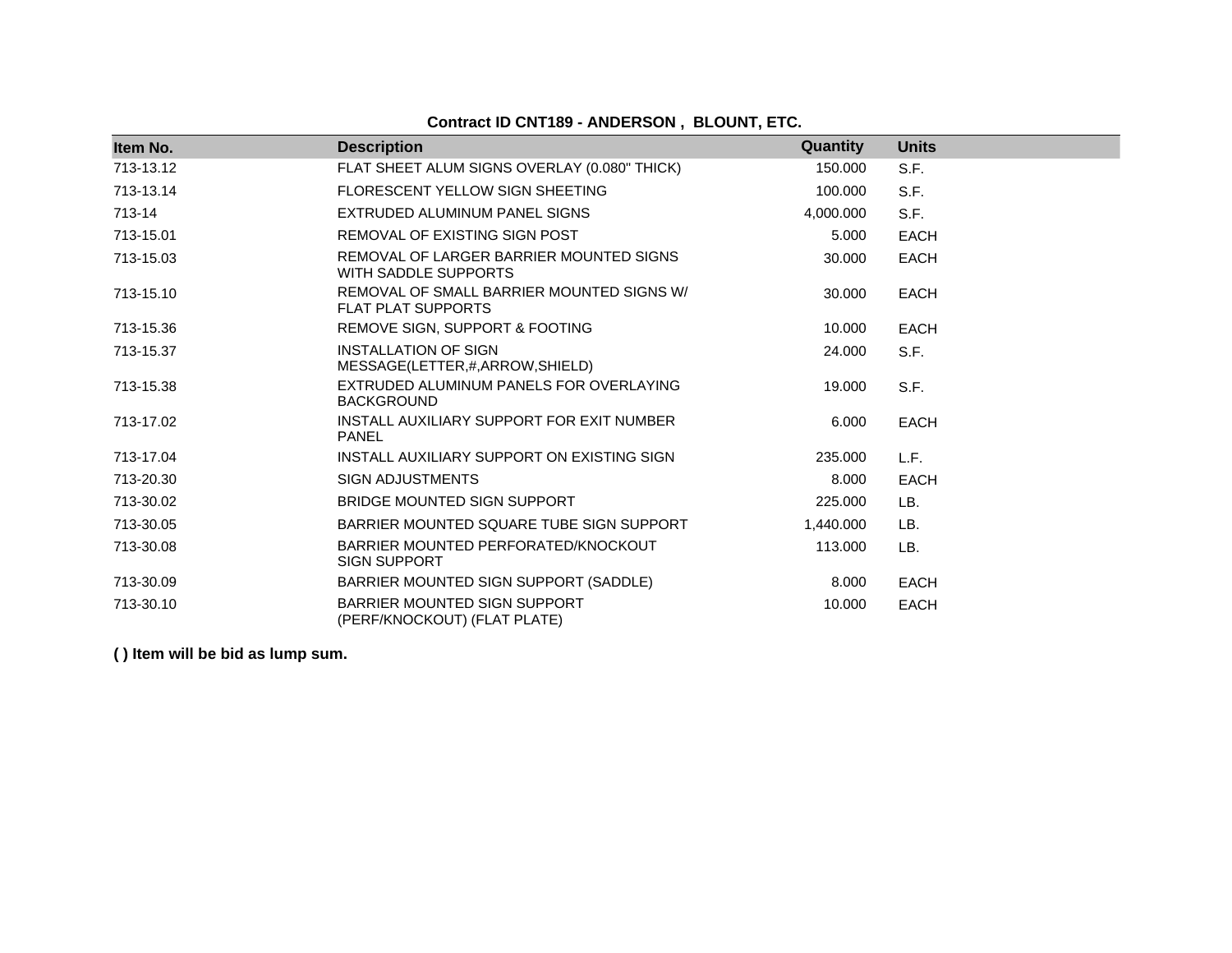**Contract ID CNT189 - ANDERSON , BLOUNT, ETC.**

| Item No. | Description | Quantity | Units |
|---|---|---|---|
| 713-13.12 | FLAT SHEET ALUM SIGNS OVERLAY (0.080" THICK) | 150.000 | S.F. |
| 713-13.14 | FLORESCENT YELLOW SIGN SHEETING | 100.000 | S.F. |
| 713-14 | EXTRUDED ALUMINUM PANEL SIGNS | 4,000.000 | S.F. |
| 713-15.01 | REMOVAL OF EXISTING SIGN POST | 5.000 | EACH |
| 713-15.03 | REMOVAL OF LARGER BARRIER MOUNTED SIGNS WITH SADDLE SUPPORTS | 30.000 | EACH |
| 713-15.10 | REMOVAL OF SMALL BARRIER MOUNTED SIGNS W/ FLAT PLAT SUPPORTS | 30.000 | EACH |
| 713-15.36 | REMOVE SIGN, SUPPORT & FOOTING | 10.000 | EACH |
| 713-15.37 | INSTALLATION OF SIGN MESSAGE(LETTER,#,ARROW,SHIELD) | 24.000 | S.F. |
| 713-15.38 | EXTRUDED ALUMINUM PANELS FOR OVERLAYING BACKGROUND | 19.000 | S.F. |
| 713-17.02 | INSTALL AUXILIARY SUPPORT FOR EXIT NUMBER PANEL | 6.000 | EACH |
| 713-17.04 | INSTALL AUXILIARY SUPPORT ON EXISTING SIGN | 235.000 | L.F. |
| 713-20.30 | SIGN ADJUSTMENTS | 8.000 | EACH |
| 713-30.02 | BRIDGE MOUNTED SIGN SUPPORT | 225.000 | LB. |
| 713-30.05 | BARRIER MOUNTED SQUARE TUBE SIGN SUPPORT | 1,440.000 | LB. |
| 713-30.08 | BARRIER MOUNTED PERFORATED/KNOCKOUT SIGN SUPPORT | 113.000 | LB. |
| 713-30.09 | BARRIER MOUNTED SIGN SUPPORT (SADDLE) | 8.000 | EACH |
| 713-30.10 | BARRIER MOUNTED SIGN SUPPORT (PERF/KNOCKOUT) (FLAT PLATE) | 10.000 | EACH |

**( ) Item will be bid as lump sum.**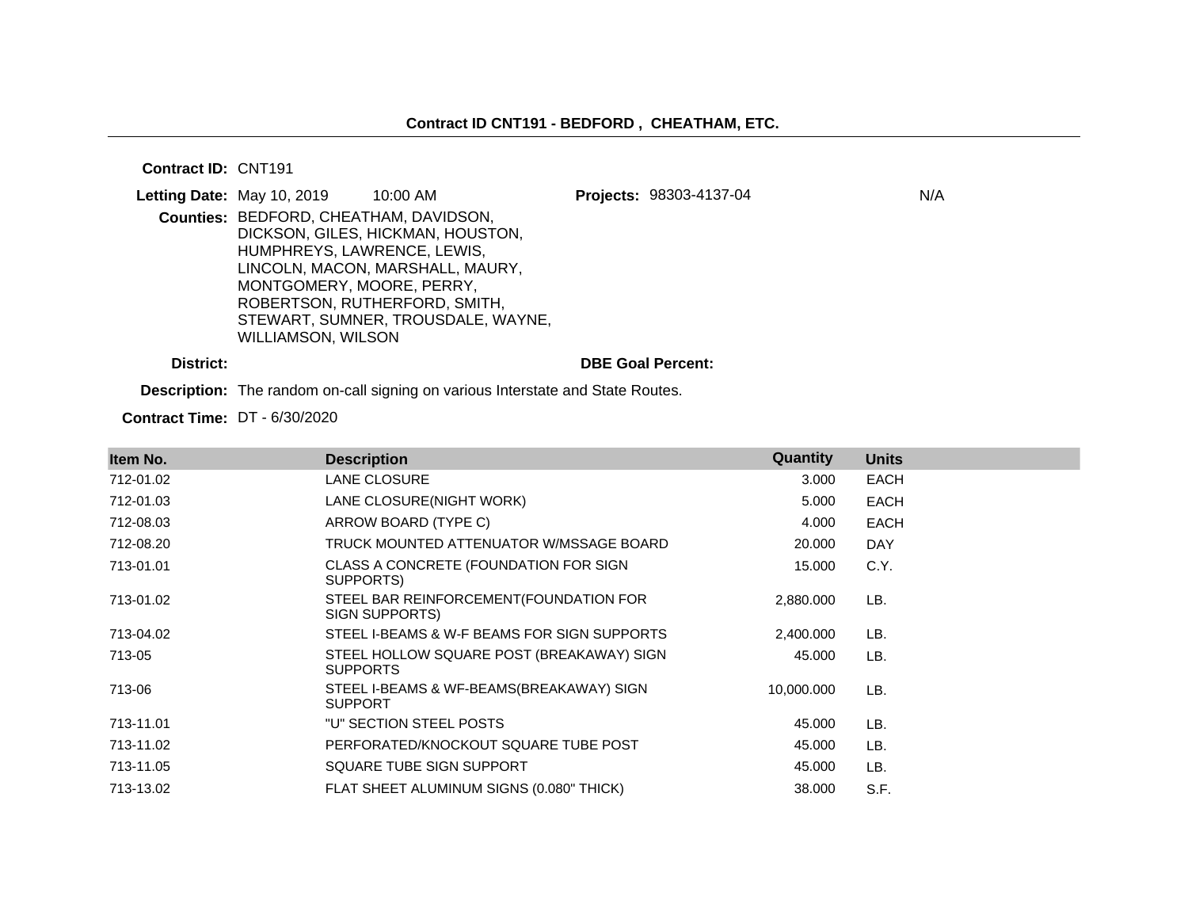**Contract ID CNT191 - BEDFORD , CHEATHAM, ETC.**

**Contract ID:** CNT191

**Letting Date:** May 10, 2019 10:00 AM

**Projects:** 98303-4137-04 N/A

**Counties:** BEDFORD, CHEATHAM, DAVIDSON, DICKSON, GILES, HICKMAN, HOUSTON, HUMPHREYS, LAWRENCE, LEWIS, LINCOLN, MACON, MARSHALL, MAURY, MONTGOMERY, MOORE, PERRY, ROBERTSON, RUTHERFORD, SMITH, STEWART, SUMNER, TROUSDALE, WAYNE, WILLIAMSON, WILSON

**District:**

**DBE Goal Percent:**

**Description:** The random on-call signing on various Interstate and State Routes.

**Contract Time:** DT - 6/30/2020

| Item No. | Description | Quantity | Units |
|---|---|---|---|
| 712-01.02 | LANE CLOSURE | 3.000 | EACH |
| 712-01.03 | LANE CLOSURE(NIGHT WORK) | 5.000 | EACH |
| 712-08.03 | ARROW BOARD (TYPE C) | 4.000 | EACH |
| 712-08.20 | TRUCK MOUNTED ATTENUATOR W/MSSAGE BOARD | 20.000 | DAY |
| 713-01.01 | CLASS A CONCRETE (FOUNDATION FOR SIGN SUPPORTS) | 15.000 | C.Y. |
| 713-01.02 | STEEL BAR REINFORCEMENT(FOUNDATION FOR SIGN SUPPORTS) | 2,880.000 | LB. |
| 713-04.02 | STEEL I-BEAMS & W-F BEAMS FOR SIGN SUPPORTS | 2,400.000 | LB. |
| 713-05 | STEEL HOLLOW SQUARE POST (BREAKAWAY) SIGN SUPPORTS | 45.000 | LB. |
| 713-06 | STEEL I-BEAMS & WF-BEAMS(BREAKAWAY) SIGN SUPPORT | 10,000.000 | LB. |
| 713-11.01 | "U" SECTION STEEL POSTS | 45.000 | LB. |
| 713-11.02 | PERFORATED/KNOCKOUT SQUARE TUBE POST | 45.000 | LB. |
| 713-11.05 | SQUARE TUBE SIGN SUPPORT | 45.000 | LB. |
| 713-13.02 | FLAT SHEET ALUMINUM SIGNS (0.080" THICK) | 38.000 | S.F. |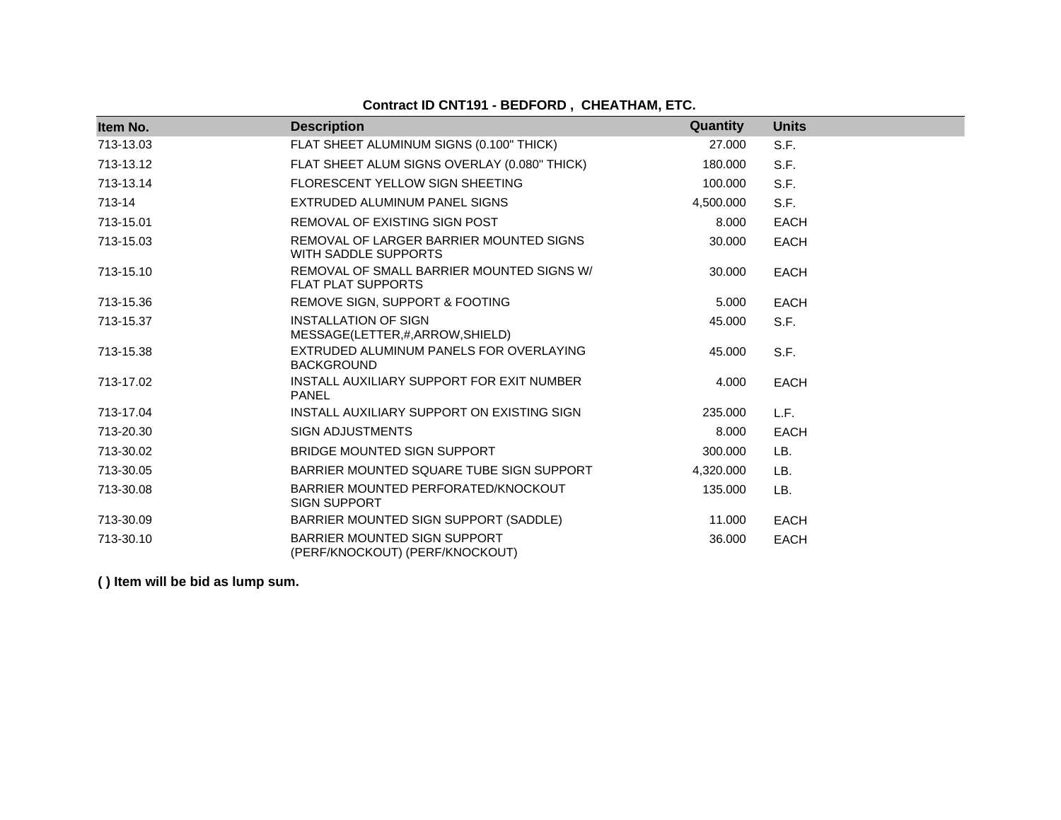**Contract ID CNT191 - BEDFORD , CHEATHAM, ETC.**

| Item No. | Description | Quantity | Units |
|---|---|---|---|
| 713-13.03 | FLAT SHEET ALUMINUM SIGNS (0.100" THICK) | 27.000 | S.F. |
| 713-13.12 | FLAT SHEET ALUM SIGNS OVERLAY (0.080" THICK) | 180.000 | S.F. |
| 713-13.14 | FLORESCENT YELLOW SIGN SHEETING | 100.000 | S.F. |
| 713-14 | EXTRUDED ALUMINUM PANEL SIGNS | 4,500.000 | S.F. |
| 713-15.01 | REMOVAL OF EXISTING SIGN POST | 8.000 | EACH |
| 713-15.03 | REMOVAL OF LARGER BARRIER MOUNTED SIGNS WITH SADDLE SUPPORTS | 30.000 | EACH |
| 713-15.10 | REMOVAL OF SMALL BARRIER MOUNTED SIGNS W/ FLAT PLAT SUPPORTS | 30.000 | EACH |
| 713-15.36 | REMOVE SIGN, SUPPORT & FOOTING | 5.000 | EACH |
| 713-15.37 | INSTALLATION OF SIGN MESSAGE(LETTER,#,ARROW,SHIELD) | 45.000 | S.F. |
| 713-15.38 | EXTRUDED ALUMINUM PANELS FOR OVERLAYING BACKGROUND | 45.000 | S.F. |
| 713-17.02 | INSTALL AUXILIARY SUPPORT FOR EXIT NUMBER PANEL | 4.000 | EACH |
| 713-17.04 | INSTALL AUXILIARY SUPPORT ON EXISTING SIGN | 235.000 | L.F. |
| 713-20.30 | SIGN ADJUSTMENTS | 8.000 | EACH |
| 713-30.02 | BRIDGE MOUNTED SIGN SUPPORT | 300.000 | LB. |
| 713-30.05 | BARRIER MOUNTED SQUARE TUBE SIGN SUPPORT | 4,320.000 | LB. |
| 713-30.08 | BARRIER MOUNTED PERFORATED/KNOCKOUT SIGN SUPPORT | 135.000 | LB. |
| 713-30.09 | BARRIER MOUNTED SIGN SUPPORT (SADDLE) | 11.000 | EACH |
| 713-30.10 | BARRIER MOUNTED SIGN SUPPORT (PERF/KNOCKOUT) (PERF/KNOCKOUT) | 36.000 | EACH |

**( ) Item will be bid as lump sum.**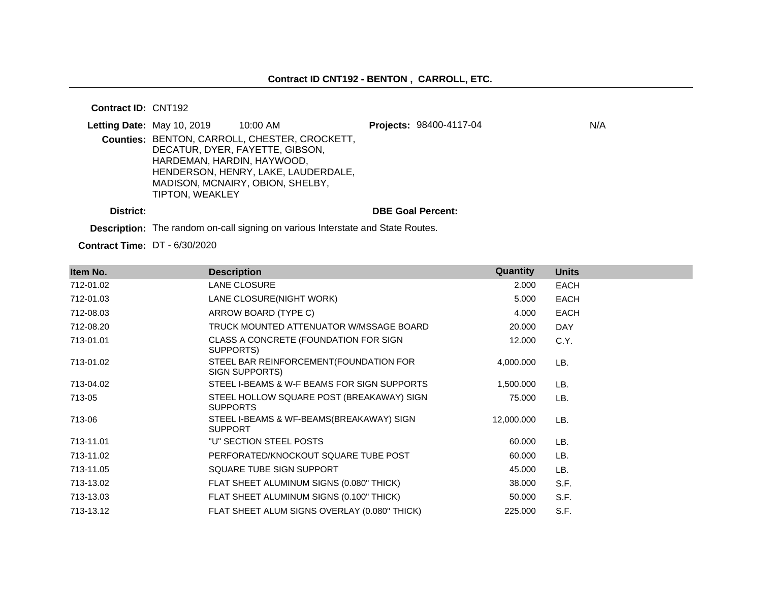## Contract ID CNT192 - BENTON , CARROLL, ETC.

**Contract ID:** CNT192

**Letting Date:** May 10, 2019 10:00 AM

**Projects:** 98400-4117-04 N/A

**Counties:** BENTON, CARROLL, CHESTER, CROCKETT, DECATUR, DYER, FAYETTE, GIBSON, HARDEMAN, HARDIN, HAYWOOD, HENDERSON, HENRY, LAKE, LAUDERDALE, MADISON, MCNAIRY, OBION, SHELBY, TIPTON, WEAKLEY

**District:**

**DBE Goal Percent:**

**Description:** The random on-call signing on various Interstate and State Routes.

**Contract Time:** DT - 6/30/2020

| Item No. | Description | Quantity | Units |
|---|---|---|---|
| 712-01.02 | LANE CLOSURE | 2.000 | EACH |
| 712-01.03 | LANE CLOSURE(NIGHT WORK) | 5.000 | EACH |
| 712-08.03 | ARROW BOARD (TYPE C) | 4.000 | EACH |
| 712-08.20 | TRUCK MOUNTED ATTENUATOR W/MSSAGE BOARD | 20.000 | DAY |
| 713-01.01 | CLASS A CONCRETE (FOUNDATION FOR SIGN SUPPORTS) | 12.000 | C.Y. |
| 713-01.02 | STEEL BAR REINFORCEMENT(FOUNDATION FOR SIGN SUPPORTS) | 4,000.000 | LB. |
| 713-04.02 | STEEL I-BEAMS & W-F BEAMS FOR SIGN SUPPORTS | 1,500.000 | LB. |
| 713-05 | STEEL HOLLOW SQUARE POST (BREAKAWAY) SIGN SUPPORTS | 75.000 | LB. |
| 713-06 | STEEL I-BEAMS & WF-BEAMS(BREAKAWAY) SIGN SUPPORT | 12,000.000 | LB. |
| 713-11.01 | "U" SECTION STEEL POSTS | 60.000 | LB. |
| 713-11.02 | PERFORATED/KNOCKOUT SQUARE TUBE POST | 60.000 | LB. |
| 713-11.05 | SQUARE TUBE SIGN SUPPORT | 45.000 | LB. |
| 713-13.02 | FLAT SHEET ALUMINUM SIGNS (0.080" THICK) | 38.000 | S.F. |
| 713-13.03 | FLAT SHEET ALUMINUM SIGNS (0.100" THICK) | 50.000 | S.F. |
| 713-13.12 | FLAT SHEET ALUM SIGNS OVERLAY (0.080" THICK) | 225.000 | S.F. |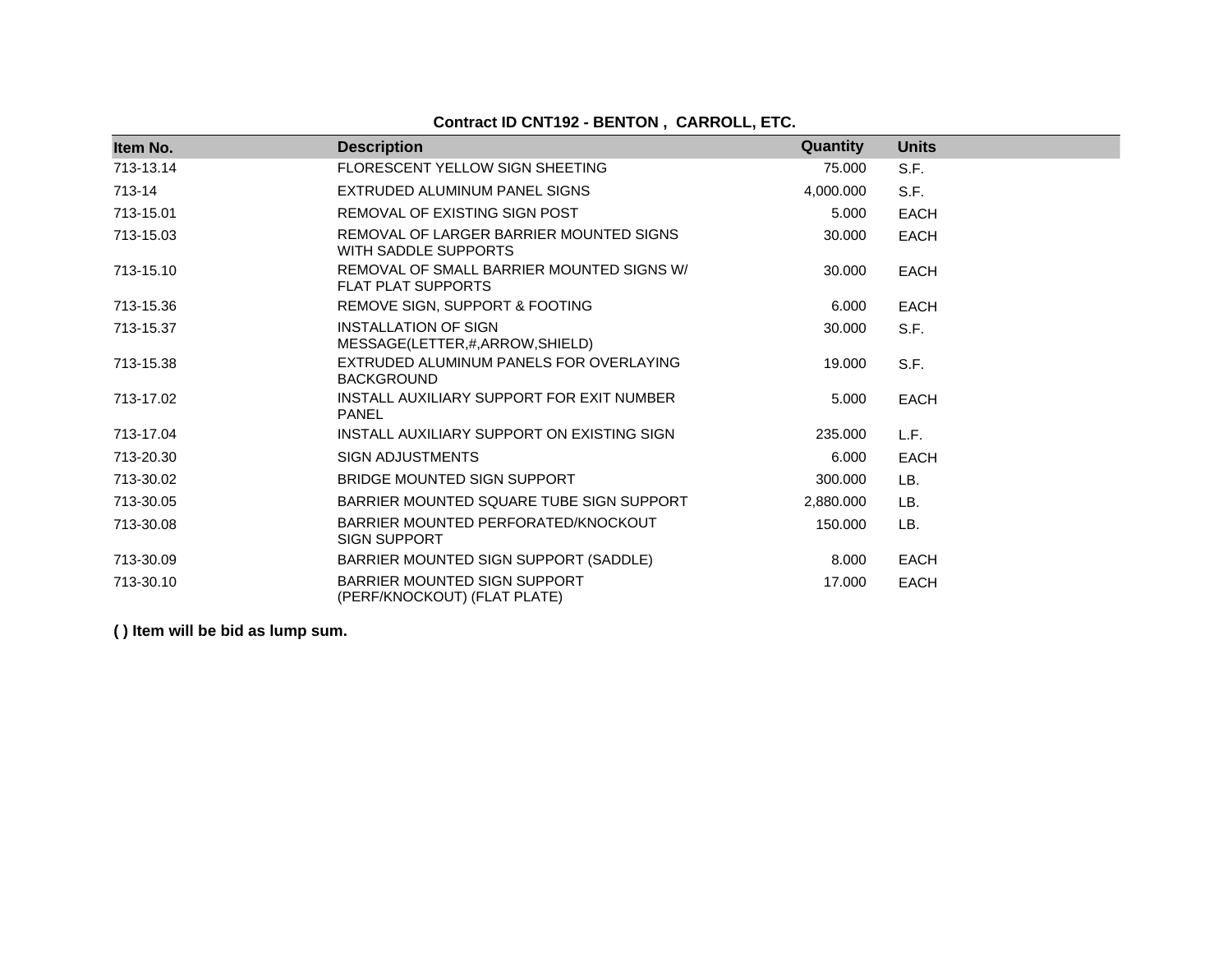**Contract ID CNT192 - BENTON , CARROLL, ETC.**

| Item No. | Description | Quantity | Units |
|---|---|---|---|
| 713-13.14 | FLORESCENT YELLOW SIGN SHEETING | 75.000 | S.F. |
| 713-14 | EXTRUDED ALUMINUM PANEL SIGNS | 4,000.000 | S.F. |
| 713-15.01 | REMOVAL OF EXISTING SIGN POST | 5.000 | EACH |
| 713-15.03 | REMOVAL OF LARGER BARRIER MOUNTED SIGNS WITH SADDLE SUPPORTS | 30.000 | EACH |
| 713-15.10 | REMOVAL OF SMALL BARRIER MOUNTED SIGNS W/ FLAT PLAT SUPPORTS | 30.000 | EACH |
| 713-15.36 | REMOVE SIGN, SUPPORT & FOOTING | 6.000 | EACH |
| 713-15.37 | INSTALLATION OF SIGN MESSAGE(LETTER,#,ARROW,SHIELD) | 30.000 | S.F. |
| 713-15.38 | EXTRUDED ALUMINUM PANELS FOR OVERLAYING BACKGROUND | 19.000 | S.F. |
| 713-17.02 | INSTALL AUXILIARY SUPPORT FOR EXIT NUMBER PANEL | 5.000 | EACH |
| 713-17.04 | INSTALL AUXILIARY SUPPORT ON EXISTING SIGN | 235.000 | L.F. |
| 713-20.30 | SIGN ADJUSTMENTS | 6.000 | EACH |
| 713-30.02 | BRIDGE MOUNTED SIGN SUPPORT | 300.000 | LB. |
| 713-30.05 | BARRIER MOUNTED SQUARE TUBE SIGN SUPPORT | 2,880.000 | LB. |
| 713-30.08 | BARRIER MOUNTED PERFORATED/KNOCKOUT SIGN SUPPORT | 150.000 | LB. |
| 713-30.09 | BARRIER MOUNTED SIGN SUPPORT (SADDLE) | 8.000 | EACH |
| 713-30.10 | BARRIER MOUNTED SIGN SUPPORT (PERF/KNOCKOUT) (FLAT PLATE) | 17.000 | EACH |

**( ) Item will be bid as lump sum.**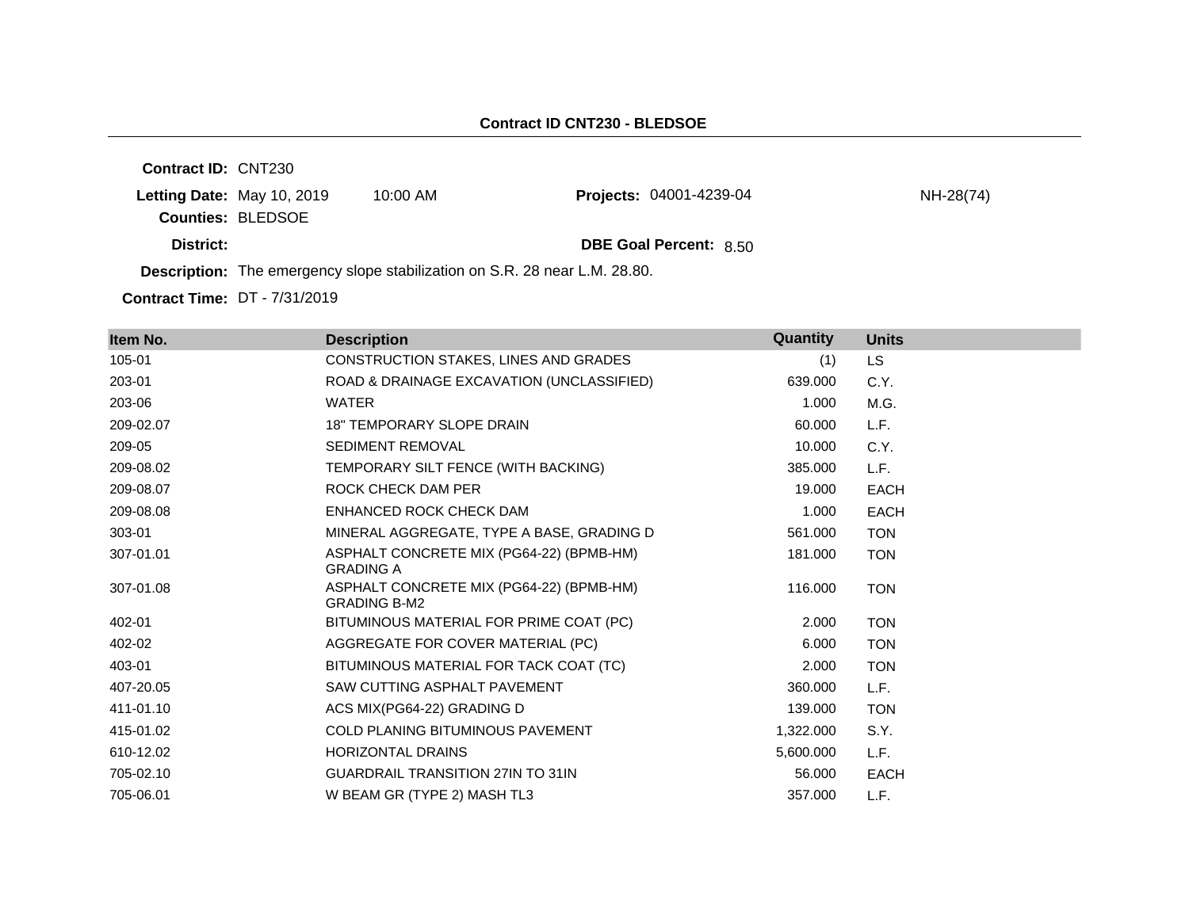## Contract ID CNT230 - BLEDSOE

**Contract ID:** CNT230

**Letting Date:** May 10, 2019 10:00 AM **Projects:** 04001-4239-04 NH-28(74)

**Counties:** BLEDSOE

**District:** **DBE Goal Percent:** 8.50

**Description:** The emergency slope stabilization on S.R. 28 near L.M. 28.80.

**Contract Time:** DT - 7/31/2019

| Item No. | Description | Quantity | Units |
|---|---|---|---|
| 105-01 | CONSTRUCTION STAKES, LINES AND GRADES | (1) | LS |
| 203-01 | ROAD & DRAINAGE EXCAVATION (UNCLASSIFIED) | 639.000 | C.Y. |
| 203-06 | WATER | 1.000 | M.G. |
| 209-02.07 | 18" TEMPORARY SLOPE DRAIN | 60.000 | L.F. |
| 209-05 | SEDIMENT REMOVAL | 10.000 | C.Y. |
| 209-08.02 | TEMPORARY SILT FENCE (WITH BACKING) | 385.000 | L.F. |
| 209-08.07 | ROCK CHECK DAM PER | 19.000 | EACH |
| 209-08.08 | ENHANCED ROCK CHECK DAM | 1.000 | EACH |
| 303-01 | MINERAL AGGREGATE, TYPE A BASE, GRADING D | 561.000 | TON |
| 307-01.01 | ASPHALT CONCRETE MIX (PG64-22) (BPMB-HM) GRADING A | 181.000 | TON |
| 307-01.08 | ASPHALT CONCRETE MIX (PG64-22) (BPMB-HM) GRADING B-M2 | 116.000 | TON |
| 402-01 | BITUMINOUS MATERIAL FOR PRIME COAT (PC) | 2.000 | TON |
| 402-02 | AGGREGATE FOR COVER MATERIAL (PC) | 6.000 | TON |
| 403-01 | BITUMINOUS MATERIAL FOR TACK COAT (TC) | 2.000 | TON |
| 407-20.05 | SAW CUTTING ASPHALT PAVEMENT | 360.000 | L.F. |
| 411-01.10 | ACS MIX(PG64-22) GRADING D | 139.000 | TON |
| 415-01.02 | COLD PLANING BITUMINOUS PAVEMENT | 1,322.000 | S.Y. |
| 610-12.02 | HORIZONTAL DRAINS | 5,600.000 | L.F. |
| 705-02.10 | GUARDRAIL TRANSITION 27IN TO 31IN | 56.000 | EACH |
| 705-06.01 | W BEAM GR (TYPE 2) MASH TL3 | 357.000 | L.F. |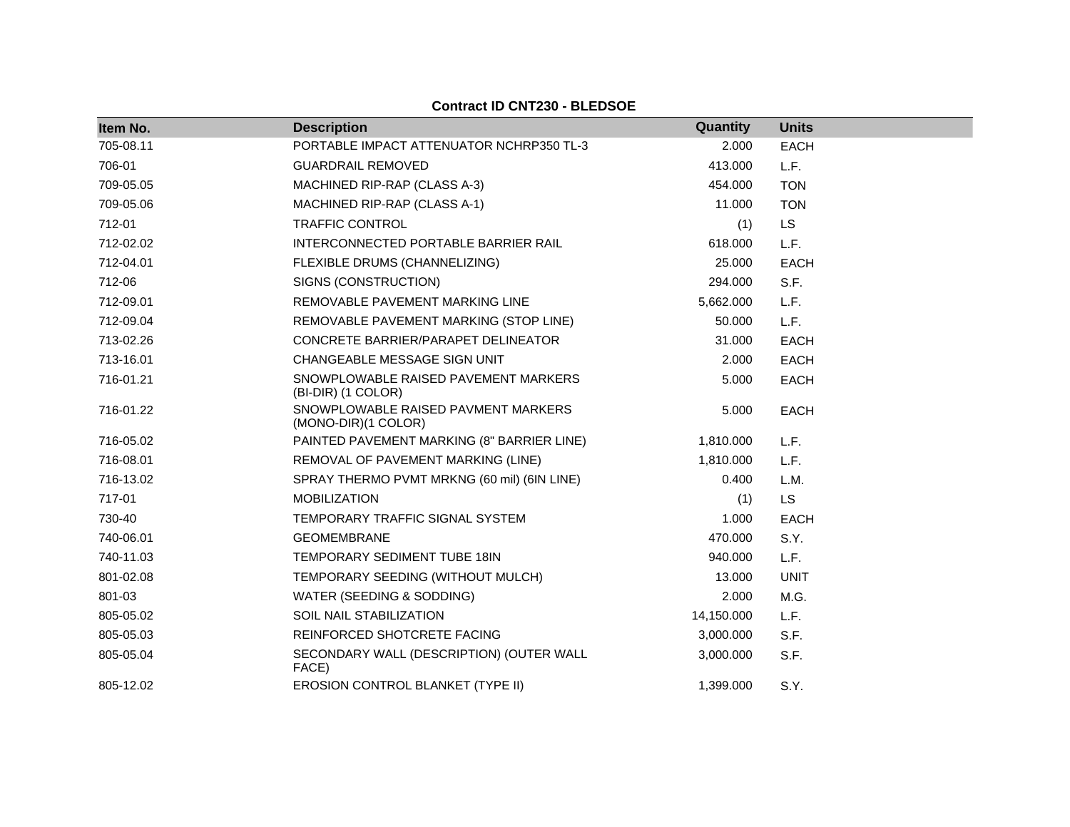**Contract ID CNT230 - BLEDSOE**

| Item No. | Description | Quantity | Units |
|---|---|---|---|
| 705-08.11 | PORTABLE IMPACT ATTENUATOR NCHRP350 TL-3 | 2.000 | EACH |
| 706-01 | GUARDRAIL REMOVED | 413.000 | L.F. |
| 709-05.05 | MACHINED RIP-RAP (CLASS A-3) | 454.000 | TON |
| 709-05.06 | MACHINED RIP-RAP (CLASS A-1) | 11.000 | TON |
| 712-01 | TRAFFIC CONTROL | (1) | LS |
| 712-02.02 | INTERCONNECTED PORTABLE BARRIER RAIL | 618.000 | L.F. |
| 712-04.01 | FLEXIBLE DRUMS (CHANNELIZING) | 25.000 | EACH |
| 712-06 | SIGNS (CONSTRUCTION) | 294.000 | S.F. |
| 712-09.01 | REMOVABLE PAVEMENT MARKING LINE | 5,662.000 | L.F. |
| 712-09.04 | REMOVABLE PAVEMENT MARKING (STOP LINE) | 50.000 | L.F. |
| 713-02.26 | CONCRETE BARRIER/PARAPET DELINEATOR | 31.000 | EACH |
| 713-16.01 | CHANGEABLE MESSAGE SIGN UNIT | 2.000 | EACH |
| 716-01.21 | SNOWPLOWABLE RAISED PAVEMENT MARKERS (BI-DIR) (1 COLOR) | 5.000 | EACH |
| 716-01.22 | SNOWPLOWABLE RAISED PAVMENT MARKERS (MONO-DIR)(1 COLOR) | 5.000 | EACH |
| 716-05.02 | PAINTED PAVEMENT MARKING (8" BARRIER LINE) | 1,810.000 | L.F. |
| 716-08.01 | REMOVAL OF PAVEMENT MARKING (LINE) | 1,810.000 | L.F. |
| 716-13.02 | SPRAY THERMO PVMT MRKNG (60 mil) (6IN LINE) | 0.400 | L.M. |
| 717-01 | MOBILIZATION | (1) | LS |
| 730-40 | TEMPORARY TRAFFIC SIGNAL SYSTEM | 1.000 | EACH |
| 740-06.01 | GEOMEMBRANE | 470.000 | S.Y. |
| 740-11.03 | TEMPORARY SEDIMENT TUBE 18IN | 940.000 | L.F. |
| 801-02.08 | TEMPORARY SEEDING (WITHOUT MULCH) | 13.000 | UNIT |
| 801-03 | WATER (SEEDING & SODDING) | 2.000 | M.G. |
| 805-05.02 | SOIL NAIL STABILIZATION | 14,150.000 | L.F. |
| 805-05.03 | REINFORCED SHOTCRETE FACING | 3,000.000 | S.F. |
| 805-05.04 | SECONDARY WALL (DESCRIPTION) (OUTER WALL FACE) | 3,000.000 | S.F. |
| 805-12.02 | EROSION CONTROL BLANKET (TYPE II) | 1,399.000 | S.Y. |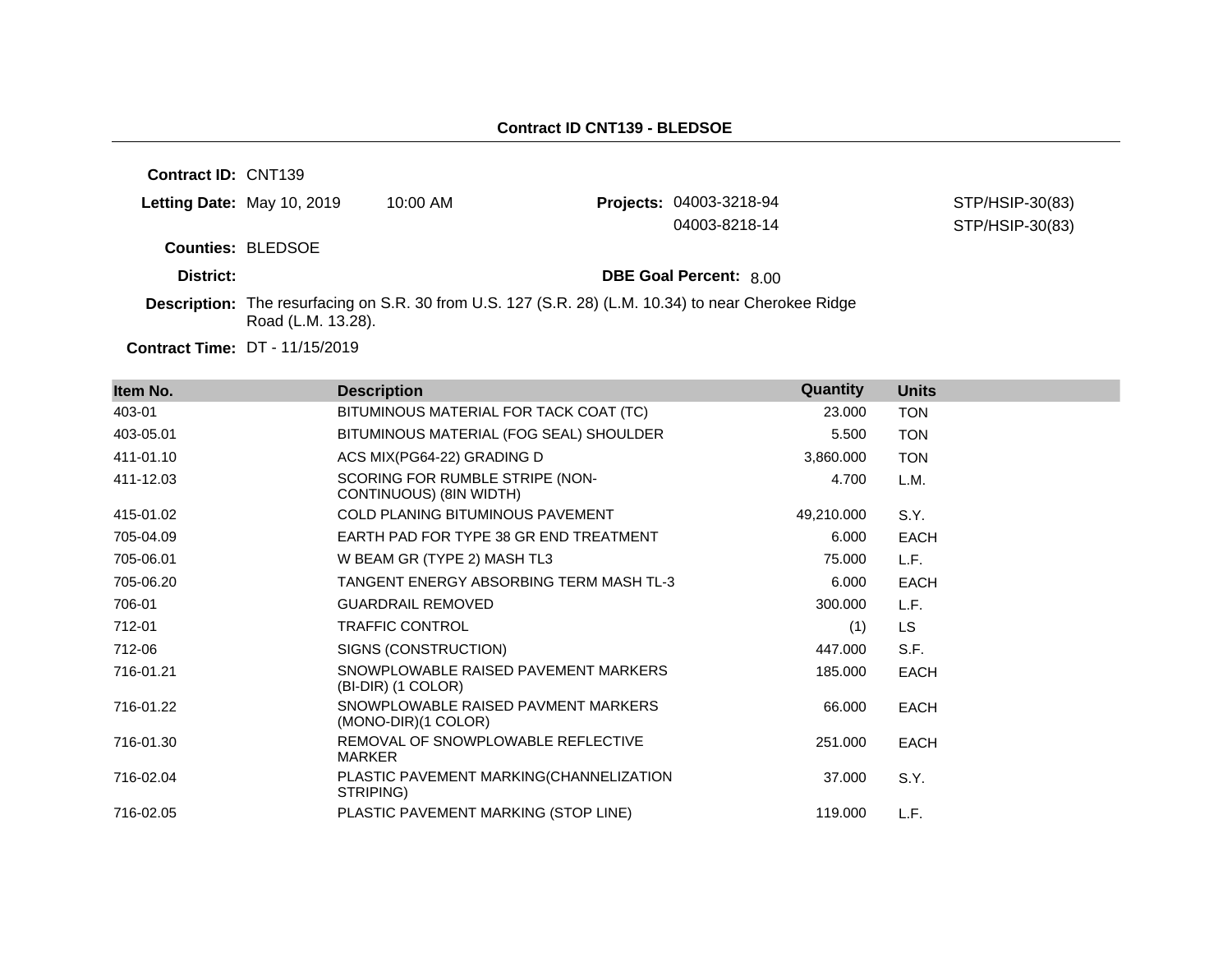## Contract ID CNT139 - BLEDSOE

**Contract ID:** CNT139

**Letting Date:** May 10, 2019 10:00 AM

**Projects:** 04003-3218-94 STP/HSIP-30(83)
04003-8218-14 STP/HSIP-30(83)

**Counties:** BLEDSOE

**District:**

**DBE Goal Percent:** 8.00

**Description:** The resurfacing on S.R. 30 from U.S. 127 (S.R. 28) (L.M. 10.34) to near Cherokee Ridge Road (L.M. 13.28).

**Contract Time:** DT - 11/15/2019

| Item No. | Description | Quantity | Units |
|---|---|---|---|
| 403-01 | BITUMINOUS MATERIAL FOR TACK COAT (TC) | 23.000 | TON |
| 403-05.01 | BITUMINOUS MATERIAL (FOG SEAL) SHOULDER | 5.500 | TON |
| 411-01.10 | ACS MIX(PG64-22) GRADING D | 3,860.000 | TON |
| 411-12.03 | SCORING FOR RUMBLE STRIPE (NON-CONTINUOUS) (8IN WIDTH) | 4.700 | L.M. |
| 415-01.02 | COLD PLANING BITUMINOUS PAVEMENT | 49,210.000 | S.Y. |
| 705-04.09 | EARTH PAD FOR TYPE 38 GR END TREATMENT | 6.000 | EACH |
| 705-06.01 | W BEAM GR (TYPE 2) MASH TL3 | 75.000 | L.F. |
| 705-06.20 | TANGENT ENERGY ABSORBING TERM MASH TL-3 | 6.000 | EACH |
| 706-01 | GUARDRAIL REMOVED | 300.000 | L.F. |
| 712-01 | TRAFFIC CONTROL | (1) | LS |
| 712-06 | SIGNS (CONSTRUCTION) | 447.000 | S.F. |
| 716-01.21 | SNOWPLOWABLE RAISED PAVEMENT MARKERS (BI-DIR) (1 COLOR) | 185.000 | EACH |
| 716-01.22 | SNOWPLOWABLE RAISED PAVMENT MARKERS (MONO-DIR)(1 COLOR) | 66.000 | EACH |
| 716-01.30 | REMOVAL OF SNOWPLOWABLE REFLECTIVE MARKER | 251.000 | EACH |
| 716-02.04 | PLASTIC PAVEMENT MARKING(CHANNELIZATION STRIPING) | 37.000 | S.Y. |
| 716-02.05 | PLASTIC PAVEMENT MARKING (STOP LINE) | 119.000 | L.F. |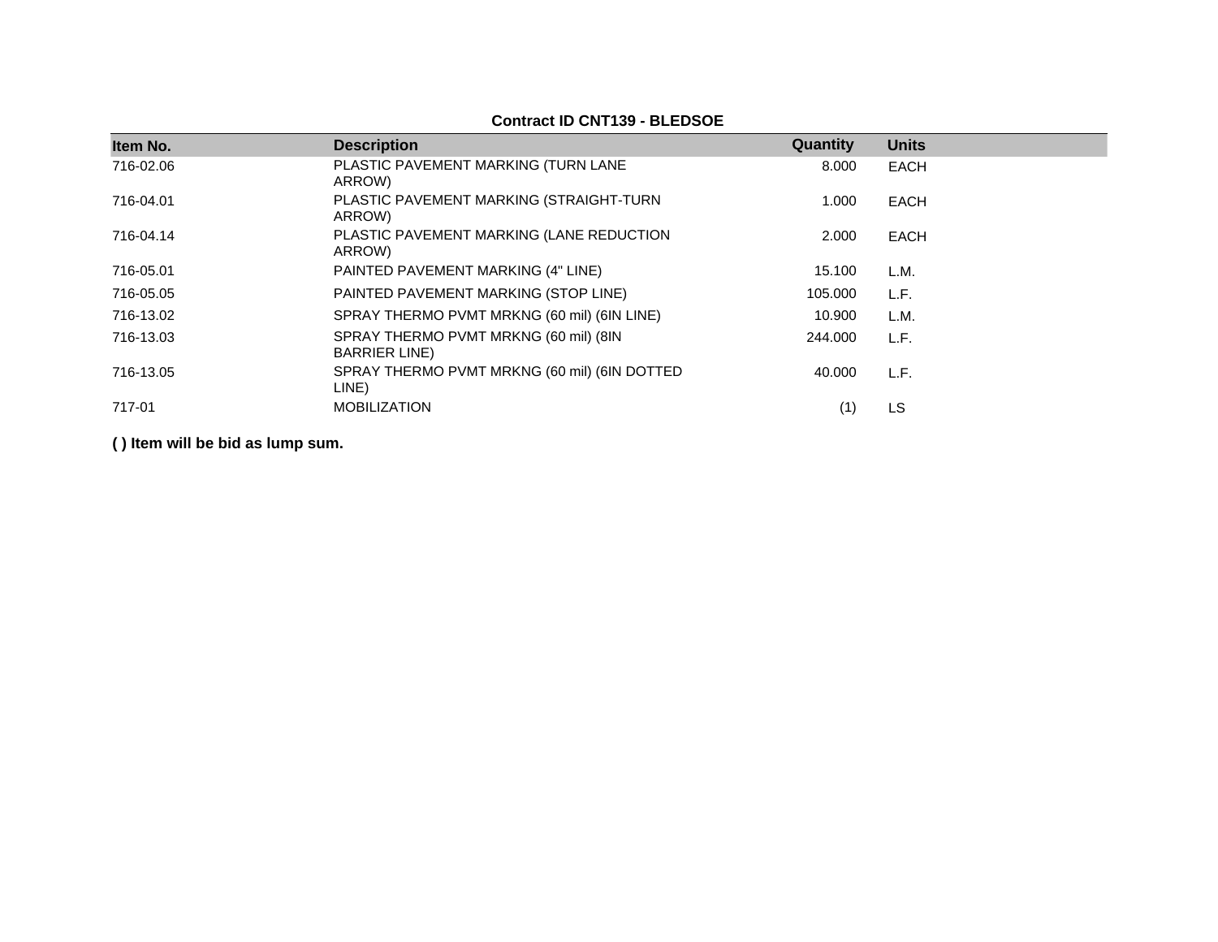**Contract ID CNT139 - BLEDSOE**

| Item No. | Description | Quantity | Units |
|---|---|---|---|
| 716-02.06 | PLASTIC PAVEMENT MARKING (TURN LANE ARROW) | 8.000 | EACH |
| 716-04.01 | PLASTIC PAVEMENT MARKING (STRAIGHT-TURN ARROW) | 1.000 | EACH |
| 716-04.14 | PLASTIC PAVEMENT MARKING (LANE REDUCTION ARROW) | 2.000 | EACH |
| 716-05.01 | PAINTED PAVEMENT MARKING (4" LINE) | 15.100 | L.M. |
| 716-05.05 | PAINTED PAVEMENT MARKING (STOP LINE) | 105.000 | L.F. |
| 716-13.02 | SPRAY THERMO PVMT MRKNG (60 mil) (6IN LINE) | 10.900 | L.M. |
| 716-13.03 | SPRAY THERMO PVMT MRKNG (60 mil) (8IN BARRIER LINE) | 244.000 | L.F. |
| 716-13.05 | SPRAY THERMO PVMT MRKNG (60 mil) (6IN DOTTED LINE) | 40.000 | L.F. |
| 717-01 | MOBILIZATION | (1) | LS |

**( ) Item will be bid as lump sum.**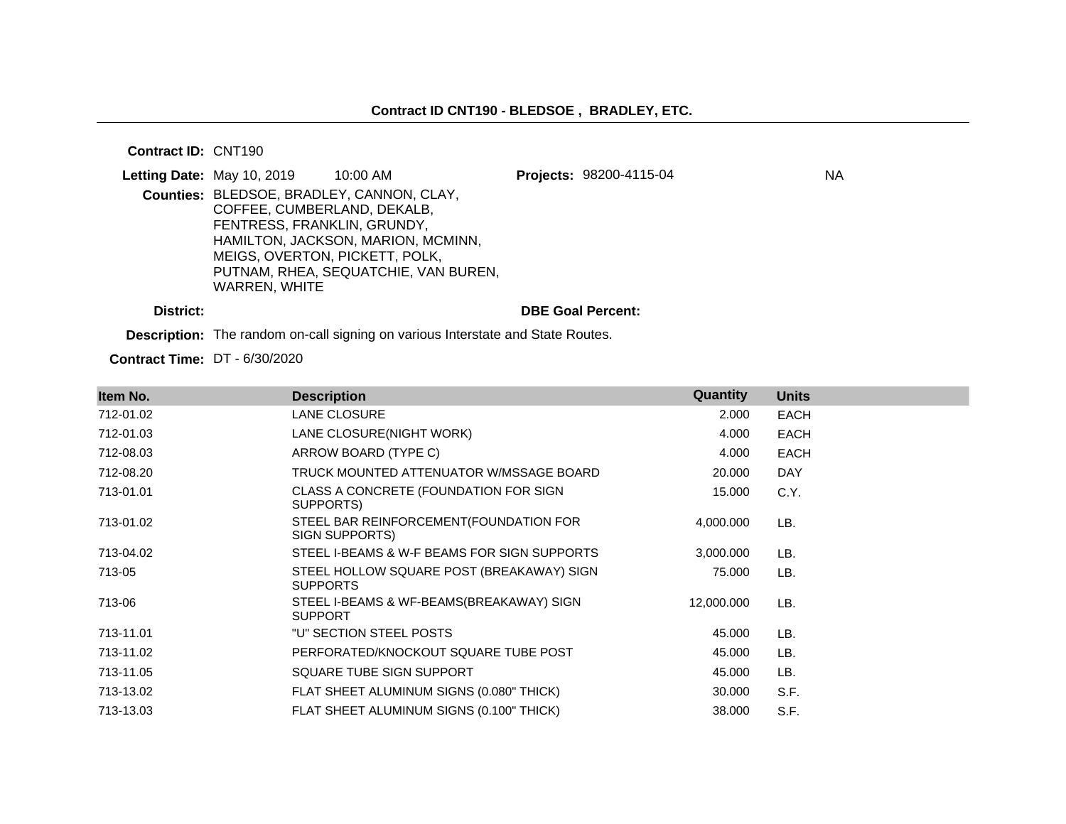# Contract ID CNT190 - BLEDSOE , BRADLEY, ETC.

**Contract ID:** CNT190

**Letting Date:** May 10, 2019 10:00 AM

**Projects:** 98200-4115-04 NA

**Counties:** BLEDSOE, BRADLEY, CANNON, CLAY, COFFEE, CUMBERLAND, DEKALB, FENTRESS, FRANKLIN, GRUNDY, HAMILTON, JACKSON, MARION, MCMINN, MEIGS, OVERTON, PICKETT, POLK, PUTNAM, RHEA, SEQUATCHIE, VAN BUREN, WARREN, WHITE

**District:**

**DBE Goal Percent:**

**Description:** The random on-call signing on various Interstate and State Routes.

**Contract Time:** DT - 6/30/2020

| Item No. | Description | Quantity | Units |
|---|---|---|---|
| 712-01.02 | LANE CLOSURE | 2.000 | EACH |
| 712-01.03 | LANE CLOSURE(NIGHT WORK) | 4.000 | EACH |
| 712-08.03 | ARROW BOARD (TYPE C) | 4.000 | EACH |
| 712-08.20 | TRUCK MOUNTED ATTENUATOR W/MSSAGE BOARD | 20.000 | DAY |
| 713-01.01 | CLASS A CONCRETE (FOUNDATION FOR SIGN SUPPORTS) | 15.000 | C.Y. |
| 713-01.02 | STEEL BAR REINFORCEMENT(FOUNDATION FOR SIGN SUPPORTS) | 4,000.000 | LB. |
| 713-04.02 | STEEL I-BEAMS & W-F BEAMS FOR SIGN SUPPORTS | 3,000.000 | LB. |
| 713-05 | STEEL HOLLOW SQUARE POST (BREAKAWAY) SIGN SUPPORTS | 75.000 | LB. |
| 713-06 | STEEL I-BEAMS & WF-BEAMS(BREAKAWAY) SIGN SUPPORT | 12,000.000 | LB. |
| 713-11.01 | "U" SECTION STEEL POSTS | 45.000 | LB. |
| 713-11.02 | PERFORATED/KNOCKOUT SQUARE TUBE POST | 45.000 | LB. |
| 713-11.05 | SQUARE TUBE SIGN SUPPORT | 45.000 | LB. |
| 713-13.02 | FLAT SHEET ALUMINUM SIGNS (0.080" THICK) | 30.000 | S.F. |
| 713-13.03 | FLAT SHEET ALUMINUM SIGNS (0.100" THICK) | 38.000 | S.F. |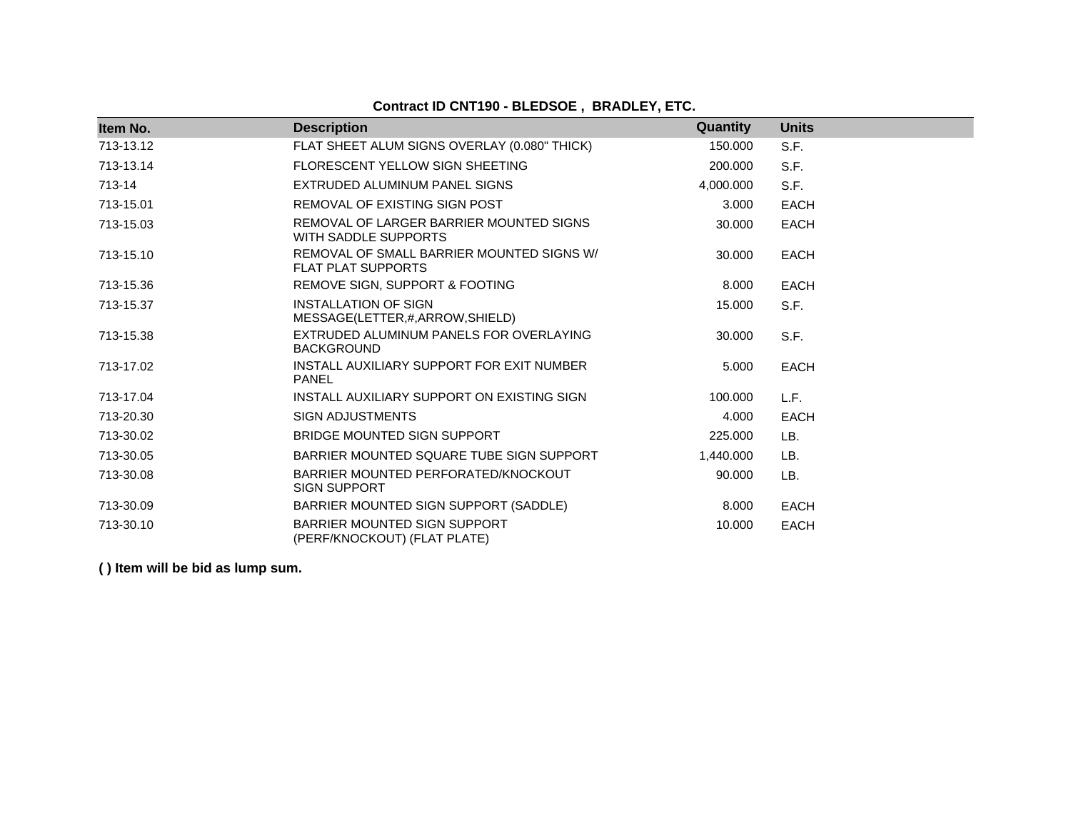**Contract ID CNT190 - BLEDSOE , BRADLEY, ETC.**

| Item No. | Description | Quantity | Units |
|---|---|---|---|
| 713-13.12 | FLAT SHEET ALUM SIGNS OVERLAY (0.080" THICK) | 150.000 | S.F. |
| 713-13.14 | FLORESCENT YELLOW SIGN SHEETING | 200.000 | S.F. |
| 713-14 | EXTRUDED ALUMINUM PANEL SIGNS | 4,000.000 | S.F. |
| 713-15.01 | REMOVAL OF EXISTING SIGN POST | 3.000 | EACH |
| 713-15.03 | REMOVAL OF LARGER BARRIER MOUNTED SIGNS WITH SADDLE SUPPORTS | 30.000 | EACH |
| 713-15.10 | REMOVAL OF SMALL BARRIER MOUNTED SIGNS W/ FLAT PLAT SUPPORTS | 30.000 | EACH |
| 713-15.36 | REMOVE SIGN, SUPPORT & FOOTING | 8.000 | EACH |
| 713-15.37 | INSTALLATION OF SIGN MESSAGE(LETTER,#,ARROW,SHIELD) | 15.000 | S.F. |
| 713-15.38 | EXTRUDED ALUMINUM PANELS FOR OVERLAYING BACKGROUND | 30.000 | S.F. |
| 713-17.02 | INSTALL AUXILIARY SUPPORT FOR EXIT NUMBER PANEL | 5.000 | EACH |
| 713-17.04 | INSTALL AUXILIARY SUPPORT ON EXISTING SIGN | 100.000 | L.F. |
| 713-20.30 | SIGN ADJUSTMENTS | 4.000 | EACH |
| 713-30.02 | BRIDGE MOUNTED SIGN SUPPORT | 225.000 | LB. |
| 713-30.05 | BARRIER MOUNTED SQUARE TUBE SIGN SUPPORT | 1,440.000 | LB. |
| 713-30.08 | BARRIER MOUNTED PERFORATED/KNOCKOUT SIGN SUPPORT | 90.000 | LB. |
| 713-30.09 | BARRIER MOUNTED SIGN SUPPORT (SADDLE) | 8.000 | EACH |
| 713-30.10 | BARRIER MOUNTED SIGN SUPPORT (PERF/KNOCKOUT) (FLAT PLATE) | 10.000 | EACH |

**( ) Item will be bid as lump sum.**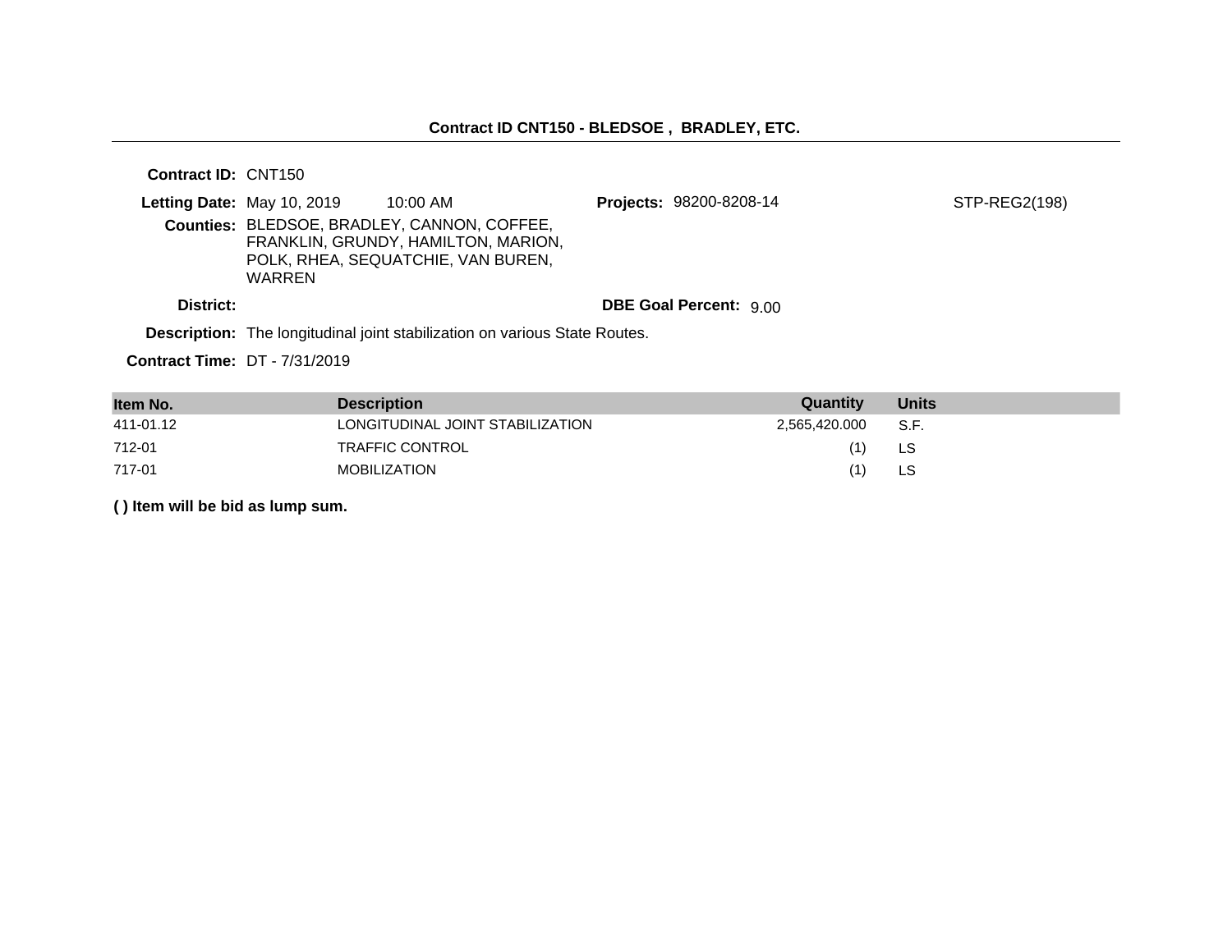## Contract ID CNT150 - BLEDSOE , BRADLEY, ETC.

**Contract ID:** CNT150

**Letting Date:** May 10, 2019 10:00 AM

**Projects:** 98200-8208-14 STP-REG2(198)

**Counties:** BLEDSOE, BRADLEY, CANNON, COFFEE, FRANKLIN, GRUNDY, HAMILTON, MARION, POLK, RHEA, SEQUATCHIE, VAN BUREN, WARREN

**District:**

**DBE Goal Percent:** 9.00

**Description:** The longitudinal joint stabilization on various State Routes.

**Contract Time:** DT - 7/31/2019

| Item No. | Description | Quantity | Units |
|---|---|---|---|
| 411-01.12 | LONGITUDINAL JOINT STABILIZATION | 2,565,420.000 | S.F. |
| 712-01 | TRAFFIC CONTROL | (1) | LS |
| 717-01 | MOBILIZATION | (1) | LS |

**( ) Item will be bid as lump sum.**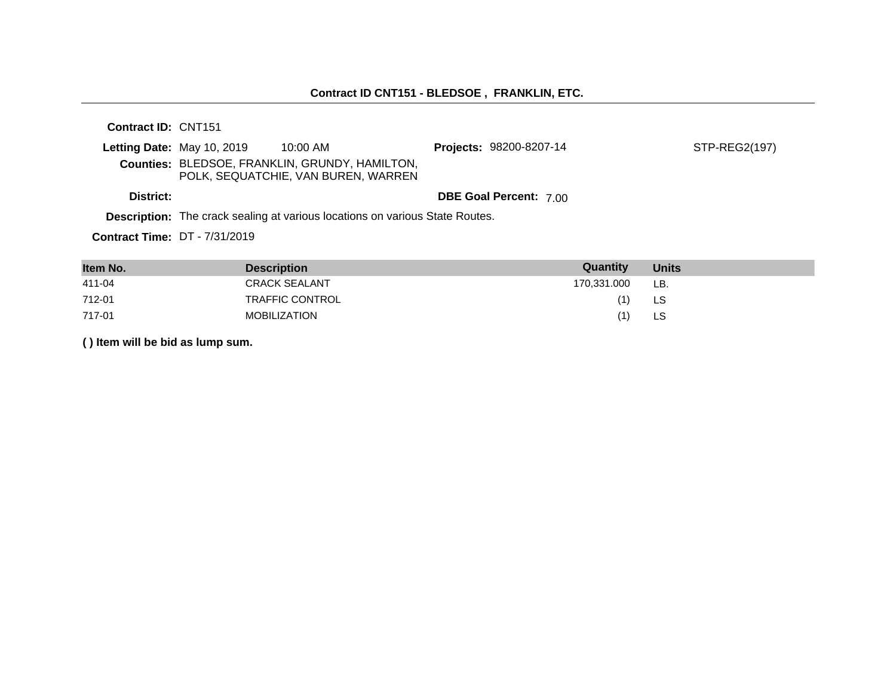## Contract ID CNT151 - BLEDSOE , FRANKLIN, ETC.

**Contract ID:** CNT151

**Letting Date:** May 10, 2019 10:00 AM

**Projects:** 98200-8207-14 STP-REG2(197)

**Counties:** BLEDSOE, FRANKLIN, GRUNDY, HAMILTON, POLK, SEQUATCHIE, VAN BUREN, WARREN

**District:**

**DBE Goal Percent:** 7.00

**Description:** The crack sealing at various locations on various State Routes.

**Contract Time:** DT - 7/31/2019

| Item No. | Description | Quantity | Units |
|---|---|---|---|
| 411-04 | CRACK SEALANT | 170,331.000 | LB. |
| 712-01 | TRAFFIC CONTROL | (1) | LS |
| 717-01 | MOBILIZATION | (1) | LS |

**( ) Item will be bid as lump sum.**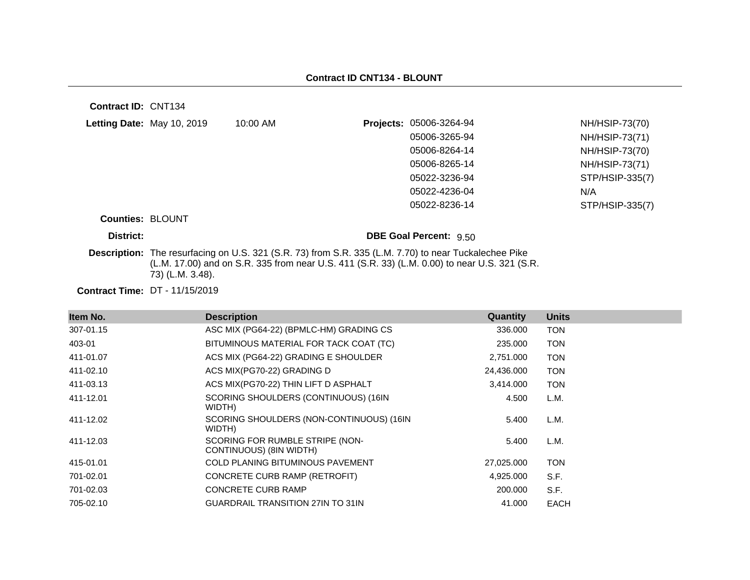## Contract ID CNT134 - BLOUNT

**Contract ID:** CNT134

**Letting Date:** May 10, 2019 10:00 AM

**Projects:**

| | |
|---|---|
| 05006-3264-94 | NH/HSIP-73(70) |
| 05006-3265-94 | NH/HSIP-73(71) |
| 05006-8264-14 | NH/HSIP-73(70) |
| 05006-8265-14 | NH/HSIP-73(71) |
| 05022-3236-94 | STP/HSIP-335(7) |
| 05022-4236-04 | N/A |
| 05022-8236-14 | STP/HSIP-335(7) |

**Counties:** BLOUNT

**District:**

**DBE Goal Percent:** 9.50

**Description:** The resurfacing on U.S. 321 (S.R. 73) from S.R. 335 (L.M. 7.70) to near Tuckalechee Pike (L.M. 17.00) and on S.R. 335 from near U.S. 411 (S.R. 33) (L.M. 0.00) to near U.S. 321 (S.R. 73) (L.M. 3.48).

**Contract Time:** DT - 11/15/2019

| Item No. | Description | Quantity | Units |
|---|---|---|---|
| 307-01.15 | ASC MIX (PG64-22) (BPMLC-HM) GRADING CS | 336.000 | TON |
| 403-01 | BITUMINOUS MATERIAL FOR TACK COAT (TC) | 235.000 | TON |
| 411-01.07 | ACS MIX (PG64-22) GRADING E SHOULDER | 2,751.000 | TON |
| 411-02.10 | ACS MIX(PG70-22) GRADING D | 24,436.000 | TON |
| 411-03.13 | ACS MIX(PG70-22) THIN LIFT D ASPHALT | 3,414.000 | TON |
| 411-12.01 | SCORING SHOULDERS (CONTINUOUS) (16IN WIDTH) | 4.500 | L.M. |
| 411-12.02 | SCORING SHOULDERS (NON-CONTINUOUS) (16IN WIDTH) | 5.400 | L.M. |
| 411-12.03 | SCORING FOR RUMBLE STRIPE (NON-CONTINUOUS) (8IN WIDTH) | 5.400 | L.M. |
| 415-01.01 | COLD PLANING BITUMINOUS PAVEMENT | 27,025.000 | TON |
| 701-02.01 | CONCRETE CURB RAMP (RETROFIT) | 4,925.000 | S.F. |
| 701-02.03 | CONCRETE CURB RAMP | 200.000 | S.F. |
| 705-02.10 | GUARDRAIL TRANSITION 27IN TO 31IN | 41.000 | EACH |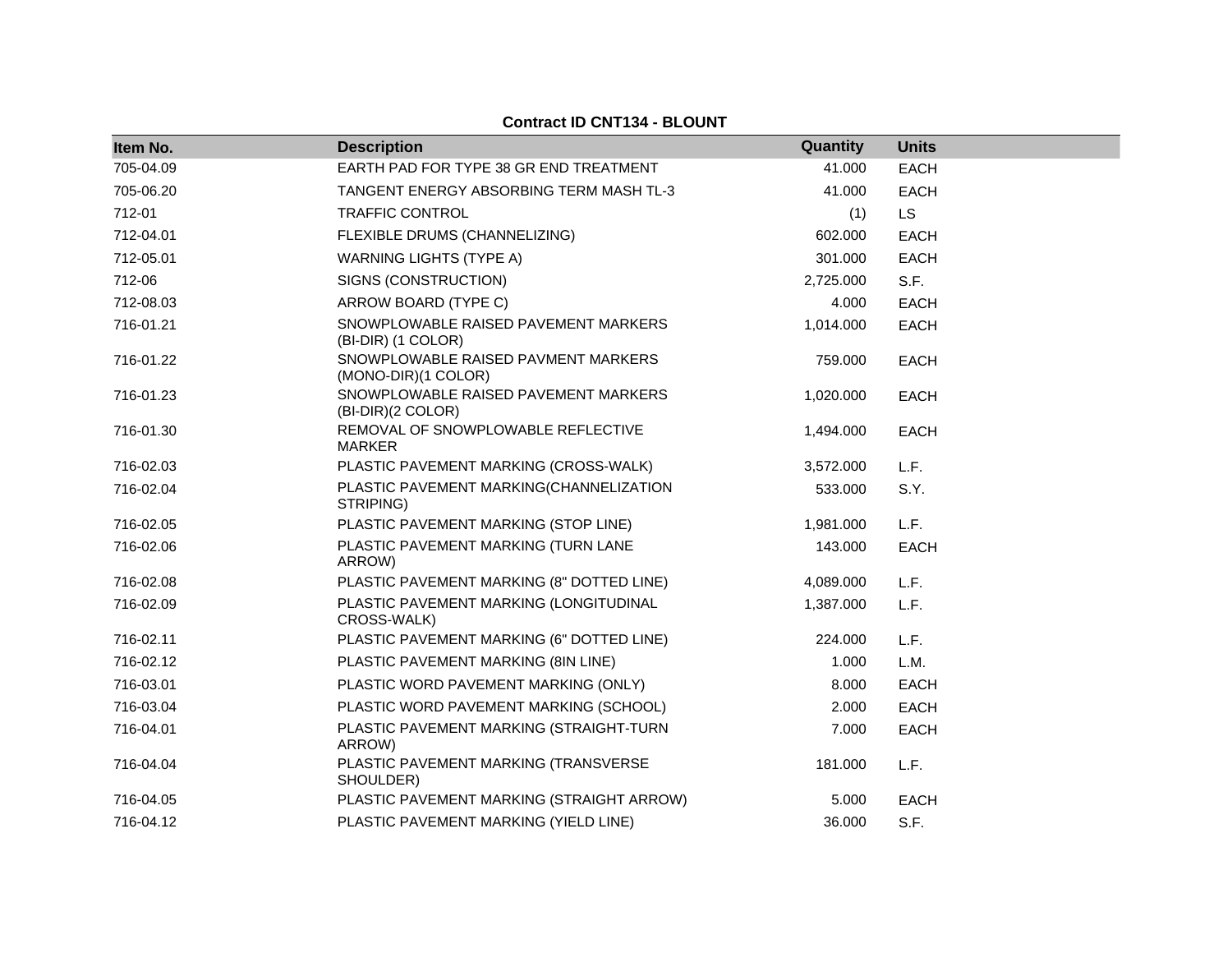**Contract ID CNT134 - BLOUNT**

| Item No. | Description | Quantity | Units |
|---|---|---|---|
| 705-04.09 | EARTH PAD FOR TYPE 38 GR END TREATMENT | 41.000 | EACH |
| 705-06.20 | TANGENT ENERGY ABSORBING TERM MASH TL-3 | 41.000 | EACH |
| 712-01 | TRAFFIC CONTROL | (1) | LS |
| 712-04.01 | FLEXIBLE DRUMS (CHANNELIZING) | 602.000 | EACH |
| 712-05.01 | WARNING LIGHTS (TYPE A) | 301.000 | EACH |
| 712-06 | SIGNS (CONSTRUCTION) | 2,725.000 | S.F. |
| 712-08.03 | ARROW BOARD (TYPE C) | 4.000 | EACH |
| 716-01.21 | SNOWPLOWABLE RAISED PAVEMENT MARKERS (BI-DIR) (1 COLOR) | 1,014.000 | EACH |
| 716-01.22 | SNOWPLOWABLE RAISED PAVMENT MARKERS (MONO-DIR)(1 COLOR) | 759.000 | EACH |
| 716-01.23 | SNOWPLOWABLE RAISED PAVEMENT MARKERS (BI-DIR)(2 COLOR) | 1,020.000 | EACH |
| 716-01.30 | REMOVAL OF SNOWPLOWABLE REFLECTIVE MARKER | 1,494.000 | EACH |
| 716-02.03 | PLASTIC PAVEMENT MARKING (CROSS-WALK) | 3,572.000 | L.F. |
| 716-02.04 | PLASTIC PAVEMENT MARKING(CHANNELIZATION STRIPING) | 533.000 | S.Y. |
| 716-02.05 | PLASTIC PAVEMENT MARKING (STOP LINE) | 1,981.000 | L.F. |
| 716-02.06 | PLASTIC PAVEMENT MARKING (TURN LANE ARROW) | 143.000 | EACH |
| 716-02.08 | PLASTIC PAVEMENT MARKING (8" DOTTED LINE) | 4,089.000 | L.F. |
| 716-02.09 | PLASTIC PAVEMENT MARKING (LONGITUDINAL CROSS-WALK) | 1,387.000 | L.F. |
| 716-02.11 | PLASTIC PAVEMENT MARKING (6" DOTTED LINE) | 224.000 | L.F. |
| 716-02.12 | PLASTIC PAVEMENT MARKING (8IN LINE) | 1.000 | L.M. |
| 716-03.01 | PLASTIC WORD PAVEMENT MARKING (ONLY) | 8.000 | EACH |
| 716-03.04 | PLASTIC WORD PAVEMENT MARKING (SCHOOL) | 2.000 | EACH |
| 716-04.01 | PLASTIC PAVEMENT MARKING (STRAIGHT-TURN ARROW) | 7.000 | EACH |
| 716-04.04 | PLASTIC PAVEMENT MARKING (TRANSVERSE SHOULDER) | 181.000 | L.F. |
| 716-04.05 | PLASTIC PAVEMENT MARKING (STRAIGHT ARROW) | 5.000 | EACH |
| 716-04.12 | PLASTIC PAVEMENT MARKING (YIELD LINE) | 36.000 | S.F. |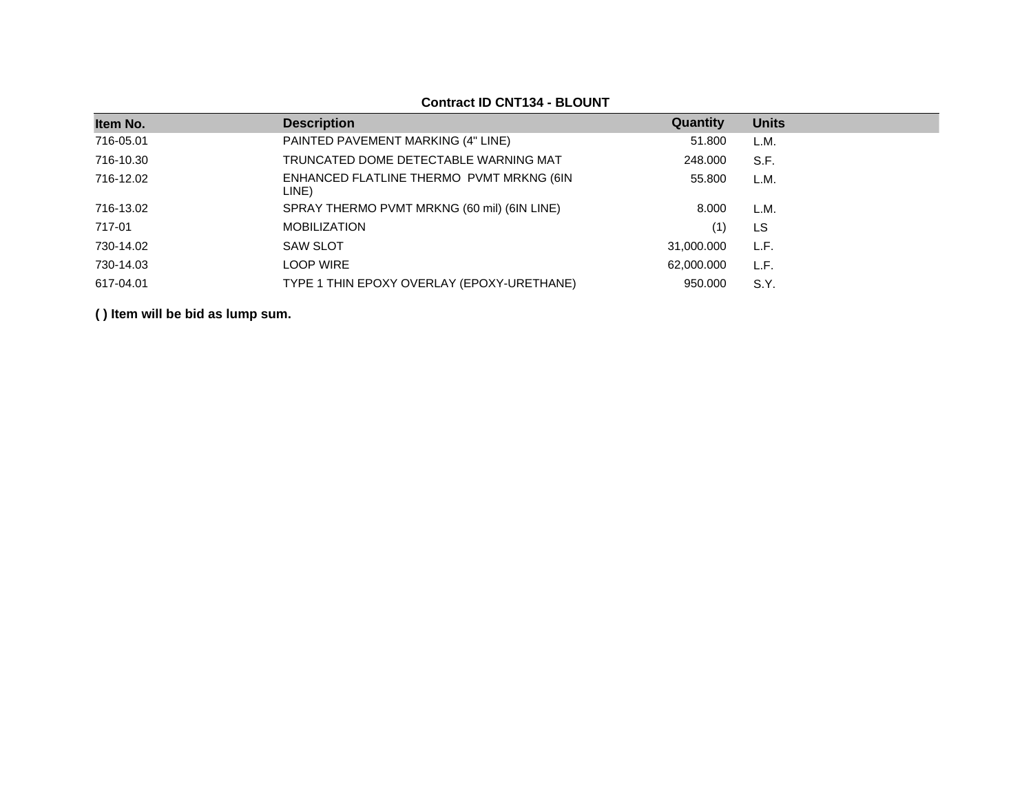**Contract ID CNT134 - BLOUNT**

| Item No. | Description | Quantity | Units |
|---|---|---|---|
| 716-05.01 | PAINTED PAVEMENT MARKING (4" LINE) | 51.800 | L.M. |
| 716-10.30 | TRUNCATED DOME DETECTABLE WARNING MAT | 248.000 | S.F. |
| 716-12.02 | ENHANCED FLATLINE THERMO PVMT MRKNG (6IN LINE) | 55.800 | L.M. |
| 716-13.02 | SPRAY THERMO PVMT MRKNG (60 mil) (6IN LINE) | 8.000 | L.M. |
| 717-01 | MOBILIZATION | (1) | LS |
| 730-14.02 | SAW SLOT | 31,000.000 | L.F. |
| 730-14.03 | LOOP WIRE | 62,000.000 | L.F. |
| 617-04.01 | TYPE 1 THIN EPOXY OVERLAY (EPOXY-URETHANE) | 950.000 | S.Y. |

**( ) Item will be bid as lump sum.**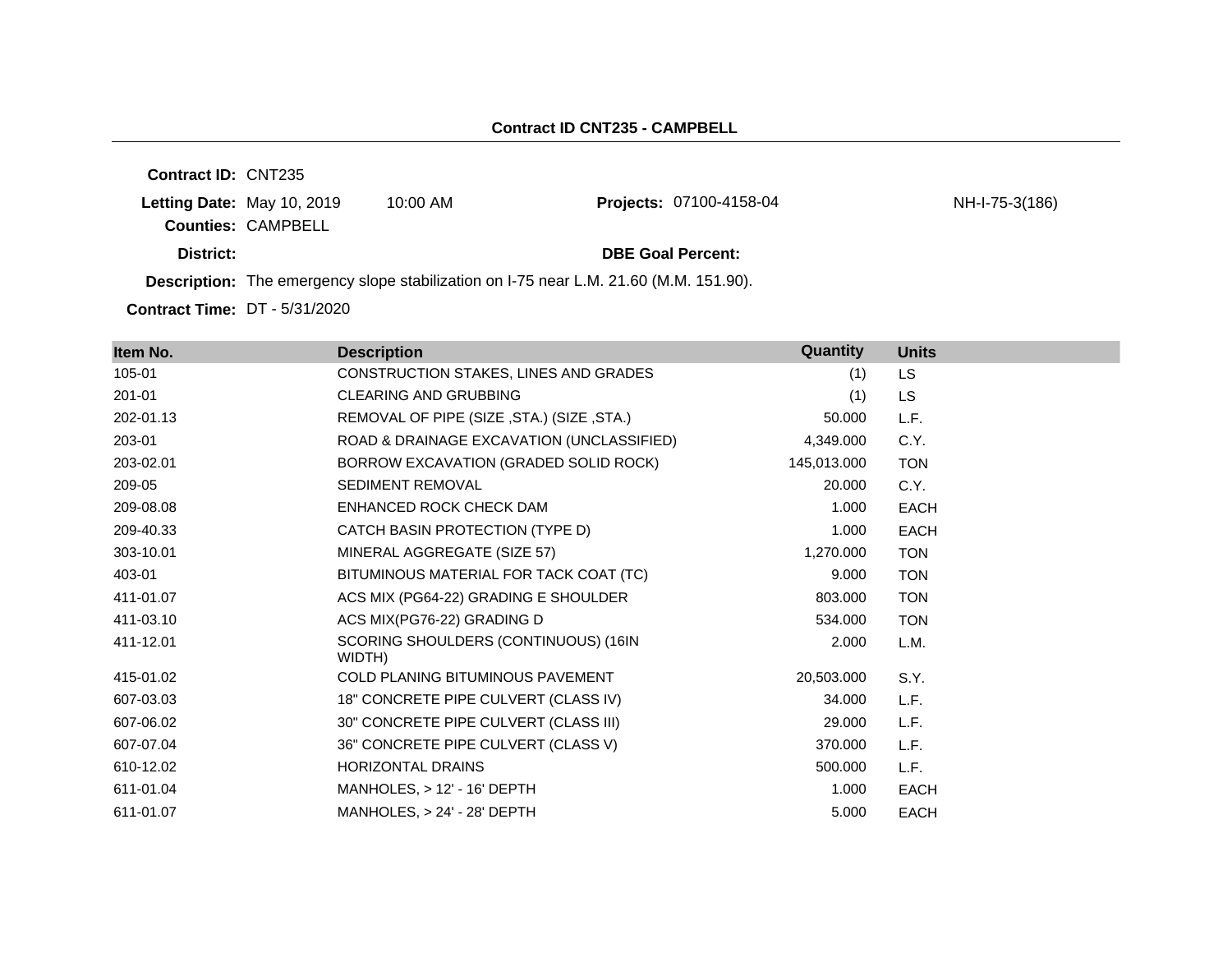## Contract ID CNT235 - CAMPBELL

**Contract ID:** CNT235

**Letting Date:** May 10, 2019 10:00 AM

**Projects:** 07100-4158-04 NH-I-75-3(186)

**Counties:** CAMPBELL

**District:**

**DBE Goal Percent:**

**Description:** The emergency slope stabilization on I-75 near L.M. 21.60 (M.M. 151.90).

**Contract Time:** DT - 5/31/2020

| Item No. | Description | Quantity | Units |
|---|---|---|---|
| 105-01 | CONSTRUCTION STAKES, LINES AND GRADES | (1) | LS |
| 201-01 | CLEARING AND GRUBBING | (1) | LS |
| 202-01.13 | REMOVAL OF PIPE (SIZE ,STA.) (SIZE ,STA.) | 50.000 | L.F. |
| 203-01 | ROAD & DRAINAGE EXCAVATION (UNCLASSIFIED) | 4,349.000 | C.Y. |
| 203-02.01 | BORROW EXCAVATION (GRADED SOLID ROCK) | 145,013.000 | TON |
| 209-05 | SEDIMENT REMOVAL | 20.000 | C.Y. |
| 209-08.08 | ENHANCED ROCK CHECK DAM | 1.000 | EACH |
| 209-40.33 | CATCH BASIN PROTECTION (TYPE D) | 1.000 | EACH |
| 303-10.01 | MINERAL AGGREGATE (SIZE 57) | 1,270.000 | TON |
| 403-01 | BITUMINOUS MATERIAL FOR TACK COAT (TC) | 9.000 | TON |
| 411-01.07 | ACS MIX (PG64-22) GRADING E SHOULDER | 803.000 | TON |
| 411-03.10 | ACS MIX(PG76-22) GRADING D | 534.000 | TON |
| 411-12.01 | SCORING SHOULDERS (CONTINUOUS) (16IN WIDTH) | 2.000 | L.M. |
| 415-01.02 | COLD PLANING BITUMINOUS PAVEMENT | 20,503.000 | S.Y. |
| 607-03.03 | 18" CONCRETE PIPE CULVERT (CLASS IV) | 34.000 | L.F. |
| 607-06.02 | 30" CONCRETE PIPE CULVERT (CLASS III) | 29.000 | L.F. |
| 607-07.04 | 36" CONCRETE PIPE CULVERT (CLASS V) | 370.000 | L.F. |
| 610-12.02 | HORIZONTAL DRAINS | 500.000 | L.F. |
| 611-01.04 | MANHOLES, > 12' - 16' DEPTH | 1.000 | EACH |
| 611-01.07 | MANHOLES, > 24' - 28' DEPTH | 5.000 | EACH |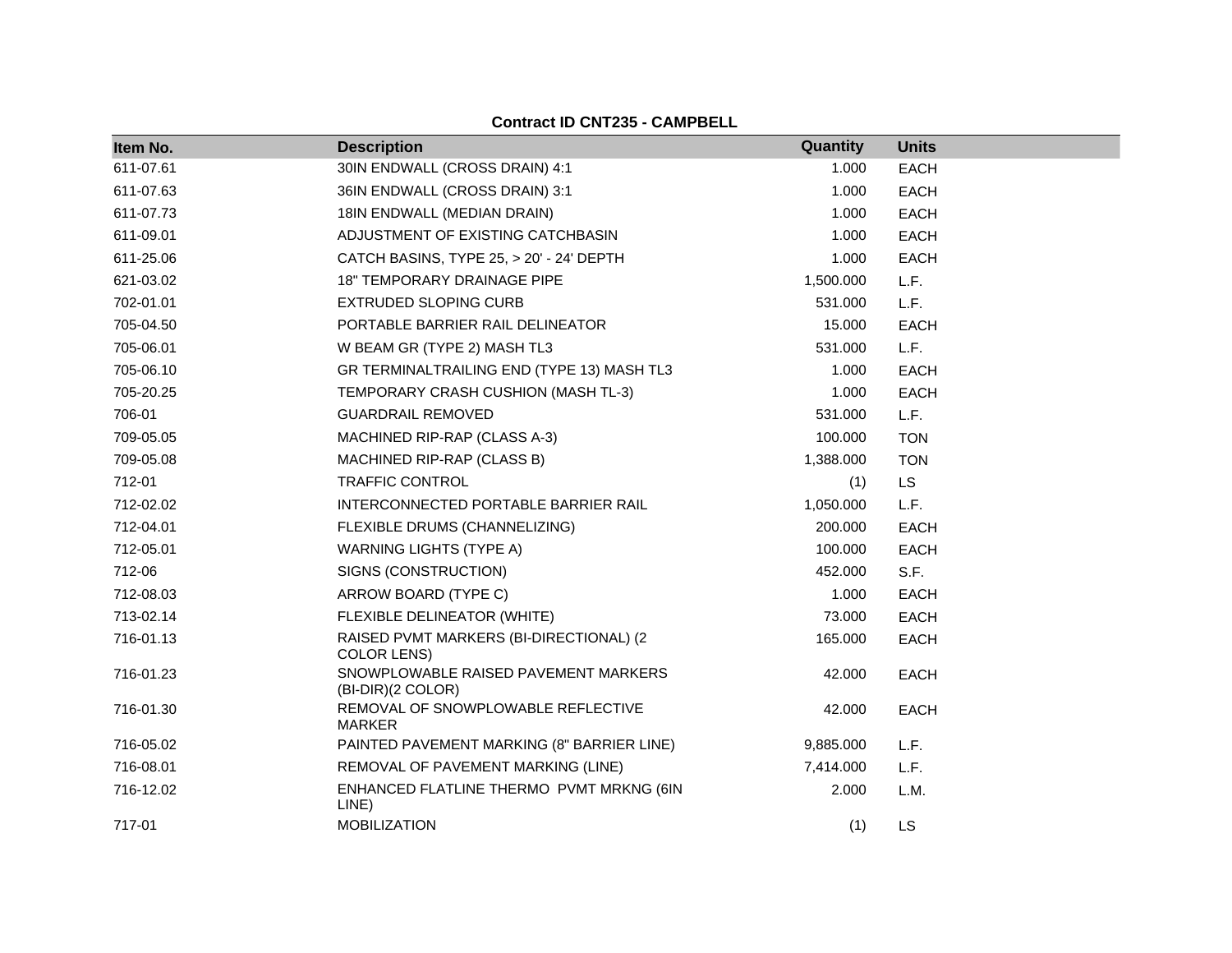**Contract ID CNT235 - CAMPBELL**

| Item No. | Description | Quantity | Units |
|---|---|---|---|
| 611-07.61 | 30IN ENDWALL (CROSS DRAIN) 4:1 | 1.000 | EACH |
| 611-07.63 | 36IN ENDWALL (CROSS DRAIN) 3:1 | 1.000 | EACH |
| 611-07.73 | 18IN ENDWALL (MEDIAN DRAIN) | 1.000 | EACH |
| 611-09.01 | ADJUSTMENT OF EXISTING CATCHBASIN | 1.000 | EACH |
| 611-25.06 | CATCH BASINS, TYPE 25, > 20' - 24' DEPTH | 1.000 | EACH |
| 621-03.02 | 18" TEMPORARY DRAINAGE PIPE | 1,500.000 | L.F. |
| 702-01.01 | EXTRUDED SLOPING CURB | 531.000 | L.F. |
| 705-04.50 | PORTABLE BARRIER RAIL DELINEATOR | 15.000 | EACH |
| 705-06.01 | W BEAM GR (TYPE 2) MASH TL3 | 531.000 | L.F. |
| 705-06.10 | GR TERMINALTRAILING END (TYPE 13) MASH TL3 | 1.000 | EACH |
| 705-20.25 | TEMPORARY CRASH CUSHION (MASH TL-3) | 1.000 | EACH |
| 706-01 | GUARDRAIL REMOVED | 531.000 | L.F. |
| 709-05.05 | MACHINED RIP-RAP (CLASS A-3) | 100.000 | TON |
| 709-05.08 | MACHINED RIP-RAP (CLASS B) | 1,388.000 | TON |
| 712-01 | TRAFFIC CONTROL | (1) | LS |
| 712-02.02 | INTERCONNECTED PORTABLE BARRIER RAIL | 1,050.000 | L.F. |
| 712-04.01 | FLEXIBLE DRUMS (CHANNELIZING) | 200.000 | EACH |
| 712-05.01 | WARNING LIGHTS (TYPE A) | 100.000 | EACH |
| 712-06 | SIGNS (CONSTRUCTION) | 452.000 | S.F. |
| 712-08.03 | ARROW BOARD (TYPE C) | 1.000 | EACH |
| 713-02.14 | FLEXIBLE DELINEATOR (WHITE) | 73.000 | EACH |
| 716-01.13 | RAISED PVMT MARKERS (BI-DIRECTIONAL) (2 COLOR LENS) | 165.000 | EACH |
| 716-01.23 | SNOWPLOWABLE RAISED PAVEMENT MARKERS (BI-DIR)(2 COLOR) | 42.000 | EACH |
| 716-01.30 | REMOVAL OF SNOWPLOWABLE REFLECTIVE MARKER | 42.000 | EACH |
| 716-05.02 | PAINTED PAVEMENT MARKING (8" BARRIER LINE) | 9,885.000 | L.F. |
| 716-08.01 | REMOVAL OF PAVEMENT MARKING (LINE) | 7,414.000 | L.F. |
| 716-12.02 | ENHANCED FLATLINE THERMO PVMT MRKNG (6IN LINE) | 2.000 | L.M. |
| 717-01 | MOBILIZATION | (1) | LS |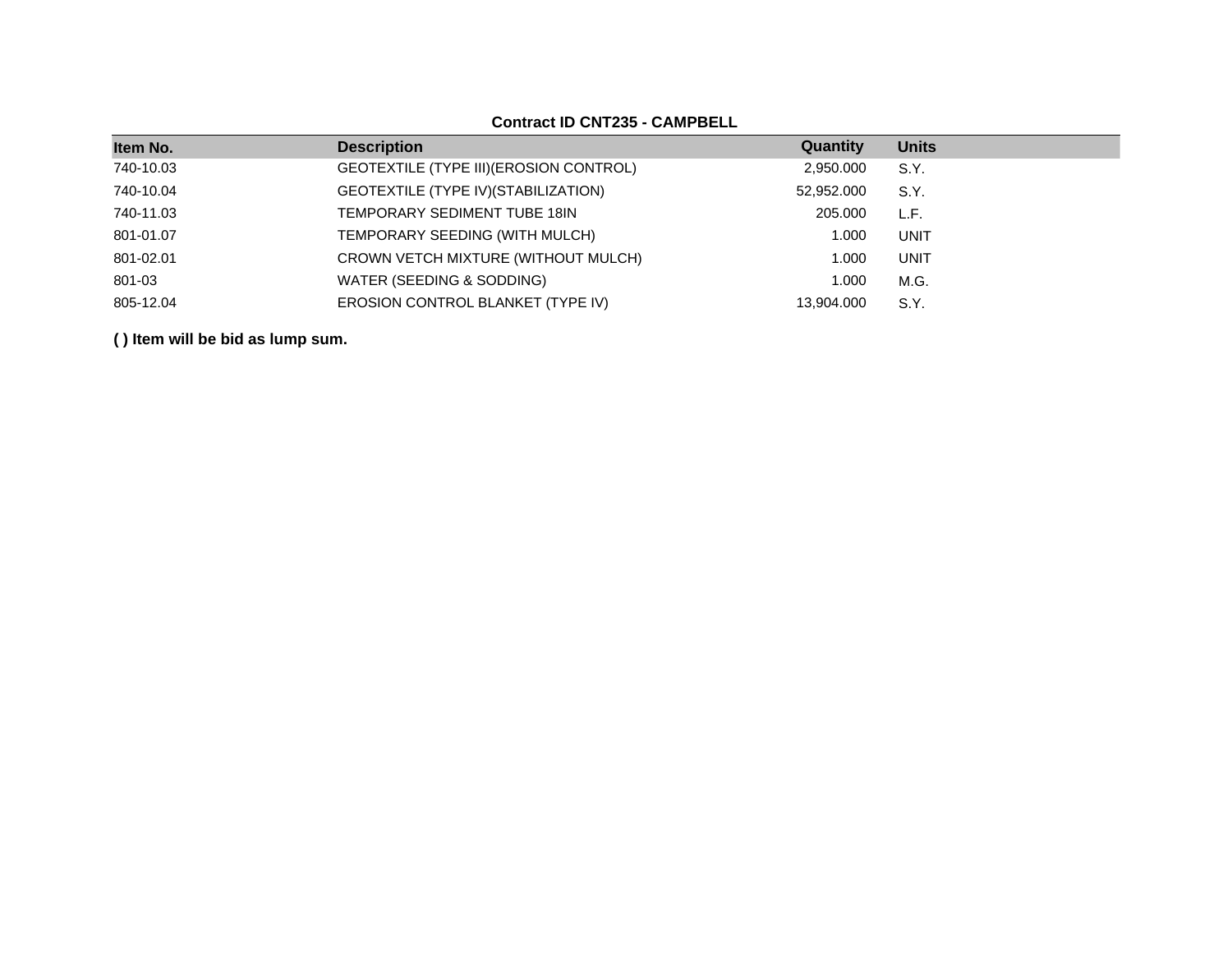**Contract ID CNT235 - CAMPBELL**

| Item No. | Description | Quantity | Units |
|---|---|---|---|
| 740-10.03 | GEOTEXTILE (TYPE III)(EROSION CONTROL) | 2,950.000 | S.Y. |
| 740-10.04 | GEOTEXTILE (TYPE IV)(STABILIZATION) | 52,952.000 | S.Y. |
| 740-11.03 | TEMPORARY SEDIMENT TUBE 18IN | 205.000 | L.F. |
| 801-01.07 | TEMPORARY SEEDING (WITH MULCH) | 1.000 | UNIT |
| 801-02.01 | CROWN VETCH MIXTURE (WITHOUT MULCH) | 1.000 | UNIT |
| 801-03 | WATER (SEEDING & SODDING) | 1.000 | M.G. |
| 805-12.04 | EROSION CONTROL BLANKET (TYPE IV) | 13,904.000 | S.Y. |

**( ) Item will be bid as lump sum.**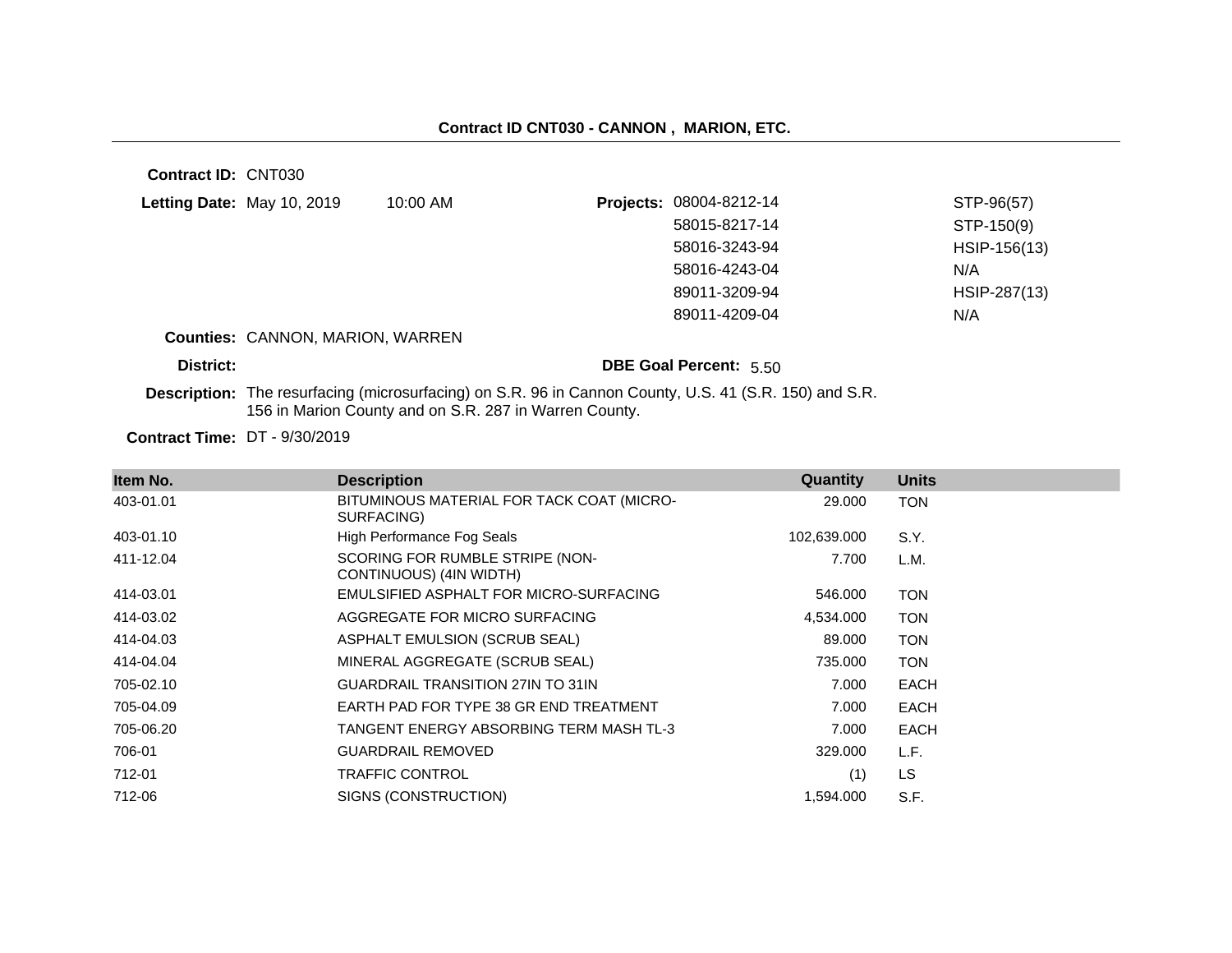## Contract ID CNT030 - CANNON , MARION, ETC.

**Contract ID:** CNT030

**Letting Date:** May 10, 2019 10:00 AM

**Projects:**

| | |
|---|---|
| 08004-8212-14 | STP-96(57) |
| 58015-8217-14 | STP-150(9) |
| 58016-3243-94 | HSIP-156(13) |
| 58016-4243-04 | N/A |
| 89011-3209-94 | HSIP-287(13) |
| 89011-4209-04 | N/A |

**Counties:** CANNON, MARION, WARREN

**District:**

**DBE Goal Percent:** 5.50

**Description:** The resurfacing (microsurfacing) on S.R. 96 in Cannon County, U.S. 41 (S.R. 150) and S.R. 156 in Marion County and on S.R. 287 in Warren County.

**Contract Time:** DT - 9/30/2019

| Item No. | Description | Quantity | Units |
|---|---|---|---|
| 403-01.01 | BITUMINOUS MATERIAL FOR TACK COAT (MICRO-SURFACING) | 29.000 | TON |
| 403-01.10 | High Performance Fog Seals | 102,639.000 | S.Y. |
| 411-12.04 | SCORING FOR RUMBLE STRIPE (NON-CONTINUOUS) (4IN WIDTH) | 7.700 | L.M. |
| 414-03.01 | EMULSIFIED ASPHALT FOR MICRO-SURFACING | 546.000 | TON |
| 414-03.02 | AGGREGATE FOR MICRO SURFACING | 4,534.000 | TON |
| 414-04.03 | ASPHALT EMULSION (SCRUB SEAL) | 89.000 | TON |
| 414-04.04 | MINERAL AGGREGATE (SCRUB SEAL) | 735.000 | TON |
| 705-02.10 | GUARDRAIL TRANSITION 27IN TO 31IN | 7.000 | EACH |
| 705-04.09 | EARTH PAD FOR TYPE 38 GR END TREATMENT | 7.000 | EACH |
| 705-06.20 | TANGENT ENERGY ABSORBING TERM MASH TL-3 | 7.000 | EACH |
| 706-01 | GUARDRAIL REMOVED | 329.000 | L.F. |
| 712-01 | TRAFFIC CONTROL | (1) | LS |
| 712-06 | SIGNS (CONSTRUCTION) | 1,594.000 | S.F. |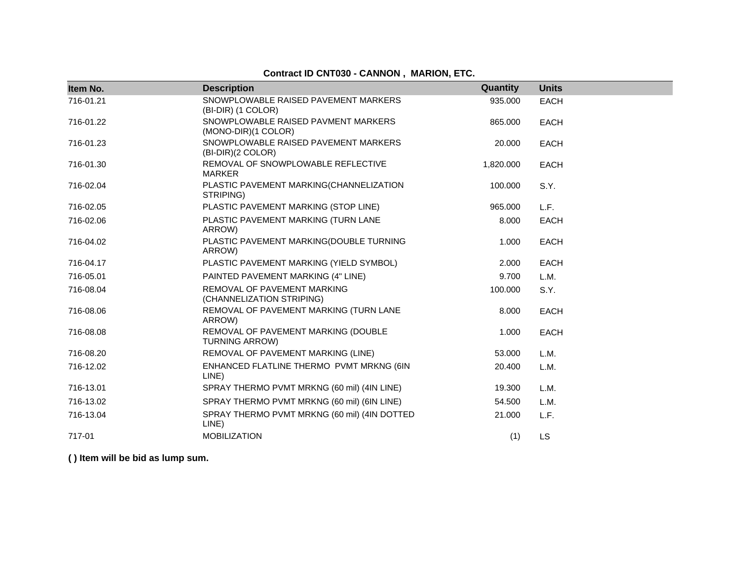**Contract ID CNT030 - CANNON , MARION, ETC.**

| Item No. | Description | Quantity | Units |
|---|---|---|---|
| 716-01.21 | SNOWPLOWABLE RAISED PAVEMENT MARKERS (BI-DIR) (1 COLOR) | 935.000 | EACH |
| 716-01.22 | SNOWPLOWABLE RAISED PAVMENT MARKERS (MONO-DIR)(1 COLOR) | 865.000 | EACH |
| 716-01.23 | SNOWPLOWABLE RAISED PAVEMENT MARKERS (BI-DIR)(2 COLOR) | 20.000 | EACH |
| 716-01.30 | REMOVAL OF SNOWPLOWABLE REFLECTIVE MARKER | 1,820.000 | EACH |
| 716-02.04 | PLASTIC PAVEMENT MARKING(CHANNELIZATION STRIPING) | 100.000 | S.Y. |
| 716-02.05 | PLASTIC PAVEMENT MARKING (STOP LINE) | 965.000 | L.F. |
| 716-02.06 | PLASTIC PAVEMENT MARKING (TURN LANE ARROW) | 8.000 | EACH |
| 716-04.02 | PLASTIC PAVEMENT MARKING(DOUBLE TURNING ARROW) | 1.000 | EACH |
| 716-04.17 | PLASTIC PAVEMENT MARKING (YIELD SYMBOL) | 2.000 | EACH |
| 716-05.01 | PAINTED PAVEMENT MARKING (4" LINE) | 9.700 | L.M. |
| 716-08.04 | REMOVAL OF PAVEMENT MARKING (CHANNELIZATION STRIPING) | 100.000 | S.Y. |
| 716-08.06 | REMOVAL OF PAVEMENT MARKING (TURN LANE ARROW) | 8.000 | EACH |
| 716-08.08 | REMOVAL OF PAVEMENT MARKING (DOUBLE TURNING ARROW) | 1.000 | EACH |
| 716-08.20 | REMOVAL OF PAVEMENT MARKING (LINE) | 53.000 | L.M. |
| 716-12.02 | ENHANCED FLATLINE THERMO PVMT MRKNG (6IN LINE) | 20.400 | L.M. |
| 716-13.01 | SPRAY THERMO PVMT MRKNG (60 mil) (4IN LINE) | 19.300 | L.M. |
| 716-13.02 | SPRAY THERMO PVMT MRKNG (60 mil) (6IN LINE) | 54.500 | L.M. |
| 716-13.04 | SPRAY THERMO PVMT MRKNG (60 mil) (4IN DOTTED LINE) | 21.000 | L.F. |
| 717-01 | MOBILIZATION | (1) | LS |

**( ) Item will be bid as lump sum.**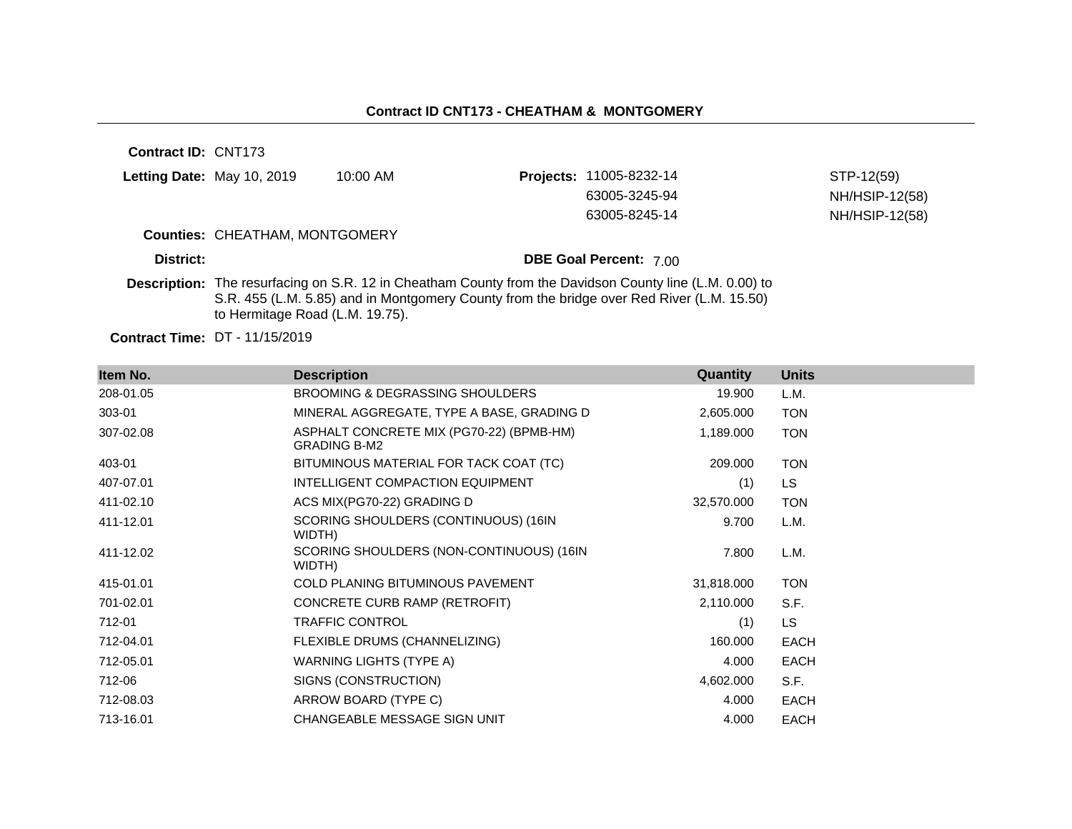## Contract ID CNT173 - CHEATHAM & MONTGOMERY

**Contract ID:** CNT173

**Letting Date:** May 10, 2019 10:00 AM

**Projects:**

| | |
|---|---|
| 11005-8232-14 | STP-12(59) |
| 63005-3245-94 | NH/HSIP-12(58) |
| 63005-8245-14 | NH/HSIP-12(58) |

**Counties:** CHEATHAM, MONTGOMERY

**District:**

**DBE Goal Percent:** 7.00

**Description:** The resurfacing on S.R. 12 in Cheatham County from the Davidson County line (L.M. 0.00) to S.R. 455 (L.M. 5.85) and in Montgomery County from the bridge over Red River (L.M. 15.50) to Hermitage Road (L.M. 19.75).

**Contract Time:** DT - 11/15/2019

| Item No. | Description | Quantity | Units |
|---|---|---|---|
| 208-01.05 | BROOMING & DEGRASSING SHOULDERS | 19.900 | L.M. |
| 303-01 | MINERAL AGGREGATE, TYPE A BASE, GRADING D | 2,605.000 | TON |
| 307-02.08 | ASPHALT CONCRETE MIX (PG70-22) (BPMB-HM) GRADING B-M2 | 1,189.000 | TON |
| 403-01 | BITUMINOUS MATERIAL FOR TACK COAT (TC) | 209.000 | TON |
| 407-07.01 | INTELLIGENT COMPACTION EQUIPMENT | (1) | LS |
| 411-02.10 | ACS MIX(PG70-22) GRADING D | 32,570.000 | TON |
| 411-12.01 | SCORING SHOULDERS (CONTINUOUS) (16IN WIDTH) | 9.700 | L.M. |
| 411-12.02 | SCORING SHOULDERS (NON-CONTINUOUS) (16IN WIDTH) | 7.800 | L.M. |
| 415-01.01 | COLD PLANING BITUMINOUS PAVEMENT | 31,818.000 | TON |
| 701-02.01 | CONCRETE CURB RAMP (RETROFIT) | 2,110.000 | S.F. |
| 712-01 | TRAFFIC CONTROL | (1) | LS |
| 712-04.01 | FLEXIBLE DRUMS (CHANNELIZING) | 160.000 | EACH |
| 712-05.01 | WARNING LIGHTS (TYPE A) | 4.000 | EACH |
| 712-06 | SIGNS (CONSTRUCTION) | 4,602.000 | S.F. |
| 712-08.03 | ARROW BOARD (TYPE C) | 4.000 | EACH |
| 713-16.01 | CHANGEABLE MESSAGE SIGN UNIT | 4.000 | EACH |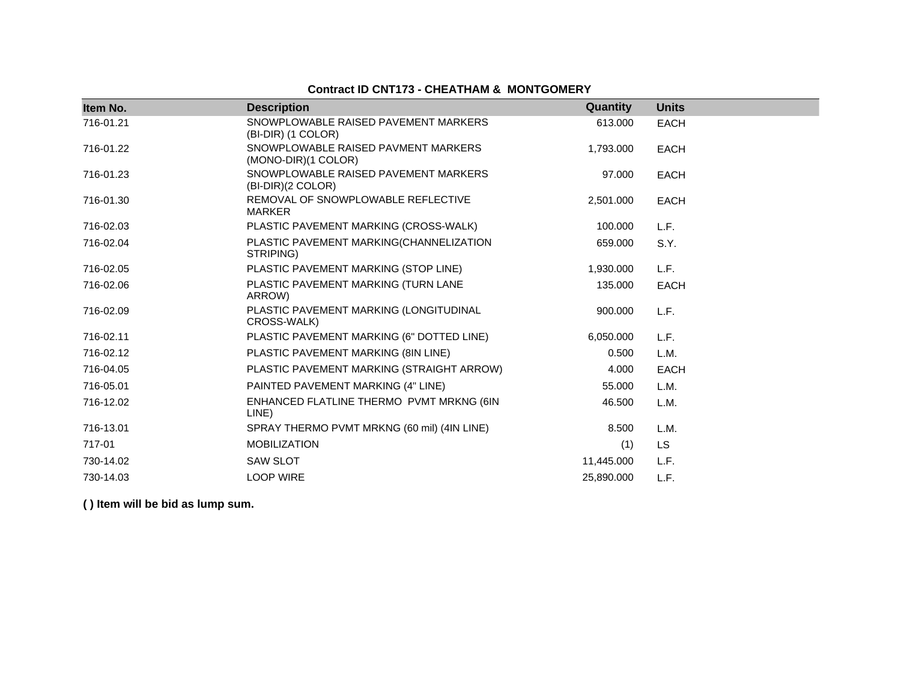**Contract ID CNT173 - CHEATHAM & MONTGOMERY**

| Item No. | Description | Quantity | Units |
|---|---|---|---|
| 716-01.21 | SNOWPLOWABLE RAISED PAVEMENT MARKERS (BI-DIR) (1 COLOR) | 613.000 | EACH |
| 716-01.22 | SNOWPLOWABLE RAISED PAVMENT MARKERS (MONO-DIR)(1 COLOR) | 1,793.000 | EACH |
| 716-01.23 | SNOWPLOWABLE RAISED PAVEMENT MARKERS (BI-DIR)(2 COLOR) | 97.000 | EACH |
| 716-01.30 | REMOVAL OF SNOWPLOWABLE REFLECTIVE MARKER | 2,501.000 | EACH |
| 716-02.03 | PLASTIC PAVEMENT MARKING (CROSS-WALK) | 100.000 | L.F. |
| 716-02.04 | PLASTIC PAVEMENT MARKING(CHANNELIZATION STRIPING) | 659.000 | S.Y. |
| 716-02.05 | PLASTIC PAVEMENT MARKING (STOP LINE) | 1,930.000 | L.F. |
| 716-02.06 | PLASTIC PAVEMENT MARKING (TURN LANE ARROW) | 135.000 | EACH |
| 716-02.09 | PLASTIC PAVEMENT MARKING (LONGITUDINAL CROSS-WALK) | 900.000 | L.F. |
| 716-02.11 | PLASTIC PAVEMENT MARKING (6" DOTTED LINE) | 6,050.000 | L.F. |
| 716-02.12 | PLASTIC PAVEMENT MARKING (8IN LINE) | 0.500 | L.M. |
| 716-04.05 | PLASTIC PAVEMENT MARKING (STRAIGHT ARROW) | 4.000 | EACH |
| 716-05.01 | PAINTED PAVEMENT MARKING (4" LINE) | 55.000 | L.M. |
| 716-12.02 | ENHANCED FLATLINE THERMO PVMT MRKNG (6IN LINE) | 46.500 | L.M. |
| 716-13.01 | SPRAY THERMO PVMT MRKNG (60 mil) (4IN LINE) | 8.500 | L.M. |
| 717-01 | MOBILIZATION | (1) | LS |
| 730-14.02 | SAW SLOT | 11,445.000 | L.F. |
| 730-14.03 | LOOP WIRE | 25,890.000 | L.F. |

**( ) Item will be bid as lump sum.**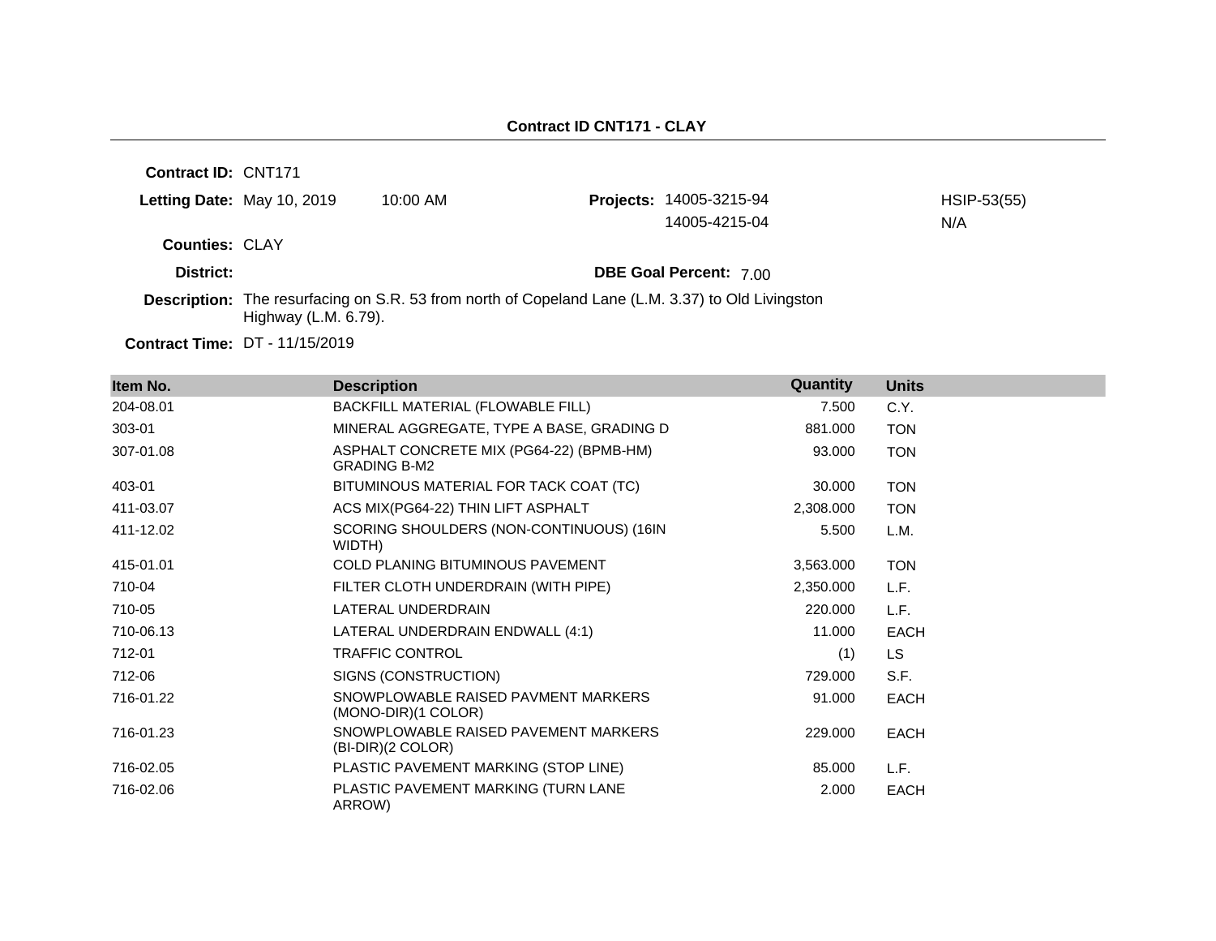**Contract ID CNT171 - CLAY**

**Contract ID:** CNT171

**Letting Date:** May 10, 2019 10:00 AM

**Projects:** 14005-3215-94 HSIP-53(55)
14005-4215-04 N/A

**Counties:** CLAY

**District:**

**DBE Goal Percent:** 7.00

**Description:** The resurfacing on S.R. 53 from north of Copeland Lane (L.M. 3.37) to Old Livingston Highway (L.M. 6.79).

**Contract Time:** DT - 11/15/2019

| Item No. | Description | Quantity | Units |
|---|---|---|---|
| 204-08.01 | BACKFILL MATERIAL (FLOWABLE FILL) | 7.500 | C.Y. |
| 303-01 | MINERAL AGGREGATE, TYPE A BASE, GRADING D | 881.000 | TON |
| 307-01.08 | ASPHALT CONCRETE MIX (PG64-22) (BPMB-HM) GRADING B-M2 | 93.000 | TON |
| 403-01 | BITUMINOUS MATERIAL FOR TACK COAT (TC) | 30.000 | TON |
| 411-03.07 | ACS MIX(PG64-22) THIN LIFT ASPHALT | 2,308.000 | TON |
| 411-12.02 | SCORING SHOULDERS (NON-CONTINUOUS) (16IN WIDTH) | 5.500 | L.M. |
| 415-01.01 | COLD PLANING BITUMINOUS PAVEMENT | 3,563.000 | TON |
| 710-04 | FILTER CLOTH UNDERDRAIN (WITH PIPE) | 2,350.000 | L.F. |
| 710-05 | LATERAL UNDERDRAIN | 220.000 | L.F. |
| 710-06.13 | LATERAL UNDERDRAIN ENDWALL (4:1) | 11.000 | EACH |
| 712-01 | TRAFFIC CONTROL | (1) | LS |
| 712-06 | SIGNS (CONSTRUCTION) | 729.000 | S.F. |
| 716-01.22 | SNOWPLOWABLE RAISED PAVMENT MARKERS (MONO-DIR)(1 COLOR) | 91.000 | EACH |
| 716-01.23 | SNOWPLOWABLE RAISED PAVEMENT MARKERS (BI-DIR)(2 COLOR) | 229.000 | EACH |
| 716-02.05 | PLASTIC PAVEMENT MARKING (STOP LINE) | 85.000 | L.F. |
| 716-02.06 | PLASTIC PAVEMENT MARKING (TURN LANE ARROW) | 2.000 | EACH |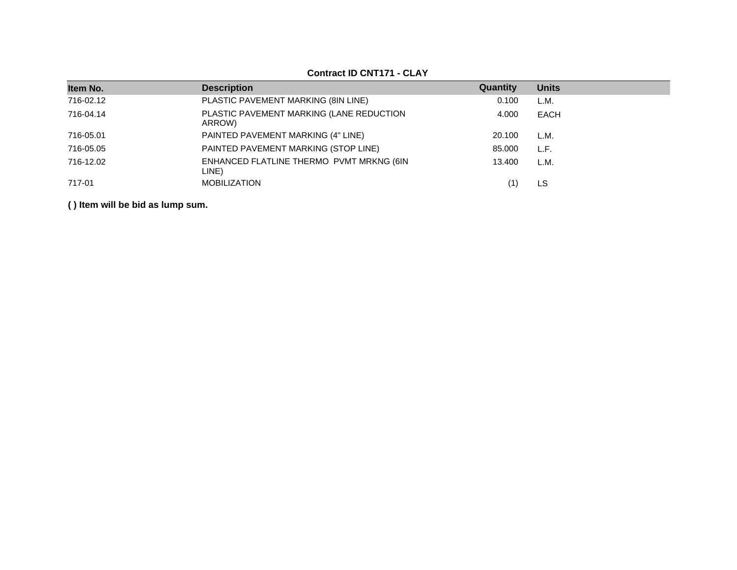**Contract ID CNT171 - CLAY**

| Item No. | Description | Quantity | Units |
|---|---|---|---|
| 716-02.12 | PLASTIC PAVEMENT MARKING (8IN LINE) | 0.100 | L.M. |
| 716-04.14 | PLASTIC PAVEMENT MARKING (LANE REDUCTION ARROW) | 4.000 | EACH |
| 716-05.01 | PAINTED PAVEMENT MARKING (4" LINE) | 20.100 | L.M. |
| 716-05.05 | PAINTED PAVEMENT MARKING (STOP LINE) | 85.000 | L.F. |
| 716-12.02 | ENHANCED FLATLINE THERMO PVMT MRKNG (6IN LINE) | 13.400 | L.M. |
| 717-01 | MOBILIZATION | (1) | LS |

**( ) Item will be bid as lump sum.**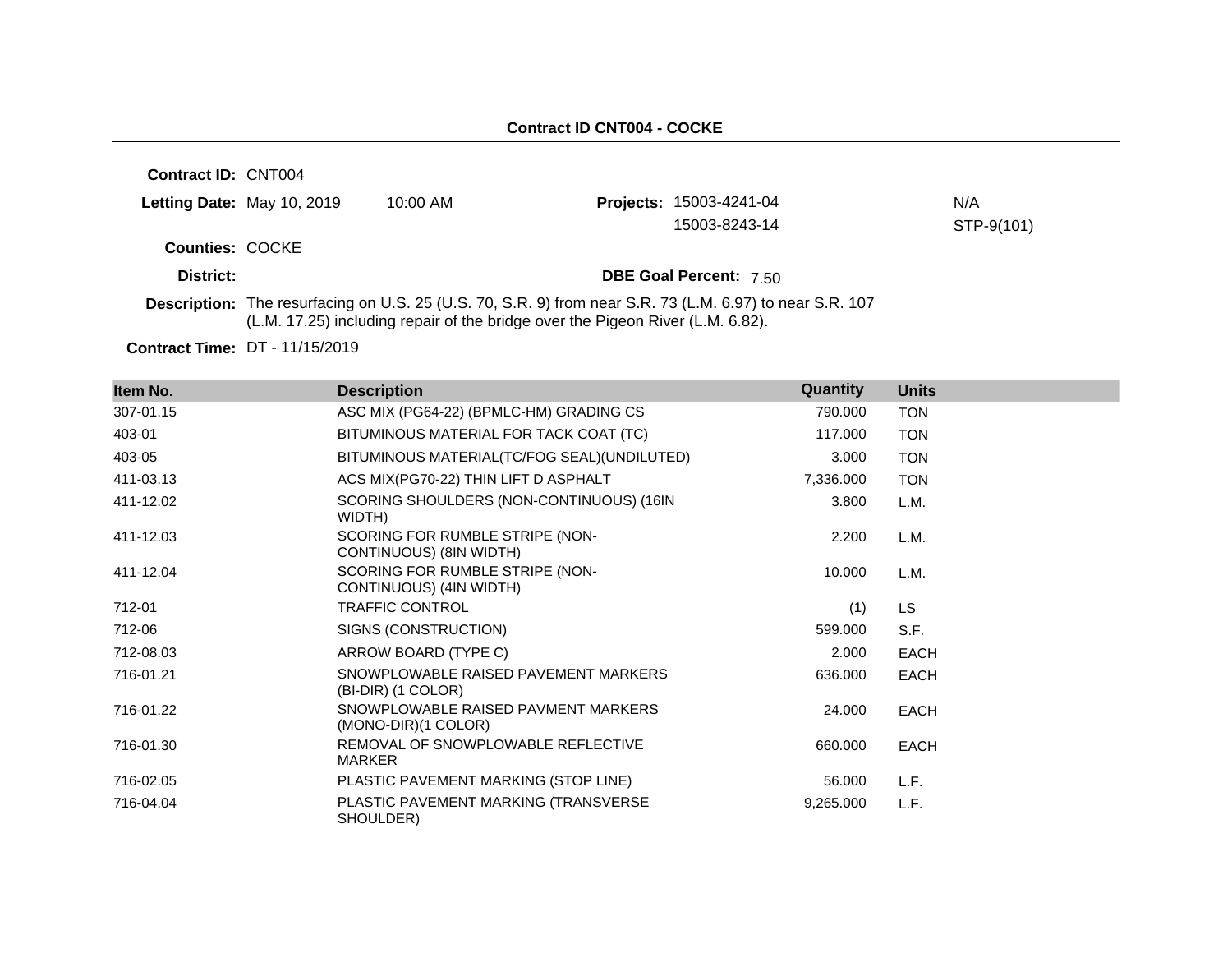## Contract ID CNT004 - COCKE

**Contract ID:** CNT004

**Letting Date:** May 10, 2019 10:00 AM

**Projects:** 15003-4241-04 N/A
15003-8243-14 STP-9(101)

**Counties:** COCKE

**District:**

**DBE Goal Percent:** 7.50

**Description:** The resurfacing on U.S. 25 (U.S. 70, S.R. 9) from near S.R. 73 (L.M. 6.97) to near S.R. 107 (L.M. 17.25) including repair of the bridge over the Pigeon River (L.M. 6.82).

**Contract Time:** DT - 11/15/2019

| Item No. | Description | Quantity | Units |
|---|---|---|---|
| 307-01.15 | ASC MIX (PG64-22) (BPMLC-HM) GRADING CS | 790.000 | TON |
| 403-01 | BITUMINOUS MATERIAL FOR TACK COAT (TC) | 117.000 | TON |
| 403-05 | BITUMINOUS MATERIAL(TC/FOG SEAL)(UNDILUTED) | 3.000 | TON |
| 411-03.13 | ACS MIX(PG70-22) THIN LIFT D ASPHALT | 7,336.000 | TON |
| 411-12.02 | SCORING SHOULDERS (NON-CONTINUOUS) (16IN WIDTH) | 3.800 | L.M. |
| 411-12.03 | SCORING FOR RUMBLE STRIPE (NON-CONTINUOUS) (8IN WIDTH) | 2.200 | L.M. |
| 411-12.04 | SCORING FOR RUMBLE STRIPE (NON-CONTINUOUS) (4IN WIDTH) | 10.000 | L.M. |
| 712-01 | TRAFFIC CONTROL | (1) | LS |
| 712-06 | SIGNS (CONSTRUCTION) | 599.000 | S.F. |
| 712-08.03 | ARROW BOARD (TYPE C) | 2.000 | EACH |
| 716-01.21 | SNOWPLOWABLE RAISED PAVEMENT MARKERS (BI-DIR) (1 COLOR) | 636.000 | EACH |
| 716-01.22 | SNOWPLOWABLE RAISED PAVMENT MARKERS (MONO-DIR)(1 COLOR) | 24.000 | EACH |
| 716-01.30 | REMOVAL OF SNOWPLOWABLE REFLECTIVE MARKER | 660.000 | EACH |
| 716-02.05 | PLASTIC PAVEMENT MARKING (STOP LINE) | 56.000 | L.F. |
| 716-04.04 | PLASTIC PAVEMENT MARKING (TRANSVERSE SHOULDER) | 9,265.000 | L.F. |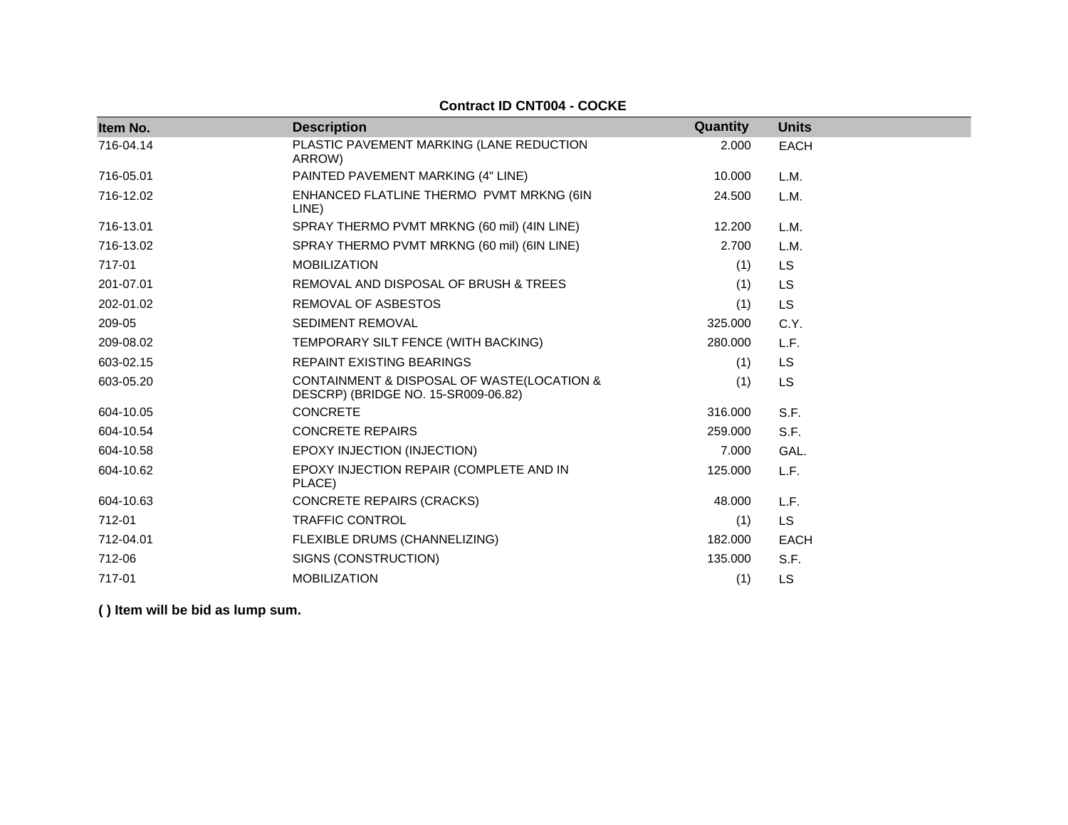**Contract ID CNT004 - COCKE**

| Item No. | Description | Quantity | Units |
|---|---|---|---|
| 716-04.14 | PLASTIC PAVEMENT MARKING (LANE REDUCTION ARROW) | 2.000 | EACH |
| 716-05.01 | PAINTED PAVEMENT MARKING (4" LINE) | 10.000 | L.M. |
| 716-12.02 | ENHANCED FLATLINE THERMO PVMT MRKNG (6IN LINE) | 24.500 | L.M. |
| 716-13.01 | SPRAY THERMO PVMT MRKNG (60 mil) (4IN LINE) | 12.200 | L.M. |
| 716-13.02 | SPRAY THERMO PVMT MRKNG (60 mil) (6IN LINE) | 2.700 | L.M. |
| 717-01 | MOBILIZATION | (1) | LS |
| 201-07.01 | REMOVAL AND DISPOSAL OF BRUSH & TREES | (1) | LS |
| 202-01.02 | REMOVAL OF ASBESTOS | (1) | LS |
| 209-05 | SEDIMENT REMOVAL | 325.000 | C.Y. |
| 209-08.02 | TEMPORARY SILT FENCE (WITH BACKING) | 280.000 | L.F. |
| 603-02.15 | REPAINT EXISTING BEARINGS | (1) | LS |
| 603-05.20 | CONTAINMENT & DISPOSAL OF WASTE(LOCATION & DESCRP) (BRIDGE NO. 15-SR009-06.82) | (1) | LS |
| 604-10.05 | CONCRETE | 316.000 | S.F. |
| 604-10.54 | CONCRETE REPAIRS | 259.000 | S.F. |
| 604-10.58 | EPOXY INJECTION (INJECTION) | 7.000 | GAL. |
| 604-10.62 | EPOXY INJECTION REPAIR (COMPLETE AND IN PLACE) | 125.000 | L.F. |
| 604-10.63 | CONCRETE REPAIRS (CRACKS) | 48.000 | L.F. |
| 712-01 | TRAFFIC CONTROL | (1) | LS |
| 712-04.01 | FLEXIBLE DRUMS (CHANNELIZING) | 182.000 | EACH |
| 712-06 | SIGNS (CONSTRUCTION) | 135.000 | S.F. |
| 717-01 | MOBILIZATION | (1) | LS |

**( ) Item will be bid as lump sum.**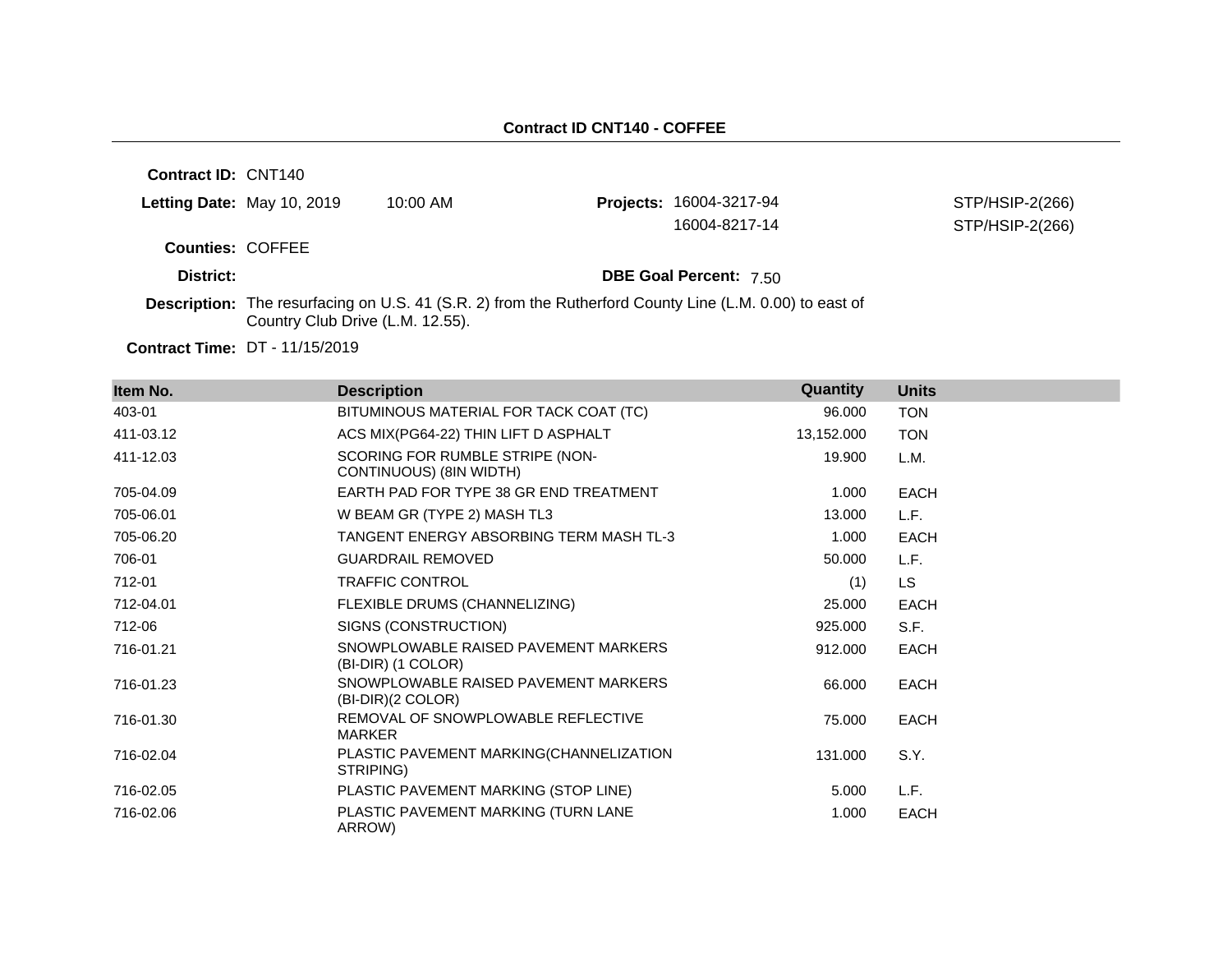## Contract ID CNT140 - COFFEE

**Contract ID:** CNT140

**Letting Date:** May 10, 2019 10:00 AM

**Projects:** 16004-3217-94 STP/HSIP-2(266)
16004-8217-14 STP/HSIP-2(266)

**Counties:** COFFEE

**District:**

**DBE Goal Percent:** 7.50

**Description:** The resurfacing on U.S. 41 (S.R. 2) from the Rutherford County Line (L.M. 0.00) to east of Country Club Drive (L.M. 12.55).

**Contract Time:** DT - 11/15/2019

| Item No. | Description | Quantity | Units |
|---|---|---|---|
| 403-01 | BITUMINOUS MATERIAL FOR TACK COAT (TC) | 96.000 | TON |
| 411-03.12 | ACS MIX(PG64-22) THIN LIFT D ASPHALT | 13,152.000 | TON |
| 411-12.03 | SCORING FOR RUMBLE STRIPE (NON-CONTINUOUS) (8IN WIDTH) | 19.900 | L.M. |
| 705-04.09 | EARTH PAD FOR TYPE 38 GR END TREATMENT | 1.000 | EACH |
| 705-06.01 | W BEAM GR (TYPE 2) MASH TL3 | 13.000 | L.F. |
| 705-06.20 | TANGENT ENERGY ABSORBING TERM MASH TL-3 | 1.000 | EACH |
| 706-01 | GUARDRAIL REMOVED | 50.000 | L.F. |
| 712-01 | TRAFFIC CONTROL | (1) | LS |
| 712-04.01 | FLEXIBLE DRUMS (CHANNELIZING) | 25.000 | EACH |
| 712-06 | SIGNS (CONSTRUCTION) | 925.000 | S.F. |
| 716-01.21 | SNOWPLOWABLE RAISED PAVEMENT MARKERS (BI-DIR) (1 COLOR) | 912.000 | EACH |
| 716-01.23 | SNOWPLOWABLE RAISED PAVEMENT MARKERS (BI-DIR)(2 COLOR) | 66.000 | EACH |
| 716-01.30 | REMOVAL OF SNOWPLOWABLE REFLECTIVE MARKER | 75.000 | EACH |
| 716-02.04 | PLASTIC PAVEMENT MARKING(CHANNELIZATION STRIPING) | 131.000 | S.Y. |
| 716-02.05 | PLASTIC PAVEMENT MARKING (STOP LINE) | 5.000 | L.F. |
| 716-02.06 | PLASTIC PAVEMENT MARKING (TURN LANE ARROW) | 1.000 | EACH |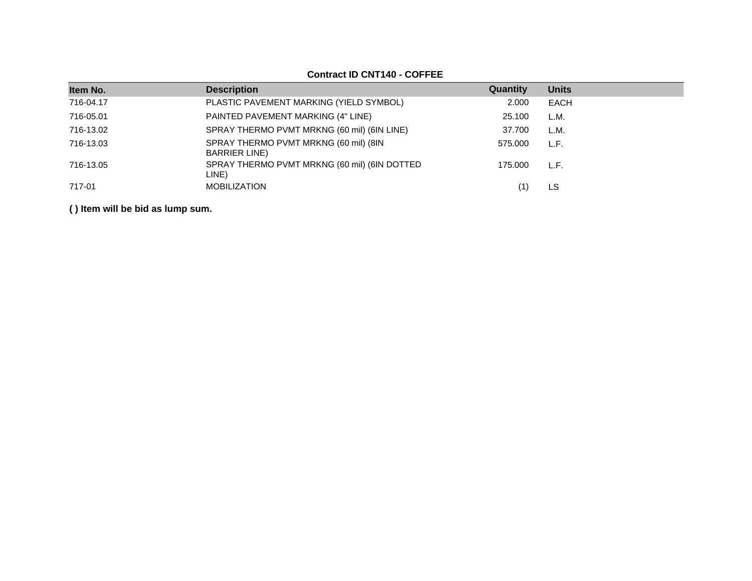**Contract ID CNT140 - COFFEE**

| Item No. | Description | Quantity | Units |
|---|---|---|---|
| 716-04.17 | PLASTIC PAVEMENT MARKING (YIELD SYMBOL) | 2.000 | EACH |
| 716-05.01 | PAINTED PAVEMENT MARKING (4" LINE) | 25.100 | L.M. |
| 716-13.02 | SPRAY THERMO PVMT MRKNG (60 mil) (6IN LINE) | 37.700 | L.M. |
| 716-13.03 | SPRAY THERMO PVMT MRKNG (60 mil) (8IN BARRIER LINE) | 575.000 | L.F. |
| 716-13.05 | SPRAY THERMO PVMT MRKNG (60 mil) (6IN DOTTED LINE) | 175.000 | L.F. |
| 717-01 | MOBILIZATION | (1) | LS |

**( ) Item will be bid as lump sum.**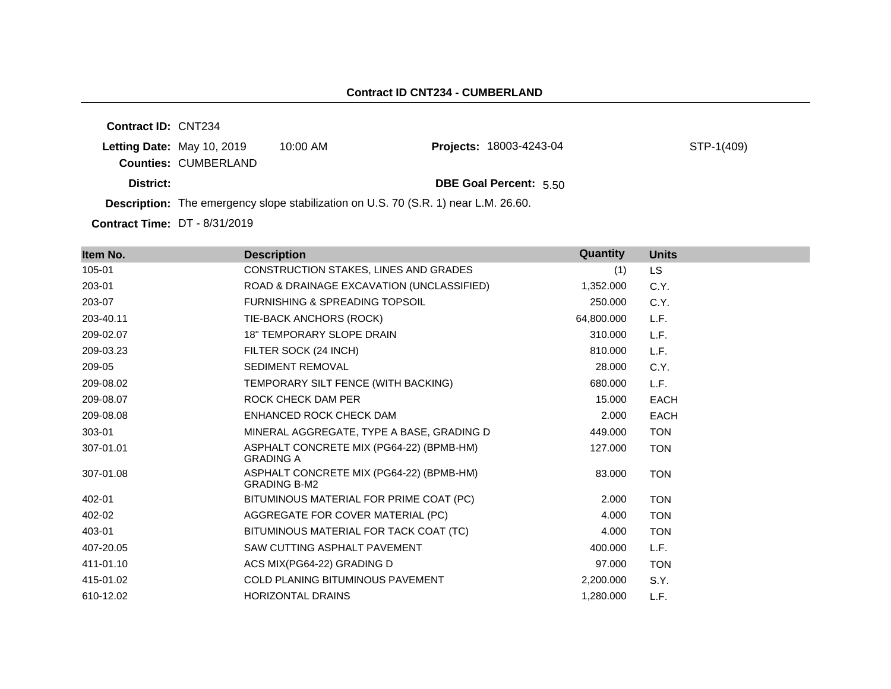## Contract ID CNT234 - CUMBERLAND

**Contract ID:** CNT234

**Letting Date:** May 10, 2019 10:00 AM

**Projects:** 18003-4243-04 STP-1(409)

**Counties:** CUMBERLAND

**District:**

**DBE Goal Percent:** 5.50

**Description:** The emergency slope stabilization on U.S. 70 (S.R. 1) near L.M. 26.60.

**Contract Time:** DT - 8/31/2019

| Item No. | Description | Quantity | Units |
|---|---|---|---|
| 105-01 | CONSTRUCTION STAKES, LINES AND GRADES | (1) | LS |
| 203-01 | ROAD & DRAINAGE EXCAVATION (UNCLASSIFIED) | 1,352.000 | C.Y. |
| 203-07 | FURNISHING & SPREADING TOPSOIL | 250.000 | C.Y. |
| 203-40.11 | TIE-BACK ANCHORS (ROCK) | 64,800.000 | L.F. |
| 209-02.07 | 18" TEMPORARY SLOPE DRAIN | 310.000 | L.F. |
| 209-03.23 | FILTER SOCK (24 INCH) | 810.000 | L.F. |
| 209-05 | SEDIMENT REMOVAL | 28.000 | C.Y. |
| 209-08.02 | TEMPORARY SILT FENCE (WITH BACKING) | 680.000 | L.F. |
| 209-08.07 | ROCK CHECK DAM PER | 15.000 | EACH |
| 209-08.08 | ENHANCED ROCK CHECK DAM | 2.000 | EACH |
| 303-01 | MINERAL AGGREGATE, TYPE A BASE, GRADING D | 449.000 | TON |
| 307-01.01 | ASPHALT CONCRETE MIX (PG64-22) (BPMB-HM) GRADING A | 127.000 | TON |
| 307-01.08 | ASPHALT CONCRETE MIX (PG64-22) (BPMB-HM) GRADING B-M2 | 83.000 | TON |
| 402-01 | BITUMINOUS MATERIAL FOR PRIME COAT (PC) | 2.000 | TON |
| 402-02 | AGGREGATE FOR COVER MATERIAL (PC) | 4.000 | TON |
| 403-01 | BITUMINOUS MATERIAL FOR TACK COAT (TC) | 4.000 | TON |
| 407-20.05 | SAW CUTTING ASPHALT PAVEMENT | 400.000 | L.F. |
| 411-01.10 | ACS MIX(PG64-22) GRADING D | 97.000 | TON |
| 415-01.02 | COLD PLANING BITUMINOUS PAVEMENT | 2,200.000 | S.Y. |
| 610-12.02 | HORIZONTAL DRAINS | 1,280.000 | L.F. |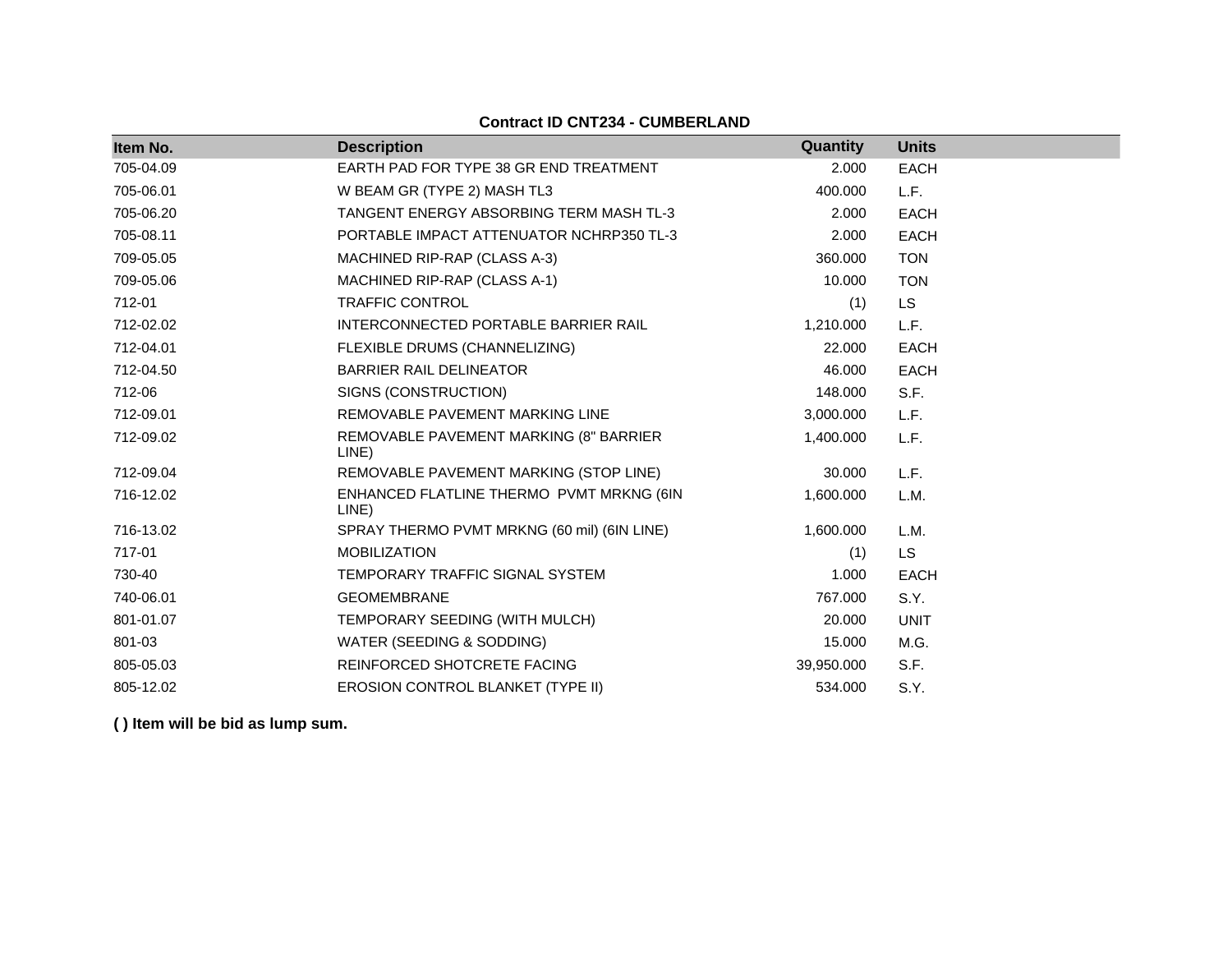**Contract ID CNT234 - CUMBERLAND**

| Item No. | Description | Quantity | Units |
|---|---|---|---|
| 705-04.09 | EARTH PAD FOR TYPE 38 GR END TREATMENT | 2.000 | EACH |
| 705-06.01 | W BEAM GR (TYPE 2) MASH TL3 | 400.000 | L.F. |
| 705-06.20 | TANGENT ENERGY ABSORBING TERM MASH TL-3 | 2.000 | EACH |
| 705-08.11 | PORTABLE IMPACT ATTENUATOR NCHRP350 TL-3 | 2.000 | EACH |
| 709-05.05 | MACHINED RIP-RAP (CLASS A-3) | 360.000 | TON |
| 709-05.06 | MACHINED RIP-RAP (CLASS A-1) | 10.000 | TON |
| 712-01 | TRAFFIC CONTROL | (1) | LS |
| 712-02.02 | INTERCONNECTED PORTABLE BARRIER RAIL | 1,210.000 | L.F. |
| 712-04.01 | FLEXIBLE DRUMS (CHANNELIZING) | 22.000 | EACH |
| 712-04.50 | BARRIER RAIL DELINEATOR | 46.000 | EACH |
| 712-06 | SIGNS (CONSTRUCTION) | 148.000 | S.F. |
| 712-09.01 | REMOVABLE PAVEMENT MARKING LINE | 3,000.000 | L.F. |
| 712-09.02 | REMOVABLE PAVEMENT MARKING (8" BARRIER LINE) | 1,400.000 | L.F. |
| 712-09.04 | REMOVABLE PAVEMENT MARKING (STOP LINE) | 30.000 | L.F. |
| 716-12.02 | ENHANCED FLATLINE THERMO PVMT MRKNG (6IN LINE) | 1,600.000 | L.M. |
| 716-13.02 | SPRAY THERMO PVMT MRKNG (60 mil) (6IN LINE) | 1,600.000 | L.M. |
| 717-01 | MOBILIZATION | (1) | LS |
| 730-40 | TEMPORARY TRAFFIC SIGNAL SYSTEM | 1.000 | EACH |
| 740-06.01 | GEOMEMBRANE | 767.000 | S.Y. |
| 801-01.07 | TEMPORARY SEEDING (WITH MULCH) | 20.000 | UNIT |
| 801-03 | WATER (SEEDING & SODDING) | 15.000 | M.G. |
| 805-05.03 | REINFORCED SHOTCRETE FACING | 39,950.000 | S.F. |
| 805-12.02 | EROSION CONTROL BLANKET (TYPE II) | 534.000 | S.Y. |

**( ) Item will be bid as lump sum.**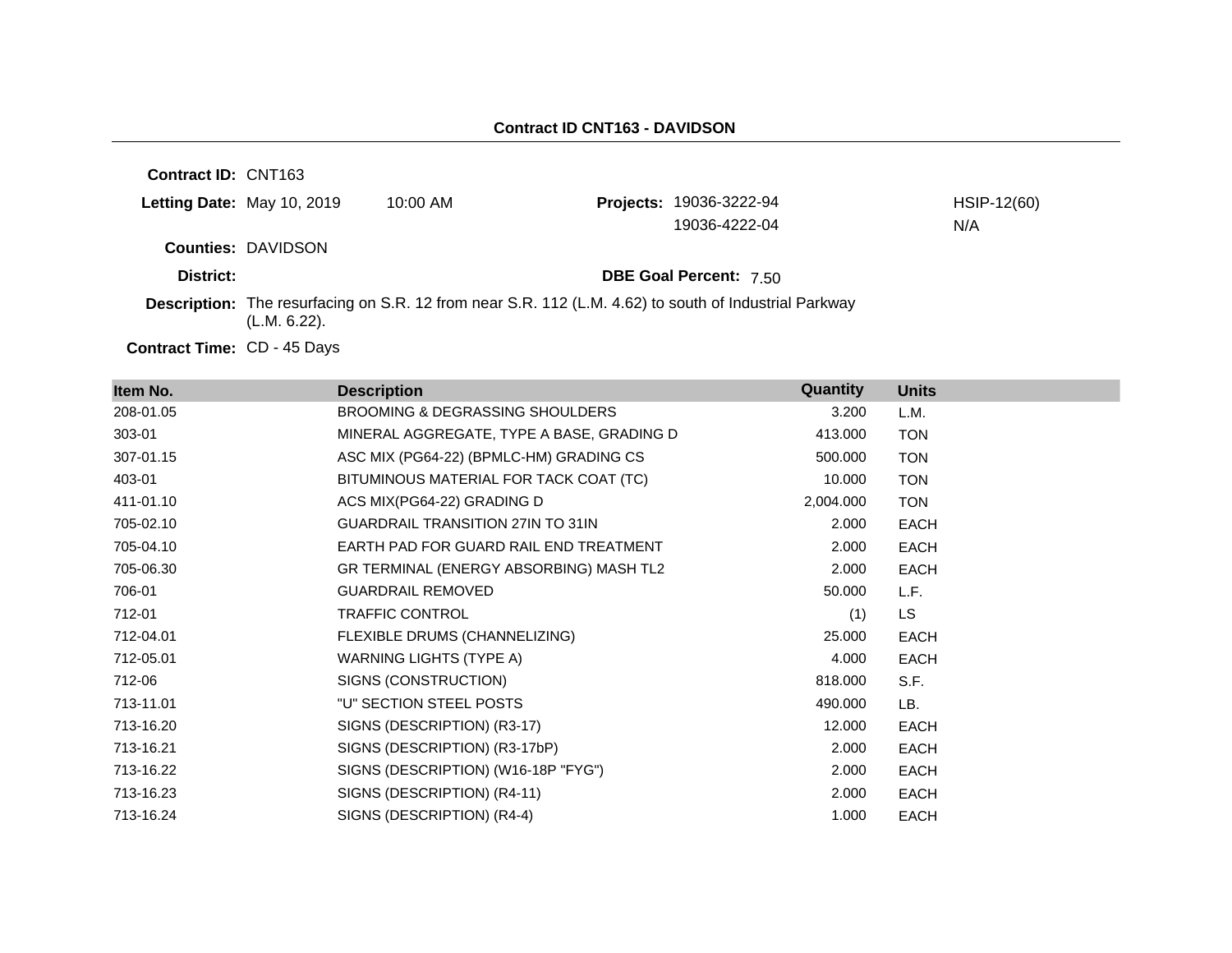## Contract ID CNT163 - DAVIDSON

**Contract ID:** CNT163

**Letting Date:** May 10, 2019 10:00 AM

**Projects:** 19036-3222-94 HSIP-12(60)
19036-4222-04 N/A

**Counties:** DAVIDSON

**District:**

**DBE Goal Percent:** 7.50

**Description:** The resurfacing on S.R. 12 from near S.R. 112 (L.M. 4.62) to south of Industrial Parkway (L.M. 6.22).

**Contract Time:** CD - 45 Days

| Item No. | Description | Quantity | Units |
|---|---|---|---|
| 208-01.05 | BROOMING & DEGRASSING SHOULDERS | 3.200 | L.M. |
| 303-01 | MINERAL AGGREGATE, TYPE A BASE, GRADING D | 413.000 | TON |
| 307-01.15 | ASC MIX (PG64-22) (BPMLC-HM) GRADING CS | 500.000 | TON |
| 403-01 | BITUMINOUS MATERIAL FOR TACK COAT (TC) | 10.000 | TON |
| 411-01.10 | ACS MIX(PG64-22) GRADING D | 2,004.000 | TON |
| 705-02.10 | GUARDRAIL TRANSITION 27IN TO 31IN | 2.000 | EACH |
| 705-04.10 | EARTH PAD FOR GUARD RAIL END TREATMENT | 2.000 | EACH |
| 705-06.30 | GR TERMINAL (ENERGY ABSORBING) MASH TL2 | 2.000 | EACH |
| 706-01 | GUARDRAIL REMOVED | 50.000 | L.F. |
| 712-01 | TRAFFIC CONTROL | (1) | LS |
| 712-04.01 | FLEXIBLE DRUMS (CHANNELIZING) | 25.000 | EACH |
| 712-05.01 | WARNING LIGHTS (TYPE A) | 4.000 | EACH |
| 712-06 | SIGNS (CONSTRUCTION) | 818.000 | S.F. |
| 713-11.01 | "U" SECTION STEEL POSTS | 490.000 | LB. |
| 713-16.20 | SIGNS (DESCRIPTION) (R3-17) | 12.000 | EACH |
| 713-16.21 | SIGNS (DESCRIPTION) (R3-17bP) | 2.000 | EACH |
| 713-16.22 | SIGNS (DESCRIPTION) (W16-18P "FYG") | 2.000 | EACH |
| 713-16.23 | SIGNS (DESCRIPTION) (R4-11) | 2.000 | EACH |
| 713-16.24 | SIGNS (DESCRIPTION) (R4-4) | 1.000 | EACH |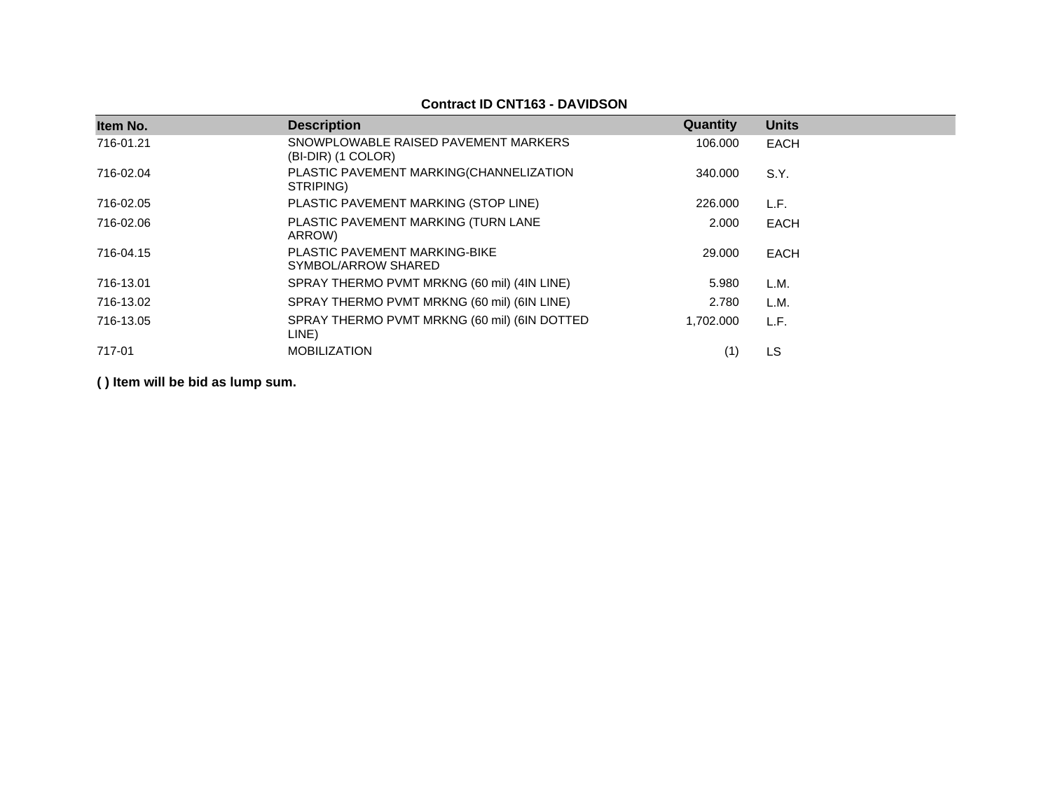**Contract ID CNT163 - DAVIDSON**

| Item No. | Description | Quantity | Units |
|---|---|---|---|
| 716-01.21 | SNOWPLOWABLE RAISED PAVEMENT MARKERS (BI-DIR) (1 COLOR) | 106.000 | EACH |
| 716-02.04 | PLASTIC PAVEMENT MARKING(CHANNELIZATION STRIPING) | 340.000 | S.Y. |
| 716-02.05 | PLASTIC PAVEMENT MARKING (STOP LINE) | 226.000 | L.F. |
| 716-02.06 | PLASTIC PAVEMENT MARKING (TURN LANE ARROW) | 2.000 | EACH |
| 716-04.15 | PLASTIC PAVEMENT MARKING-BIKE SYMBOL/ARROW SHARED | 29.000 | EACH |
| 716-13.01 | SPRAY THERMO PVMT MRKNG (60 mil) (4IN LINE) | 5.980 | L.M. |
| 716-13.02 | SPRAY THERMO PVMT MRKNG (60 mil) (6IN LINE) | 2.780 | L.M. |
| 716-13.05 | SPRAY THERMO PVMT MRKNG (60 mil) (6IN DOTTED LINE) | 1,702.000 | L.F. |
| 717-01 | MOBILIZATION | (1) | LS |

**( ) Item will be bid as lump sum.**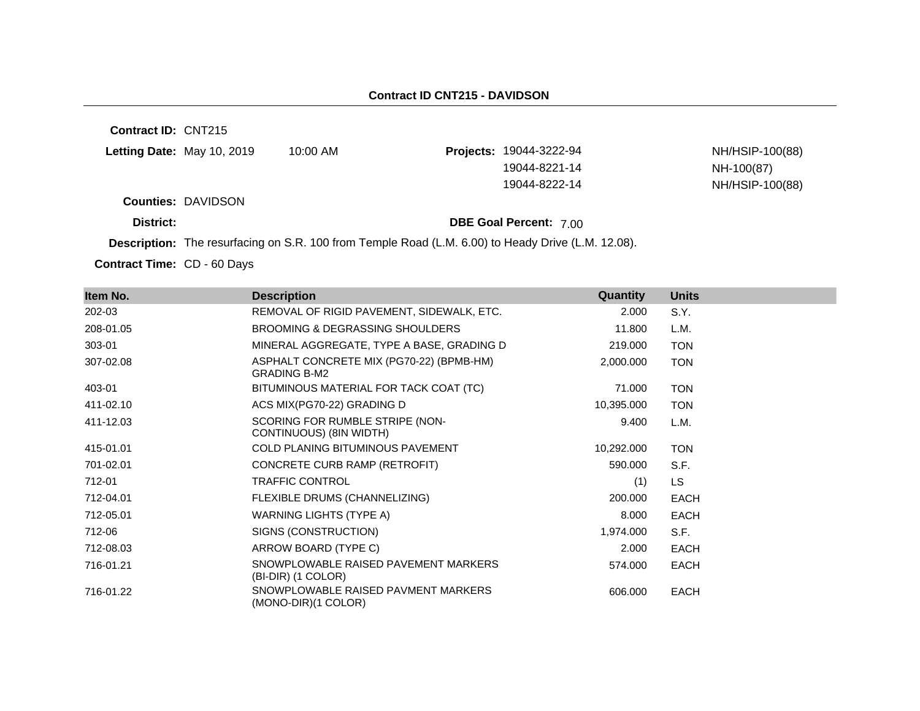## Contract ID CNT215 - DAVIDSON

**Contract ID:** CNT215

**Letting Date:** May 10, 2019 10:00 AM

**Projects:**

| | |
|---|---|
| 19044-3222-94 | NH/HSIP-100(88) |
| 19044-8221-14 | NH-100(87) |
| 19044-8222-14 | NH/HSIP-100(88) |

**Counties:** DAVIDSON

**District:**

**DBE Goal Percent:** 7.00

**Description:** The resurfacing on S.R. 100 from Temple Road (L.M. 6.00) to Heady Drive (L.M. 12.08).

**Contract Time:** CD - 60 Days

| Item No. | Description | Quantity | Units |
|---|---|---|---|
| 202-03 | REMOVAL OF RIGID PAVEMENT, SIDEWALK, ETC. | 2.000 | S.Y. |
| 208-01.05 | BROOMING & DEGRASSING SHOULDERS | 11.800 | L.M. |
| 303-01 | MINERAL AGGREGATE, TYPE A BASE, GRADING D | 219.000 | TON |
| 307-02.08 | ASPHALT CONCRETE MIX (PG70-22) (BPMB-HM) GRADING B-M2 | 2,000.000 | TON |
| 403-01 | BITUMINOUS MATERIAL FOR TACK COAT (TC) | 71.000 | TON |
| 411-02.10 | ACS MIX(PG70-22) GRADING D | 10,395.000 | TON |
| 411-12.03 | SCORING FOR RUMBLE STRIPE (NON-CONTINUOUS) (8IN WIDTH) | 9.400 | L.M. |
| 415-01.01 | COLD PLANING BITUMINOUS PAVEMENT | 10,292.000 | TON |
| 701-02.01 | CONCRETE CURB RAMP (RETROFIT) | 590.000 | S.F. |
| 712-01 | TRAFFIC CONTROL | (1) | LS |
| 712-04.01 | FLEXIBLE DRUMS (CHANNELIZING) | 200.000 | EACH |
| 712-05.01 | WARNING LIGHTS (TYPE A) | 8.000 | EACH |
| 712-06 | SIGNS (CONSTRUCTION) | 1,974.000 | S.F. |
| 712-08.03 | ARROW BOARD (TYPE C) | 2.000 | EACH |
| 716-01.21 | SNOWPLOWABLE RAISED PAVEMENT MARKERS (BI-DIR) (1 COLOR) | 574.000 | EACH |
| 716-01.22 | SNOWPLOWABLE RAISED PAVMENT MARKERS (MONO-DIR)(1 COLOR) | 606.000 | EACH |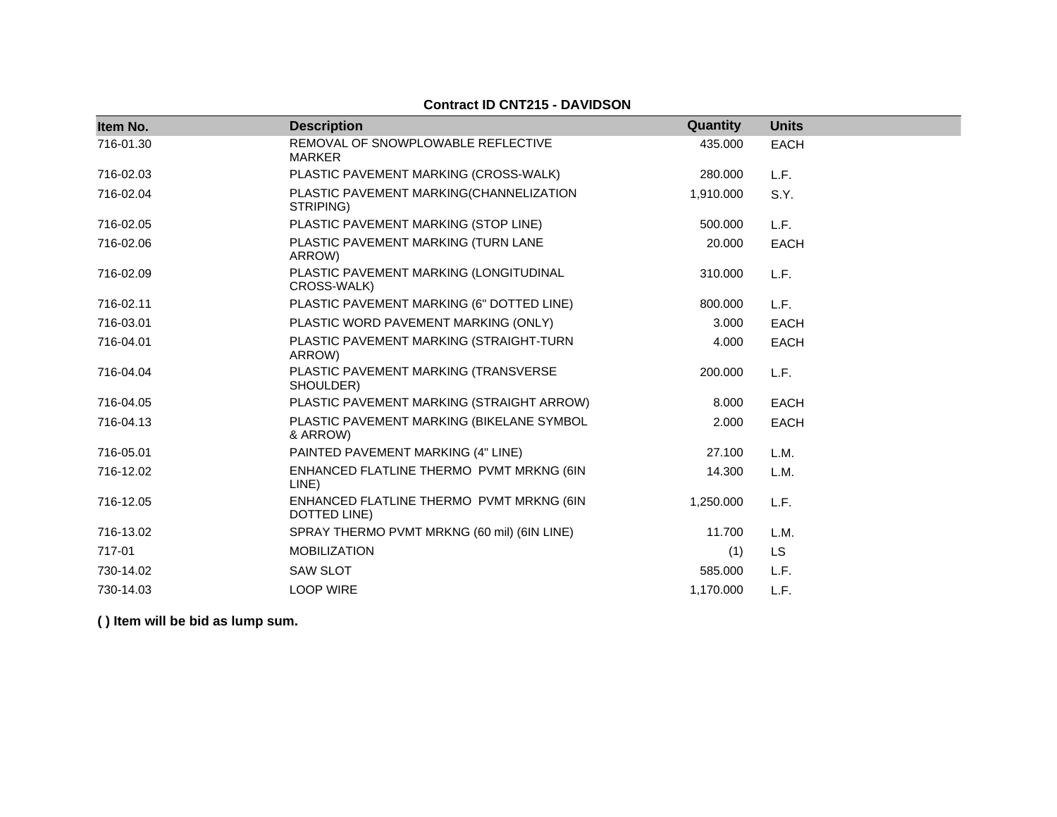**Contract ID CNT215 - DAVIDSON**

| Item No. | Description | Quantity | Units |
|---|---|---|---|
| 716-01.30 | REMOVAL OF SNOWPLOWABLE REFLECTIVE MARKER | 435.000 | EACH |
| 716-02.03 | PLASTIC PAVEMENT MARKING (CROSS-WALK) | 280.000 | L.F. |
| 716-02.04 | PLASTIC PAVEMENT MARKING(CHANNELIZATION STRIPING) | 1,910.000 | S.Y. |
| 716-02.05 | PLASTIC PAVEMENT MARKING (STOP LINE) | 500.000 | L.F. |
| 716-02.06 | PLASTIC PAVEMENT MARKING (TURN LANE ARROW) | 20.000 | EACH |
| 716-02.09 | PLASTIC PAVEMENT MARKING (LONGITUDINAL CROSS-WALK) | 310.000 | L.F. |
| 716-02.11 | PLASTIC PAVEMENT MARKING (6" DOTTED LINE) | 800.000 | L.F. |
| 716-03.01 | PLASTIC WORD PAVEMENT MARKING (ONLY) | 3.000 | EACH |
| 716-04.01 | PLASTIC PAVEMENT MARKING (STRAIGHT-TURN ARROW) | 4.000 | EACH |
| 716-04.04 | PLASTIC PAVEMENT MARKING (TRANSVERSE SHOULDER) | 200.000 | L.F. |
| 716-04.05 | PLASTIC PAVEMENT MARKING (STRAIGHT ARROW) | 8.000 | EACH |
| 716-04.13 | PLASTIC PAVEMENT MARKING (BIKELANE SYMBOL & ARROW) | 2.000 | EACH |
| 716-05.01 | PAINTED PAVEMENT MARKING (4" LINE) | 27.100 | L.M. |
| 716-12.02 | ENHANCED FLATLINE THERMO PVMT MRKNG (6IN LINE) | 14.300 | L.M. |
| 716-12.05 | ENHANCED FLATLINE THERMO PVMT MRKNG (6IN DOTTED LINE) | 1,250.000 | L.F. |
| 716-13.02 | SPRAY THERMO PVMT MRKNG (60 mil) (6IN LINE) | 11.700 | L.M. |
| 717-01 | MOBILIZATION | (1) | LS |
| 730-14.02 | SAW SLOT | 585.000 | L.F. |
| 730-14.03 | LOOP WIRE | 1,170.000 | L.F. |

**( ) Item will be bid as lump sum.**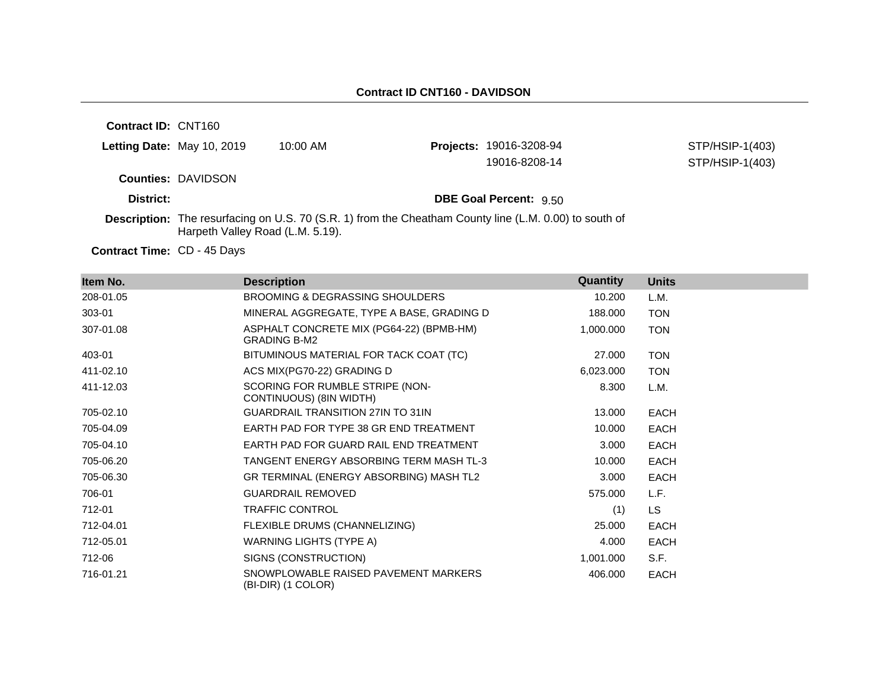# Contract ID CNT160 - DAVIDSON

**Contract ID:** CNT160

**Letting Date:** May 10, 2019 10:00 AM

**Projects:** 19016-3208-94 STP/HSIP-1(403)
19016-8208-14 STP/HSIP-1(403)

**Counties:** DAVIDSON

**District:**

**DBE Goal Percent:** 9.50

**Description:** The resurfacing on U.S. 70 (S.R. 1) from the Cheatham County line (L.M. 0.00) to south of Harpeth Valley Road (L.M. 5.19).

**Contract Time:** CD - 45 Days

| Item No. | Description | Quantity | Units |
|---|---|---|---|
| 208-01.05 | BROOMING & DEGRASSING SHOULDERS | 10.200 | L.M. |
| 303-01 | MINERAL AGGREGATE, TYPE A BASE, GRADING D | 188.000 | TON |
| 307-01.08 | ASPHALT CONCRETE MIX (PG64-22) (BPMB-HM) GRADING B-M2 | 1,000.000 | TON |
| 403-01 | BITUMINOUS MATERIAL FOR TACK COAT (TC) | 27.000 | TON |
| 411-02.10 | ACS MIX(PG70-22) GRADING D | 6,023.000 | TON |
| 411-12.03 | SCORING FOR RUMBLE STRIPE (NON-CONTINUOUS) (8IN WIDTH) | 8.300 | L.M. |
| 705-02.10 | GUARDRAIL TRANSITION 27IN TO 31IN | 13.000 | EACH |
| 705-04.09 | EARTH PAD FOR TYPE 38 GR END TREATMENT | 10.000 | EACH |
| 705-04.10 | EARTH PAD FOR GUARD RAIL END TREATMENT | 3.000 | EACH |
| 705-06.20 | TANGENT ENERGY ABSORBING TERM MASH TL-3 | 10.000 | EACH |
| 705-06.30 | GR TERMINAL (ENERGY ABSORBING) MASH TL2 | 3.000 | EACH |
| 706-01 | GUARDRAIL REMOVED | 575.000 | L.F. |
| 712-01 | TRAFFIC CONTROL | (1) | LS |
| 712-04.01 | FLEXIBLE DRUMS (CHANNELIZING) | 25.000 | EACH |
| 712-05.01 | WARNING LIGHTS (TYPE A) | 4.000 | EACH |
| 712-06 | SIGNS (CONSTRUCTION) | 1,001.000 | S.F. |
| 716-01.21 | SNOWPLOWABLE RAISED PAVEMENT MARKERS (BI-DIR) (1 COLOR) | 406.000 | EACH |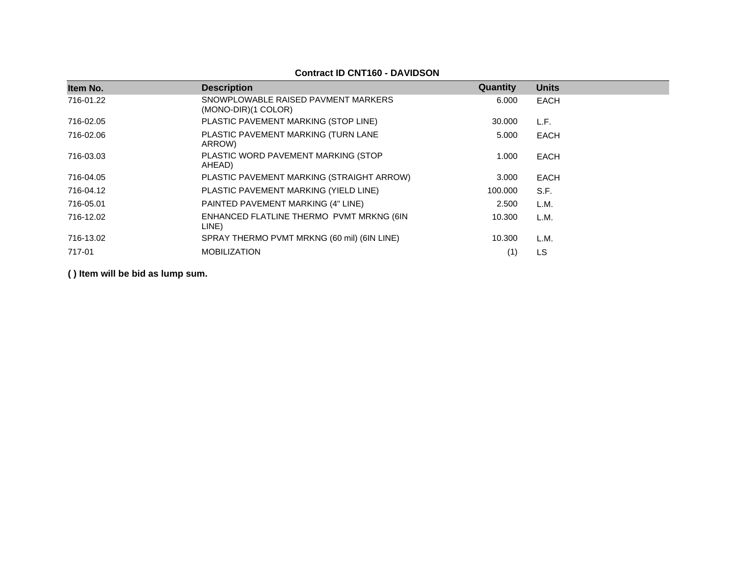**Contract ID CNT160 - DAVIDSON**

| Item No. | Description | Quantity | Units |
|---|---|---|---|
| 716-01.22 | SNOWPLOWABLE RAISED PAVMENT MARKERS (MONO-DIR)(1 COLOR) | 6.000 | EACH |
| 716-02.05 | PLASTIC PAVEMENT MARKING (STOP LINE) | 30.000 | L.F. |
| 716-02.06 | PLASTIC PAVEMENT MARKING (TURN LANE ARROW) | 5.000 | EACH |
| 716-03.03 | PLASTIC WORD PAVEMENT MARKING (STOP AHEAD) | 1.000 | EACH |
| 716-04.05 | PLASTIC PAVEMENT MARKING (STRAIGHT ARROW) | 3.000 | EACH |
| 716-04.12 | PLASTIC PAVEMENT MARKING (YIELD LINE) | 100.000 | S.F. |
| 716-05.01 | PAINTED PAVEMENT MARKING (4" LINE) | 2.500 | L.M. |
| 716-12.02 | ENHANCED FLATLINE THERMO PVMT MRKNG (6IN LINE) | 10.300 | L.M. |
| 716-13.02 | SPRAY THERMO PVMT MRKNG (60 mil) (6IN LINE) | 10.300 | L.M. |
| 717-01 | MOBILIZATION | (1) | LS |

**( ) Item will be bid as lump sum.**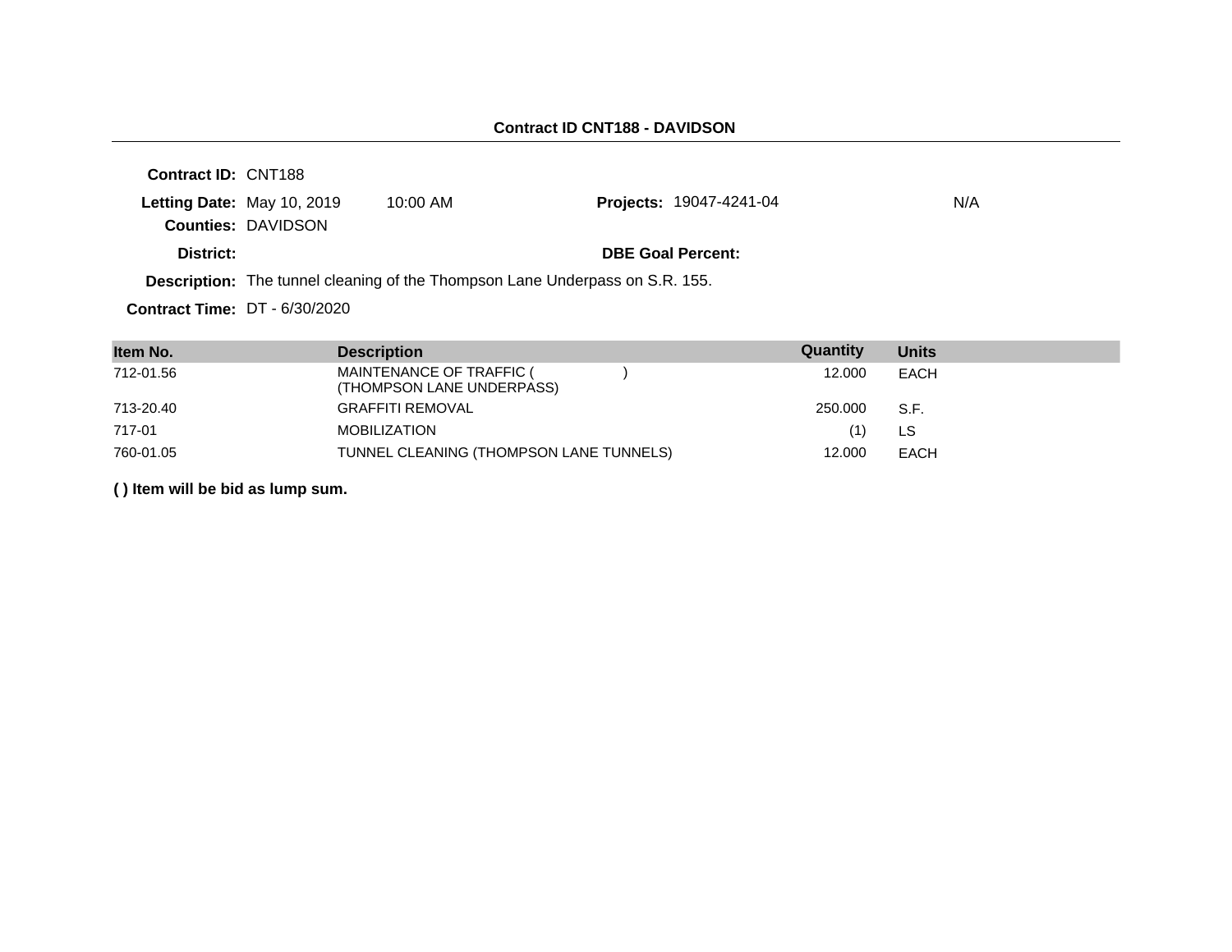**Contract ID CNT188 - DAVIDSON**

**Contract ID:** CNT188

**Letting Date:** May 10, 2019 10:00 AM **Projects:** 19047-4241-04 N/A

**Counties:** DAVIDSON

**District:** **DBE Goal Percent:**

**Description:** The tunnel cleaning of the Thompson Lane Underpass on S.R. 155.

**Contract Time:** DT - 6/30/2020

| Item No. | Description | Quantity | Units |
|---|---|---|---|
| 712-01.56 | MAINTENANCE OF TRAFFIC ( ) (THOMPSON LANE UNDERPASS) | 12.000 | EACH |
| 713-20.40 | GRAFFITI REMOVAL | 250.000 | S.F. |
| 717-01 | MOBILIZATION | (1) | LS |
| 760-01.05 | TUNNEL CLEANING (THOMPSON LANE TUNNELS) | 12.000 | EACH |

**( ) Item will be bid as lump sum.**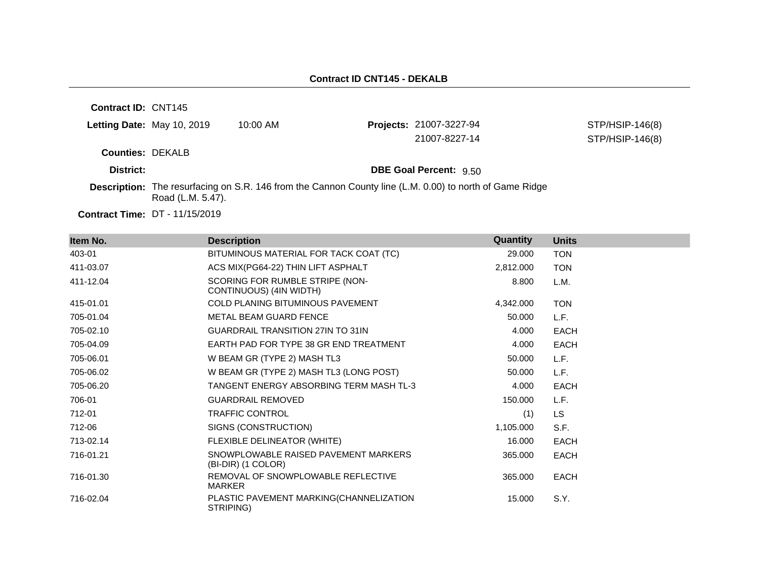# Contract ID CNT145 - DEKALB

**Contract ID:** CNT145

**Letting Date:** May 10, 2019 10:00 AM

**Projects:** 21007-3227-94 STP/HSIP-146(8)
21007-8227-14 STP/HSIP-146(8)

**Counties:** DEKALB

**District:**

**DBE Goal Percent:** 9.50

**Description:** The resurfacing on S.R. 146 from the Cannon County line (L.M. 0.00) to north of Game Ridge Road (L.M. 5.47).

**Contract Time:** DT - 11/15/2019

| Item No. | Description | Quantity | Units |
|---|---|---|---|
| 403-01 | BITUMINOUS MATERIAL FOR TACK COAT (TC) | 29.000 | TON |
| 411-03.07 | ACS MIX(PG64-22) THIN LIFT ASPHALT | 2,812.000 | TON |
| 411-12.04 | SCORING FOR RUMBLE STRIPE (NON-CONTINUOUS) (4IN WIDTH) | 8.800 | L.M. |
| 415-01.01 | COLD PLANING BITUMINOUS PAVEMENT | 4,342.000 | TON |
| 705-01.04 | METAL BEAM GUARD FENCE | 50.000 | L.F. |
| 705-02.10 | GUARDRAIL TRANSITION 27IN TO 31IN | 4.000 | EACH |
| 705-04.09 | EARTH PAD FOR TYPE 38 GR END TREATMENT | 4.000 | EACH |
| 705-06.01 | W BEAM GR (TYPE 2) MASH TL3 | 50.000 | L.F. |
| 705-06.02 | W BEAM GR (TYPE 2) MASH TL3 (LONG POST) | 50.000 | L.F. |
| 705-06.20 | TANGENT ENERGY ABSORBING TERM MASH TL-3 | 4.000 | EACH |
| 706-01 | GUARDRAIL REMOVED | 150.000 | L.F. |
| 712-01 | TRAFFIC CONTROL | (1) | LS |
| 712-06 | SIGNS (CONSTRUCTION) | 1,105.000 | S.F. |
| 713-02.14 | FLEXIBLE DELINEATOR (WHITE) | 16.000 | EACH |
| 716-01.21 | SNOWPLOWABLE RAISED PAVEMENT MARKERS (BI-DIR) (1 COLOR) | 365.000 | EACH |
| 716-01.30 | REMOVAL OF SNOWPLOWABLE REFLECTIVE MARKER | 365.000 | EACH |
| 716-02.04 | PLASTIC PAVEMENT MARKING(CHANNELIZATION STRIPING) | 15.000 | S.Y. |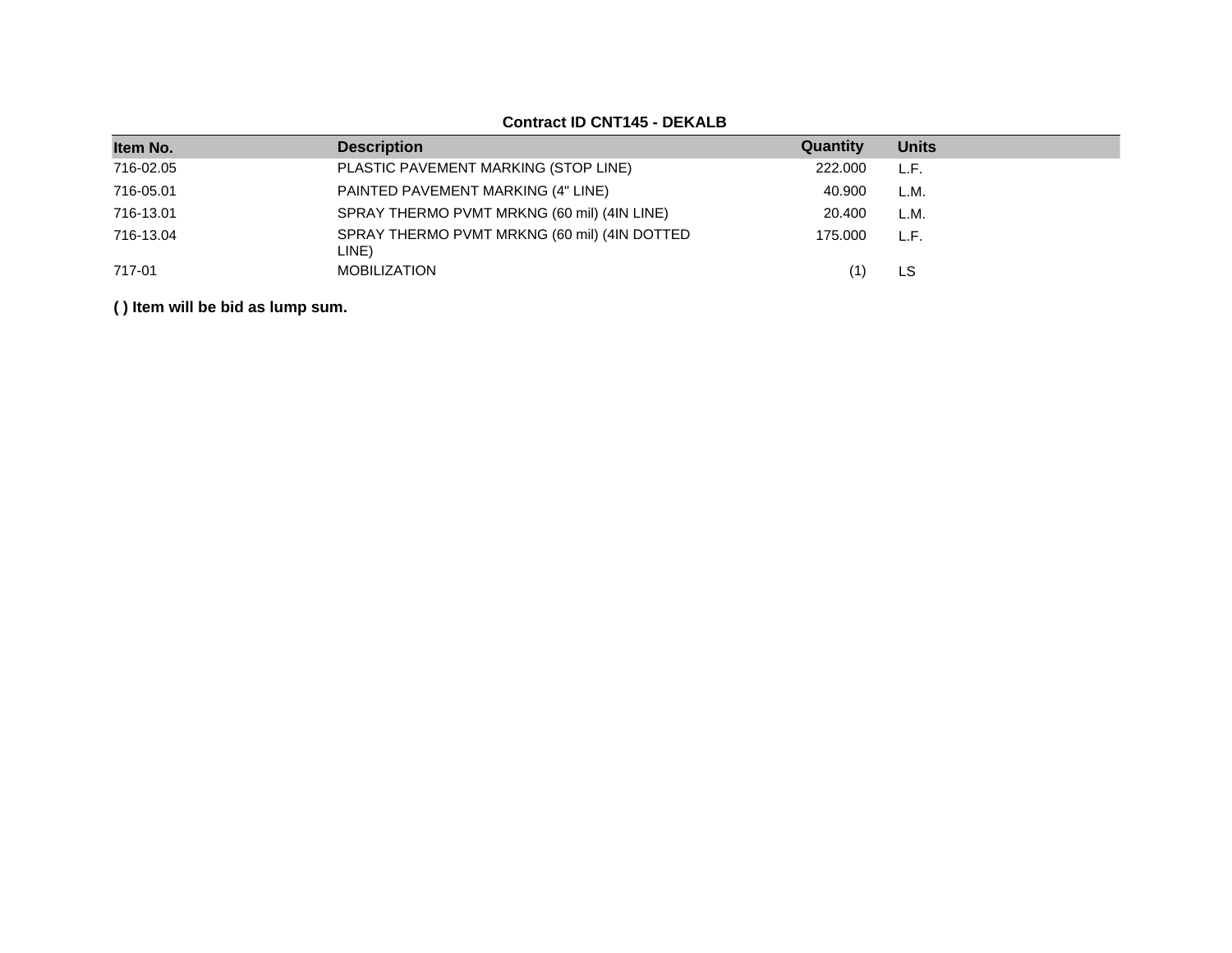**Contract ID CNT145 - DEKALB**

| Item No. | Description | Quantity | Units |
|---|---|---|---|
| 716-02.05 | PLASTIC PAVEMENT MARKING (STOP LINE) | 222.000 | L.F. |
| 716-05.01 | PAINTED PAVEMENT MARKING (4" LINE) | 40.900 | L.M. |
| 716-13.01 | SPRAY THERMO PVMT MRKNG (60 mil) (4IN LINE) | 20.400 | L.M. |
| 716-13.04 | SPRAY THERMO PVMT MRKNG (60 mil) (4IN DOTTED LINE) | 175.000 | L.F. |
| 717-01 | MOBILIZATION | (1) | LS |

**( ) Item will be bid as lump sum.**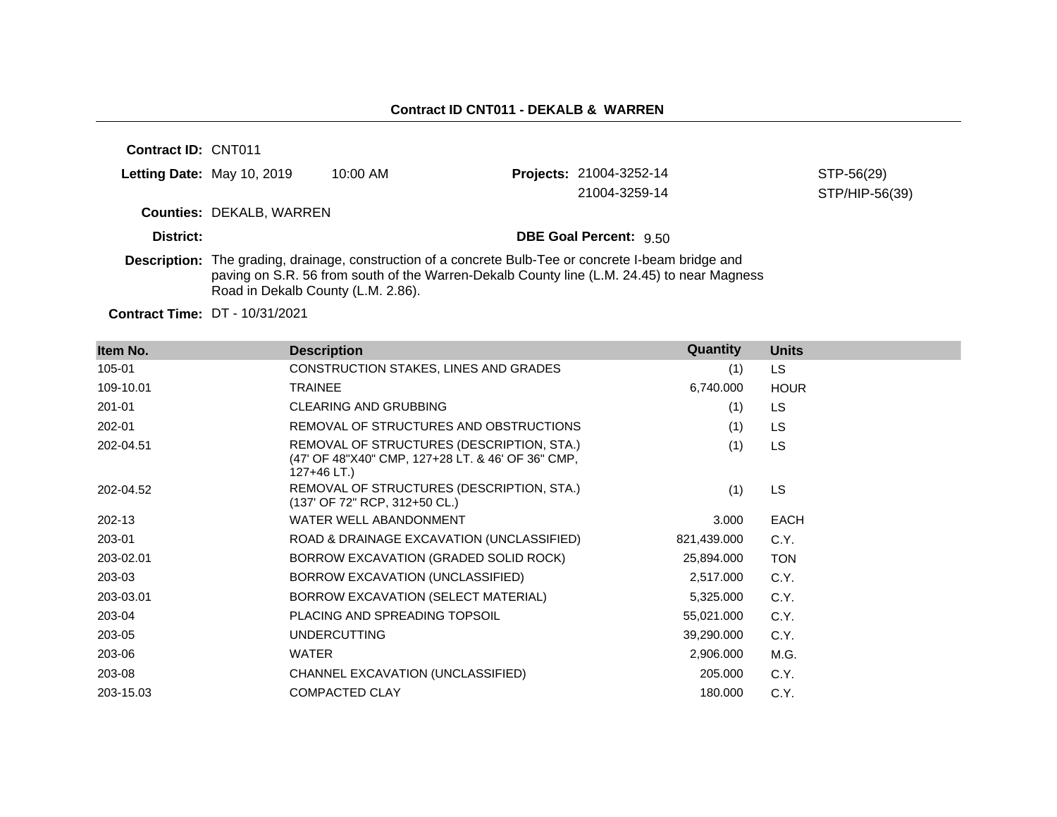## Contract ID CNT011 - DEKALB & WARREN

**Contract ID:** CNT011

**Letting Date:** May 10, 2019 10:00 AM

**Projects:** 21004-3252-14 STP-56(29)
21004-3259-14 STP/HIP-56(39)

**Counties:** DEKALB, WARREN

**District:**

**DBE Goal Percent:** 9.50

**Description:** The grading, drainage, construction of a concrete Bulb-Tee or concrete I-beam bridge and paving on S.R. 56 from south of the Warren-Dekalb County line (L.M. 24.45) to near Magness Road in Dekalb County (L.M. 2.86).

**Contract Time:** DT - 10/31/2021

| Item No. | Description | Quantity | Units |
|---|---|---|---|
| 105-01 | CONSTRUCTION STAKES, LINES AND GRADES | (1) | LS |
| 109-10.01 | TRAINEE | 6,740.000 | HOUR |
| 201-01 | CLEARING AND GRUBBING | (1) | LS |
| 202-01 | REMOVAL OF STRUCTURES AND OBSTRUCTIONS | (1) | LS |
| 202-04.51 | REMOVAL OF STRUCTURES (DESCRIPTION, STA.) (47' OF 48"X40" CMP, 127+28 LT. & 46' OF 36" CMP, 127+46 LT.) | (1) | LS |
| 202-04.52 | REMOVAL OF STRUCTURES (DESCRIPTION, STA.) (137' OF 72" RCP, 312+50 CL.) | (1) | LS |
| 202-13 | WATER WELL ABANDONMENT | 3.000 | EACH |
| 203-01 | ROAD & DRAINAGE EXCAVATION (UNCLASSIFIED) | 821,439.000 | C.Y. |
| 203-02.01 | BORROW EXCAVATION (GRADED SOLID ROCK) | 25,894.000 | TON |
| 203-03 | BORROW EXCAVATION (UNCLASSIFIED) | 2,517.000 | C.Y. |
| 203-03.01 | BORROW EXCAVATION (SELECT MATERIAL) | 5,325.000 | C.Y. |
| 203-04 | PLACING AND SPREADING TOPSOIL | 55,021.000 | C.Y. |
| 203-05 | UNDERCUTTING | 39,290.000 | C.Y. |
| 203-06 | WATER | 2,906.000 | M.G. |
| 203-08 | CHANNEL EXCAVATION (UNCLASSIFIED) | 205.000 | C.Y. |
| 203-15.03 | COMPACTED CLAY | 180.000 | C.Y. |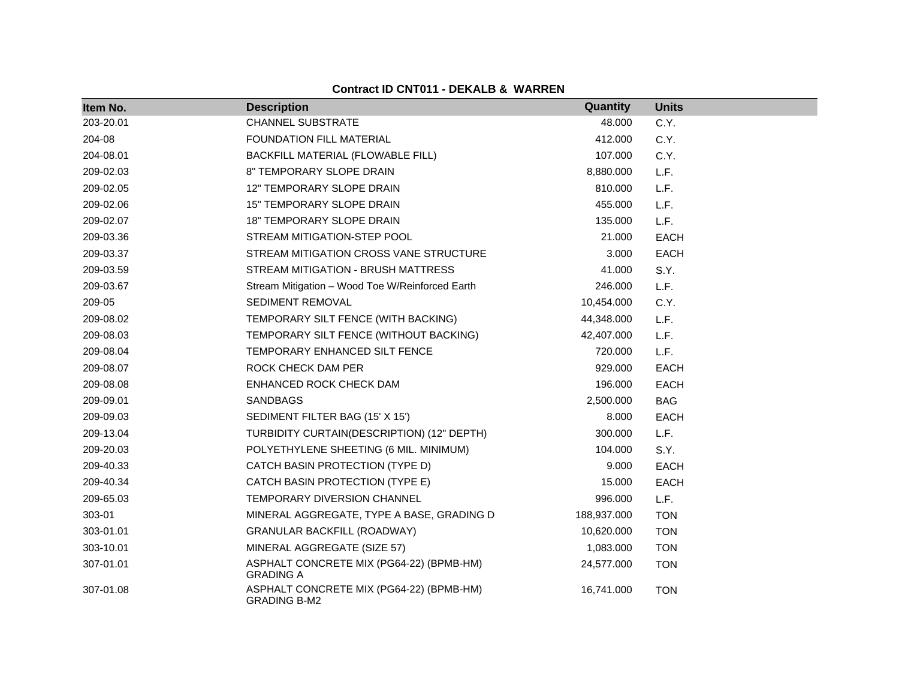**Contract ID CNT011 - DEKALB & WARREN**

| Item No. | Description | Quantity | Units |
|---|---|---|---|
| 203-20.01 | CHANNEL SUBSTRATE | 48.000 | C.Y. |
| 204-08 | FOUNDATION FILL MATERIAL | 412.000 | C.Y. |
| 204-08.01 | BACKFILL MATERIAL (FLOWABLE FILL) | 107.000 | C.Y. |
| 209-02.03 | 8" TEMPORARY SLOPE DRAIN | 8,880.000 | L.F. |
| 209-02.05 | 12" TEMPORARY SLOPE DRAIN | 810.000 | L.F. |
| 209-02.06 | 15" TEMPORARY SLOPE DRAIN | 455.000 | L.F. |
| 209-02.07 | 18" TEMPORARY SLOPE DRAIN | 135.000 | L.F. |
| 209-03.36 | STREAM MITIGATION-STEP POOL | 21.000 | EACH |
| 209-03.37 | STREAM MITIGATION CROSS VANE STRUCTURE | 3.000 | EACH |
| 209-03.59 | STREAM MITIGATION - BRUSH MATTRESS | 41.000 | S.Y. |
| 209-03.67 | Stream Mitigation – Wood Toe W/Reinforced Earth | 246.000 | L.F. |
| 209-05 | SEDIMENT REMOVAL | 10,454.000 | C.Y. |
| 209-08.02 | TEMPORARY SILT FENCE (WITH BACKING) | 44,348.000 | L.F. |
| 209-08.03 | TEMPORARY SILT FENCE (WITHOUT BACKING) | 42,407.000 | L.F. |
| 209-08.04 | TEMPORARY ENHANCED SILT FENCE | 720.000 | L.F. |
| 209-08.07 | ROCK CHECK DAM PER | 929.000 | EACH |
| 209-08.08 | ENHANCED ROCK CHECK DAM | 196.000 | EACH |
| 209-09.01 | SANDBAGS | 2,500.000 | BAG |
| 209-09.03 | SEDIMENT FILTER BAG (15' X 15') | 8.000 | EACH |
| 209-13.04 | TURBIDITY CURTAIN(DESCRIPTION) (12" DEPTH) | 300.000 | L.F. |
| 209-20.03 | POLYETHYLENE SHEETING (6 MIL. MINIMUM) | 104.000 | S.Y. |
| 209-40.33 | CATCH BASIN PROTECTION (TYPE D) | 9.000 | EACH |
| 209-40.34 | CATCH BASIN PROTECTION (TYPE E) | 15.000 | EACH |
| 209-65.03 | TEMPORARY DIVERSION CHANNEL | 996.000 | L.F. |
| 303-01 | MINERAL AGGREGATE, TYPE A BASE, GRADING D | 188,937.000 | TON |
| 303-01.01 | GRANULAR BACKFILL (ROADWAY) | 10,620.000 | TON |
| 303-10.01 | MINERAL AGGREGATE (SIZE 57) | 1,083.000 | TON |
| 307-01.01 | ASPHALT CONCRETE MIX (PG64-22) (BPMB-HM) GRADING A | 24,577.000 | TON |
| 307-01.08 | ASPHALT CONCRETE MIX (PG64-22) (BPMB-HM) GRADING B-M2 | 16,741.000 | TON |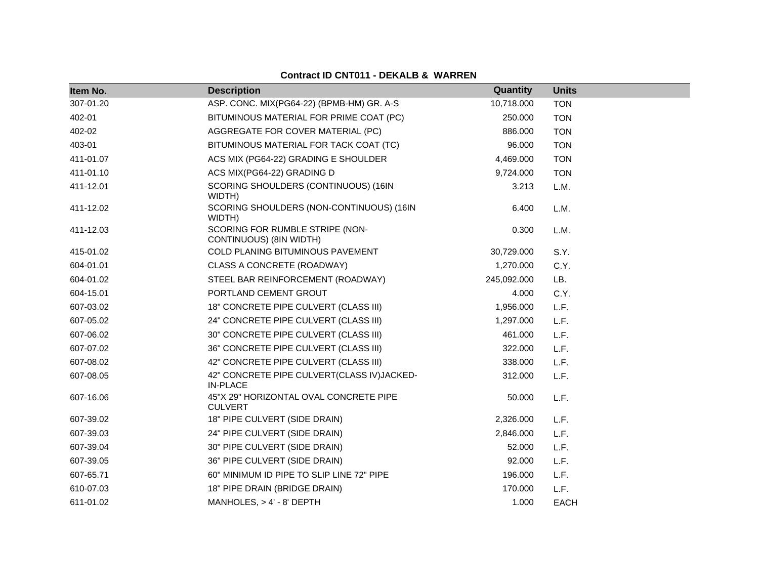**Contract ID CNT011 - DEKALB & WARREN**

| Item No. | Description | Quantity | Units |
|---|---|---|---|
| 307-01.20 | ASP. CONC. MIX(PG64-22) (BPMB-HM) GR. A-S | 10,718.000 | TON |
| 402-01 | BITUMINOUS MATERIAL FOR PRIME COAT (PC) | 250.000 | TON |
| 402-02 | AGGREGATE FOR COVER MATERIAL (PC) | 886.000 | TON |
| 403-01 | BITUMINOUS MATERIAL FOR TACK COAT (TC) | 96.000 | TON |
| 411-01.07 | ACS MIX (PG64-22) GRADING E SHOULDER | 4,469.000 | TON |
| 411-01.10 | ACS MIX(PG64-22) GRADING D | 9,724.000 | TON |
| 411-12.01 | SCORING SHOULDERS (CONTINUOUS) (16IN WIDTH) | 3.213 | L.M. |
| 411-12.02 | SCORING SHOULDERS (NON-CONTINUOUS) (16IN WIDTH) | 6.400 | L.M. |
| 411-12.03 | SCORING FOR RUMBLE STRIPE (NON-CONTINUOUS) (8IN WIDTH) | 0.300 | L.M. |
| 415-01.02 | COLD PLANING BITUMINOUS PAVEMENT | 30,729.000 | S.Y. |
| 604-01.01 | CLASS A CONCRETE (ROADWAY) | 1,270.000 | C.Y. |
| 604-01.02 | STEEL BAR REINFORCEMENT (ROADWAY) | 245,092.000 | LB. |
| 604-15.01 | PORTLAND CEMENT GROUT | 4.000 | C.Y. |
| 607-03.02 | 18" CONCRETE PIPE CULVERT (CLASS III) | 1,956.000 | L.F. |
| 607-05.02 | 24" CONCRETE PIPE CULVERT (CLASS III) | 1,297.000 | L.F. |
| 607-06.02 | 30" CONCRETE PIPE CULVERT (CLASS III) | 461.000 | L.F. |
| 607-07.02 | 36" CONCRETE PIPE CULVERT (CLASS III) | 322.000 | L.F. |
| 607-08.02 | 42" CONCRETE PIPE CULVERT (CLASS III) | 338.000 | L.F. |
| 607-08.05 | 42" CONCRETE PIPE CULVERT(CLASS IV)JACKED-IN-PLACE | 312.000 | L.F. |
| 607-16.06 | 45"X 29" HORIZONTAL OVAL CONCRETE PIPE CULVERT | 50.000 | L.F. |
| 607-39.02 | 18" PIPE CULVERT (SIDE DRAIN) | 2,326.000 | L.F. |
| 607-39.03 | 24" PIPE CULVERT (SIDE DRAIN) | 2,846.000 | L.F. |
| 607-39.04 | 30" PIPE CULVERT (SIDE DRAIN) | 52.000 | L.F. |
| 607-39.05 | 36" PIPE CULVERT (SIDE DRAIN) | 92.000 | L.F. |
| 607-65.71 | 60" MINIMUM ID PIPE TO SLIP LINE 72" PIPE | 196.000 | L.F. |
| 610-07.03 | 18" PIPE DRAIN (BRIDGE DRAIN) | 170.000 | L.F. |
| 611-01.02 | MANHOLES, > 4' - 8' DEPTH | 1.000 | EACH |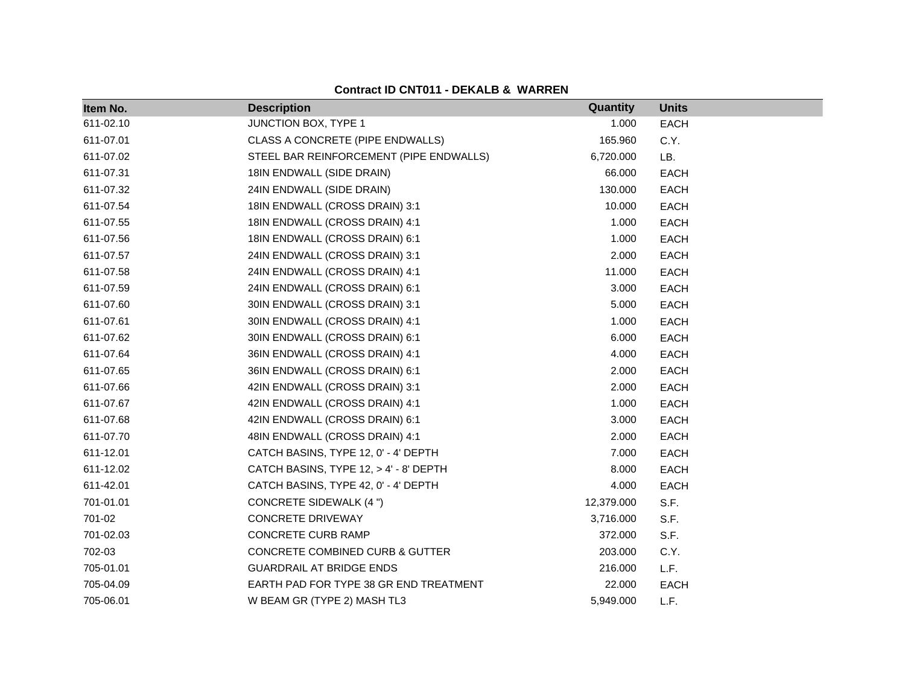**Contract ID CNT011 - DEKALB & WARREN**

| Item No. | Description | Quantity | Units |
|---|---|---|---|
| 611-02.10 | JUNCTION BOX, TYPE 1 | 1.000 | EACH |
| 611-07.01 | CLASS A CONCRETE (PIPE ENDWALLS) | 165.960 | C.Y. |
| 611-07.02 | STEEL BAR REINFORCEMENT (PIPE ENDWALLS) | 6,720.000 | LB. |
| 611-07.31 | 18IN ENDWALL (SIDE DRAIN) | 66.000 | EACH |
| 611-07.32 | 24IN ENDWALL (SIDE DRAIN) | 130.000 | EACH |
| 611-07.54 | 18IN ENDWALL (CROSS DRAIN) 3:1 | 10.000 | EACH |
| 611-07.55 | 18IN ENDWALL (CROSS DRAIN) 4:1 | 1.000 | EACH |
| 611-07.56 | 18IN ENDWALL (CROSS DRAIN) 6:1 | 1.000 | EACH |
| 611-07.57 | 24IN ENDWALL (CROSS DRAIN) 3:1 | 2.000 | EACH |
| 611-07.58 | 24IN ENDWALL (CROSS DRAIN) 4:1 | 11.000 | EACH |
| 611-07.59 | 24IN ENDWALL (CROSS DRAIN) 6:1 | 3.000 | EACH |
| 611-07.60 | 30IN ENDWALL (CROSS DRAIN) 3:1 | 5.000 | EACH |
| 611-07.61 | 30IN ENDWALL (CROSS DRAIN) 4:1 | 1.000 | EACH |
| 611-07.62 | 30IN ENDWALL (CROSS DRAIN) 6:1 | 6.000 | EACH |
| 611-07.64 | 36IN ENDWALL (CROSS DRAIN) 4:1 | 4.000 | EACH |
| 611-07.65 | 36IN ENDWALL (CROSS DRAIN) 6:1 | 2.000 | EACH |
| 611-07.66 | 42IN ENDWALL (CROSS DRAIN) 3:1 | 2.000 | EACH |
| 611-07.67 | 42IN ENDWALL (CROSS DRAIN) 4:1 | 1.000 | EACH |
| 611-07.68 | 42IN ENDWALL (CROSS DRAIN) 6:1 | 3.000 | EACH |
| 611-07.70 | 48IN ENDWALL (CROSS DRAIN) 4:1 | 2.000 | EACH |
| 611-12.01 | CATCH BASINS, TYPE 12, 0' - 4' DEPTH | 7.000 | EACH |
| 611-12.02 | CATCH BASINS, TYPE 12, > 4' - 8' DEPTH | 8.000 | EACH |
| 611-42.01 | CATCH BASINS, TYPE 42, 0' - 4' DEPTH | 4.000 | EACH |
| 701-01.01 | CONCRETE SIDEWALK (4 ") | 12,379.000 | S.F. |
| 701-02 | CONCRETE DRIVEWAY | 3,716.000 | S.F. |
| 701-02.03 | CONCRETE CURB RAMP | 372.000 | S.F. |
| 702-03 | CONCRETE COMBINED CURB & GUTTER | 203.000 | C.Y. |
| 705-01.01 | GUARDRAIL AT BRIDGE ENDS | 216.000 | L.F. |
| 705-04.09 | EARTH PAD FOR TYPE 38 GR END TREATMENT | 22.000 | EACH |
| 705-06.01 | W BEAM GR (TYPE 2) MASH TL3 | 5,949.000 | L.F. |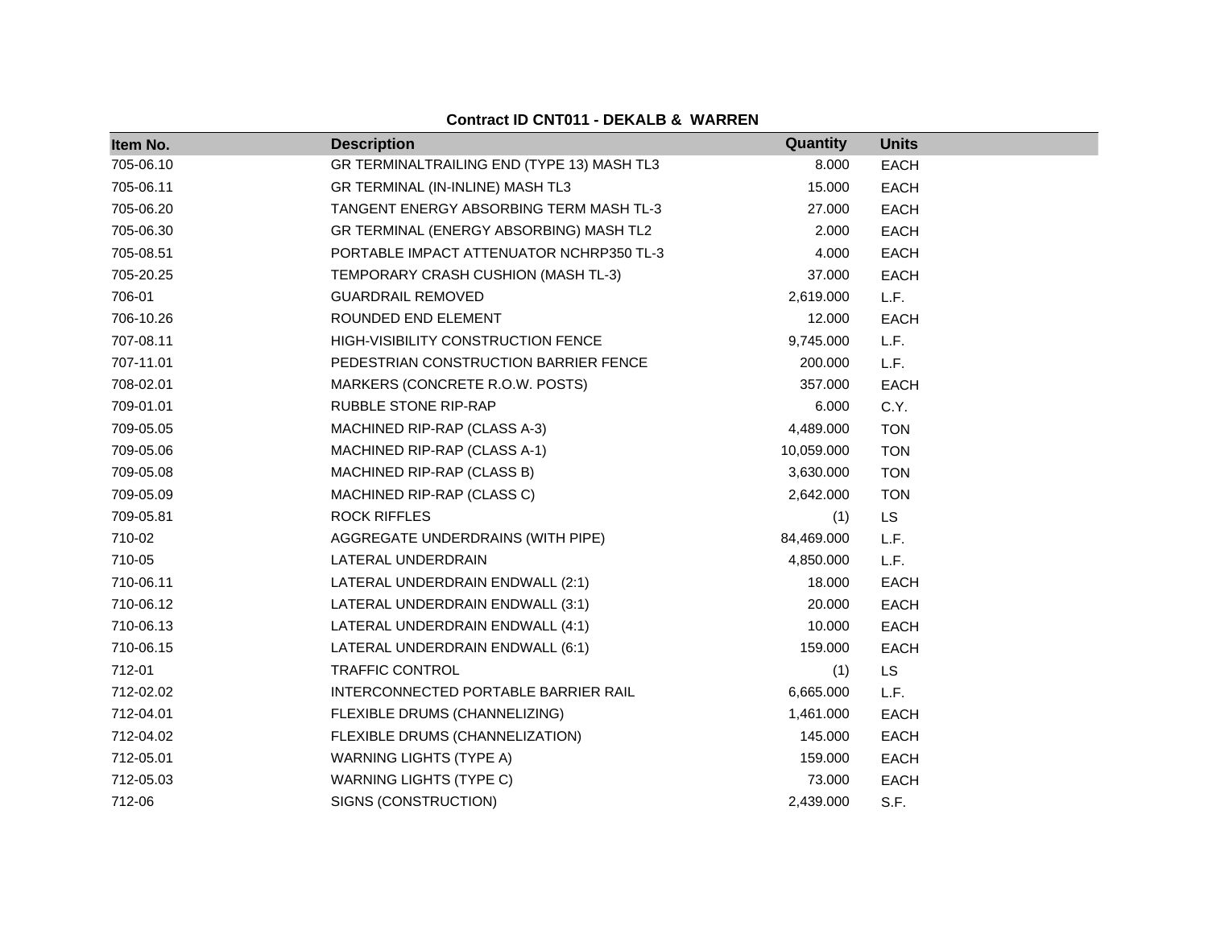**Contract ID CNT011 - DEKALB & WARREN**

| Item No. | Description | Quantity | Units |
|---|---|---|---|
| 705-06.10 | GR TERMINALTRAILING END (TYPE 13) MASH TL3 | 8.000 | EACH |
| 705-06.11 | GR TERMINAL (IN-INLINE) MASH TL3 | 15.000 | EACH |
| 705-06.20 | TANGENT ENERGY ABSORBING TERM MASH TL-3 | 27.000 | EACH |
| 705-06.30 | GR TERMINAL (ENERGY ABSORBING) MASH TL2 | 2.000 | EACH |
| 705-08.51 | PORTABLE IMPACT ATTENUATOR NCHRP350 TL-3 | 4.000 | EACH |
| 705-20.25 | TEMPORARY CRASH CUSHION (MASH TL-3) | 37.000 | EACH |
| 706-01 | GUARDRAIL REMOVED | 2,619.000 | L.F. |
| 706-10.26 | ROUNDED END ELEMENT | 12.000 | EACH |
| 707-08.11 | HIGH-VISIBILITY CONSTRUCTION FENCE | 9,745.000 | L.F. |
| 707-11.01 | PEDESTRIAN CONSTRUCTION BARRIER FENCE | 200.000 | L.F. |
| 708-02.01 | MARKERS (CONCRETE R.O.W. POSTS) | 357.000 | EACH |
| 709-01.01 | RUBBLE STONE RIP-RAP | 6.000 | C.Y. |
| 709-05.05 | MACHINED RIP-RAP (CLASS A-3) | 4,489.000 | TON |
| 709-05.06 | MACHINED RIP-RAP (CLASS A-1) | 10,059.000 | TON |
| 709-05.08 | MACHINED RIP-RAP (CLASS B) | 3,630.000 | TON |
| 709-05.09 | MACHINED RIP-RAP (CLASS C) | 2,642.000 | TON |
| 709-05.81 | ROCK RIFFLES | (1) | LS |
| 710-02 | AGGREGATE UNDERDRAINS (WITH PIPE) | 84,469.000 | L.F. |
| 710-05 | LATERAL UNDERDRAIN | 4,850.000 | L.F. |
| 710-06.11 | LATERAL UNDERDRAIN ENDWALL (2:1) | 18.000 | EACH |
| 710-06.12 | LATERAL UNDERDRAIN ENDWALL (3:1) | 20.000 | EACH |
| 710-06.13 | LATERAL UNDERDRAIN ENDWALL (4:1) | 10.000 | EACH |
| 710-06.15 | LATERAL UNDERDRAIN ENDWALL (6:1) | 159.000 | EACH |
| 712-01 | TRAFFIC CONTROL | (1) | LS |
| 712-02.02 | INTERCONNECTED PORTABLE BARRIER RAIL | 6,665.000 | L.F. |
| 712-04.01 | FLEXIBLE DRUMS (CHANNELIZING) | 1,461.000 | EACH |
| 712-04.02 | FLEXIBLE DRUMS (CHANNELIZATION) | 145.000 | EACH |
| 712-05.01 | WARNING LIGHTS (TYPE A) | 159.000 | EACH |
| 712-05.03 | WARNING LIGHTS (TYPE C) | 73.000 | EACH |
| 712-06 | SIGNS (CONSTRUCTION) | 2,439.000 | S.F. |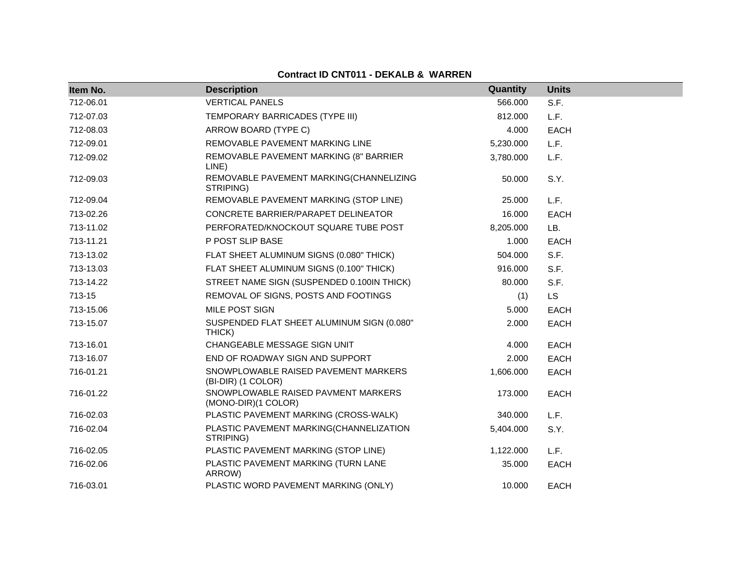**Contract ID CNT011 - DEKALB & WARREN**

| Item No. | Description | Quantity | Units |
|---|---|---|---|
| 712-06.01 | VERTICAL PANELS | 566.000 | S.F. |
| 712-07.03 | TEMPORARY BARRICADES (TYPE III) | 812.000 | L.F. |
| 712-08.03 | ARROW BOARD (TYPE C) | 4.000 | EACH |
| 712-09.01 | REMOVABLE PAVEMENT MARKING LINE | 5,230.000 | L.F. |
| 712-09.02 | REMOVABLE PAVEMENT MARKING (8" BARRIER LINE) | 3,780.000 | L.F. |
| 712-09.03 | REMOVABLE PAVEMENT MARKING(CHANNELIZING STRIPING) | 50.000 | S.Y. |
| 712-09.04 | REMOVABLE PAVEMENT MARKING (STOP LINE) | 25.000 | L.F. |
| 713-02.26 | CONCRETE BARRIER/PARAPET DELINEATOR | 16.000 | EACH |
| 713-11.02 | PERFORATED/KNOCKOUT SQUARE TUBE POST | 8,205.000 | LB. |
| 713-11.21 | P POST SLIP BASE | 1.000 | EACH |
| 713-13.02 | FLAT SHEET ALUMINUM SIGNS (0.080" THICK) | 504.000 | S.F. |
| 713-13.03 | FLAT SHEET ALUMINUM SIGNS (0.100" THICK) | 916.000 | S.F. |
| 713-14.22 | STREET NAME SIGN (SUSPENDED 0.100IN THICK) | 80.000 | S.F. |
| 713-15 | REMOVAL OF SIGNS, POSTS AND FOOTINGS | (1) | LS |
| 713-15.06 | MILE POST SIGN | 5.000 | EACH |
| 713-15.07 | SUSPENDED FLAT SHEET ALUMINUM SIGN (0.080" THICK) | 2.000 | EACH |
| 713-16.01 | CHANGEABLE MESSAGE SIGN UNIT | 4.000 | EACH |
| 713-16.07 | END OF ROADWAY SIGN AND SUPPORT | 2.000 | EACH |
| 716-01.21 | SNOWPLOWABLE RAISED PAVEMENT MARKERS (BI-DIR) (1 COLOR) | 1,606.000 | EACH |
| 716-01.22 | SNOWPLOWABLE RAISED PAVMENT MARKERS (MONO-DIR)(1 COLOR) | 173.000 | EACH |
| 716-02.03 | PLASTIC PAVEMENT MARKING (CROSS-WALK) | 340.000 | L.F. |
| 716-02.04 | PLASTIC PAVEMENT MARKING(CHANNELIZATION STRIPING) | 5,404.000 | S.Y. |
| 716-02.05 | PLASTIC PAVEMENT MARKING (STOP LINE) | 1,122.000 | L.F. |
| 716-02.06 | PLASTIC PAVEMENT MARKING (TURN LANE ARROW) | 35.000 | EACH |
| 716-03.01 | PLASTIC WORD PAVEMENT MARKING (ONLY) | 10.000 | EACH |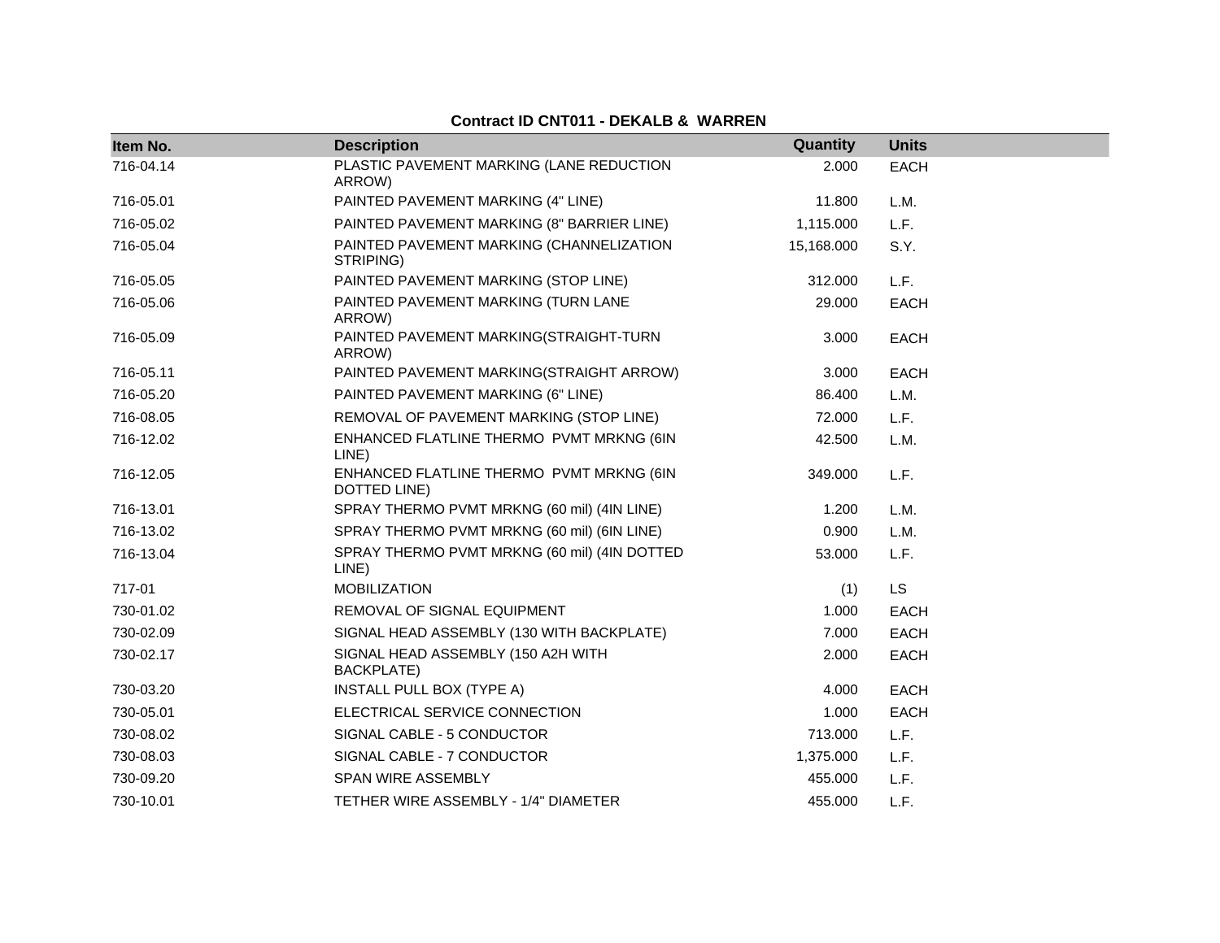**Contract ID CNT011 - DEKALB & WARREN**

| Item No. | Description | Quantity | Units |
|---|---|---|---|
| 716-04.14 | PLASTIC PAVEMENT MARKING (LANE REDUCTION ARROW) | 2.000 | EACH |
| 716-05.01 | PAINTED PAVEMENT MARKING (4" LINE) | 11.800 | L.M. |
| 716-05.02 | PAINTED PAVEMENT MARKING (8" BARRIER LINE) | 1,115.000 | L.F. |
| 716-05.04 | PAINTED PAVEMENT MARKING (CHANNELIZATION STRIPING) | 15,168.000 | S.Y. |
| 716-05.05 | PAINTED PAVEMENT MARKING (STOP LINE) | 312.000 | L.F. |
| 716-05.06 | PAINTED PAVEMENT MARKING (TURN LANE ARROW) | 29.000 | EACH |
| 716-05.09 | PAINTED PAVEMENT MARKING(STRAIGHT-TURN ARROW) | 3.000 | EACH |
| 716-05.11 | PAINTED PAVEMENT MARKING(STRAIGHT ARROW) | 3.000 | EACH |
| 716-05.20 | PAINTED PAVEMENT MARKING (6" LINE) | 86.400 | L.M. |
| 716-08.05 | REMOVAL OF PAVEMENT MARKING (STOP LINE) | 72.000 | L.F. |
| 716-12.02 | ENHANCED FLATLINE THERMO PVMT MRKNG (6IN LINE) | 42.500 | L.M. |
| 716-12.05 | ENHANCED FLATLINE THERMO PVMT MRKNG (6IN DOTTED LINE) | 349.000 | L.F. |
| 716-13.01 | SPRAY THERMO PVMT MRKNG (60 mil) (4IN LINE) | 1.200 | L.M. |
| 716-13.02 | SPRAY THERMO PVMT MRKNG (60 mil) (6IN LINE) | 0.900 | L.M. |
| 716-13.04 | SPRAY THERMO PVMT MRKNG (60 mil) (4IN DOTTED LINE) | 53.000 | L.F. |
| 717-01 | MOBILIZATION | (1) | LS |
| 730-01.02 | REMOVAL OF SIGNAL EQUIPMENT | 1.000 | EACH |
| 730-02.09 | SIGNAL HEAD ASSEMBLY (130 WITH BACKPLATE) | 7.000 | EACH |
| 730-02.17 | SIGNAL HEAD ASSEMBLY (150 A2H WITH BACKPLATE) | 2.000 | EACH |
| 730-03.20 | INSTALL PULL BOX (TYPE A) | 4.000 | EACH |
| 730-05.01 | ELECTRICAL SERVICE CONNECTION | 1.000 | EACH |
| 730-08.02 | SIGNAL CABLE - 5 CONDUCTOR | 713.000 | L.F. |
| 730-08.03 | SIGNAL CABLE - 7 CONDUCTOR | 1,375.000 | L.F. |
| 730-09.20 | SPAN WIRE ASSEMBLY | 455.000 | L.F. |
| 730-10.01 | TETHER WIRE ASSEMBLY - 1/4" DIAMETER | 455.000 | L.F. |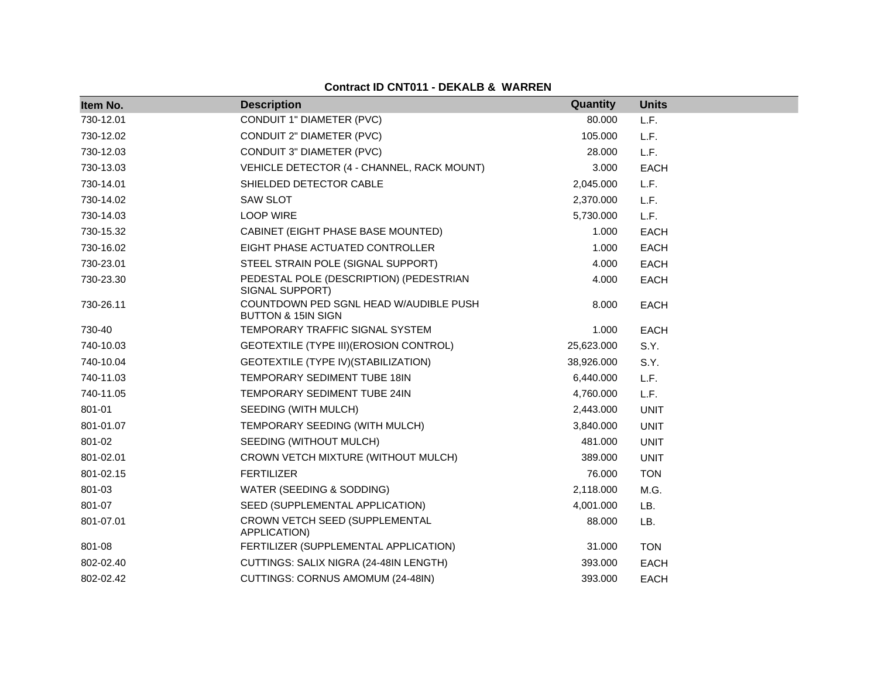## Contract ID CNT011 - DEKALB & WARREN

| Item No. | Description | Quantity | Units |
|---|---|---|---|
| 730-12.01 | CONDUIT 1" DIAMETER (PVC) | 80.000 | L.F. |
| 730-12.02 | CONDUIT 2" DIAMETER (PVC) | 105.000 | L.F. |
| 730-12.03 | CONDUIT 3" DIAMETER (PVC) | 28.000 | L.F. |
| 730-13.03 | VEHICLE DETECTOR (4 - CHANNEL, RACK MOUNT) | 3.000 | EACH |
| 730-14.01 | SHIELDED DETECTOR CABLE | 2,045.000 | L.F. |
| 730-14.02 | SAW SLOT | 2,370.000 | L.F. |
| 730-14.03 | LOOP WIRE | 5,730.000 | L.F. |
| 730-15.32 | CABINET (EIGHT PHASE BASE MOUNTED) | 1.000 | EACH |
| 730-16.02 | EIGHT PHASE ACTUATED CONTROLLER | 1.000 | EACH |
| 730-23.01 | STEEL STRAIN POLE (SIGNAL SUPPORT) | 4.000 | EACH |
| 730-23.30 | PEDESTAL POLE (DESCRIPTION) (PEDESTRIAN SIGNAL SUPPORT) | 4.000 | EACH |
| 730-26.11 | COUNTDOWN PED SGNL HEAD W/AUDIBLE PUSH BUTTON & 15IN SIGN | 8.000 | EACH |
| 730-40 | TEMPORARY TRAFFIC SIGNAL SYSTEM | 1.000 | EACH |
| 740-10.03 | GEOTEXTILE (TYPE III)(EROSION CONTROL) | 25,623.000 | S.Y. |
| 740-10.04 | GEOTEXTILE (TYPE IV)(STABILIZATION) | 38,926.000 | S.Y. |
| 740-11.03 | TEMPORARY SEDIMENT TUBE 18IN | 6,440.000 | L.F. |
| 740-11.05 | TEMPORARY SEDIMENT TUBE 24IN | 4,760.000 | L.F. |
| 801-01 | SEEDING (WITH MULCH) | 2,443.000 | UNIT |
| 801-01.07 | TEMPORARY SEEDING (WITH MULCH) | 3,840.000 | UNIT |
| 801-02 | SEEDING (WITHOUT MULCH) | 481.000 | UNIT |
| 801-02.01 | CROWN VETCH MIXTURE (WITHOUT MULCH) | 389.000 | UNIT |
| 801-02.15 | FERTILIZER | 76.000 | TON |
| 801-03 | WATER (SEEDING & SODDING) | 2,118.000 | M.G. |
| 801-07 | SEED (SUPPLEMENTAL APPLICATION) | 4,001.000 | LB. |
| 801-07.01 | CROWN VETCH SEED (SUPPLEMENTAL APPLICATION) | 88.000 | LB. |
| 801-08 | FERTILIZER (SUPPLEMENTAL APPLICATION) | 31.000 | TON |
| 802-02.40 | CUTTINGS: SALIX NIGRA (24-48IN LENGTH) | 393.000 | EACH |
| 802-02.42 | CUTTINGS: CORNUS AMOMUM (24-48IN) | 393.000 | EACH |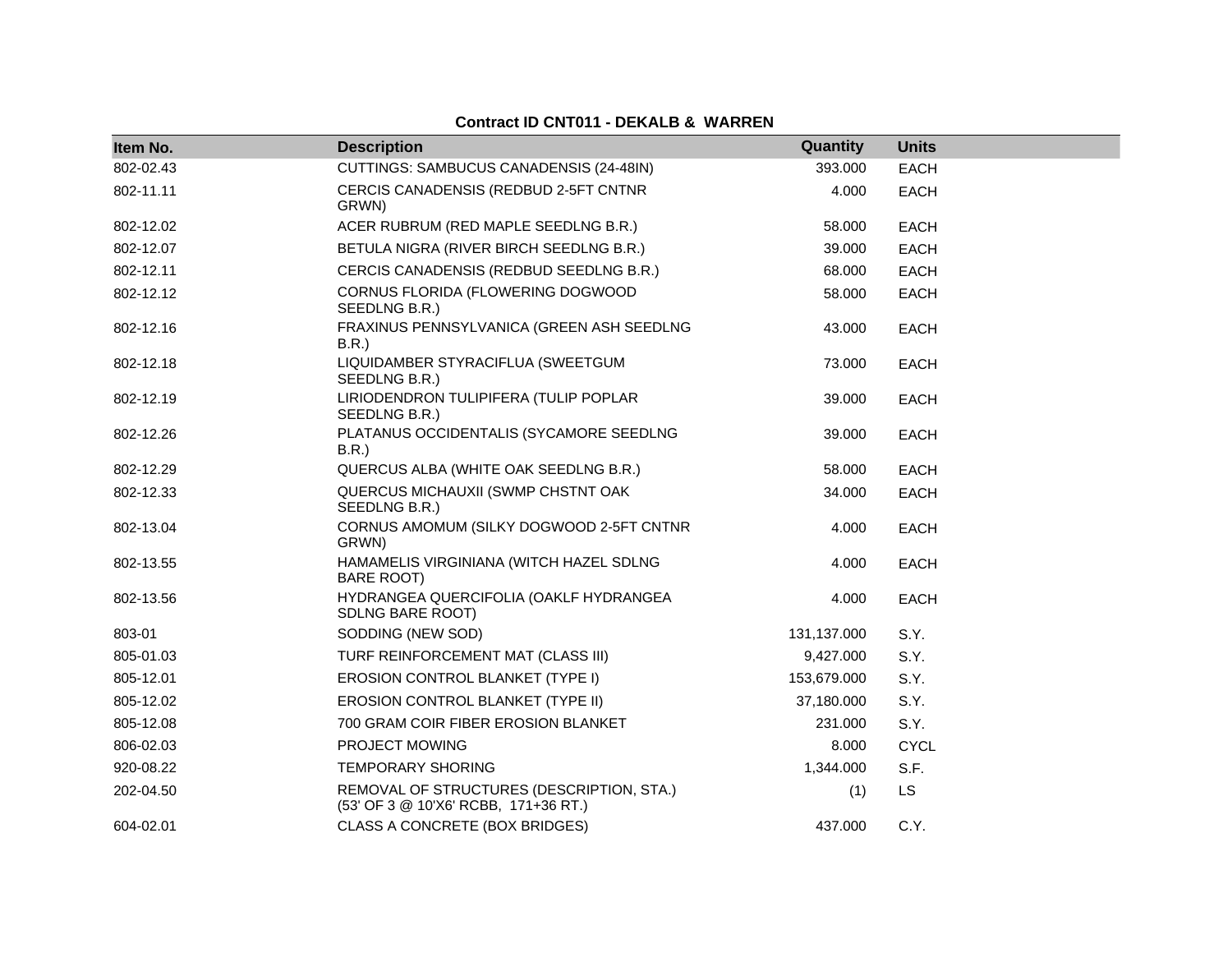## Contract ID CNT011 - DEKALB & WARREN

| Item No. | Description | Quantity | Units |
| --- | --- | --- | --- |
| 802-02.43 | CUTTINGS: SAMBUCUS CANADENSIS (24-48IN) | 393.000 | EACH |
| 802-11.11 | CERCIS CANADENSIS (REDBUD 2-5FT CNTNR GRWN) | 4.000 | EACH |
| 802-12.02 | ACER RUBRUM (RED MAPLE SEEDLNG B.R.) | 58.000 | EACH |
| 802-12.07 | BETULA NIGRA (RIVER BIRCH SEEDLNG B.R.) | 39.000 | EACH |
| 802-12.11 | CERCIS CANADENSIS (REDBUD SEEDLNG B.R.) | 68.000 | EACH |
| 802-12.12 | CORNUS FLORIDA (FLOWERING DOGWOOD SEEDLNG B.R.) | 58.000 | EACH |
| 802-12.16 | FRAXINUS PENNSYLVANICA (GREEN ASH SEEDLNG B.R.) | 43.000 | EACH |
| 802-12.18 | LIQUIDAMBER STYRACIFLUA (SWEETGUM SEEDLNG B.R.) | 73.000 | EACH |
| 802-12.19 | LIRIODENDRON TULIPIFERA (TULIP POPLAR SEEDLNG B.R.) | 39.000 | EACH |
| 802-12.26 | PLATANUS OCCIDENTALIS (SYCAMORE SEEDLNG B.R.) | 39.000 | EACH |
| 802-12.29 | QUERCUS ALBA (WHITE OAK SEEDLNG B.R.) | 58.000 | EACH |
| 802-12.33 | QUERCUS MICHAUXII (SWMP CHSTNT OAK SEEDLNG B.R.) | 34.000 | EACH |
| 802-13.04 | CORNUS AMOMUM (SILKY DOGWOOD 2-5FT CNTNR GRWN) | 4.000 | EACH |
| 802-13.55 | HAMAMELIS VIRGINIANA (WITCH HAZEL SDLNG BARE ROOT) | 4.000 | EACH |
| 802-13.56 | HYDRANGEA QUERCIFOLIA (OAKLF HYDRANGEA SDLNG BARE ROOT) | 4.000 | EACH |
| 803-01 | SODDING (NEW SOD) | 131,137.000 | S.Y. |
| 805-01.03 | TURF REINFORCEMENT MAT (CLASS III) | 9,427.000 | S.Y. |
| 805-12.01 | EROSION CONTROL BLANKET (TYPE I) | 153,679.000 | S.Y. |
| 805-12.02 | EROSION CONTROL BLANKET (TYPE II) | 37,180.000 | S.Y. |
| 805-12.08 | 700 GRAM COIR FIBER EROSION BLANKET | 231.000 | S.Y. |
| 806-02.03 | PROJECT MOWING | 8.000 | CYCL |
| 920-08.22 | TEMPORARY SHORING | 1,344.000 | S.F. |
| 202-04.50 | REMOVAL OF STRUCTURES (DESCRIPTION, STA.) (53' OF 3 @ 10'X6' RCBB, 171+36 RT.) | (1) | LS |
| 604-02.01 | CLASS A CONCRETE (BOX BRIDGES) | 437.000 | C.Y. |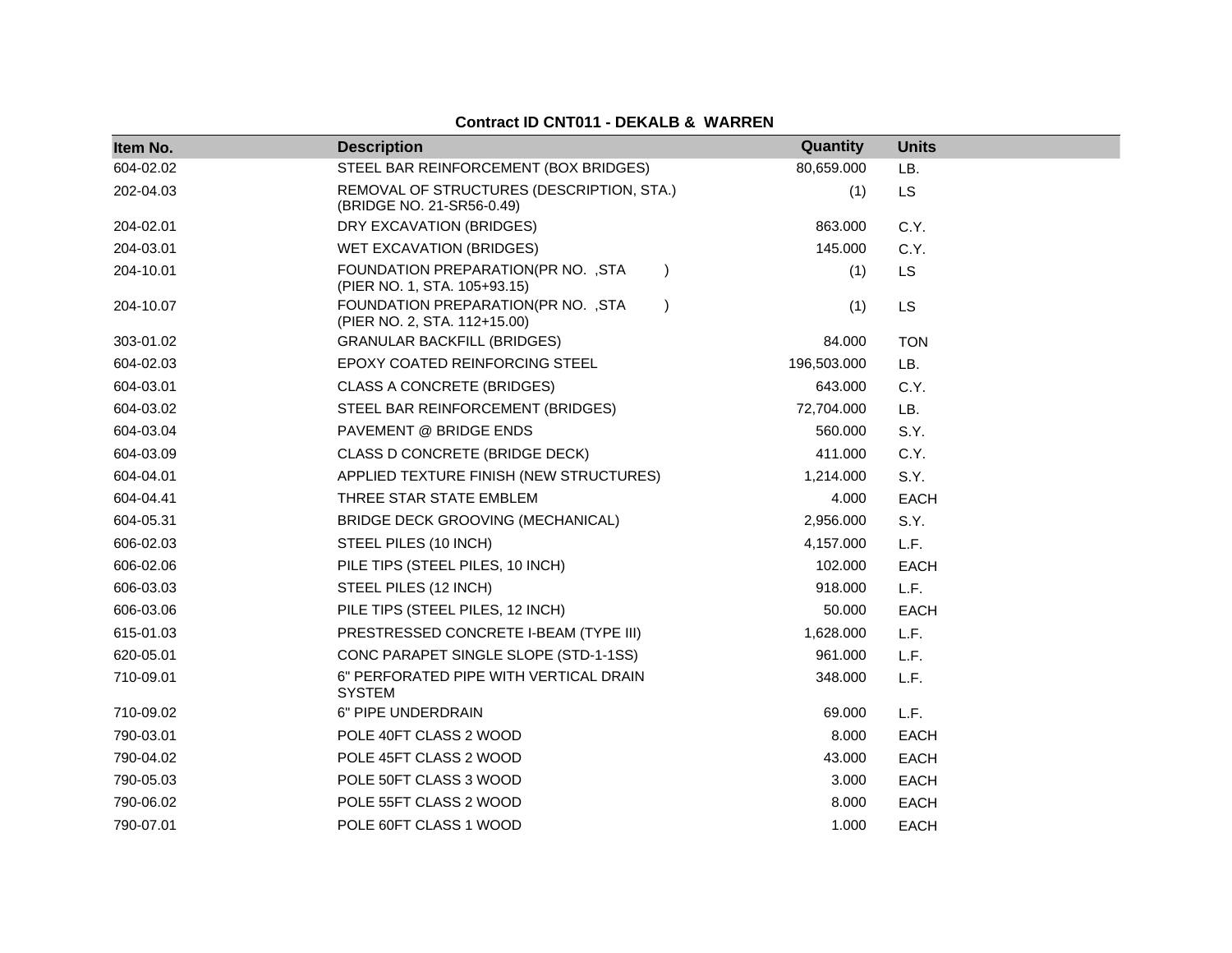**Contract ID CNT011 - DEKALB & WARREN**

| Item No. | Description | Quantity | Units |
|---|---|---|---|
| 604-02.02 | STEEL BAR REINFORCEMENT (BOX BRIDGES) | 80,659.000 | LB. |
| 202-04.03 | REMOVAL OF STRUCTURES (DESCRIPTION, STA.) (BRIDGE NO. 21-SR56-0.49) | (1) | LS |
| 204-02.01 | DRY EXCAVATION (BRIDGES) | 863.000 | C.Y. |
| 204-03.01 | WET EXCAVATION (BRIDGES) | 145.000 | C.Y. |
| 204-10.01 | FOUNDATION PREPARATION(PR NO. ,STA ) (PIER NO. 1, STA. 105+93.15) | (1) | LS |
| 204-10.07 | FOUNDATION PREPARATION(PR NO. ,STA ) (PIER NO. 2, STA. 112+15.00) | (1) | LS |
| 303-01.02 | GRANULAR BACKFILL (BRIDGES) | 84.000 | TON |
| 604-02.03 | EPOXY COATED REINFORCING STEEL | 196,503.000 | LB. |
| 604-03.01 | CLASS A CONCRETE (BRIDGES) | 643.000 | C.Y. |
| 604-03.02 | STEEL BAR REINFORCEMENT (BRIDGES) | 72,704.000 | LB. |
| 604-03.04 | PAVEMENT @ BRIDGE ENDS | 560.000 | S.Y. |
| 604-03.09 | CLASS D CONCRETE (BRIDGE DECK) | 411.000 | C.Y. |
| 604-04.01 | APPLIED TEXTURE FINISH (NEW STRUCTURES) | 1,214.000 | S.Y. |
| 604-04.41 | THREE STAR STATE EMBLEM | 4.000 | EACH |
| 604-05.31 | BRIDGE DECK GROOVING (MECHANICAL) | 2,956.000 | S.Y. |
| 606-02.03 | STEEL PILES (10 INCH) | 4,157.000 | L.F. |
| 606-02.06 | PILE TIPS (STEEL PILES, 10 INCH) | 102.000 | EACH |
| 606-03.03 | STEEL PILES (12 INCH) | 918.000 | L.F. |
| 606-03.06 | PILE TIPS (STEEL PILES, 12 INCH) | 50.000 | EACH |
| 615-01.03 | PRESTRESSED CONCRETE I-BEAM (TYPE III) | 1,628.000 | L.F. |
| 620-05.01 | CONC PARAPET SINGLE SLOPE (STD-1-1SS) | 961.000 | L.F. |
| 710-09.01 | 6" PERFORATED PIPE WITH VERTICAL DRAIN SYSTEM | 348.000 | L.F. |
| 710-09.02 | 6" PIPE UNDERDRAIN | 69.000 | L.F. |
| 790-03.01 | POLE 40FT CLASS 2 WOOD | 8.000 | EACH |
| 790-04.02 | POLE 45FT CLASS 2 WOOD | 43.000 | EACH |
| 790-05.03 | POLE 50FT CLASS 3 WOOD | 3.000 | EACH |
| 790-06.02 | POLE 55FT CLASS 2 WOOD | 8.000 | EACH |
| 790-07.01 | POLE 60FT CLASS 1 WOOD | 1.000 | EACH |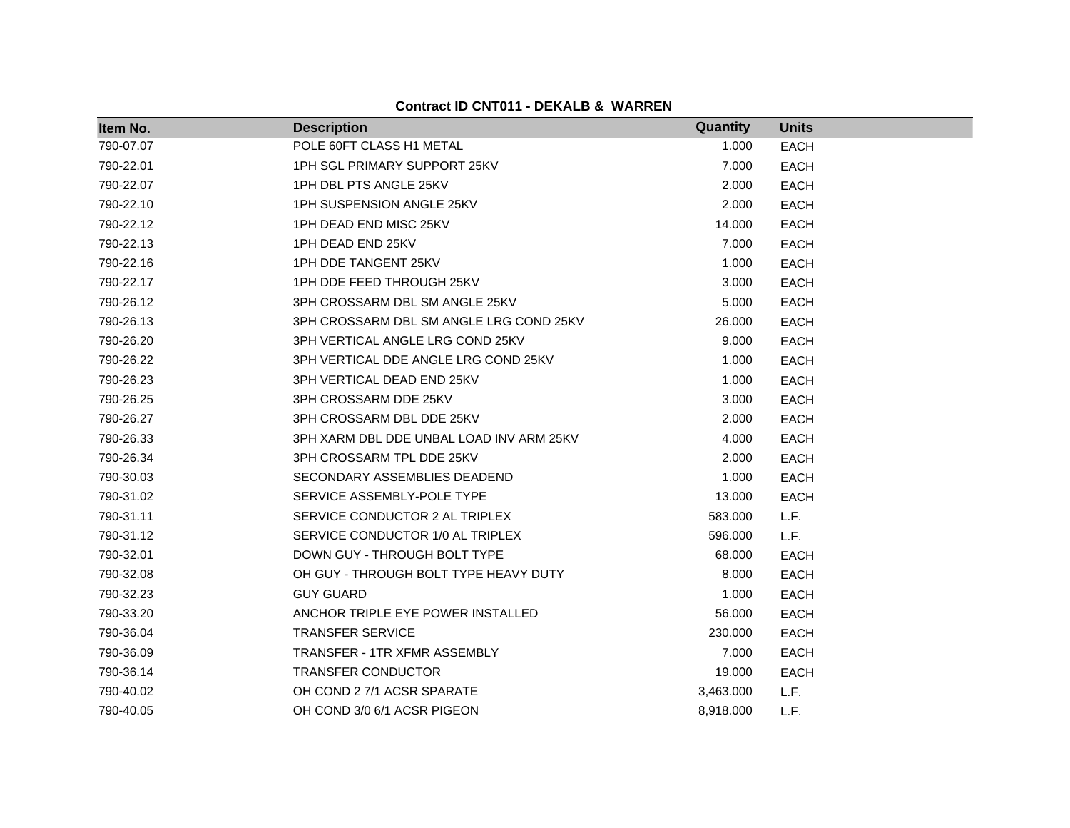**Contract ID CNT011 - DEKALB & WARREN**

| Item No. | Description | Quantity | Units |
|---|---|---|---|
| 790-07.07 | POLE 60FT CLASS H1 METAL | 1.000 | EACH |
| 790-22.01 | 1PH SGL PRIMARY SUPPORT 25KV | 7.000 | EACH |
| 790-22.07 | 1PH DBL PTS ANGLE 25KV | 2.000 | EACH |
| 790-22.10 | 1PH SUSPENSION ANGLE 25KV | 2.000 | EACH |
| 790-22.12 | 1PH DEAD END MISC 25KV | 14.000 | EACH |
| 790-22.13 | 1PH DEAD END 25KV | 7.000 | EACH |
| 790-22.16 | 1PH DDE TANGENT 25KV | 1.000 | EACH |
| 790-22.17 | 1PH DDE FEED THROUGH 25KV | 3.000 | EACH |
| 790-26.12 | 3PH CROSSARM DBL SM ANGLE 25KV | 5.000 | EACH |
| 790-26.13 | 3PH CROSSARM DBL SM ANGLE LRG COND 25KV | 26.000 | EACH |
| 790-26.20 | 3PH VERTICAL ANGLE LRG COND 25KV | 9.000 | EACH |
| 790-26.22 | 3PH VERTICAL DDE ANGLE LRG COND 25KV | 1.000 | EACH |
| 790-26.23 | 3PH VERTICAL DEAD END 25KV | 1.000 | EACH |
| 790-26.25 | 3PH CROSSARM DDE 25KV | 3.000 | EACH |
| 790-26.27 | 3PH CROSSARM DBL DDE 25KV | 2.000 | EACH |
| 790-26.33 | 3PH XARM DBL DDE UNBAL LOAD INV ARM 25KV | 4.000 | EACH |
| 790-26.34 | 3PH CROSSARM TPL DDE 25KV | 2.000 | EACH |
| 790-30.03 | SECONDARY ASSEMBLIES DEADEND | 1.000 | EACH |
| 790-31.02 | SERVICE ASSEMBLY-POLE TYPE | 13.000 | EACH |
| 790-31.11 | SERVICE CONDUCTOR 2 AL TRIPLEX | 583.000 | L.F. |
| 790-31.12 | SERVICE CONDUCTOR 1/0 AL TRIPLEX | 596.000 | L.F. |
| 790-32.01 | DOWN GUY - THROUGH BOLT TYPE | 68.000 | EACH |
| 790-32.08 | OH GUY - THROUGH BOLT TYPE HEAVY DUTY | 8.000 | EACH |
| 790-32.23 | GUY GUARD | 1.000 | EACH |
| 790-33.20 | ANCHOR TRIPLE EYE POWER INSTALLED | 56.000 | EACH |
| 790-36.04 | TRANSFER SERVICE | 230.000 | EACH |
| 790-36.09 | TRANSFER - 1TR XFMR ASSEMBLY | 7.000 | EACH |
| 790-36.14 | TRANSFER CONDUCTOR | 19.000 | EACH |
| 790-40.02 | OH COND 2 7/1 ACSR SPARATE | 3,463.000 | L.F. |
| 790-40.05 | OH COND 3/0 6/1 ACSR PIGEON | 8,918.000 | L.F. |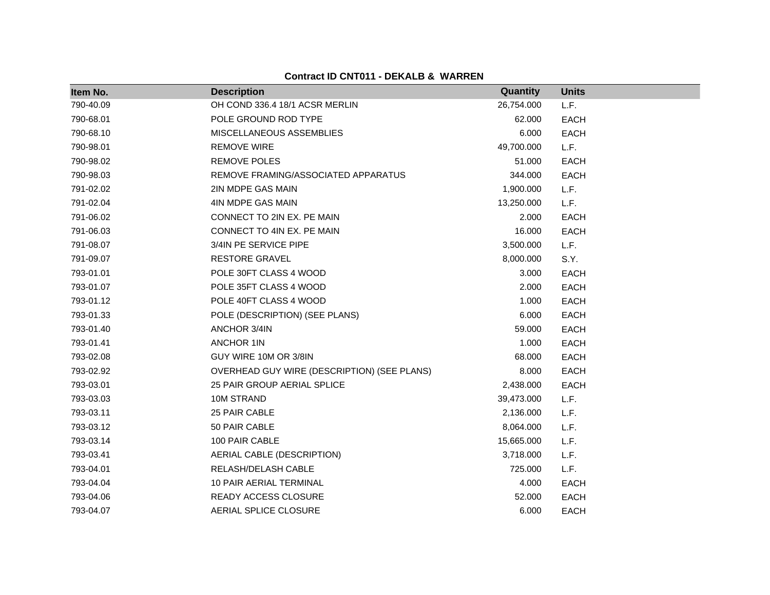**Contract ID CNT011 - DEKALB & WARREN**

| Item No. | Description | Quantity | Units |
|---|---|---|---|
| 790-40.09 | OH COND 336.4 18/1 ACSR MERLIN | 26,754.000 | L.F. |
| 790-68.01 | POLE GROUND ROD TYPE | 62.000 | EACH |
| 790-68.10 | MISCELLANEOUS ASSEMBLIES | 6.000 | EACH |
| 790-98.01 | REMOVE WIRE | 49,700.000 | L.F. |
| 790-98.02 | REMOVE POLES | 51.000 | EACH |
| 790-98.03 | REMOVE FRAMING/ASSOCIATED APPARATUS | 344.000 | EACH |
| 791-02.02 | 2IN MDPE GAS MAIN | 1,900.000 | L.F. |
| 791-02.04 | 4IN MDPE GAS MAIN | 13,250.000 | L.F. |
| 791-06.02 | CONNECT TO 2IN EX. PE MAIN | 2.000 | EACH |
| 791-06.03 | CONNECT TO 4IN EX. PE MAIN | 16.000 | EACH |
| 791-08.07 | 3/4IN PE SERVICE PIPE | 3,500.000 | L.F. |
| 791-09.07 | RESTORE GRAVEL | 8,000.000 | S.Y. |
| 793-01.01 | POLE 30FT CLASS 4 WOOD | 3.000 | EACH |
| 793-01.07 | POLE 35FT CLASS 4 WOOD | 2.000 | EACH |
| 793-01.12 | POLE 40FT CLASS 4 WOOD | 1.000 | EACH |
| 793-01.33 | POLE (DESCRIPTION) (SEE PLANS) | 6.000 | EACH |
| 793-01.40 | ANCHOR 3/4IN | 59.000 | EACH |
| 793-01.41 | ANCHOR 1IN | 1.000 | EACH |
| 793-02.08 | GUY WIRE 10M OR 3/8IN | 68.000 | EACH |
| 793-02.92 | OVERHEAD GUY WIRE (DESCRIPTION) (SEE PLANS) | 8.000 | EACH |
| 793-03.01 | 25 PAIR GROUP AERIAL SPLICE | 2,438.000 | EACH |
| 793-03.03 | 10M STRAND | 39,473.000 | L.F. |
| 793-03.11 | 25 PAIR CABLE | 2,136.000 | L.F. |
| 793-03.12 | 50 PAIR CABLE | 8,064.000 | L.F. |
| 793-03.14 | 100 PAIR CABLE | 15,665.000 | L.F. |
| 793-03.41 | AERIAL CABLE (DESCRIPTION) | 3,718.000 | L.F. |
| 793-04.01 | RELASH/DELASH CABLE | 725.000 | L.F. |
| 793-04.04 | 10 PAIR AERIAL TERMINAL | 4.000 | EACH |
| 793-04.06 | READY ACCESS CLOSURE | 52.000 | EACH |
| 793-04.07 | AERIAL SPLICE CLOSURE | 6.000 | EACH |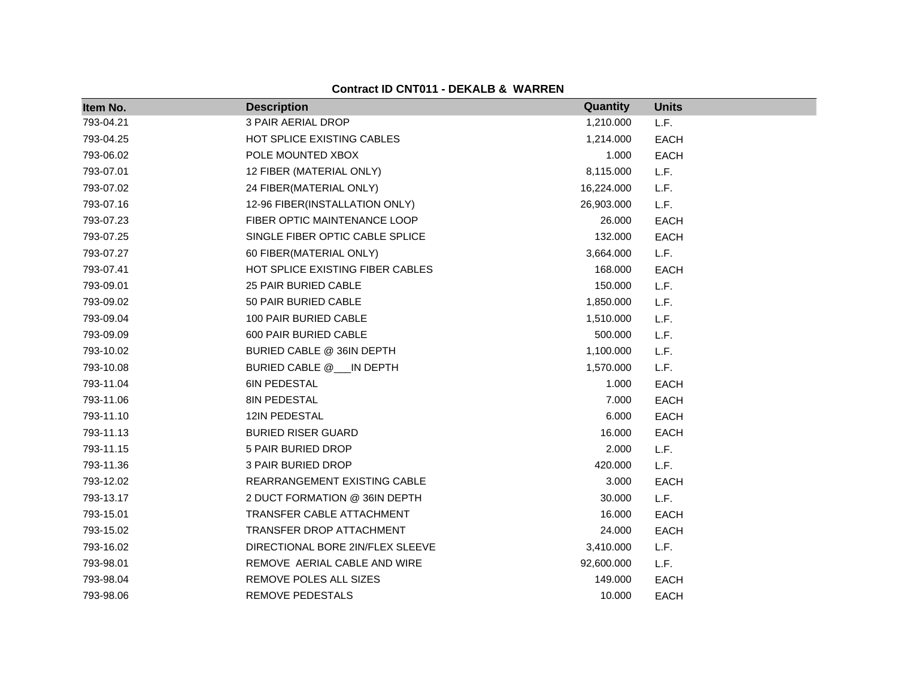**Contract ID CNT011 - DEKALB & WARREN**

| Item No. | Description | Quantity | Units |
|---|---|---|---|
| 793-04.21 | 3 PAIR AERIAL DROP | 1,210.000 | L.F. |
| 793-04.25 | HOT SPLICE EXISTING CABLES | 1,214.000 | EACH |
| 793-06.02 | POLE MOUNTED XBOX | 1.000 | EACH |
| 793-07.01 | 12 FIBER (MATERIAL ONLY) | 8,115.000 | L.F. |
| 793-07.02 | 24 FIBER(MATERIAL ONLY) | 16,224.000 | L.F. |
| 793-07.16 | 12-96 FIBER(INSTALLATION ONLY) | 26,903.000 | L.F. |
| 793-07.23 | FIBER OPTIC MAINTENANCE LOOP | 26.000 | EACH |
| 793-07.25 | SINGLE FIBER OPTIC CABLE SPLICE | 132.000 | EACH |
| 793-07.27 | 60 FIBER(MATERIAL ONLY) | 3,664.000 | L.F. |
| 793-07.41 | HOT SPLICE EXISTING FIBER CABLES | 168.000 | EACH |
| 793-09.01 | 25 PAIR BURIED CABLE | 150.000 | L.F. |
| 793-09.02 | 50 PAIR BURIED CABLE | 1,850.000 | L.F. |
| 793-09.04 | 100 PAIR BURIED CABLE | 1,510.000 | L.F. |
| 793-09.09 | 600 PAIR BURIED CABLE | 500.000 | L.F. |
| 793-10.02 | BURIED CABLE @ 36IN DEPTH | 1,100.000 | L.F. |
| 793-10.08 | BURIED CABLE @___IN DEPTH | 1,570.000 | L.F. |
| 793-11.04 | 6IN PEDESTAL | 1.000 | EACH |
| 793-11.06 | 8IN PEDESTAL | 7.000 | EACH |
| 793-11.10 | 12IN PEDESTAL | 6.000 | EACH |
| 793-11.13 | BURIED RISER GUARD | 16.000 | EACH |
| 793-11.15 | 5 PAIR BURIED DROP | 2.000 | L.F. |
| 793-11.36 | 3 PAIR BURIED DROP | 420.000 | L.F. |
| 793-12.02 | REARRANGEMENT EXISTING CABLE | 3.000 | EACH |
| 793-13.17 | 2 DUCT FORMATION @ 36IN DEPTH | 30.000 | L.F. |
| 793-15.01 | TRANSFER CABLE ATTACHMENT | 16.000 | EACH |
| 793-15.02 | TRANSFER DROP ATTACHMENT | 24.000 | EACH |
| 793-16.02 | DIRECTIONAL BORE 2IN/FLEX SLEEVE | 3,410.000 | L.F. |
| 793-98.01 | REMOVE AERIAL CABLE AND WIRE | 92,600.000 | L.F. |
| 793-98.04 | REMOVE POLES ALL SIZES | 149.000 | EACH |
| 793-98.06 | REMOVE PEDESTALS | 10.000 | EACH |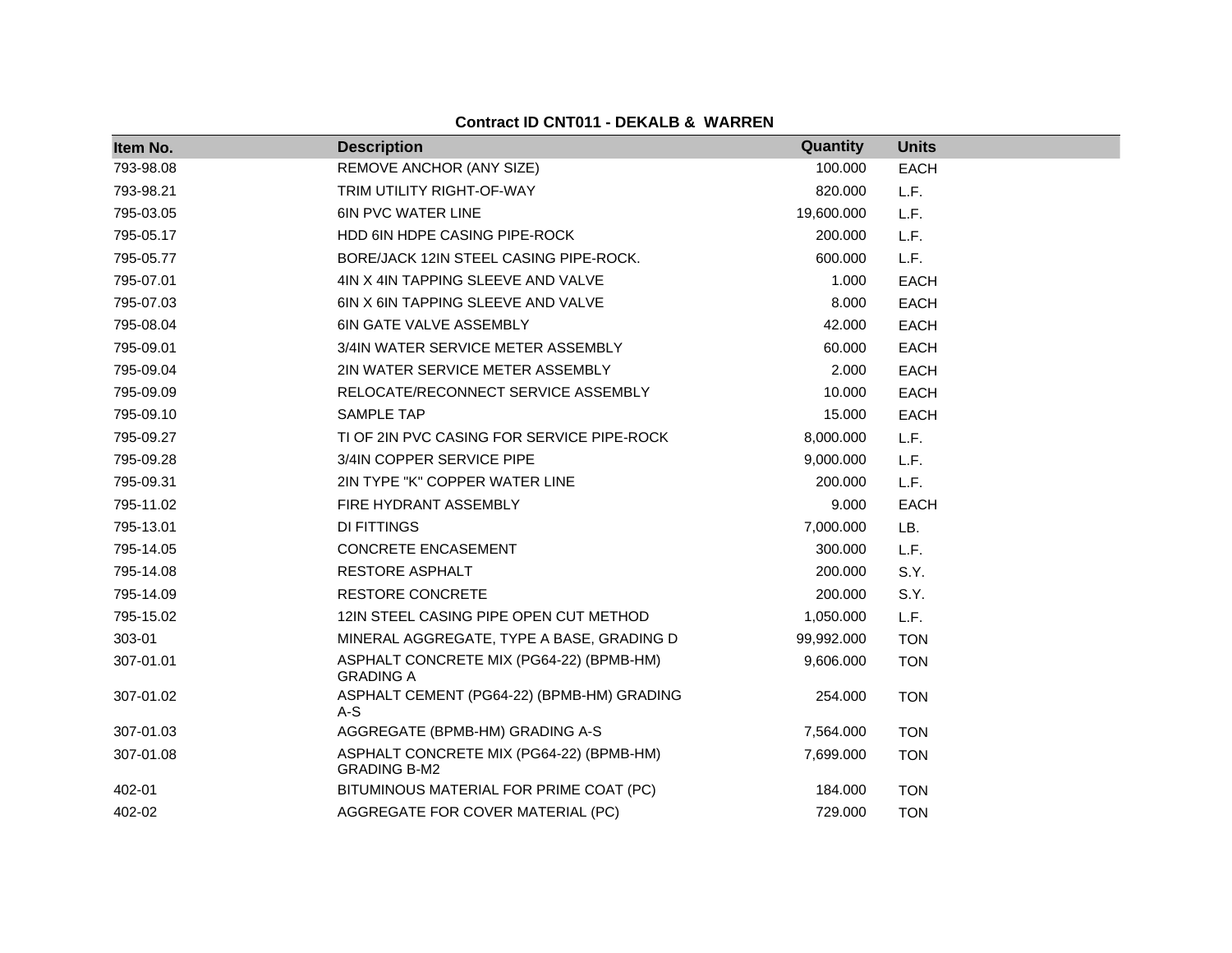**Contract ID CNT011 - DEKALB & WARREN**

| Item No. | Description | Quantity | Units |
|---|---|---|---|
| 793-98.08 | REMOVE ANCHOR (ANY SIZE) | 100.000 | EACH |
| 793-98.21 | TRIM UTILITY RIGHT-OF-WAY | 820.000 | L.F. |
| 795-03.05 | 6IN PVC WATER LINE | 19,600.000 | L.F. |
| 795-05.17 | HDD 6IN HDPE CASING PIPE-ROCK | 200.000 | L.F. |
| 795-05.77 | BORE/JACK 12IN STEEL CASING PIPE-ROCK. | 600.000 | L.F. |
| 795-07.01 | 4IN X 4IN TAPPING SLEEVE AND VALVE | 1.000 | EACH |
| 795-07.03 | 6IN X 6IN TAPPING SLEEVE AND VALVE | 8.000 | EACH |
| 795-08.04 | 6IN GATE VALVE ASSEMBLY | 42.000 | EACH |
| 795-09.01 | 3/4IN WATER SERVICE METER ASSEMBLY | 60.000 | EACH |
| 795-09.04 | 2IN WATER SERVICE METER ASSEMBLY | 2.000 | EACH |
| 795-09.09 | RELOCATE/RECONNECT SERVICE ASSEMBLY | 10.000 | EACH |
| 795-09.10 | SAMPLE TAP | 15.000 | EACH |
| 795-09.27 | TI OF 2IN PVC CASING FOR SERVICE PIPE-ROCK | 8,000.000 | L.F. |
| 795-09.28 | 3/4IN COPPER SERVICE PIPE | 9,000.000 | L.F. |
| 795-09.31 | 2IN TYPE "K" COPPER WATER LINE | 200.000 | L.F. |
| 795-11.02 | FIRE HYDRANT ASSEMBLY | 9.000 | EACH |
| 795-13.01 | DI FITTINGS | 7,000.000 | LB. |
| 795-14.05 | CONCRETE ENCASEMENT | 300.000 | L.F. |
| 795-14.08 | RESTORE ASPHALT | 200.000 | S.Y. |
| 795-14.09 | RESTORE CONCRETE | 200.000 | S.Y. |
| 795-15.02 | 12IN STEEL CASING PIPE OPEN CUT METHOD | 1,050.000 | L.F. |
| 303-01 | MINERAL AGGREGATE, TYPE A BASE, GRADING D | 99,992.000 | TON |
| 307-01.01 | ASPHALT CONCRETE MIX (PG64-22) (BPMB-HM) GRADING A | 9,606.000 | TON |
| 307-01.02 | ASPHALT CEMENT (PG64-22) (BPMB-HM) GRADING A-S | 254.000 | TON |
| 307-01.03 | AGGREGATE (BPMB-HM) GRADING A-S | 7,564.000 | TON |
| 307-01.08 | ASPHALT CONCRETE MIX (PG64-22) (BPMB-HM) GRADING B-M2 | 7,699.000 | TON |
| 402-01 | BITUMINOUS MATERIAL FOR PRIME COAT (PC) | 184.000 | TON |
| 402-02 | AGGREGATE FOR COVER MATERIAL (PC) | 729.000 | TON |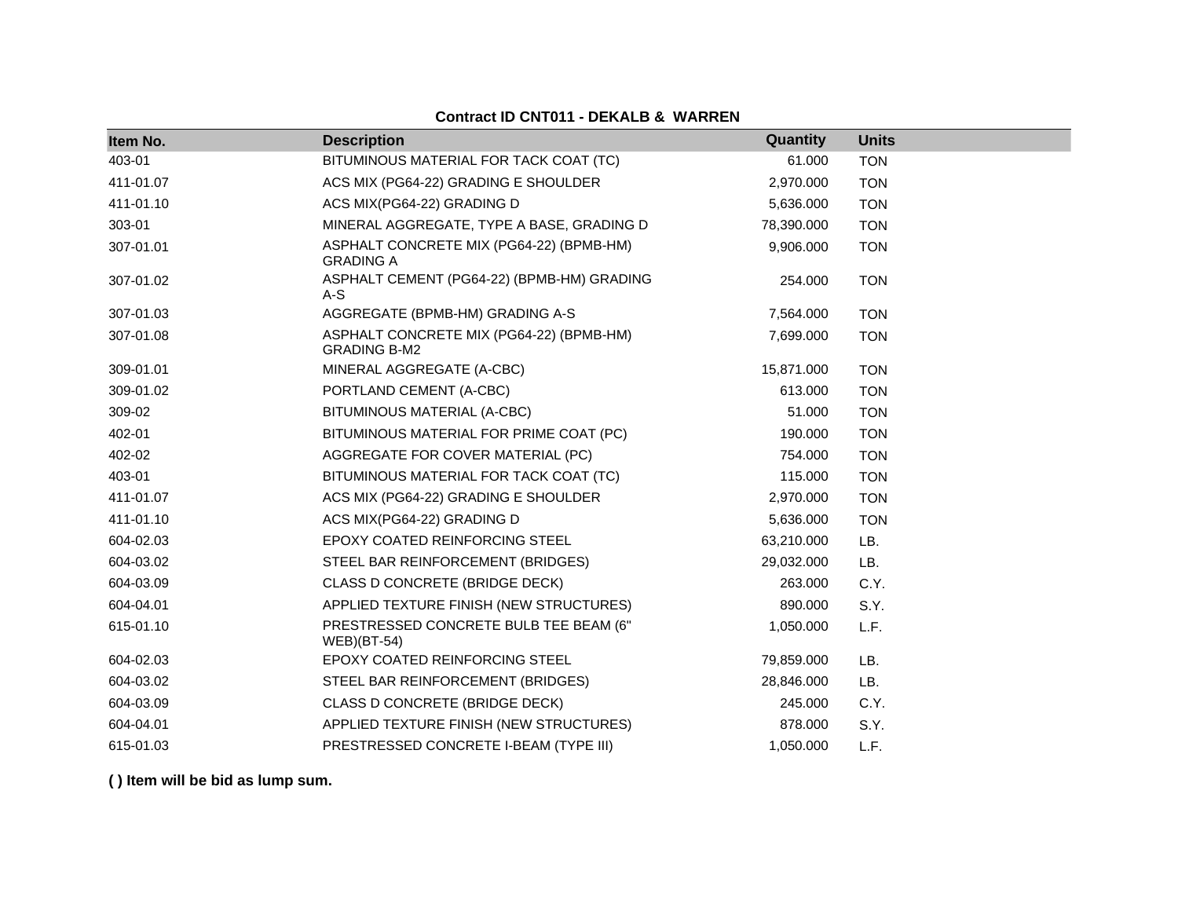**Contract ID CNT011 - DEKALB & WARREN**

| Item No. | Description | Quantity | Units |
|---|---|---|---|
| 403-01 | BITUMINOUS MATERIAL FOR TACK COAT (TC) | 61.000 | TON |
| 411-01.07 | ACS MIX (PG64-22) GRADING E SHOULDER | 2,970.000 | TON |
| 411-01.10 | ACS MIX(PG64-22) GRADING D | 5,636.000 | TON |
| 303-01 | MINERAL AGGREGATE, TYPE A BASE, GRADING D | 78,390.000 | TON |
| 307-01.01 | ASPHALT CONCRETE MIX (PG64-22) (BPMB-HM) GRADING A | 9,906.000 | TON |
| 307-01.02 | ASPHALT CEMENT (PG64-22) (BPMB-HM) GRADING A-S | 254.000 | TON |
| 307-01.03 | AGGREGATE (BPMB-HM) GRADING A-S | 7,564.000 | TON |
| 307-01.08 | ASPHALT CONCRETE MIX (PG64-22) (BPMB-HM) GRADING B-M2 | 7,699.000 | TON |
| 309-01.01 | MINERAL AGGREGATE (A-CBC) | 15,871.000 | TON |
| 309-01.02 | PORTLAND CEMENT (A-CBC) | 613.000 | TON |
| 309-02 | BITUMINOUS MATERIAL (A-CBC) | 51.000 | TON |
| 402-01 | BITUMINOUS MATERIAL FOR PRIME COAT (PC) | 190.000 | TON |
| 402-02 | AGGREGATE FOR COVER MATERIAL (PC) | 754.000 | TON |
| 403-01 | BITUMINOUS MATERIAL FOR TACK COAT (TC) | 115.000 | TON |
| 411-01.07 | ACS MIX (PG64-22) GRADING E SHOULDER | 2,970.000 | TON |
| 411-01.10 | ACS MIX(PG64-22) GRADING D | 5,636.000 | TON |
| 604-02.03 | EPOXY COATED REINFORCING STEEL | 63,210.000 | LB. |
| 604-03.02 | STEEL BAR REINFORCEMENT (BRIDGES) | 29,032.000 | LB. |
| 604-03.09 | CLASS D CONCRETE (BRIDGE DECK) | 263.000 | C.Y. |
| 604-04.01 | APPLIED TEXTURE FINISH (NEW STRUCTURES) | 890.000 | S.Y. |
| 615-01.10 | PRESTRESSED CONCRETE BULB TEE BEAM (6" WEB)(BT-54) | 1,050.000 | L.F. |
| 604-02.03 | EPOXY COATED REINFORCING STEEL | 79,859.000 | LB. |
| 604-03.02 | STEEL BAR REINFORCEMENT (BRIDGES) | 28,846.000 | LB. |
| 604-03.09 | CLASS D CONCRETE (BRIDGE DECK) | 245.000 | C.Y. |
| 604-04.01 | APPLIED TEXTURE FINISH (NEW STRUCTURES) | 878.000 | S.Y. |
| 615-01.03 | PRESTRESSED CONCRETE I-BEAM (TYPE III) | 1,050.000 | L.F. |

**( ) Item will be bid as lump sum.**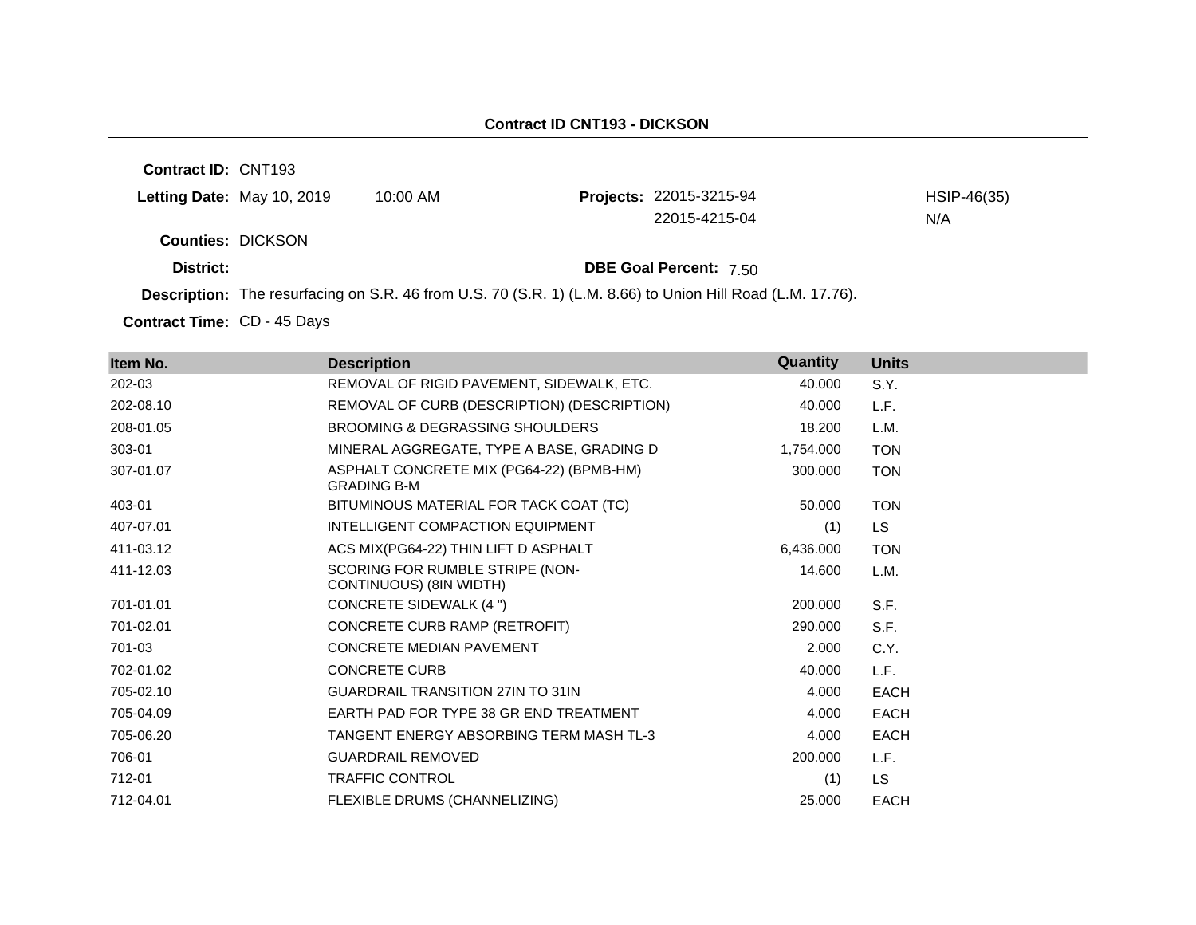**Contract ID CNT193 - DICKSON**

**Contract ID:** CNT193

**Letting Date:** May 10, 2019 10:00 AM

**Projects:** 22015-3215-94 HSIP-46(35)
22015-4215-04 N/A

**Counties:** DICKSON

**District:**

**DBE Goal Percent:** 7.50

**Description:** The resurfacing on S.R. 46 from U.S. 70 (S.R. 1) (L.M. 8.66) to Union Hill Road (L.M. 17.76).

**Contract Time:** CD - 45 Days

| Item No. | Description | Quantity | Units |
|---|---|---|---|
| 202-03 | REMOVAL OF RIGID PAVEMENT, SIDEWALK, ETC. | 40.000 | S.Y. |
| 202-08.10 | REMOVAL OF CURB (DESCRIPTION) (DESCRIPTION) | 40.000 | L.F. |
| 208-01.05 | BROOMING & DEGRASSING SHOULDERS | 18.200 | L.M. |
| 303-01 | MINERAL AGGREGATE, TYPE A BASE, GRADING D | 1,754.000 | TON |
| 307-01.07 | ASPHALT CONCRETE MIX (PG64-22) (BPMB-HM) GRADING B-M | 300.000 | TON |
| 403-01 | BITUMINOUS MATERIAL FOR TACK COAT (TC) | 50.000 | TON |
| 407-07.01 | INTELLIGENT COMPACTION EQUIPMENT | (1) | LS |
| 411-03.12 | ACS MIX(PG64-22) THIN LIFT D ASPHALT | 6,436.000 | TON |
| 411-12.03 | SCORING FOR RUMBLE STRIPE (NON-CONTINUOUS) (8IN WIDTH) | 14.600 | L.M. |
| 701-01.01 | CONCRETE SIDEWALK (4 ") | 200.000 | S.F. |
| 701-02.01 | CONCRETE CURB RAMP (RETROFIT) | 290.000 | S.F. |
| 701-03 | CONCRETE MEDIAN PAVEMENT | 2.000 | C.Y. |
| 702-01.02 | CONCRETE CURB | 40.000 | L.F. |
| 705-02.10 | GUARDRAIL TRANSITION 27IN TO 31IN | 4.000 | EACH |
| 705-04.09 | EARTH PAD FOR TYPE 38 GR END TREATMENT | 4.000 | EACH |
| 705-06.20 | TANGENT ENERGY ABSORBING TERM MASH TL-3 | 4.000 | EACH |
| 706-01 | GUARDRAIL REMOVED | 200.000 | L.F. |
| 712-01 | TRAFFIC CONTROL | (1) | LS |
| 712-04.01 | FLEXIBLE DRUMS (CHANNELIZING) | 25.000 | EACH |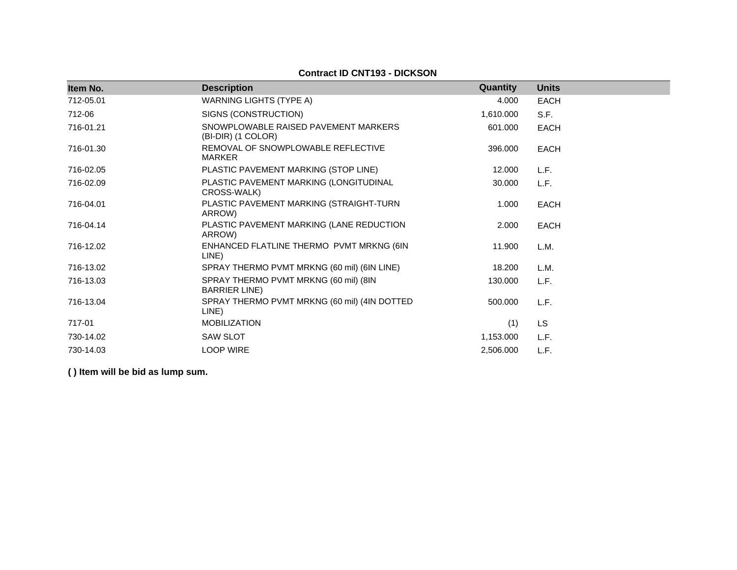**Contract ID CNT193 - DICKSON**

| Item No. | Description | Quantity | Units |
|---|---|---|---|
| 712-05.01 | WARNING LIGHTS (TYPE A) | 4.000 | EACH |
| 712-06 | SIGNS (CONSTRUCTION) | 1,610.000 | S.F. |
| 716-01.21 | SNOWPLOWABLE RAISED PAVEMENT MARKERS (BI-DIR) (1 COLOR) | 601.000 | EACH |
| 716-01.30 | REMOVAL OF SNOWPLOWABLE REFLECTIVE MARKER | 396.000 | EACH |
| 716-02.05 | PLASTIC PAVEMENT MARKING (STOP LINE) | 12.000 | L.F. |
| 716-02.09 | PLASTIC PAVEMENT MARKING (LONGITUDINAL CROSS-WALK) | 30.000 | L.F. |
| 716-04.01 | PLASTIC PAVEMENT MARKING (STRAIGHT-TURN ARROW) | 1.000 | EACH |
| 716-04.14 | PLASTIC PAVEMENT MARKING (LANE REDUCTION ARROW) | 2.000 | EACH |
| 716-12.02 | ENHANCED FLATLINE THERMO PVMT MRKNG (6IN LINE) | 11.900 | L.M. |
| 716-13.02 | SPRAY THERMO PVMT MRKNG (60 mil) (6IN LINE) | 18.200 | L.M. |
| 716-13.03 | SPRAY THERMO PVMT MRKNG (60 mil) (8IN BARRIER LINE) | 130.000 | L.F. |
| 716-13.04 | SPRAY THERMO PVMT MRKNG (60 mil) (4IN DOTTED LINE) | 500.000 | L.F. |
| 717-01 | MOBILIZATION | (1) | LS |
| 730-14.02 | SAW SLOT | 1,153.000 | L.F. |
| 730-14.03 | LOOP WIRE | 2,506.000 | L.F. |

**( ) Item will be bid as lump sum.**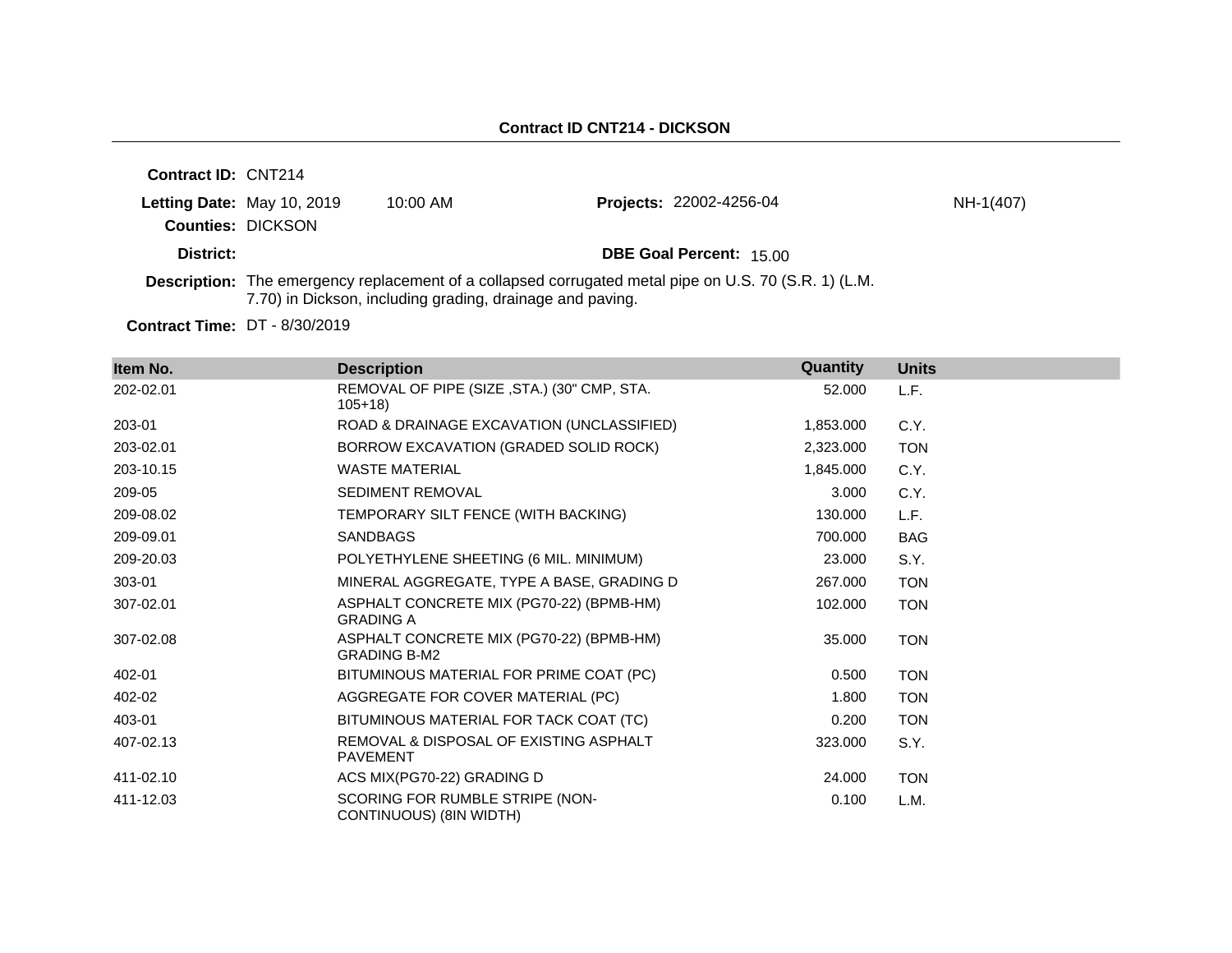## Contract ID CNT214 - DICKSON

**Contract ID:** CNT214

**Letting Date:** May 10, 2019 10:00 AM **Projects:** 22002-4256-04 NH-1(407)

**Counties:** DICKSON

**District:** **DBE Goal Percent:** 15.00

**Description:** The emergency replacement of a collapsed corrugated metal pipe on U.S. 70 (S.R. 1) (L.M. 7.70) in Dickson, including grading, drainage and paving.

**Contract Time:** DT - 8/30/2019

| Item No. | Description | Quantity | Units |
|---|---|---|---|
| 202-02.01 | REMOVAL OF PIPE (SIZE ,STA.) (30" CMP, STA. 105+18) | 52.000 | L.F. |
| 203-01 | ROAD & DRAINAGE EXCAVATION (UNCLASSIFIED) | 1,853.000 | C.Y. |
| 203-02.01 | BORROW EXCAVATION (GRADED SOLID ROCK) | 2,323.000 | TON |
| 203-10.15 | WASTE MATERIAL | 1,845.000 | C.Y. |
| 209-05 | SEDIMENT REMOVAL | 3.000 | C.Y. |
| 209-08.02 | TEMPORARY SILT FENCE (WITH BACKING) | 130.000 | L.F. |
| 209-09.01 | SANDBAGS | 700.000 | BAG |
| 209-20.03 | POLYETHYLENE SHEETING (6 MIL. MINIMUM) | 23.000 | S.Y. |
| 303-01 | MINERAL AGGREGATE, TYPE A BASE, GRADING D | 267.000 | TON |
| 307-02.01 | ASPHALT CONCRETE MIX (PG70-22) (BPMB-HM) GRADING A | 102.000 | TON |
| 307-02.08 | ASPHALT CONCRETE MIX (PG70-22) (BPMB-HM) GRADING B-M2 | 35.000 | TON |
| 402-01 | BITUMINOUS MATERIAL FOR PRIME COAT (PC) | 0.500 | TON |
| 402-02 | AGGREGATE FOR COVER MATERIAL (PC) | 1.800 | TON |
| 403-01 | BITUMINOUS MATERIAL FOR TACK COAT (TC) | 0.200 | TON |
| 407-02.13 | REMOVAL & DISPOSAL OF EXISTING ASPHALT PAVEMENT | 323.000 | S.Y. |
| 411-02.10 | ACS MIX(PG70-22) GRADING D | 24.000 | TON |
| 411-12.03 | SCORING FOR RUMBLE STRIPE (NON-CONTINUOUS) (8IN WIDTH) | 0.100 | L.M. |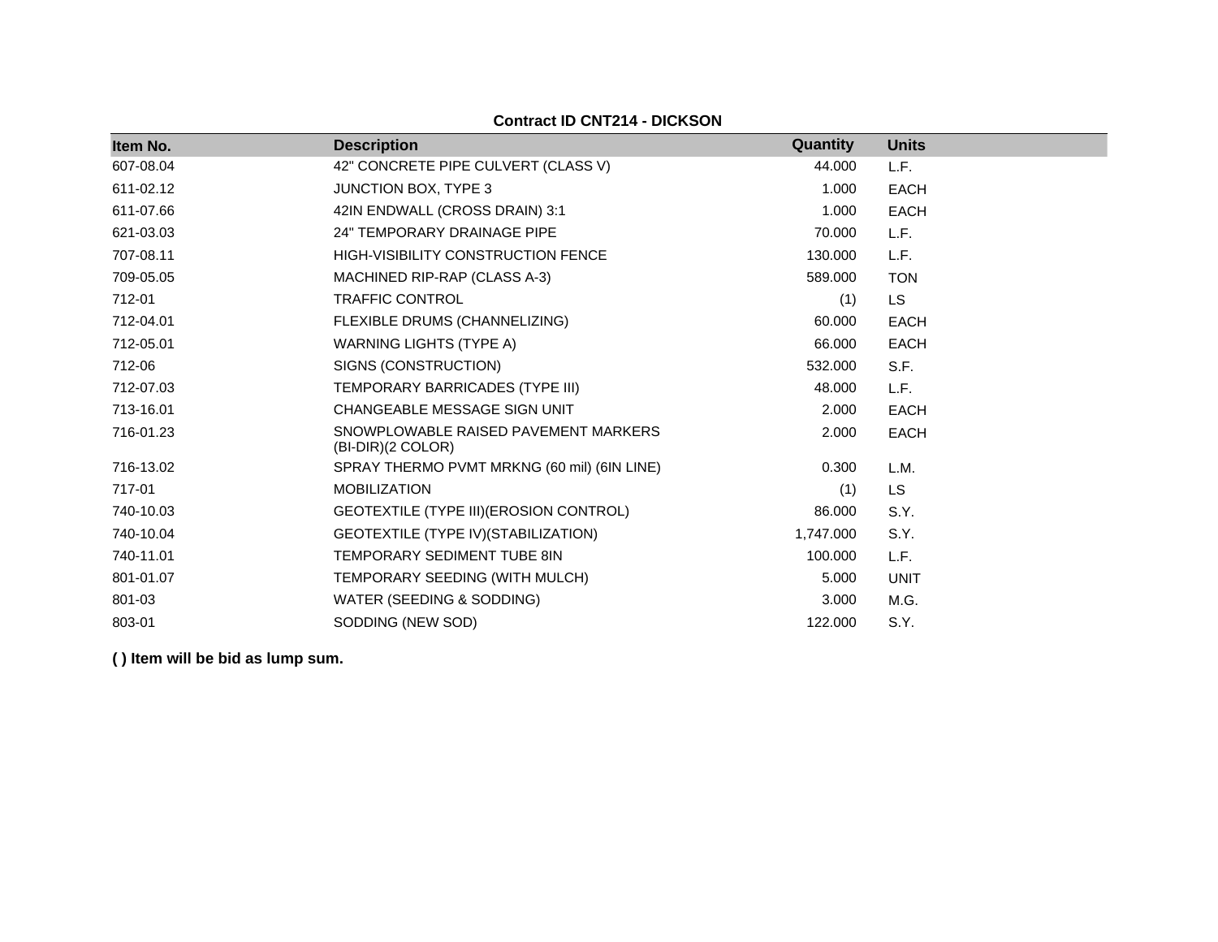**Contract ID CNT214 - DICKSON**

| Item No. | Description | Quantity | Units |
|---|---|---|---|
| 607-08.04 | 42" CONCRETE PIPE CULVERT (CLASS V) | 44.000 | L.F. |
| 611-02.12 | JUNCTION BOX, TYPE 3 | 1.000 | EACH |
| 611-07.66 | 42IN ENDWALL (CROSS DRAIN) 3:1 | 1.000 | EACH |
| 621-03.03 | 24" TEMPORARY DRAINAGE PIPE | 70.000 | L.F. |
| 707-08.11 | HIGH-VISIBILITY CONSTRUCTION FENCE | 130.000 | L.F. |
| 709-05.05 | MACHINED RIP-RAP (CLASS A-3) | 589.000 | TON |
| 712-01 | TRAFFIC CONTROL | (1) | LS |
| 712-04.01 | FLEXIBLE DRUMS (CHANNELIZING) | 60.000 | EACH |
| 712-05.01 | WARNING LIGHTS (TYPE A) | 66.000 | EACH |
| 712-06 | SIGNS (CONSTRUCTION) | 532.000 | S.F. |
| 712-07.03 | TEMPORARY BARRICADES (TYPE III) | 48.000 | L.F. |
| 713-16.01 | CHANGEABLE MESSAGE SIGN UNIT | 2.000 | EACH |
| 716-01.23 | SNOWPLOWABLE RAISED PAVEMENT MARKERS (BI-DIR)(2 COLOR) | 2.000 | EACH |
| 716-13.02 | SPRAY THERMO PVMT MRKNG (60 mil) (6IN LINE) | 0.300 | L.M. |
| 717-01 | MOBILIZATION | (1) | LS |
| 740-10.03 | GEOTEXTILE (TYPE III)(EROSION CONTROL) | 86.000 | S.Y. |
| 740-10.04 | GEOTEXTILE (TYPE IV)(STABILIZATION) | 1,747.000 | S.Y. |
| 740-11.01 | TEMPORARY SEDIMENT TUBE 8IN | 100.000 | L.F. |
| 801-01.07 | TEMPORARY SEEDING (WITH MULCH) | 5.000 | UNIT |
| 801-03 | WATER (SEEDING & SODDING) | 3.000 | M.G. |
| 803-01 | SODDING (NEW SOD) | 122.000 | S.Y. |

**( ) Item will be bid as lump sum.**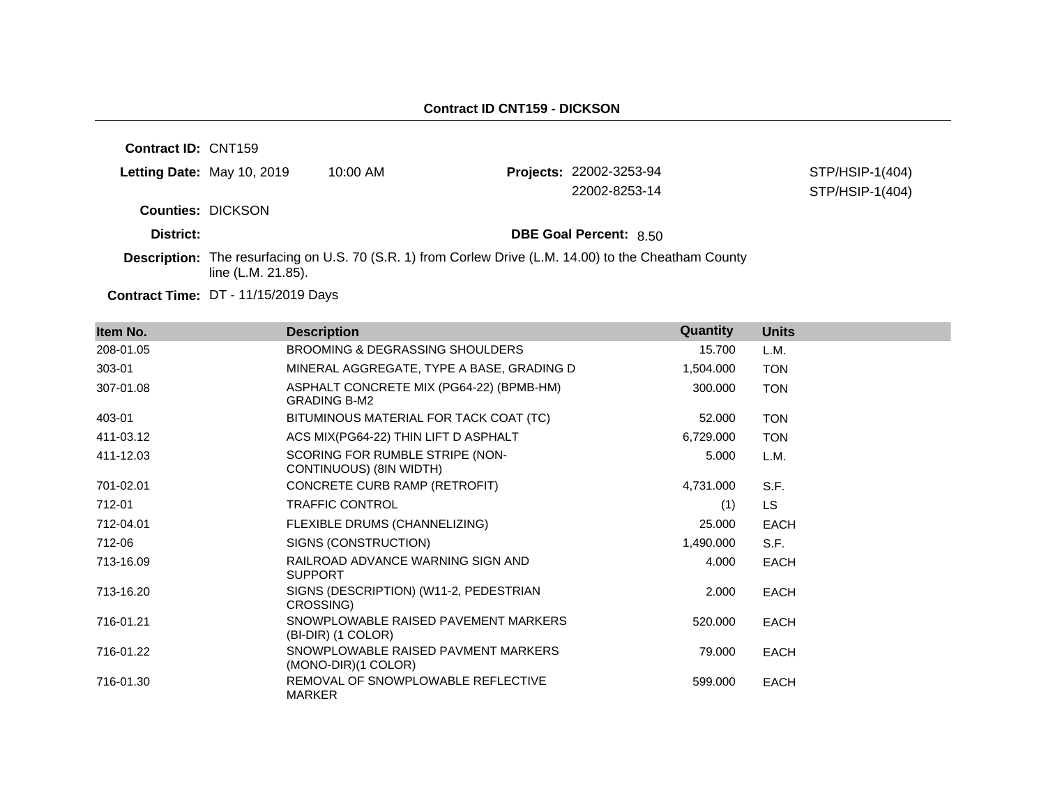## Contract ID CNT159 - DICKSON

**Contract ID:** CNT159

**Letting Date:** May 10, 2019 10:00 AM

**Projects:** 22002-3253-94 STP/HSIP-1(404)
22002-8253-14 STP/HSIP-1(404)

**Counties:** DICKSON

**District:**

**DBE Goal Percent:** 8.50

**Description:** The resurfacing on U.S. 70 (S.R. 1) from Corlew Drive (L.M. 14.00) to the Cheatham County line (L.M. 21.85).

**Contract Time:** DT - 11/15/2019 Days

| Item No. | Description | Quantity | Units |
|---|---|---|---|
| 208-01.05 | BROOMING & DEGRASSING SHOULDERS | 15.700 | L.M. |
| 303-01 | MINERAL AGGREGATE, TYPE A BASE, GRADING D | 1,504.000 | TON |
| 307-01.08 | ASPHALT CONCRETE MIX (PG64-22) (BPMB-HM) GRADING B-M2 | 300.000 | TON |
| 403-01 | BITUMINOUS MATERIAL FOR TACK COAT (TC) | 52.000 | TON |
| 411-03.12 | ACS MIX(PG64-22) THIN LIFT D ASPHALT | 6,729.000 | TON |
| 411-12.03 | SCORING FOR RUMBLE STRIPE (NON-CONTINUOUS) (8IN WIDTH) | 5.000 | L.M. |
| 701-02.01 | CONCRETE CURB RAMP (RETROFIT) | 4,731.000 | S.F. |
| 712-01 | TRAFFIC CONTROL | (1) | LS |
| 712-04.01 | FLEXIBLE DRUMS (CHANNELIZING) | 25.000 | EACH |
| 712-06 | SIGNS (CONSTRUCTION) | 1,490.000 | S.F. |
| 713-16.09 | RAILROAD ADVANCE WARNING SIGN AND SUPPORT | 4.000 | EACH |
| 713-16.20 | SIGNS (DESCRIPTION) (W11-2, PEDESTRIAN CROSSING) | 2.000 | EACH |
| 716-01.21 | SNOWPLOWABLE RAISED PAVEMENT MARKERS (BI-DIR) (1 COLOR) | 520.000 | EACH |
| 716-01.22 | SNOWPLOWABLE RAISED PAVMENT MARKERS (MONO-DIR)(1 COLOR) | 79.000 | EACH |
| 716-01.30 | REMOVAL OF SNOWPLOWABLE REFLECTIVE MARKER | 599.000 | EACH |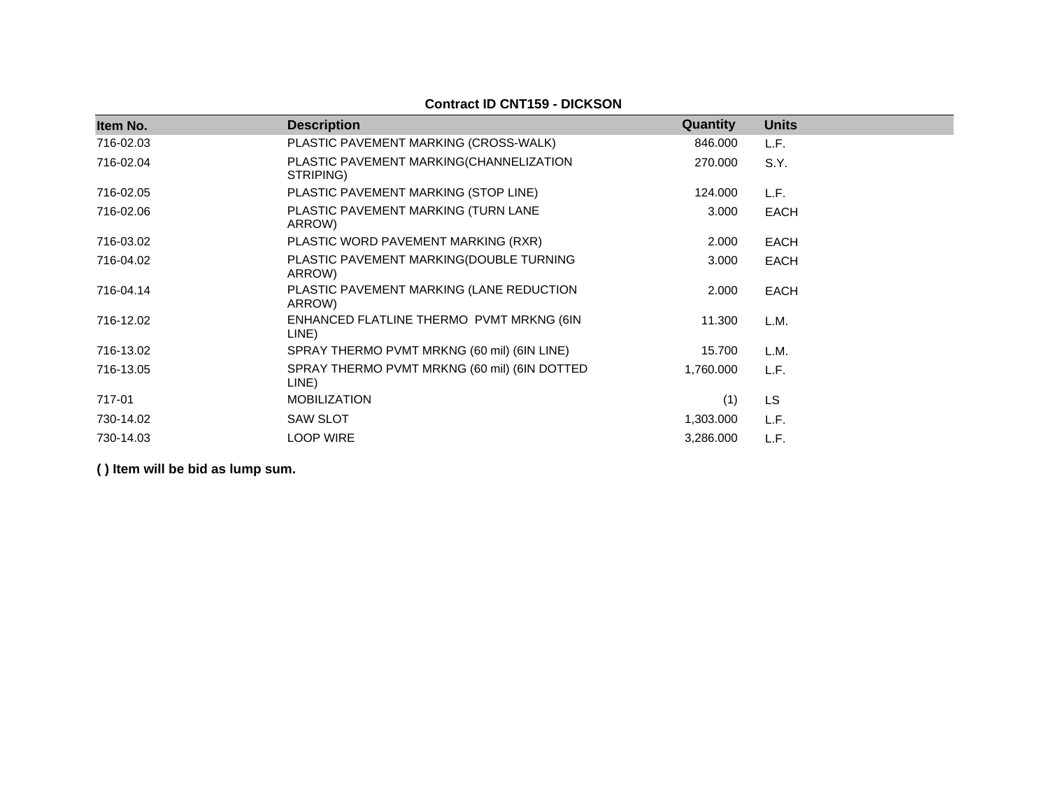**Contract ID CNT159 - DICKSON**

| Item No. | Description | Quantity | Units |
|---|---|---|---|
| 716-02.03 | PLASTIC PAVEMENT MARKING (CROSS-WALK) | 846.000 | L.F. |
| 716-02.04 | PLASTIC PAVEMENT MARKING(CHANNELIZATION STRIPING) | 270.000 | S.Y. |
| 716-02.05 | PLASTIC PAVEMENT MARKING (STOP LINE) | 124.000 | L.F. |
| 716-02.06 | PLASTIC PAVEMENT MARKING (TURN LANE ARROW) | 3.000 | EACH |
| 716-03.02 | PLASTIC WORD PAVEMENT MARKING (RXR) | 2.000 | EACH |
| 716-04.02 | PLASTIC PAVEMENT MARKING(DOUBLE TURNING ARROW) | 3.000 | EACH |
| 716-04.14 | PLASTIC PAVEMENT MARKING (LANE REDUCTION ARROW) | 2.000 | EACH |
| 716-12.02 | ENHANCED FLATLINE THERMO PVMT MRKNG (6IN LINE) | 11.300 | L.M. |
| 716-13.02 | SPRAY THERMO PVMT MRKNG (60 mil) (6IN LINE) | 15.700 | L.M. |
| 716-13.05 | SPRAY THERMO PVMT MRKNG (60 mil) (6IN DOTTED LINE) | 1,760.000 | L.F. |
| 717-01 | MOBILIZATION | (1) | LS |
| 730-14.02 | SAW SLOT | 1,303.000 | L.F. |
| 730-14.03 | LOOP WIRE | 3,286.000 | L.F. |

**( ) Item will be bid as lump sum.**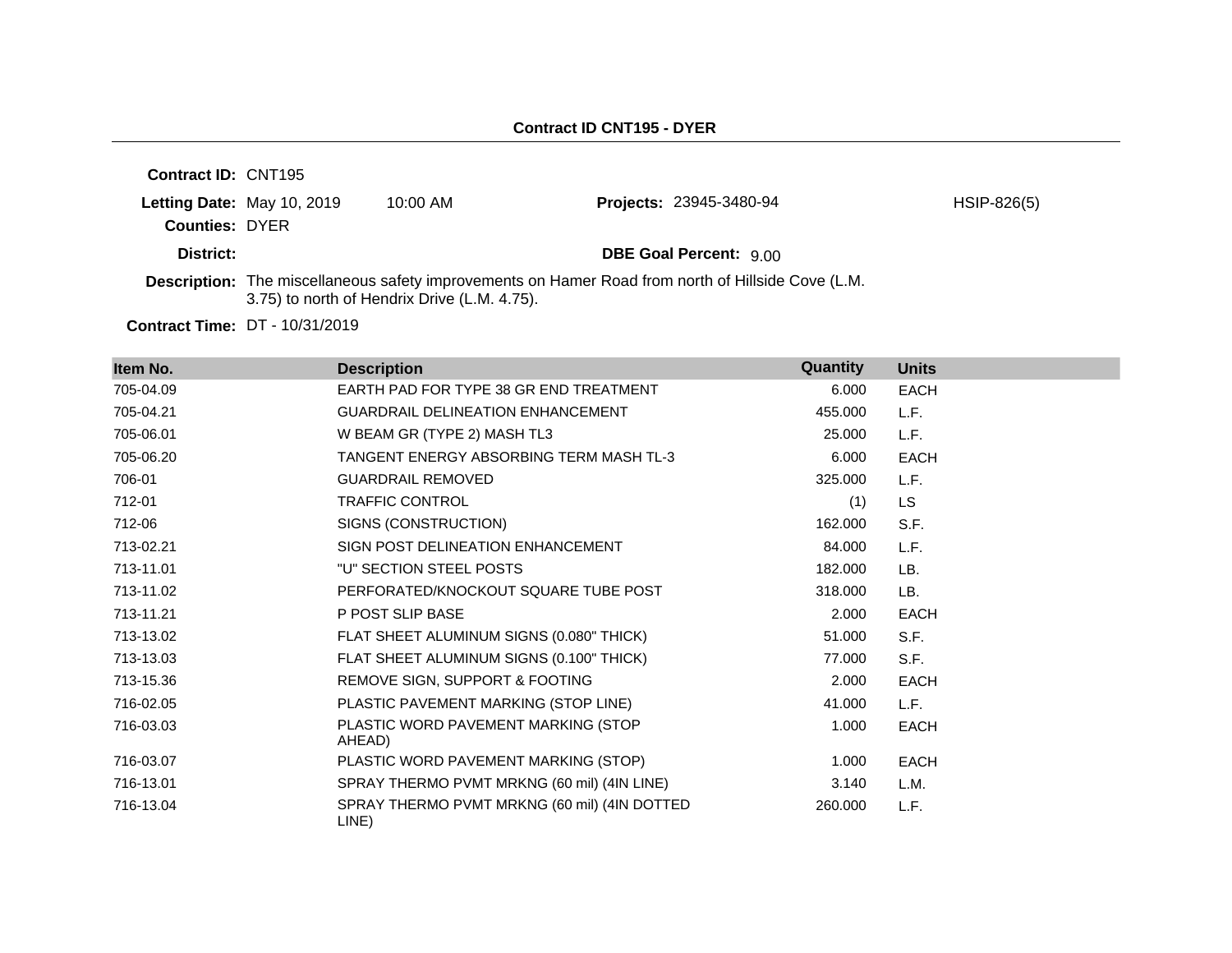**Contract ID CNT195 - DYER**

**Contract ID:** CNT195

**Letting Date:** May 10, 2019 10:00 AM **Projects:** 23945-3480-94 HSIP-826(5)

**Counties:** DYER

**District:** **DBE Goal Percent:** 9.00

**Description:** The miscellaneous safety improvements on Hamer Road from north of Hillside Cove (L.M. 3.75) to north of Hendrix Drive (L.M. 4.75).

**Contract Time:** DT - 10/31/2019

| Item No. | Description | Quantity | Units |
|---|---|---|---|
| 705-04.09 | EARTH PAD FOR TYPE 38 GR END TREATMENT | 6.000 | EACH |
| 705-04.21 | GUARDRAIL DELINEATION ENHANCEMENT | 455.000 | L.F. |
| 705-06.01 | W BEAM GR (TYPE 2) MASH TL3 | 25.000 | L.F. |
| 705-06.20 | TANGENT ENERGY ABSORBING TERM MASH TL-3 | 6.000 | EACH |
| 706-01 | GUARDRAIL REMOVED | 325.000 | L.F. |
| 712-01 | TRAFFIC CONTROL | (1) | LS |
| 712-06 | SIGNS (CONSTRUCTION) | 162.000 | S.F. |
| 713-02.21 | SIGN POST DELINEATION ENHANCEMENT | 84.000 | L.F. |
| 713-11.01 | "U" SECTION STEEL POSTS | 182.000 | LB. |
| 713-11.02 | PERFORATED/KNOCKOUT SQUARE TUBE POST | 318.000 | LB. |
| 713-11.21 | P POST SLIP BASE | 2.000 | EACH |
| 713-13.02 | FLAT SHEET ALUMINUM SIGNS (0.080" THICK) | 51.000 | S.F. |
| 713-13.03 | FLAT SHEET ALUMINUM SIGNS (0.100" THICK) | 77.000 | S.F. |
| 713-15.36 | REMOVE SIGN, SUPPORT & FOOTING | 2.000 | EACH |
| 716-02.05 | PLASTIC PAVEMENT MARKING (STOP LINE) | 41.000 | L.F. |
| 716-03.03 | PLASTIC WORD PAVEMENT MARKING (STOP AHEAD) | 1.000 | EACH |
| 716-03.07 | PLASTIC WORD PAVEMENT MARKING (STOP) | 1.000 | EACH |
| 716-13.01 | SPRAY THERMO PVMT MRKNG (60 mil) (4IN LINE) | 3.140 | L.M. |
| 716-13.04 | SPRAY THERMO PVMT MRKNG (60 mil) (4IN DOTTED LINE) | 260.000 | L.F. |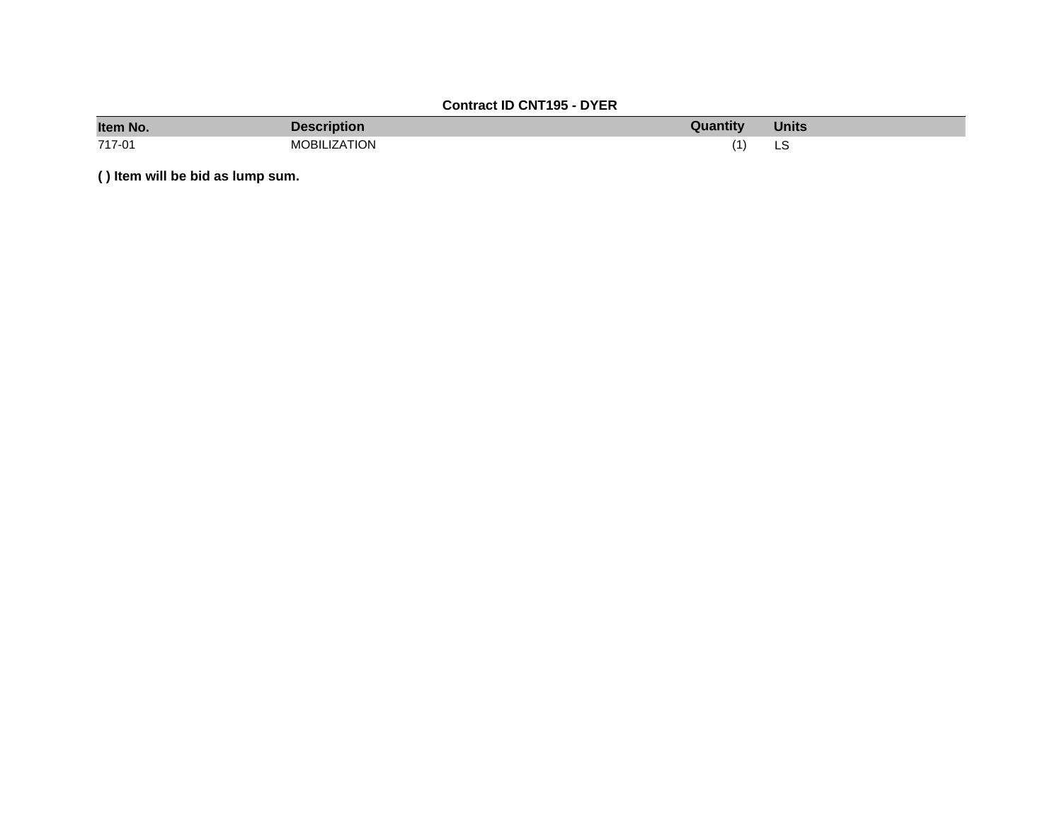**Contract ID CNT195 - DYER**

| Item No. | Description | Quantity | Units |
| --- | --- | --- | --- |
| 717-01 | MOBILIZATION | (1) | LS |

**( ) Item will be bid as lump sum.**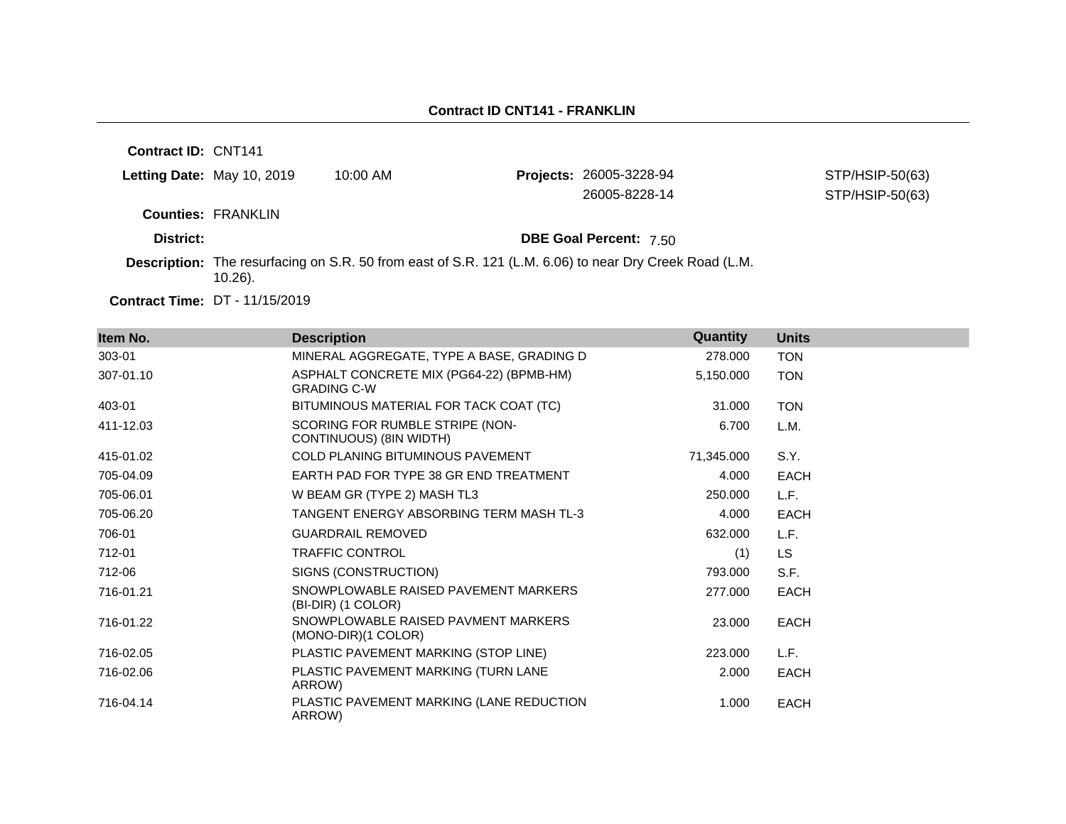## Contract ID CNT141 - FRANKLIN

**Contract ID:** CNT141

**Letting Date:** May 10, 2019 10:00 AM

**Projects:** 26005-3228-94 STP/HSIP-50(63)

26005-8228-14 STP/HSIP-50(63)

**Counties:** FRANKLIN

**District:**

**DBE Goal Percent:** 7.50

**Description:** The resurfacing on S.R. 50 from east of S.R. 121 (L.M. 6.06) to near Dry Creek Road (L.M. 10.26).

**Contract Time:** DT - 11/15/2019

| Item No. | Description | Quantity | Units |
|---|---|---|---|
| 303-01 | MINERAL AGGREGATE, TYPE A BASE, GRADING D | 278.000 | TON |
| 307-01.10 | ASPHALT CONCRETE MIX (PG64-22) (BPMB-HM) GRADING C-W | 5,150.000 | TON |
| 403-01 | BITUMINOUS MATERIAL FOR TACK COAT (TC) | 31.000 | TON |
| 411-12.03 | SCORING FOR RUMBLE STRIPE (NON-CONTINUOUS) (8IN WIDTH) | 6.700 | L.M. |
| 415-01.02 | COLD PLANING BITUMINOUS PAVEMENT | 71,345.000 | S.Y. |
| 705-04.09 | EARTH PAD FOR TYPE 38 GR END TREATMENT | 4.000 | EACH |
| 705-06.01 | W BEAM GR (TYPE 2) MASH TL3 | 250.000 | L.F. |
| 705-06.20 | TANGENT ENERGY ABSORBING TERM MASH TL-3 | 4.000 | EACH |
| 706-01 | GUARDRAIL REMOVED | 632.000 | L.F. |
| 712-01 | TRAFFIC CONTROL | (1) | LS |
| 712-06 | SIGNS (CONSTRUCTION) | 793.000 | S.F. |
| 716-01.21 | SNOWPLOWABLE RAISED PAVEMENT MARKERS (BI-DIR) (1 COLOR) | 277.000 | EACH |
| 716-01.22 | SNOWPLOWABLE RAISED PAVMENT MARKERS (MONO-DIR)(1 COLOR) | 23.000 | EACH |
| 716-02.05 | PLASTIC PAVEMENT MARKING (STOP LINE) | 223.000 | L.F. |
| 716-02.06 | PLASTIC PAVEMENT MARKING (TURN LANE ARROW) | 2.000 | EACH |
| 716-04.14 | PLASTIC PAVEMENT MARKING (LANE REDUCTION ARROW) | 1.000 | EACH |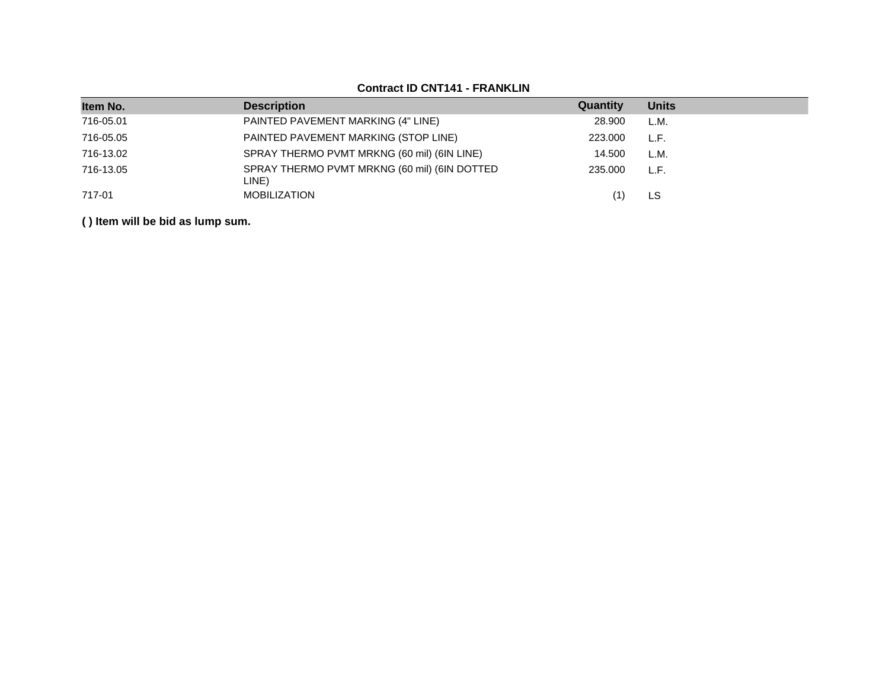**Contract ID CNT141 - FRANKLIN**

| Item No. | Description | Quantity | Units |
|---|---|---|---|
| 716-05.01 | PAINTED PAVEMENT MARKING (4" LINE) | 28.900 | L.M. |
| 716-05.05 | PAINTED PAVEMENT MARKING (STOP LINE) | 223.000 | L.F. |
| 716-13.02 | SPRAY THERMO PVMT MRKNG (60 mil) (6IN LINE) | 14.500 | L.M. |
| 716-13.05 | SPRAY THERMO PVMT MRKNG (60 mil) (6IN DOTTED LINE) | 235.000 | L.F. |
| 717-01 | MOBILIZATION | (1) | LS |

**( ) Item will be bid as lump sum.**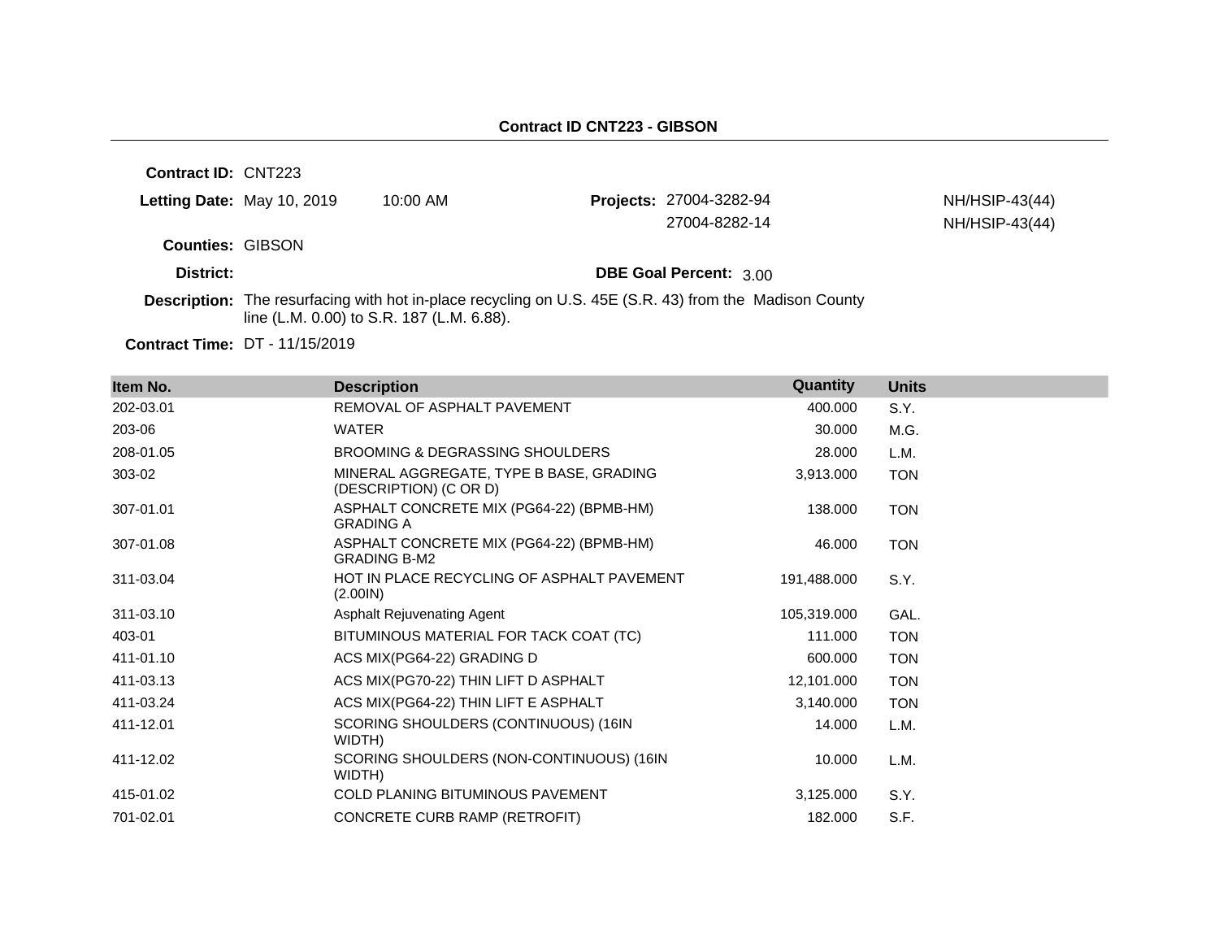## Contract ID CNT223 - GIBSON

**Contract ID:** CNT223

**Letting Date:** May 10, 2019 10:00 AM

**Projects:** 27004-3282-94 NH/HSIP-43(44)
27004-8282-14 NH/HSIP-43(44)

**Counties:** GIBSON

**District:**

**DBE Goal Percent:** 3.00

**Description:** The resurfacing with hot in-place recycling on U.S. 45E (S.R. 43) from the Madison County line (L.M. 0.00) to S.R. 187 (L.M. 6.88).

**Contract Time:** DT - 11/15/2019

| Item No. | Description | Quantity | Units |
|---|---|---|---|
| 202-03.01 | REMOVAL OF ASPHALT PAVEMENT | 400.000 | S.Y. |
| 203-06 | WATER | 30.000 | M.G. |
| 208-01.05 | BROOMING & DEGRASSING SHOULDERS | 28.000 | L.M. |
| 303-02 | MINERAL AGGREGATE, TYPE B BASE, GRADING (DESCRIPTION) (C OR D) | 3,913.000 | TON |
| 307-01.01 | ASPHALT CONCRETE MIX (PG64-22) (BPMB-HM) GRADING A | 138.000 | TON |
| 307-01.08 | ASPHALT CONCRETE MIX (PG64-22) (BPMB-HM) GRADING B-M2 | 46.000 | TON |
| 311-03.04 | HOT IN PLACE RECYCLING OF ASPHALT PAVEMENT (2.00IN) | 191,488.000 | S.Y. |
| 311-03.10 | Asphalt Rejuvenating Agent | 105,319.000 | GAL. |
| 403-01 | BITUMINOUS MATERIAL FOR TACK COAT (TC) | 111.000 | TON |
| 411-01.10 | ACS MIX(PG64-22) GRADING D | 600.000 | TON |
| 411-03.13 | ACS MIX(PG70-22) THIN LIFT D ASPHALT | 12,101.000 | TON |
| 411-03.24 | ACS MIX(PG64-22) THIN LIFT E ASPHALT | 3,140.000 | TON |
| 411-12.01 | SCORING SHOULDERS (CONTINUOUS) (16IN WIDTH) | 14.000 | L.M. |
| 411-12.02 | SCORING SHOULDERS (NON-CONTINUOUS) (16IN WIDTH) | 10.000 | L.M. |
| 415-01.02 | COLD PLANING BITUMINOUS PAVEMENT | 3,125.000 | S.Y. |
| 701-02.01 | CONCRETE CURB RAMP (RETROFIT) | 182.000 | S.F. |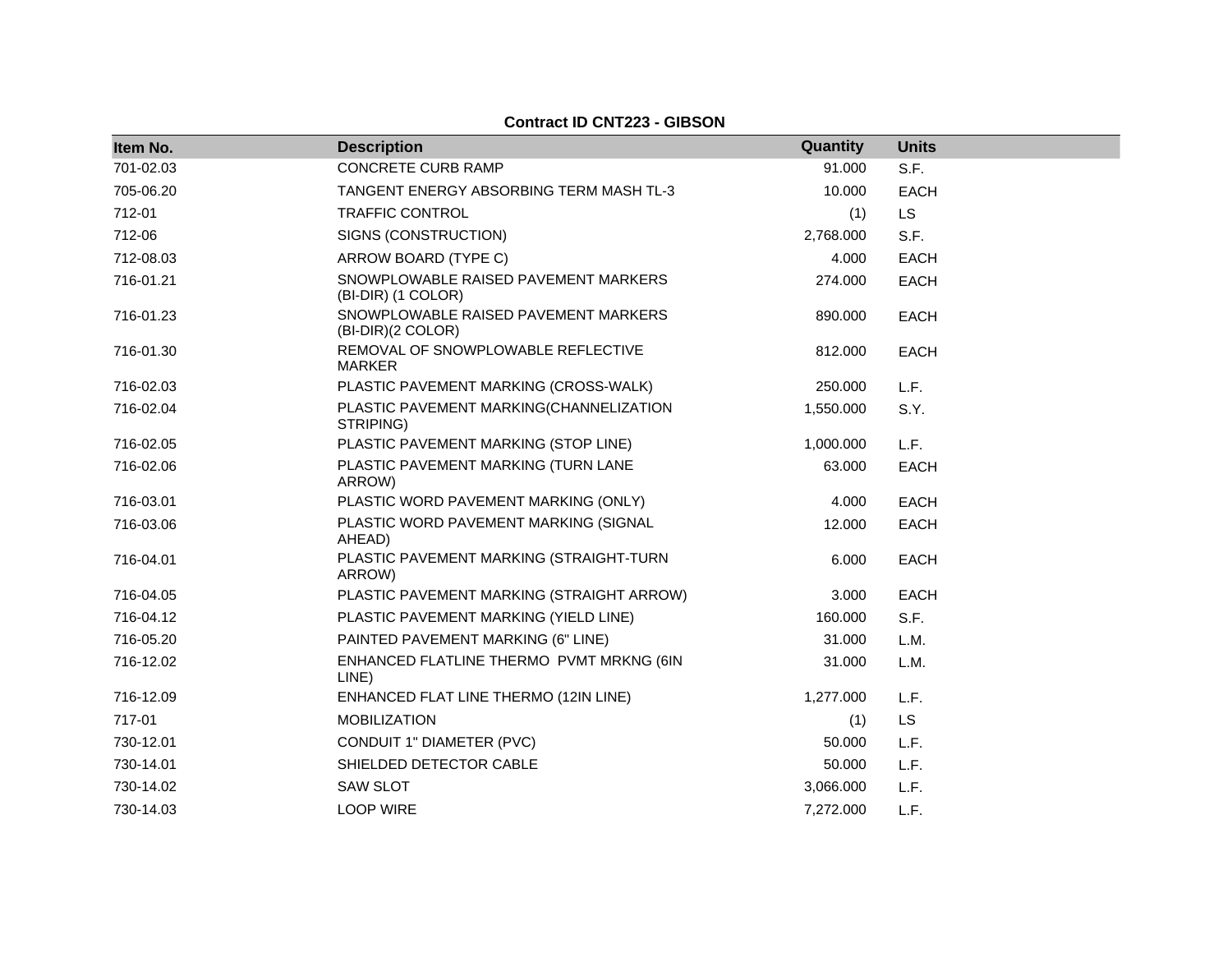**Contract ID CNT223 - GIBSON**

| Item No. | Description | Quantity | Units |
|---|---|---|---|
| 701-02.03 | CONCRETE CURB RAMP | 91.000 | S.F. |
| 705-06.20 | TANGENT ENERGY ABSORBING TERM MASH TL-3 | 10.000 | EACH |
| 712-01 | TRAFFIC CONTROL | (1) | LS |
| 712-06 | SIGNS (CONSTRUCTION) | 2,768.000 | S.F. |
| 712-08.03 | ARROW BOARD (TYPE C) | 4.000 | EACH |
| 716-01.21 | SNOWPLOWABLE RAISED PAVEMENT MARKERS (BI-DIR) (1 COLOR) | 274.000 | EACH |
| 716-01.23 | SNOWPLOWABLE RAISED PAVEMENT MARKERS (BI-DIR)(2 COLOR) | 890.000 | EACH |
| 716-01.30 | REMOVAL OF SNOWPLOWABLE REFLECTIVE MARKER | 812.000 | EACH |
| 716-02.03 | PLASTIC PAVEMENT MARKING (CROSS-WALK) | 250.000 | L.F. |
| 716-02.04 | PLASTIC PAVEMENT MARKING(CHANNELIZATION STRIPING) | 1,550.000 | S.Y. |
| 716-02.05 | PLASTIC PAVEMENT MARKING (STOP LINE) | 1,000.000 | L.F. |
| 716-02.06 | PLASTIC PAVEMENT MARKING (TURN LANE ARROW) | 63.000 | EACH |
| 716-03.01 | PLASTIC WORD PAVEMENT MARKING (ONLY) | 4.000 | EACH |
| 716-03.06 | PLASTIC WORD PAVEMENT MARKING (SIGNAL AHEAD) | 12.000 | EACH |
| 716-04.01 | PLASTIC PAVEMENT MARKING (STRAIGHT-TURN ARROW) | 6.000 | EACH |
| 716-04.05 | PLASTIC PAVEMENT MARKING (STRAIGHT ARROW) | 3.000 | EACH |
| 716-04.12 | PLASTIC PAVEMENT MARKING (YIELD LINE) | 160.000 | S.F. |
| 716-05.20 | PAINTED PAVEMENT MARKING (6" LINE) | 31.000 | L.M. |
| 716-12.02 | ENHANCED FLATLINE THERMO PVMT MRKNG (6IN LINE) | 31.000 | L.M. |
| 716-12.09 | ENHANCED FLAT LINE THERMO (12IN LINE) | 1,277.000 | L.F. |
| 717-01 | MOBILIZATION | (1) | LS |
| 730-12.01 | CONDUIT 1" DIAMETER (PVC) | 50.000 | L.F. |
| 730-14.01 | SHIELDED DETECTOR CABLE | 50.000 | L.F. |
| 730-14.02 | SAW SLOT | 3,066.000 | L.F. |
| 730-14.03 | LOOP WIRE | 7,272.000 | L.F. |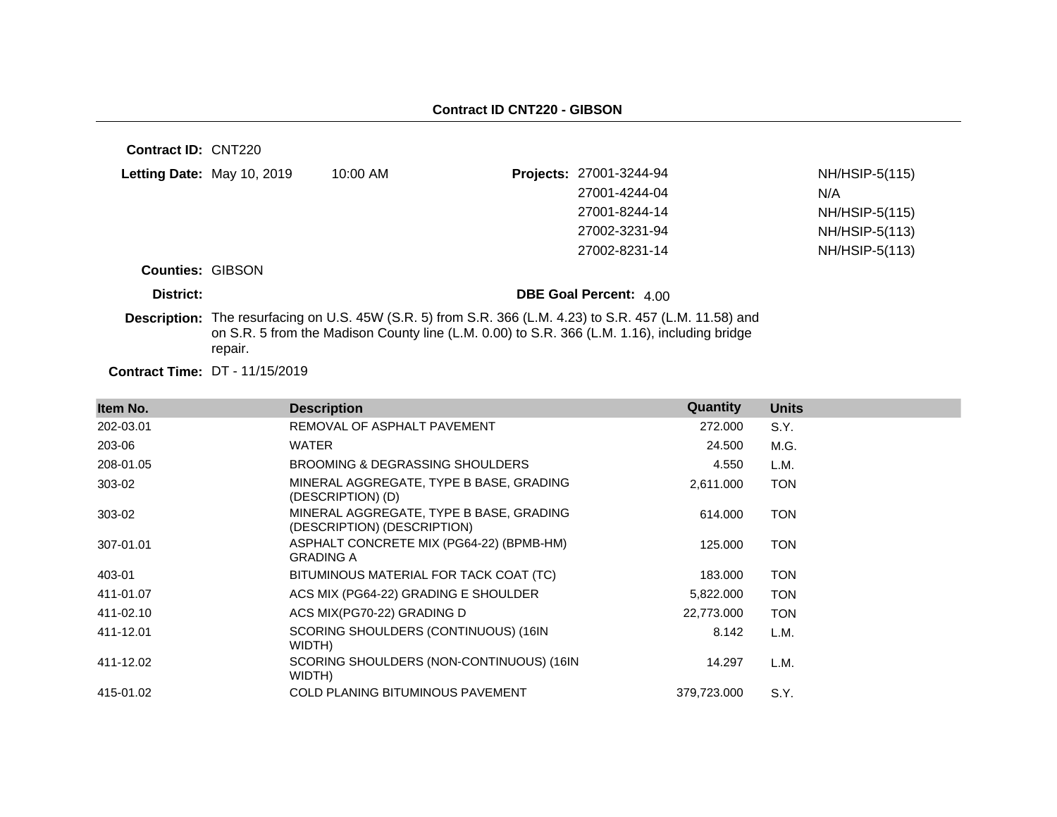## Contract ID CNT220 - GIBSON

**Contract ID:** CNT220

**Letting Date:** May 10, 2019 10:00 AM

**Projects:**

| | |
|---|---|
| 27001-3244-94 | NH/HSIP-5(115) |
| 27001-4244-04 | N/A |
| 27001-8244-14 | NH/HSIP-5(115) |
| 27002-3231-94 | NH/HSIP-5(113) |
| 27002-8231-14 | NH/HSIP-5(113) |

**Counties:** GIBSON

**District:**

**DBE Goal Percent:** 4.00

**Description:** The resurfacing on U.S. 45W (S.R. 5) from S.R. 366 (L.M. 4.23) to S.R. 457 (L.M. 11.58) and on S.R. 5 from the Madison County line (L.M. 0.00) to S.R. 366 (L.M. 1.16), including bridge repair.

**Contract Time:** DT - 11/15/2019

| Item No. | Description | Quantity | Units |
|---|---|---|---|
| 202-03.01 | REMOVAL OF ASPHALT PAVEMENT | 272.000 | S.Y. |
| 203-06 | WATER | 24.500 | M.G. |
| 208-01.05 | BROOMING & DEGRASSING SHOULDERS | 4.550 | L.M. |
| 303-02 | MINERAL AGGREGATE, TYPE B BASE, GRADING (DESCRIPTION) (D) | 2,611.000 | TON |
| 303-02 | MINERAL AGGREGATE, TYPE B BASE, GRADING (DESCRIPTION) (DESCRIPTION) | 614.000 | TON |
| 307-01.01 | ASPHALT CONCRETE MIX (PG64-22) (BPMB-HM) GRADING A | 125.000 | TON |
| 403-01 | BITUMINOUS MATERIAL FOR TACK COAT (TC) | 183.000 | TON |
| 411-01.07 | ACS MIX (PG64-22) GRADING E SHOULDER | 5,822.000 | TON |
| 411-02.10 | ACS MIX(PG70-22) GRADING D | 22,773.000 | TON |
| 411-12.01 | SCORING SHOULDERS (CONTINUOUS) (16IN WIDTH) | 8.142 | L.M. |
| 411-12.02 | SCORING SHOULDERS (NON-CONTINUOUS) (16IN WIDTH) | 14.297 | L.M. |
| 415-01.02 | COLD PLANING BITUMINOUS PAVEMENT | 379,723.000 | S.Y. |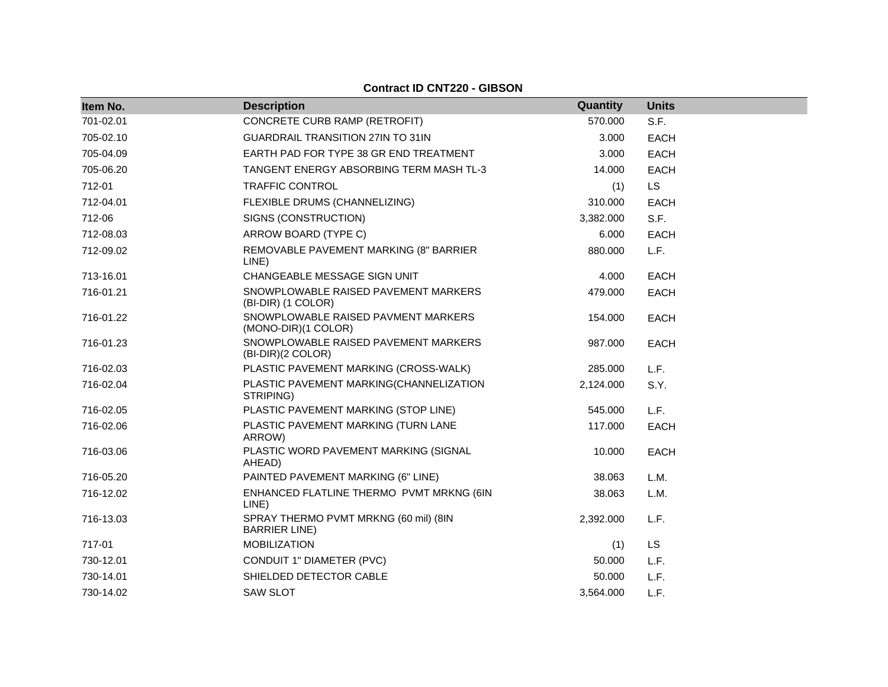**Contract ID CNT220 - GIBSON**

| Item No. | Description | Quantity | Units |
|---|---|---|---|
| 701-02.01 | CONCRETE CURB RAMP (RETROFIT) | 570.000 | S.F. |
| 705-02.10 | GUARDRAIL TRANSITION 27IN TO 31IN | 3.000 | EACH |
| 705-04.09 | EARTH PAD FOR TYPE 38 GR END TREATMENT | 3.000 | EACH |
| 705-06.20 | TANGENT ENERGY ABSORBING TERM MASH TL-3 | 14.000 | EACH |
| 712-01 | TRAFFIC CONTROL | (1) | LS |
| 712-04.01 | FLEXIBLE DRUMS (CHANNELIZING) | 310.000 | EACH |
| 712-06 | SIGNS (CONSTRUCTION) | 3,382.000 | S.F. |
| 712-08.03 | ARROW BOARD (TYPE C) | 6.000 | EACH |
| 712-09.02 | REMOVABLE PAVEMENT MARKING (8" BARRIER LINE) | 880.000 | L.F. |
| 713-16.01 | CHANGEABLE MESSAGE SIGN UNIT | 4.000 | EACH |
| 716-01.21 | SNOWPLOWABLE RAISED PAVEMENT MARKERS (BI-DIR) (1 COLOR) | 479.000 | EACH |
| 716-01.22 | SNOWPLOWABLE RAISED PAVMENT MARKERS (MONO-DIR)(1 COLOR) | 154.000 | EACH |
| 716-01.23 | SNOWPLOWABLE RAISED PAVEMENT MARKERS (BI-DIR)(2 COLOR) | 987.000 | EACH |
| 716-02.03 | PLASTIC PAVEMENT MARKING (CROSS-WALK) | 285.000 | L.F. |
| 716-02.04 | PLASTIC PAVEMENT MARKING(CHANNELIZATION STRIPING) | 2,124.000 | S.Y. |
| 716-02.05 | PLASTIC PAVEMENT MARKING (STOP LINE) | 545.000 | L.F. |
| 716-02.06 | PLASTIC PAVEMENT MARKING (TURN LANE ARROW) | 117.000 | EACH |
| 716-03.06 | PLASTIC WORD PAVEMENT MARKING (SIGNAL AHEAD) | 10.000 | EACH |
| 716-05.20 | PAINTED PAVEMENT MARKING (6" LINE) | 38.063 | L.M. |
| 716-12.02 | ENHANCED FLATLINE THERMO PVMT MRKNG (6IN LINE) | 38.063 | L.M. |
| 716-13.03 | SPRAY THERMO PVMT MRKNG (60 mil) (8IN BARRIER LINE) | 2,392.000 | L.F. |
| 717-01 | MOBILIZATION | (1) | LS |
| 730-12.01 | CONDUIT 1" DIAMETER (PVC) | 50.000 | L.F. |
| 730-14.01 | SHIELDED DETECTOR CABLE | 50.000 | L.F. |
| 730-14.02 | SAW SLOT | 3,564.000 | L.F. |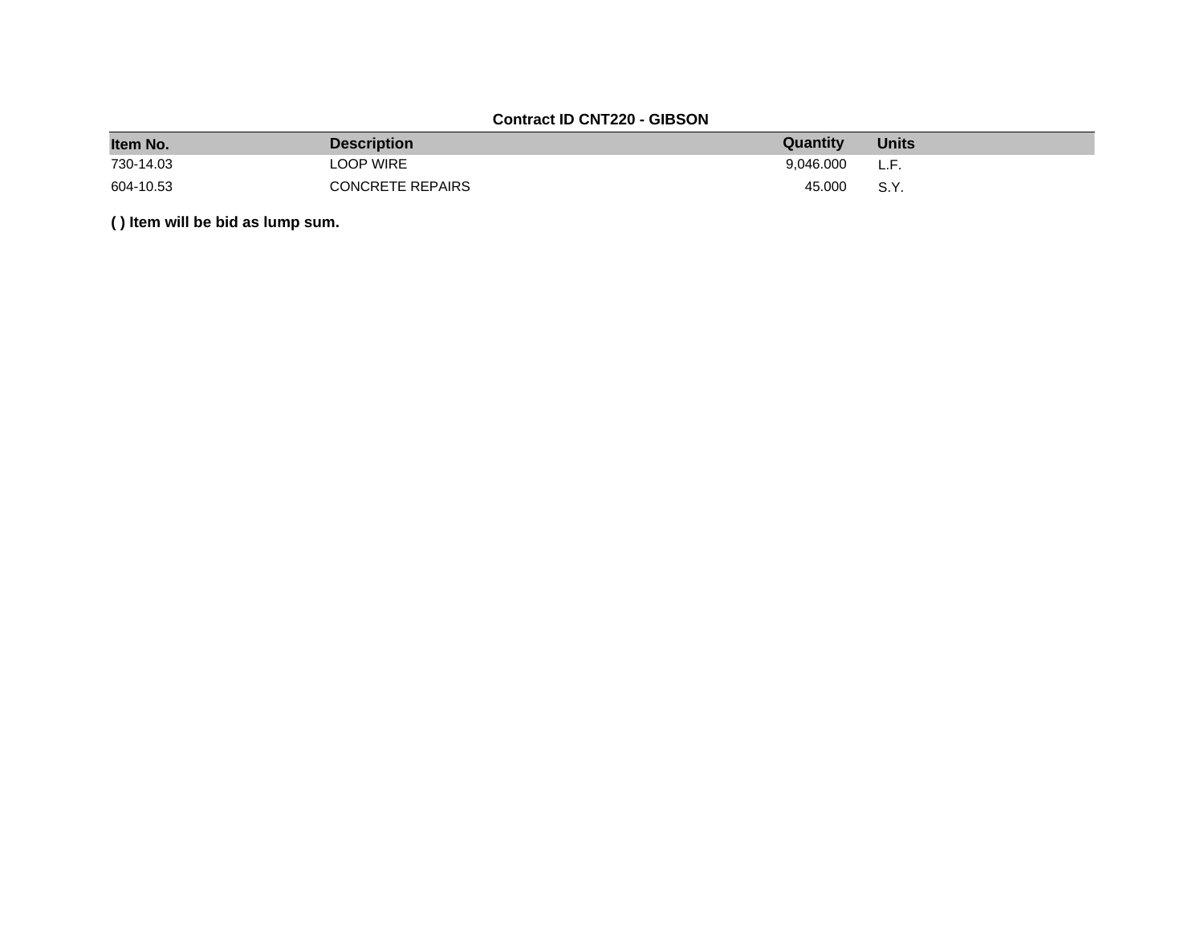**Contract ID CNT220 - GIBSON**

| Item No. | Description | Quantity | Units |
|---|---|---|---|
| 730-14.03 | LOOP WIRE | 9,046.000 | L.F. |
| 604-10.53 | CONCRETE REPAIRS | 45.000 | S.Y. |

**( ) Item will be bid as lump sum.**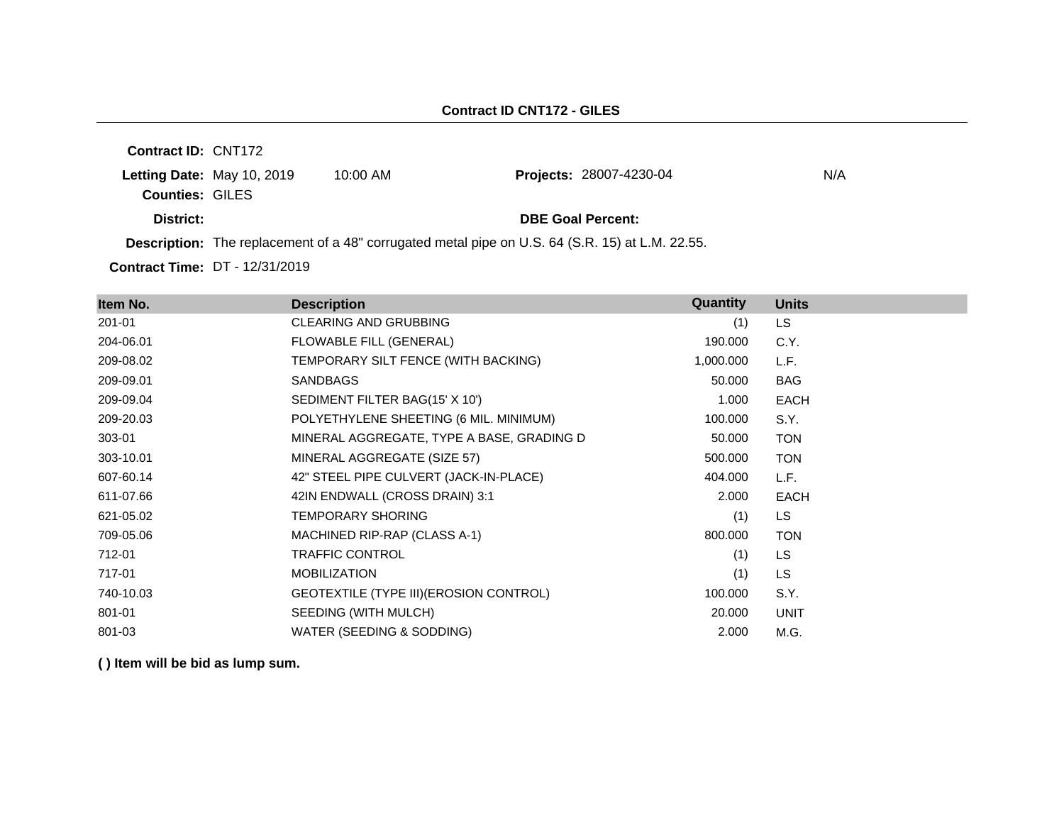## Contract ID CNT172 - GILES

**Contract ID:** CNT172

**Letting Date:** May 10, 2019 10:00 AM **Projects:** 28007-4230-04 N/A

**Counties:** GILES

**District:** **DBE Goal Percent:**

**Description:** The replacement of a 48" corrugated metal pipe on U.S. 64 (S.R. 15) at L.M. 22.55.

**Contract Time:** DT - 12/31/2019

| Item No. | Description | Quantity | Units |
|---|---|---|---|
| 201-01 | CLEARING AND GRUBBING | (1) | LS |
| 204-06.01 | FLOWABLE FILL (GENERAL) | 190.000 | C.Y. |
| 209-08.02 | TEMPORARY SILT FENCE (WITH BACKING) | 1,000.000 | L.F. |
| 209-09.01 | SANDBAGS | 50.000 | BAG |
| 209-09.04 | SEDIMENT FILTER BAG(15' X 10') | 1.000 | EACH |
| 209-20.03 | POLYETHYLENE SHEETING (6 MIL. MINIMUM) | 100.000 | S.Y. |
| 303-01 | MINERAL AGGREGATE, TYPE A BASE, GRADING D | 50.000 | TON |
| 303-10.01 | MINERAL AGGREGATE (SIZE 57) | 500.000 | TON |
| 607-60.14 | 42" STEEL PIPE CULVERT (JACK-IN-PLACE) | 404.000 | L.F. |
| 611-07.66 | 42IN ENDWALL (CROSS DRAIN) 3:1 | 2.000 | EACH |
| 621-05.02 | TEMPORARY SHORING | (1) | LS |
| 709-05.06 | MACHINED RIP-RAP (CLASS A-1) | 800.000 | TON |
| 712-01 | TRAFFIC CONTROL | (1) | LS |
| 717-01 | MOBILIZATION | (1) | LS |
| 740-10.03 | GEOTEXTILE (TYPE III)(EROSION CONTROL) | 100.000 | S.Y. |
| 801-01 | SEEDING (WITH MULCH) | 20.000 | UNIT |
| 801-03 | WATER (SEEDING & SODDING) | 2.000 | M.G. |

**( ) Item will be bid as lump sum.**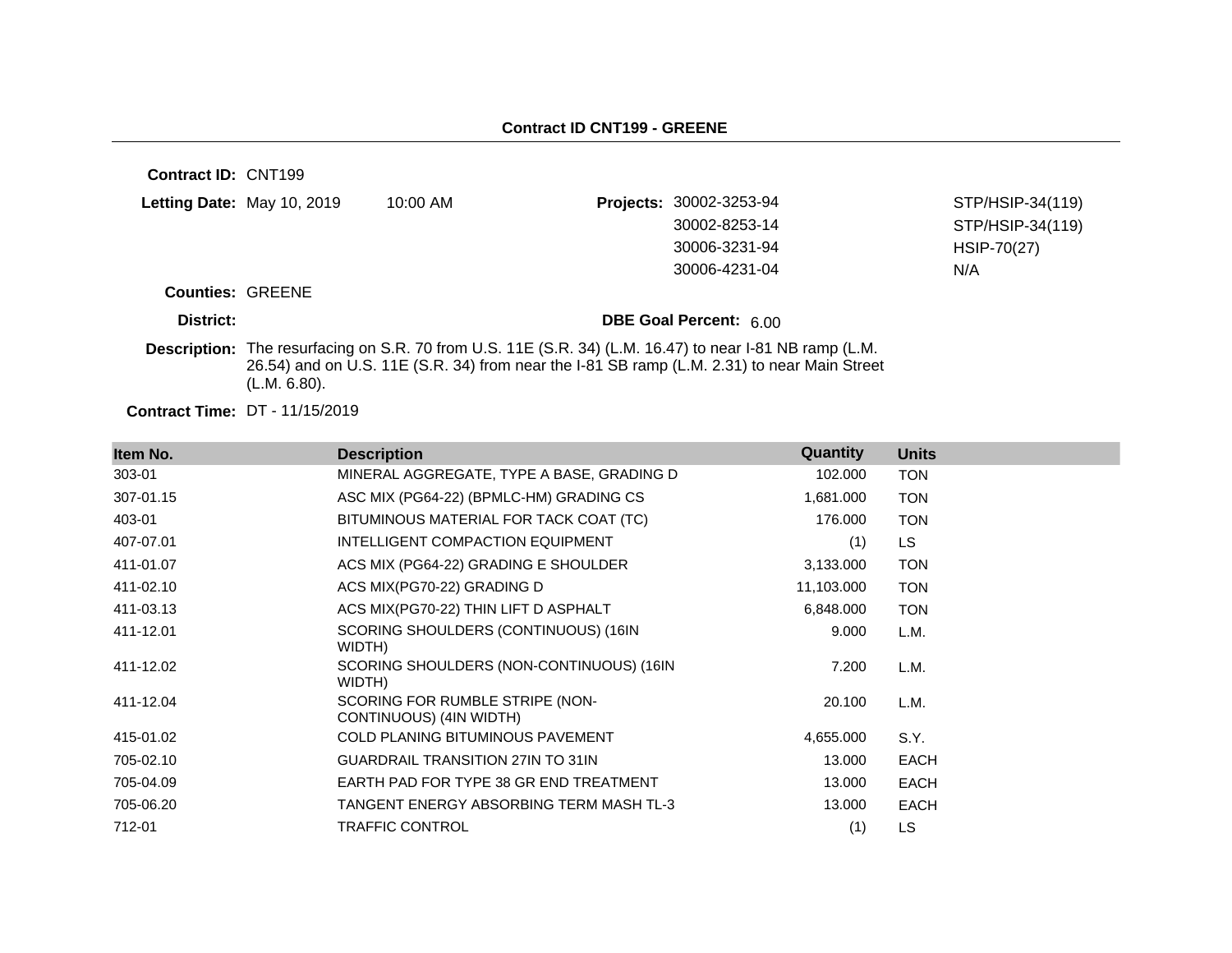## Contract ID CNT199 - GREENE

**Contract ID:** CNT199

**Letting Date:** May 10, 2019 10:00 AM

**Projects:**

| | |
|---|---|
| 30002-3253-94 | STP/HSIP-34(119) |
| 30002-8253-14 | STP/HSIP-34(119) |
| 30006-3231-94 | HSIP-70(27) |
| 30006-4231-04 | N/A |

**Counties:** GREENE

**District:**

**DBE Goal Percent:** 6.00

**Description:** The resurfacing on S.R. 70 from U.S. 11E (S.R. 34) (L.M. 16.47) to near I-81 NB ramp (L.M. 26.54) and on U.S. 11E (S.R. 34) from near the I-81 SB ramp (L.M. 2.31) to near Main Street (L.M. 6.80).

**Contract Time:** DT - 11/15/2019

| Item No. | Description | Quantity | Units |
|---|---|---|---|
| 303-01 | MINERAL AGGREGATE, TYPE A BASE, GRADING D | 102.000 | TON |
| 307-01.15 | ASC MIX (PG64-22) (BPMLC-HM) GRADING CS | 1,681.000 | TON |
| 403-01 | BITUMINOUS MATERIAL FOR TACK COAT (TC) | 176.000 | TON |
| 407-07.01 | INTELLIGENT COMPACTION EQUIPMENT | (1) | LS |
| 411-01.07 | ACS MIX (PG64-22) GRADING E SHOULDER | 3,133.000 | TON |
| 411-02.10 | ACS MIX(PG70-22) GRADING D | 11,103.000 | TON |
| 411-03.13 | ACS MIX(PG70-22) THIN LIFT D ASPHALT | 6,848.000 | TON |
| 411-12.01 | SCORING SHOULDERS (CONTINUOUS) (16IN WIDTH) | 9.000 | L.M. |
| 411-12.02 | SCORING SHOULDERS (NON-CONTINUOUS) (16IN WIDTH) | 7.200 | L.M. |
| 411-12.04 | SCORING FOR RUMBLE STRIPE (NON-CONTINUOUS) (4IN WIDTH) | 20.100 | L.M. |
| 415-01.02 | COLD PLANING BITUMINOUS PAVEMENT | 4,655.000 | S.Y. |
| 705-02.10 | GUARDRAIL TRANSITION 27IN TO 31IN | 13.000 | EACH |
| 705-04.09 | EARTH PAD FOR TYPE 38 GR END TREATMENT | 13.000 | EACH |
| 705-06.20 | TANGENT ENERGY ABSORBING TERM MASH TL-3 | 13.000 | EACH |
| 712-01 | TRAFFIC CONTROL | (1) | LS |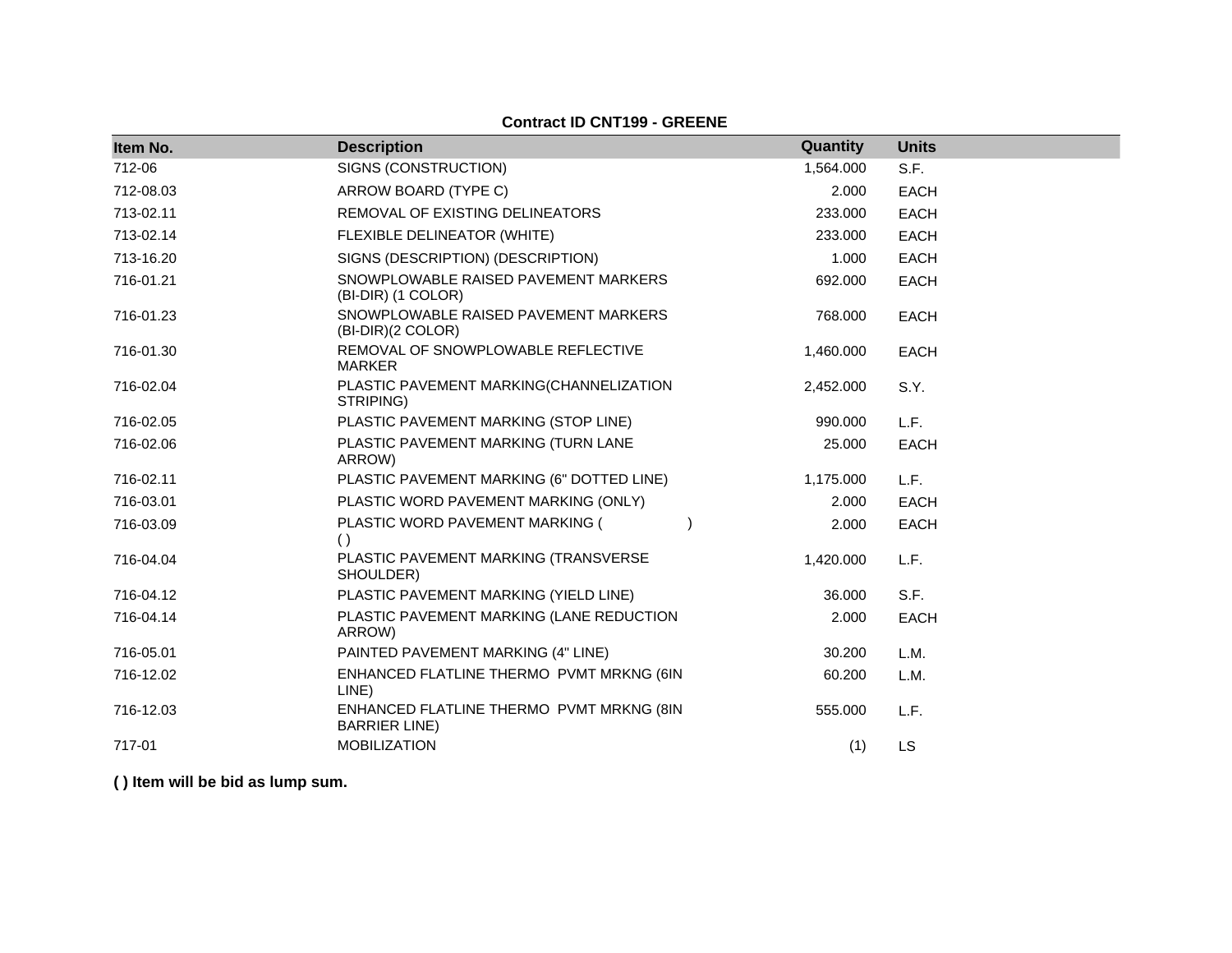**Contract ID CNT199 - GREENE**

| Item No. | Description | Quantity | Units |
|---|---|---|---|
| 712-06 | SIGNS (CONSTRUCTION) | 1,564.000 | S.F. |
| 712-08.03 | ARROW BOARD (TYPE C) | 2.000 | EACH |
| 713-02.11 | REMOVAL OF EXISTING DELINEATORS | 233.000 | EACH |
| 713-02.14 | FLEXIBLE DELINEATOR (WHITE) | 233.000 | EACH |
| 713-16.20 | SIGNS (DESCRIPTION) (DESCRIPTION) | 1.000 | EACH |
| 716-01.21 | SNOWPLOWABLE RAISED PAVEMENT MARKERS (BI-DIR) (1 COLOR) | 692.000 | EACH |
| 716-01.23 | SNOWPLOWABLE RAISED PAVEMENT MARKERS (BI-DIR)(2 COLOR) | 768.000 | EACH |
| 716-01.30 | REMOVAL OF SNOWPLOWABLE REFLECTIVE MARKER | 1,460.000 | EACH |
| 716-02.04 | PLASTIC PAVEMENT MARKING(CHANNELIZATION STRIPING) | 2,452.000 | S.Y. |
| 716-02.05 | PLASTIC PAVEMENT MARKING (STOP LINE) | 990.000 | L.F. |
| 716-02.06 | PLASTIC PAVEMENT MARKING (TURN LANE ARROW) | 25.000 | EACH |
| 716-02.11 | PLASTIC PAVEMENT MARKING (6" DOTTED LINE) | 1,175.000 | L.F. |
| 716-03.01 | PLASTIC WORD PAVEMENT MARKING (ONLY) | 2.000 | EACH |
| 716-03.09 | PLASTIC WORD PAVEMENT MARKING ( ) ( ) | 2.000 | EACH |
| 716-04.04 | PLASTIC PAVEMENT MARKING (TRANSVERSE SHOULDER) | 1,420.000 | L.F. |
| 716-04.12 | PLASTIC PAVEMENT MARKING (YIELD LINE) | 36.000 | S.F. |
| 716-04.14 | PLASTIC PAVEMENT MARKING (LANE REDUCTION ARROW) | 2.000 | EACH |
| 716-05.01 | PAINTED PAVEMENT MARKING (4" LINE) | 30.200 | L.M. |
| 716-12.02 | ENHANCED FLATLINE THERMO PVMT MRKNG (6IN LINE) | 60.200 | L.M. |
| 716-12.03 | ENHANCED FLATLINE THERMO PVMT MRKNG (8IN BARRIER LINE) | 555.000 | L.F. |
| 717-01 | MOBILIZATION | (1) | LS |

**( ) Item will be bid as lump sum.**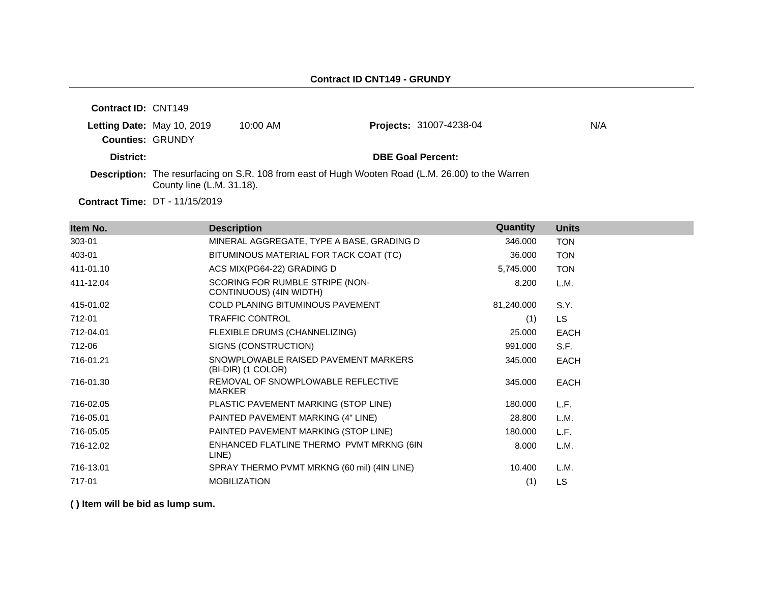## Contract ID CNT149 - GRUNDY

**Contract ID:** CNT149

**Letting Date:** May 10, 2019 10:00 AM

**Projects:** 31007-4238-04 N/A

**Counties:** GRUNDY

**District:**

**DBE Goal Percent:**

**Description:** The resurfacing on S.R. 108 from east of Hugh Wooten Road (L.M. 26.00) to the Warren County line (L.M. 31.18).

**Contract Time:** DT - 11/15/2019

| Item No. | Description | Quantity | Units |
|---|---|---|---|
| 303-01 | MINERAL AGGREGATE, TYPE A BASE, GRADING D | 346.000 | TON |
| 403-01 | BITUMINOUS MATERIAL FOR TACK COAT (TC) | 36.000 | TON |
| 411-01.10 | ACS MIX(PG64-22) GRADING D | 5,745.000 | TON |
| 411-12.04 | SCORING FOR RUMBLE STRIPE (NON-CONTINUOUS) (4IN WIDTH) | 8.200 | L.M. |
| 415-01.02 | COLD PLANING BITUMINOUS PAVEMENT | 81,240.000 | S.Y. |
| 712-01 | TRAFFIC CONTROL | (1) | LS |
| 712-04.01 | FLEXIBLE DRUMS (CHANNELIZING) | 25.000 | EACH |
| 712-06 | SIGNS (CONSTRUCTION) | 991.000 | S.F. |
| 716-01.21 | SNOWPLOWABLE RAISED PAVEMENT MARKERS (BI-DIR) (1 COLOR) | 345.000 | EACH |
| 716-01.30 | REMOVAL OF SNOWPLOWABLE REFLECTIVE MARKER | 345.000 | EACH |
| 716-02.05 | PLASTIC PAVEMENT MARKING (STOP LINE) | 180.000 | L.F. |
| 716-05.01 | PAINTED PAVEMENT MARKING (4" LINE) | 28.800 | L.M. |
| 716-05.05 | PAINTED PAVEMENT MARKING (STOP LINE) | 180.000 | L.F. |
| 716-12.02 | ENHANCED FLATLINE THERMO PVMT MRKNG (6IN LINE) | 8.000 | L.M. |
| 716-13.01 | SPRAY THERMO PVMT MRKNG (60 mil) (4IN LINE) | 10.400 | L.M. |
| 717-01 | MOBILIZATION | (1) | LS |

**( ) Item will be bid as lump sum.**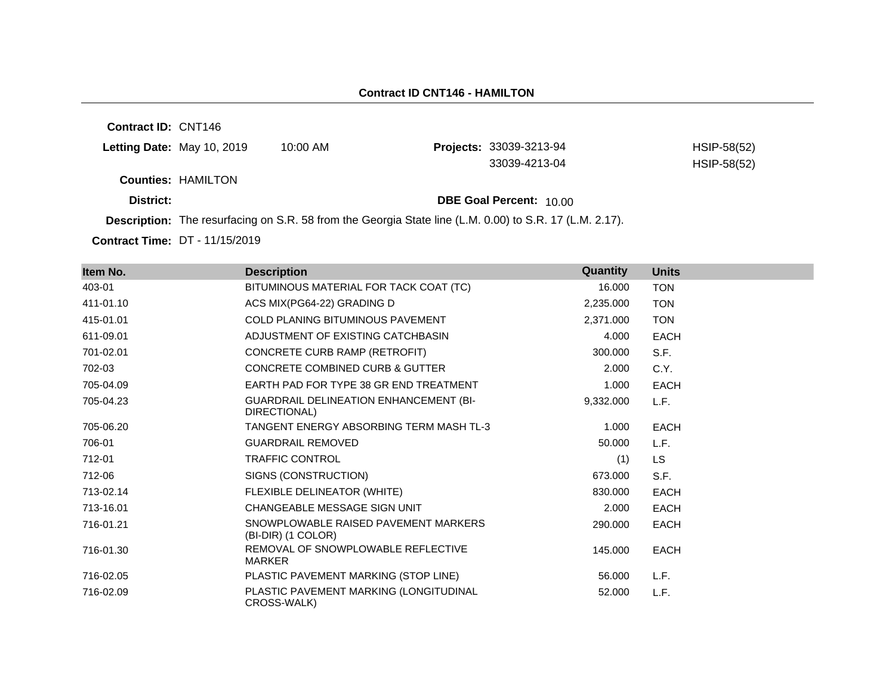## Contract ID CNT146 - HAMILTON

**Contract ID:** CNT146

**Letting Date:** May 10, 2019 10:00 AM

**Projects:** 33039-3213-94 HSIP-58(52)
33039-4213-04 HSIP-58(52)

**Counties:** HAMILTON

**District:**

**DBE Goal Percent:** 10.00

**Description:** The resurfacing on S.R. 58 from the Georgia State line (L.M. 0.00) to S.R. 17 (L.M. 2.17).

**Contract Time:** DT - 11/15/2019

| Item No. | Description | Quantity | Units |
|---|---|---|---|
| 403-01 | BITUMINOUS MATERIAL FOR TACK COAT (TC) | 16.000 | TON |
| 411-01.10 | ACS MIX(PG64-22) GRADING D | 2,235.000 | TON |
| 415-01.01 | COLD PLANING BITUMINOUS PAVEMENT | 2,371.000 | TON |
| 611-09.01 | ADJUSTMENT OF EXISTING CATCHBASIN | 4.000 | EACH |
| 701-02.01 | CONCRETE CURB RAMP (RETROFIT) | 300.000 | S.F. |
| 702-03 | CONCRETE COMBINED CURB & GUTTER | 2.000 | C.Y. |
| 705-04.09 | EARTH PAD FOR TYPE 38 GR END TREATMENT | 1.000 | EACH |
| 705-04.23 | GUARDRAIL DELINEATION ENHANCEMENT (BI-DIRECTIONAL) | 9,332.000 | L.F. |
| 705-06.20 | TANGENT ENERGY ABSORBING TERM MASH TL-3 | 1.000 | EACH |
| 706-01 | GUARDRAIL REMOVED | 50.000 | L.F. |
| 712-01 | TRAFFIC CONTROL | (1) | LS |
| 712-06 | SIGNS (CONSTRUCTION) | 673.000 | S.F. |
| 713-02.14 | FLEXIBLE DELINEATOR (WHITE) | 830.000 | EACH |
| 713-16.01 | CHANGEABLE MESSAGE SIGN UNIT | 2.000 | EACH |
| 716-01.21 | SNOWPLOWABLE RAISED PAVEMENT MARKERS (BI-DIR) (1 COLOR) | 290.000 | EACH |
| 716-01.30 | REMOVAL OF SNOWPLOWABLE REFLECTIVE MARKER | 145.000 | EACH |
| 716-02.05 | PLASTIC PAVEMENT MARKING (STOP LINE) | 56.000 | L.F. |
| 716-02.09 | PLASTIC PAVEMENT MARKING (LONGITUDINAL CROSS-WALK) | 52.000 | L.F. |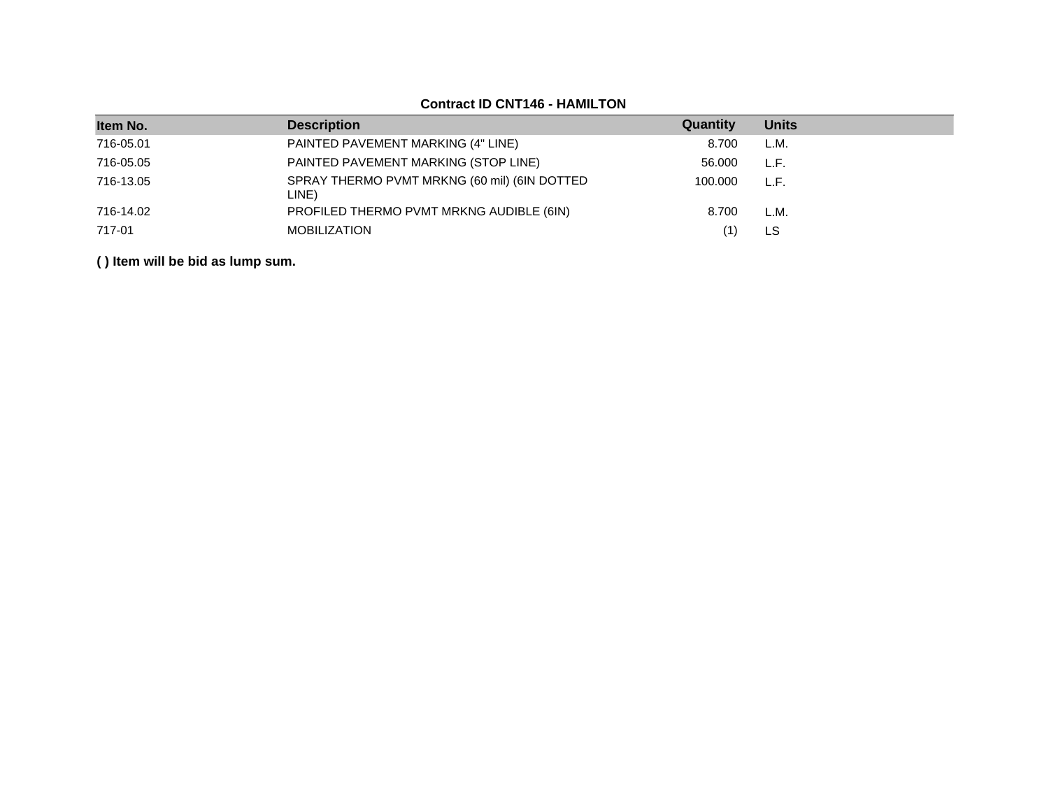**Contract ID CNT146 - HAMILTON**

| Item No. | Description | Quantity | Units |
|---|---|---|---|
| 716-05.01 | PAINTED PAVEMENT MARKING (4" LINE) | 8.700 | L.M. |
| 716-05.05 | PAINTED PAVEMENT MARKING (STOP LINE) | 56.000 | L.F. |
| 716-13.05 | SPRAY THERMO PVMT MRKNG (60 mil) (6IN DOTTED LINE) | 100.000 | L.F. |
| 716-14.02 | PROFILED THERMO PVMT MRKNG AUDIBLE (6IN) | 8.700 | L.M. |
| 717-01 | MOBILIZATION | (1) | LS |

**( ) Item will be bid as lump sum.**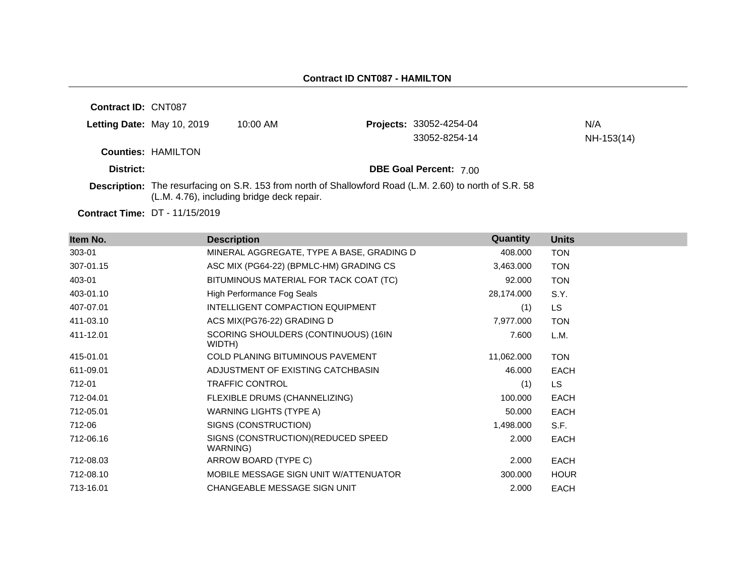## Contract ID CNT087 - HAMILTON

**Contract ID:** CNT087

**Letting Date:** May 10, 2019 10:00 AM

**Projects:** 33052-4254-04 N/A
33052-8254-14 NH-153(14)

**Counties:** HAMILTON

**District:**

**DBE Goal Percent:** 7.00

**Description:** The resurfacing on S.R. 153 from north of Shallowford Road (L.M. 2.60) to north of S.R. 58 (L.M. 4.76), including bridge deck repair.

**Contract Time:** DT - 11/15/2019

| Item No. | Description | Quantity | Units |
|---|---|---|---|
| 303-01 | MINERAL AGGREGATE, TYPE A BASE, GRADING D | 408.000 | TON |
| 307-01.15 | ASC MIX (PG64-22) (BPMLC-HM) GRADING CS | 3,463.000 | TON |
| 403-01 | BITUMINOUS MATERIAL FOR TACK COAT (TC) | 92.000 | TON |
| 403-01.10 | High Performance Fog Seals | 28,174.000 | S.Y. |
| 407-07.01 | INTELLIGENT COMPACTION EQUIPMENT | (1) | LS |
| 411-03.10 | ACS MIX(PG76-22) GRADING D | 7,977.000 | TON |
| 411-12.01 | SCORING SHOULDERS (CONTINUOUS) (16IN WIDTH) | 7.600 | L.M. |
| 415-01.01 | COLD PLANING BITUMINOUS PAVEMENT | 11,062.000 | TON |
| 611-09.01 | ADJUSTMENT OF EXISTING CATCHBASIN | 46.000 | EACH |
| 712-01 | TRAFFIC CONTROL | (1) | LS |
| 712-04.01 | FLEXIBLE DRUMS (CHANNELIZING) | 100.000 | EACH |
| 712-05.01 | WARNING LIGHTS (TYPE A) | 50.000 | EACH |
| 712-06 | SIGNS (CONSTRUCTION) | 1,498.000 | S.F. |
| 712-06.16 | SIGNS (CONSTRUCTION)(REDUCED SPEED WARNING) | 2.000 | EACH |
| 712-08.03 | ARROW BOARD (TYPE C) | 2.000 | EACH |
| 712-08.10 | MOBILE MESSAGE SIGN UNIT W/ATTENUATOR | 300.000 | HOUR |
| 713-16.01 | CHANGEABLE MESSAGE SIGN UNIT | 2.000 | EACH |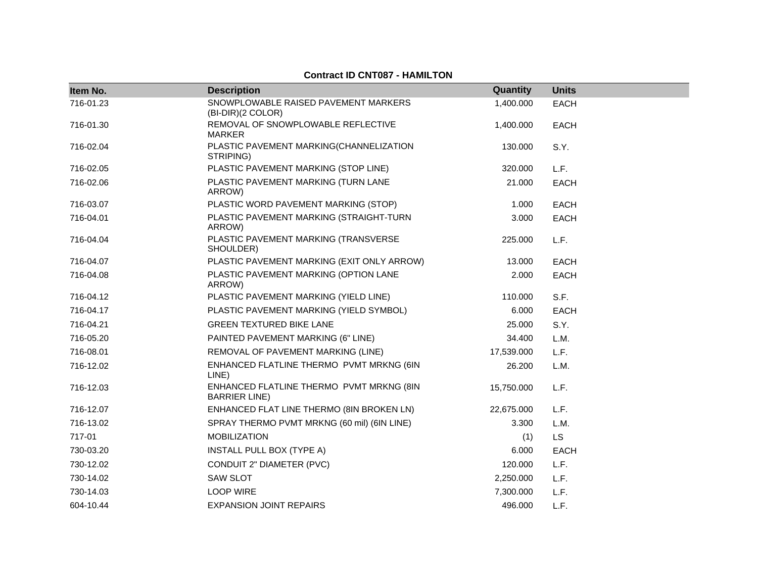**Contract ID CNT087 - HAMILTON**

| Item No. | Description | Quantity | Units |
|---|---|---|---|
| 716-01.23 | SNOWPLOWABLE RAISED PAVEMENT MARKERS (BI-DIR)(2 COLOR) | 1,400.000 | EACH |
| 716-01.30 | REMOVAL OF SNOWPLOWABLE REFLECTIVE MARKER | 1,400.000 | EACH |
| 716-02.04 | PLASTIC PAVEMENT MARKING(CHANNELIZATION STRIPING) | 130.000 | S.Y. |
| 716-02.05 | PLASTIC PAVEMENT MARKING (STOP LINE) | 320.000 | L.F. |
| 716-02.06 | PLASTIC PAVEMENT MARKING (TURN LANE ARROW) | 21.000 | EACH |
| 716-03.07 | PLASTIC WORD PAVEMENT MARKING (STOP) | 1.000 | EACH |
| 716-04.01 | PLASTIC PAVEMENT MARKING (STRAIGHT-TURN ARROW) | 3.000 | EACH |
| 716-04.04 | PLASTIC PAVEMENT MARKING (TRANSVERSE SHOULDER) | 225.000 | L.F. |
| 716-04.07 | PLASTIC PAVEMENT MARKING (EXIT ONLY ARROW) | 13.000 | EACH |
| 716-04.08 | PLASTIC PAVEMENT MARKING (OPTION LANE ARROW) | 2.000 | EACH |
| 716-04.12 | PLASTIC PAVEMENT MARKING (YIELD LINE) | 110.000 | S.F. |
| 716-04.17 | PLASTIC PAVEMENT MARKING (YIELD SYMBOL) | 6.000 | EACH |
| 716-04.21 | GREEN TEXTURED BIKE LANE | 25.000 | S.Y. |
| 716-05.20 | PAINTED PAVEMENT MARKING (6" LINE) | 34.400 | L.M. |
| 716-08.01 | REMOVAL OF PAVEMENT MARKING (LINE) | 17,539.000 | L.F. |
| 716-12.02 | ENHANCED FLATLINE THERMO PVMT MRKNG (6IN LINE) | 26.200 | L.M. |
| 716-12.03 | ENHANCED FLATLINE THERMO PVMT MRKNG (8IN BARRIER LINE) | 15,750.000 | L.F. |
| 716-12.07 | ENHANCED FLAT LINE THERMO (8IN BROKEN LN) | 22,675.000 | L.F. |
| 716-13.02 | SPRAY THERMO PVMT MRKNG (60 mil) (6IN LINE) | 3.300 | L.M. |
| 717-01 | MOBILIZATION | (1) | LS |
| 730-03.20 | INSTALL PULL BOX (TYPE A) | 6.000 | EACH |
| 730-12.02 | CONDUIT 2" DIAMETER (PVC) | 120.000 | L.F. |
| 730-14.02 | SAW SLOT | 2,250.000 | L.F. |
| 730-14.03 | LOOP WIRE | 7,300.000 | L.F. |
| 604-10.44 | EXPANSION JOINT REPAIRS | 496.000 | L.F. |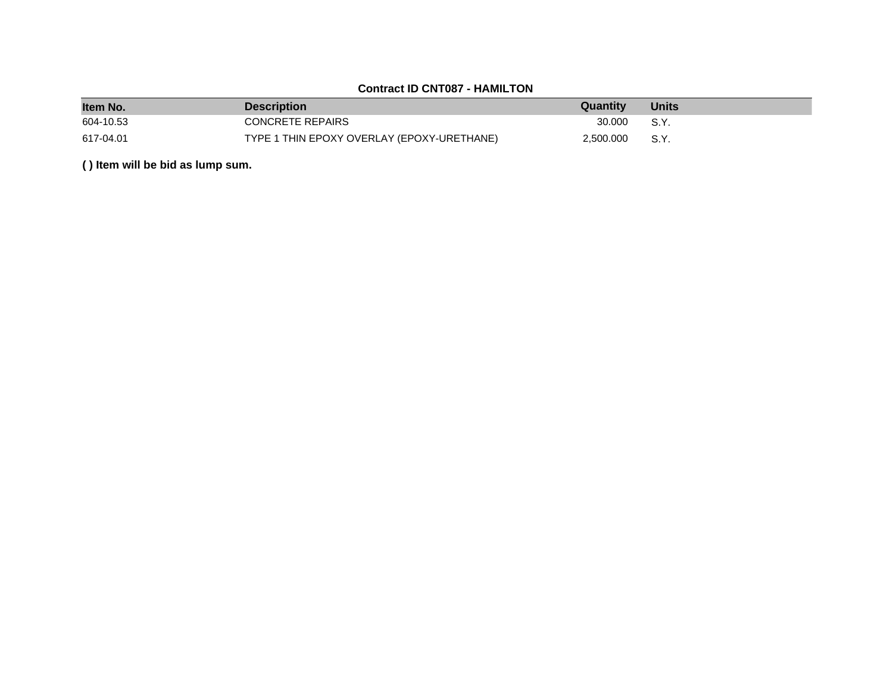**Contract ID CNT087 - HAMILTON**

| Item No. | Description | Quantity | Units |
|---|---|---|---|
| 604-10.53 | CONCRETE REPAIRS | 30.000 | S.Y. |
| 617-04.01 | TYPE 1 THIN EPOXY OVERLAY (EPOXY-URETHANE) | 2,500.000 | S.Y. |

**( ) Item will be bid as lump sum.**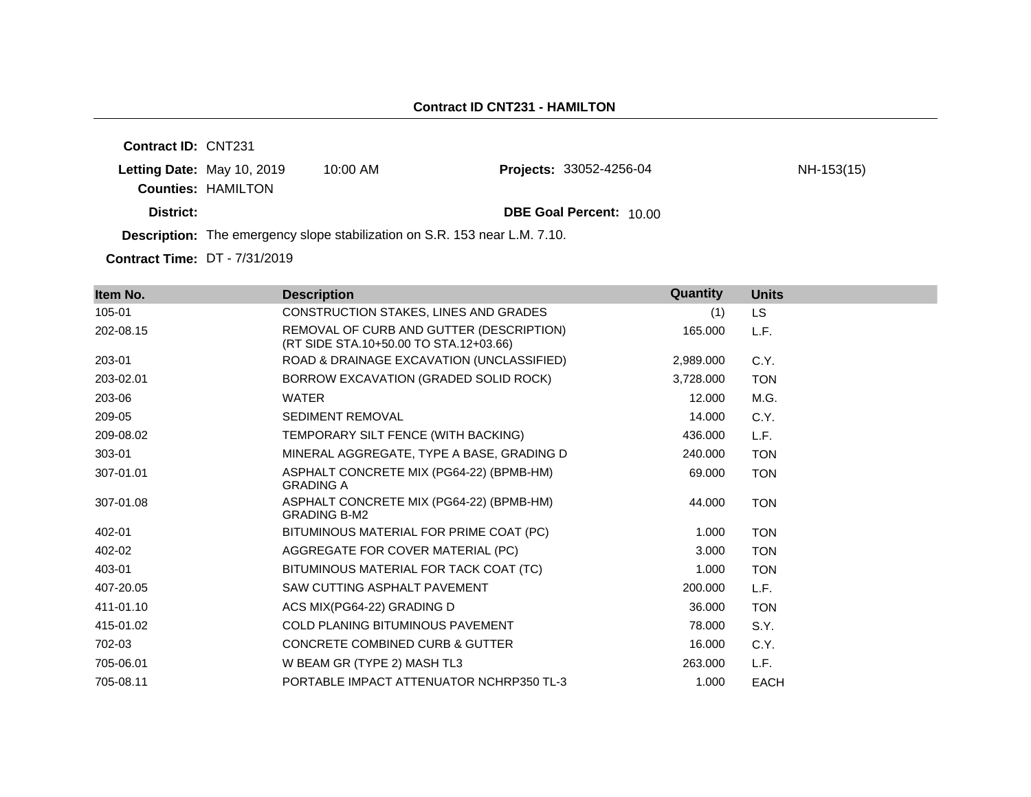# Contract ID CNT231 - HAMILTON

**Contract ID:** CNT231

**Letting Date:** May 10, 2019 10:00 AM

**Projects:** 33052-4256-04 NH-153(15)

**Counties:** HAMILTON

**District:**

**DBE Goal Percent:** 10.00

**Description:** The emergency slope stabilization on S.R. 153 near L.M. 7.10.

**Contract Time:** DT - 7/31/2019

| Item No. | Description | Quantity | Units |
|---|---|---|---|
| 105-01 | CONSTRUCTION STAKES, LINES AND GRADES | (1) | LS |
| 202-08.15 | REMOVAL OF CURB AND GUTTER (DESCRIPTION) (RT SIDE STA.10+50.00 TO STA.12+03.66) | 165.000 | L.F. |
| 203-01 | ROAD & DRAINAGE EXCAVATION (UNCLASSIFIED) | 2,989.000 | C.Y. |
| 203-02.01 | BORROW EXCAVATION (GRADED SOLID ROCK) | 3,728.000 | TON |
| 203-06 | WATER | 12.000 | M.G. |
| 209-05 | SEDIMENT REMOVAL | 14.000 | C.Y. |
| 209-08.02 | TEMPORARY SILT FENCE (WITH BACKING) | 436.000 | L.F. |
| 303-01 | MINERAL AGGREGATE, TYPE A BASE, GRADING D | 240.000 | TON |
| 307-01.01 | ASPHALT CONCRETE MIX (PG64-22) (BPMB-HM) GRADING A | 69.000 | TON |
| 307-01.08 | ASPHALT CONCRETE MIX (PG64-22) (BPMB-HM) GRADING B-M2 | 44.000 | TON |
| 402-01 | BITUMINOUS MATERIAL FOR PRIME COAT (PC) | 1.000 | TON |
| 402-02 | AGGREGATE FOR COVER MATERIAL (PC) | 3.000 | TON |
| 403-01 | BITUMINOUS MATERIAL FOR TACK COAT (TC) | 1.000 | TON |
| 407-20.05 | SAW CUTTING ASPHALT PAVEMENT | 200.000 | L.F. |
| 411-01.10 | ACS MIX(PG64-22) GRADING D | 36.000 | TON |
| 415-01.02 | COLD PLANING BITUMINOUS PAVEMENT | 78.000 | S.Y. |
| 702-03 | CONCRETE COMBINED CURB & GUTTER | 16.000 | C.Y. |
| 705-06.01 | W BEAM GR (TYPE 2) MASH TL3 | 263.000 | L.F. |
| 705-08.11 | PORTABLE IMPACT ATTENUATOR NCHRP350 TL-3 | 1.000 | EACH |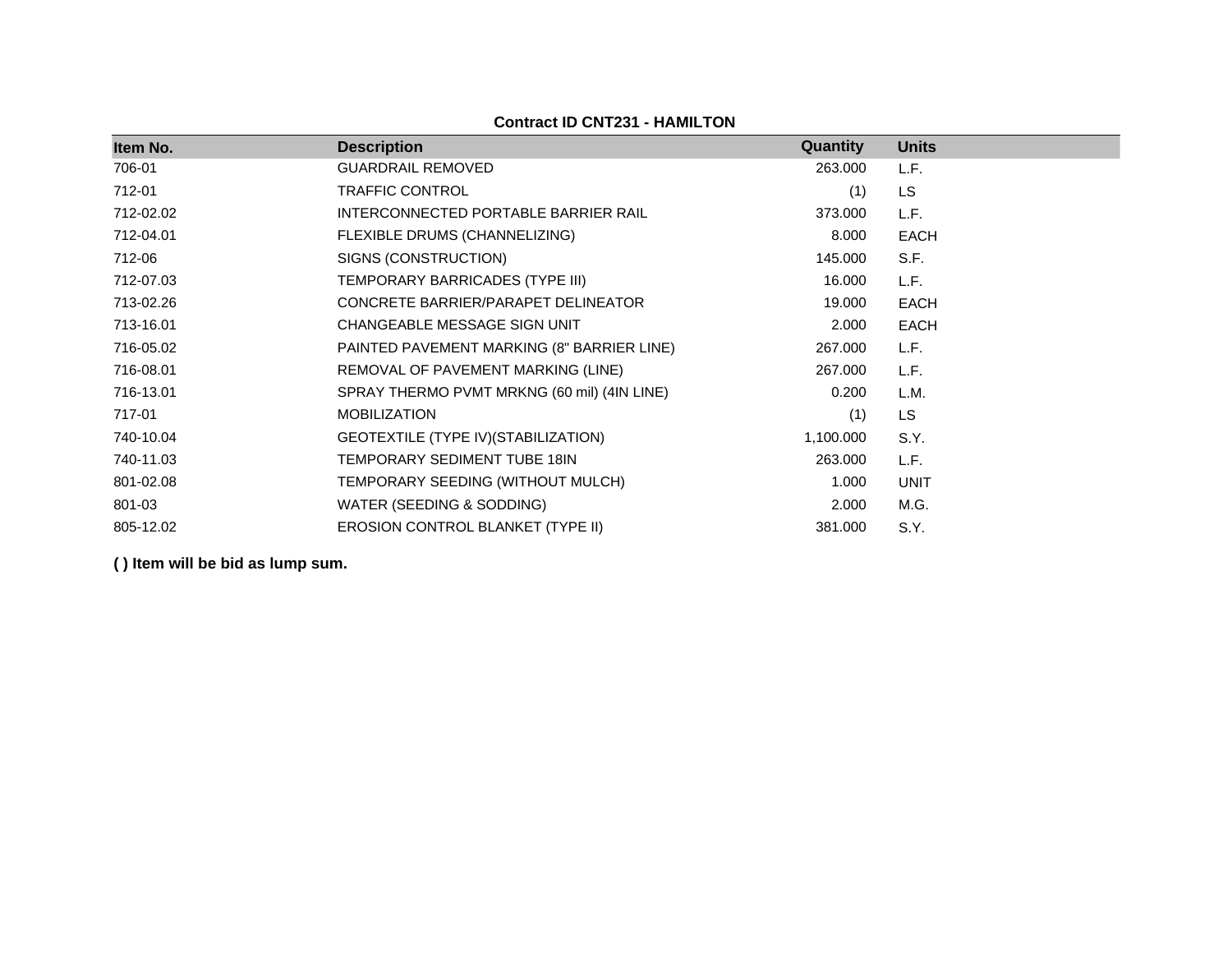**Contract ID CNT231 - HAMILTON**

| Item No. | Description | Quantity | Units |
|---|---|---|---|
| 706-01 | GUARDRAIL REMOVED | 263.000 | L.F. |
| 712-01 | TRAFFIC CONTROL | (1) | LS |
| 712-02.02 | INTERCONNECTED PORTABLE BARRIER RAIL | 373.000 | L.F. |
| 712-04.01 | FLEXIBLE DRUMS (CHANNELIZING) | 8.000 | EACH |
| 712-06 | SIGNS (CONSTRUCTION) | 145.000 | S.F. |
| 712-07.03 | TEMPORARY BARRICADES (TYPE III) | 16.000 | L.F. |
| 713-02.26 | CONCRETE BARRIER/PARAPET DELINEATOR | 19.000 | EACH |
| 713-16.01 | CHANGEABLE MESSAGE SIGN UNIT | 2.000 | EACH |
| 716-05.02 | PAINTED PAVEMENT MARKING (8" BARRIER LINE) | 267.000 | L.F. |
| 716-08.01 | REMOVAL OF PAVEMENT MARKING (LINE) | 267.000 | L.F. |
| 716-13.01 | SPRAY THERMO PVMT MRKNG (60 mil) (4IN LINE) | 0.200 | L.M. |
| 717-01 | MOBILIZATION | (1) | LS |
| 740-10.04 | GEOTEXTILE (TYPE IV)(STABILIZATION) | 1,100.000 | S.Y. |
| 740-11.03 | TEMPORARY SEDIMENT TUBE 18IN | 263.000 | L.F. |
| 801-02.08 | TEMPORARY SEEDING (WITHOUT MULCH) | 1.000 | UNIT |
| 801-03 | WATER (SEEDING & SODDING) | 2.000 | M.G. |
| 805-12.02 | EROSION CONTROL BLANKET (TYPE II) | 381.000 | S.Y. |

**( ) Item will be bid as lump sum.**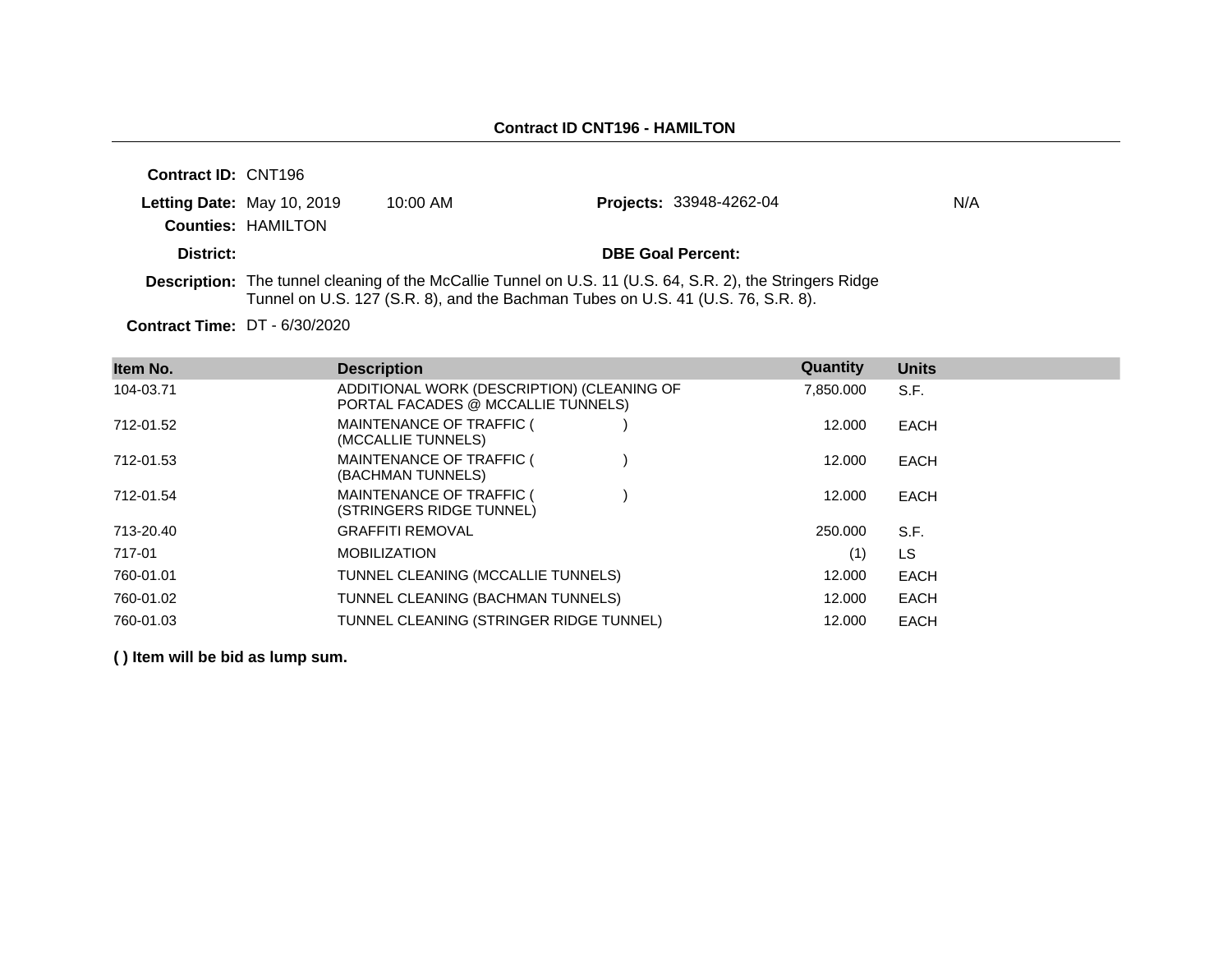## Contract ID CNT196 - HAMILTON

**Contract ID:** CNT196

**Letting Date:** May 10, 2019 10:00 AM

**Projects:** 33948-4262-04 N/A

**Counties:** HAMILTON

**District:**

**DBE Goal Percent:**

**Description:** The tunnel cleaning of the McCallie Tunnel on U.S. 11 (U.S. 64, S.R. 2), the Stringers Ridge Tunnel on U.S. 127 (S.R. 8), and the Bachman Tubes on U.S. 41 (U.S. 76, S.R. 8).

**Contract Time:** DT - 6/30/2020

| Item No. | Description | Quantity | Units |
|---|---|---|---|
| 104-03.71 | ADDITIONAL WORK (DESCRIPTION) (CLEANING OF PORTAL FACADES @ MCCALLIE TUNNELS) | 7,850.000 | S.F. |
| 712-01.52 | MAINTENANCE OF TRAFFIC ( ) (MCCALLIE TUNNELS) | 12.000 | EACH |
| 712-01.53 | MAINTENANCE OF TRAFFIC ( ) (BACHMAN TUNNELS) | 12.000 | EACH |
| 712-01.54 | MAINTENANCE OF TRAFFIC ( ) (STRINGERS RIDGE TUNNEL) | 12.000 | EACH |
| 713-20.40 | GRAFFITI REMOVAL | 250.000 | S.F. |
| 717-01 | MOBILIZATION | (1) | LS |
| 760-01.01 | TUNNEL CLEANING (MCCALLIE TUNNELS) | 12.000 | EACH |
| 760-01.02 | TUNNEL CLEANING (BACHMAN TUNNELS) | 12.000 | EACH |
| 760-01.03 | TUNNEL CLEANING (STRINGER RIDGE TUNNEL) | 12.000 | EACH |

**( ) Item will be bid as lump sum.**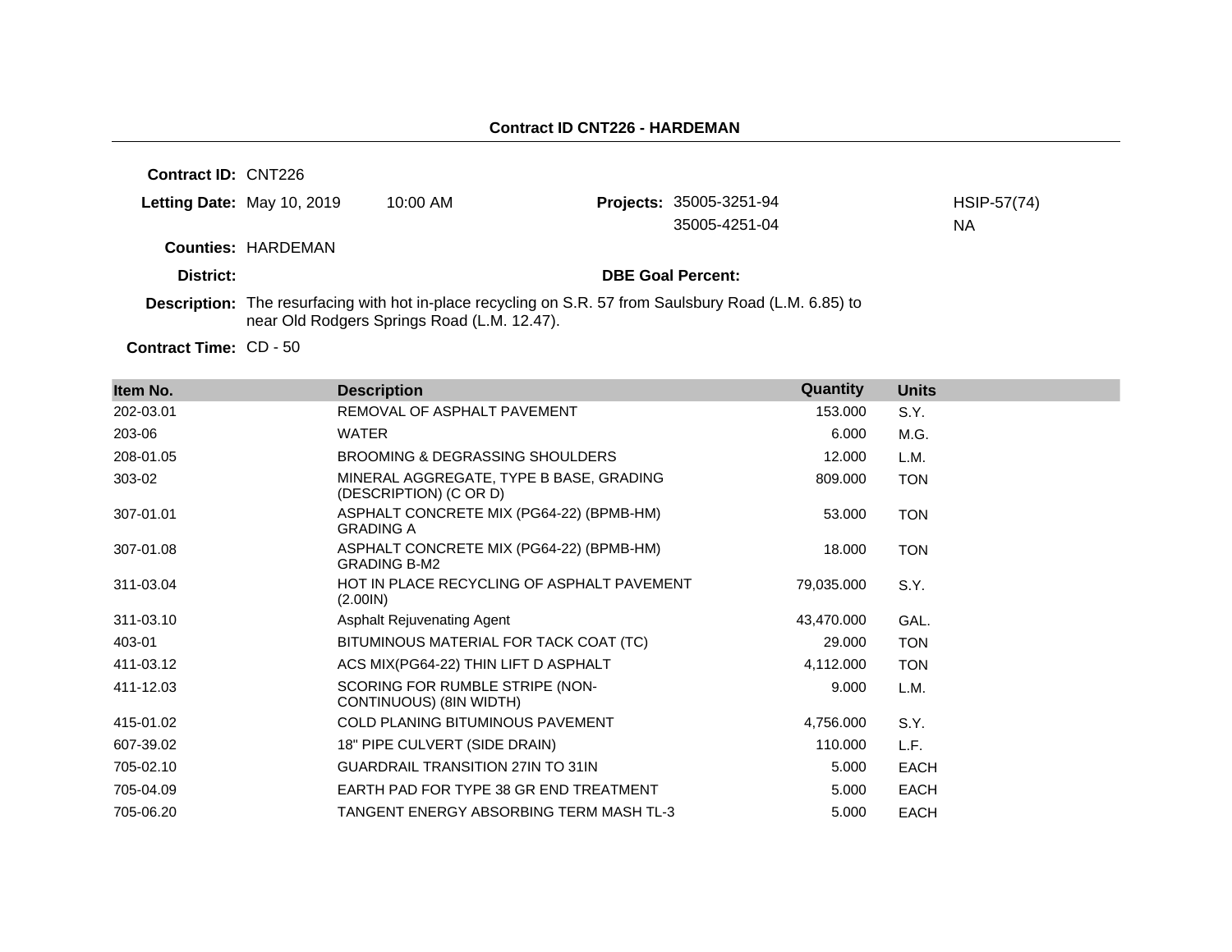## Contract ID CNT226 - HARDEMAN

**Contract ID:** CNT226

**Letting Date:** May 10, 2019 10:00 AM

**Projects:** 35005-3251-94 HSIP-57(74)
35005-4251-04 NA

**Counties:** HARDEMAN

**District:**

**DBE Goal Percent:**

**Description:** The resurfacing with hot in-place recycling on S.R. 57 from Saulsbury Road (L.M. 6.85) to near Old Rodgers Springs Road (L.M. 12.47).

**Contract Time:** CD - 50

| Item No. | Description | Quantity | Units |
|---|---|---|---|
| 202-03.01 | REMOVAL OF ASPHALT PAVEMENT | 153.000 | S.Y. |
| 203-06 | WATER | 6.000 | M.G. |
| 208-01.05 | BROOMING & DEGRASSING SHOULDERS | 12.000 | L.M. |
| 303-02 | MINERAL AGGREGATE, TYPE B BASE, GRADING (DESCRIPTION) (C OR D) | 809.000 | TON |
| 307-01.01 | ASPHALT CONCRETE MIX (PG64-22) (BPMB-HM) GRADING A | 53.000 | TON |
| 307-01.08 | ASPHALT CONCRETE MIX (PG64-22) (BPMB-HM) GRADING B-M2 | 18.000 | TON |
| 311-03.04 | HOT IN PLACE RECYCLING OF ASPHALT PAVEMENT (2.00IN) | 79,035.000 | S.Y. |
| 311-03.10 | Asphalt Rejuvenating Agent | 43,470.000 | GAL. |
| 403-01 | BITUMINOUS MATERIAL FOR TACK COAT (TC) | 29.000 | TON |
| 411-03.12 | ACS MIX(PG64-22) THIN LIFT D ASPHALT | 4,112.000 | TON |
| 411-12.03 | SCORING FOR RUMBLE STRIPE (NON-CONTINUOUS) (8IN WIDTH) | 9.000 | L.M. |
| 415-01.02 | COLD PLANING BITUMINOUS PAVEMENT | 4,756.000 | S.Y. |
| 607-39.02 | 18" PIPE CULVERT (SIDE DRAIN) | 110.000 | L.F. |
| 705-02.10 | GUARDRAIL TRANSITION 27IN TO 31IN | 5.000 | EACH |
| 705-04.09 | EARTH PAD FOR TYPE 38 GR END TREATMENT | 5.000 | EACH |
| 705-06.20 | TANGENT ENERGY ABSORBING TERM MASH TL-3 | 5.000 | EACH |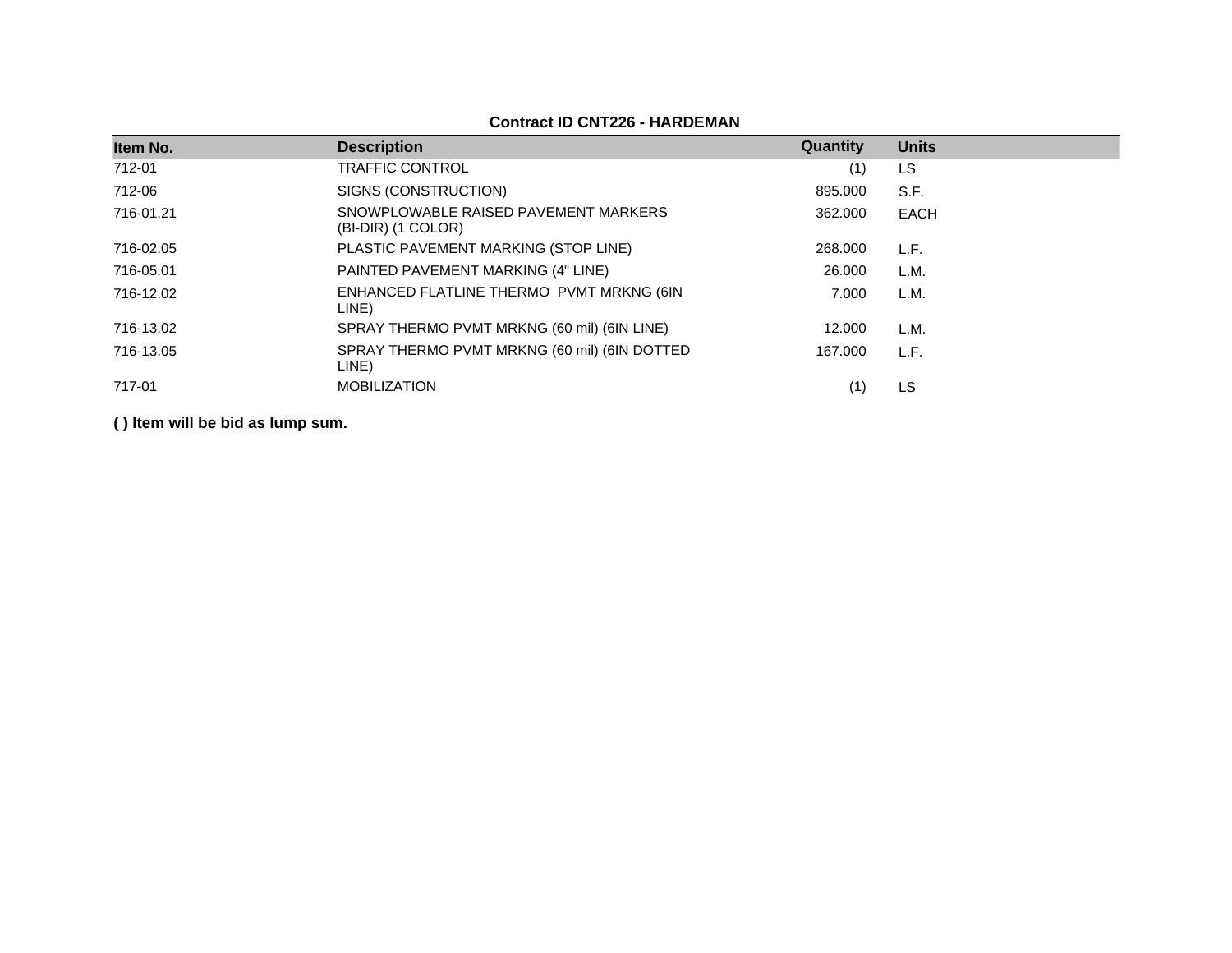**Contract ID CNT226 - HARDEMAN**

| Item No. | Description | Quantity | Units |
|---|---|---|---|
| 712-01 | TRAFFIC CONTROL | (1) | LS |
| 712-06 | SIGNS (CONSTRUCTION) | 895.000 | S.F. |
| 716-01.21 | SNOWPLOWABLE RAISED PAVEMENT MARKERS (BI-DIR) (1 COLOR) | 362.000 | EACH |
| 716-02.05 | PLASTIC PAVEMENT MARKING (STOP LINE) | 268.000 | L.F. |
| 716-05.01 | PAINTED PAVEMENT MARKING (4" LINE) | 26.000 | L.M. |
| 716-12.02 | ENHANCED FLATLINE THERMO PVMT MRKNG (6IN LINE) | 7.000 | L.M. |
| 716-13.02 | SPRAY THERMO PVMT MRKNG (60 mil) (6IN LINE) | 12.000 | L.M. |
| 716-13.05 | SPRAY THERMO PVMT MRKNG (60 mil) (6IN DOTTED LINE) | 167.000 | L.F. |
| 717-01 | MOBILIZATION | (1) | LS |

**( ) Item will be bid as lump sum.**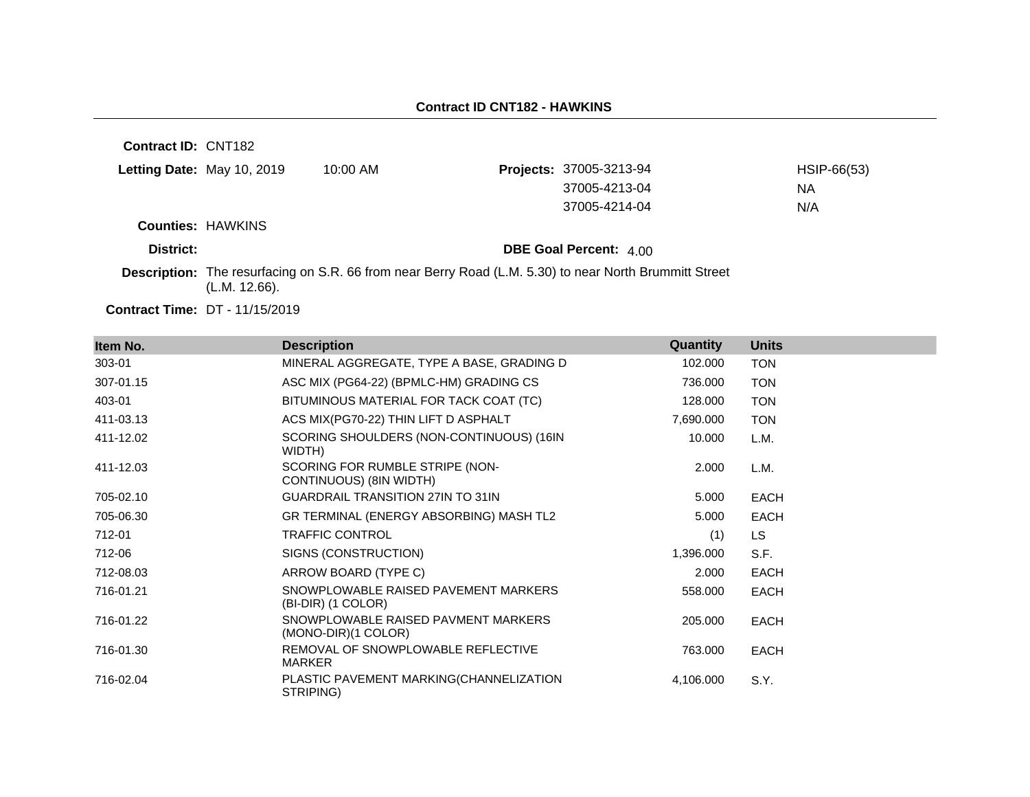## Contract ID CNT182 - HAWKINS

**Contract ID:** CNT182

**Letting Date:** May 10, 2019 10:00 AM

**Projects:**

| Project | |
|---|---|
| 37005-3213-94 | HSIP-66(53) |
| 37005-4213-04 | NA |
| 37005-4214-04 | N/A |

**Counties:** HAWKINS

**District:**

**DBE Goal Percent:** 4.00

**Description:** The resurfacing on S.R. 66 from near Berry Road (L.M. 5.30) to near North Brummitt Street (L.M. 12.66).

**Contract Time:** DT - 11/15/2019

| Item No. | Description | Quantity | Units |
|---|---|---|---|
| 303-01 | MINERAL AGGREGATE, TYPE A BASE, GRADING D | 102.000 | TON |
| 307-01.15 | ASC MIX (PG64-22) (BPMLC-HM) GRADING CS | 736.000 | TON |
| 403-01 | BITUMINOUS MATERIAL FOR TACK COAT (TC) | 128.000 | TON |
| 411-03.13 | ACS MIX(PG70-22) THIN LIFT D ASPHALT | 7,690.000 | TON |
| 411-12.02 | SCORING SHOULDERS (NON-CONTINUOUS) (16IN WIDTH) | 10.000 | L.M. |
| 411-12.03 | SCORING FOR RUMBLE STRIPE (NON-CONTINUOUS) (8IN WIDTH) | 2.000 | L.M. |
| 705-02.10 | GUARDRAIL TRANSITION 27IN TO 31IN | 5.000 | EACH |
| 705-06.30 | GR TERMINAL (ENERGY ABSORBING) MASH TL2 | 5.000 | EACH |
| 712-01 | TRAFFIC CONTROL | (1) | LS |
| 712-06 | SIGNS (CONSTRUCTION) | 1,396.000 | S.F. |
| 712-08.03 | ARROW BOARD (TYPE C) | 2.000 | EACH |
| 716-01.21 | SNOWPLOWABLE RAISED PAVEMENT MARKERS (BI-DIR) (1 COLOR) | 558.000 | EACH |
| 716-01.22 | SNOWPLOWABLE RAISED PAVMENT MARKERS (MONO-DIR)(1 COLOR) | 205.000 | EACH |
| 716-01.30 | REMOVAL OF SNOWPLOWABLE REFLECTIVE MARKER | 763.000 | EACH |
| 716-02.04 | PLASTIC PAVEMENT MARKING(CHANNELIZATION STRIPING) | 4,106.000 | S.Y. |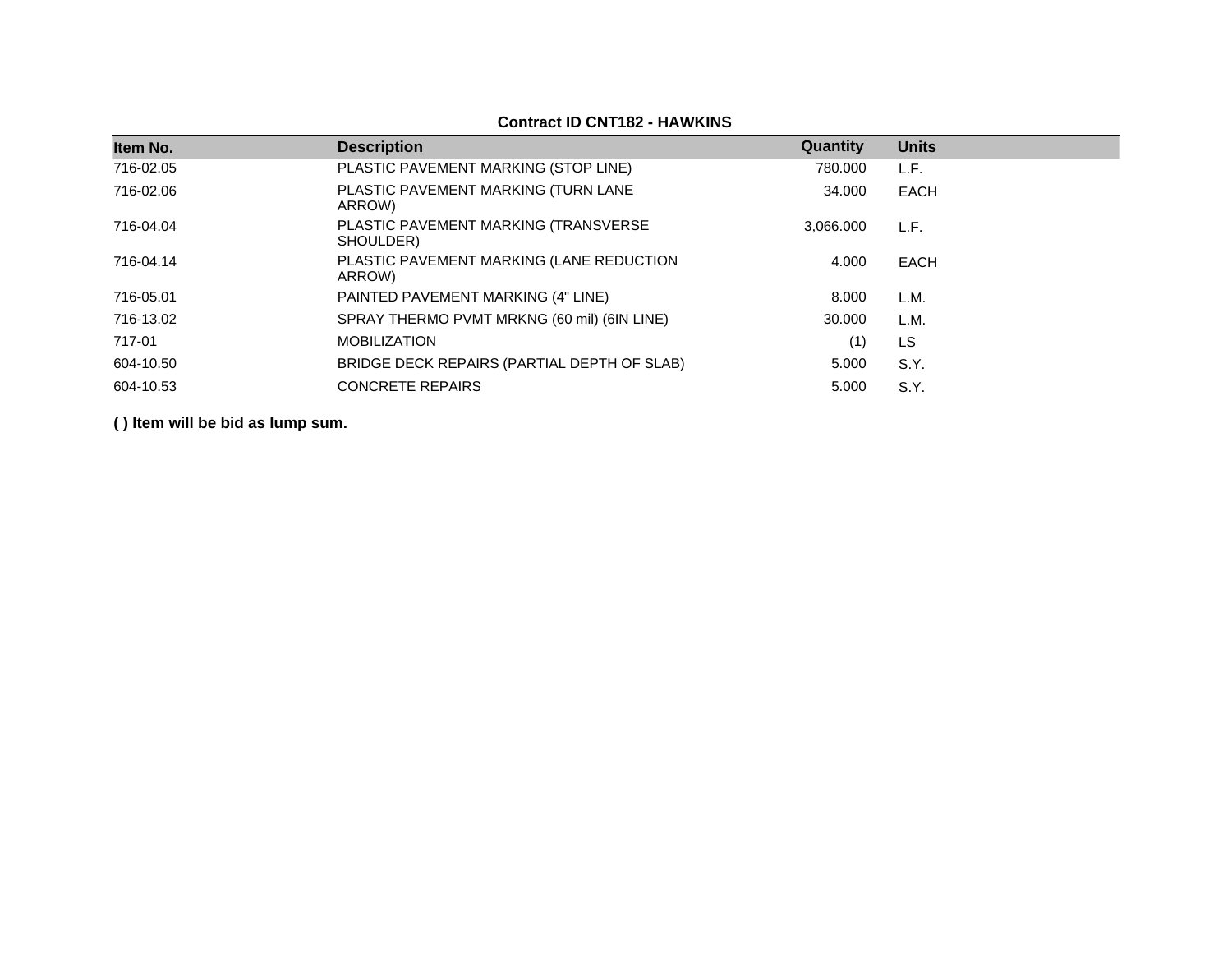**Contract ID CNT182 - HAWKINS**

| Item No. | Description | Quantity | Units |
|---|---|---|---|
| 716-02.05 | PLASTIC PAVEMENT MARKING (STOP LINE) | 780.000 | L.F. |
| 716-02.06 | PLASTIC PAVEMENT MARKING (TURN LANE ARROW) | 34.000 | EACH |
| 716-04.04 | PLASTIC PAVEMENT MARKING (TRANSVERSE SHOULDER) | 3,066.000 | L.F. |
| 716-04.14 | PLASTIC PAVEMENT MARKING (LANE REDUCTION ARROW) | 4.000 | EACH |
| 716-05.01 | PAINTED PAVEMENT MARKING (4" LINE) | 8.000 | L.M. |
| 716-13.02 | SPRAY THERMO PVMT MRKNG (60 mil) (6IN LINE) | 30.000 | L.M. |
| 717-01 | MOBILIZATION | (1) | LS |
| 604-10.50 | BRIDGE DECK REPAIRS (PARTIAL DEPTH OF SLAB) | 5.000 | S.Y. |
| 604-10.53 | CONCRETE REPAIRS | 5.000 | S.Y. |

**( ) Item will be bid as lump sum.**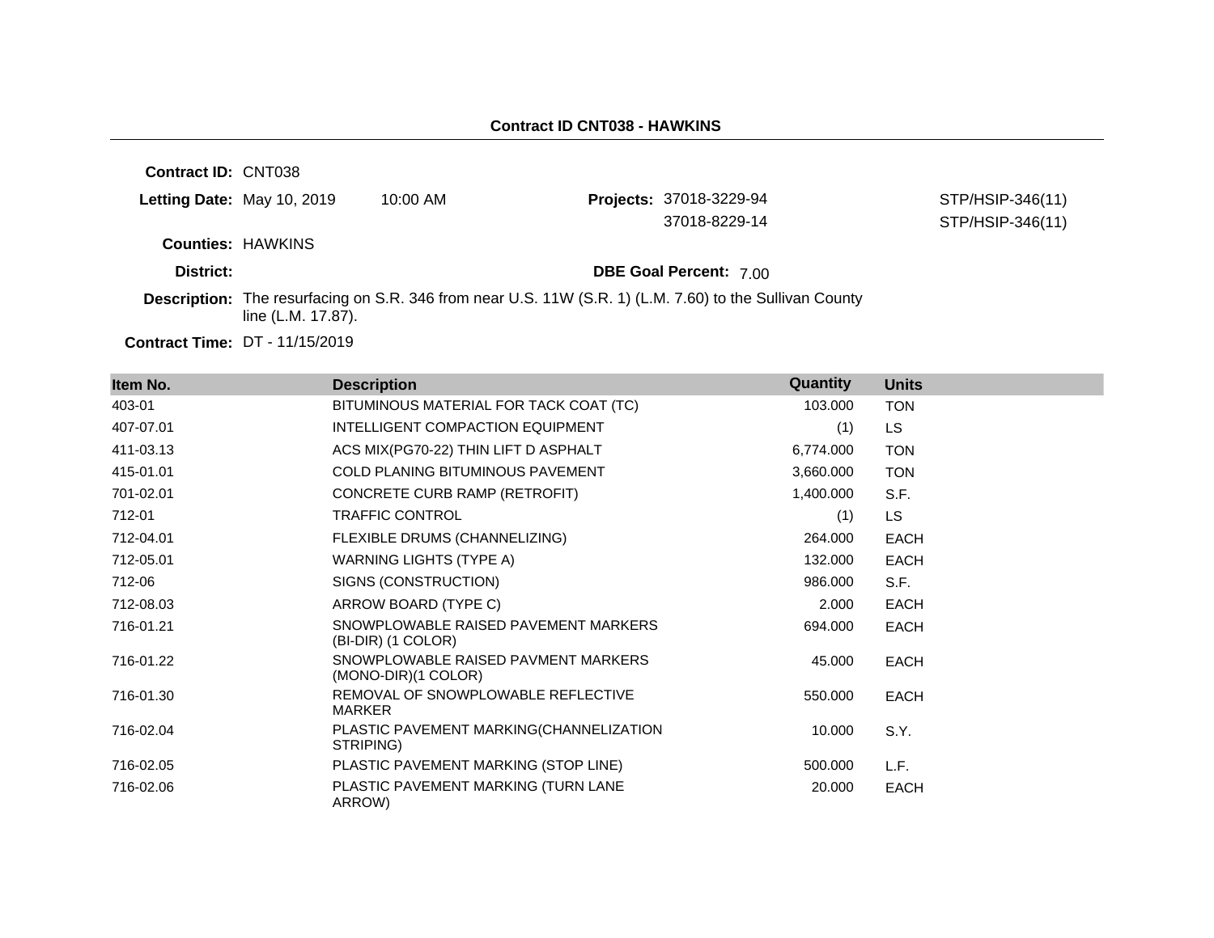**Contract ID CNT038 - HAWKINS**

**Contract ID:** CNT038

**Letting Date:** May 10, 2019 10:00 AM

**Projects:** 37018-3229-94 STP/HSIP-346(11)
37018-8229-14 STP/HSIP-346(11)

**Counties:** HAWKINS

**District:**

**DBE Goal Percent:** 7.00

**Description:** The resurfacing on S.R. 346 from near U.S. 11W (S.R. 1) (L.M. 7.60) to the Sullivan County line (L.M. 17.87).

**Contract Time:** DT - 11/15/2019

| Item No. | Description | Quantity | Units |
|---|---|---|---|
| 403-01 | BITUMINOUS MATERIAL FOR TACK COAT (TC) | 103.000 | TON |
| 407-07.01 | INTELLIGENT COMPACTION EQUIPMENT | (1) | LS |
| 411-03.13 | ACS MIX(PG70-22) THIN LIFT D ASPHALT | 6,774.000 | TON |
| 415-01.01 | COLD PLANING BITUMINOUS PAVEMENT | 3,660.000 | TON |
| 701-02.01 | CONCRETE CURB RAMP (RETROFIT) | 1,400.000 | S.F. |
| 712-01 | TRAFFIC CONTROL | (1) | LS |
| 712-04.01 | FLEXIBLE DRUMS (CHANNELIZING) | 264.000 | EACH |
| 712-05.01 | WARNING LIGHTS (TYPE A) | 132.000 | EACH |
| 712-06 | SIGNS (CONSTRUCTION) | 986.000 | S.F. |
| 712-08.03 | ARROW BOARD (TYPE C) | 2.000 | EACH |
| 716-01.21 | SNOWPLOWABLE RAISED PAVEMENT MARKERS (BI-DIR) (1 COLOR) | 694.000 | EACH |
| 716-01.22 | SNOWPLOWABLE RAISED PAVMENT MARKERS (MONO-DIR)(1 COLOR) | 45.000 | EACH |
| 716-01.30 | REMOVAL OF SNOWPLOWABLE REFLECTIVE MARKER | 550.000 | EACH |
| 716-02.04 | PLASTIC PAVEMENT MARKING(CHANNELIZATION STRIPING) | 10.000 | S.Y. |
| 716-02.05 | PLASTIC PAVEMENT MARKING (STOP LINE) | 500.000 | L.F. |
| 716-02.06 | PLASTIC PAVEMENT MARKING (TURN LANE ARROW) | 20.000 | EACH |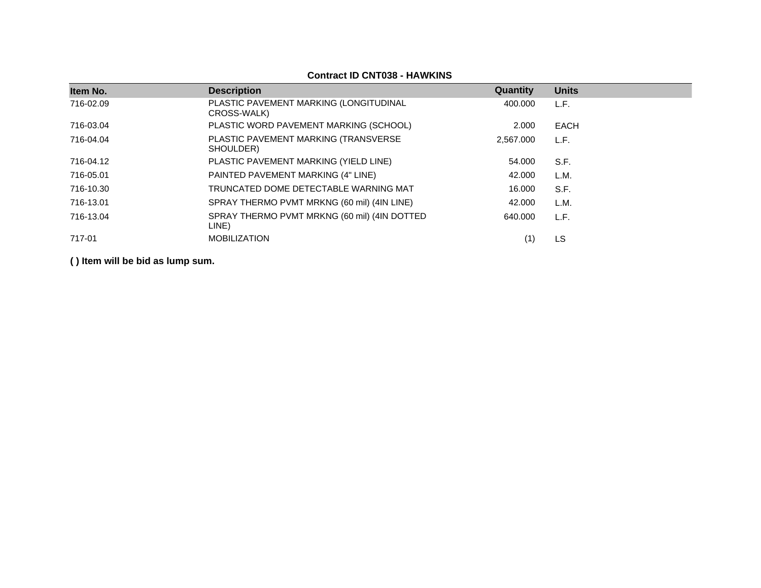**Contract ID CNT038 - HAWKINS**

| Item No. | Description | Quantity | Units |
|---|---|---|---|
| 716-02.09 | PLASTIC PAVEMENT MARKING (LONGITUDINAL CROSS-WALK) | 400.000 | L.F. |
| 716-03.04 | PLASTIC WORD PAVEMENT MARKING (SCHOOL) | 2.000 | EACH |
| 716-04.04 | PLASTIC PAVEMENT MARKING (TRANSVERSE SHOULDER) | 2,567.000 | L.F. |
| 716-04.12 | PLASTIC PAVEMENT MARKING (YIELD LINE) | 54.000 | S.F. |
| 716-05.01 | PAINTED PAVEMENT MARKING (4" LINE) | 42.000 | L.M. |
| 716-10.30 | TRUNCATED DOME DETECTABLE WARNING MAT | 16.000 | S.F. |
| 716-13.01 | SPRAY THERMO PVMT MRKNG (60 mil) (4IN LINE) | 42.000 | L.M. |
| 716-13.04 | SPRAY THERMO PVMT MRKNG (60 mil) (4IN DOTTED LINE) | 640.000 | L.F. |
| 717-01 | MOBILIZATION | (1) | LS |

**( ) Item will be bid as lump sum.**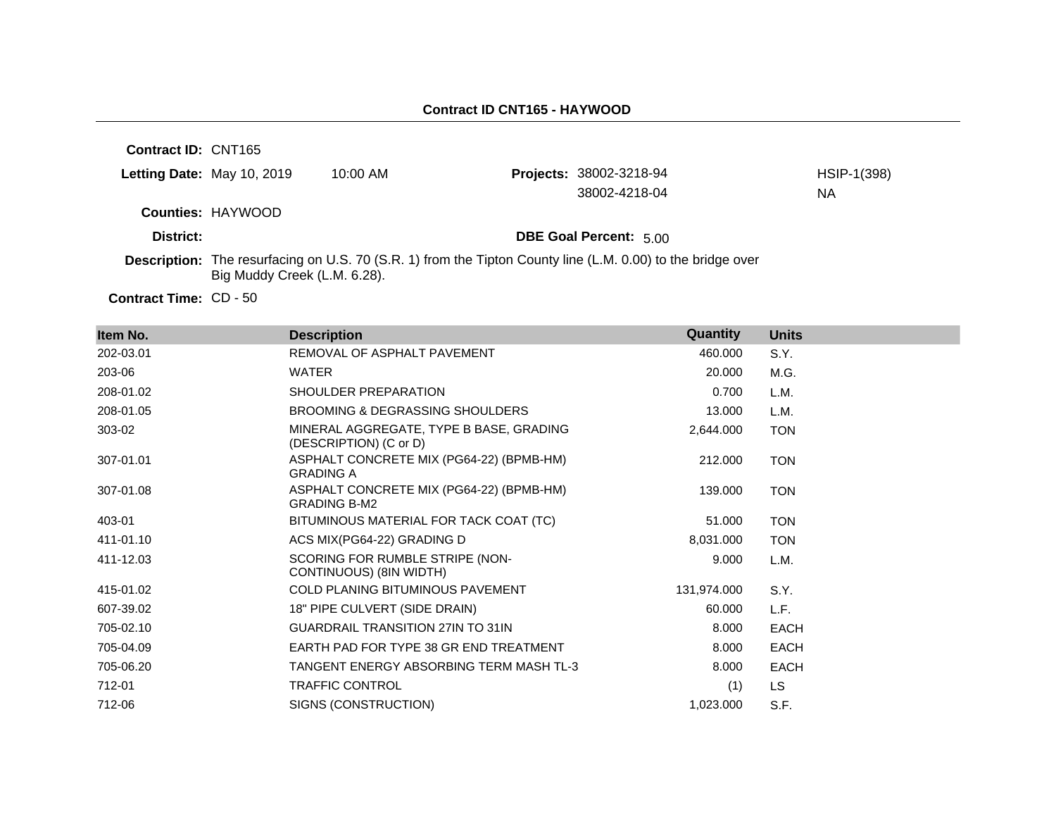## Contract ID CNT165 - HAYWOOD

**Contract ID:** CNT165

**Letting Date:** May 10, 2019 10:00 AM

**Projects:** 38002-3218-94 HSIP-1(398)
38002-4218-04 NA

**Counties:** HAYWOOD

**District:**

**DBE Goal Percent:** 5.00

**Description:** The resurfacing on U.S. 70 (S.R. 1) from the Tipton County line (L.M. 0.00) to the bridge over Big Muddy Creek (L.M. 6.28).

**Contract Time:** CD - 50

| Item No. | Description | Quantity | Units |
|---|---|---|---|
| 202-03.01 | REMOVAL OF ASPHALT PAVEMENT | 460.000 | S.Y. |
| 203-06 | WATER | 20.000 | M.G. |
| 208-01.02 | SHOULDER PREPARATION | 0.700 | L.M. |
| 208-01.05 | BROOMING & DEGRASSING SHOULDERS | 13.000 | L.M. |
| 303-02 | MINERAL AGGREGATE, TYPE B BASE, GRADING (DESCRIPTION) (C or D) | 2,644.000 | TON |
| 307-01.01 | ASPHALT CONCRETE MIX (PG64-22) (BPMB-HM) GRADING A | 212.000 | TON |
| 307-01.08 | ASPHALT CONCRETE MIX (PG64-22) (BPMB-HM) GRADING B-M2 | 139.000 | TON |
| 403-01 | BITUMINOUS MATERIAL FOR TACK COAT (TC) | 51.000 | TON |
| 411-01.10 | ACS MIX(PG64-22) GRADING D | 8,031.000 | TON |
| 411-12.03 | SCORING FOR RUMBLE STRIPE (NON-CONTINUOUS) (8IN WIDTH) | 9.000 | L.M. |
| 415-01.02 | COLD PLANING BITUMINOUS PAVEMENT | 131,974.000 | S.Y. |
| 607-39.02 | 18" PIPE CULVERT (SIDE DRAIN) | 60.000 | L.F. |
| 705-02.10 | GUARDRAIL TRANSITION 27IN TO 31IN | 8.000 | EACH |
| 705-04.09 | EARTH PAD FOR TYPE 38 GR END TREATMENT | 8.000 | EACH |
| 705-06.20 | TANGENT ENERGY ABSORBING TERM MASH TL-3 | 8.000 | EACH |
| 712-01 | TRAFFIC CONTROL | (1) | LS |
| 712-06 | SIGNS (CONSTRUCTION) | 1,023.000 | S.F. |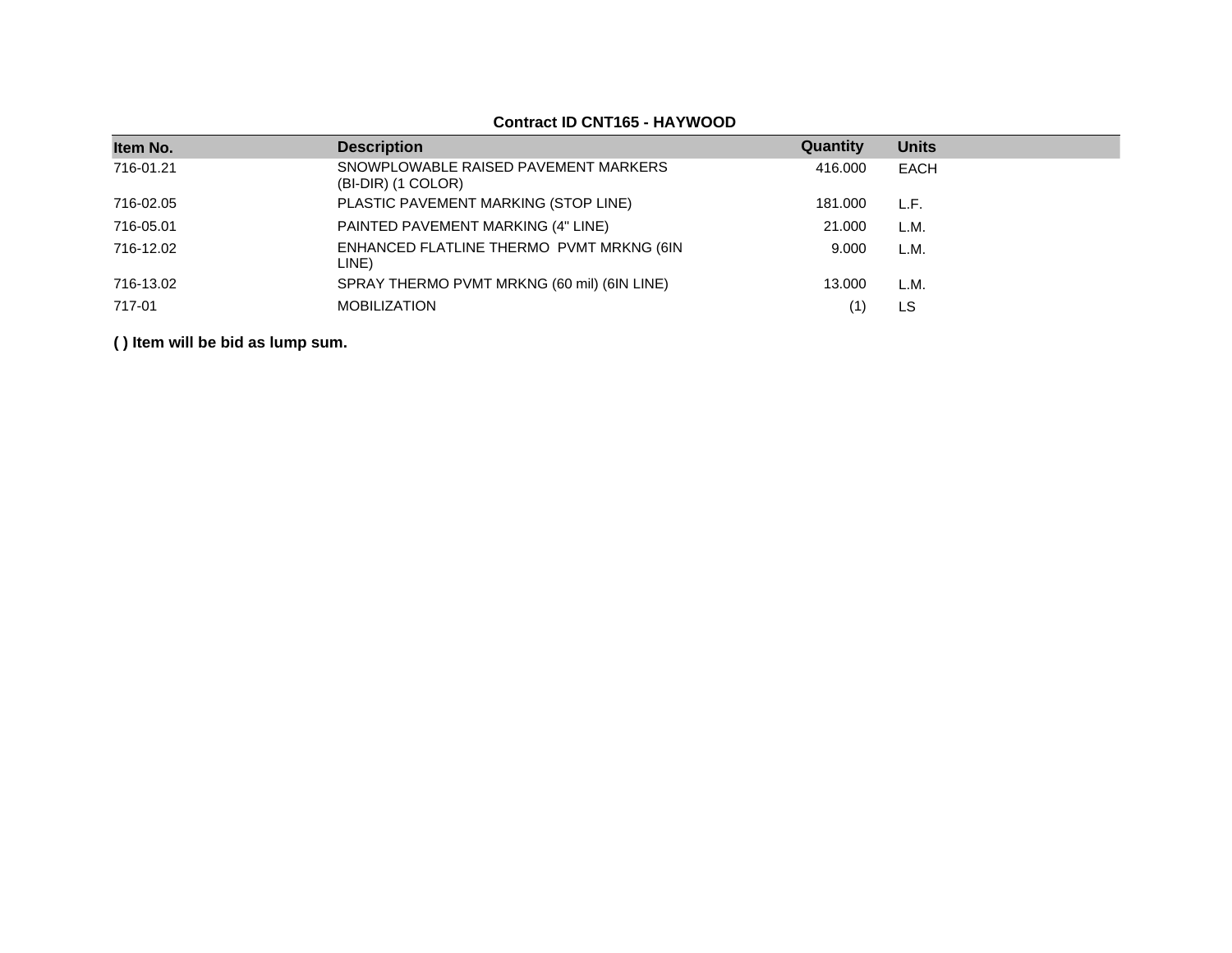**Contract ID CNT165 - HAYWOOD**

| Item No. | Description | Quantity | Units |
|---|---|---|---|
| 716-01.21 | SNOWPLOWABLE RAISED PAVEMENT MARKERS (BI-DIR) (1 COLOR) | 416.000 | EACH |
| 716-02.05 | PLASTIC PAVEMENT MARKING (STOP LINE) | 181.000 | L.F. |
| 716-05.01 | PAINTED PAVEMENT MARKING (4" LINE) | 21.000 | L.M. |
| 716-12.02 | ENHANCED FLATLINE THERMO PVMT MRKNG (6IN LINE) | 9.000 | L.M. |
| 716-13.02 | SPRAY THERMO PVMT MRKNG (60 mil) (6IN LINE) | 13.000 | L.M. |
| 717-01 | MOBILIZATION | (1) | LS |

**( ) Item will be bid as lump sum.**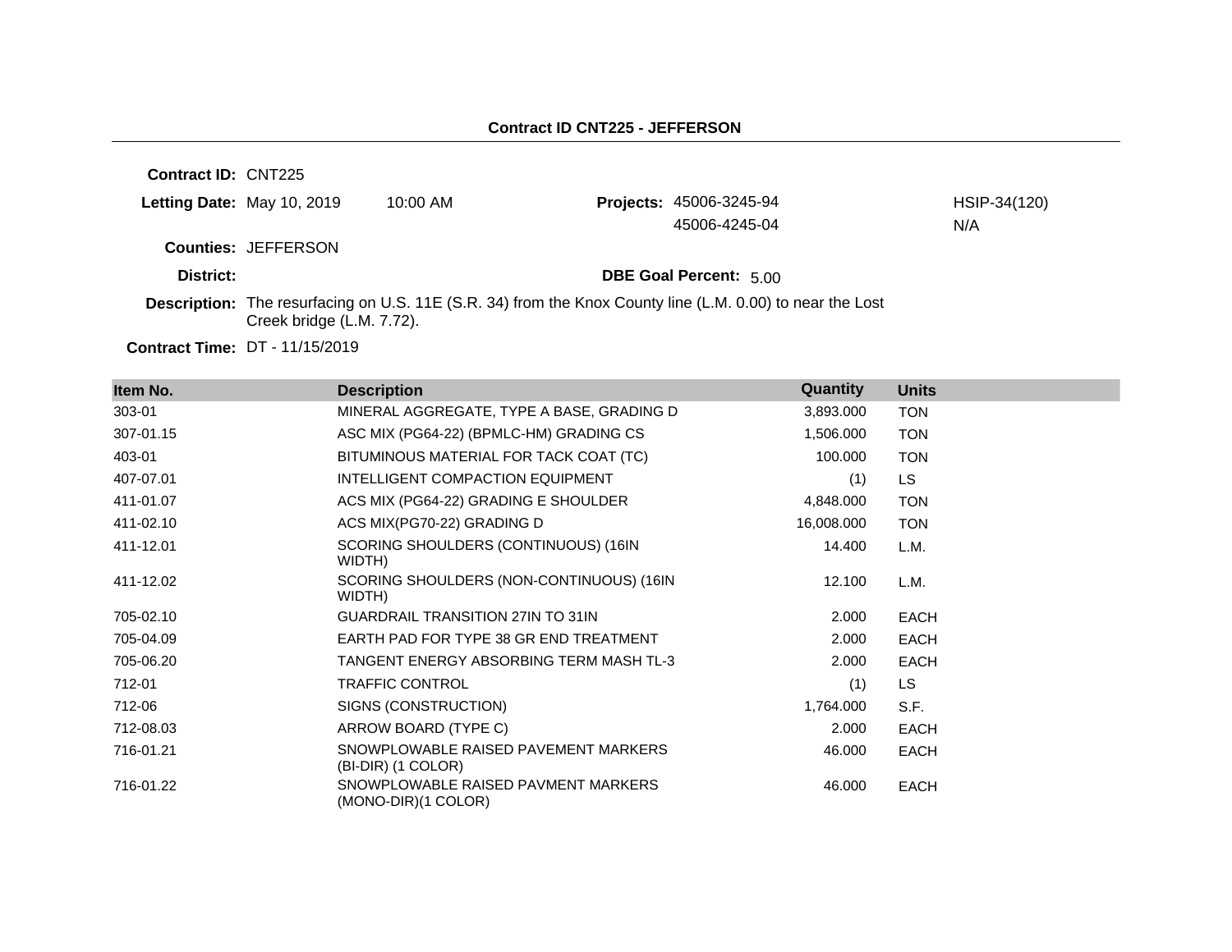**Contract ID CNT225 - JEFFERSON**

**Contract ID:** CNT225

**Letting Date:** May 10, 2019 10:00 AM

**Projects:** 45006-3245-94 HSIP-34(120)
45006-4245-04 N/A

**Counties:** JEFFERSON

**District:**

**DBE Goal Percent:** 5.00

**Description:** The resurfacing on U.S. 11E (S.R. 34) from the Knox County line (L.M. 0.00) to near the Lost Creek bridge (L.M. 7.72).

**Contract Time:** DT - 11/15/2019

| Item No. | Description | Quantity | Units |
|---|---|---|---|
| 303-01 | MINERAL AGGREGATE, TYPE A BASE, GRADING D | 3,893.000 | TON |
| 307-01.15 | ASC MIX (PG64-22) (BPMLC-HM) GRADING CS | 1,506.000 | TON |
| 403-01 | BITUMINOUS MATERIAL FOR TACK COAT (TC) | 100.000 | TON |
| 407-07.01 | INTELLIGENT COMPACTION EQUIPMENT | (1) | LS |
| 411-01.07 | ACS MIX (PG64-22) GRADING E SHOULDER | 4,848.000 | TON |
| 411-02.10 | ACS MIX(PG70-22) GRADING D | 16,008.000 | TON |
| 411-12.01 | SCORING SHOULDERS (CONTINUOUS) (16IN WIDTH) | 14.400 | L.M. |
| 411-12.02 | SCORING SHOULDERS (NON-CONTINUOUS) (16IN WIDTH) | 12.100 | L.M. |
| 705-02.10 | GUARDRAIL TRANSITION 27IN TO 31IN | 2.000 | EACH |
| 705-04.09 | EARTH PAD FOR TYPE 38 GR END TREATMENT | 2.000 | EACH |
| 705-06.20 | TANGENT ENERGY ABSORBING TERM MASH TL-3 | 2.000 | EACH |
| 712-01 | TRAFFIC CONTROL | (1) | LS |
| 712-06 | SIGNS (CONSTRUCTION) | 1,764.000 | S.F. |
| 712-08.03 | ARROW BOARD (TYPE C) | 2.000 | EACH |
| 716-01.21 | SNOWPLOWABLE RAISED PAVEMENT MARKERS (BI-DIR) (1 COLOR) | 46.000 | EACH |
| 716-01.22 | SNOWPLOWABLE RAISED PAVMENT MARKERS (MONO-DIR)(1 COLOR) | 46.000 | EACH |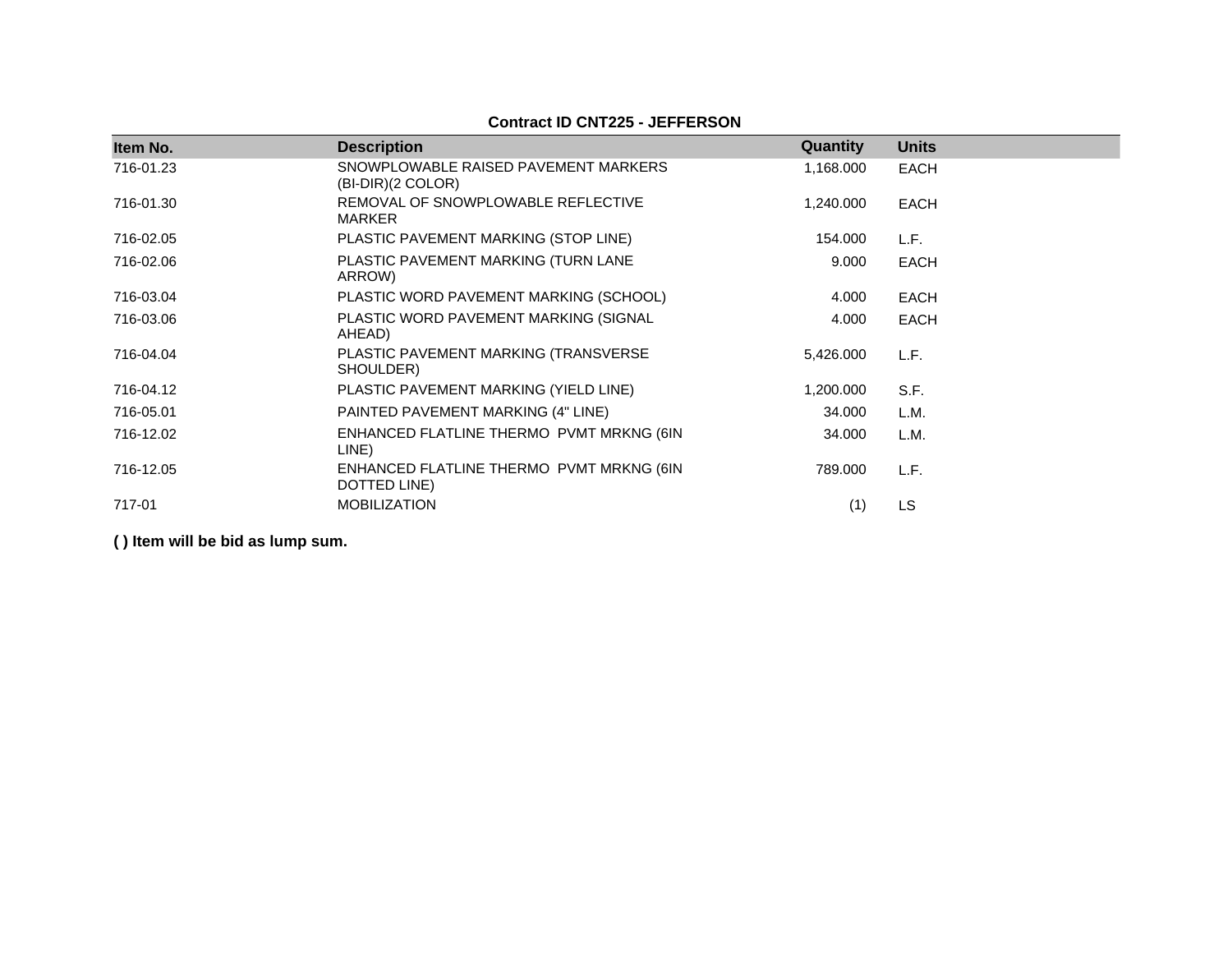**Contract ID CNT225 - JEFFERSON**

| Item No. | Description | Quantity | Units |
|---|---|---|---|
| 716-01.23 | SNOWPLOWABLE RAISED PAVEMENT MARKERS (BI-DIR)(2 COLOR) | 1,168.000 | EACH |
| 716-01.30 | REMOVAL OF SNOWPLOWABLE REFLECTIVE MARKER | 1,240.000 | EACH |
| 716-02.05 | PLASTIC PAVEMENT MARKING (STOP LINE) | 154.000 | L.F. |
| 716-02.06 | PLASTIC PAVEMENT MARKING (TURN LANE ARROW) | 9.000 | EACH |
| 716-03.04 | PLASTIC WORD PAVEMENT MARKING (SCHOOL) | 4.000 | EACH |
| 716-03.06 | PLASTIC WORD PAVEMENT MARKING (SIGNAL AHEAD) | 4.000 | EACH |
| 716-04.04 | PLASTIC PAVEMENT MARKING (TRANSVERSE SHOULDER) | 5,426.000 | L.F. |
| 716-04.12 | PLASTIC PAVEMENT MARKING (YIELD LINE) | 1,200.000 | S.F. |
| 716-05.01 | PAINTED PAVEMENT MARKING (4" LINE) | 34.000 | L.M. |
| 716-12.02 | ENHANCED FLATLINE THERMO PVMT MRKNG (6IN LINE) | 34.000 | L.M. |
| 716-12.05 | ENHANCED FLATLINE THERMO PVMT MRKNG (6IN DOTTED LINE) | 789.000 | L.F. |
| 717-01 | MOBILIZATION | (1) | LS |

**( ) Item will be bid as lump sum.**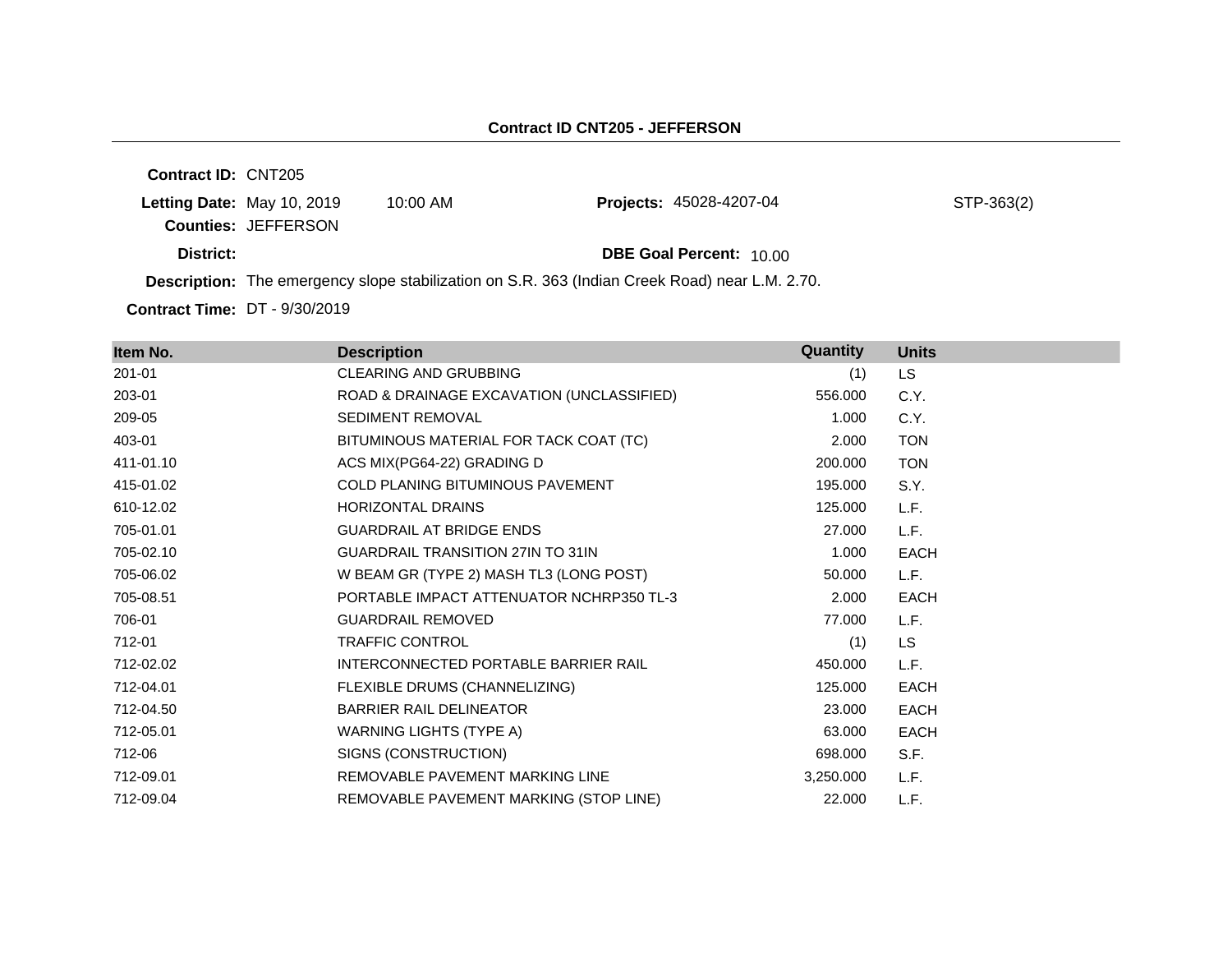## Contract ID CNT205 - JEFFERSON

**Contract ID:** CNT205

**Letting Date:** May 10, 2019 10:00 AM **Projects:** 45028-4207-04 STP-363(2)

**Counties:** JEFFERSON

**District:** **DBE Goal Percent:** 10.00

**Description:** The emergency slope stabilization on S.R. 363 (Indian Creek Road) near L.M. 2.70.

**Contract Time:** DT - 9/30/2019

| Item No. | Description | Quantity | Units |
|---|---|---|---|
| 201-01 | CLEARING AND GRUBBING | (1) | LS |
| 203-01 | ROAD & DRAINAGE EXCAVATION (UNCLASSIFIED) | 556.000 | C.Y. |
| 209-05 | SEDIMENT REMOVAL | 1.000 | C.Y. |
| 403-01 | BITUMINOUS MATERIAL FOR TACK COAT (TC) | 2.000 | TON |
| 411-01.10 | ACS MIX(PG64-22) GRADING D | 200.000 | TON |
| 415-01.02 | COLD PLANING BITUMINOUS PAVEMENT | 195.000 | S.Y. |
| 610-12.02 | HORIZONTAL DRAINS | 125.000 | L.F. |
| 705-01.01 | GUARDRAIL AT BRIDGE ENDS | 27.000 | L.F. |
| 705-02.10 | GUARDRAIL TRANSITION 27IN TO 31IN | 1.000 | EACH |
| 705-06.02 | W BEAM GR (TYPE 2) MASH TL3 (LONG POST) | 50.000 | L.F. |
| 705-08.51 | PORTABLE IMPACT ATTENUATOR NCHRP350 TL-3 | 2.000 | EACH |
| 706-01 | GUARDRAIL REMOVED | 77.000 | L.F. |
| 712-01 | TRAFFIC CONTROL | (1) | LS |
| 712-02.02 | INTERCONNECTED PORTABLE BARRIER RAIL | 450.000 | L.F. |
| 712-04.01 | FLEXIBLE DRUMS (CHANNELIZING) | 125.000 | EACH |
| 712-04.50 | BARRIER RAIL DELINEATOR | 23.000 | EACH |
| 712-05.01 | WARNING LIGHTS (TYPE A) | 63.000 | EACH |
| 712-06 | SIGNS (CONSTRUCTION) | 698.000 | S.F. |
| 712-09.01 | REMOVABLE PAVEMENT MARKING LINE | 3,250.000 | L.F. |
| 712-09.04 | REMOVABLE PAVEMENT MARKING (STOP LINE) | 22.000 | L.F. |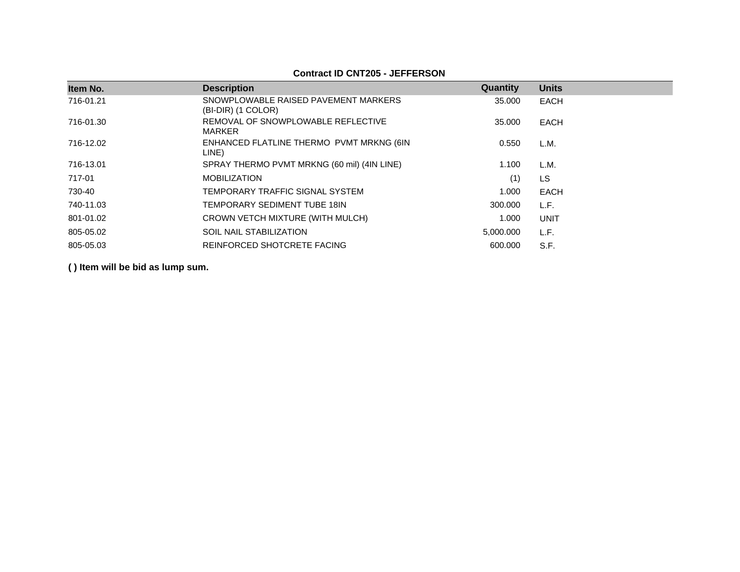**Contract ID CNT205 - JEFFERSON**

| Item No. | Description | Quantity | Units |
|---|---|---|---|
| 716-01.21 | SNOWPLOWABLE RAISED PAVEMENT MARKERS (BI-DIR) (1 COLOR) | 35.000 | EACH |
| 716-01.30 | REMOVAL OF SNOWPLOWABLE REFLECTIVE MARKER | 35.000 | EACH |
| 716-12.02 | ENHANCED FLATLINE THERMO PVMT MRKNG (6IN LINE) | 0.550 | L.M. |
| 716-13.01 | SPRAY THERMO PVMT MRKNG (60 mil) (4IN LINE) | 1.100 | L.M. |
| 717-01 | MOBILIZATION | (1) | LS |
| 730-40 | TEMPORARY TRAFFIC SIGNAL SYSTEM | 1.000 | EACH |
| 740-11.03 | TEMPORARY SEDIMENT TUBE 18IN | 300.000 | L.F. |
| 801-01.02 | CROWN VETCH MIXTURE (WITH MULCH) | 1.000 | UNIT |
| 805-05.02 | SOIL NAIL STABILIZATION | 5,000.000 | L.F. |
| 805-05.03 | REINFORCED SHOTCRETE FACING | 600.000 | S.F. |

**( ) Item will be bid as lump sum.**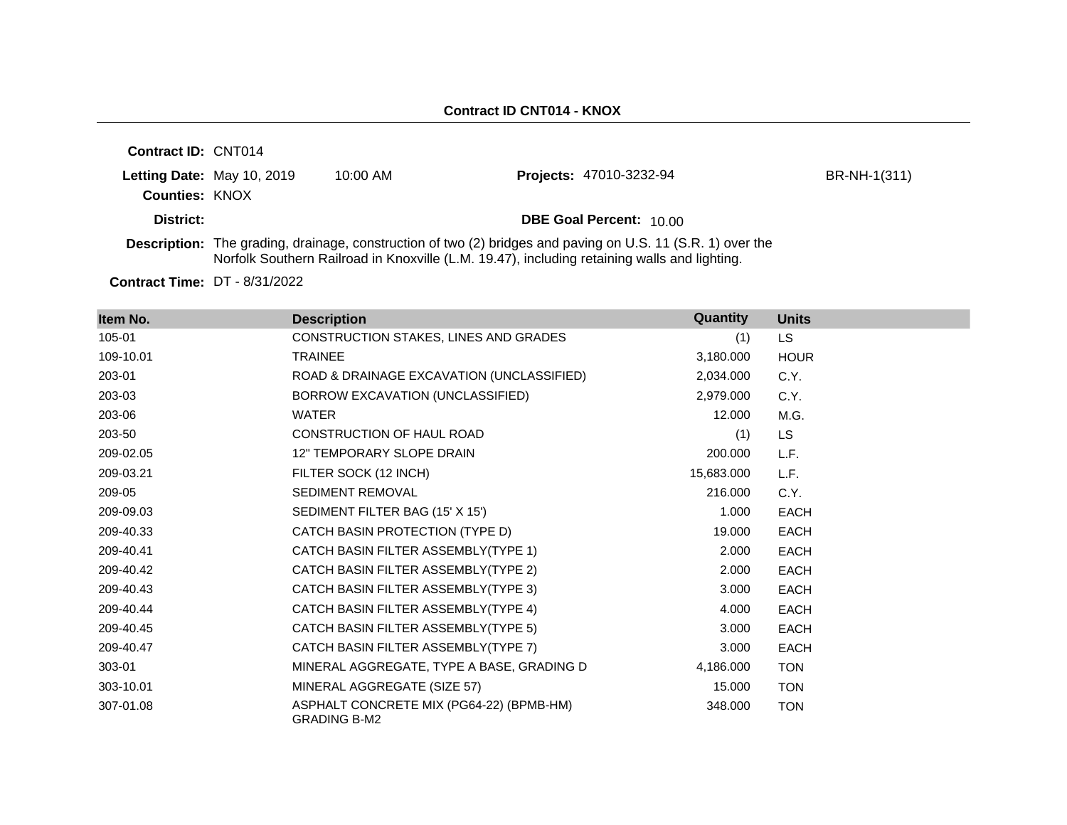**Contract ID CNT014 - KNOX**

---

**Contract ID:** CNT014

**Letting Date:** May 10, 2019 10:00 AM

**Projects:** 47010-3232-94 BR-NH-1(311)

**Counties:** KNOX

**District:**

**DBE Goal Percent:** 10.00

**Description:** The grading, drainage, construction of two (2) bridges and paving on U.S. 11 (S.R. 1) over the Norfolk Southern Railroad in Knoxville (L.M. 19.47), including retaining walls and lighting.

**Contract Time:** DT - 8/31/2022

| Item No. | Description | Quantity | Units |
|---|---|---|---|
| 105-01 | CONSTRUCTION STAKES, LINES AND GRADES | (1) | LS |
| 109-10.01 | TRAINEE | 3,180.000 | HOUR |
| 203-01 | ROAD & DRAINAGE EXCAVATION (UNCLASSIFIED) | 2,034.000 | C.Y. |
| 203-03 | BORROW EXCAVATION (UNCLASSIFIED) | 2,979.000 | C.Y. |
| 203-06 | WATER | 12.000 | M.G. |
| 203-50 | CONSTRUCTION OF HAUL ROAD | (1) | LS |
| 209-02.05 | 12" TEMPORARY SLOPE DRAIN | 200.000 | L.F. |
| 209-03.21 | FILTER SOCK (12 INCH) | 15,683.000 | L.F. |
| 209-05 | SEDIMENT REMOVAL | 216.000 | C.Y. |
| 209-09.03 | SEDIMENT FILTER BAG (15' X 15') | 1.000 | EACH |
| 209-40.33 | CATCH BASIN PROTECTION (TYPE D) | 19.000 | EACH |
| 209-40.41 | CATCH BASIN FILTER ASSEMBLY(TYPE 1) | 2.000 | EACH |
| 209-40.42 | CATCH BASIN FILTER ASSEMBLY(TYPE 2) | 2.000 | EACH |
| 209-40.43 | CATCH BASIN FILTER ASSEMBLY(TYPE 3) | 3.000 | EACH |
| 209-40.44 | CATCH BASIN FILTER ASSEMBLY(TYPE 4) | 4.000 | EACH |
| 209-40.45 | CATCH BASIN FILTER ASSEMBLY(TYPE 5) | 3.000 | EACH |
| 209-40.47 | CATCH BASIN FILTER ASSEMBLY(TYPE 7) | 3.000 | EACH |
| 303-01 | MINERAL AGGREGATE, TYPE A BASE, GRADING D | 4,186.000 | TON |
| 303-10.01 | MINERAL AGGREGATE (SIZE 57) | 15.000 | TON |
| 307-01.08 | ASPHALT CONCRETE MIX (PG64-22) (BPMB-HM) GRADING B-M2 | 348.000 | TON |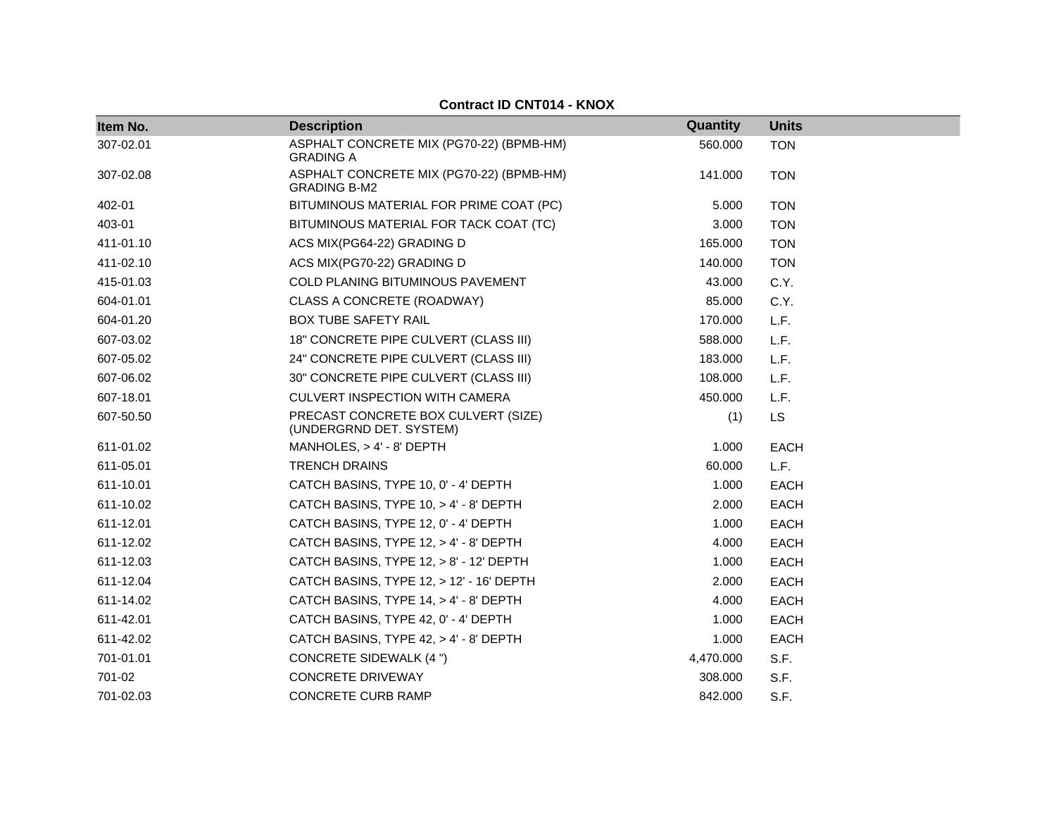**Contract ID CNT014 - KNOX**

| Item No. | Description | Quantity | Units |
|---|---|---|---|
| 307-02.01 | ASPHALT CONCRETE MIX (PG70-22) (BPMB-HM) GRADING A | 560.000 | TON |
| 307-02.08 | ASPHALT CONCRETE MIX (PG70-22) (BPMB-HM) GRADING B-M2 | 141.000 | TON |
| 402-01 | BITUMINOUS MATERIAL FOR PRIME COAT (PC) | 5.000 | TON |
| 403-01 | BITUMINOUS MATERIAL FOR TACK COAT (TC) | 3.000 | TON |
| 411-01.10 | ACS MIX(PG64-22) GRADING D | 165.000 | TON |
| 411-02.10 | ACS MIX(PG70-22) GRADING D | 140.000 | TON |
| 415-01.03 | COLD PLANING BITUMINOUS PAVEMENT | 43.000 | C.Y. |
| 604-01.01 | CLASS A CONCRETE (ROADWAY) | 85.000 | C.Y. |
| 604-01.20 | BOX TUBE SAFETY RAIL | 170.000 | L.F. |
| 607-03.02 | 18" CONCRETE PIPE CULVERT (CLASS III) | 588.000 | L.F. |
| 607-05.02 | 24" CONCRETE PIPE CULVERT (CLASS III) | 183.000 | L.F. |
| 607-06.02 | 30" CONCRETE PIPE CULVERT (CLASS III) | 108.000 | L.F. |
| 607-18.01 | CULVERT INSPECTION WITH CAMERA | 450.000 | L.F. |
| 607-50.50 | PRECAST CONCRETE BOX CULVERT (SIZE) (UNDERGRND DET. SYSTEM) | (1) | LS |
| 611-01.02 | MANHOLES, > 4' - 8' DEPTH | 1.000 | EACH |
| 611-05.01 | TRENCH DRAINS | 60.000 | L.F. |
| 611-10.01 | CATCH BASINS, TYPE 10, 0' - 4' DEPTH | 1.000 | EACH |
| 611-10.02 | CATCH BASINS, TYPE 10, > 4' - 8' DEPTH | 2.000 | EACH |
| 611-12.01 | CATCH BASINS, TYPE 12, 0' - 4' DEPTH | 1.000 | EACH |
| 611-12.02 | CATCH BASINS, TYPE 12, > 4' - 8' DEPTH | 4.000 | EACH |
| 611-12.03 | CATCH BASINS, TYPE 12, > 8' - 12' DEPTH | 1.000 | EACH |
| 611-12.04 | CATCH BASINS, TYPE 12, > 12' - 16' DEPTH | 2.000 | EACH |
| 611-14.02 | CATCH BASINS, TYPE 14, > 4' - 8' DEPTH | 4.000 | EACH |
| 611-42.01 | CATCH BASINS, TYPE 42, 0' - 4' DEPTH | 1.000 | EACH |
| 611-42.02 | CATCH BASINS, TYPE 42, > 4' - 8' DEPTH | 1.000 | EACH |
| 701-01.01 | CONCRETE SIDEWALK (4 ") | 4,470.000 | S.F. |
| 701-02 | CONCRETE DRIVEWAY | 308.000 | S.F. |
| 701-02.03 | CONCRETE CURB RAMP | 842.000 | S.F. |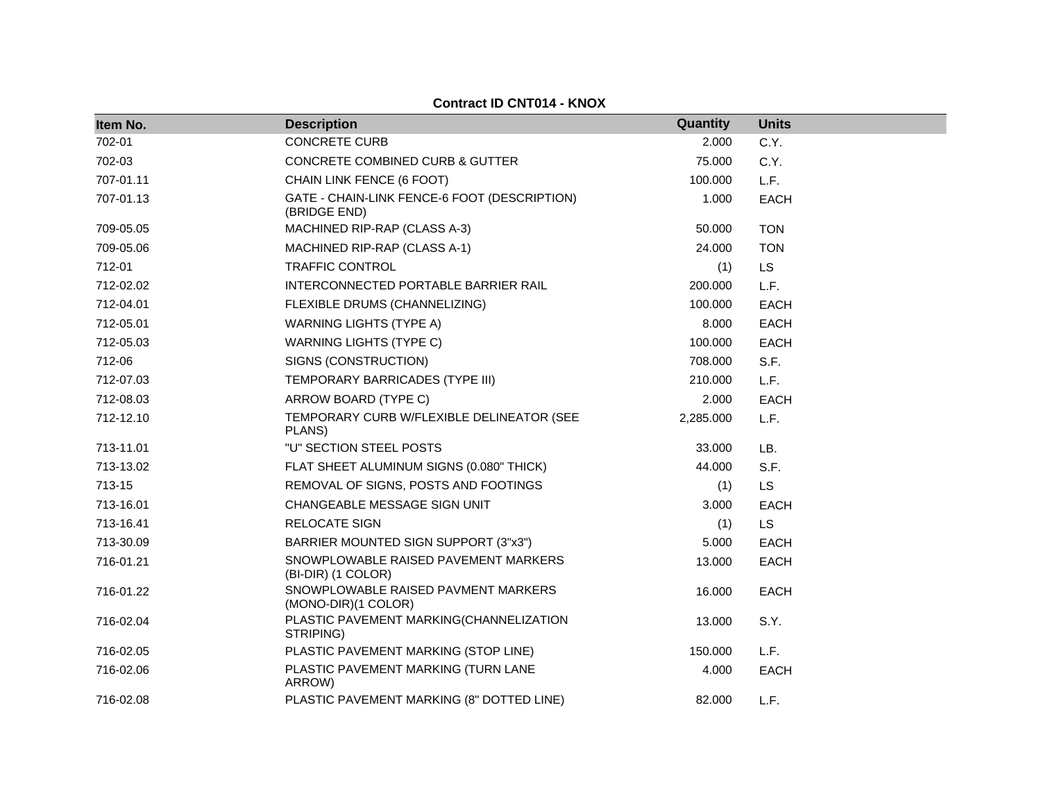**Contract ID CNT014 - KNOX**

| Item No. | Description | Quantity | Units |
|---|---|---|---|
| 702-01 | CONCRETE CURB | 2.000 | C.Y. |
| 702-03 | CONCRETE COMBINED CURB & GUTTER | 75.000 | C.Y. |
| 707-01.11 | CHAIN LINK FENCE (6 FOOT) | 100.000 | L.F. |
| 707-01.13 | GATE - CHAIN-LINK FENCE-6 FOOT (DESCRIPTION) (BRIDGE END) | 1.000 | EACH |
| 709-05.05 | MACHINED RIP-RAP (CLASS A-3) | 50.000 | TON |
| 709-05.06 | MACHINED RIP-RAP (CLASS A-1) | 24.000 | TON |
| 712-01 | TRAFFIC CONTROL | (1) | LS |
| 712-02.02 | INTERCONNECTED PORTABLE BARRIER RAIL | 200.000 | L.F. |
| 712-04.01 | FLEXIBLE DRUMS (CHANNELIZING) | 100.000 | EACH |
| 712-05.01 | WARNING LIGHTS (TYPE A) | 8.000 | EACH |
| 712-05.03 | WARNING LIGHTS (TYPE C) | 100.000 | EACH |
| 712-06 | SIGNS (CONSTRUCTION) | 708.000 | S.F. |
| 712-07.03 | TEMPORARY BARRICADES (TYPE III) | 210.000 | L.F. |
| 712-08.03 | ARROW BOARD (TYPE C) | 2.000 | EACH |
| 712-12.10 | TEMPORARY CURB W/FLEXIBLE DELINEATOR (SEE PLANS) | 2,285.000 | L.F. |
| 713-11.01 | "U" SECTION STEEL POSTS | 33.000 | LB. |
| 713-13.02 | FLAT SHEET ALUMINUM SIGNS (0.080" THICK) | 44.000 | S.F. |
| 713-15 | REMOVAL OF SIGNS, POSTS AND FOOTINGS | (1) | LS |
| 713-16.01 | CHANGEABLE MESSAGE SIGN UNIT | 3.000 | EACH |
| 713-16.41 | RELOCATE SIGN | (1) | LS |
| 713-30.09 | BARRIER MOUNTED SIGN SUPPORT (3"x3") | 5.000 | EACH |
| 716-01.21 | SNOWPLOWABLE RAISED PAVEMENT MARKERS (BI-DIR) (1 COLOR) | 13.000 | EACH |
| 716-01.22 | SNOWPLOWABLE RAISED PAVMENT MARKERS (MONO-DIR)(1 COLOR) | 16.000 | EACH |
| 716-02.04 | PLASTIC PAVEMENT MARKING(CHANNELIZATION STRIPING) | 13.000 | S.Y. |
| 716-02.05 | PLASTIC PAVEMENT MARKING (STOP LINE) | 150.000 | L.F. |
| 716-02.06 | PLASTIC PAVEMENT MARKING (TURN LANE ARROW) | 4.000 | EACH |
| 716-02.08 | PLASTIC PAVEMENT MARKING (8" DOTTED LINE) | 82.000 | L.F. |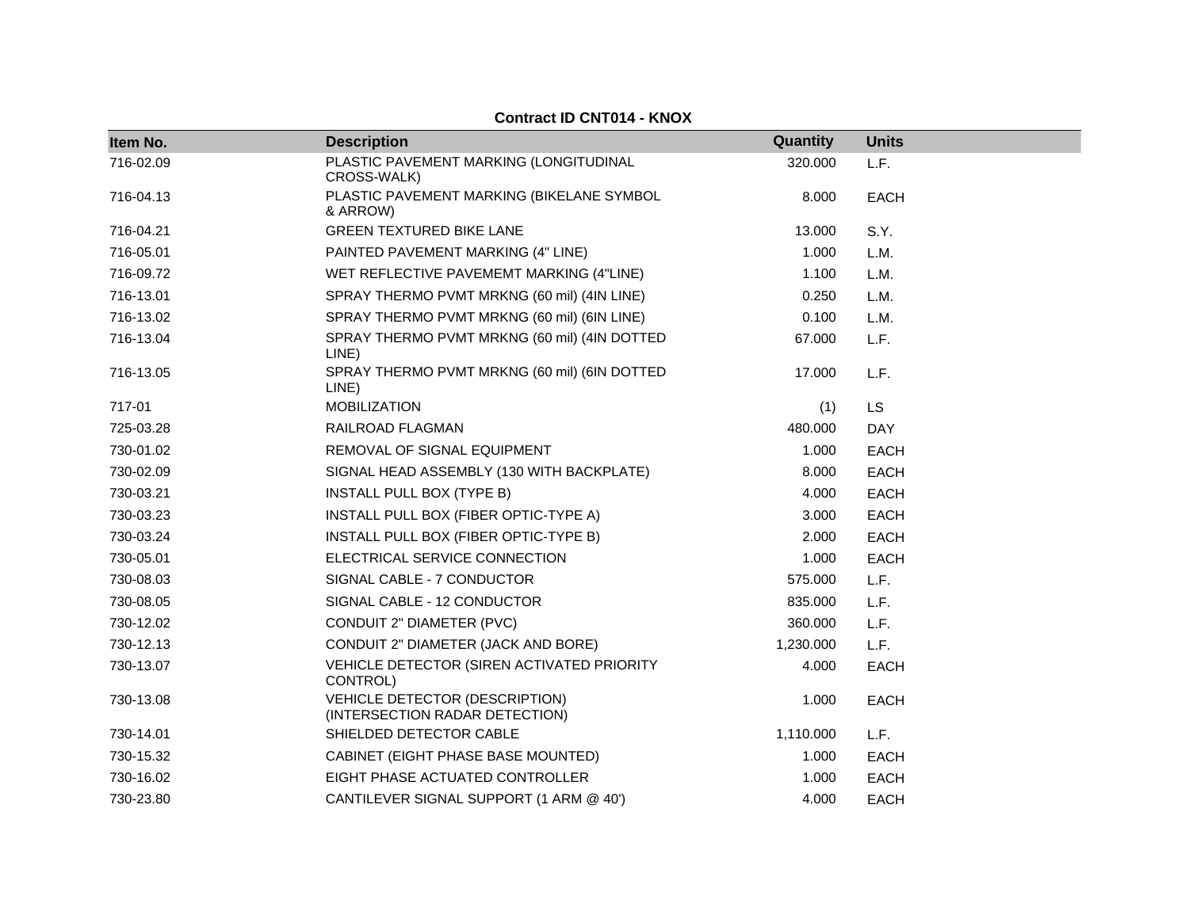**Contract ID CNT014 - KNOX**

| Item No. | Description | Quantity | Units |
|---|---|---|---|
| 716-02.09 | PLASTIC PAVEMENT MARKING (LONGITUDINAL CROSS-WALK) | 320.000 | L.F. |
| 716-04.13 | PLASTIC PAVEMENT MARKING (BIKELANE SYMBOL & ARROW) | 8.000 | EACH |
| 716-04.21 | GREEN TEXTURED BIKE LANE | 13.000 | S.Y. |
| 716-05.01 | PAINTED PAVEMENT MARKING (4" LINE) | 1.000 | L.M. |
| 716-09.72 | WET REFLECTIVE PAVEMEMT MARKING (4"LINE) | 1.100 | L.M. |
| 716-13.01 | SPRAY THERMO PVMT MRKNG (60 mil) (4IN LINE) | 0.250 | L.M. |
| 716-13.02 | SPRAY THERMO PVMT MRKNG (60 mil) (6IN LINE) | 0.100 | L.M. |
| 716-13.04 | SPRAY THERMO PVMT MRKNG (60 mil) (4IN DOTTED LINE) | 67.000 | L.F. |
| 716-13.05 | SPRAY THERMO PVMT MRKNG (60 mil) (6IN DOTTED LINE) | 17.000 | L.F. |
| 717-01 | MOBILIZATION | (1) | LS |
| 725-03.28 | RAILROAD FLAGMAN | 480.000 | DAY |
| 730-01.02 | REMOVAL OF SIGNAL EQUIPMENT | 1.000 | EACH |
| 730-02.09 | SIGNAL HEAD ASSEMBLY (130 WITH BACKPLATE) | 8.000 | EACH |
| 730-03.21 | INSTALL PULL BOX (TYPE B) | 4.000 | EACH |
| 730-03.23 | INSTALL PULL BOX (FIBER OPTIC-TYPE A) | 3.000 | EACH |
| 730-03.24 | INSTALL PULL BOX (FIBER OPTIC-TYPE B) | 2.000 | EACH |
| 730-05.01 | ELECTRICAL SERVICE CONNECTION | 1.000 | EACH |
| 730-08.03 | SIGNAL CABLE - 7 CONDUCTOR | 575.000 | L.F. |
| 730-08.05 | SIGNAL CABLE - 12 CONDUCTOR | 835.000 | L.F. |
| 730-12.02 | CONDUIT 2" DIAMETER (PVC) | 360.000 | L.F. |
| 730-12.13 | CONDUIT 2" DIAMETER (JACK AND BORE) | 1,230.000 | L.F. |
| 730-13.07 | VEHICLE DETECTOR (SIREN ACTIVATED PRIORITY CONTROL) | 4.000 | EACH |
| 730-13.08 | VEHICLE DETECTOR (DESCRIPTION) (INTERSECTION RADAR DETECTION) | 1.000 | EACH |
| 730-14.01 | SHIELDED DETECTOR CABLE | 1,110.000 | L.F. |
| 730-15.32 | CABINET (EIGHT PHASE BASE MOUNTED) | 1.000 | EACH |
| 730-16.02 | EIGHT PHASE ACTUATED CONTROLLER | 1.000 | EACH |
| 730-23.80 | CANTILEVER SIGNAL SUPPORT (1 ARM @ 40') | 4.000 | EACH |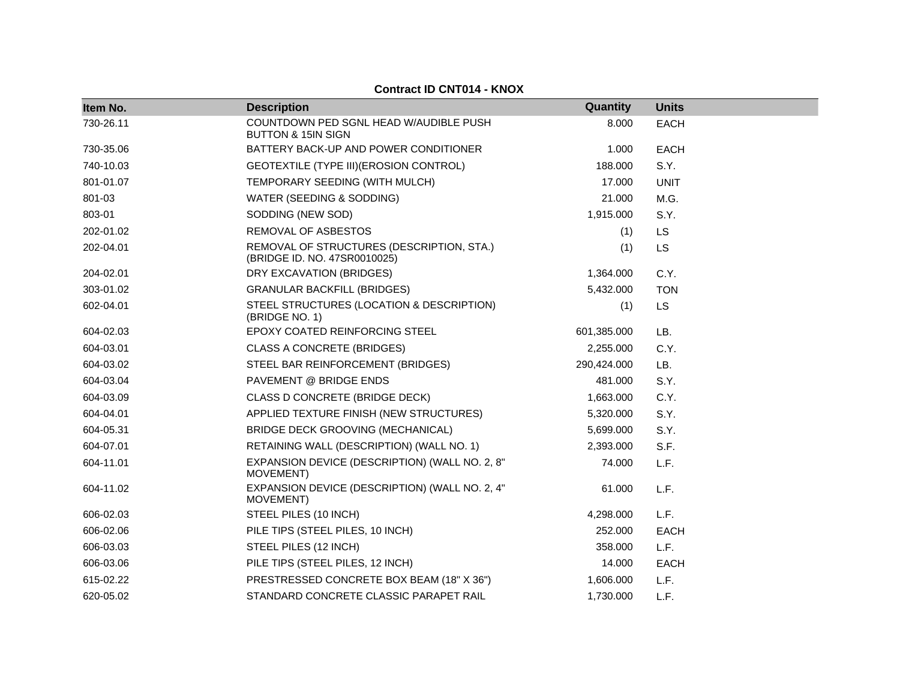**Contract ID CNT014 - KNOX**

| Item No. | Description | Quantity | Units |
|---|---|---|---|
| 730-26.11 | COUNTDOWN PED SGNL HEAD W/AUDIBLE PUSH BUTTON & 15IN SIGN | 8.000 | EACH |
| 730-35.06 | BATTERY BACK-UP AND POWER CONDITIONER | 1.000 | EACH |
| 740-10.03 | GEOTEXTILE (TYPE III)(EROSION CONTROL) | 188.000 | S.Y. |
| 801-01.07 | TEMPORARY SEEDING (WITH MULCH) | 17.000 | UNIT |
| 801-03 | WATER (SEEDING & SODDING) | 21.000 | M.G. |
| 803-01 | SODDING (NEW SOD) | 1,915.000 | S.Y. |
| 202-01.02 | REMOVAL OF ASBESTOS | (1) | LS |
| 202-04.01 | REMOVAL OF STRUCTURES (DESCRIPTION, STA.) (BRIDGE ID. NO. 47SR0010025) | (1) | LS |
| 204-02.01 | DRY EXCAVATION (BRIDGES) | 1,364.000 | C.Y. |
| 303-01.02 | GRANULAR BACKFILL (BRIDGES) | 5,432.000 | TON |
| 602-04.01 | STEEL STRUCTURES (LOCATION & DESCRIPTION) (BRIDGE NO. 1) | (1) | LS |
| 604-02.03 | EPOXY COATED REINFORCING STEEL | 601,385.000 | LB. |
| 604-03.01 | CLASS A CONCRETE (BRIDGES) | 2,255.000 | C.Y. |
| 604-03.02 | STEEL BAR REINFORCEMENT (BRIDGES) | 290,424.000 | LB. |
| 604-03.04 | PAVEMENT @ BRIDGE ENDS | 481.000 | S.Y. |
| 604-03.09 | CLASS D CONCRETE (BRIDGE DECK) | 1,663.000 | C.Y. |
| 604-04.01 | APPLIED TEXTURE FINISH (NEW STRUCTURES) | 5,320.000 | S.Y. |
| 604-05.31 | BRIDGE DECK GROOVING (MECHANICAL) | 5,699.000 | S.Y. |
| 604-07.01 | RETAINING WALL (DESCRIPTION) (WALL NO. 1) | 2,393.000 | S.F. |
| 604-11.01 | EXPANSION DEVICE (DESCRIPTION) (WALL NO. 2, 8" MOVEMENT) | 74.000 | L.F. |
| 604-11.02 | EXPANSION DEVICE (DESCRIPTION) (WALL NO. 2, 4" MOVEMENT) | 61.000 | L.F. |
| 606-02.03 | STEEL PILES (10 INCH) | 4,298.000 | L.F. |
| 606-02.06 | PILE TIPS (STEEL PILES, 10 INCH) | 252.000 | EACH |
| 606-03.03 | STEEL PILES (12 INCH) | 358.000 | L.F. |
| 606-03.06 | PILE TIPS (STEEL PILES, 12 INCH) | 14.000 | EACH |
| 615-02.22 | PRESTRESSED CONCRETE BOX BEAM (18" X 36") | 1,606.000 | L.F. |
| 620-05.02 | STANDARD CONCRETE CLASSIC PARAPET RAIL | 1,730.000 | L.F. |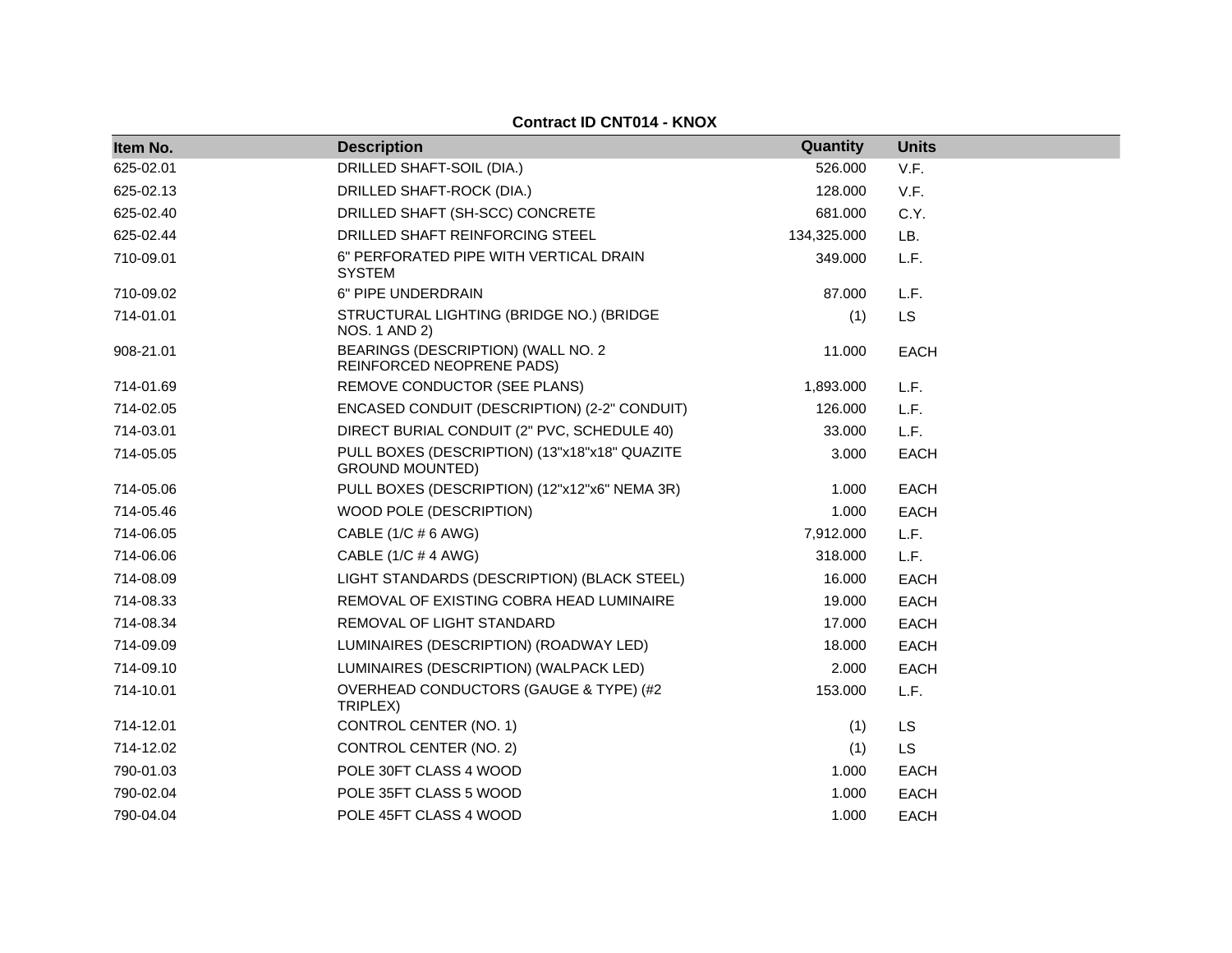**Contract ID CNT014 - KNOX**

| Item No. | Description | Quantity | Units |
|---|---|---|---|
| 625-02.01 | DRILLED SHAFT-SOIL (DIA.) | 526.000 | V.F. |
| 625-02.13 | DRILLED SHAFT-ROCK (DIA.) | 128.000 | V.F. |
| 625-02.40 | DRILLED SHAFT (SH-SCC) CONCRETE | 681.000 | C.Y. |
| 625-02.44 | DRILLED SHAFT REINFORCING STEEL | 134,325.000 | LB. |
| 710-09.01 | 6" PERFORATED PIPE WITH VERTICAL DRAIN SYSTEM | 349.000 | L.F. |
| 710-09.02 | 6" PIPE UNDERDRAIN | 87.000 | L.F. |
| 714-01.01 | STRUCTURAL LIGHTING (BRIDGE NO.) (BRIDGE NOS. 1 AND 2) | (1) | LS |
| 908-21.01 | BEARINGS (DESCRIPTION) (WALL NO. 2 REINFORCED NEOPRENE PADS) | 11.000 | EACH |
| 714-01.69 | REMOVE CONDUCTOR (SEE PLANS) | 1,893.000 | L.F. |
| 714-02.05 | ENCASED CONDUIT (DESCRIPTION) (2-2" CONDUIT) | 126.000 | L.F. |
| 714-03.01 | DIRECT BURIAL CONDUIT (2" PVC, SCHEDULE 40) | 33.000 | L.F. |
| 714-05.05 | PULL BOXES (DESCRIPTION) (13"x18"x18" QUAZITE GROUND MOUNTED) | 3.000 | EACH |
| 714-05.06 | PULL BOXES (DESCRIPTION) (12"x12"x6" NEMA 3R) | 1.000 | EACH |
| 714-05.46 | WOOD POLE (DESCRIPTION) | 1.000 | EACH |
| 714-06.05 | CABLE (1/C # 6 AWG) | 7,912.000 | L.F. |
| 714-06.06 | CABLE (1/C # 4 AWG) | 318.000 | L.F. |
| 714-08.09 | LIGHT STANDARDS (DESCRIPTION) (BLACK STEEL) | 16.000 | EACH |
| 714-08.33 | REMOVAL OF EXISTING COBRA HEAD LUMINAIRE | 19.000 | EACH |
| 714-08.34 | REMOVAL OF LIGHT STANDARD | 17.000 | EACH |
| 714-09.09 | LUMINAIRES (DESCRIPTION) (ROADWAY LED) | 18.000 | EACH |
| 714-09.10 | LUMINAIRES (DESCRIPTION) (WALPACK LED) | 2.000 | EACH |
| 714-10.01 | OVERHEAD CONDUCTORS (GAUGE & TYPE) (#2 TRIPLEX) | 153.000 | L.F. |
| 714-12.01 | CONTROL CENTER (NO. 1) | (1) | LS |
| 714-12.02 | CONTROL CENTER (NO. 2) | (1) | LS |
| 790-01.03 | POLE 30FT CLASS 4 WOOD | 1.000 | EACH |
| 790-02.04 | POLE 35FT CLASS 5 WOOD | 1.000 | EACH |
| 790-04.04 | POLE 45FT CLASS 4 WOOD | 1.000 | EACH |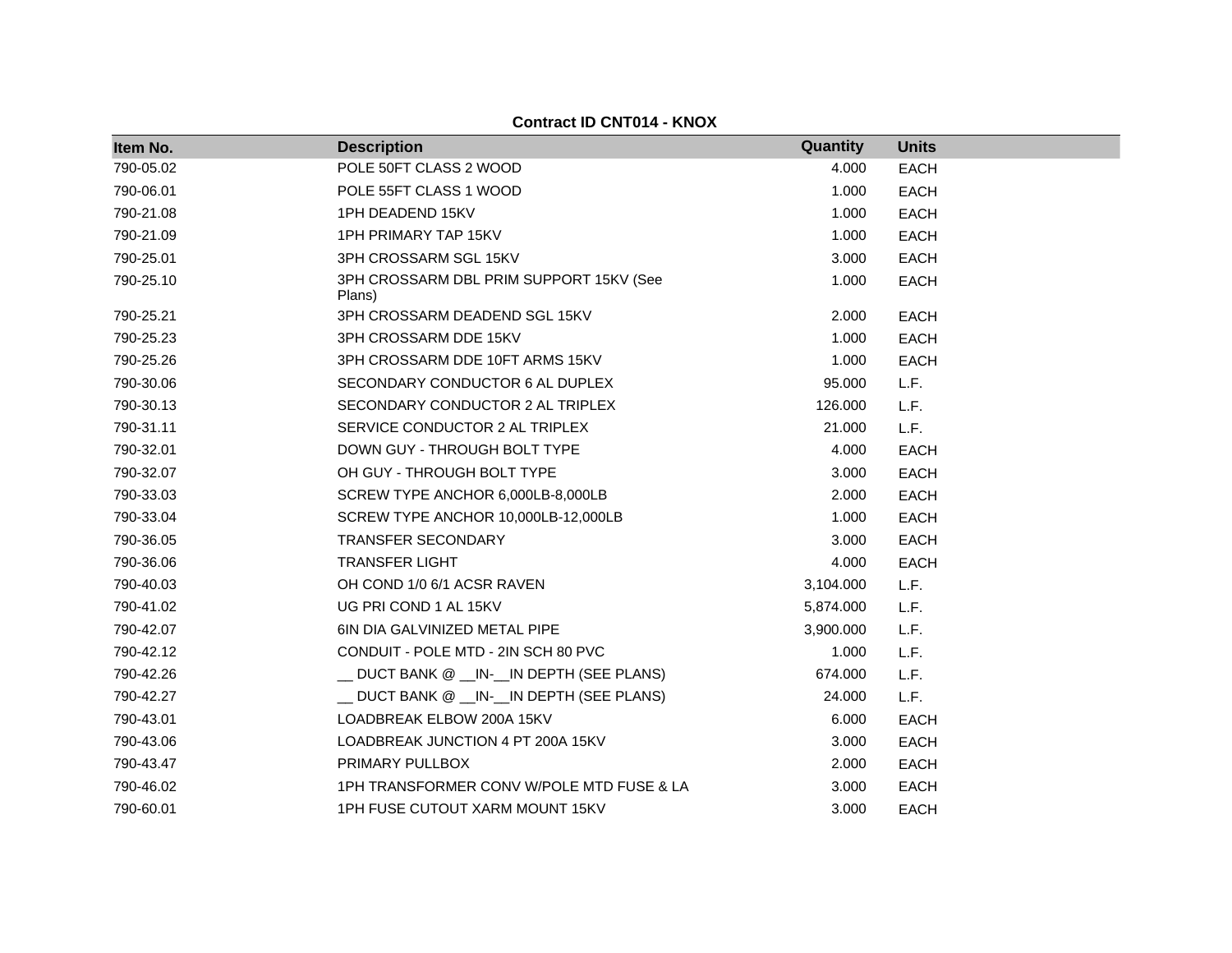**Contract ID CNT014 - KNOX**

| Item No. | Description | Quantity | Units |
|---|---|---|---|
| 790-05.02 | POLE 50FT CLASS 2 WOOD | 4.000 | EACH |
| 790-06.01 | POLE 55FT CLASS 1 WOOD | 1.000 | EACH |
| 790-21.08 | 1PH DEADEND 15KV | 1.000 | EACH |
| 790-21.09 | 1PH PRIMARY TAP 15KV | 1.000 | EACH |
| 790-25.01 | 3PH CROSSARM SGL 15KV | 3.000 | EACH |
| 790-25.10 | 3PH CROSSARM DBL PRIM SUPPORT 15KV (See Plans) | 1.000 | EACH |
| 790-25.21 | 3PH CROSSARM DEADEND SGL 15KV | 2.000 | EACH |
| 790-25.23 | 3PH CROSSARM DDE 15KV | 1.000 | EACH |
| 790-25.26 | 3PH CROSSARM DDE 10FT ARMS 15KV | 1.000 | EACH |
| 790-30.06 | SECONDARY CONDUCTOR 6 AL DUPLEX | 95.000 | L.F. |
| 790-30.13 | SECONDARY CONDUCTOR 2 AL TRIPLEX | 126.000 | L.F. |
| 790-31.11 | SERVICE CONDUCTOR 2 AL TRIPLEX | 21.000 | L.F. |
| 790-32.01 | DOWN GUY - THROUGH BOLT TYPE | 4.000 | EACH |
| 790-32.07 | OH GUY - THROUGH BOLT TYPE | 3.000 | EACH |
| 790-33.03 | SCREW TYPE ANCHOR 6,000LB-8,000LB | 2.000 | EACH |
| 790-33.04 | SCREW TYPE ANCHOR 10,000LB-12,000LB | 1.000 | EACH |
| 790-36.05 | TRANSFER SECONDARY | 3.000 | EACH |
| 790-36.06 | TRANSFER LIGHT | 4.000 | EACH |
| 790-40.03 | OH COND 1/0 6/1 ACSR RAVEN | 3,104.000 | L.F. |
| 790-41.02 | UG PRI COND 1 AL 15KV | 5,874.000 | L.F. |
| 790-42.07 | 6IN DIA GALVINIZED METAL PIPE | 3,900.000 | L.F. |
| 790-42.12 | CONDUIT - POLE MTD - 2IN SCH 80 PVC | 1.000 | L.F. |
| 790-42.26 | __ DUCT BANK @ __IN-__IN DEPTH (SEE PLANS) | 674.000 | L.F. |
| 790-42.27 | __ DUCT BANK @ __IN-__IN DEPTH (SEE PLANS) | 24.000 | L.F. |
| 790-43.01 | LOADBREAK ELBOW 200A 15KV | 6.000 | EACH |
| 790-43.06 | LOADBREAK JUNCTION 4 PT 200A 15KV | 3.000 | EACH |
| 790-43.47 | PRIMARY PULLBOX | 2.000 | EACH |
| 790-46.02 | 1PH TRANSFORMER CONV W/POLE MTD FUSE & LA | 3.000 | EACH |
| 790-60.01 | 1PH FUSE CUTOUT XARM MOUNT 15KV | 3.000 | EACH |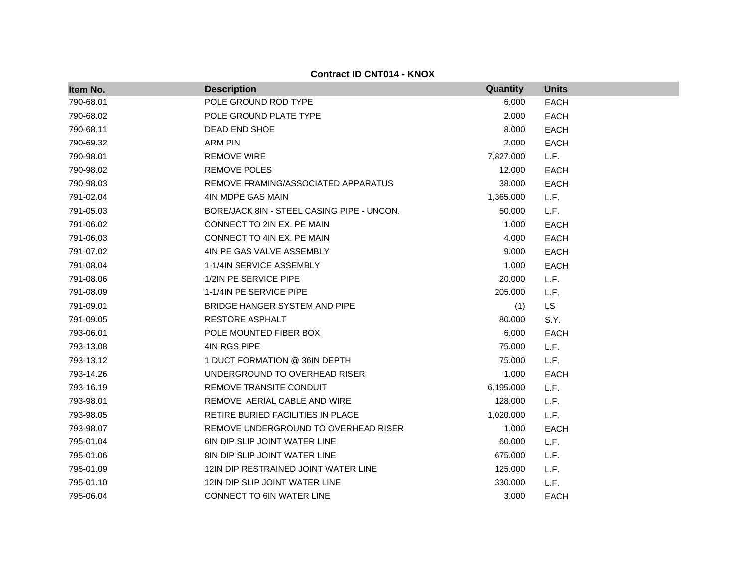**Contract ID CNT014 - KNOX**

| Item No. | Description | Quantity | Units |
|---|---|---|---|
| 790-68.01 | POLE GROUND ROD TYPE | 6.000 | EACH |
| 790-68.02 | POLE GROUND PLATE TYPE | 2.000 | EACH |
| 790-68.11 | DEAD END SHOE | 8.000 | EACH |
| 790-69.32 | ARM PIN | 2.000 | EACH |
| 790-98.01 | REMOVE WIRE | 7,827.000 | L.F. |
| 790-98.02 | REMOVE POLES | 12.000 | EACH |
| 790-98.03 | REMOVE FRAMING/ASSOCIATED APPARATUS | 38.000 | EACH |
| 791-02.04 | 4IN MDPE GAS MAIN | 1,365.000 | L.F. |
| 791-05.03 | BORE/JACK 8IN - STEEL CASING PIPE - UNCON. | 50.000 | L.F. |
| 791-06.02 | CONNECT TO 2IN EX. PE MAIN | 1.000 | EACH |
| 791-06.03 | CONNECT TO 4IN EX. PE MAIN | 4.000 | EACH |
| 791-07.02 | 4IN PE GAS VALVE ASSEMBLY | 9.000 | EACH |
| 791-08.04 | 1-1/4IN SERVICE ASSEMBLY | 1.000 | EACH |
| 791-08.06 | 1/2IN PE SERVICE PIPE | 20.000 | L.F. |
| 791-08.09 | 1-1/4IN PE SERVICE PIPE | 205.000 | L.F. |
| 791-09.01 | BRIDGE HANGER SYSTEM AND PIPE | (1) | LS |
| 791-09.05 | RESTORE ASPHALT | 80.000 | S.Y. |
| 793-06.01 | POLE MOUNTED FIBER BOX | 6.000 | EACH |
| 793-13.08 | 4IN RGS PIPE | 75.000 | L.F. |
| 793-13.12 | 1 DUCT FORMATION @ 36IN DEPTH | 75.000 | L.F. |
| 793-14.26 | UNDERGROUND TO OVERHEAD RISER | 1.000 | EACH |
| 793-16.19 | REMOVE TRANSITE CONDUIT | 6,195.000 | L.F. |
| 793-98.01 | REMOVE AERIAL CABLE AND WIRE | 128.000 | L.F. |
| 793-98.05 | RETIRE BURIED FACILITIES IN PLACE | 1,020.000 | L.F. |
| 793-98.07 | REMOVE UNDERGROUND TO OVERHEAD RISER | 1.000 | EACH |
| 795-01.04 | 6IN DIP SLIP JOINT WATER LINE | 60.000 | L.F. |
| 795-01.06 | 8IN DIP SLIP JOINT WATER LINE | 675.000 | L.F. |
| 795-01.09 | 12IN DIP RESTRAINED JOINT WATER LINE | 125.000 | L.F. |
| 795-01.10 | 12IN DIP SLIP JOINT WATER LINE | 330.000 | L.F. |
| 795-06.04 | CONNECT TO 6IN WATER LINE | 3.000 | EACH |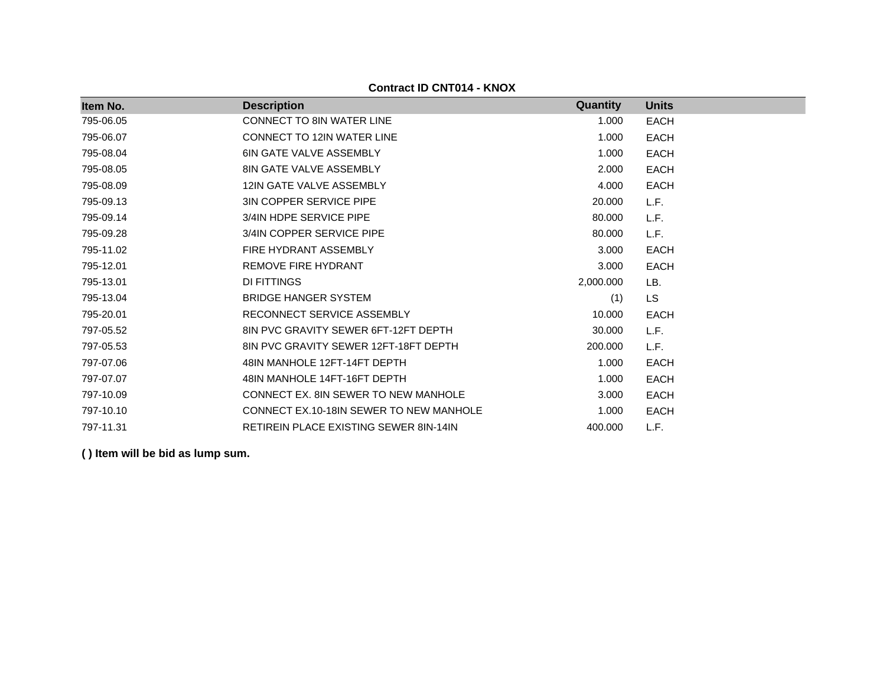**Contract ID CNT014 - KNOX**

| Item No. | Description | Quantity | Units |
|---|---|---|---|
| 795-06.05 | CONNECT TO 8IN WATER LINE | 1.000 | EACH |
| 795-06.07 | CONNECT TO 12IN WATER LINE | 1.000 | EACH |
| 795-08.04 | 6IN GATE VALVE ASSEMBLY | 1.000 | EACH |
| 795-08.05 | 8IN GATE VALVE ASSEMBLY | 2.000 | EACH |
| 795-08.09 | 12IN GATE VALVE ASSEMBLY | 4.000 | EACH |
| 795-09.13 | 3IN COPPER SERVICE PIPE | 20.000 | L.F. |
| 795-09.14 | 3/4IN HDPE SERVICE PIPE | 80.000 | L.F. |
| 795-09.28 | 3/4IN COPPER SERVICE PIPE | 80.000 | L.F. |
| 795-11.02 | FIRE HYDRANT ASSEMBLY | 3.000 | EACH |
| 795-12.01 | REMOVE FIRE HYDRANT | 3.000 | EACH |
| 795-13.01 | DI FITTINGS | 2,000.000 | LB. |
| 795-13.04 | BRIDGE HANGER SYSTEM | (1) | LS |
| 795-20.01 | RECONNECT SERVICE ASSEMBLY | 10.000 | EACH |
| 797-05.52 | 8IN PVC GRAVITY SEWER 6FT-12FT DEPTH | 30.000 | L.F. |
| 797-05.53 | 8IN PVC GRAVITY SEWER 12FT-18FT DEPTH | 200.000 | L.F. |
| 797-07.06 | 48IN MANHOLE 12FT-14FT DEPTH | 1.000 | EACH |
| 797-07.07 | 48IN MANHOLE 14FT-16FT DEPTH | 1.000 | EACH |
| 797-10.09 | CONNECT EX. 8IN SEWER TO NEW MANHOLE | 3.000 | EACH |
| 797-10.10 | CONNECT EX.10-18IN SEWER TO NEW MANHOLE | 1.000 | EACH |
| 797-11.31 | RETIREIN PLACE EXISTING SEWER 8IN-14IN | 400.000 | L.F. |

**( ) Item will be bid as lump sum.**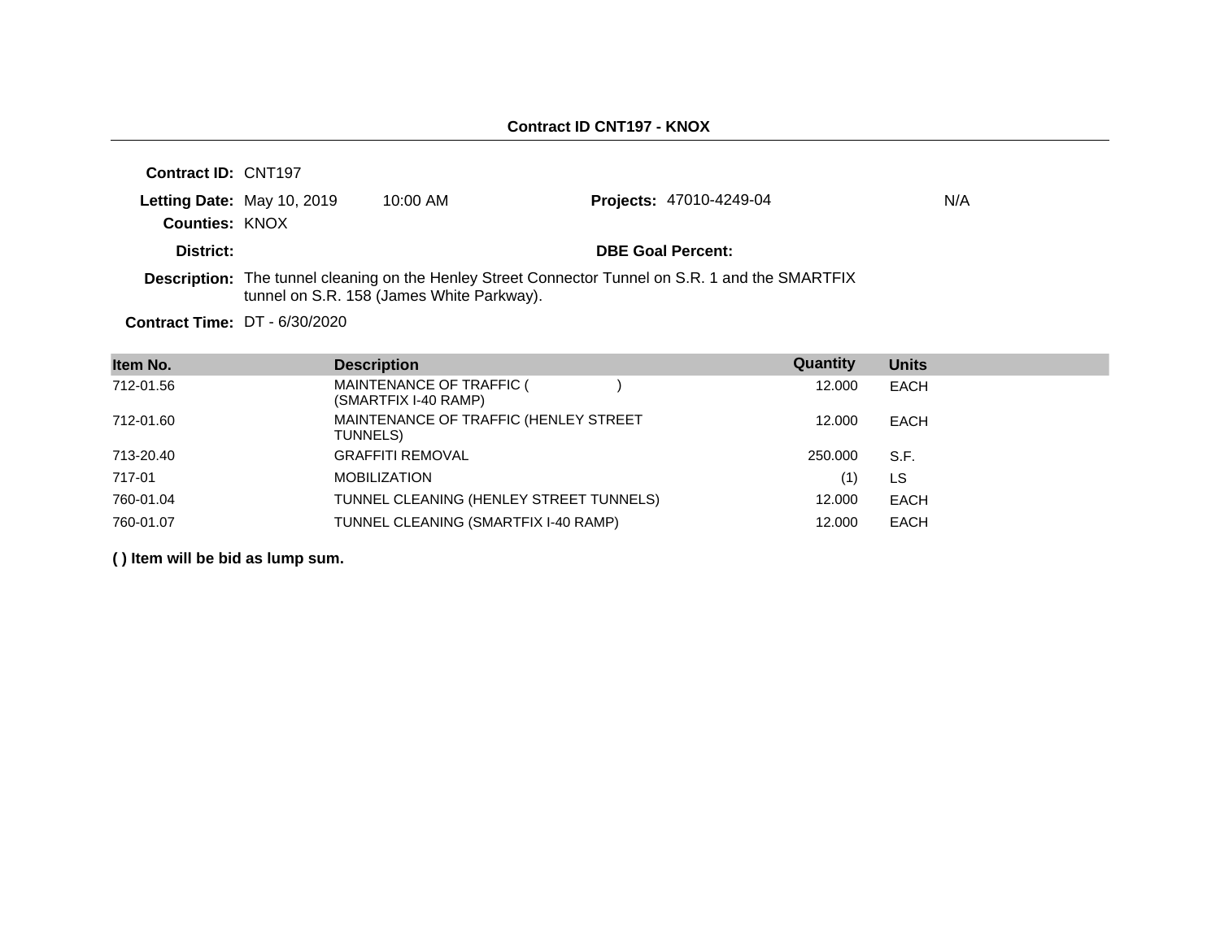**Contract ID CNT197 - KNOX**

**Contract ID:** CNT197

**Letting Date:** May 10, 2019 10:00 AM **Projects:** 47010-4249-04 N/A

**Counties:** KNOX

**District:** **DBE Goal Percent:**

**Description:** The tunnel cleaning on the Henley Street Connector Tunnel on S.R. 1 and the SMARTFIX tunnel on S.R. 158 (James White Parkway).

**Contract Time:** DT - 6/30/2020

| Item No. | Description | Quantity | Units |
|---|---|---|---|
| 712-01.56 | MAINTENANCE OF TRAFFIC ( ) (SMARTFIX I-40 RAMP) | 12.000 | EACH |
| 712-01.60 | MAINTENANCE OF TRAFFIC (HENLEY STREET TUNNELS) | 12.000 | EACH |
| 713-20.40 | GRAFFITI REMOVAL | 250.000 | S.F. |
| 717-01 | MOBILIZATION | (1) | LS |
| 760-01.04 | TUNNEL CLEANING (HENLEY STREET TUNNELS) | 12.000 | EACH |
| 760-01.07 | TUNNEL CLEANING (SMARTFIX I-40 RAMP) | 12.000 | EACH |

**( ) Item will be bid as lump sum.**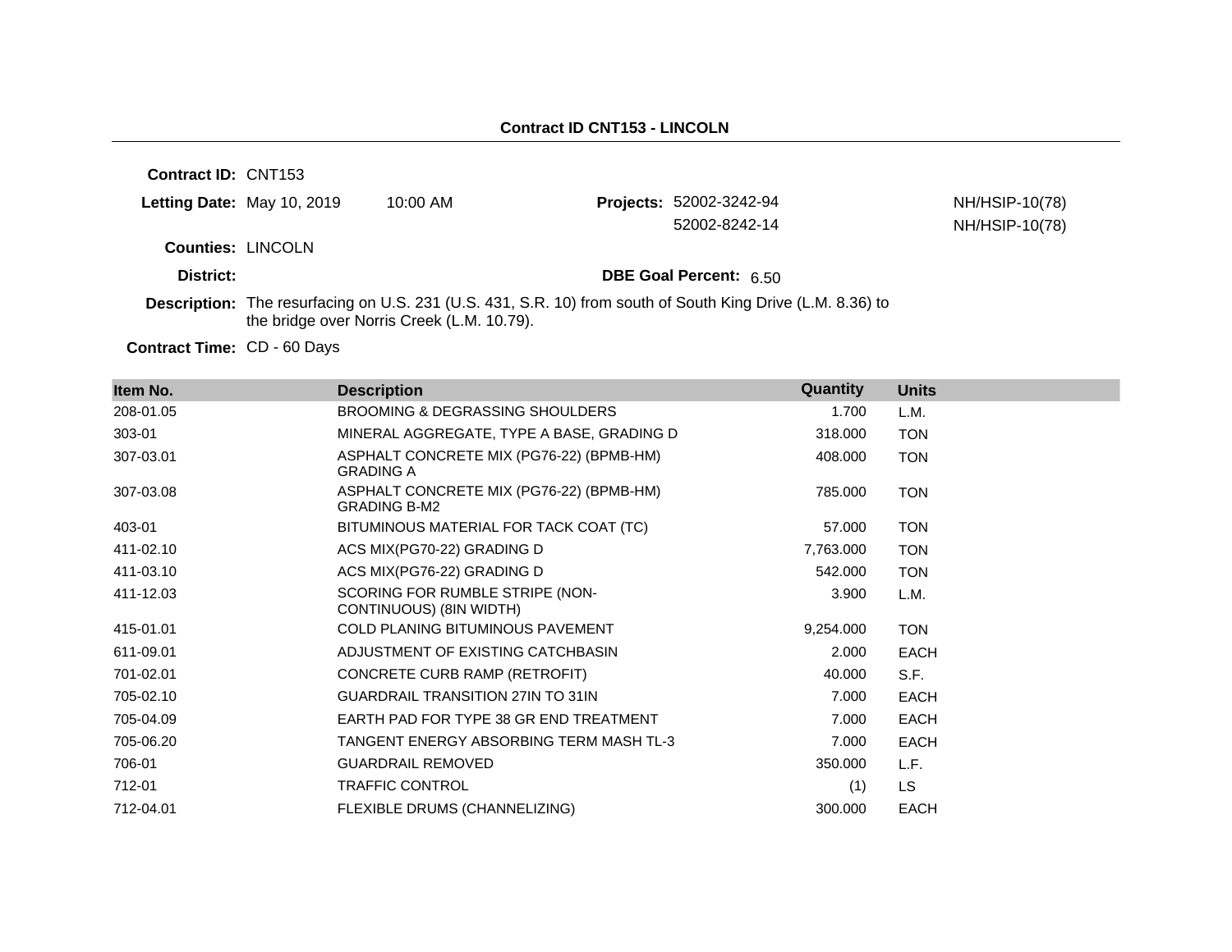## Contract ID CNT153 - LINCOLN

**Contract ID:** CNT153

**Letting Date:** May 10, 2019 10:00 AM

**Projects:** 52002-3242-94 NH/HSIP-10(78)
52002-8242-14 NH/HSIP-10(78)

**Counties:** LINCOLN

**District:**

**DBE Goal Percent:** 6.50

**Description:** The resurfacing on U.S. 231 (U.S. 431, S.R. 10) from south of South King Drive (L.M. 8.36) to the bridge over Norris Creek (L.M. 10.79).

**Contract Time:** CD - 60 Days

| Item No. | Description | Quantity | Units |
|---|---|---|---|
| 208-01.05 | BROOMING & DEGRASSING SHOULDERS | 1.700 | L.M. |
| 303-01 | MINERAL AGGREGATE, TYPE A BASE, GRADING D | 318.000 | TON |
| 307-03.01 | ASPHALT CONCRETE MIX (PG76-22) (BPMB-HM) GRADING A | 408.000 | TON |
| 307-03.08 | ASPHALT CONCRETE MIX (PG76-22) (BPMB-HM) GRADING B-M2 | 785.000 | TON |
| 403-01 | BITUMINOUS MATERIAL FOR TACK COAT (TC) | 57.000 | TON |
| 411-02.10 | ACS MIX(PG70-22) GRADING D | 7,763.000 | TON |
| 411-03.10 | ACS MIX(PG76-22) GRADING D | 542.000 | TON |
| 411-12.03 | SCORING FOR RUMBLE STRIPE (NON-CONTINUOUS) (8IN WIDTH) | 3.900 | L.M. |
| 415-01.01 | COLD PLANING BITUMINOUS PAVEMENT | 9,254.000 | TON |
| 611-09.01 | ADJUSTMENT OF EXISTING CATCHBASIN | 2.000 | EACH |
| 701-02.01 | CONCRETE CURB RAMP (RETROFIT) | 40.000 | S.F. |
| 705-02.10 | GUARDRAIL TRANSITION 27IN TO 31IN | 7.000 | EACH |
| 705-04.09 | EARTH PAD FOR TYPE 38 GR END TREATMENT | 7.000 | EACH |
| 705-06.20 | TANGENT ENERGY ABSORBING TERM MASH TL-3 | 7.000 | EACH |
| 706-01 | GUARDRAIL REMOVED | 350.000 | L.F. |
| 712-01 | TRAFFIC CONTROL | (1) | LS |
| 712-04.01 | FLEXIBLE DRUMS (CHANNELIZING) | 300.000 | EACH |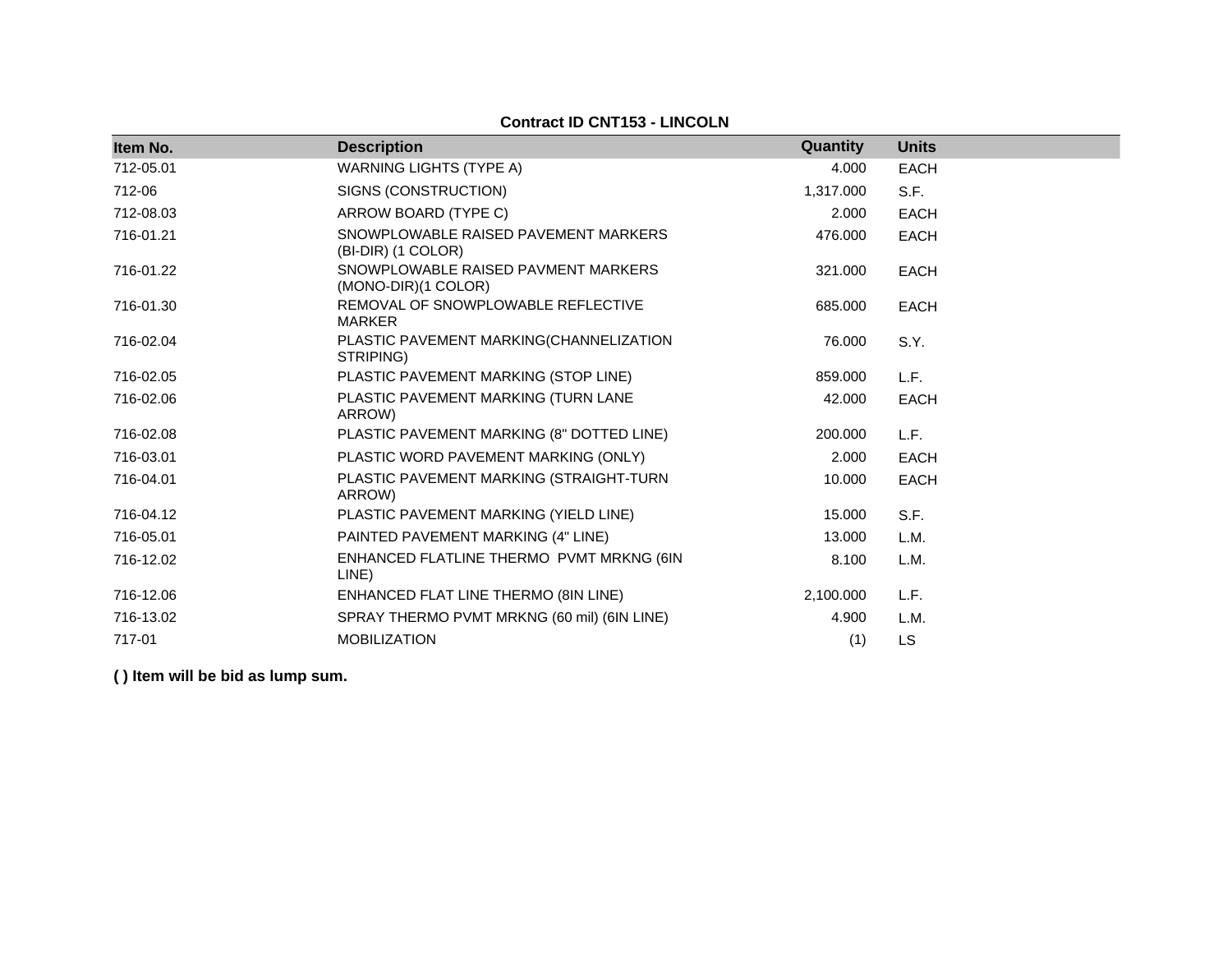**Contract ID CNT153 - LINCOLN**

| Item No. | Description | Quantity | Units |
|---|---|---|---|
| 712-05.01 | WARNING LIGHTS (TYPE A) | 4.000 | EACH |
| 712-06 | SIGNS (CONSTRUCTION) | 1,317.000 | S.F. |
| 712-08.03 | ARROW BOARD (TYPE C) | 2.000 | EACH |
| 716-01.21 | SNOWPLOWABLE RAISED PAVEMENT MARKERS (BI-DIR) (1 COLOR) | 476.000 | EACH |
| 716-01.22 | SNOWPLOWABLE RAISED PAVMENT MARKERS (MONO-DIR)(1 COLOR) | 321.000 | EACH |
| 716-01.30 | REMOVAL OF SNOWPLOWABLE REFLECTIVE MARKER | 685.000 | EACH |
| 716-02.04 | PLASTIC PAVEMENT MARKING(CHANNELIZATION STRIPING) | 76.000 | S.Y. |
| 716-02.05 | PLASTIC PAVEMENT MARKING (STOP LINE) | 859.000 | L.F. |
| 716-02.06 | PLASTIC PAVEMENT MARKING (TURN LANE ARROW) | 42.000 | EACH |
| 716-02.08 | PLASTIC PAVEMENT MARKING (8" DOTTED LINE) | 200.000 | L.F. |
| 716-03.01 | PLASTIC WORD PAVEMENT MARKING (ONLY) | 2.000 | EACH |
| 716-04.01 | PLASTIC PAVEMENT MARKING (STRAIGHT-TURN ARROW) | 10.000 | EACH |
| 716-04.12 | PLASTIC PAVEMENT MARKING (YIELD LINE) | 15.000 | S.F. |
| 716-05.01 | PAINTED PAVEMENT MARKING (4" LINE) | 13.000 | L.M. |
| 716-12.02 | ENHANCED FLATLINE THERMO PVMT MRKNG (6IN LINE) | 8.100 | L.M. |
| 716-12.06 | ENHANCED FLAT LINE THERMO (8IN LINE) | 2,100.000 | L.F. |
| 716-13.02 | SPRAY THERMO PVMT MRKNG (60 mil) (6IN LINE) | 4.900 | L.M. |
| 717-01 | MOBILIZATION | (1) | LS |

**( ) Item will be bid as lump sum.**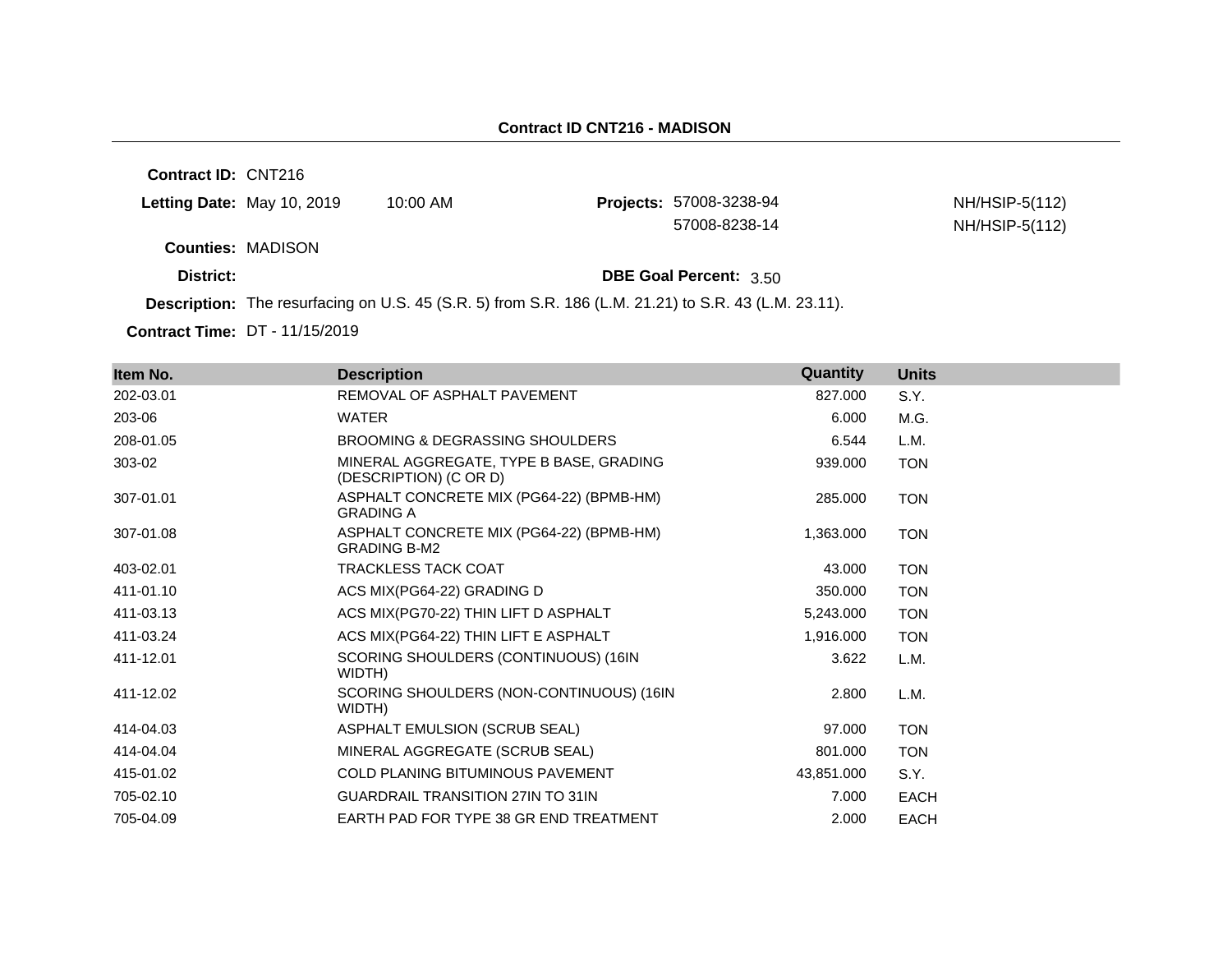## Contract ID CNT216 - MADISON

**Contract ID:** CNT216

**Letting Date:** May 10, 2019 10:00 AM

**Projects:** 57008-3238-94 NH/HSIP-5(112)
57008-8238-14 NH/HSIP-5(112)

**Counties:** MADISON

**District:**

**DBE Goal Percent:** 3.50

**Description:** The resurfacing on U.S. 45 (S.R. 5) from S.R. 186 (L.M. 21.21) to S.R. 43 (L.M. 23.11).

**Contract Time:** DT - 11/15/2019

| Item No. | Description | Quantity | Units |
|---|---|---|---|
| 202-03.01 | REMOVAL OF ASPHALT PAVEMENT | 827.000 | S.Y. |
| 203-06 | WATER | 6.000 | M.G. |
| 208-01.05 | BROOMING & DEGRASSING SHOULDERS | 6.544 | L.M. |
| 303-02 | MINERAL AGGREGATE, TYPE B BASE, GRADING (DESCRIPTION) (C OR D) | 939.000 | TON |
| 307-01.01 | ASPHALT CONCRETE MIX (PG64-22) (BPMB-HM) GRADING A | 285.000 | TON |
| 307-01.08 | ASPHALT CONCRETE MIX (PG64-22) (BPMB-HM) GRADING B-M2 | 1,363.000 | TON |
| 403-02.01 | TRACKLESS TACK COAT | 43.000 | TON |
| 411-01.10 | ACS MIX(PG64-22) GRADING D | 350.000 | TON |
| 411-03.13 | ACS MIX(PG70-22) THIN LIFT D ASPHALT | 5,243.000 | TON |
| 411-03.24 | ACS MIX(PG64-22) THIN LIFT E ASPHALT | 1,916.000 | TON |
| 411-12.01 | SCORING SHOULDERS (CONTINUOUS) (16IN WIDTH) | 3.622 | L.M. |
| 411-12.02 | SCORING SHOULDERS (NON-CONTINUOUS) (16IN WIDTH) | 2.800 | L.M. |
| 414-04.03 | ASPHALT EMULSION (SCRUB SEAL) | 97.000 | TON |
| 414-04.04 | MINERAL AGGREGATE (SCRUB SEAL) | 801.000 | TON |
| 415-01.02 | COLD PLANING BITUMINOUS PAVEMENT | 43,851.000 | S.Y. |
| 705-02.10 | GUARDRAIL TRANSITION 27IN TO 31IN | 7.000 | EACH |
| 705-04.09 | EARTH PAD FOR TYPE 38 GR END TREATMENT | 2.000 | EACH |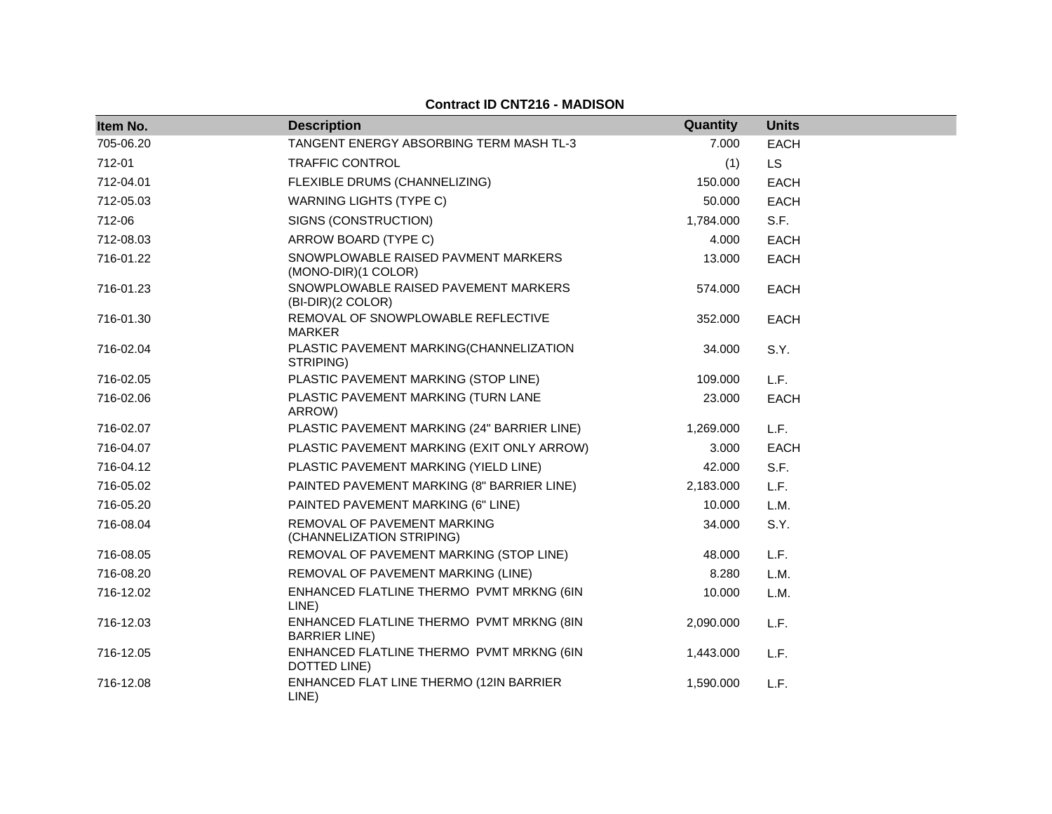**Contract ID CNT216 - MADISON**

| Item No. | Description | Quantity | Units |
|---|---|---|---|
| 705-06.20 | TANGENT ENERGY ABSORBING TERM MASH TL-3 | 7.000 | EACH |
| 712-01 | TRAFFIC CONTROL | (1) | LS |
| 712-04.01 | FLEXIBLE DRUMS (CHANNELIZING) | 150.000 | EACH |
| 712-05.03 | WARNING LIGHTS (TYPE C) | 50.000 | EACH |
| 712-06 | SIGNS (CONSTRUCTION) | 1,784.000 | S.F. |
| 712-08.03 | ARROW BOARD (TYPE C) | 4.000 | EACH |
| 716-01.22 | SNOWPLOWABLE RAISED PAVMENT MARKERS (MONO-DIR)(1 COLOR) | 13.000 | EACH |
| 716-01.23 | SNOWPLOWABLE RAISED PAVEMENT MARKERS (BI-DIR)(2 COLOR) | 574.000 | EACH |
| 716-01.30 | REMOVAL OF SNOWPLOWABLE REFLECTIVE MARKER | 352.000 | EACH |
| 716-02.04 | PLASTIC PAVEMENT MARKING(CHANNELIZATION STRIPING) | 34.000 | S.Y. |
| 716-02.05 | PLASTIC PAVEMENT MARKING (STOP LINE) | 109.000 | L.F. |
| 716-02.06 | PLASTIC PAVEMENT MARKING (TURN LANE ARROW) | 23.000 | EACH |
| 716-02.07 | PLASTIC PAVEMENT MARKING (24" BARRIER LINE) | 1,269.000 | L.F. |
| 716-04.07 | PLASTIC PAVEMENT MARKING (EXIT ONLY ARROW) | 3.000 | EACH |
| 716-04.12 | PLASTIC PAVEMENT MARKING (YIELD LINE) | 42.000 | S.F. |
| 716-05.02 | PAINTED PAVEMENT MARKING (8" BARRIER LINE) | 2,183.000 | L.F. |
| 716-05.20 | PAINTED PAVEMENT MARKING (6" LINE) | 10.000 | L.M. |
| 716-08.04 | REMOVAL OF PAVEMENT MARKING (CHANNELIZATION STRIPING) | 34.000 | S.Y. |
| 716-08.05 | REMOVAL OF PAVEMENT MARKING (STOP LINE) | 48.000 | L.F. |
| 716-08.20 | REMOVAL OF PAVEMENT MARKING (LINE) | 8.280 | L.M. |
| 716-12.02 | ENHANCED FLATLINE THERMO PVMT MRKNG (6IN LINE) | 10.000 | L.M. |
| 716-12.03 | ENHANCED FLATLINE THERMO PVMT MRKNG (8IN BARRIER LINE) | 2,090.000 | L.F. |
| 716-12.05 | ENHANCED FLATLINE THERMO PVMT MRKNG (6IN DOTTED LINE) | 1,443.000 | L.F. |
| 716-12.08 | ENHANCED FLAT LINE THERMO (12IN BARRIER LINE) | 1,590.000 | L.F. |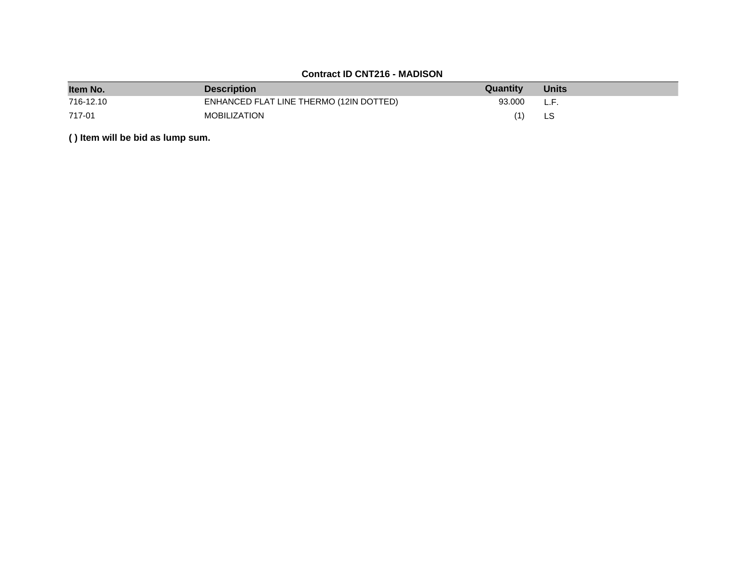**Contract ID CNT216 - MADISON**

| Item No. | Description | Quantity | Units |
|---|---|---|---|
| 716-12.10 | ENHANCED FLAT LINE THERMO (12IN DOTTED) | 93.000 | L.F. |
| 717-01 | MOBILIZATION | (1) | LS |

**( ) Item will be bid as lump sum.**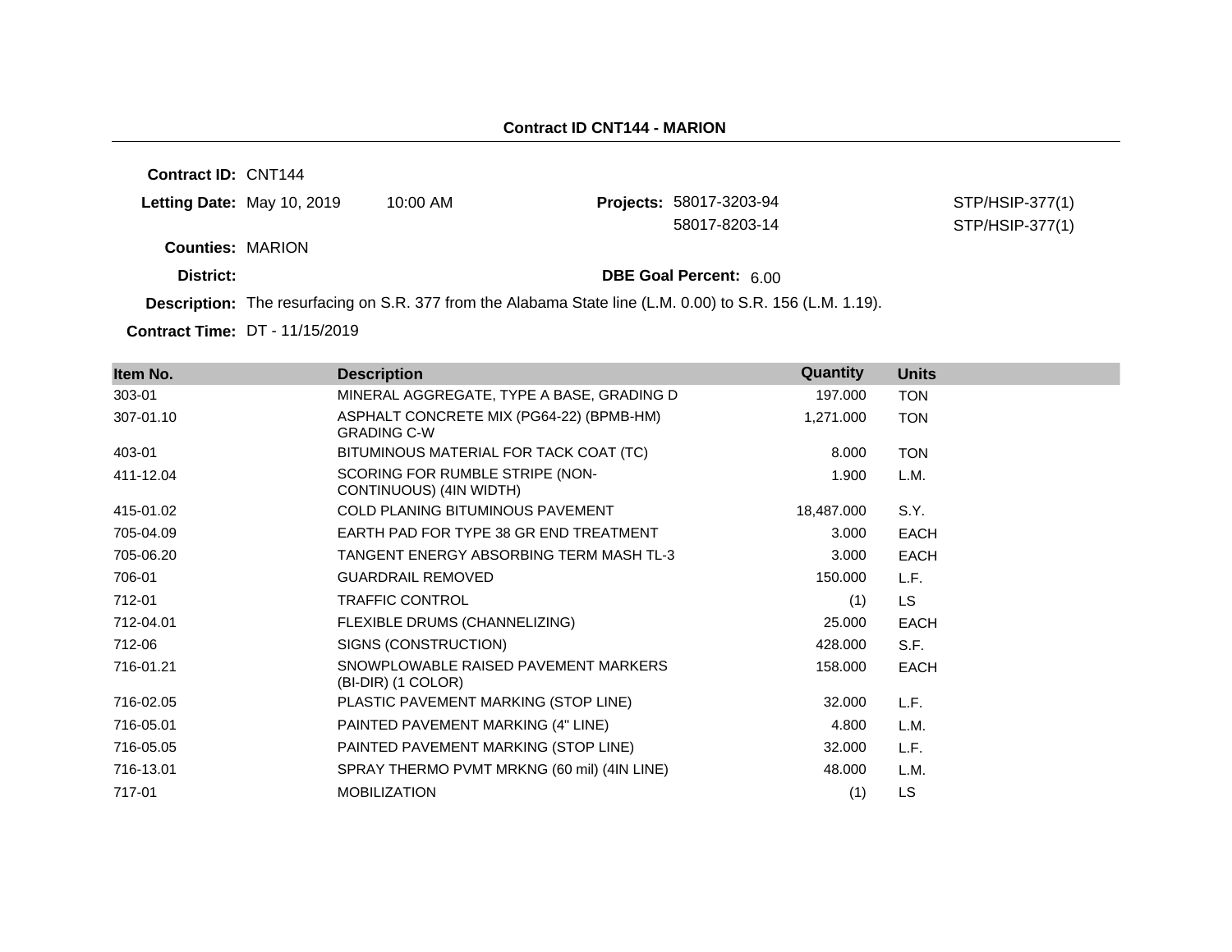## Contract ID CNT144 - MARION

**Contract ID:** CNT144

**Letting Date:** May 10, 2019 10:00 AM

**Projects:** 58017-3203-94 STP/HSIP-377(1)
58017-8203-14 STP/HSIP-377(1)

**Counties:** MARION

**District:**

**DBE Goal Percent:** 6.00

**Description:** The resurfacing on S.R. 377 from the Alabama State line (L.M. 0.00) to S.R. 156 (L.M. 1.19).

**Contract Time:** DT - 11/15/2019

| Item No. | Description | Quantity | Units |
|---|---|---|---|
| 303-01 | MINERAL AGGREGATE, TYPE A BASE, GRADING D | 197.000 | TON |
| 307-01.10 | ASPHALT CONCRETE MIX (PG64-22) (BPMB-HM) GRADING C-W | 1,271.000 | TON |
| 403-01 | BITUMINOUS MATERIAL FOR TACK COAT (TC) | 8.000 | TON |
| 411-12.04 | SCORING FOR RUMBLE STRIPE (NON-CONTINUOUS) (4IN WIDTH) | 1.900 | L.M. |
| 415-01.02 | COLD PLANING BITUMINOUS PAVEMENT | 18,487.000 | S.Y. |
| 705-04.09 | EARTH PAD FOR TYPE 38 GR END TREATMENT | 3.000 | EACH |
| 705-06.20 | TANGENT ENERGY ABSORBING TERM MASH TL-3 | 3.000 | EACH |
| 706-01 | GUARDRAIL REMOVED | 150.000 | L.F. |
| 712-01 | TRAFFIC CONTROL | (1) | LS |
| 712-04.01 | FLEXIBLE DRUMS (CHANNELIZING) | 25.000 | EACH |
| 712-06 | SIGNS (CONSTRUCTION) | 428.000 | S.F. |
| 716-01.21 | SNOWPLOWABLE RAISED PAVEMENT MARKERS (BI-DIR) (1 COLOR) | 158.000 | EACH |
| 716-02.05 | PLASTIC PAVEMENT MARKING (STOP LINE) | 32.000 | L.F. |
| 716-05.01 | PAINTED PAVEMENT MARKING (4" LINE) | 4.800 | L.M. |
| 716-05.05 | PAINTED PAVEMENT MARKING (STOP LINE) | 32.000 | L.F. |
| 716-13.01 | SPRAY THERMO PVMT MRKNG (60 mil) (4IN LINE) | 48.000 | L.M. |
| 717-01 | MOBILIZATION | (1) | LS |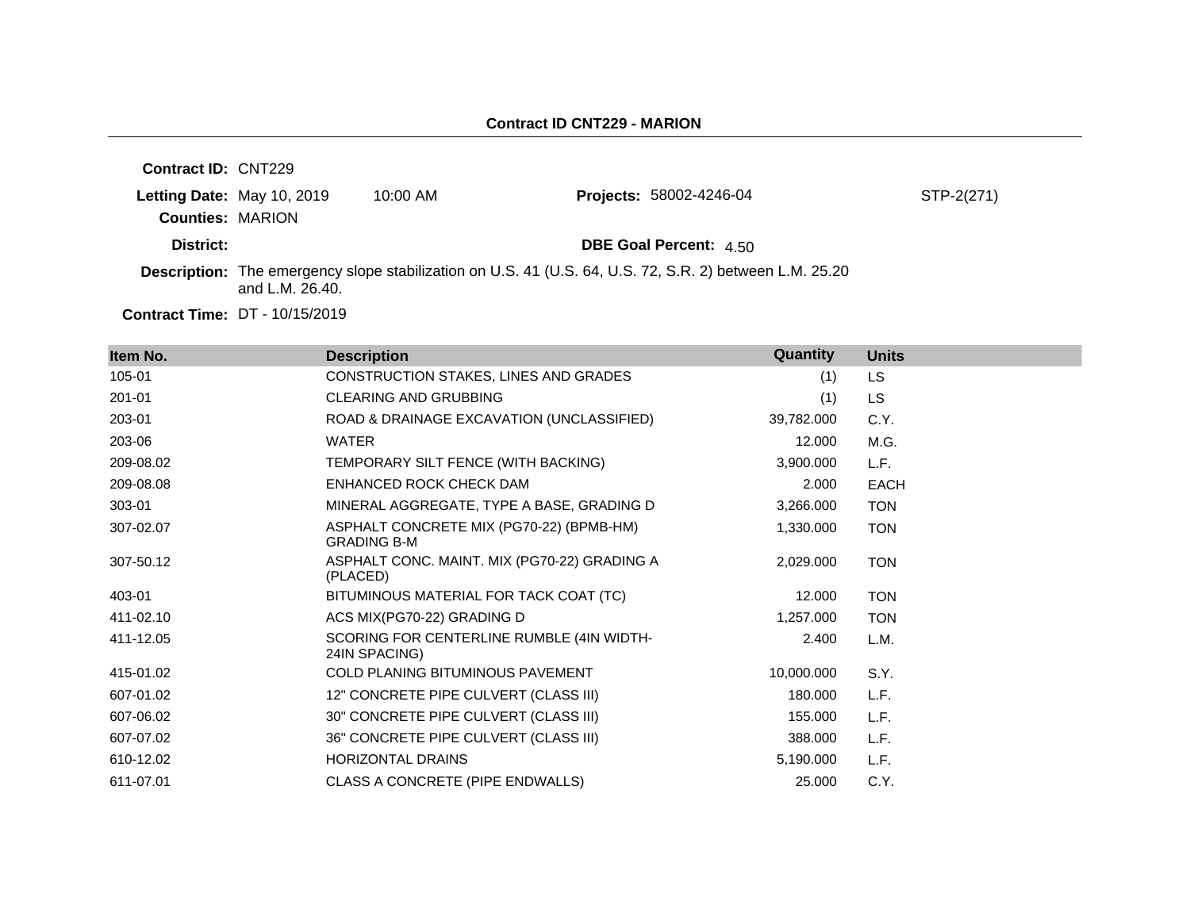**Contract ID CNT229 - MARION**

**Contract ID:** CNT229

**Letting Date:** May 10, 2019 10:00 AM **Projects:** 58002-4246-04 STP-2(271)

**Counties:** MARION

**District:** **DBE Goal Percent:** 4.50

**Description:** The emergency slope stabilization on U.S. 41 (U.S. 64, U.S. 72, S.R. 2) between L.M. 25.20 and L.M. 26.40.

**Contract Time:** DT - 10/15/2019

| Item No. | Description | Quantity | Units |
|---|---|---|---|
| 105-01 | CONSTRUCTION STAKES, LINES AND GRADES | (1) | LS |
| 201-01 | CLEARING AND GRUBBING | (1) | LS |
| 203-01 | ROAD & DRAINAGE EXCAVATION (UNCLASSIFIED) | 39,782.000 | C.Y. |
| 203-06 | WATER | 12.000 | M.G. |
| 209-08.02 | TEMPORARY SILT FENCE (WITH BACKING) | 3,900.000 | L.F. |
| 209-08.08 | ENHANCED ROCK CHECK DAM | 2.000 | EACH |
| 303-01 | MINERAL AGGREGATE, TYPE A BASE, GRADING D | 3,266.000 | TON |
| 307-02.07 | ASPHALT CONCRETE MIX (PG70-22) (BPMB-HM) GRADING B-M | 1,330.000 | TON |
| 307-50.12 | ASPHALT CONC. MAINT. MIX (PG70-22) GRADING A (PLACED) | 2,029.000 | TON |
| 403-01 | BITUMINOUS MATERIAL FOR TACK COAT (TC) | 12.000 | TON |
| 411-02.10 | ACS MIX(PG70-22) GRADING D | 1,257.000 | TON |
| 411-12.05 | SCORING FOR CENTERLINE RUMBLE (4IN WIDTH-24IN SPACING) | 2.400 | L.M. |
| 415-01.02 | COLD PLANING BITUMINOUS PAVEMENT | 10,000.000 | S.Y. |
| 607-01.02 | 12" CONCRETE PIPE CULVERT (CLASS III) | 180.000 | L.F. |
| 607-06.02 | 30" CONCRETE PIPE CULVERT (CLASS III) | 155.000 | L.F. |
| 607-07.02 | 36" CONCRETE PIPE CULVERT (CLASS III) | 388.000 | L.F. |
| 610-12.02 | HORIZONTAL DRAINS | 5,190.000 | L.F. |
| 611-07.01 | CLASS A CONCRETE (PIPE ENDWALLS) | 25.000 | C.Y. |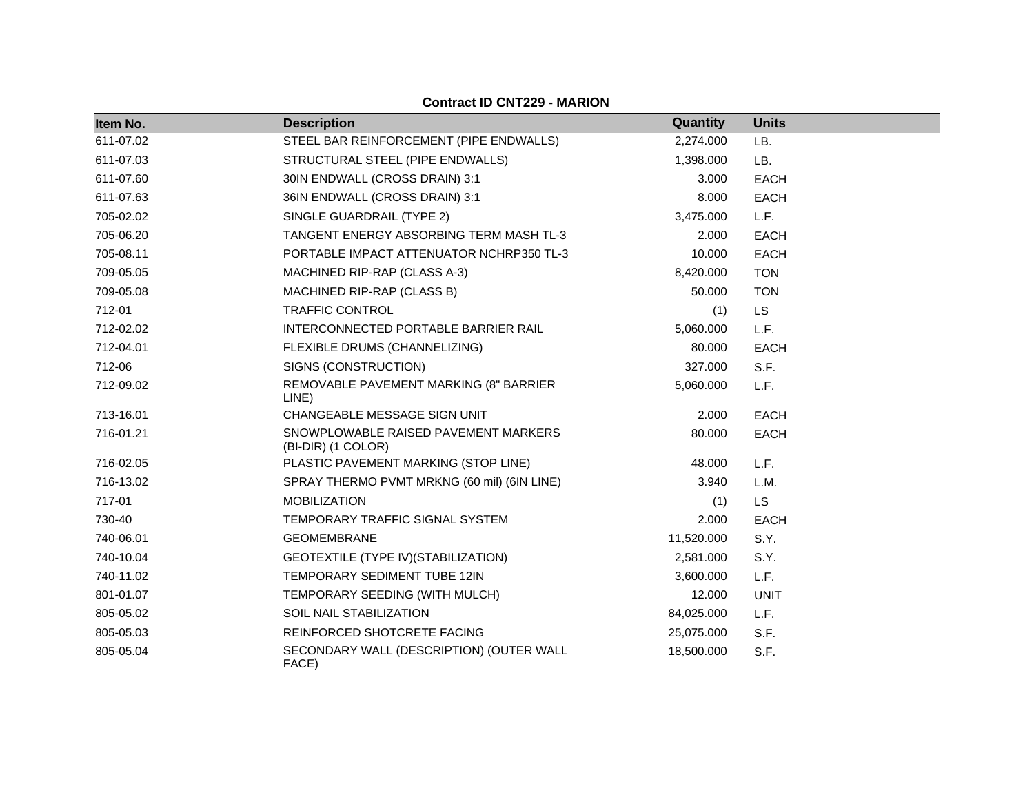**Contract ID CNT229 - MARION**

| Item No. | Description | Quantity | Units |
|---|---|---|---|
| 611-07.02 | STEEL BAR REINFORCEMENT (PIPE ENDWALLS) | 2,274.000 | LB. |
| 611-07.03 | STRUCTURAL STEEL (PIPE ENDWALLS) | 1,398.000 | LB. |
| 611-07.60 | 30IN ENDWALL (CROSS DRAIN) 3:1 | 3.000 | EACH |
| 611-07.63 | 36IN ENDWALL (CROSS DRAIN) 3:1 | 8.000 | EACH |
| 705-02.02 | SINGLE GUARDRAIL (TYPE 2) | 3,475.000 | L.F. |
| 705-06.20 | TANGENT ENERGY ABSORBING TERM MASH TL-3 | 2.000 | EACH |
| 705-08.11 | PORTABLE IMPACT ATTENUATOR NCHRP350 TL-3 | 10.000 | EACH |
| 709-05.05 | MACHINED RIP-RAP (CLASS A-3) | 8,420.000 | TON |
| 709-05.08 | MACHINED RIP-RAP (CLASS B) | 50.000 | TON |
| 712-01 | TRAFFIC CONTROL | (1) | LS |
| 712-02.02 | INTERCONNECTED PORTABLE BARRIER RAIL | 5,060.000 | L.F. |
| 712-04.01 | FLEXIBLE DRUMS (CHANNELIZING) | 80.000 | EACH |
| 712-06 | SIGNS (CONSTRUCTION) | 327.000 | S.F. |
| 712-09.02 | REMOVABLE PAVEMENT MARKING (8" BARRIER LINE) | 5,060.000 | L.F. |
| 713-16.01 | CHANGEABLE MESSAGE SIGN UNIT | 2.000 | EACH |
| 716-01.21 | SNOWPLOWABLE RAISED PAVEMENT MARKERS (BI-DIR) (1 COLOR) | 80.000 | EACH |
| 716-02.05 | PLASTIC PAVEMENT MARKING (STOP LINE) | 48.000 | L.F. |
| 716-13.02 | SPRAY THERMO PVMT MRKNG (60 mil) (6IN LINE) | 3.940 | L.M. |
| 717-01 | MOBILIZATION | (1) | LS |
| 730-40 | TEMPORARY TRAFFIC SIGNAL SYSTEM | 2.000 | EACH |
| 740-06.01 | GEOMEMBRANE | 11,520.000 | S.Y. |
| 740-10.04 | GEOTEXTILE (TYPE IV)(STABILIZATION) | 2,581.000 | S.Y. |
| 740-11.02 | TEMPORARY SEDIMENT TUBE 12IN | 3,600.000 | L.F. |
| 801-01.07 | TEMPORARY SEEDING (WITH MULCH) | 12.000 | UNIT |
| 805-05.02 | SOIL NAIL STABILIZATION | 84,025.000 | L.F. |
| 805-05.03 | REINFORCED SHOTCRETE FACING | 25,075.000 | S.F. |
| 805-05.04 | SECONDARY WALL (DESCRIPTION) (OUTER WALL FACE) | 18,500.000 | S.F. |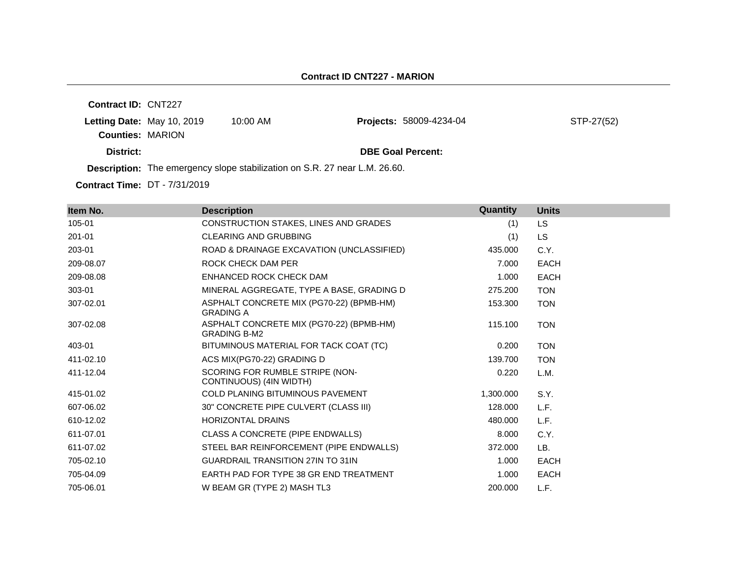## Contract ID CNT227 - MARION

**Contract ID:** CNT227

**Letting Date:** May 10, 2019 10:00 AM **Projects:** 58009-4234-04 STP-27(52)

**Counties:** MARION

**District:** **DBE Goal Percent:**

**Description:** The emergency slope stabilization on S.R. 27 near L.M. 26.60.

**Contract Time:** DT - 7/31/2019

| Item No. | Description | Quantity | Units |
|---|---|---|---|
| 105-01 | CONSTRUCTION STAKES, LINES AND GRADES | (1) | LS |
| 201-01 | CLEARING AND GRUBBING | (1) | LS |
| 203-01 | ROAD & DRAINAGE EXCAVATION (UNCLASSIFIED) | 435.000 | C.Y. |
| 209-08.07 | ROCK CHECK DAM PER | 7.000 | EACH |
| 209-08.08 | ENHANCED ROCK CHECK DAM | 1.000 | EACH |
| 303-01 | MINERAL AGGREGATE, TYPE A BASE, GRADING D | 275.200 | TON |
| 307-02.01 | ASPHALT CONCRETE MIX (PG70-22) (BPMB-HM) GRADING A | 153.300 | TON |
| 307-02.08 | ASPHALT CONCRETE MIX (PG70-22) (BPMB-HM) GRADING B-M2 | 115.100 | TON |
| 403-01 | BITUMINOUS MATERIAL FOR TACK COAT (TC) | 0.200 | TON |
| 411-02.10 | ACS MIX(PG70-22) GRADING D | 139.700 | TON |
| 411-12.04 | SCORING FOR RUMBLE STRIPE (NON-CONTINUOUS) (4IN WIDTH) | 0.220 | L.M. |
| 415-01.02 | COLD PLANING BITUMINOUS PAVEMENT | 1,300.000 | S.Y. |
| 607-06.02 | 30" CONCRETE PIPE CULVERT (CLASS III) | 128.000 | L.F. |
| 610-12.02 | HORIZONTAL DRAINS | 480.000 | L.F. |
| 611-07.01 | CLASS A CONCRETE (PIPE ENDWALLS) | 8.000 | C.Y. |
| 611-07.02 | STEEL BAR REINFORCEMENT (PIPE ENDWALLS) | 372.000 | LB. |
| 705-02.10 | GUARDRAIL TRANSITION 27IN TO 31IN | 1.000 | EACH |
| 705-04.09 | EARTH PAD FOR TYPE 38 GR END TREATMENT | 1.000 | EACH |
| 705-06.01 | W BEAM GR (TYPE 2) MASH TL3 | 200.000 | L.F. |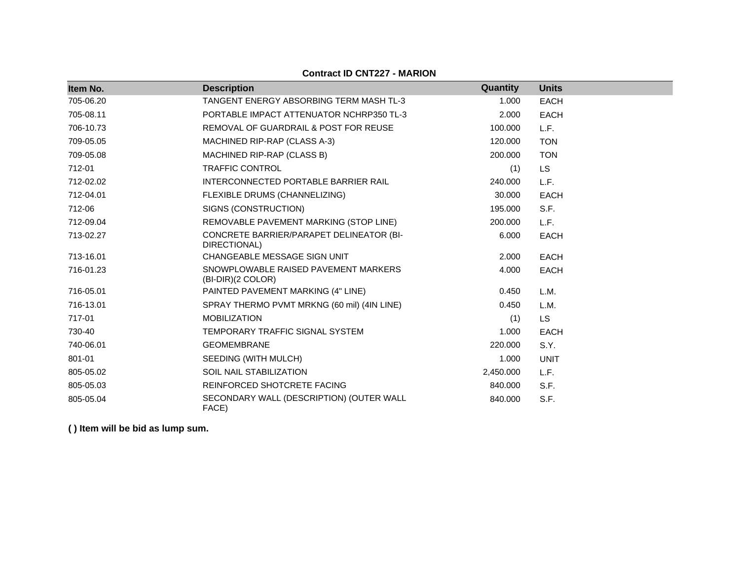**Contract ID CNT227 - MARION**

| Item No. | Description | Quantity | Units |
|---|---|---|---|
| 705-06.20 | TANGENT ENERGY ABSORBING TERM MASH TL-3 | 1.000 | EACH |
| 705-08.11 | PORTABLE IMPACT ATTENUATOR NCHRP350 TL-3 | 2.000 | EACH |
| 706-10.73 | REMOVAL OF GUARDRAIL & POST FOR REUSE | 100.000 | L.F. |
| 709-05.05 | MACHINED RIP-RAP (CLASS A-3) | 120.000 | TON |
| 709-05.08 | MACHINED RIP-RAP (CLASS B) | 200.000 | TON |
| 712-01 | TRAFFIC CONTROL | (1) | LS |
| 712-02.02 | INTERCONNECTED PORTABLE BARRIER RAIL | 240.000 | L.F. |
| 712-04.01 | FLEXIBLE DRUMS (CHANNELIZING) | 30.000 | EACH |
| 712-06 | SIGNS (CONSTRUCTION) | 195.000 | S.F. |
| 712-09.04 | REMOVABLE PAVEMENT MARKING (STOP LINE) | 200.000 | L.F. |
| 713-02.27 | CONCRETE BARRIER/PARAPET DELINEATOR (BI-DIRECTIONAL) | 6.000 | EACH |
| 713-16.01 | CHANGEABLE MESSAGE SIGN UNIT | 2.000 | EACH |
| 716-01.23 | SNOWPLOWABLE RAISED PAVEMENT MARKERS (BI-DIR)(2 COLOR) | 4.000 | EACH |
| 716-05.01 | PAINTED PAVEMENT MARKING (4" LINE) | 0.450 | L.M. |
| 716-13.01 | SPRAY THERMO PVMT MRKNG (60 mil) (4IN LINE) | 0.450 | L.M. |
| 717-01 | MOBILIZATION | (1) | LS |
| 730-40 | TEMPORARY TRAFFIC SIGNAL SYSTEM | 1.000 | EACH |
| 740-06.01 | GEOMEMBRANE | 220.000 | S.Y. |
| 801-01 | SEEDING (WITH MULCH) | 1.000 | UNIT |
| 805-05.02 | SOIL NAIL STABILIZATION | 2,450.000 | L.F. |
| 805-05.03 | REINFORCED SHOTCRETE FACING | 840.000 | S.F. |
| 805-05.04 | SECONDARY WALL (DESCRIPTION) (OUTER WALL FACE) | 840.000 | S.F. |

**( ) Item will be bid as lump sum.**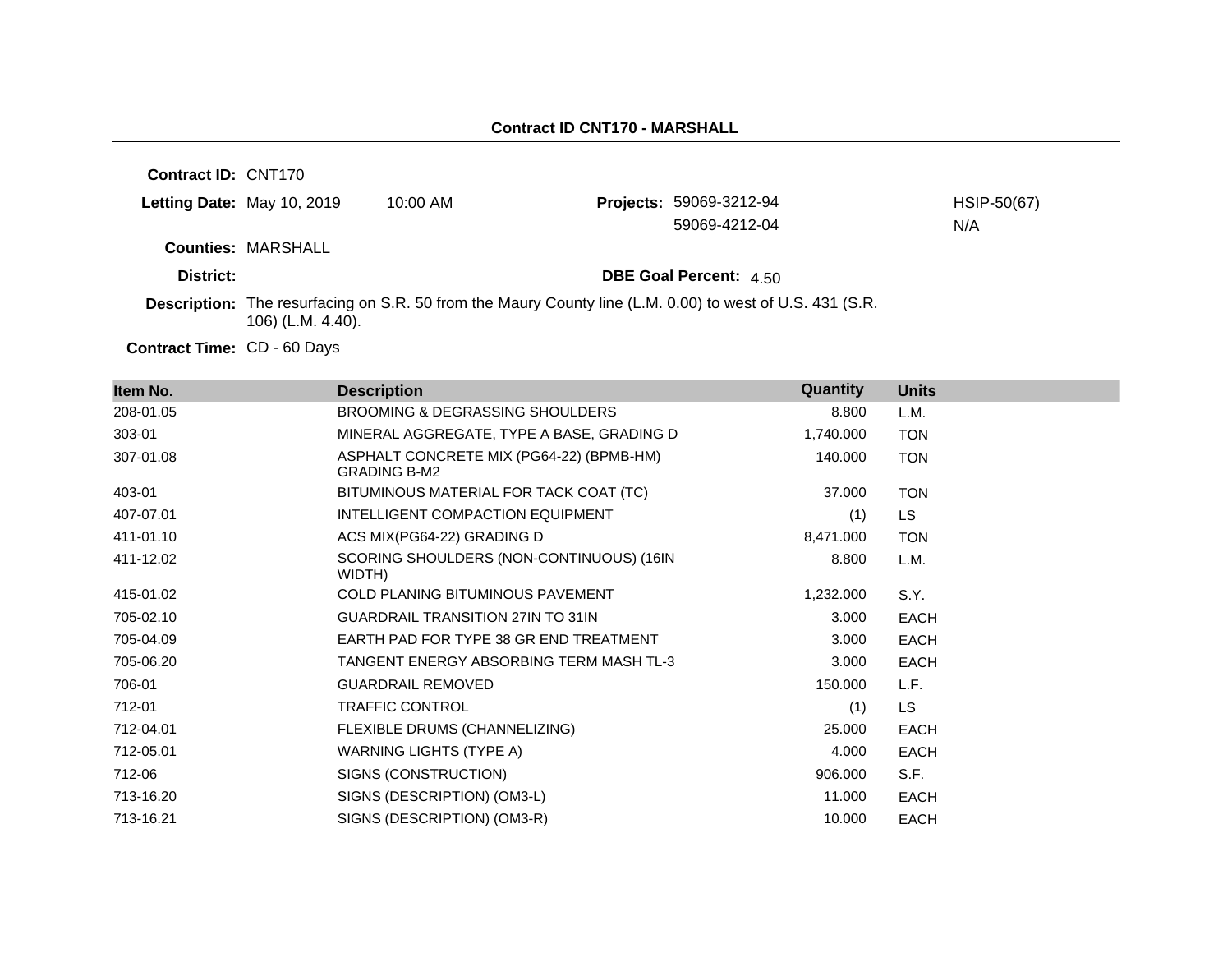# Contract ID CNT170 - MARSHALL

**Contract ID:** CNT170

**Letting Date:** May 10, 2019 10:00 AM

**Projects:** 59069-3212-94 HSIP-50(67)
59069-4212-04 N/A

**Counties:** MARSHALL

**District:**

**DBE Goal Percent:** 4.50

**Description:** The resurfacing on S.R. 50 from the Maury County line (L.M. 0.00) to west of U.S. 431 (S.R. 106) (L.M. 4.40).

**Contract Time:** CD - 60 Days

| Item No. | Description | Quantity | Units |
|---|---|---|---|
| 208-01.05 | BROOMING & DEGRASSING SHOULDERS | 8.800 | L.M. |
| 303-01 | MINERAL AGGREGATE, TYPE A BASE, GRADING D | 1,740.000 | TON |
| 307-01.08 | ASPHALT CONCRETE MIX (PG64-22) (BPMB-HM) GRADING B-M2 | 140.000 | TON |
| 403-01 | BITUMINOUS MATERIAL FOR TACK COAT (TC) | 37.000 | TON |
| 407-07.01 | INTELLIGENT COMPACTION EQUIPMENT | (1) | LS |
| 411-01.10 | ACS MIX(PG64-22) GRADING D | 8,471.000 | TON |
| 411-12.02 | SCORING SHOULDERS (NON-CONTINUOUS) (16IN WIDTH) | 8.800 | L.M. |
| 415-01.02 | COLD PLANING BITUMINOUS PAVEMENT | 1,232.000 | S.Y. |
| 705-02.10 | GUARDRAIL TRANSITION 27IN TO 31IN | 3.000 | EACH |
| 705-04.09 | EARTH PAD FOR TYPE 38 GR END TREATMENT | 3.000 | EACH |
| 705-06.20 | TANGENT ENERGY ABSORBING TERM MASH TL-3 | 3.000 | EACH |
| 706-01 | GUARDRAIL REMOVED | 150.000 | L.F. |
| 712-01 | TRAFFIC CONTROL | (1) | LS |
| 712-04.01 | FLEXIBLE DRUMS (CHANNELIZING) | 25.000 | EACH |
| 712-05.01 | WARNING LIGHTS (TYPE A) | 4.000 | EACH |
| 712-06 | SIGNS (CONSTRUCTION) | 906.000 | S.F. |
| 713-16.20 | SIGNS (DESCRIPTION) (OM3-L) | 11.000 | EACH |
| 713-16.21 | SIGNS (DESCRIPTION) (OM3-R) | 10.000 | EACH |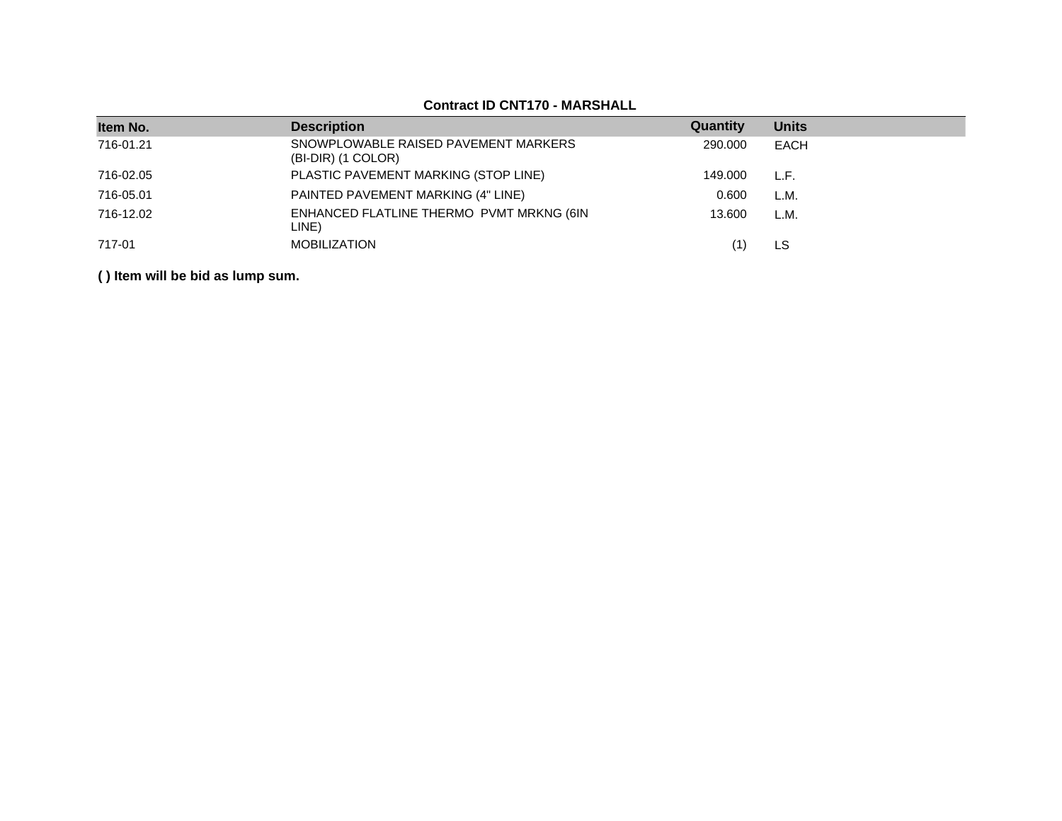**Contract ID CNT170 - MARSHALL**

| Item No. | Description | Quantity | Units |
|---|---|---|---|
| 716-01.21 | SNOWPLOWABLE RAISED PAVEMENT MARKERS (BI-DIR) (1 COLOR) | 290.000 | EACH |
| 716-02.05 | PLASTIC PAVEMENT MARKING (STOP LINE) | 149.000 | L.F. |
| 716-05.01 | PAINTED PAVEMENT MARKING (4" LINE) | 0.600 | L.M. |
| 716-12.02 | ENHANCED FLATLINE THERMO PVMT MRKNG (6IN LINE) | 13.600 | L.M. |
| 717-01 | MOBILIZATION | (1) | LS |

**( ) Item will be bid as lump sum.**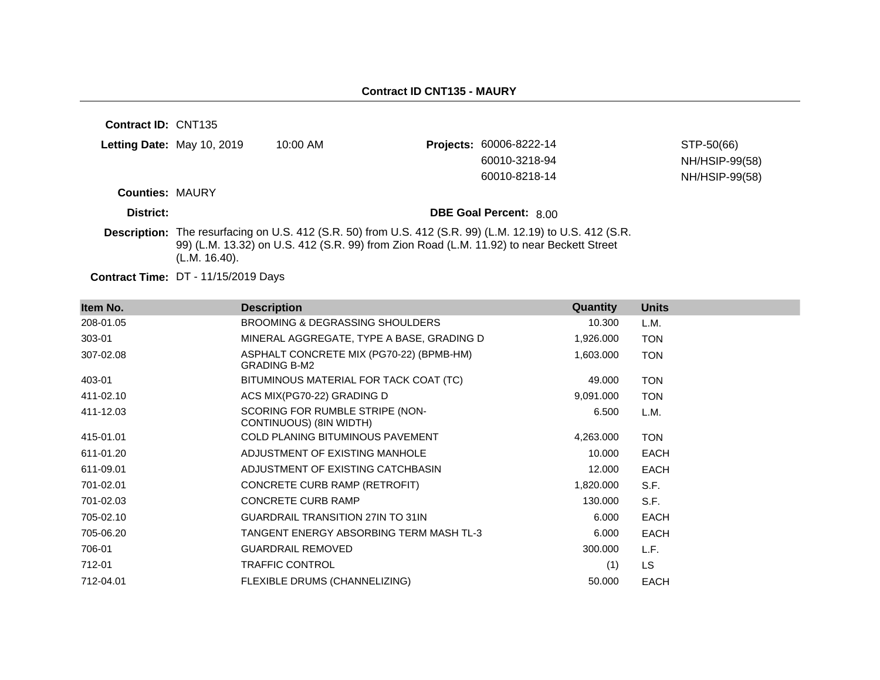**Contract ID CNT135 - MAURY**

---

**Contract ID:** CNT135

**Letting Date:** May 10, 2019 10:00 AM

**Projects:**

| | |
|---|---|
| 60006-8222-14 | STP-50(66) |
| 60010-3218-94 | NH/HSIP-99(58) |
| 60010-8218-14 | NH/HSIP-99(58) |

**Counties:** MAURY

**District:**

**DBE Goal Percent:** 8.00

**Description:** The resurfacing on U.S. 412 (S.R. 50) from U.S. 412 (S.R. 99) (L.M. 12.19) to U.S. 412 (S.R. 99) (L.M. 13.32) on U.S. 412 (S.R. 99) from Zion Road (L.M. 11.92) to near Beckett Street (L.M. 16.40).

**Contract Time:** DT - 11/15/2019 Days

| Item No. | Description | Quantity | Units |
|---|---|---|---|
| 208-01.05 | BROOMING & DEGRASSING SHOULDERS | 10.300 | L.M. |
| 303-01 | MINERAL AGGREGATE, TYPE A BASE, GRADING D | 1,926.000 | TON |
| 307-02.08 | ASPHALT CONCRETE MIX (PG70-22) (BPMB-HM) GRADING B-M2 | 1,603.000 | TON |
| 403-01 | BITUMINOUS MATERIAL FOR TACK COAT (TC) | 49.000 | TON |
| 411-02.10 | ACS MIX(PG70-22) GRADING D | 9,091.000 | TON |
| 411-12.03 | SCORING FOR RUMBLE STRIPE (NON-CONTINUOUS) (8IN WIDTH) | 6.500 | L.M. |
| 415-01.01 | COLD PLANING BITUMINOUS PAVEMENT | 4,263.000 | TON |
| 611-01.20 | ADJUSTMENT OF EXISTING MANHOLE | 10.000 | EACH |
| 611-09.01 | ADJUSTMENT OF EXISTING CATCHBASIN | 12.000 | EACH |
| 701-02.01 | CONCRETE CURB RAMP (RETROFIT) | 1,820.000 | S.F. |
| 701-02.03 | CONCRETE CURB RAMP | 130.000 | S.F. |
| 705-02.10 | GUARDRAIL TRANSITION 27IN TO 31IN | 6.000 | EACH |
| 705-06.20 | TANGENT ENERGY ABSORBING TERM MASH TL-3 | 6.000 | EACH |
| 706-01 | GUARDRAIL REMOVED | 300.000 | L.F. |
| 712-01 | TRAFFIC CONTROL | (1) | LS |
| 712-04.01 | FLEXIBLE DRUMS (CHANNELIZING) | 50.000 | EACH |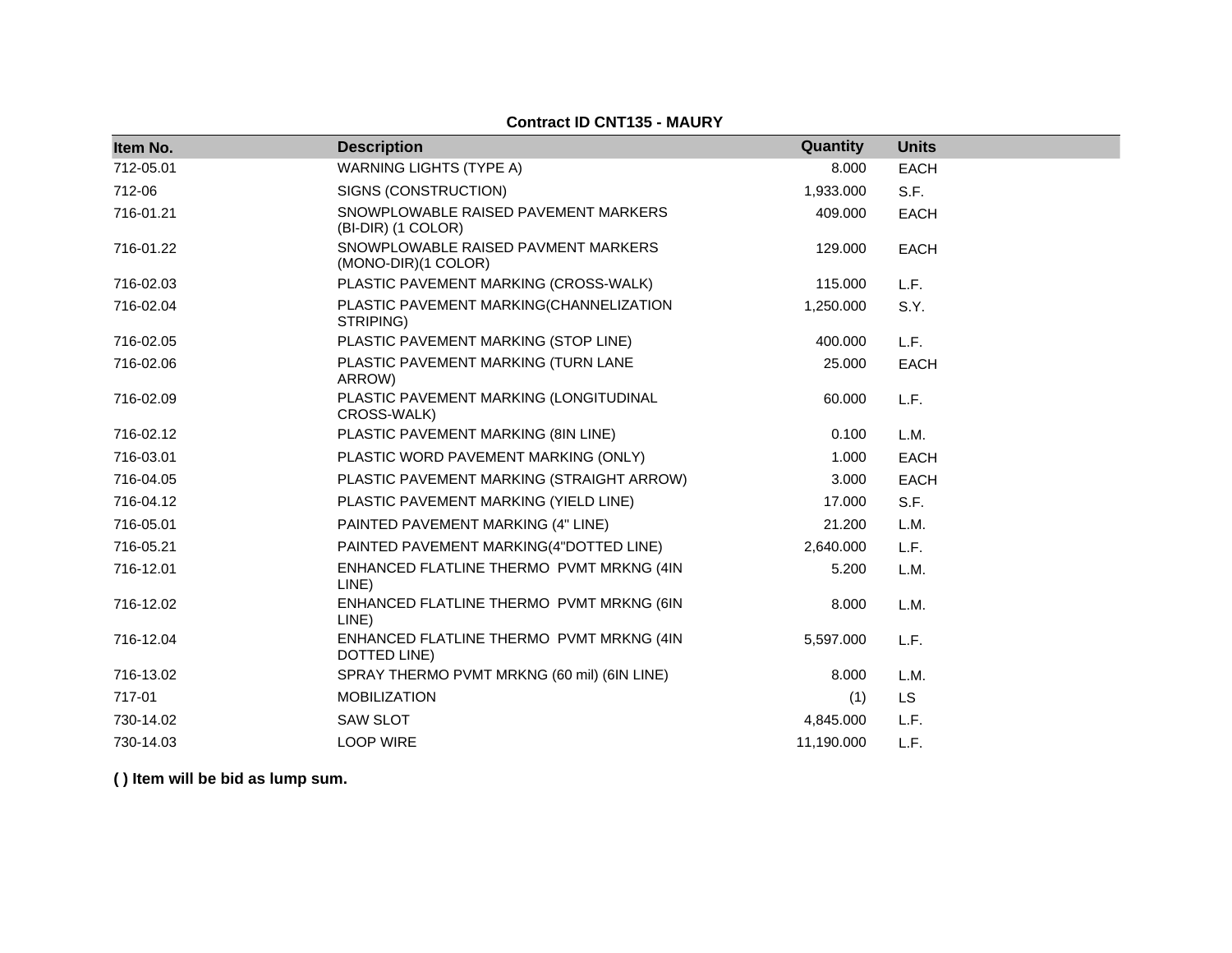**Contract ID CNT135 - MAURY**

| Item No. | Description | Quantity | Units |
|---|---|---|---|
| 712-05.01 | WARNING LIGHTS (TYPE A) | 8.000 | EACH |
| 712-06 | SIGNS (CONSTRUCTION) | 1,933.000 | S.F. |
| 716-01.21 | SNOWPLOWABLE RAISED PAVEMENT MARKERS (BI-DIR) (1 COLOR) | 409.000 | EACH |
| 716-01.22 | SNOWPLOWABLE RAISED PAVMENT MARKERS (MONO-DIR)(1 COLOR) | 129.000 | EACH |
| 716-02.03 | PLASTIC PAVEMENT MARKING (CROSS-WALK) | 115.000 | L.F. |
| 716-02.04 | PLASTIC PAVEMENT MARKING(CHANNELIZATION STRIPING) | 1,250.000 | S.Y. |
| 716-02.05 | PLASTIC PAVEMENT MARKING (STOP LINE) | 400.000 | L.F. |
| 716-02.06 | PLASTIC PAVEMENT MARKING (TURN LANE ARROW) | 25.000 | EACH |
| 716-02.09 | PLASTIC PAVEMENT MARKING (LONGITUDINAL CROSS-WALK) | 60.000 | L.F. |
| 716-02.12 | PLASTIC PAVEMENT MARKING (8IN LINE) | 0.100 | L.M. |
| 716-03.01 | PLASTIC WORD PAVEMENT MARKING (ONLY) | 1.000 | EACH |
| 716-04.05 | PLASTIC PAVEMENT MARKING (STRAIGHT ARROW) | 3.000 | EACH |
| 716-04.12 | PLASTIC PAVEMENT MARKING (YIELD LINE) | 17.000 | S.F. |
| 716-05.01 | PAINTED PAVEMENT MARKING (4" LINE) | 21.200 | L.M. |
| 716-05.21 | PAINTED PAVEMENT MARKING(4"DOTTED LINE) | 2,640.000 | L.F. |
| 716-12.01 | ENHANCED FLATLINE THERMO PVMT MRKNG (4IN LINE) | 5.200 | L.M. |
| 716-12.02 | ENHANCED FLATLINE THERMO PVMT MRKNG (6IN LINE) | 8.000 | L.M. |
| 716-12.04 | ENHANCED FLATLINE THERMO PVMT MRKNG (4IN DOTTED LINE) | 5,597.000 | L.F. |
| 716-13.02 | SPRAY THERMO PVMT MRKNG (60 mil) (6IN LINE) | 8.000 | L.M. |
| 717-01 | MOBILIZATION | (1) | LS |
| 730-14.02 | SAW SLOT | 4,845.000 | L.F. |
| 730-14.03 | LOOP WIRE | 11,190.000 | L.F. |

**( ) Item will be bid as lump sum.**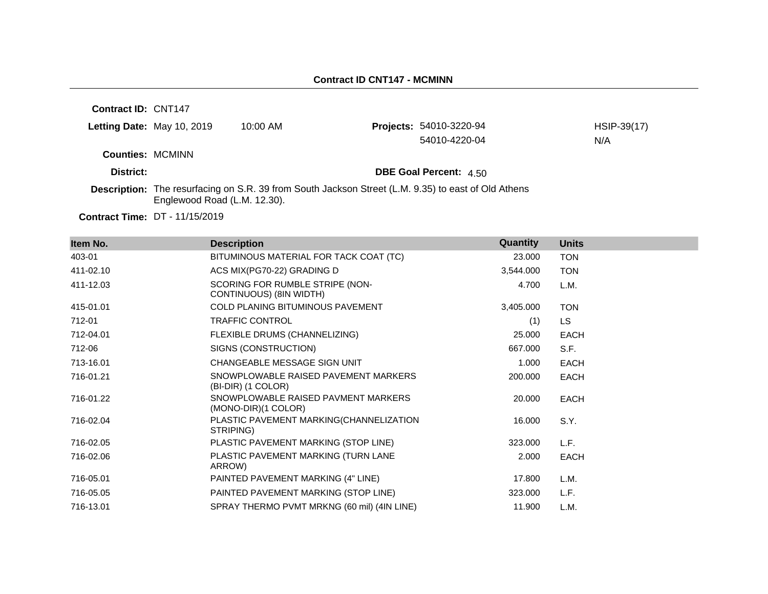## Contract ID CNT147 - MCMINN

**Contract ID:** CNT147

**Letting Date:** May 10, 2019 10:00 AM

**Projects:** 54010-3220-94 HSIP-39(17)
54010-4220-04 N/A

**Counties:** MCMINN

**District:**

**DBE Goal Percent:** 4.50

**Description:** The resurfacing on S.R. 39 from South Jackson Street (L.M. 9.35) to east of Old Athens Englewood Road (L.M. 12.30).

**Contract Time:** DT - 11/15/2019

| Item No. | Description | Quantity | Units |
|---|---|---|---|
| 403-01 | BITUMINOUS MATERIAL FOR TACK COAT (TC) | 23.000 | TON |
| 411-02.10 | ACS MIX(PG70-22) GRADING D | 3,544.000 | TON |
| 411-12.03 | SCORING FOR RUMBLE STRIPE (NON-CONTINUOUS) (8IN WIDTH) | 4.700 | L.M. |
| 415-01.01 | COLD PLANING BITUMINOUS PAVEMENT | 3,405.000 | TON |
| 712-01 | TRAFFIC CONTROL | (1) | LS |
| 712-04.01 | FLEXIBLE DRUMS (CHANNELIZING) | 25.000 | EACH |
| 712-06 | SIGNS (CONSTRUCTION) | 667.000 | S.F. |
| 713-16.01 | CHANGEABLE MESSAGE SIGN UNIT | 1.000 | EACH |
| 716-01.21 | SNOWPLOWABLE RAISED PAVEMENT MARKERS (BI-DIR) (1 COLOR) | 200.000 | EACH |
| 716-01.22 | SNOWPLOWABLE RAISED PAVMENT MARKERS (MONO-DIR)(1 COLOR) | 20.000 | EACH |
| 716-02.04 | PLASTIC PAVEMENT MARKING(CHANNELIZATION STRIPING) | 16.000 | S.Y. |
| 716-02.05 | PLASTIC PAVEMENT MARKING (STOP LINE) | 323.000 | L.F. |
| 716-02.06 | PLASTIC PAVEMENT MARKING (TURN LANE ARROW) | 2.000 | EACH |
| 716-05.01 | PAINTED PAVEMENT MARKING (4" LINE) | 17.800 | L.M. |
| 716-05.05 | PAINTED PAVEMENT MARKING (STOP LINE) | 323.000 | L.F. |
| 716-13.01 | SPRAY THERMO PVMT MRKNG (60 mil) (4IN LINE) | 11.900 | L.M. |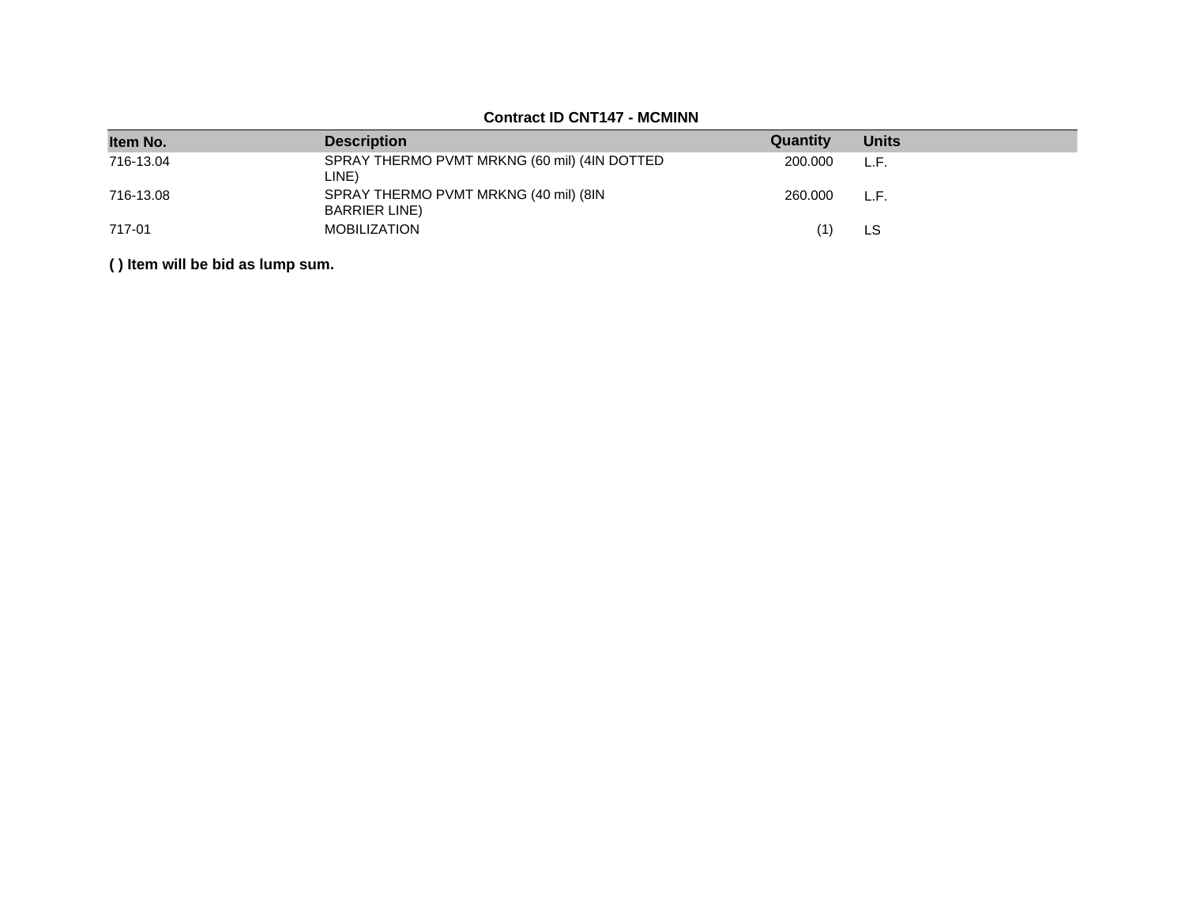**Contract ID CNT147 - MCMINN**

| Item No. | Description | Quantity | Units |
|---|---|---|---|
| 716-13.04 | SPRAY THERMO PVMT MRKNG (60 mil) (4IN DOTTED LINE) | 200.000 | L.F. |
| 716-13.08 | SPRAY THERMO PVMT MRKNG (40 mil) (8IN BARRIER LINE) | 260.000 | L.F. |
| 717-01 | MOBILIZATION | (1) | LS |

**( ) Item will be bid as lump sum.**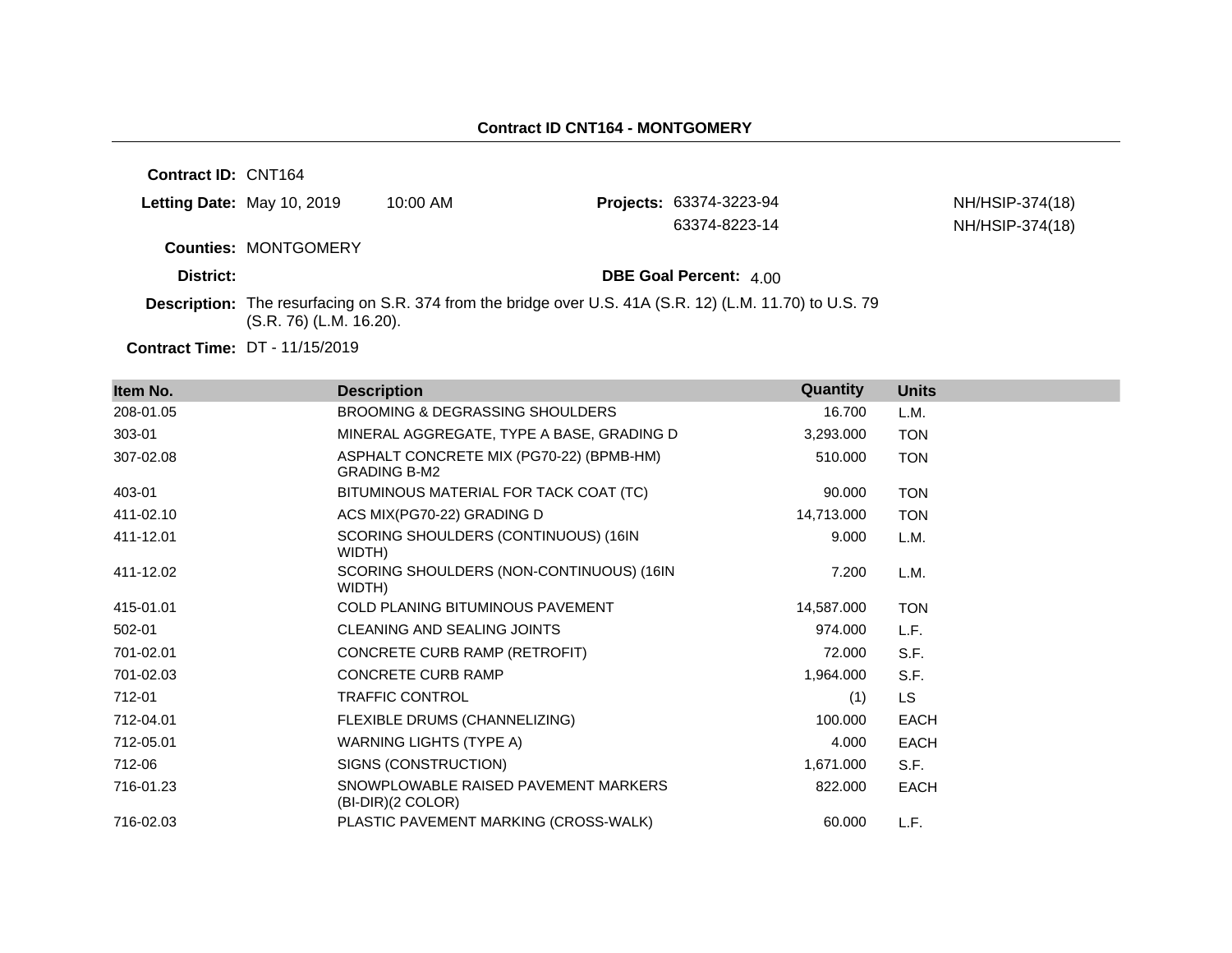## Contract ID CNT164 - MONTGOMERY

**Contract ID:** CNT164

**Letting Date:** May 10, 2019 10:00 AM

**Projects:** 63374-3223-94 NH/HSIP-374(18)
63374-8223-14 NH/HSIP-374(18)

**Counties:** MONTGOMERY

**District:**

**DBE Goal Percent:** 4.00

**Description:** The resurfacing on S.R. 374 from the bridge over U.S. 41A (S.R. 12) (L.M. 11.70) to U.S. 79 (S.R. 76) (L.M. 16.20).

**Contract Time:** DT - 11/15/2019

| Item No. | Description | Quantity | Units |
|---|---|---|---|
| 208-01.05 | BROOMING & DEGRASSING SHOULDERS | 16.700 | L.M. |
| 303-01 | MINERAL AGGREGATE, TYPE A BASE, GRADING D | 3,293.000 | TON |
| 307-02.08 | ASPHALT CONCRETE MIX (PG70-22) (BPMB-HM) GRADING B-M2 | 510.000 | TON |
| 403-01 | BITUMINOUS MATERIAL FOR TACK COAT (TC) | 90.000 | TON |
| 411-02.10 | ACS MIX(PG70-22) GRADING D | 14,713.000 | TON |
| 411-12.01 | SCORING SHOULDERS (CONTINUOUS) (16IN WIDTH) | 9.000 | L.M. |
| 411-12.02 | SCORING SHOULDERS (NON-CONTINUOUS) (16IN WIDTH) | 7.200 | L.M. |
| 415-01.01 | COLD PLANING BITUMINOUS PAVEMENT | 14,587.000 | TON |
| 502-01 | CLEANING AND SEALING JOINTS | 974.000 | L.F. |
| 701-02.01 | CONCRETE CURB RAMP (RETROFIT) | 72.000 | S.F. |
| 701-02.03 | CONCRETE CURB RAMP | 1,964.000 | S.F. |
| 712-01 | TRAFFIC CONTROL | (1) | LS |
| 712-04.01 | FLEXIBLE DRUMS (CHANNELIZING) | 100.000 | EACH |
| 712-05.01 | WARNING LIGHTS (TYPE A) | 4.000 | EACH |
| 712-06 | SIGNS (CONSTRUCTION) | 1,671.000 | S.F. |
| 716-01.23 | SNOWPLOWABLE RAISED PAVEMENT MARKERS (BI-DIR)(2 COLOR) | 822.000 | EACH |
| 716-02.03 | PLASTIC PAVEMENT MARKING (CROSS-WALK) | 60.000 | L.F. |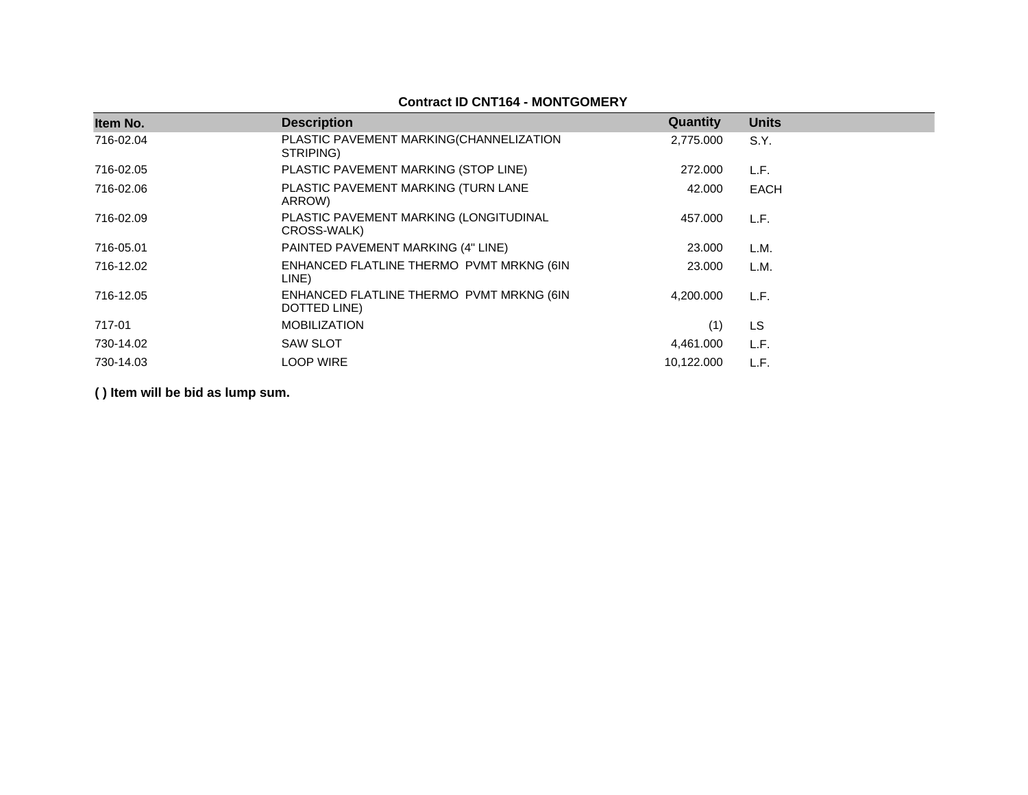**Contract ID CNT164 - MONTGOMERY**

| Item No. | Description | Quantity | Units |
|---|---|---|---|
| 716-02.04 | PLASTIC PAVEMENT MARKING(CHANNELIZATION STRIPING) | 2,775.000 | S.Y. |
| 716-02.05 | PLASTIC PAVEMENT MARKING (STOP LINE) | 272.000 | L.F. |
| 716-02.06 | PLASTIC PAVEMENT MARKING (TURN LANE ARROW) | 42.000 | EACH |
| 716-02.09 | PLASTIC PAVEMENT MARKING (LONGITUDINAL CROSS-WALK) | 457.000 | L.F. |
| 716-05.01 | PAINTED PAVEMENT MARKING (4" LINE) | 23.000 | L.M. |
| 716-12.02 | ENHANCED FLATLINE THERMO PVMT MRKNG (6IN LINE) | 23.000 | L.M. |
| 716-12.05 | ENHANCED FLATLINE THERMO PVMT MRKNG (6IN DOTTED LINE) | 4,200.000 | L.F. |
| 717-01 | MOBILIZATION | (1) | LS |
| 730-14.02 | SAW SLOT | 4,461.000 | L.F. |
| 730-14.03 | LOOP WIRE | 10,122.000 | L.F. |

**( ) Item will be bid as lump sum.**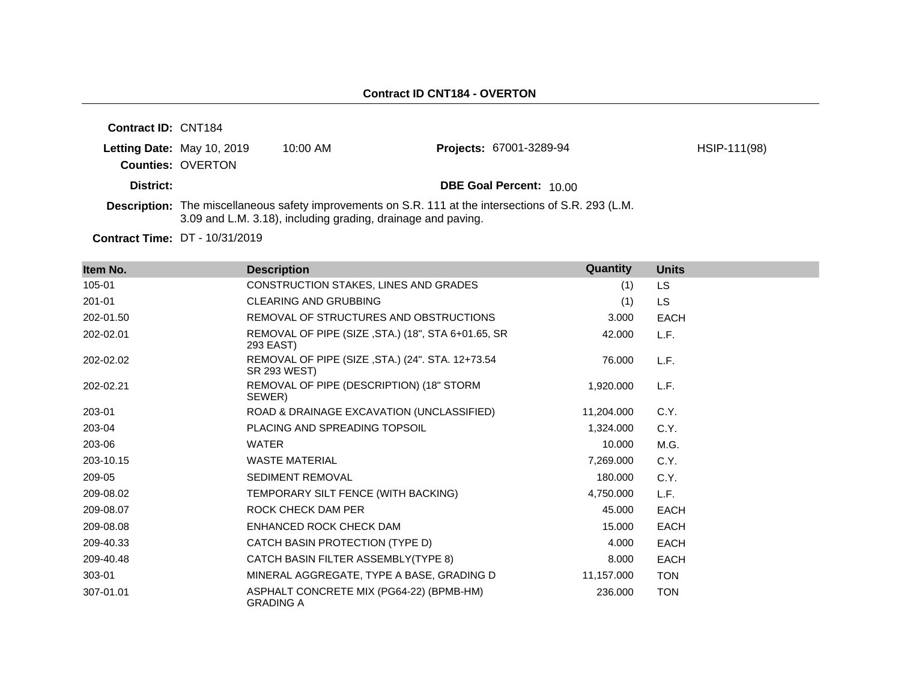**Contract ID CNT184 - OVERTON**

**Contract ID:** CNT184

**Letting Date:** May 10, 2019 10:00 AM

**Projects:** 67001-3289-94 HSIP-111(98)

**Counties:** OVERTON

**District:**

**DBE Goal Percent:** 10.00

**Description:** The miscellaneous safety improvements on S.R. 111 at the intersections of S.R. 293 (L.M. 3.09 and L.M. 3.18), including grading, drainage and paving.

**Contract Time:** DT - 10/31/2019

| Item No. | Description | Quantity | Units |
|---|---|---|---|
| 105-01 | CONSTRUCTION STAKES, LINES AND GRADES | (1) | LS |
| 201-01 | CLEARING AND GRUBBING | (1) | LS |
| 202-01.50 | REMOVAL OF STRUCTURES AND OBSTRUCTIONS | 3.000 | EACH |
| 202-02.01 | REMOVAL OF PIPE (SIZE ,STA.) (18", STA 6+01.65, SR 293 EAST) | 42.000 | L.F. |
| 202-02.02 | REMOVAL OF PIPE (SIZE ,STA.) (24". STA. 12+73.54 SR 293 WEST) | 76.000 | L.F. |
| 202-02.21 | REMOVAL OF PIPE (DESCRIPTION) (18" STORM SEWER) | 1,920.000 | L.F. |
| 203-01 | ROAD & DRAINAGE EXCAVATION (UNCLASSIFIED) | 11,204.000 | C.Y. |
| 203-04 | PLACING AND SPREADING TOPSOIL | 1,324.000 | C.Y. |
| 203-06 | WATER | 10.000 | M.G. |
| 203-10.15 | WASTE MATERIAL | 7,269.000 | C.Y. |
| 209-05 | SEDIMENT REMOVAL | 180.000 | C.Y. |
| 209-08.02 | TEMPORARY SILT FENCE (WITH BACKING) | 4,750.000 | L.F. |
| 209-08.07 | ROCK CHECK DAM PER | 45.000 | EACH |
| 209-08.08 | ENHANCED ROCK CHECK DAM | 15.000 | EACH |
| 209-40.33 | CATCH BASIN PROTECTION (TYPE D) | 4.000 | EACH |
| 209-40.48 | CATCH BASIN FILTER ASSEMBLY(TYPE 8) | 8.000 | EACH |
| 303-01 | MINERAL AGGREGATE, TYPE A BASE, GRADING D | 11,157.000 | TON |
| 307-01.01 | ASPHALT CONCRETE MIX (PG64-22) (BPMB-HM) GRADING A | 236.000 | TON |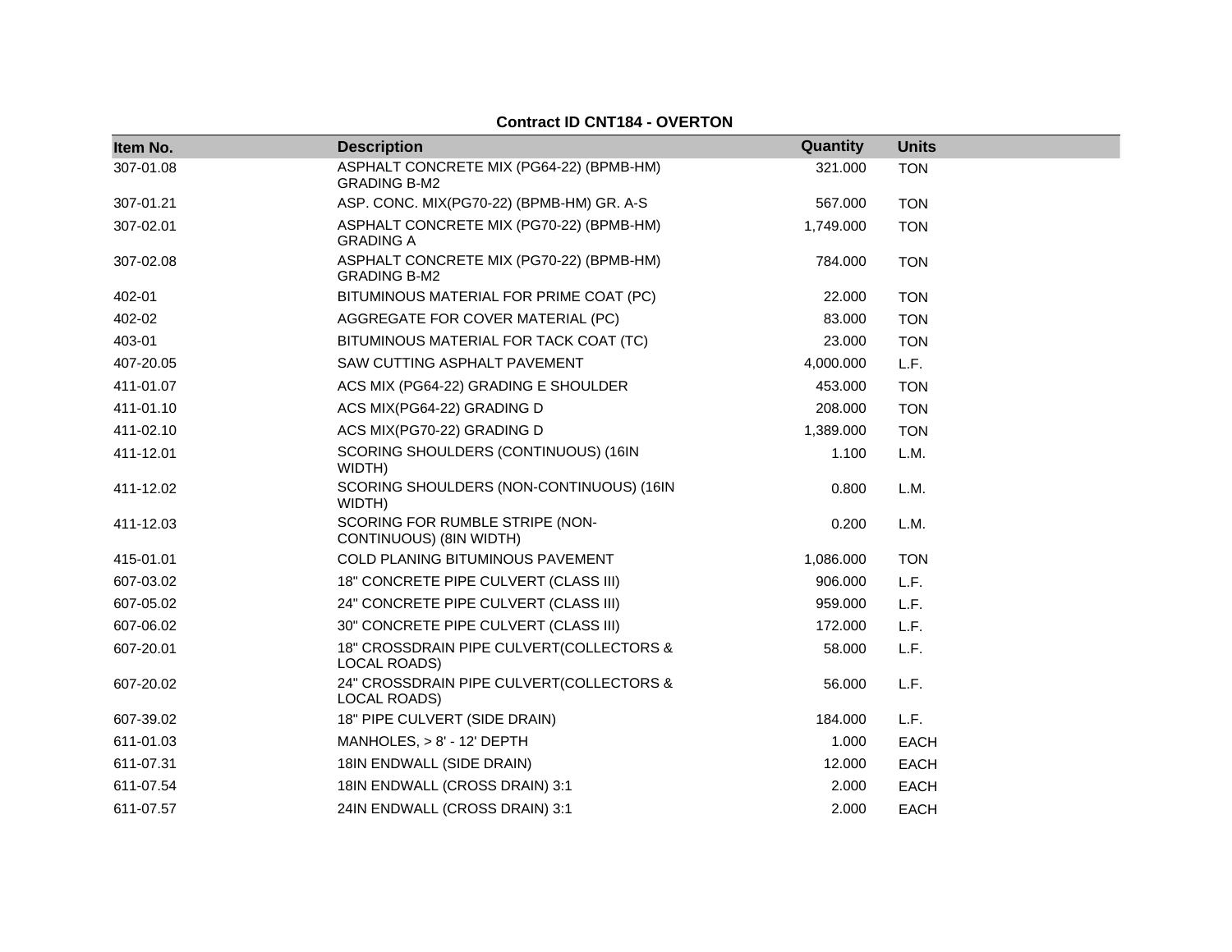**Contract ID CNT184 - OVERTON**

| Item No. | Description | Quantity | Units |
| --- | --- | --- | --- |
| 307-01.08 | ASPHALT CONCRETE MIX (PG64-22) (BPMB-HM) GRADING B-M2 | 321.000 | TON |
| 307-01.21 | ASP. CONC. MIX(PG70-22) (BPMB-HM) GR. A-S | 567.000 | TON |
| 307-02.01 | ASPHALT CONCRETE MIX (PG70-22) (BPMB-HM) GRADING A | 1,749.000 | TON |
| 307-02.08 | ASPHALT CONCRETE MIX (PG70-22) (BPMB-HM) GRADING B-M2 | 784.000 | TON |
| 402-01 | BITUMINOUS MATERIAL FOR PRIME COAT (PC) | 22.000 | TON |
| 402-02 | AGGREGATE FOR COVER MATERIAL (PC) | 83.000 | TON |
| 403-01 | BITUMINOUS MATERIAL FOR TACK COAT (TC) | 23.000 | TON |
| 407-20.05 | SAW CUTTING ASPHALT PAVEMENT | 4,000.000 | L.F. |
| 411-01.07 | ACS MIX (PG64-22) GRADING E SHOULDER | 453.000 | TON |
| 411-01.10 | ACS MIX(PG64-22) GRADING D | 208.000 | TON |
| 411-02.10 | ACS MIX(PG70-22) GRADING D | 1,389.000 | TON |
| 411-12.01 | SCORING SHOULDERS (CONTINUOUS) (16IN WIDTH) | 1.100 | L.M. |
| 411-12.02 | SCORING SHOULDERS (NON-CONTINUOUS) (16IN WIDTH) | 0.800 | L.M. |
| 411-12.03 | SCORING FOR RUMBLE STRIPE (NON-CONTINUOUS) (8IN WIDTH) | 0.200 | L.M. |
| 415-01.01 | COLD PLANING BITUMINOUS PAVEMENT | 1,086.000 | TON |
| 607-03.02 | 18" CONCRETE PIPE CULVERT (CLASS III) | 906.000 | L.F. |
| 607-05.02 | 24" CONCRETE PIPE CULVERT (CLASS III) | 959.000 | L.F. |
| 607-06.02 | 30" CONCRETE PIPE CULVERT (CLASS III) | 172.000 | L.F. |
| 607-20.01 | 18" CROSSDRAIN PIPE CULVERT(COLLECTORS & LOCAL ROADS) | 58.000 | L.F. |
| 607-20.02 | 24" CROSSDRAIN PIPE CULVERT(COLLECTORS & LOCAL ROADS) | 56.000 | L.F. |
| 607-39.02 | 18" PIPE CULVERT (SIDE DRAIN) | 184.000 | L.F. |
| 611-01.03 | MANHOLES, > 8' - 12' DEPTH | 1.000 | EACH |
| 611-07.31 | 18IN ENDWALL (SIDE DRAIN) | 12.000 | EACH |
| 611-07.54 | 18IN ENDWALL (CROSS DRAIN) 3:1 | 2.000 | EACH |
| 611-07.57 | 24IN ENDWALL (CROSS DRAIN) 3:1 | 2.000 | EACH |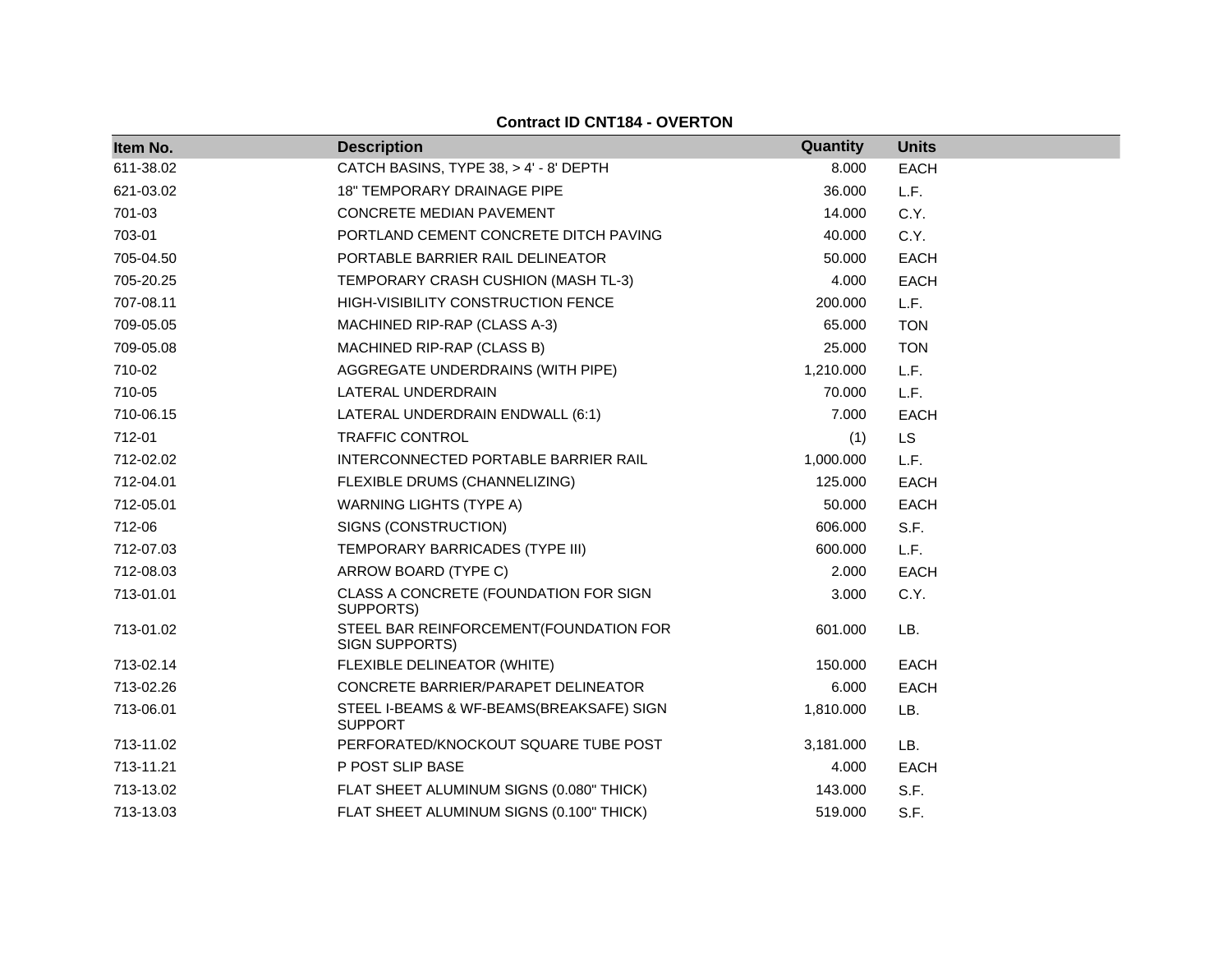**Contract ID CNT184 - OVERTON**

| Item No. | Description | Quantity | Units |
| --- | --- | --- | --- |
| 611-38.02 | CATCH BASINS, TYPE 38, > 4' - 8' DEPTH | 8.000 | EACH |
| 621-03.02 | 18" TEMPORARY DRAINAGE PIPE | 36.000 | L.F. |
| 701-03 | CONCRETE MEDIAN PAVEMENT | 14.000 | C.Y. |
| 703-01 | PORTLAND CEMENT CONCRETE DITCH PAVING | 40.000 | C.Y. |
| 705-04.50 | PORTABLE BARRIER RAIL DELINEATOR | 50.000 | EACH |
| 705-20.25 | TEMPORARY CRASH CUSHION (MASH TL-3) | 4.000 | EACH |
| 707-08.11 | HIGH-VISIBILITY CONSTRUCTION FENCE | 200.000 | L.F. |
| 709-05.05 | MACHINED RIP-RAP (CLASS A-3) | 65.000 | TON |
| 709-05.08 | MACHINED RIP-RAP (CLASS B) | 25.000 | TON |
| 710-02 | AGGREGATE UNDERDRAINS (WITH PIPE) | 1,210.000 | L.F. |
| 710-05 | LATERAL UNDERDRAIN | 70.000 | L.F. |
| 710-06.15 | LATERAL UNDERDRAIN ENDWALL (6:1) | 7.000 | EACH |
| 712-01 | TRAFFIC CONTROL | (1) | LS |
| 712-02.02 | INTERCONNECTED PORTABLE BARRIER RAIL | 1,000.000 | L.F. |
| 712-04.01 | FLEXIBLE DRUMS (CHANNELIZING) | 125.000 | EACH |
| 712-05.01 | WARNING LIGHTS (TYPE A) | 50.000 | EACH |
| 712-06 | SIGNS (CONSTRUCTION) | 606.000 | S.F. |
| 712-07.03 | TEMPORARY BARRICADES (TYPE III) | 600.000 | L.F. |
| 712-08.03 | ARROW BOARD (TYPE C) | 2.000 | EACH |
| 713-01.01 | CLASS A CONCRETE (FOUNDATION FOR SIGN SUPPORTS) | 3.000 | C.Y. |
| 713-01.02 | STEEL BAR REINFORCEMENT(FOUNDATION FOR SIGN SUPPORTS) | 601.000 | LB. |
| 713-02.14 | FLEXIBLE DELINEATOR (WHITE) | 150.000 | EACH |
| 713-02.26 | CONCRETE BARRIER/PARAPET DELINEATOR | 6.000 | EACH |
| 713-06.01 | STEEL I-BEAMS & WF-BEAMS(BREAKSAFE) SIGN SUPPORT | 1,810.000 | LB. |
| 713-11.02 | PERFORATED/KNOCKOUT SQUARE TUBE POST | 3,181.000 | LB. |
| 713-11.21 | P POST SLIP BASE | 4.000 | EACH |
| 713-13.02 | FLAT SHEET ALUMINUM SIGNS (0.080" THICK) | 143.000 | S.F. |
| 713-13.03 | FLAT SHEET ALUMINUM SIGNS (0.100" THICK) | 519.000 | S.F. |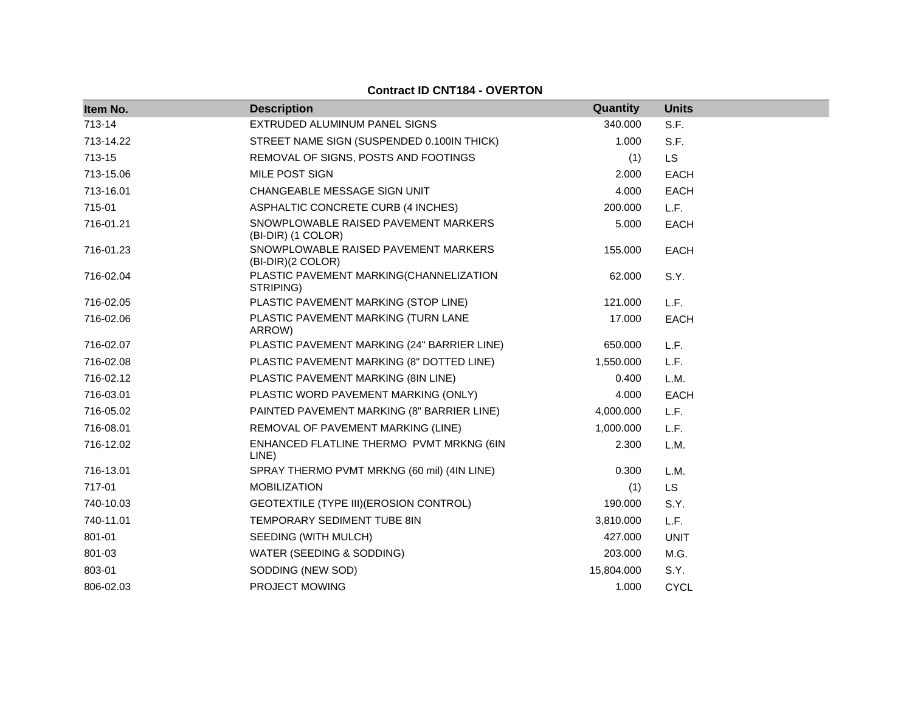**Contract ID CNT184 - OVERTON**

| Item No. | Description | Quantity | Units |
|---|---|---|---|
| 713-14 | EXTRUDED ALUMINUM PANEL SIGNS | 340.000 | S.F. |
| 713-14.22 | STREET NAME SIGN (SUSPENDED 0.100IN THICK) | 1.000 | S.F. |
| 713-15 | REMOVAL OF SIGNS, POSTS AND FOOTINGS | (1) | LS |
| 713-15.06 | MILE POST SIGN | 2.000 | EACH |
| 713-16.01 | CHANGEABLE MESSAGE SIGN UNIT | 4.000 | EACH |
| 715-01 | ASPHALTIC CONCRETE CURB (4 INCHES) | 200.000 | L.F. |
| 716-01.21 | SNOWPLOWABLE RAISED PAVEMENT MARKERS (BI-DIR) (1 COLOR) | 5.000 | EACH |
| 716-01.23 | SNOWPLOWABLE RAISED PAVEMENT MARKERS (BI-DIR)(2 COLOR) | 155.000 | EACH |
| 716-02.04 | PLASTIC PAVEMENT MARKING(CHANNELIZATION STRIPING) | 62.000 | S.Y. |
| 716-02.05 | PLASTIC PAVEMENT MARKING (STOP LINE) | 121.000 | L.F. |
| 716-02.06 | PLASTIC PAVEMENT MARKING (TURN LANE ARROW) | 17.000 | EACH |
| 716-02.07 | PLASTIC PAVEMENT MARKING (24" BARRIER LINE) | 650.000 | L.F. |
| 716-02.08 | PLASTIC PAVEMENT MARKING (8" DOTTED LINE) | 1,550.000 | L.F. |
| 716-02.12 | PLASTIC PAVEMENT MARKING (8IN LINE) | 0.400 | L.M. |
| 716-03.01 | PLASTIC WORD PAVEMENT MARKING (ONLY) | 4.000 | EACH |
| 716-05.02 | PAINTED PAVEMENT MARKING (8" BARRIER LINE) | 4,000.000 | L.F. |
| 716-08.01 | REMOVAL OF PAVEMENT MARKING (LINE) | 1,000.000 | L.F. |
| 716-12.02 | ENHANCED FLATLINE THERMO PVMT MRKNG (6IN LINE) | 2.300 | L.M. |
| 716-13.01 | SPRAY THERMO PVMT MRKNG (60 mil) (4IN LINE) | 0.300 | L.M. |
| 717-01 | MOBILIZATION | (1) | LS |
| 740-10.03 | GEOTEXTILE (TYPE III)(EROSION CONTROL) | 190.000 | S.Y. |
| 740-11.01 | TEMPORARY SEDIMENT TUBE 8IN | 3,810.000 | L.F. |
| 801-01 | SEEDING (WITH MULCH) | 427.000 | UNIT |
| 801-03 | WATER (SEEDING & SODDING) | 203.000 | M.G. |
| 803-01 | SODDING (NEW SOD) | 15,804.000 | S.Y. |
| 806-02.03 | PROJECT MOWING | 1.000 | CYCL |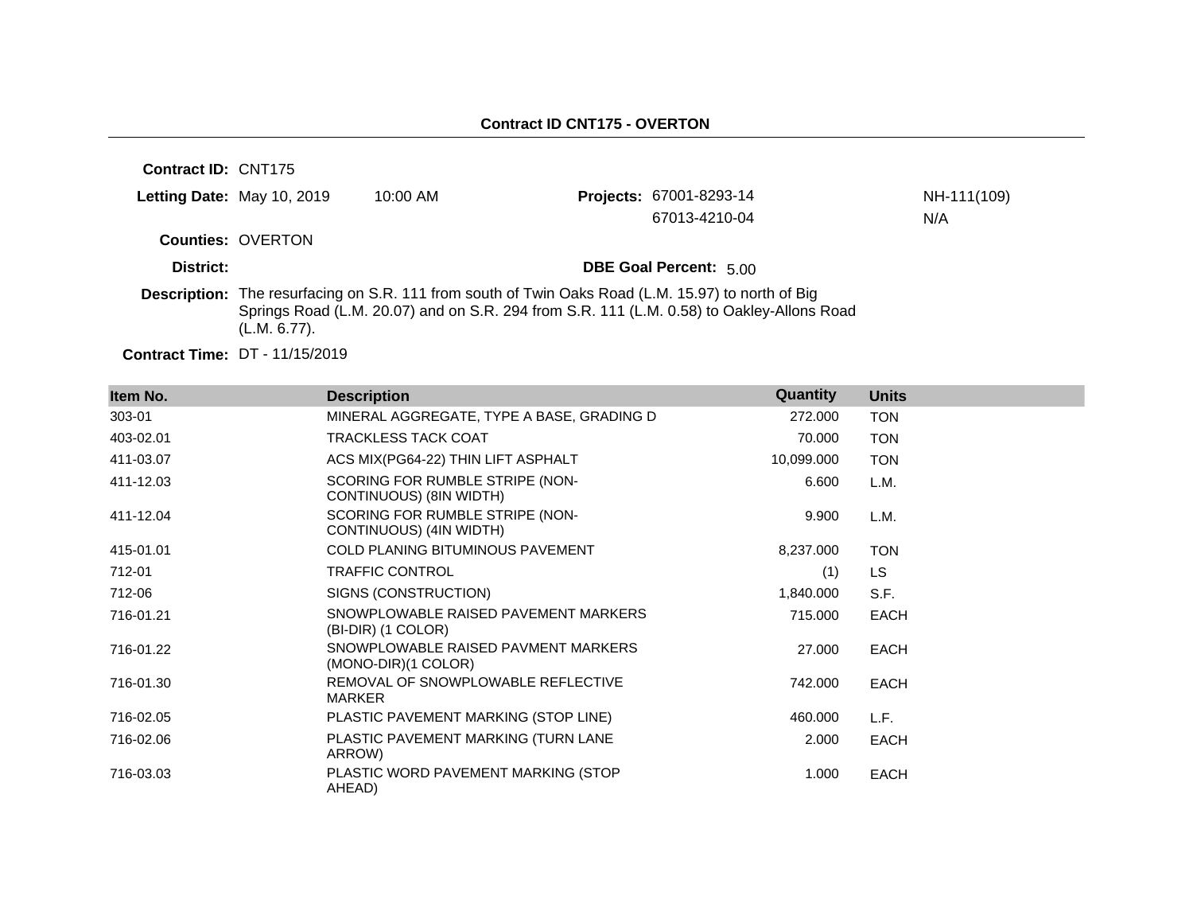## Contract ID CNT175 - OVERTON

**Contract ID:** CNT175

**Letting Date:** May 10, 2019 10:00 AM

**Projects:** 67001-8293-14 NH-111(109)
67013-4210-04 N/A

**Counties:** OVERTON

**District:**

**DBE Goal Percent:** 5.00

**Description:** The resurfacing on S.R. 111 from south of Twin Oaks Road (L.M. 15.97) to north of Big Springs Road (L.M. 20.07) and on S.R. 294 from S.R. 111 (L.M. 0.58) to Oakley-Allons Road (L.M. 6.77).

**Contract Time:** DT - 11/15/2019

| Item No. | Description | Quantity | Units |
|---|---|---|---|
| 303-01 | MINERAL AGGREGATE, TYPE A BASE, GRADING D | 272.000 | TON |
| 403-02.01 | TRACKLESS TACK COAT | 70.000 | TON |
| 411-03.07 | ACS MIX(PG64-22) THIN LIFT ASPHALT | 10,099.000 | TON |
| 411-12.03 | SCORING FOR RUMBLE STRIPE (NON-CONTINUOUS) (8IN WIDTH) | 6.600 | L.M. |
| 411-12.04 | SCORING FOR RUMBLE STRIPE (NON-CONTINUOUS) (4IN WIDTH) | 9.900 | L.M. |
| 415-01.01 | COLD PLANING BITUMINOUS PAVEMENT | 8,237.000 | TON |
| 712-01 | TRAFFIC CONTROL | (1) | LS |
| 712-06 | SIGNS (CONSTRUCTION) | 1,840.000 | S.F. |
| 716-01.21 | SNOWPLOWABLE RAISED PAVEMENT MARKERS (BI-DIR) (1 COLOR) | 715.000 | EACH |
| 716-01.22 | SNOWPLOWABLE RAISED PAVMENT MARKERS (MONO-DIR)(1 COLOR) | 27.000 | EACH |
| 716-01.30 | REMOVAL OF SNOWPLOWABLE REFLECTIVE MARKER | 742.000 | EACH |
| 716-02.05 | PLASTIC PAVEMENT MARKING (STOP LINE) | 460.000 | L.F. |
| 716-02.06 | PLASTIC PAVEMENT MARKING (TURN LANE ARROW) | 2.000 | EACH |
| 716-03.03 | PLASTIC WORD PAVEMENT MARKING (STOP AHEAD) | 1.000 | EACH |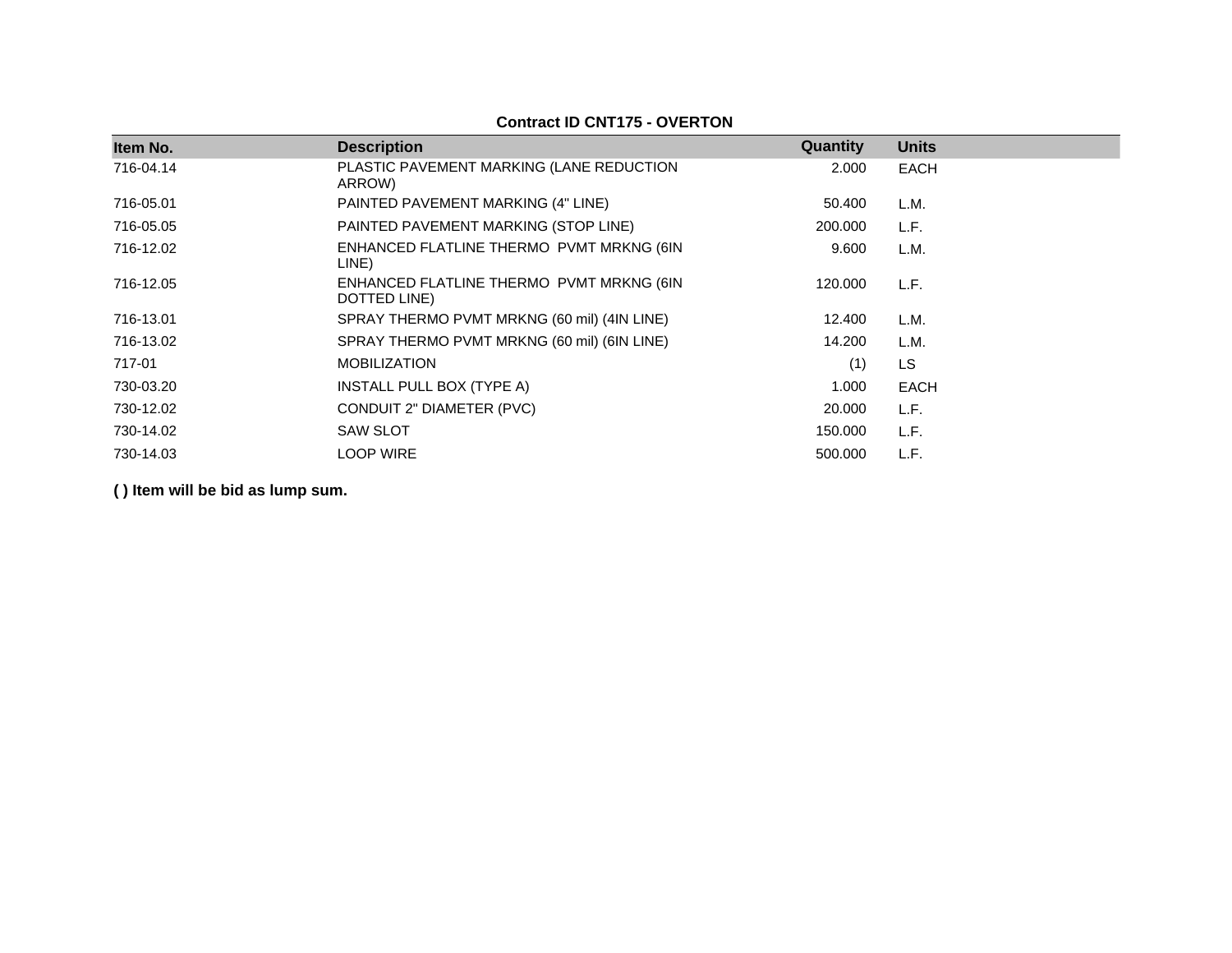**Contract ID CNT175 - OVERTON**

| Item No. | Description | Quantity | Units |
|---|---|---|---|
| 716-04.14 | PLASTIC PAVEMENT MARKING (LANE REDUCTION ARROW) | 2.000 | EACH |
| 716-05.01 | PAINTED PAVEMENT MARKING (4" LINE) | 50.400 | L.M. |
| 716-05.05 | PAINTED PAVEMENT MARKING (STOP LINE) | 200.000 | L.F. |
| 716-12.02 | ENHANCED FLATLINE THERMO PVMT MRKNG (6IN LINE) | 9.600 | L.M. |
| 716-12.05 | ENHANCED FLATLINE THERMO PVMT MRKNG (6IN DOTTED LINE) | 120.000 | L.F. |
| 716-13.01 | SPRAY THERMO PVMT MRKNG (60 mil) (4IN LINE) | 12.400 | L.M. |
| 716-13.02 | SPRAY THERMO PVMT MRKNG (60 mil) (6IN LINE) | 14.200 | L.M. |
| 717-01 | MOBILIZATION | (1) | LS |
| 730-03.20 | INSTALL PULL BOX (TYPE A) | 1.000 | EACH |
| 730-12.02 | CONDUIT 2" DIAMETER (PVC) | 20.000 | L.F. |
| 730-14.02 | SAW SLOT | 150.000 | L.F. |
| 730-14.03 | LOOP WIRE | 500.000 | L.F. |

**( ) Item will be bid as lump sum.**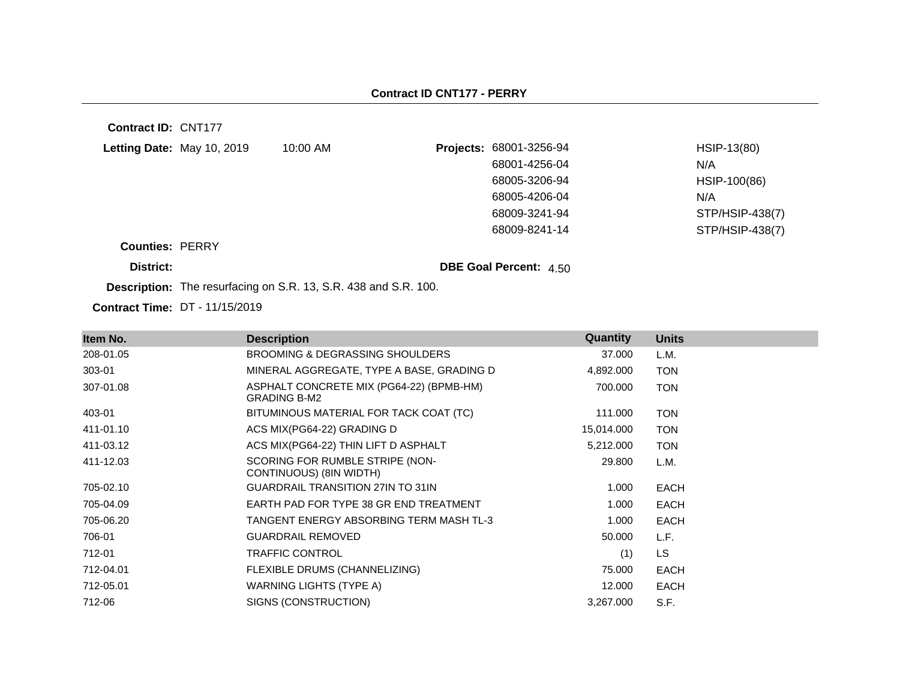# Contract ID CNT177 - PERRY

**Contract ID:** CNT177

**Letting Date:** May 10, 2019 10:00 AM

**Projects:**

| Project | Federal Project |
|---|---|
| 68001-3256-94 | HSIP-13(80) |
| 68001-4256-04 | N/A |
| 68005-3206-94 | HSIP-100(86) |
| 68005-4206-04 | N/A |
| 68009-3241-94 | STP/HSIP-438(7) |
| 68009-8241-14 | STP/HSIP-438(7) |

**Counties:** PERRY

**District:**

**DBE Goal Percent:** 4.50

**Description:** The resurfacing on S.R. 13, S.R. 438 and S.R. 100.

**Contract Time:** DT - 11/15/2019

| Item No. | Description | Quantity | Units |
|---|---|---|---|
| 208-01.05 | BROOMING & DEGRASSING SHOULDERS | 37.000 | L.M. |
| 303-01 | MINERAL AGGREGATE, TYPE A BASE, GRADING D | 4,892.000 | TON |
| 307-01.08 | ASPHALT CONCRETE MIX (PG64-22) (BPMB-HM) GRADING B-M2 | 700.000 | TON |
| 403-01 | BITUMINOUS MATERIAL FOR TACK COAT (TC) | 111.000 | TON |
| 411-01.10 | ACS MIX(PG64-22) GRADING D | 15,014.000 | TON |
| 411-03.12 | ACS MIX(PG64-22) THIN LIFT D ASPHALT | 5,212.000 | TON |
| 411-12.03 | SCORING FOR RUMBLE STRIPE (NON-CONTINUOUS) (8IN WIDTH) | 29.800 | L.M. |
| 705-02.10 | GUARDRAIL TRANSITION 27IN TO 31IN | 1.000 | EACH |
| 705-04.09 | EARTH PAD FOR TYPE 38 GR END TREATMENT | 1.000 | EACH |
| 705-06.20 | TANGENT ENERGY ABSORBING TERM MASH TL-3 | 1.000 | EACH |
| 706-01 | GUARDRAIL REMOVED | 50.000 | L.F. |
| 712-01 | TRAFFIC CONTROL | (1) | LS |
| 712-04.01 | FLEXIBLE DRUMS (CHANNELIZING) | 75.000 | EACH |
| 712-05.01 | WARNING LIGHTS (TYPE A) | 12.000 | EACH |
| 712-06 | SIGNS (CONSTRUCTION) | 3,267.000 | S.F. |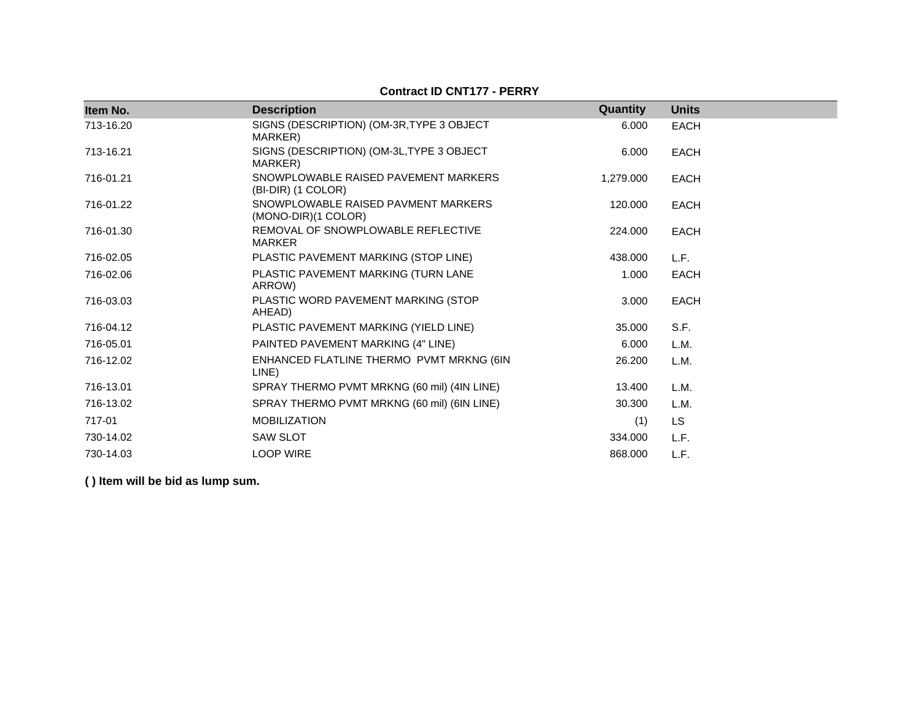**Contract ID CNT177 - PERRY**

| Item No. | Description | Quantity | Units |
|---|---|---|---|
| 713-16.20 | SIGNS (DESCRIPTION) (OM-3R,TYPE 3 OBJECT MARKER) | 6.000 | EACH |
| 713-16.21 | SIGNS (DESCRIPTION) (OM-3L,TYPE 3 OBJECT MARKER) | 6.000 | EACH |
| 716-01.21 | SNOWPLOWABLE RAISED PAVEMENT MARKERS (BI-DIR) (1 COLOR) | 1,279.000 | EACH |
| 716-01.22 | SNOWPLOWABLE RAISED PAVMENT MARKERS (MONO-DIR)(1 COLOR) | 120.000 | EACH |
| 716-01.30 | REMOVAL OF SNOWPLOWABLE REFLECTIVE MARKER | 224.000 | EACH |
| 716-02.05 | PLASTIC PAVEMENT MARKING (STOP LINE) | 438.000 | L.F. |
| 716-02.06 | PLASTIC PAVEMENT MARKING (TURN LANE ARROW) | 1.000 | EACH |
| 716-03.03 | PLASTIC WORD PAVEMENT MARKING (STOP AHEAD) | 3.000 | EACH |
| 716-04.12 | PLASTIC PAVEMENT MARKING (YIELD LINE) | 35.000 | S.F. |
| 716-05.01 | PAINTED PAVEMENT MARKING (4" LINE) | 6.000 | L.M. |
| 716-12.02 | ENHANCED FLATLINE THERMO PVMT MRKNG (6IN LINE) | 26.200 | L.M. |
| 716-13.01 | SPRAY THERMO PVMT MRKNG (60 mil) (4IN LINE) | 13.400 | L.M. |
| 716-13.02 | SPRAY THERMO PVMT MRKNG (60 mil) (6IN LINE) | 30.300 | L.M. |
| 717-01 | MOBILIZATION | (1) | LS |
| 730-14.02 | SAW SLOT | 334.000 | L.F. |
| 730-14.03 | LOOP WIRE | 868.000 | L.F. |

**( ) Item will be bid as lump sum.**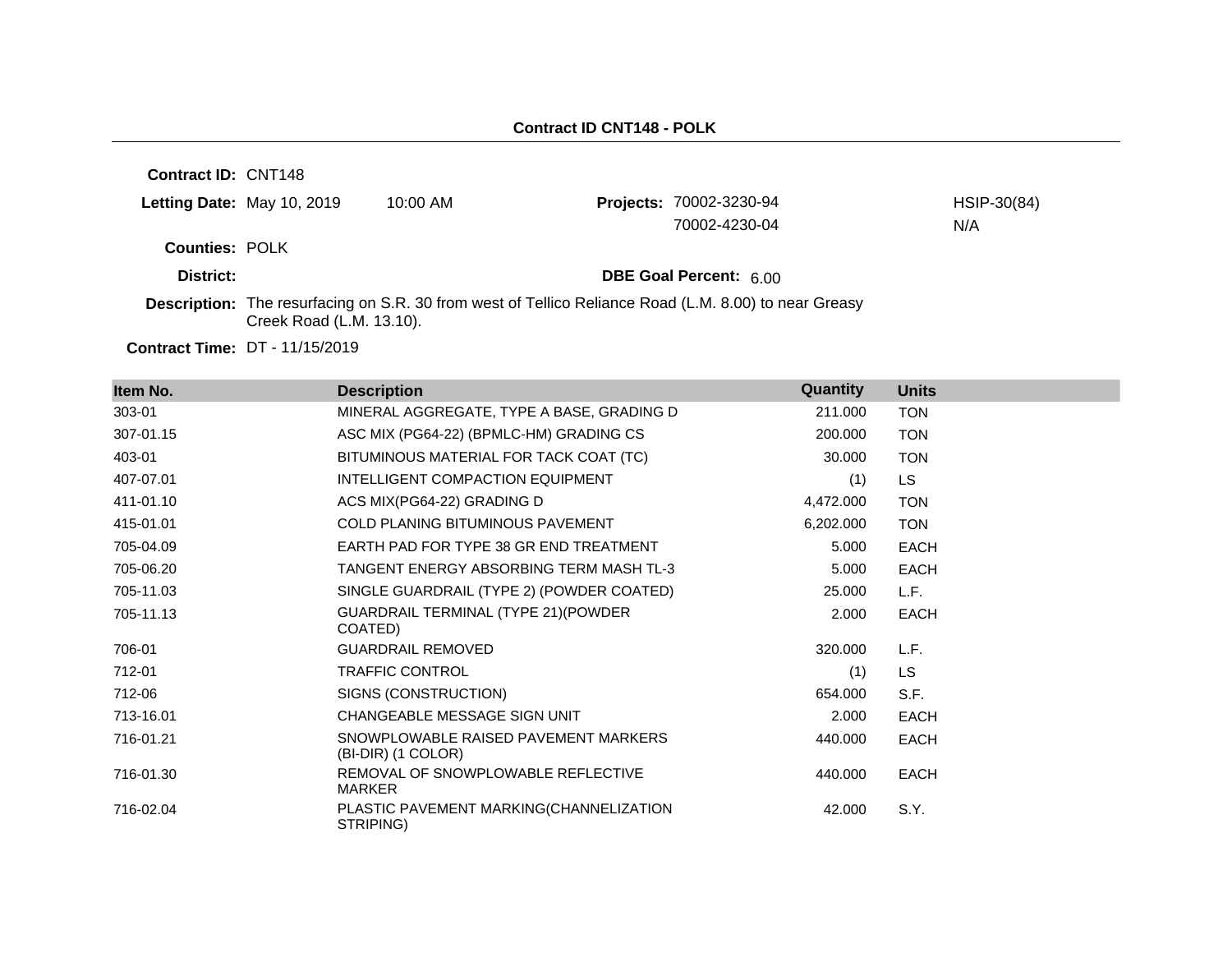## Contract ID CNT148 - POLK

**Contract ID:** CNT148

**Letting Date:** May 10, 2019 10:00 AM

**Projects:** 70002-3230-94 HSIP-30(84)
70002-4230-04 N/A

**Counties:** POLK

**District:**

**DBE Goal Percent:** 6.00

**Description:** The resurfacing on S.R. 30 from west of Tellico Reliance Road (L.M. 8.00) to near Greasy Creek Road (L.M. 13.10).

**Contract Time:** DT - 11/15/2019

| Item No. | Description | Quantity | Units |
|---|---|---|---|
| 303-01 | MINERAL AGGREGATE, TYPE A BASE, GRADING D | 211.000 | TON |
| 307-01.15 | ASC MIX (PG64-22) (BPMLC-HM) GRADING CS | 200.000 | TON |
| 403-01 | BITUMINOUS MATERIAL FOR TACK COAT (TC) | 30.000 | TON |
| 407-07.01 | INTELLIGENT COMPACTION EQUIPMENT | (1) | LS |
| 411-01.10 | ACS MIX(PG64-22) GRADING D | 4,472.000 | TON |
| 415-01.01 | COLD PLANING BITUMINOUS PAVEMENT | 6,202.000 | TON |
| 705-04.09 | EARTH PAD FOR TYPE 38 GR END TREATMENT | 5.000 | EACH |
| 705-06.20 | TANGENT ENERGY ABSORBING TERM MASH TL-3 | 5.000 | EACH |
| 705-11.03 | SINGLE GUARDRAIL (TYPE 2) (POWDER COATED) | 25.000 | L.F. |
| 705-11.13 | GUARDRAIL TERMINAL (TYPE 21)(POWDER COATED) | 2.000 | EACH |
| 706-01 | GUARDRAIL REMOVED | 320.000 | L.F. |
| 712-01 | TRAFFIC CONTROL | (1) | LS |
| 712-06 | SIGNS (CONSTRUCTION) | 654.000 | S.F. |
| 713-16.01 | CHANGEABLE MESSAGE SIGN UNIT | 2.000 | EACH |
| 716-01.21 | SNOWPLOWABLE RAISED PAVEMENT MARKERS (BI-DIR) (1 COLOR) | 440.000 | EACH |
| 716-01.30 | REMOVAL OF SNOWPLOWABLE REFLECTIVE MARKER | 440.000 | EACH |
| 716-02.04 | PLASTIC PAVEMENT MARKING(CHANNELIZATION STRIPING) | 42.000 | S.Y. |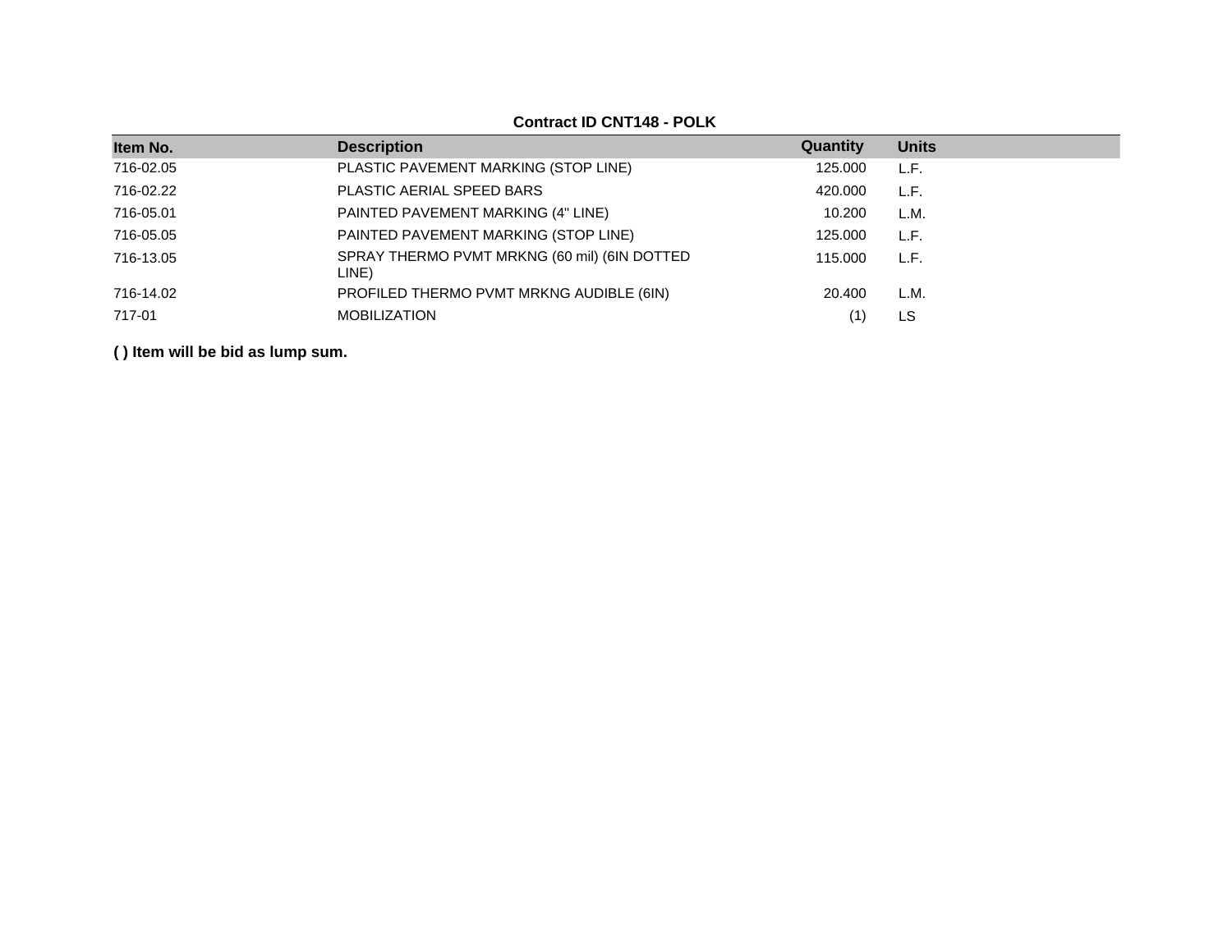**Contract ID CNT148 - POLK**

| Item No. | Description | Quantity | Units |
|---|---|---|---|
| 716-02.05 | PLASTIC PAVEMENT MARKING (STOP LINE) | 125.000 | L.F. |
| 716-02.22 | PLASTIC AERIAL SPEED BARS | 420.000 | L.F. |
| 716-05.01 | PAINTED PAVEMENT MARKING (4" LINE) | 10.200 | L.M. |
| 716-05.05 | PAINTED PAVEMENT MARKING (STOP LINE) | 125.000 | L.F. |
| 716-13.05 | SPRAY THERMO PVMT MRKNG (60 mil) (6IN DOTTED LINE) | 115.000 | L.F. |
| 716-14.02 | PROFILED THERMO PVMT MRKNG AUDIBLE (6IN) | 20.400 | L.M. |
| 717-01 | MOBILIZATION | (1) | LS |

**( ) Item will be bid as lump sum.**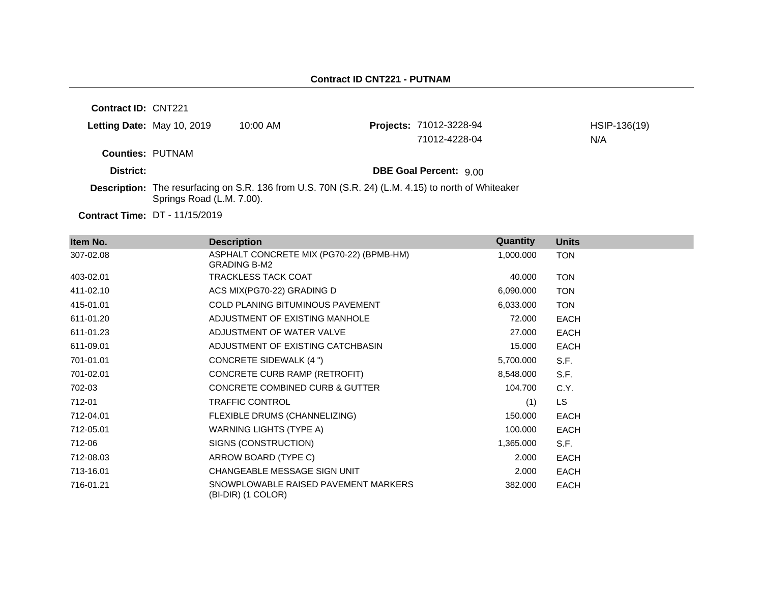## Contract ID CNT221 - PUTNAM

**Contract ID:** CNT221

**Letting Date:** May 10, 2019 10:00 AM

**Projects:** 71012-3228-94 HSIP-136(19)
71012-4228-04 N/A

**Counties:** PUTNAM

**District:**

**DBE Goal Percent:** 9.00

**Description:** The resurfacing on S.R. 136 from U.S. 70N (S.R. 24) (L.M. 4.15) to north of Whiteaker Springs Road (L.M. 7.00).

**Contract Time:** DT - 11/15/2019

| Item No. | Description | Quantity | Units |
|---|---|---|---|
| 307-02.08 | ASPHALT CONCRETE MIX (PG70-22) (BPMB-HM) GRADING B-M2 | 1,000.000 | TON |
| 403-02.01 | TRACKLESS TACK COAT | 40.000 | TON |
| 411-02.10 | ACS MIX(PG70-22) GRADING D | 6,090.000 | TON |
| 415-01.01 | COLD PLANING BITUMINOUS PAVEMENT | 6,033.000 | TON |
| 611-01.20 | ADJUSTMENT OF EXISTING MANHOLE | 72.000 | EACH |
| 611-01.23 | ADJUSTMENT OF WATER VALVE | 27.000 | EACH |
| 611-09.01 | ADJUSTMENT OF EXISTING CATCHBASIN | 15.000 | EACH |
| 701-01.01 | CONCRETE SIDEWALK (4 ") | 5,700.000 | S.F. |
| 701-02.01 | CONCRETE CURB RAMP (RETROFIT) | 8,548.000 | S.F. |
| 702-03 | CONCRETE COMBINED CURB & GUTTER | 104.700 | C.Y. |
| 712-01 | TRAFFIC CONTROL | (1) | LS |
| 712-04.01 | FLEXIBLE DRUMS (CHANNELIZING) | 150.000 | EACH |
| 712-05.01 | WARNING LIGHTS (TYPE A) | 100.000 | EACH |
| 712-06 | SIGNS (CONSTRUCTION) | 1,365.000 | S.F. |
| 712-08.03 | ARROW BOARD (TYPE C) | 2.000 | EACH |
| 713-16.01 | CHANGEABLE MESSAGE SIGN UNIT | 2.000 | EACH |
| 716-01.21 | SNOWPLOWABLE RAISED PAVEMENT MARKERS (BI-DIR) (1 COLOR) | 382.000 | EACH |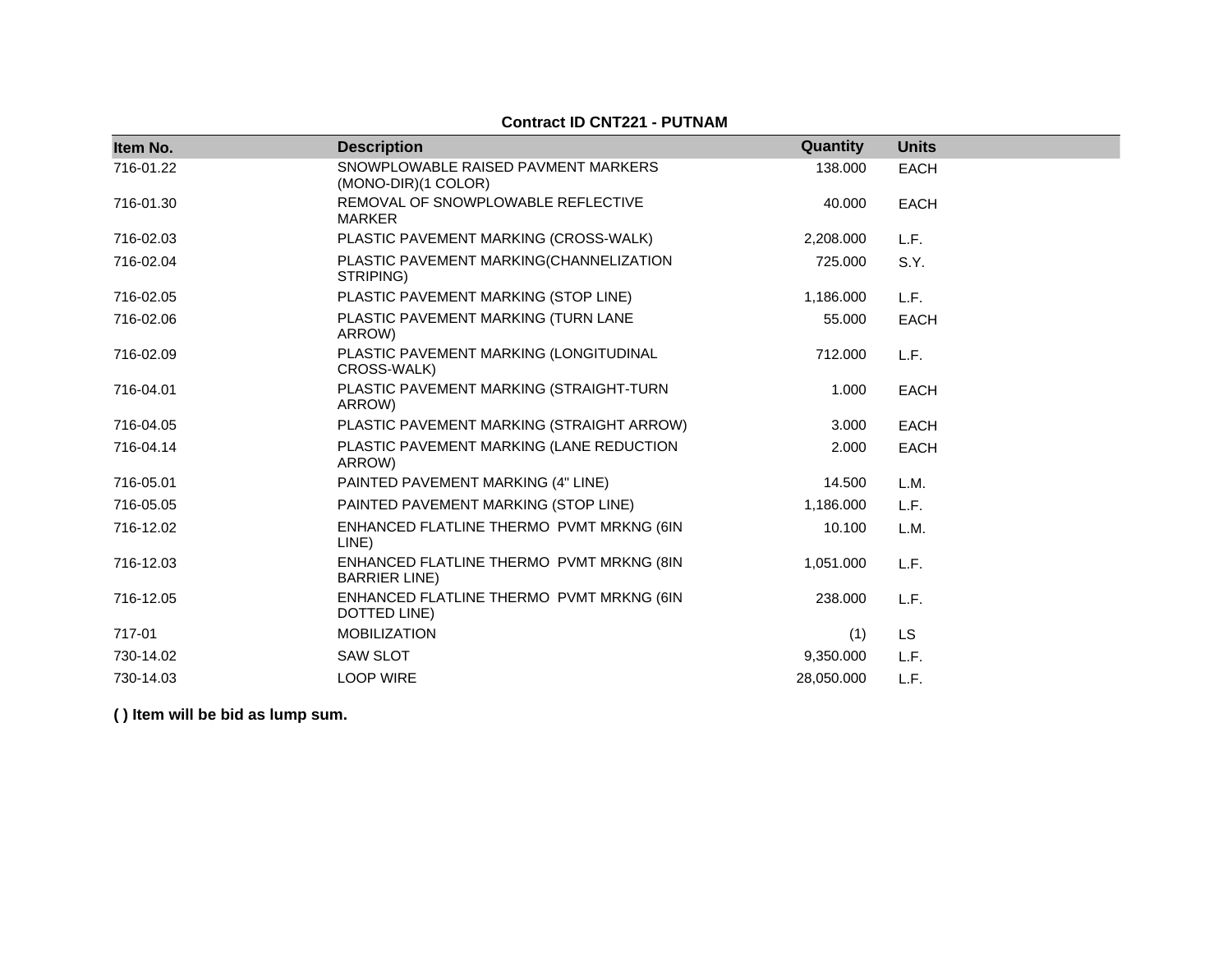**Contract ID CNT221 - PUTNAM**

| Item No. | Description | Quantity | Units |
|---|---|---|---|
| 716-01.22 | SNOWPLOWABLE RAISED PAVMENT MARKERS (MONO-DIR)(1 COLOR) | 138.000 | EACH |
| 716-01.30 | REMOVAL OF SNOWPLOWABLE REFLECTIVE MARKER | 40.000 | EACH |
| 716-02.03 | PLASTIC PAVEMENT MARKING (CROSS-WALK) | 2,208.000 | L.F. |
| 716-02.04 | PLASTIC PAVEMENT MARKING(CHANNELIZATION STRIPING) | 725.000 | S.Y. |
| 716-02.05 | PLASTIC PAVEMENT MARKING (STOP LINE) | 1,186.000 | L.F. |
| 716-02.06 | PLASTIC PAVEMENT MARKING (TURN LANE ARROW) | 55.000 | EACH |
| 716-02.09 | PLASTIC PAVEMENT MARKING (LONGITUDINAL CROSS-WALK) | 712.000 | L.F. |
| 716-04.01 | PLASTIC PAVEMENT MARKING (STRAIGHT-TURN ARROW) | 1.000 | EACH |
| 716-04.05 | PLASTIC PAVEMENT MARKING (STRAIGHT ARROW) | 3.000 | EACH |
| 716-04.14 | PLASTIC PAVEMENT MARKING (LANE REDUCTION ARROW) | 2.000 | EACH |
| 716-05.01 | PAINTED PAVEMENT MARKING (4" LINE) | 14.500 | L.M. |
| 716-05.05 | PAINTED PAVEMENT MARKING (STOP LINE) | 1,186.000 | L.F. |
| 716-12.02 | ENHANCED FLATLINE THERMO PVMT MRKNG (6IN LINE) | 10.100 | L.M. |
| 716-12.03 | ENHANCED FLATLINE THERMO PVMT MRKNG (8IN BARRIER LINE) | 1,051.000 | L.F. |
| 716-12.05 | ENHANCED FLATLINE THERMO PVMT MRKNG (6IN DOTTED LINE) | 238.000 | L.F. |
| 717-01 | MOBILIZATION | (1) | LS |
| 730-14.02 | SAW SLOT | 9,350.000 | L.F. |
| 730-14.03 | LOOP WIRE | 28,050.000 | L.F. |

**( ) Item will be bid as lump sum.**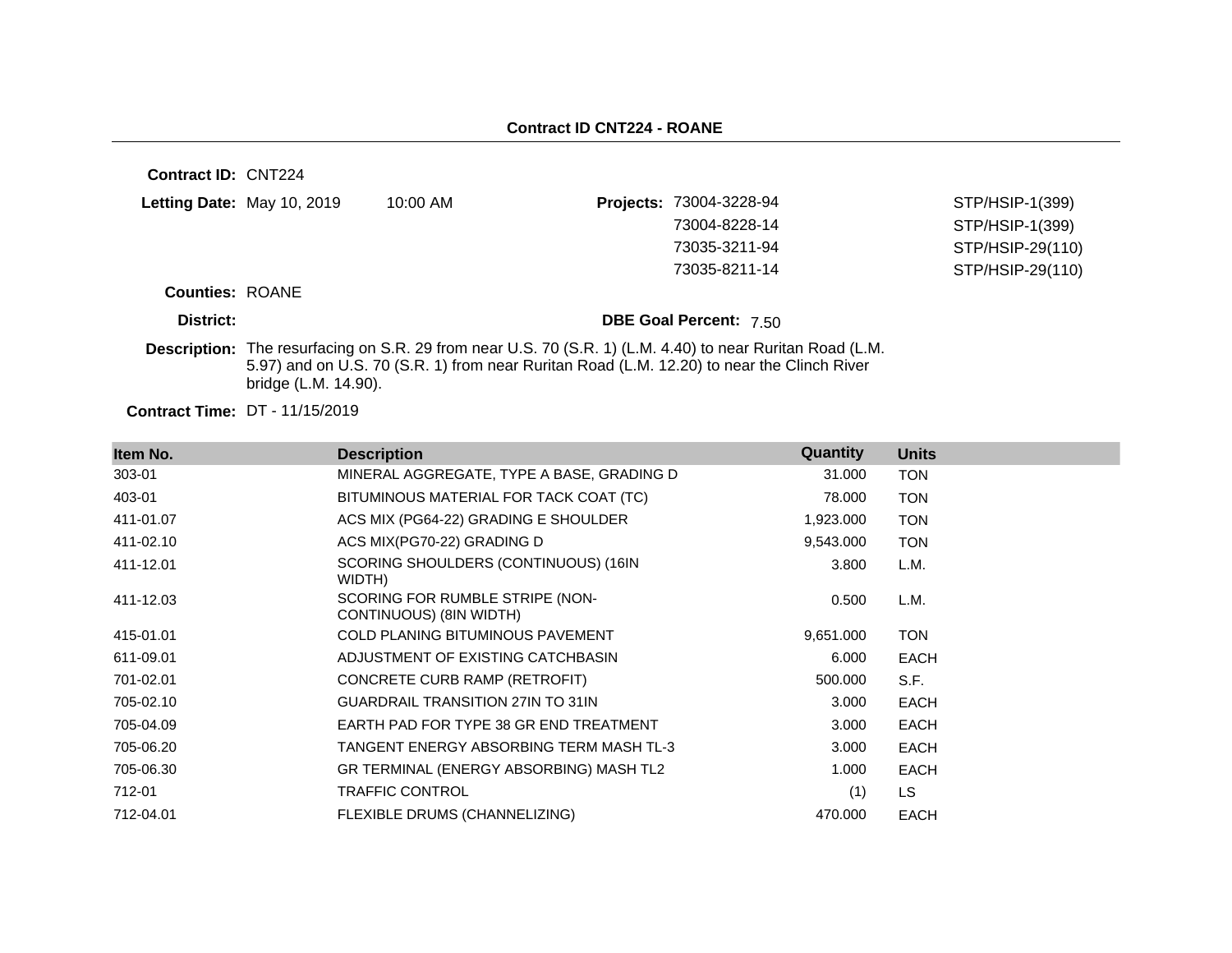## Contract ID CNT224 - ROANE

**Contract ID:** CNT224

**Letting Date:** May 10, 2019 10:00 AM

**Projects:**

| | |
|---|---|
| 73004-3228-94 | STP/HSIP-1(399) |
| 73004-8228-14 | STP/HSIP-1(399) |
| 73035-3211-94 | STP/HSIP-29(110) |
| 73035-8211-14 | STP/HSIP-29(110) |

**Counties:** ROANE

**District:**

**DBE Goal Percent:** 7.50

**Description:** The resurfacing on S.R. 29 from near U.S. 70 (S.R. 1) (L.M. 4.40) to near Ruritan Road (L.M. 5.97) and on U.S. 70 (S.R. 1) from near Ruritan Road (L.M. 12.20) to near the Clinch River bridge (L.M. 14.90).

**Contract Time:** DT - 11/15/2019

| Item No. | Description | Quantity | Units |
|---|---|---|---|
| 303-01 | MINERAL AGGREGATE, TYPE A BASE, GRADING D | 31.000 | TON |
| 403-01 | BITUMINOUS MATERIAL FOR TACK COAT (TC) | 78.000 | TON |
| 411-01.07 | ACS MIX (PG64-22) GRADING E SHOULDER | 1,923.000 | TON |
| 411-02.10 | ACS MIX(PG70-22) GRADING D | 9,543.000 | TON |
| 411-12.01 | SCORING SHOULDERS (CONTINUOUS) (16IN WIDTH) | 3.800 | L.M. |
| 411-12.03 | SCORING FOR RUMBLE STRIPE (NON-CONTINUOUS) (8IN WIDTH) | 0.500 | L.M. |
| 415-01.01 | COLD PLANING BITUMINOUS PAVEMENT | 9,651.000 | TON |
| 611-09.01 | ADJUSTMENT OF EXISTING CATCHBASIN | 6.000 | EACH |
| 701-02.01 | CONCRETE CURB RAMP (RETROFIT) | 500.000 | S.F. |
| 705-02.10 | GUARDRAIL TRANSITION 27IN TO 31IN | 3.000 | EACH |
| 705-04.09 | EARTH PAD FOR TYPE 38 GR END TREATMENT | 3.000 | EACH |
| 705-06.20 | TANGENT ENERGY ABSORBING TERM MASH TL-3 | 3.000 | EACH |
| 705-06.30 | GR TERMINAL (ENERGY ABSORBING) MASH TL2 | 1.000 | EACH |
| 712-01 | TRAFFIC CONTROL | (1) | LS |
| 712-04.01 | FLEXIBLE DRUMS (CHANNELIZING) | 470.000 | EACH |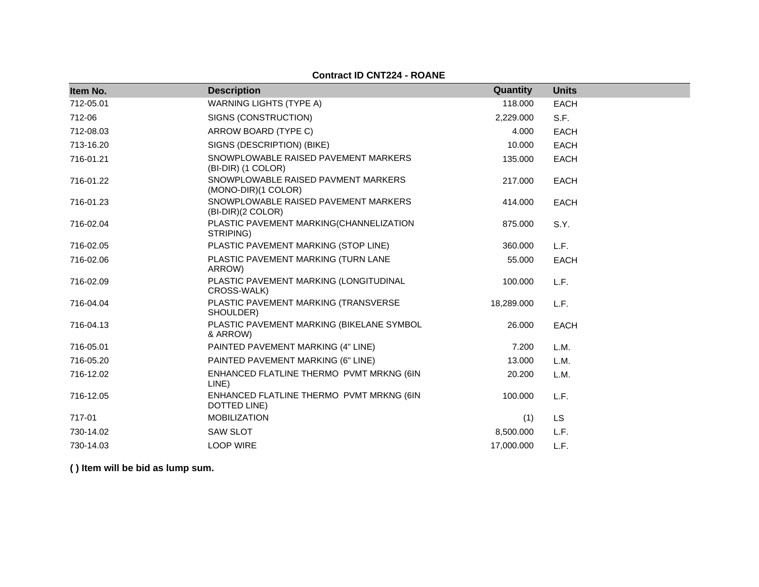**Contract ID CNT224 - ROANE**

| Item No. | Description | Quantity | Units |
|---|---|---|---|
| 712-05.01 | WARNING LIGHTS (TYPE A) | 118.000 | EACH |
| 712-06 | SIGNS (CONSTRUCTION) | 2,229.000 | S.F. |
| 712-08.03 | ARROW BOARD (TYPE C) | 4.000 | EACH |
| 713-16.20 | SIGNS (DESCRIPTION) (BIKE) | 10.000 | EACH |
| 716-01.21 | SNOWPLOWABLE RAISED PAVEMENT MARKERS (BI-DIR) (1 COLOR) | 135.000 | EACH |
| 716-01.22 | SNOWPLOWABLE RAISED PAVMENT MARKERS (MONO-DIR)(1 COLOR) | 217.000 | EACH |
| 716-01.23 | SNOWPLOWABLE RAISED PAVEMENT MARKERS (BI-DIR)(2 COLOR) | 414.000 | EACH |
| 716-02.04 | PLASTIC PAVEMENT MARKING(CHANNELIZATION STRIPING) | 875.000 | S.Y. |
| 716-02.05 | PLASTIC PAVEMENT MARKING (STOP LINE) | 360.000 | L.F. |
| 716-02.06 | PLASTIC PAVEMENT MARKING (TURN LANE ARROW) | 55.000 | EACH |
| 716-02.09 | PLASTIC PAVEMENT MARKING (LONGITUDINAL CROSS-WALK) | 100.000 | L.F. |
| 716-04.04 | PLASTIC PAVEMENT MARKING (TRANSVERSE SHOULDER) | 18,289.000 | L.F. |
| 716-04.13 | PLASTIC PAVEMENT MARKING (BIKELANE SYMBOL & ARROW) | 26.000 | EACH |
| 716-05.01 | PAINTED PAVEMENT MARKING (4" LINE) | 7.200 | L.M. |
| 716-05.20 | PAINTED PAVEMENT MARKING (6" LINE) | 13.000 | L.M. |
| 716-12.02 | ENHANCED FLATLINE THERMO PVMT MRKNG (6IN LINE) | 20.200 | L.M. |
| 716-12.05 | ENHANCED FLATLINE THERMO PVMT MRKNG (6IN DOTTED LINE) | 100.000 | L.F. |
| 717-01 | MOBILIZATION | (1) | LS |
| 730-14.02 | SAW SLOT | 8,500.000 | L.F. |
| 730-14.03 | LOOP WIRE | 17,000.000 | L.F. |

**( ) Item will be bid as lump sum.**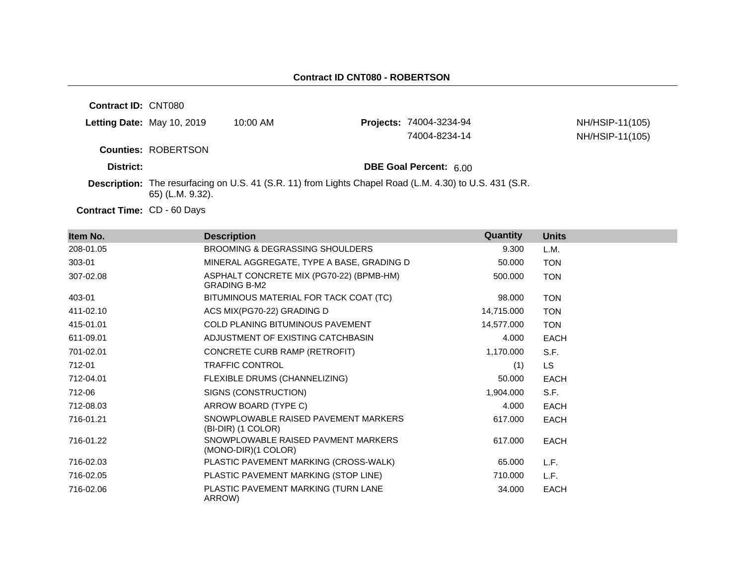## Contract ID CNT080 - ROBERTSON

**Contract ID:** CNT080

**Letting Date:** May 10, 2019 10:00 AM

**Projects:** 74004-3234-94 NH/HSIP-11(105)
74004-8234-14 NH/HSIP-11(105)

**Counties:** ROBERTSON

**District:**

**DBE Goal Percent:** 6.00

**Description:** The resurfacing on U.S. 41 (S.R. 11) from Lights Chapel Road (L.M. 4.30) to U.S. 431 (S.R. 65) (L.M. 9.32).

**Contract Time:** CD - 60 Days

| Item No. | Description | Quantity | Units |
|---|---|---|---|
| 208-01.05 | BROOMING & DEGRASSING SHOULDERS | 9.300 | L.M. |
| 303-01 | MINERAL AGGREGATE, TYPE A BASE, GRADING D | 50.000 | TON |
| 307-02.08 | ASPHALT CONCRETE MIX (PG70-22) (BPMB-HM) GRADING B-M2 | 500.000 | TON |
| 403-01 | BITUMINOUS MATERIAL FOR TACK COAT (TC) | 98.000 | TON |
| 411-02.10 | ACS MIX(PG70-22) GRADING D | 14,715.000 | TON |
| 415-01.01 | COLD PLANING BITUMINOUS PAVEMENT | 14,577.000 | TON |
| 611-09.01 | ADJUSTMENT OF EXISTING CATCHBASIN | 4.000 | EACH |
| 701-02.01 | CONCRETE CURB RAMP (RETROFIT) | 1,170.000 | S.F. |
| 712-01 | TRAFFIC CONTROL | (1) | LS |
| 712-04.01 | FLEXIBLE DRUMS (CHANNELIZING) | 50.000 | EACH |
| 712-06 | SIGNS (CONSTRUCTION) | 1,904.000 | S.F. |
| 712-08.03 | ARROW BOARD (TYPE C) | 4.000 | EACH |
| 716-01.21 | SNOWPLOWABLE RAISED PAVEMENT MARKERS (BI-DIR) (1 COLOR) | 617.000 | EACH |
| 716-01.22 | SNOWPLOWABLE RAISED PAVMENT MARKERS (MONO-DIR)(1 COLOR) | 617.000 | EACH |
| 716-02.03 | PLASTIC PAVEMENT MARKING (CROSS-WALK) | 65.000 | L.F. |
| 716-02.05 | PLASTIC PAVEMENT MARKING (STOP LINE) | 710.000 | L.F. |
| 716-02.06 | PLASTIC PAVEMENT MARKING (TURN LANE ARROW) | 34.000 | EACH |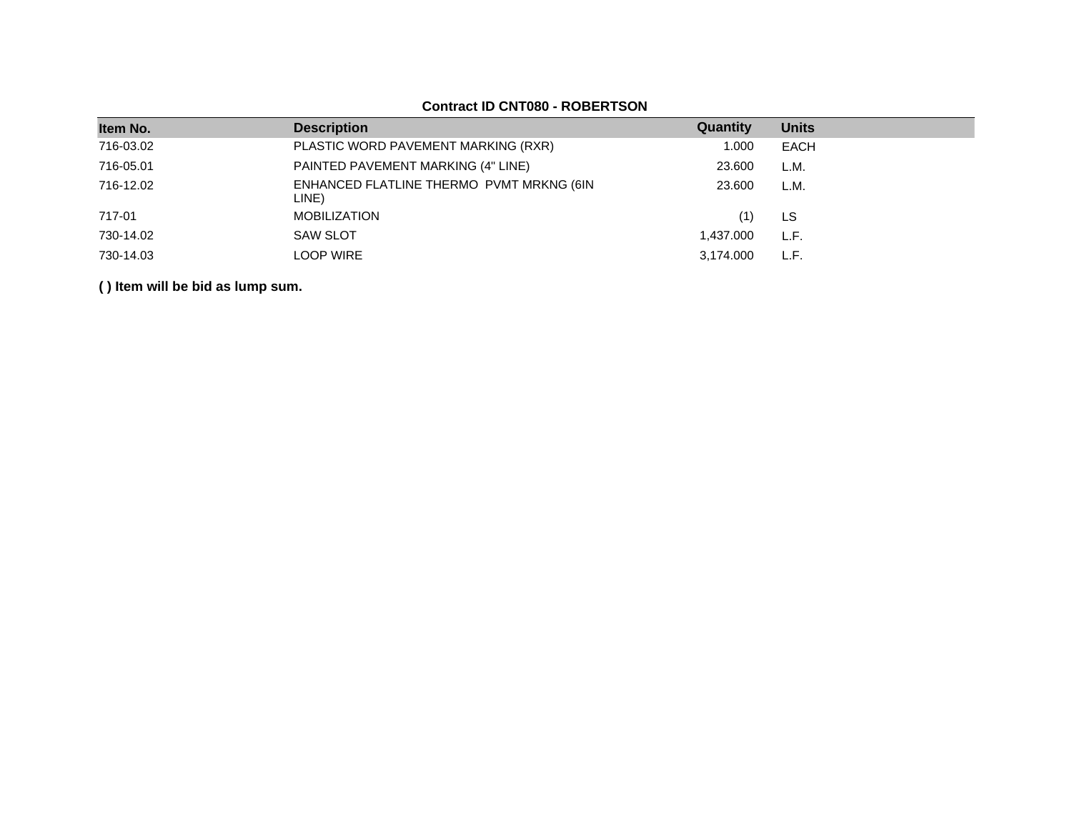**Contract ID CNT080 - ROBERTSON**

| Item No. | Description | Quantity | Units |
|---|---|---|---|
| 716-03.02 | PLASTIC WORD PAVEMENT MARKING (RXR) | 1.000 | EACH |
| 716-05.01 | PAINTED PAVEMENT MARKING (4" LINE) | 23.600 | L.M. |
| 716-12.02 | ENHANCED FLATLINE THERMO PVMT MRKNG (6IN LINE) | 23.600 | L.M. |
| 717-01 | MOBILIZATION | (1) | LS |
| 730-14.02 | SAW SLOT | 1,437.000 | L.F. |
| 730-14.03 | LOOP WIRE | 3,174.000 | L.F. |

**( ) Item will be bid as lump sum.**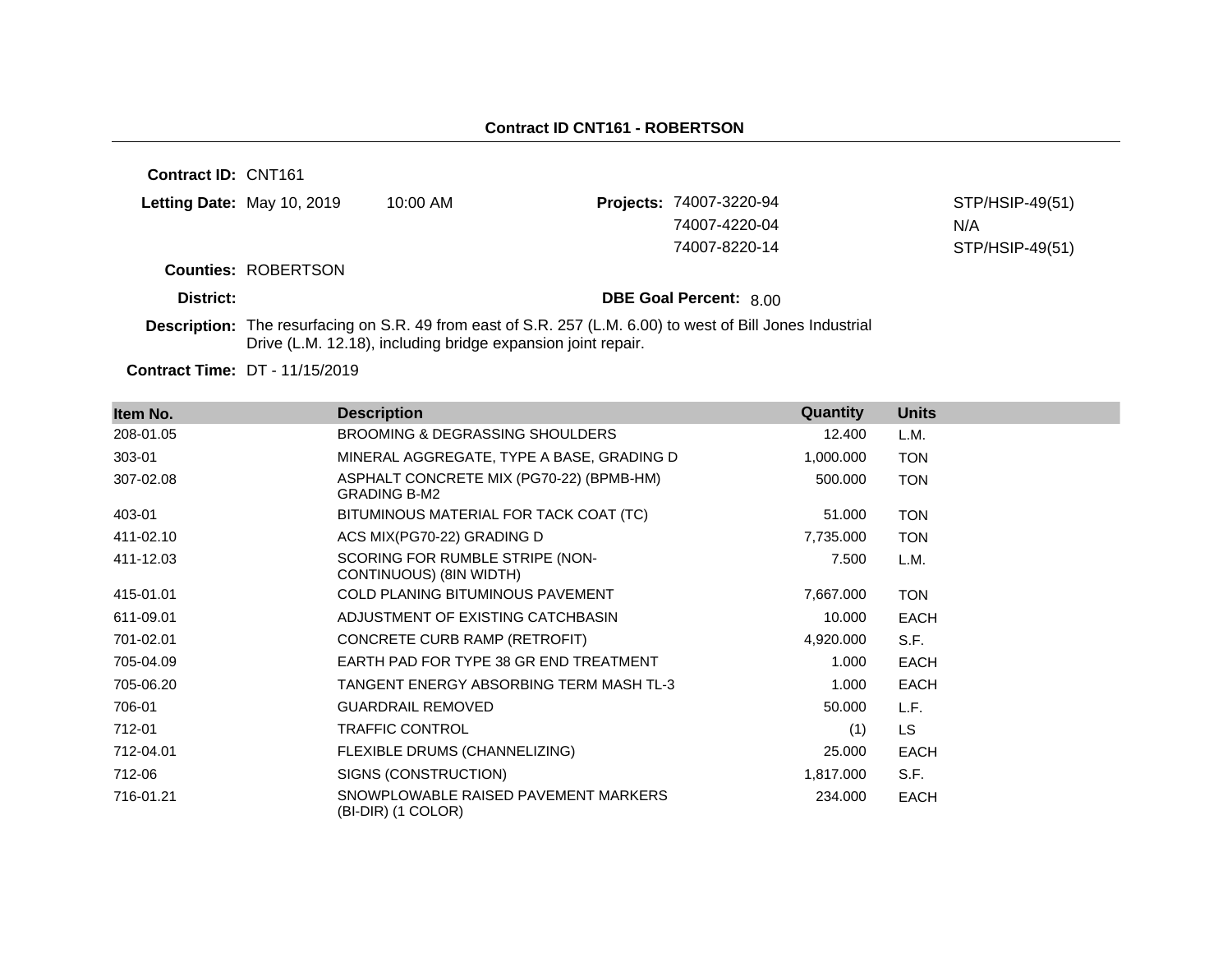**Contract ID CNT161 - ROBERTSON**

**Contract ID:** CNT161

**Letting Date:** May 10, 2019 10:00 AM

**Projects:**

| | |
|---|---|
| 74007-3220-94 | STP/HSIP-49(51) |
| 74007-4220-04 | N/A |
| 74007-8220-14 | STP/HSIP-49(51) |

**Counties:** ROBERTSON

**District:**

**DBE Goal Percent:** 8.00

**Description:** The resurfacing on S.R. 49 from east of S.R. 257 (L.M. 6.00) to west of Bill Jones Industrial Drive (L.M. 12.18), including bridge expansion joint repair.

**Contract Time:** DT - 11/15/2019

| Item No. | Description | Quantity | Units |
|---|---|---|---|
| 208-01.05 | BROOMING & DEGRASSING SHOULDERS | 12.400 | L.M. |
| 303-01 | MINERAL AGGREGATE, TYPE A BASE, GRADING D | 1,000.000 | TON |
| 307-02.08 | ASPHALT CONCRETE MIX (PG70-22) (BPMB-HM) GRADING B-M2 | 500.000 | TON |
| 403-01 | BITUMINOUS MATERIAL FOR TACK COAT (TC) | 51.000 | TON |
| 411-02.10 | ACS MIX(PG70-22) GRADING D | 7,735.000 | TON |
| 411-12.03 | SCORING FOR RUMBLE STRIPE (NON-CONTINUOUS) (8IN WIDTH) | 7.500 | L.M. |
| 415-01.01 | COLD PLANING BITUMINOUS PAVEMENT | 7,667.000 | TON |
| 611-09.01 | ADJUSTMENT OF EXISTING CATCHBASIN | 10.000 | EACH |
| 701-02.01 | CONCRETE CURB RAMP (RETROFIT) | 4,920.000 | S.F. |
| 705-04.09 | EARTH PAD FOR TYPE 38 GR END TREATMENT | 1.000 | EACH |
| 705-06.20 | TANGENT ENERGY ABSORBING TERM MASH TL-3 | 1.000 | EACH |
| 706-01 | GUARDRAIL REMOVED | 50.000 | L.F. |
| 712-01 | TRAFFIC CONTROL | (1) | LS |
| 712-04.01 | FLEXIBLE DRUMS (CHANNELIZING) | 25.000 | EACH |
| 712-06 | SIGNS (CONSTRUCTION) | 1,817.000 | S.F. |
| 716-01.21 | SNOWPLOWABLE RAISED PAVEMENT MARKERS (BI-DIR) (1 COLOR) | 234.000 | EACH |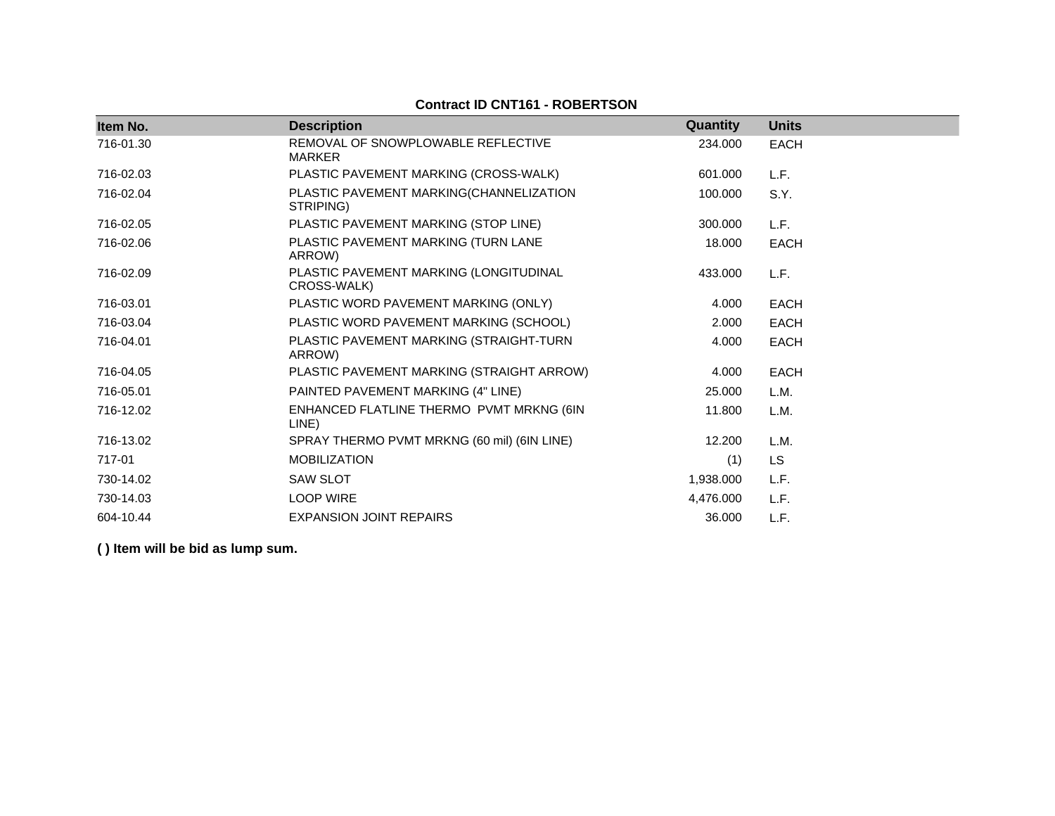**Contract ID CNT161 - ROBERTSON**

| Item No. | Description | Quantity | Units |
|---|---|---|---|
| 716-01.30 | REMOVAL OF SNOWPLOWABLE REFLECTIVE MARKER | 234.000 | EACH |
| 716-02.03 | PLASTIC PAVEMENT MARKING (CROSS-WALK) | 601.000 | L.F. |
| 716-02.04 | PLASTIC PAVEMENT MARKING(CHANNELIZATION STRIPING) | 100.000 | S.Y. |
| 716-02.05 | PLASTIC PAVEMENT MARKING (STOP LINE) | 300.000 | L.F. |
| 716-02.06 | PLASTIC PAVEMENT MARKING (TURN LANE ARROW) | 18.000 | EACH |
| 716-02.09 | PLASTIC PAVEMENT MARKING (LONGITUDINAL CROSS-WALK) | 433.000 | L.F. |
| 716-03.01 | PLASTIC WORD PAVEMENT MARKING (ONLY) | 4.000 | EACH |
| 716-03.04 | PLASTIC WORD PAVEMENT MARKING (SCHOOL) | 2.000 | EACH |
| 716-04.01 | PLASTIC PAVEMENT MARKING (STRAIGHT-TURN ARROW) | 4.000 | EACH |
| 716-04.05 | PLASTIC PAVEMENT MARKING (STRAIGHT ARROW) | 4.000 | EACH |
| 716-05.01 | PAINTED PAVEMENT MARKING (4" LINE) | 25.000 | L.M. |
| 716-12.02 | ENHANCED FLATLINE THERMO PVMT MRKNG (6IN LINE) | 11.800 | L.M. |
| 716-13.02 | SPRAY THERMO PVMT MRKNG (60 mil) (6IN LINE) | 12.200 | L.M. |
| 717-01 | MOBILIZATION | (1) | LS |
| 730-14.02 | SAW SLOT | 1,938.000 | L.F. |
| 730-14.03 | LOOP WIRE | 4,476.000 | L.F. |
| 604-10.44 | EXPANSION JOINT REPAIRS | 36.000 | L.F. |

**( ) Item will be bid as lump sum.**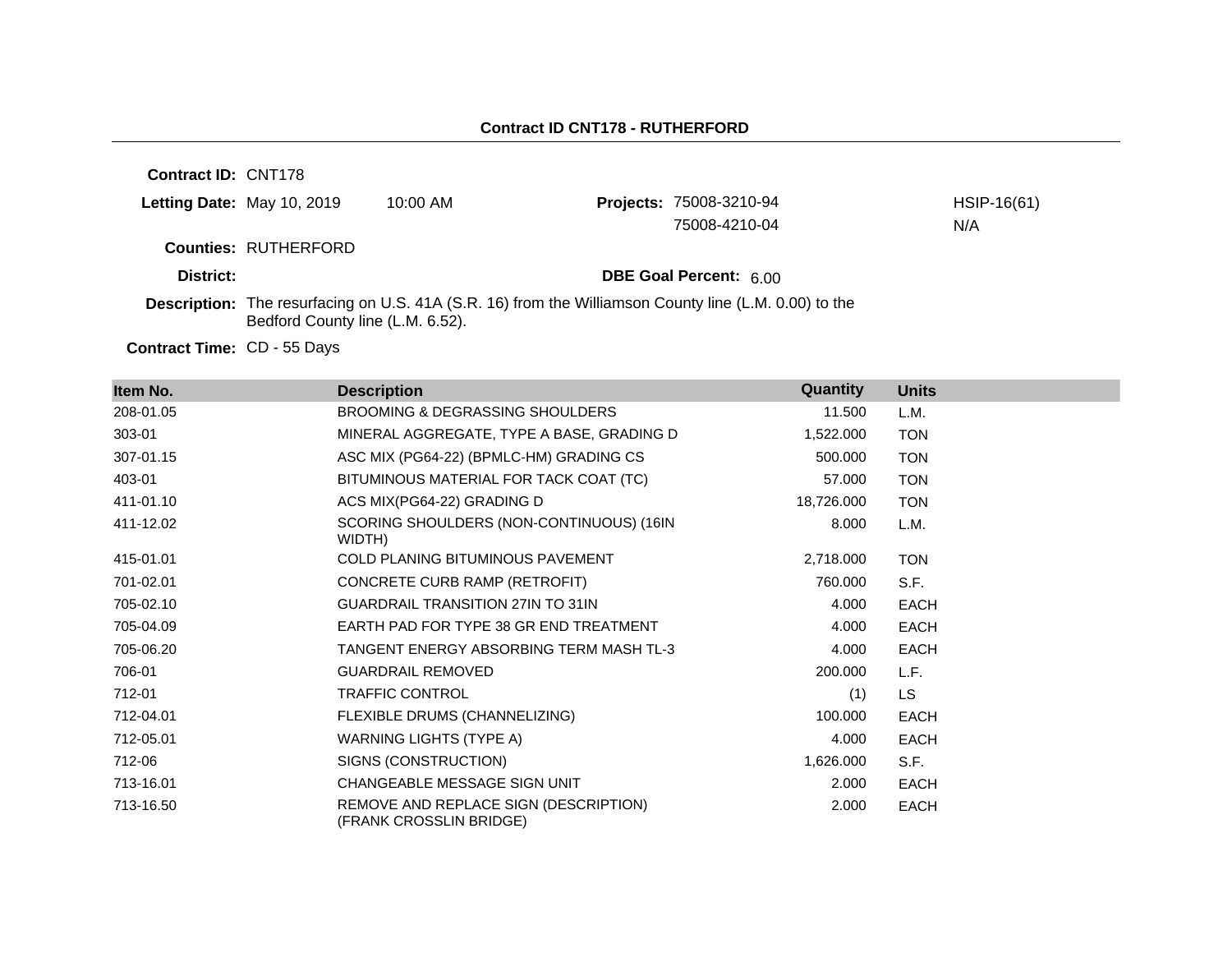# Contract ID CNT178 - RUTHERFORD

**Contract ID:** CNT178

**Letting Date:** May 10, 2019 10:00 AM

**Projects:** 75008-3210-94 HSIP-16(61)
75008-4210-04 N/A

**Counties:** RUTHERFORD

**District:**

**DBE Goal Percent:** 6.00

**Description:** The resurfacing on U.S. 41A (S.R. 16) from the Williamson County line (L.M. 0.00) to the Bedford County line (L.M. 6.52).

**Contract Time:** CD - 55 Days

| Item No. | Description | Quantity | Units |
|---|---|---|---|
| 208-01.05 | BROOMING & DEGRASSING SHOULDERS | 11.500 | L.M. |
| 303-01 | MINERAL AGGREGATE, TYPE A BASE, GRADING D | 1,522.000 | TON |
| 307-01.15 | ASC MIX (PG64-22) (BPMLC-HM) GRADING CS | 500.000 | TON |
| 403-01 | BITUMINOUS MATERIAL FOR TACK COAT (TC) | 57.000 | TON |
| 411-01.10 | ACS MIX(PG64-22) GRADING D | 18,726.000 | TON |
| 411-12.02 | SCORING SHOULDERS (NON-CONTINUOUS) (16IN WIDTH) | 8.000 | L.M. |
| 415-01.01 | COLD PLANING BITUMINOUS PAVEMENT | 2,718.000 | TON |
| 701-02.01 | CONCRETE CURB RAMP (RETROFIT) | 760.000 | S.F. |
| 705-02.10 | GUARDRAIL TRANSITION 27IN TO 31IN | 4.000 | EACH |
| 705-04.09 | EARTH PAD FOR TYPE 38 GR END TREATMENT | 4.000 | EACH |
| 705-06.20 | TANGENT ENERGY ABSORBING TERM MASH TL-3 | 4.000 | EACH |
| 706-01 | GUARDRAIL REMOVED | 200.000 | L.F. |
| 712-01 | TRAFFIC CONTROL | (1) | LS |
| 712-04.01 | FLEXIBLE DRUMS (CHANNELIZING) | 100.000 | EACH |
| 712-05.01 | WARNING LIGHTS (TYPE A) | 4.000 | EACH |
| 712-06 | SIGNS (CONSTRUCTION) | 1,626.000 | S.F. |
| 713-16.01 | CHANGEABLE MESSAGE SIGN UNIT | 2.000 | EACH |
| 713-16.50 | REMOVE AND REPLACE SIGN (DESCRIPTION) (FRANK CROSSLIN BRIDGE) | 2.000 | EACH |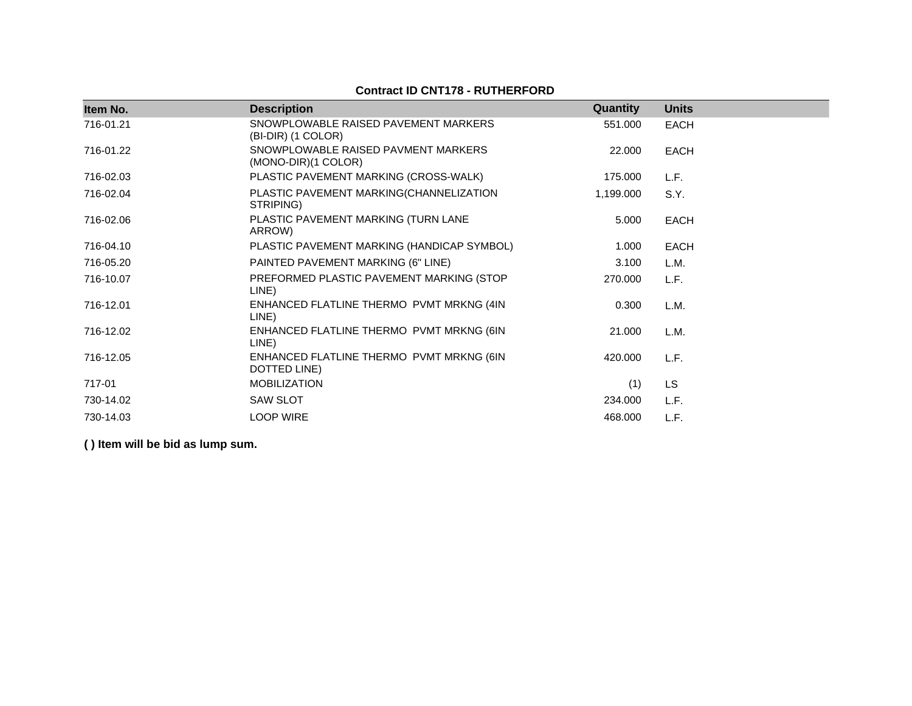**Contract ID CNT178 - RUTHERFORD**

| Item No. | Description | Quantity | Units |
|---|---|---|---|
| 716-01.21 | SNOWPLOWABLE RAISED PAVEMENT MARKERS (BI-DIR) (1 COLOR) | 551.000 | EACH |
| 716-01.22 | SNOWPLOWABLE RAISED PAVMENT MARKERS (MONO-DIR)(1 COLOR) | 22.000 | EACH |
| 716-02.03 | PLASTIC PAVEMENT MARKING (CROSS-WALK) | 175.000 | L.F. |
| 716-02.04 | PLASTIC PAVEMENT MARKING(CHANNELIZATION STRIPING) | 1,199.000 | S.Y. |
| 716-02.06 | PLASTIC PAVEMENT MARKING (TURN LANE ARROW) | 5.000 | EACH |
| 716-04.10 | PLASTIC PAVEMENT MARKING (HANDICAP SYMBOL) | 1.000 | EACH |
| 716-05.20 | PAINTED PAVEMENT MARKING (6" LINE) | 3.100 | L.M. |
| 716-10.07 | PREFORMED PLASTIC PAVEMENT MARKING (STOP LINE) | 270.000 | L.F. |
| 716-12.01 | ENHANCED FLATLINE THERMO PVMT MRKNG (4IN LINE) | 0.300 | L.M. |
| 716-12.02 | ENHANCED FLATLINE THERMO PVMT MRKNG (6IN LINE) | 21.000 | L.M. |
| 716-12.05 | ENHANCED FLATLINE THERMO PVMT MRKNG (6IN DOTTED LINE) | 420.000 | L.F. |
| 717-01 | MOBILIZATION | (1) | LS |
| 730-14.02 | SAW SLOT | 234.000 | L.F. |
| 730-14.03 | LOOP WIRE | 468.000 | L.F. |

**( ) Item will be bid as lump sum.**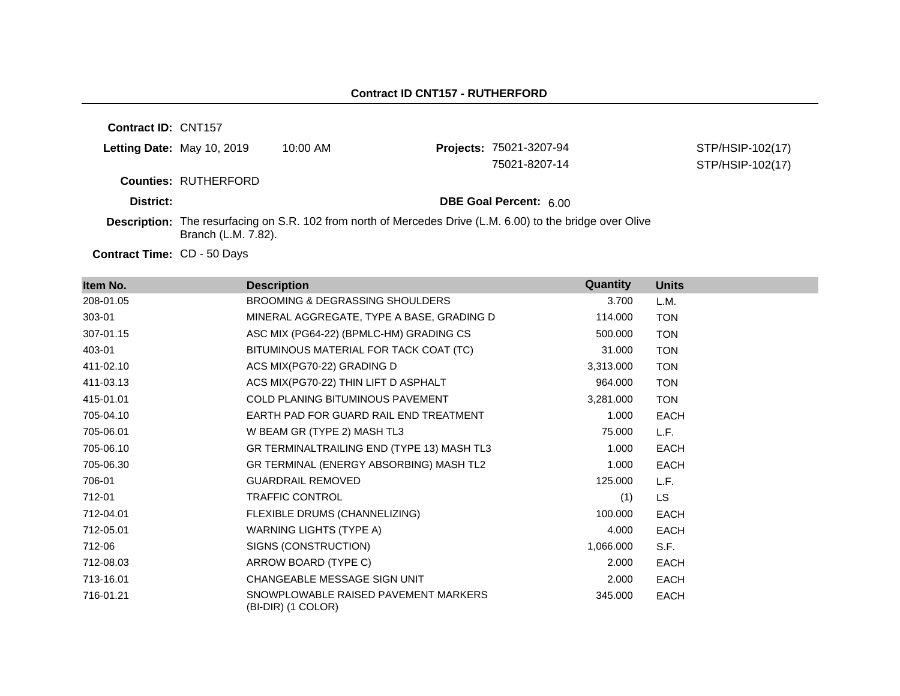**Contract ID CNT157 - RUTHERFORD**

**Contract ID:** CNT157

**Letting Date:** May 10, 2019 10:00 AM

**Projects:** 75021-3207-94 STP/HSIP-102(17)
75021-8207-14 STP/HSIP-102(17)

**Counties:** RUTHERFORD

**District:**

**DBE Goal Percent:** 6.00

**Description:** The resurfacing on S.R. 102 from north of Mercedes Drive (L.M. 6.00) to the bridge over Olive Branch (L.M. 7.82).

**Contract Time:** CD - 50 Days

| Item No. | Description | Quantity | Units |
| --- | --- | --- | --- |
| 208-01.05 | BROOMING & DEGRASSING SHOULDERS | 3.700 | L.M. |
| 303-01 | MINERAL AGGREGATE, TYPE A BASE, GRADING D | 114.000 | TON |
| 307-01.15 | ASC MIX (PG64-22) (BPMLC-HM) GRADING CS | 500.000 | TON |
| 403-01 | BITUMINOUS MATERIAL FOR TACK COAT (TC) | 31.000 | TON |
| 411-02.10 | ACS MIX(PG70-22) GRADING D | 3,313.000 | TON |
| 411-03.13 | ACS MIX(PG70-22) THIN LIFT D ASPHALT | 964.000 | TON |
| 415-01.01 | COLD PLANING BITUMINOUS PAVEMENT | 3,281.000 | TON |
| 705-04.10 | EARTH PAD FOR GUARD RAIL END TREATMENT | 1.000 | EACH |
| 705-06.01 | W BEAM GR (TYPE 2) MASH TL3 | 75.000 | L.F. |
| 705-06.10 | GR TERMINALTRAILING END (TYPE 13) MASH TL3 | 1.000 | EACH |
| 705-06.30 | GR TERMINAL (ENERGY ABSORBING) MASH TL2 | 1.000 | EACH |
| 706-01 | GUARDRAIL REMOVED | 125.000 | L.F. |
| 712-01 | TRAFFIC CONTROL | (1) | LS |
| 712-04.01 | FLEXIBLE DRUMS (CHANNELIZING) | 100.000 | EACH |
| 712-05.01 | WARNING LIGHTS (TYPE A) | 4.000 | EACH |
| 712-06 | SIGNS (CONSTRUCTION) | 1,066.000 | S.F. |
| 712-08.03 | ARROW BOARD (TYPE C) | 2.000 | EACH |
| 713-16.01 | CHANGEABLE MESSAGE SIGN UNIT | 2.000 | EACH |
| 716-01.21 | SNOWPLOWABLE RAISED PAVEMENT MARKERS (BI-DIR) (1 COLOR) | 345.000 | EACH |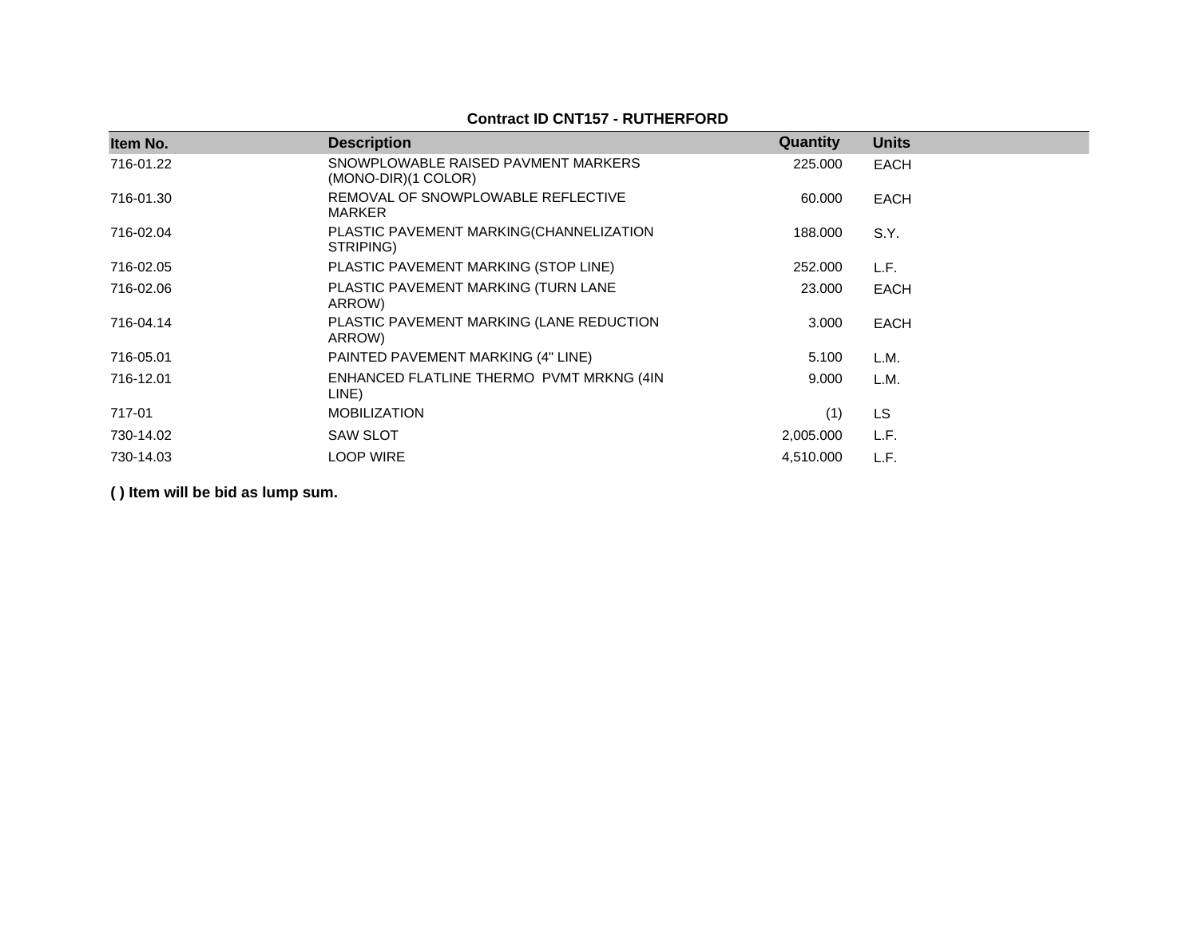**Contract ID CNT157 - RUTHERFORD**

| Item No. | Description | Quantity | Units |
|---|---|---|---|
| 716-01.22 | SNOWPLOWABLE RAISED PAVMENT MARKERS (MONO-DIR)(1 COLOR) | 225.000 | EACH |
| 716-01.30 | REMOVAL OF SNOWPLOWABLE REFLECTIVE MARKER | 60.000 | EACH |
| 716-02.04 | PLASTIC PAVEMENT MARKING(CHANNELIZATION STRIPING) | 188.000 | S.Y. |
| 716-02.05 | PLASTIC PAVEMENT MARKING (STOP LINE) | 252.000 | L.F. |
| 716-02.06 | PLASTIC PAVEMENT MARKING (TURN LANE ARROW) | 23.000 | EACH |
| 716-04.14 | PLASTIC PAVEMENT MARKING (LANE REDUCTION ARROW) | 3.000 | EACH |
| 716-05.01 | PAINTED PAVEMENT MARKING (4" LINE) | 5.100 | L.M. |
| 716-12.01 | ENHANCED FLATLINE THERMO PVMT MRKNG (4IN LINE) | 9.000 | L.M. |
| 717-01 | MOBILIZATION | (1) | LS |
| 730-14.02 | SAW SLOT | 2,005.000 | L.F. |
| 730-14.03 | LOOP WIRE | 4,510.000 | L.F. |

**( ) Item will be bid as lump sum.**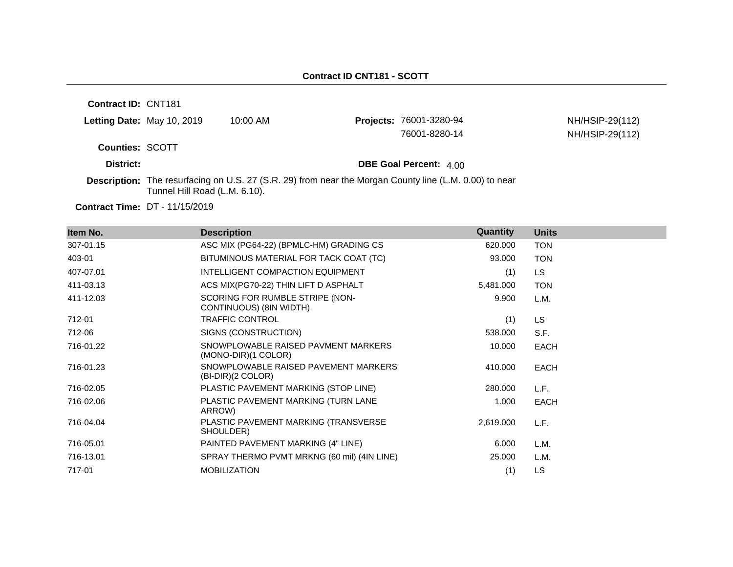## Contract ID CNT181 - SCOTT

**Contract ID:** CNT181

**Letting Date:** May 10, 2019 10:00 AM

**Projects:** 76001-3280-94 NH/HSIP-29(112)
76001-8280-14 NH/HSIP-29(112)

**Counties:** SCOTT

**District:**

**DBE Goal Percent:** 4.00

**Description:** The resurfacing on U.S. 27 (S.R. 29) from near the Morgan County line (L.M. 0.00) to near Tunnel Hill Road (L.M. 6.10).

**Contract Time:** DT - 11/15/2019

| Item No. | Description | Quantity | Units |
|---|---|---|---|
| 307-01.15 | ASC MIX (PG64-22) (BPMLC-HM) GRADING CS | 620.000 | TON |
| 403-01 | BITUMINOUS MATERIAL FOR TACK COAT (TC) | 93.000 | TON |
| 407-07.01 | INTELLIGENT COMPACTION EQUIPMENT | (1) | LS |
| 411-03.13 | ACS MIX(PG70-22) THIN LIFT D ASPHALT | 5,481.000 | TON |
| 411-12.03 | SCORING FOR RUMBLE STRIPE (NON-CONTINUOUS) (8IN WIDTH) | 9.900 | L.M. |
| 712-01 | TRAFFIC CONTROL | (1) | LS |
| 712-06 | SIGNS (CONSTRUCTION) | 538.000 | S.F. |
| 716-01.22 | SNOWPLOWABLE RAISED PAVMENT MARKERS (MONO-DIR)(1 COLOR) | 10.000 | EACH |
| 716-01.23 | SNOWPLOWABLE RAISED PAVEMENT MARKERS (BI-DIR)(2 COLOR) | 410.000 | EACH |
| 716-02.05 | PLASTIC PAVEMENT MARKING (STOP LINE) | 280.000 | L.F. |
| 716-02.06 | PLASTIC PAVEMENT MARKING (TURN LANE ARROW) | 1.000 | EACH |
| 716-04.04 | PLASTIC PAVEMENT MARKING (TRANSVERSE SHOULDER) | 2,619.000 | L.F. |
| 716-05.01 | PAINTED PAVEMENT MARKING (4" LINE) | 6.000 | L.M. |
| 716-13.01 | SPRAY THERMO PVMT MRKNG (60 mil) (4IN LINE) | 25.000 | L.M. |
| 717-01 | MOBILIZATION | (1) | LS |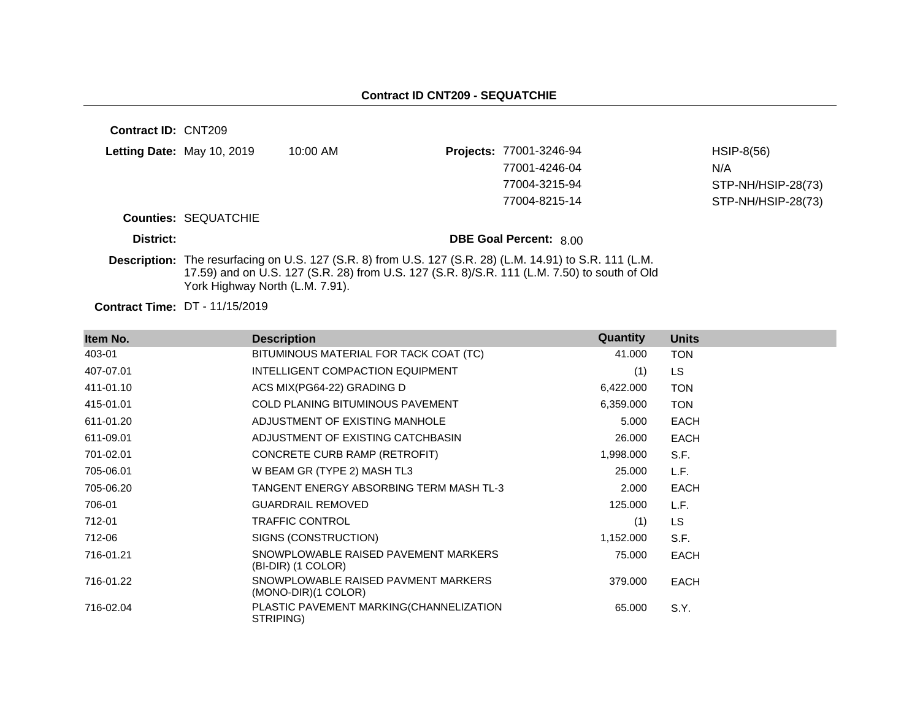## Contract ID CNT209 - SEQUATCHIE

**Contract ID:** CNT209

**Letting Date:** May 10, 2019 10:00 AM

**Projects:**

| | |
|---|---|
| 77001-3246-94 | HSIP-8(56) |
| 77001-4246-04 | N/A |
| 77004-3215-94 | STP-NH/HSIP-28(73) |
| 77004-8215-14 | STP-NH/HSIP-28(73) |

**Counties:** SEQUATCHIE

**District:**

**DBE Goal Percent:** 8.00

**Description:** The resurfacing on U.S. 127 (S.R. 8) from U.S. 127 (S.R. 28) (L.M. 14.91) to S.R. 111 (L.M. 17.59) and on U.S. 127 (S.R. 28) from U.S. 127 (S.R. 8)/S.R. 111 (L.M. 7.50) to south of Old York Highway North (L.M. 7.91).

**Contract Time:** DT - 11/15/2019

| Item No. | Description | Quantity | Units |
|---|---|---|---|
| 403-01 | BITUMINOUS MATERIAL FOR TACK COAT (TC) | 41.000 | TON |
| 407-07.01 | INTELLIGENT COMPACTION EQUIPMENT | (1) | LS |
| 411-01.10 | ACS MIX(PG64-22) GRADING D | 6,422.000 | TON |
| 415-01.01 | COLD PLANING BITUMINOUS PAVEMENT | 6,359.000 | TON |
| 611-01.20 | ADJUSTMENT OF EXISTING MANHOLE | 5.000 | EACH |
| 611-09.01 | ADJUSTMENT OF EXISTING CATCHBASIN | 26.000 | EACH |
| 701-02.01 | CONCRETE CURB RAMP (RETROFIT) | 1,998.000 | S.F. |
| 705-06.01 | W BEAM GR (TYPE 2) MASH TL3 | 25.000 | L.F. |
| 705-06.20 | TANGENT ENERGY ABSORBING TERM MASH TL-3 | 2.000 | EACH |
| 706-01 | GUARDRAIL REMOVED | 125.000 | L.F. |
| 712-01 | TRAFFIC CONTROL | (1) | LS |
| 712-06 | SIGNS (CONSTRUCTION) | 1,152.000 | S.F. |
| 716-01.21 | SNOWPLOWABLE RAISED PAVEMENT MARKERS (BI-DIR) (1 COLOR) | 75.000 | EACH |
| 716-01.22 | SNOWPLOWABLE RAISED PAVMENT MARKERS (MONO-DIR)(1 COLOR) | 379.000 | EACH |
| 716-02.04 | PLASTIC PAVEMENT MARKING(CHANNELIZATION STRIPING) | 65.000 | S.Y. |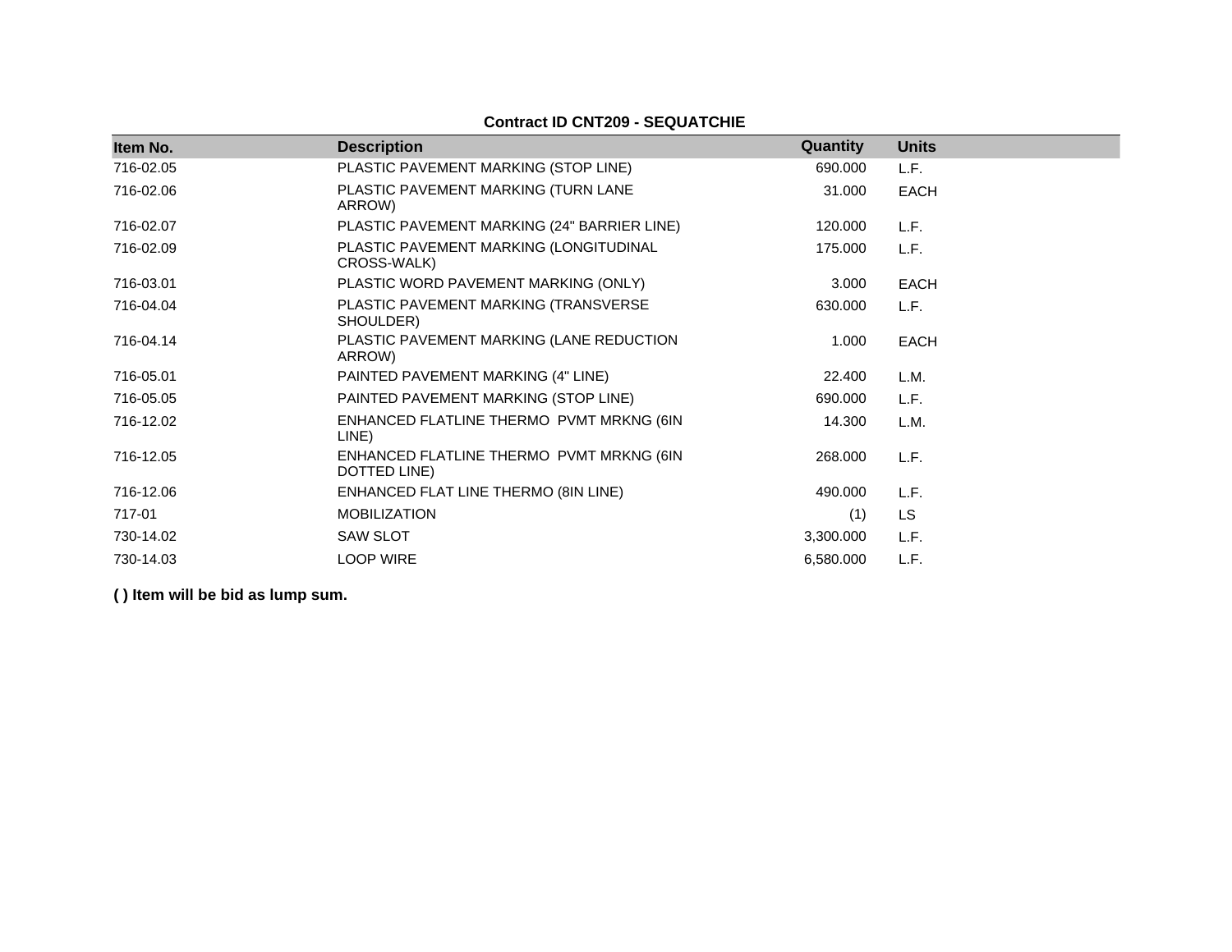**Contract ID CNT209 - SEQUATCHIE**

| Item No. | Description | Quantity | Units |
|---|---|---|---|
| 716-02.05 | PLASTIC PAVEMENT MARKING (STOP LINE) | 690.000 | L.F. |
| 716-02.06 | PLASTIC PAVEMENT MARKING (TURN LANE ARROW) | 31.000 | EACH |
| 716-02.07 | PLASTIC PAVEMENT MARKING (24" BARRIER LINE) | 120.000 | L.F. |
| 716-02.09 | PLASTIC PAVEMENT MARKING (LONGITUDINAL CROSS-WALK) | 175.000 | L.F. |
| 716-03.01 | PLASTIC WORD PAVEMENT MARKING (ONLY) | 3.000 | EACH |
| 716-04.04 | PLASTIC PAVEMENT MARKING (TRANSVERSE SHOULDER) | 630.000 | L.F. |
| 716-04.14 | PLASTIC PAVEMENT MARKING (LANE REDUCTION ARROW) | 1.000 | EACH |
| 716-05.01 | PAINTED PAVEMENT MARKING (4" LINE) | 22.400 | L.M. |
| 716-05.05 | PAINTED PAVEMENT MARKING (STOP LINE) | 690.000 | L.F. |
| 716-12.02 | ENHANCED FLATLINE THERMO PVMT MRKNG (6IN LINE) | 14.300 | L.M. |
| 716-12.05 | ENHANCED FLATLINE THERMO PVMT MRKNG (6IN DOTTED LINE) | 268.000 | L.F. |
| 716-12.06 | ENHANCED FLAT LINE THERMO (8IN LINE) | 490.000 | L.F. |
| 717-01 | MOBILIZATION | (1) | LS |
| 730-14.02 | SAW SLOT | 3,300.000 | L.F. |
| 730-14.03 | LOOP WIRE | 6,580.000 | L.F. |

**( ) Item will be bid as lump sum.**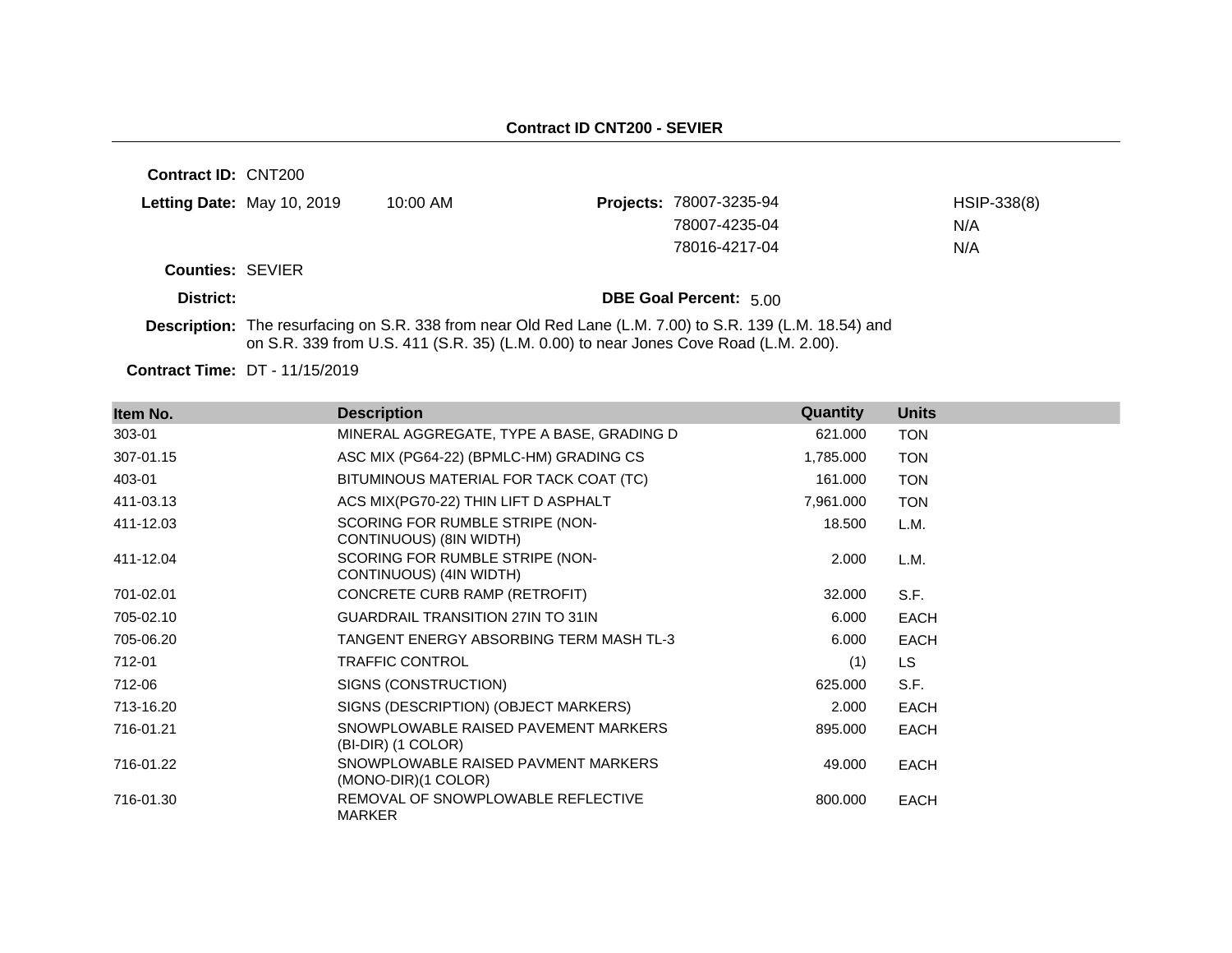## Contract ID CNT200 - SEVIER

**Contract ID:** CNT200

**Letting Date:** May 10, 2019 10:00 AM

**Projects:**

| Project | |
|---|---|
| 78007-3235-94 | HSIP-338(8) |
| 78007-4235-04 | N/A |
| 78016-4217-04 | N/A |

**Counties:** SEVIER

**District:**

**DBE Goal Percent:** 5.00

**Description:** The resurfacing on S.R. 338 from near Old Red Lane (L.M. 7.00) to S.R. 139 (L.M. 18.54) and on S.R. 339 from U.S. 411 (S.R. 35) (L.M. 0.00) to near Jones Cove Road (L.M. 2.00).

**Contract Time:** DT - 11/15/2019

| Item No. | Description | Quantity | Units |
|---|---|---|---|
| 303-01 | MINERAL AGGREGATE, TYPE A BASE, GRADING D | 621.000 | TON |
| 307-01.15 | ASC MIX (PG64-22) (BPMLC-HM) GRADING CS | 1,785.000 | TON |
| 403-01 | BITUMINOUS MATERIAL FOR TACK COAT (TC) | 161.000 | TON |
| 411-03.13 | ACS MIX(PG70-22) THIN LIFT D ASPHALT | 7,961.000 | TON |
| 411-12.03 | SCORING FOR RUMBLE STRIPE (NON-CONTINUOUS) (8IN WIDTH) | 18.500 | L.M. |
| 411-12.04 | SCORING FOR RUMBLE STRIPE (NON-CONTINUOUS) (4IN WIDTH) | 2.000 | L.M. |
| 701-02.01 | CONCRETE CURB RAMP (RETROFIT) | 32.000 | S.F. |
| 705-02.10 | GUARDRAIL TRANSITION 27IN TO 31IN | 6.000 | EACH |
| 705-06.20 | TANGENT ENERGY ABSORBING TERM MASH TL-3 | 6.000 | EACH |
| 712-01 | TRAFFIC CONTROL | (1) | LS |
| 712-06 | SIGNS (CONSTRUCTION) | 625.000 | S.F. |
| 713-16.20 | SIGNS (DESCRIPTION) (OBJECT MARKERS) | 2.000 | EACH |
| 716-01.21 | SNOWPLOWABLE RAISED PAVEMENT MARKERS (BI-DIR) (1 COLOR) | 895.000 | EACH |
| 716-01.22 | SNOWPLOWABLE RAISED PAVMENT MARKERS (MONO-DIR)(1 COLOR) | 49.000 | EACH |
| 716-01.30 | REMOVAL OF SNOWPLOWABLE REFLECTIVE MARKER | 800.000 | EACH |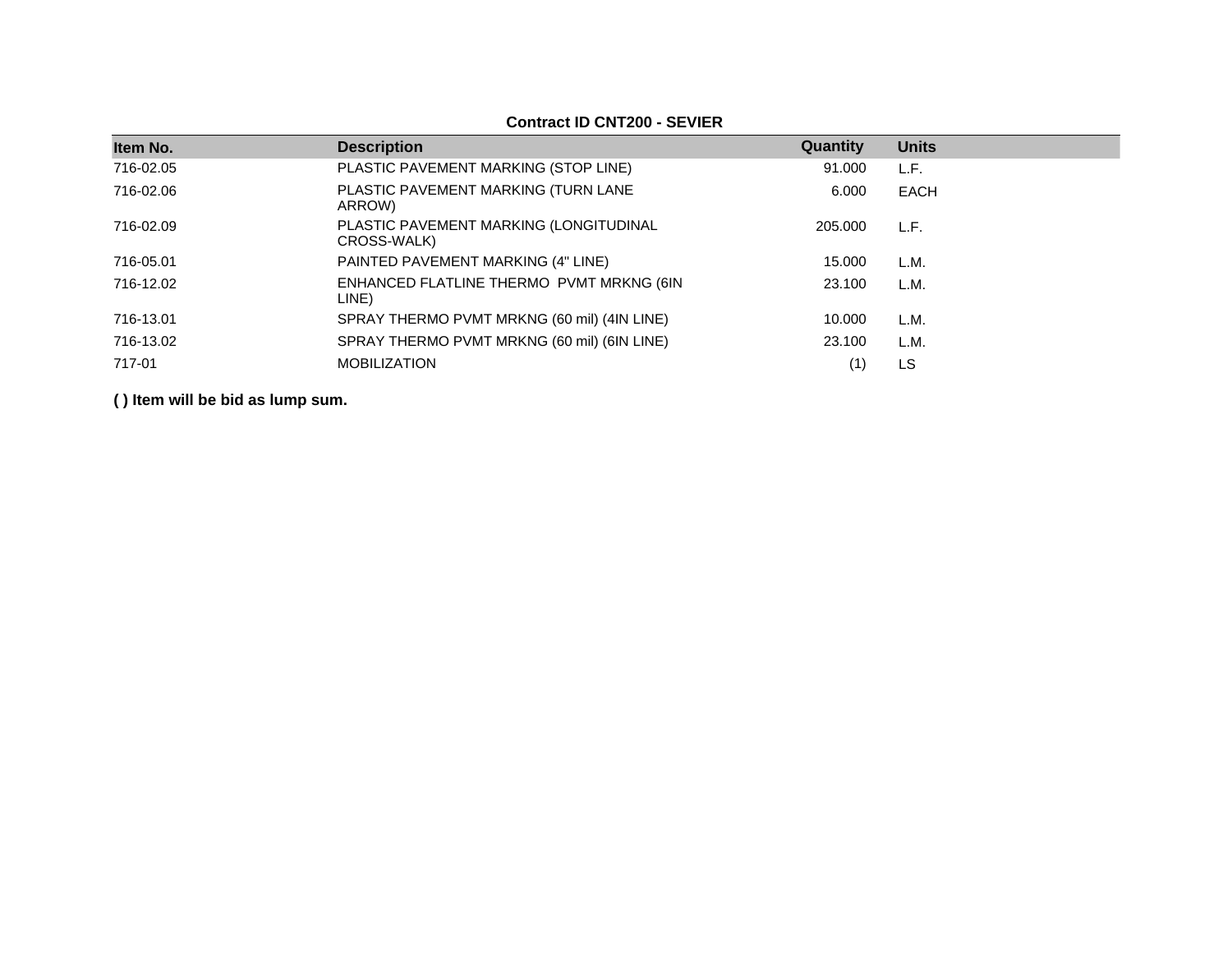**Contract ID CNT200 - SEVIER**

| Item No. | Description | Quantity | Units |
|---|---|---|---|
| 716-02.05 | PLASTIC PAVEMENT MARKING (STOP LINE) | 91.000 | L.F. |
| 716-02.06 | PLASTIC PAVEMENT MARKING (TURN LANE ARROW) | 6.000 | EACH |
| 716-02.09 | PLASTIC PAVEMENT MARKING (LONGITUDINAL CROSS-WALK) | 205.000 | L.F. |
| 716-05.01 | PAINTED PAVEMENT MARKING (4" LINE) | 15.000 | L.M. |
| 716-12.02 | ENHANCED FLATLINE THERMO PVMT MRKNG (6IN LINE) | 23.100 | L.M. |
| 716-13.01 | SPRAY THERMO PVMT MRKNG (60 mil) (4IN LINE) | 10.000 | L.M. |
| 716-13.02 | SPRAY THERMO PVMT MRKNG (60 mil) (6IN LINE) | 23.100 | L.M. |
| 717-01 | MOBILIZATION | (1) | LS |

**( ) Item will be bid as lump sum.**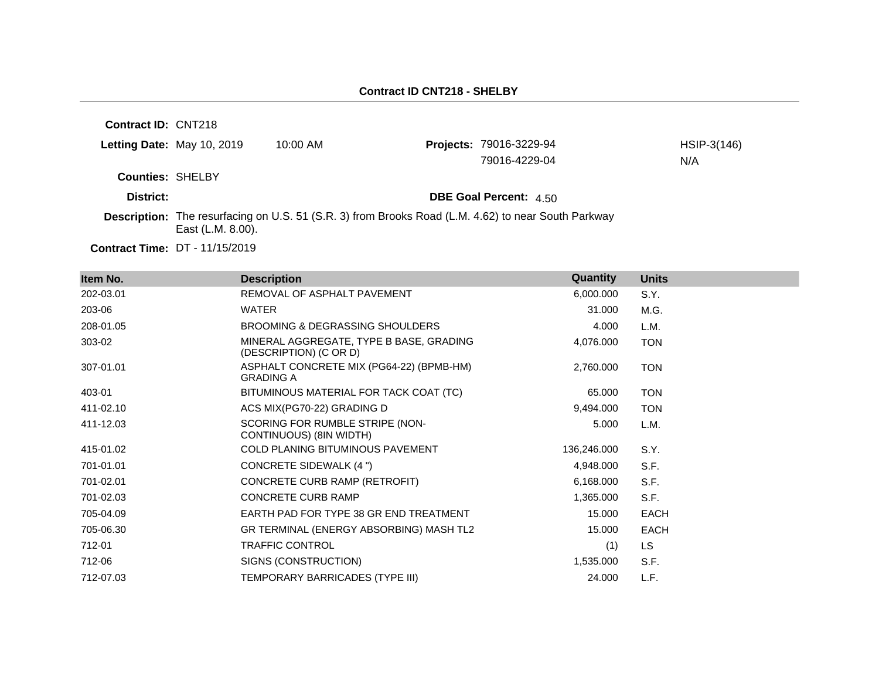## Contract ID CNT218 - SHELBY

**Contract ID:** CNT218

**Letting Date:** May 10, 2019 10:00 AM

**Projects:** 79016-3229-94 HSIP-3(146)
79016-4229-04 N/A

**Counties:** SHELBY

**District:**

**DBE Goal Percent:** 4.50

**Description:** The resurfacing on U.S. 51 (S.R. 3) from Brooks Road (L.M. 4.62) to near South Parkway East (L.M. 8.00).

**Contract Time:** DT - 11/15/2019

| Item No. | Description | Quantity | Units |
|---|---|---|---|
| 202-03.01 | REMOVAL OF ASPHALT PAVEMENT | 6,000.000 | S.Y. |
| 203-06 | WATER | 31.000 | M.G. |
| 208-01.05 | BROOMING & DEGRASSING SHOULDERS | 4.000 | L.M. |
| 303-02 | MINERAL AGGREGATE, TYPE B BASE, GRADING (DESCRIPTION) (C OR D) | 4,076.000 | TON |
| 307-01.01 | ASPHALT CONCRETE MIX (PG64-22) (BPMB-HM) GRADING A | 2,760.000 | TON |
| 403-01 | BITUMINOUS MATERIAL FOR TACK COAT (TC) | 65.000 | TON |
| 411-02.10 | ACS MIX(PG70-22) GRADING D | 9,494.000 | TON |
| 411-12.03 | SCORING FOR RUMBLE STRIPE (NON-CONTINUOUS) (8IN WIDTH) | 5.000 | L.M. |
| 415-01.02 | COLD PLANING BITUMINOUS PAVEMENT | 136,246.000 | S.Y. |
| 701-01.01 | CONCRETE SIDEWALK (4 ") | 4,948.000 | S.F. |
| 701-02.01 | CONCRETE CURB RAMP (RETROFIT) | 6,168.000 | S.F. |
| 701-02.03 | CONCRETE CURB RAMP | 1,365.000 | S.F. |
| 705-04.09 | EARTH PAD FOR TYPE 38 GR END TREATMENT | 15.000 | EACH |
| 705-06.30 | GR TERMINAL (ENERGY ABSORBING) MASH TL2 | 15.000 | EACH |
| 712-01 | TRAFFIC CONTROL | (1) | LS |
| 712-06 | SIGNS (CONSTRUCTION) | 1,535.000 | S.F. |
| 712-07.03 | TEMPORARY BARRICADES (TYPE III) | 24.000 | L.F. |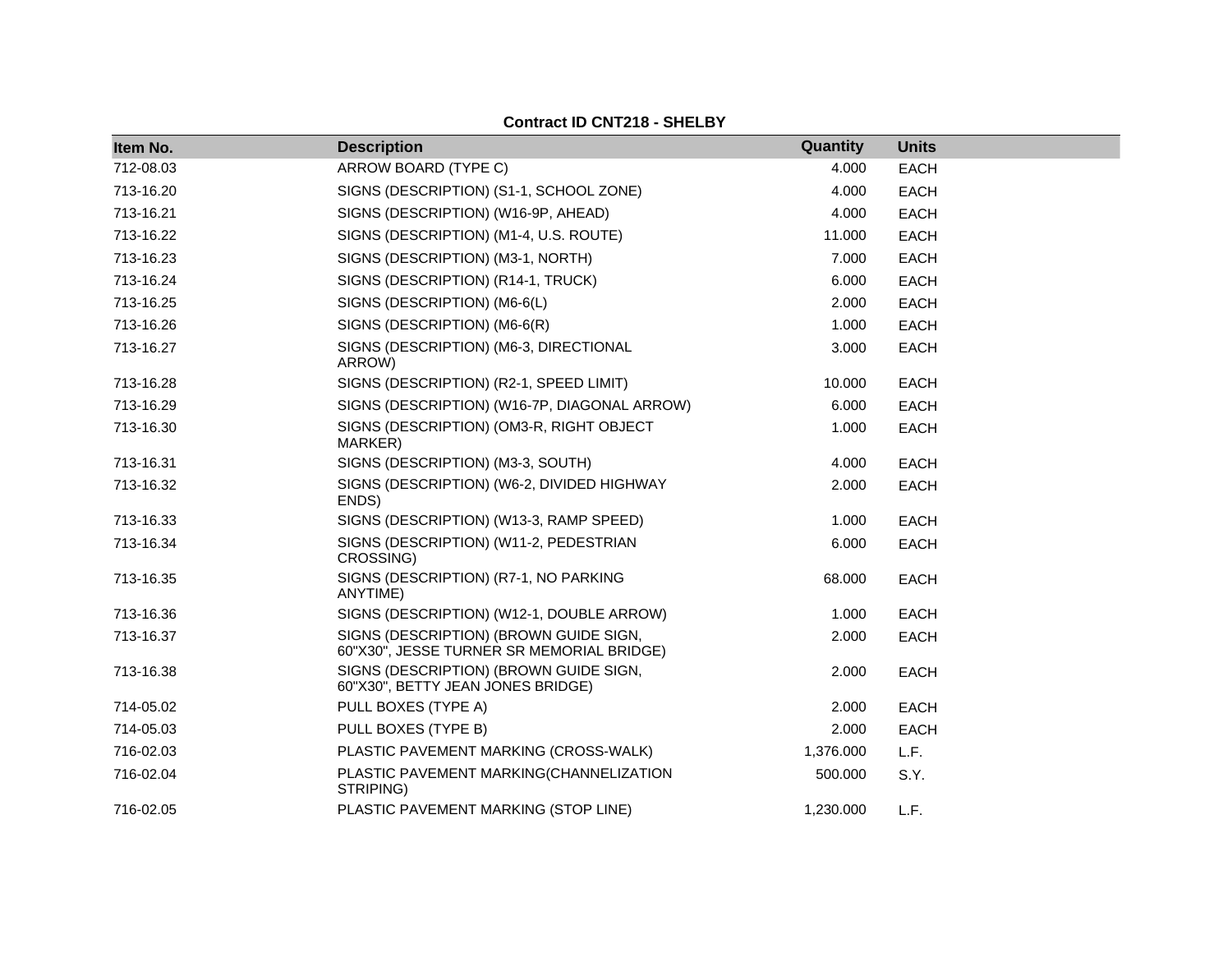**Contract ID CNT218 - SHELBY**

| Item No. | Description | Quantity | Units |
|---|---|---|---|
| 712-08.03 | ARROW BOARD (TYPE C) | 4.000 | EACH |
| 713-16.20 | SIGNS (DESCRIPTION) (S1-1, SCHOOL ZONE) | 4.000 | EACH |
| 713-16.21 | SIGNS (DESCRIPTION) (W16-9P, AHEAD) | 4.000 | EACH |
| 713-16.22 | SIGNS (DESCRIPTION) (M1-4, U.S. ROUTE) | 11.000 | EACH |
| 713-16.23 | SIGNS (DESCRIPTION) (M3-1, NORTH) | 7.000 | EACH |
| 713-16.24 | SIGNS (DESCRIPTION) (R14-1, TRUCK) | 6.000 | EACH |
| 713-16.25 | SIGNS (DESCRIPTION) (M6-6(L) | 2.000 | EACH |
| 713-16.26 | SIGNS (DESCRIPTION) (M6-6(R) | 1.000 | EACH |
| 713-16.27 | SIGNS (DESCRIPTION) (M6-3, DIRECTIONAL ARROW) | 3.000 | EACH |
| 713-16.28 | SIGNS (DESCRIPTION) (R2-1, SPEED LIMIT) | 10.000 | EACH |
| 713-16.29 | SIGNS (DESCRIPTION) (W16-7P, DIAGONAL ARROW) | 6.000 | EACH |
| 713-16.30 | SIGNS (DESCRIPTION) (OM3-R, RIGHT OBJECT MARKER) | 1.000 | EACH |
| 713-16.31 | SIGNS (DESCRIPTION) (M3-3, SOUTH) | 4.000 | EACH |
| 713-16.32 | SIGNS (DESCRIPTION) (W6-2, DIVIDED HIGHWAY ENDS) | 2.000 | EACH |
| 713-16.33 | SIGNS (DESCRIPTION) (W13-3, RAMP SPEED) | 1.000 | EACH |
| 713-16.34 | SIGNS (DESCRIPTION) (W11-2, PEDESTRIAN CROSSING) | 6.000 | EACH |
| 713-16.35 | SIGNS (DESCRIPTION) (R7-1, NO PARKING ANYTIME) | 68.000 | EACH |
| 713-16.36 | SIGNS (DESCRIPTION) (W12-1, DOUBLE ARROW) | 1.000 | EACH |
| 713-16.37 | SIGNS (DESCRIPTION) (BROWN GUIDE SIGN, 60"X30", JESSE TURNER SR MEMORIAL BRIDGE) | 2.000 | EACH |
| 713-16.38 | SIGNS (DESCRIPTION) (BROWN GUIDE SIGN, 60"X30", BETTY JEAN JONES BRIDGE) | 2.000 | EACH |
| 714-05.02 | PULL BOXES (TYPE A) | 2.000 | EACH |
| 714-05.03 | PULL BOXES (TYPE B) | 2.000 | EACH |
| 716-02.03 | PLASTIC PAVEMENT MARKING (CROSS-WALK) | 1,376.000 | L.F. |
| 716-02.04 | PLASTIC PAVEMENT MARKING(CHANNELIZATION STRIPING) | 500.000 | S.Y. |
| 716-02.05 | PLASTIC PAVEMENT MARKING (STOP LINE) | 1,230.000 | L.F. |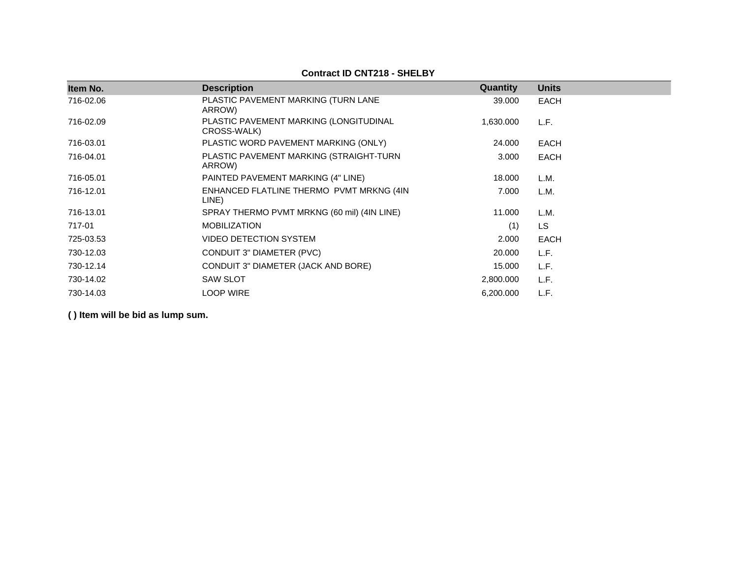**Contract ID CNT218 - SHELBY**

| Item No. | Description | Quantity | Units |
|---|---|---|---|
| 716-02.06 | PLASTIC PAVEMENT MARKING (TURN LANE ARROW) | 39.000 | EACH |
| 716-02.09 | PLASTIC PAVEMENT MARKING (LONGITUDINAL CROSS-WALK) | 1,630.000 | L.F. |
| 716-03.01 | PLASTIC WORD PAVEMENT MARKING (ONLY) | 24.000 | EACH |
| 716-04.01 | PLASTIC PAVEMENT MARKING (STRAIGHT-TURN ARROW) | 3.000 | EACH |
| 716-05.01 | PAINTED PAVEMENT MARKING (4" LINE) | 18.000 | L.M. |
| 716-12.01 | ENHANCED FLATLINE THERMO PVMT MRKNG (4IN LINE) | 7.000 | L.M. |
| 716-13.01 | SPRAY THERMO PVMT MRKNG (60 mil) (4IN LINE) | 11.000 | L.M. |
| 717-01 | MOBILIZATION | (1) | LS |
| 725-03.53 | VIDEO DETECTION SYSTEM | 2.000 | EACH |
| 730-12.03 | CONDUIT 3" DIAMETER (PVC) | 20.000 | L.F. |
| 730-12.14 | CONDUIT 3" DIAMETER (JACK AND BORE) | 15.000 | L.F. |
| 730-14.02 | SAW SLOT | 2,800.000 | L.F. |
| 730-14.03 | LOOP WIRE | 6,200.000 | L.F. |

**( ) Item will be bid as lump sum.**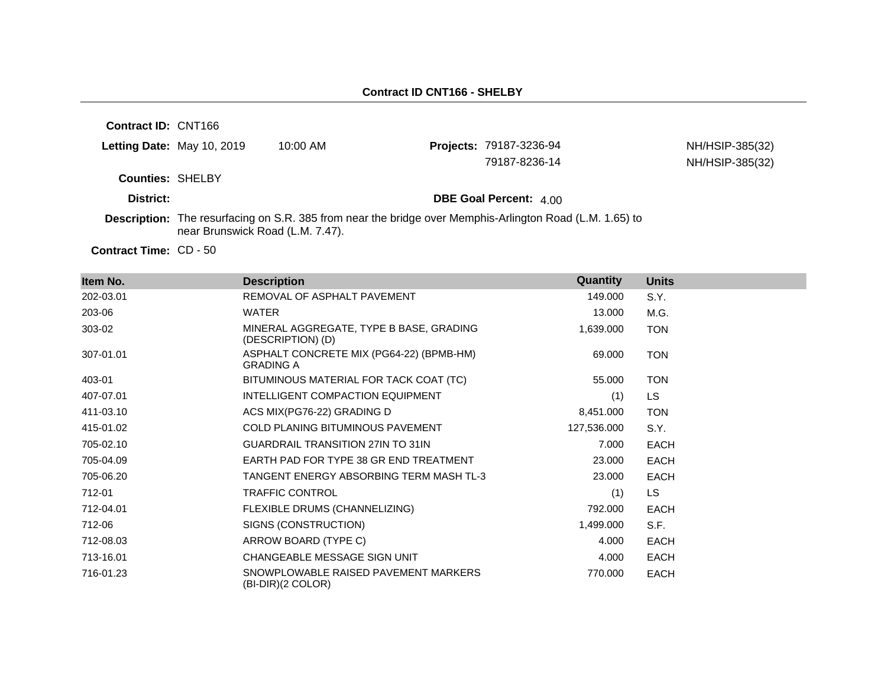# Contract ID CNT166 - SHELBY

**Contract ID:** CNT166

**Letting Date:** May 10, 2019 10:00 AM

**Projects:** 79187-3236-94 NH/HSIP-385(32)
79187-8236-14 NH/HSIP-385(32)

**Counties:** SHELBY

**District:**

**DBE Goal Percent:** 4.00

**Description:** The resurfacing on S.R. 385 from near the bridge over Memphis-Arlington Road (L.M. 1.65) to near Brunswick Road (L.M. 7.47).

**Contract Time:** CD - 50

| Item No. | Description | Quantity | Units |
|---|---|---|---|
| 202-03.01 | REMOVAL OF ASPHALT PAVEMENT | 149.000 | S.Y. |
| 203-06 | WATER | 13.000 | M.G. |
| 303-02 | MINERAL AGGREGATE, TYPE B BASE, GRADING (DESCRIPTION) (D) | 1,639.000 | TON |
| 307-01.01 | ASPHALT CONCRETE MIX (PG64-22) (BPMB-HM) GRADING A | 69.000 | TON |
| 403-01 | BITUMINOUS MATERIAL FOR TACK COAT (TC) | 55.000 | TON |
| 407-07.01 | INTELLIGENT COMPACTION EQUIPMENT | (1) | LS |
| 411-03.10 | ACS MIX(PG76-22) GRADING D | 8,451.000 | TON |
| 415-01.02 | COLD PLANING BITUMINOUS PAVEMENT | 127,536.000 | S.Y. |
| 705-02.10 | GUARDRAIL TRANSITION 27IN TO 31IN | 7.000 | EACH |
| 705-04.09 | EARTH PAD FOR TYPE 38 GR END TREATMENT | 23.000 | EACH |
| 705-06.20 | TANGENT ENERGY ABSORBING TERM MASH TL-3 | 23.000 | EACH |
| 712-01 | TRAFFIC CONTROL | (1) | LS |
| 712-04.01 | FLEXIBLE DRUMS (CHANNELIZING) | 792.000 | EACH |
| 712-06 | SIGNS (CONSTRUCTION) | 1,499.000 | S.F. |
| 712-08.03 | ARROW BOARD (TYPE C) | 4.000 | EACH |
| 713-16.01 | CHANGEABLE MESSAGE SIGN UNIT | 4.000 | EACH |
| 716-01.23 | SNOWPLOWABLE RAISED PAVEMENT MARKERS (BI-DIR)(2 COLOR) | 770.000 | EACH |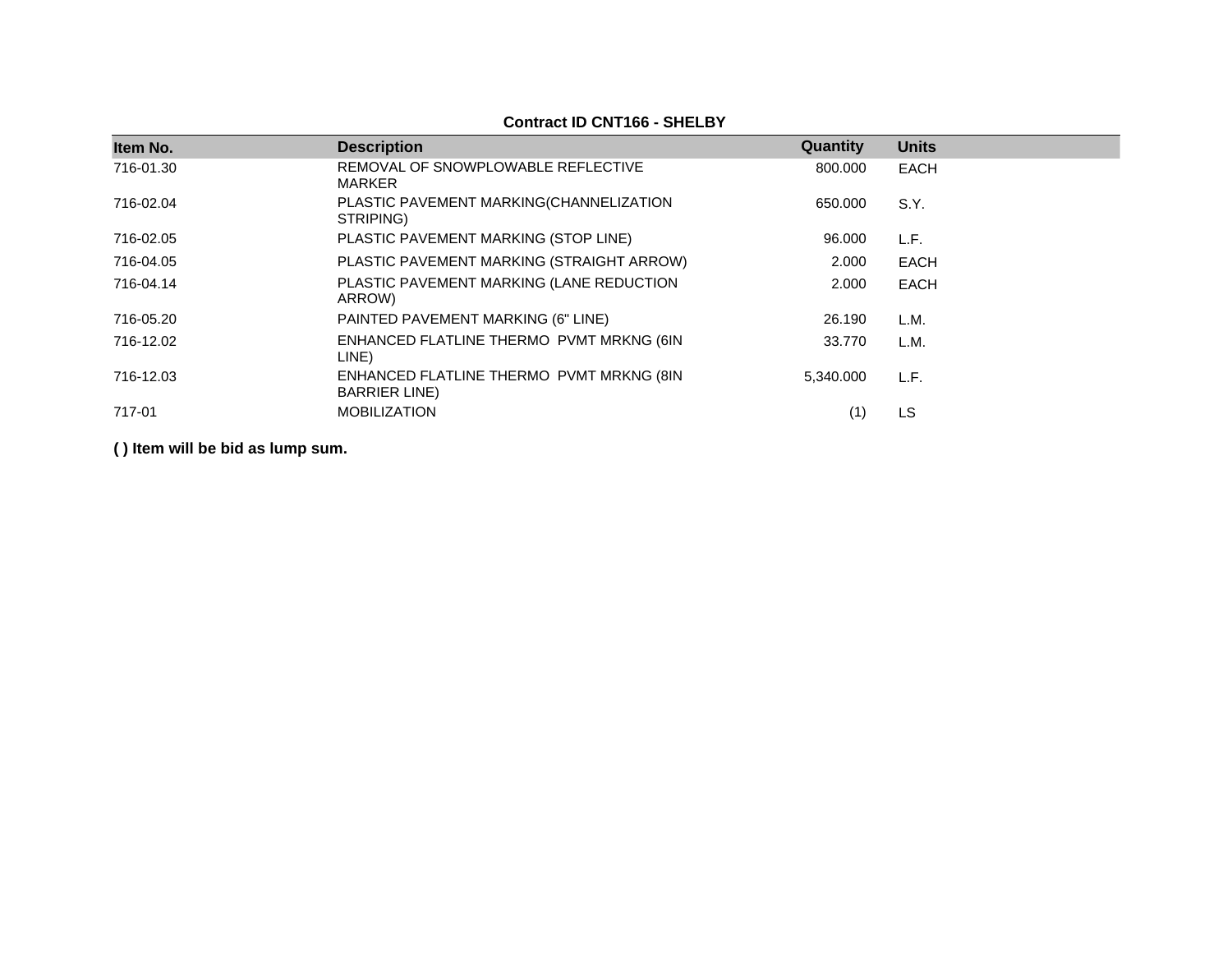**Contract ID CNT166 - SHELBY**

| Item No. | Description | Quantity | Units |
|---|---|---|---|
| 716-01.30 | REMOVAL OF SNOWPLOWABLE REFLECTIVE MARKER | 800.000 | EACH |
| 716-02.04 | PLASTIC PAVEMENT MARKING(CHANNELIZATION STRIPING) | 650.000 | S.Y. |
| 716-02.05 | PLASTIC PAVEMENT MARKING (STOP LINE) | 96.000 | L.F. |
| 716-04.05 | PLASTIC PAVEMENT MARKING (STRAIGHT ARROW) | 2.000 | EACH |
| 716-04.14 | PLASTIC PAVEMENT MARKING (LANE REDUCTION ARROW) | 2.000 | EACH |
| 716-05.20 | PAINTED PAVEMENT MARKING (6" LINE) | 26.190 | L.M. |
| 716-12.02 | ENHANCED FLATLINE THERMO PVMT MRKNG (6IN LINE) | 33.770 | L.M. |
| 716-12.03 | ENHANCED FLATLINE THERMO PVMT MRKNG (8IN BARRIER LINE) | 5,340.000 | L.F. |
| 717-01 | MOBILIZATION | (1) | LS |

**( ) Item will be bid as lump sum.**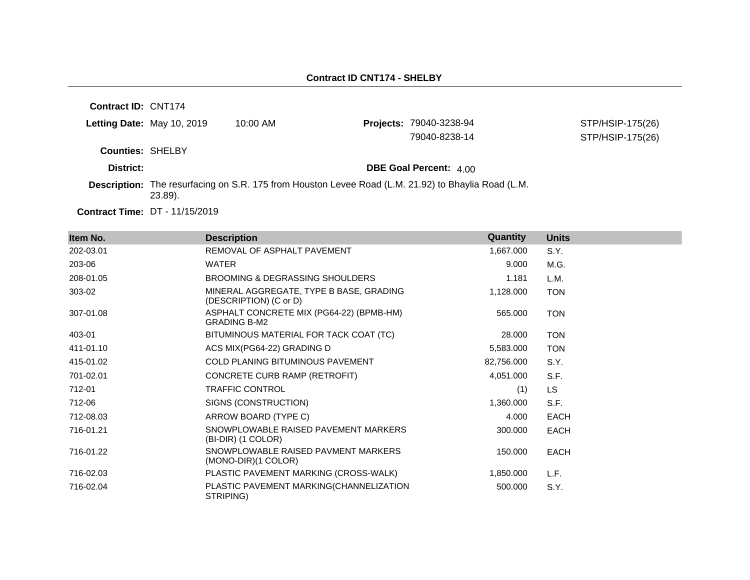## Contract ID CNT174 - SHELBY

**Contract ID:** CNT174

**Letting Date:** May 10, 2019 10:00 AM

**Projects:** 79040-3238-94 STP/HSIP-175(26)
79040-8238-14 STP/HSIP-175(26)

**Counties:** SHELBY

**District:**

**DBE Goal Percent:** 4.00

**Description:** The resurfacing on S.R. 175 from Houston Levee Road (L.M. 21.92) to Bhaylia Road (L.M. 23.89).

**Contract Time:** DT - 11/15/2019

| Item No. | Description | Quantity | Units |
|---|---|---|---|
| 202-03.01 | REMOVAL OF ASPHALT PAVEMENT | 1,667.000 | S.Y. |
| 203-06 | WATER | 9.000 | M.G. |
| 208-01.05 | BROOMING & DEGRASSING SHOULDERS | 1.181 | L.M. |
| 303-02 | MINERAL AGGREGATE, TYPE B BASE, GRADING (DESCRIPTION) (C or D) | 1,128.000 | TON |
| 307-01.08 | ASPHALT CONCRETE MIX (PG64-22) (BPMB-HM) GRADING B-M2 | 565.000 | TON |
| 403-01 | BITUMINOUS MATERIAL FOR TACK COAT (TC) | 28.000 | TON |
| 411-01.10 | ACS MIX(PG64-22) GRADING D | 5,583.000 | TON |
| 415-01.02 | COLD PLANING BITUMINOUS PAVEMENT | 82,756.000 | S.Y. |
| 701-02.01 | CONCRETE CURB RAMP (RETROFIT) | 4,051.000 | S.F. |
| 712-01 | TRAFFIC CONTROL | (1) | LS |
| 712-06 | SIGNS (CONSTRUCTION) | 1,360.000 | S.F. |
| 712-08.03 | ARROW BOARD (TYPE C) | 4.000 | EACH |
| 716-01.21 | SNOWPLOWABLE RAISED PAVEMENT MARKERS (BI-DIR) (1 COLOR) | 300.000 | EACH |
| 716-01.22 | SNOWPLOWABLE RAISED PAVMENT MARKERS (MONO-DIR)(1 COLOR) | 150.000 | EACH |
| 716-02.03 | PLASTIC PAVEMENT MARKING (CROSS-WALK) | 1,850.000 | L.F. |
| 716-02.04 | PLASTIC PAVEMENT MARKING(CHANNELIZATION STRIPING) | 500.000 | S.Y. |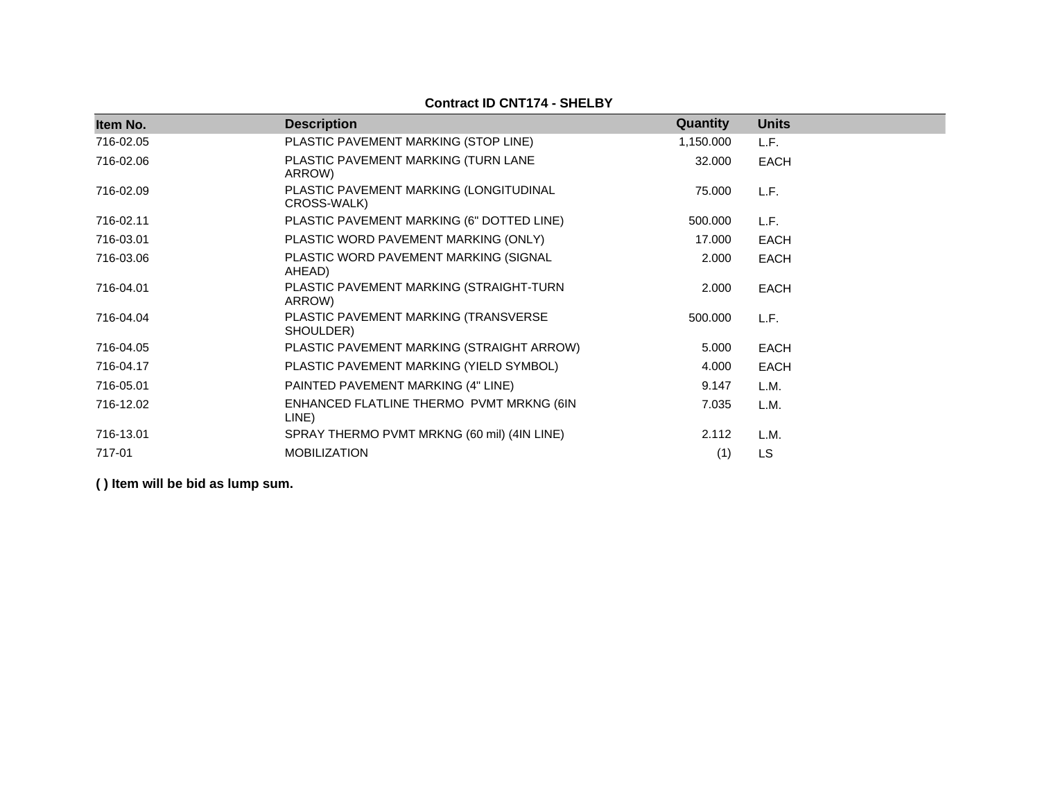**Contract ID CNT174 - SHELBY**

| Item No. | Description | Quantity | Units |
|---|---|---|---|
| 716-02.05 | PLASTIC PAVEMENT MARKING (STOP LINE) | 1,150.000 | L.F. |
| 716-02.06 | PLASTIC PAVEMENT MARKING (TURN LANE ARROW) | 32.000 | EACH |
| 716-02.09 | PLASTIC PAVEMENT MARKING (LONGITUDINAL CROSS-WALK) | 75.000 | L.F. |
| 716-02.11 | PLASTIC PAVEMENT MARKING (6" DOTTED LINE) | 500.000 | L.F. |
| 716-03.01 | PLASTIC WORD PAVEMENT MARKING (ONLY) | 17.000 | EACH |
| 716-03.06 | PLASTIC WORD PAVEMENT MARKING (SIGNAL AHEAD) | 2.000 | EACH |
| 716-04.01 | PLASTIC PAVEMENT MARKING (STRAIGHT-TURN ARROW) | 2.000 | EACH |
| 716-04.04 | PLASTIC PAVEMENT MARKING (TRANSVERSE SHOULDER) | 500.000 | L.F. |
| 716-04.05 | PLASTIC PAVEMENT MARKING (STRAIGHT ARROW) | 5.000 | EACH |
| 716-04.17 | PLASTIC PAVEMENT MARKING (YIELD SYMBOL) | 4.000 | EACH |
| 716-05.01 | PAINTED PAVEMENT MARKING (4" LINE) | 9.147 | L.M. |
| 716-12.02 | ENHANCED FLATLINE THERMO PVMT MRKNG (6IN LINE) | 7.035 | L.M. |
| 716-13.01 | SPRAY THERMO PVMT MRKNG (60 mil) (4IN LINE) | 2.112 | L.M. |
| 717-01 | MOBILIZATION | (1) | LS |

**( ) Item will be bid as lump sum.**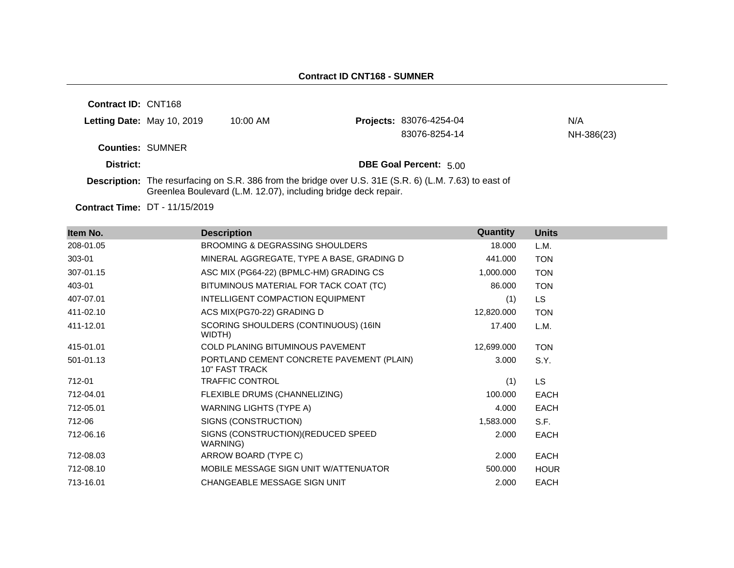## Contract ID CNT168 - SUMNER

**Contract ID:** CNT168

**Letting Date:** May 10, 2019 10:00 AM

**Projects:** 83076-4254-04 N/A
83076-8254-14 NH-386(23)

**Counties:** SUMNER

**District:**

**DBE Goal Percent:** 5.00

**Description:** The resurfacing on S.R. 386 from the bridge over U.S. 31E (S.R. 6) (L.M. 7.63) to east of Greenlea Boulevard (L.M. 12.07), including bridge deck repair.

**Contract Time:** DT - 11/15/2019

| Item No. | Description | Quantity | Units |
|---|---|---|---|
| 208-01.05 | BROOMING & DEGRASSING SHOULDERS | 18.000 | L.M. |
| 303-01 | MINERAL AGGREGATE, TYPE A BASE, GRADING D | 441.000 | TON |
| 307-01.15 | ASC MIX (PG64-22) (BPMLC-HM) GRADING CS | 1,000.000 | TON |
| 403-01 | BITUMINOUS MATERIAL FOR TACK COAT (TC) | 86.000 | TON |
| 407-07.01 | INTELLIGENT COMPACTION EQUIPMENT | (1) | LS |
| 411-02.10 | ACS MIX(PG70-22) GRADING D | 12,820.000 | TON |
| 411-12.01 | SCORING SHOULDERS (CONTINUOUS) (16IN WIDTH) | 17.400 | L.M. |
| 415-01.01 | COLD PLANING BITUMINOUS PAVEMENT | 12,699.000 | TON |
| 501-01.13 | PORTLAND CEMENT CONCRETE PAVEMENT (PLAIN) 10" FAST TRACK | 3.000 | S.Y. |
| 712-01 | TRAFFIC CONTROL | (1) | LS |
| 712-04.01 | FLEXIBLE DRUMS (CHANNELIZING) | 100.000 | EACH |
| 712-05.01 | WARNING LIGHTS (TYPE A) | 4.000 | EACH |
| 712-06 | SIGNS (CONSTRUCTION) | 1,583.000 | S.F. |
| 712-06.16 | SIGNS (CONSTRUCTION)(REDUCED SPEED WARNING) | 2.000 | EACH |
| 712-08.03 | ARROW BOARD (TYPE C) | 2.000 | EACH |
| 712-08.10 | MOBILE MESSAGE SIGN UNIT W/ATTENUATOR | 500.000 | HOUR |
| 713-16.01 | CHANGEABLE MESSAGE SIGN UNIT | 2.000 | EACH |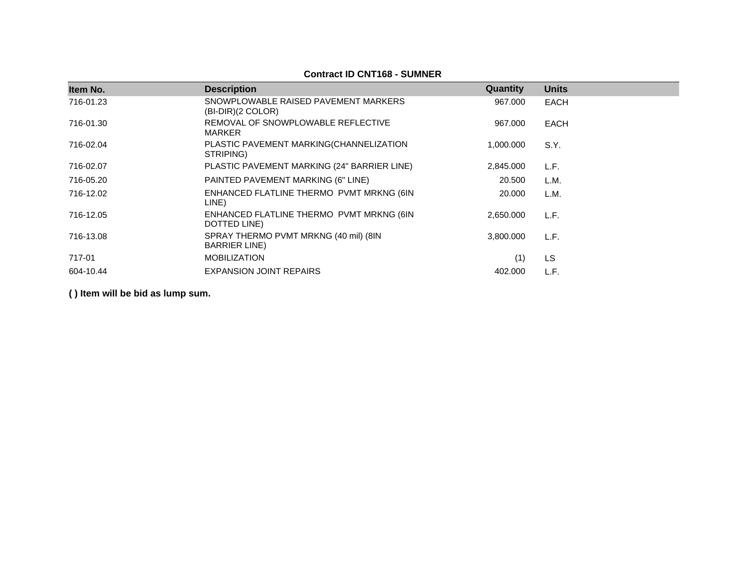**Contract ID CNT168 - SUMNER**

| Item No. | Description | Quantity | Units |
| --- | --- | --- | --- |
| 716-01.23 | SNOWPLOWABLE RAISED PAVEMENT MARKERS (BI-DIR)(2 COLOR) | 967.000 | EACH |
| 716-01.30 | REMOVAL OF SNOWPLOWABLE REFLECTIVE MARKER | 967.000 | EACH |
| 716-02.04 | PLASTIC PAVEMENT MARKING(CHANNELIZATION STRIPING) | 1,000.000 | S.Y. |
| 716-02.07 | PLASTIC PAVEMENT MARKING (24" BARRIER LINE) | 2,845.000 | L.F. |
| 716-05.20 | PAINTED PAVEMENT MARKING (6" LINE) | 20.500 | L.M. |
| 716-12.02 | ENHANCED FLATLINE THERMO PVMT MRKNG (6IN LINE) | 20.000 | L.M. |
| 716-12.05 | ENHANCED FLATLINE THERMO PVMT MRKNG (6IN DOTTED LINE) | 2,650.000 | L.F. |
| 716-13.08 | SPRAY THERMO PVMT MRKNG (40 mil) (8IN BARRIER LINE) | 3,800.000 | L.F. |
| 717-01 | MOBILIZATION | (1) | LS |
| 604-10.44 | EXPANSION JOINT REPAIRS | 402.000 | L.F. |

**( ) Item will be bid as lump sum.**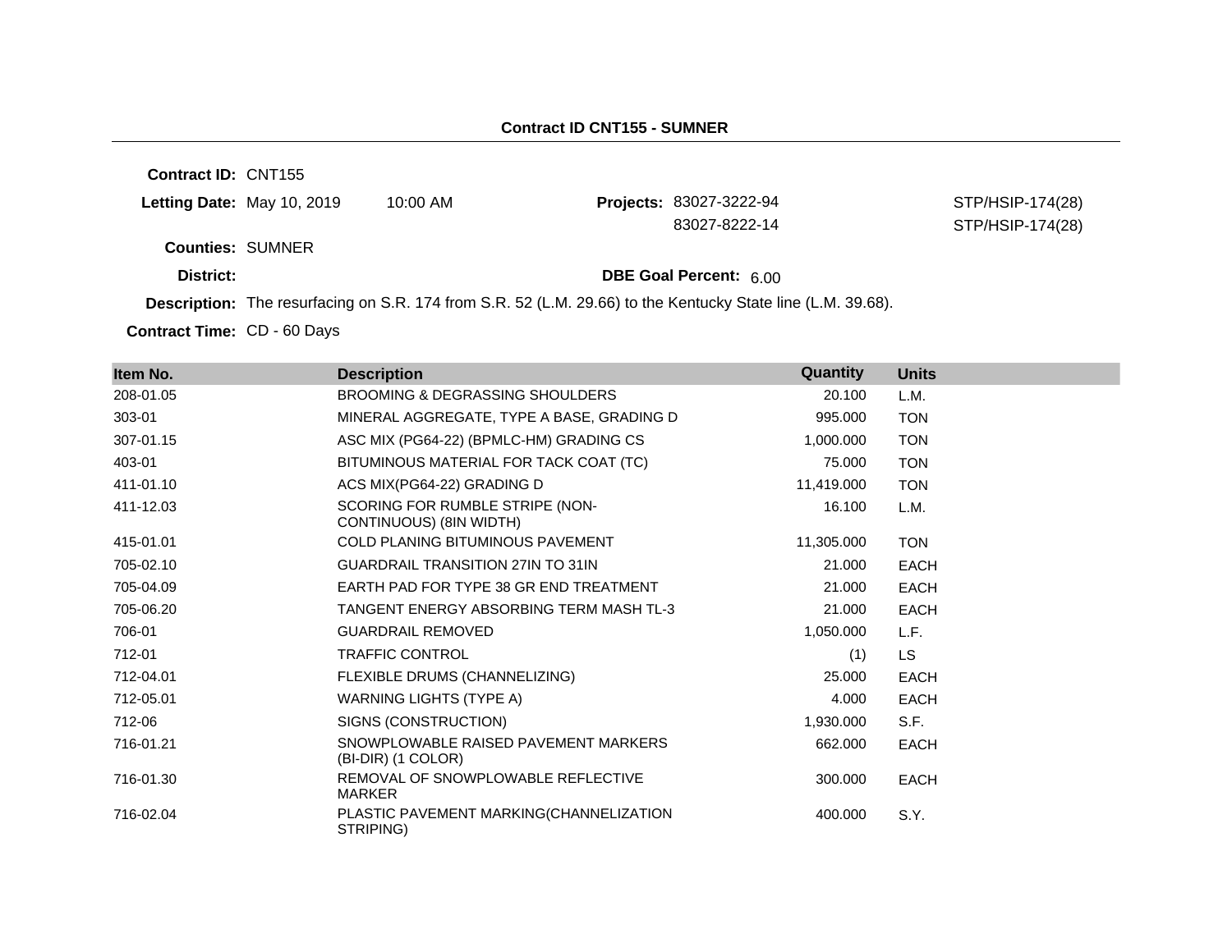# Contract ID CNT155 - SUMNER

**Contract ID:** CNT155

**Letting Date:** May 10, 2019 10:00 AM

**Projects:** 83027-3222-94 STP/HSIP-174(28)
83027-8222-14 STP/HSIP-174(28)

**Counties:** SUMNER

**District:**

**DBE Goal Percent:** 6.00

**Description:** The resurfacing on S.R. 174 from S.R. 52 (L.M. 29.66) to the Kentucky State line (L.M. 39.68).

**Contract Time:** CD - 60 Days

| Item No. | Description | Quantity | Units |
|---|---|---|---|
| 208-01.05 | BROOMING & DEGRASSING SHOULDERS | 20.100 | L.M. |
| 303-01 | MINERAL AGGREGATE, TYPE A BASE, GRADING D | 995.000 | TON |
| 307-01.15 | ASC MIX (PG64-22) (BPMLC-HM) GRADING CS | 1,000.000 | TON |
| 403-01 | BITUMINOUS MATERIAL FOR TACK COAT (TC) | 75.000 | TON |
| 411-01.10 | ACS MIX(PG64-22) GRADING D | 11,419.000 | TON |
| 411-12.03 | SCORING FOR RUMBLE STRIPE (NON-CONTINUOUS) (8IN WIDTH) | 16.100 | L.M. |
| 415-01.01 | COLD PLANING BITUMINOUS PAVEMENT | 11,305.000 | TON |
| 705-02.10 | GUARDRAIL TRANSITION 27IN TO 31IN | 21.000 | EACH |
| 705-04.09 | EARTH PAD FOR TYPE 38 GR END TREATMENT | 21.000 | EACH |
| 705-06.20 | TANGENT ENERGY ABSORBING TERM MASH TL-3 | 21.000 | EACH |
| 706-01 | GUARDRAIL REMOVED | 1,050.000 | L.F. |
| 712-01 | TRAFFIC CONTROL | (1) | LS |
| 712-04.01 | FLEXIBLE DRUMS (CHANNELIZING) | 25.000 | EACH |
| 712-05.01 | WARNING LIGHTS (TYPE A) | 4.000 | EACH |
| 712-06 | SIGNS (CONSTRUCTION) | 1,930.000 | S.F. |
| 716-01.21 | SNOWPLOWABLE RAISED PAVEMENT MARKERS (BI-DIR) (1 COLOR) | 662.000 | EACH |
| 716-01.30 | REMOVAL OF SNOWPLOWABLE REFLECTIVE MARKER | 300.000 | EACH |
| 716-02.04 | PLASTIC PAVEMENT MARKING(CHANNELIZATION STRIPING) | 400.000 | S.Y. |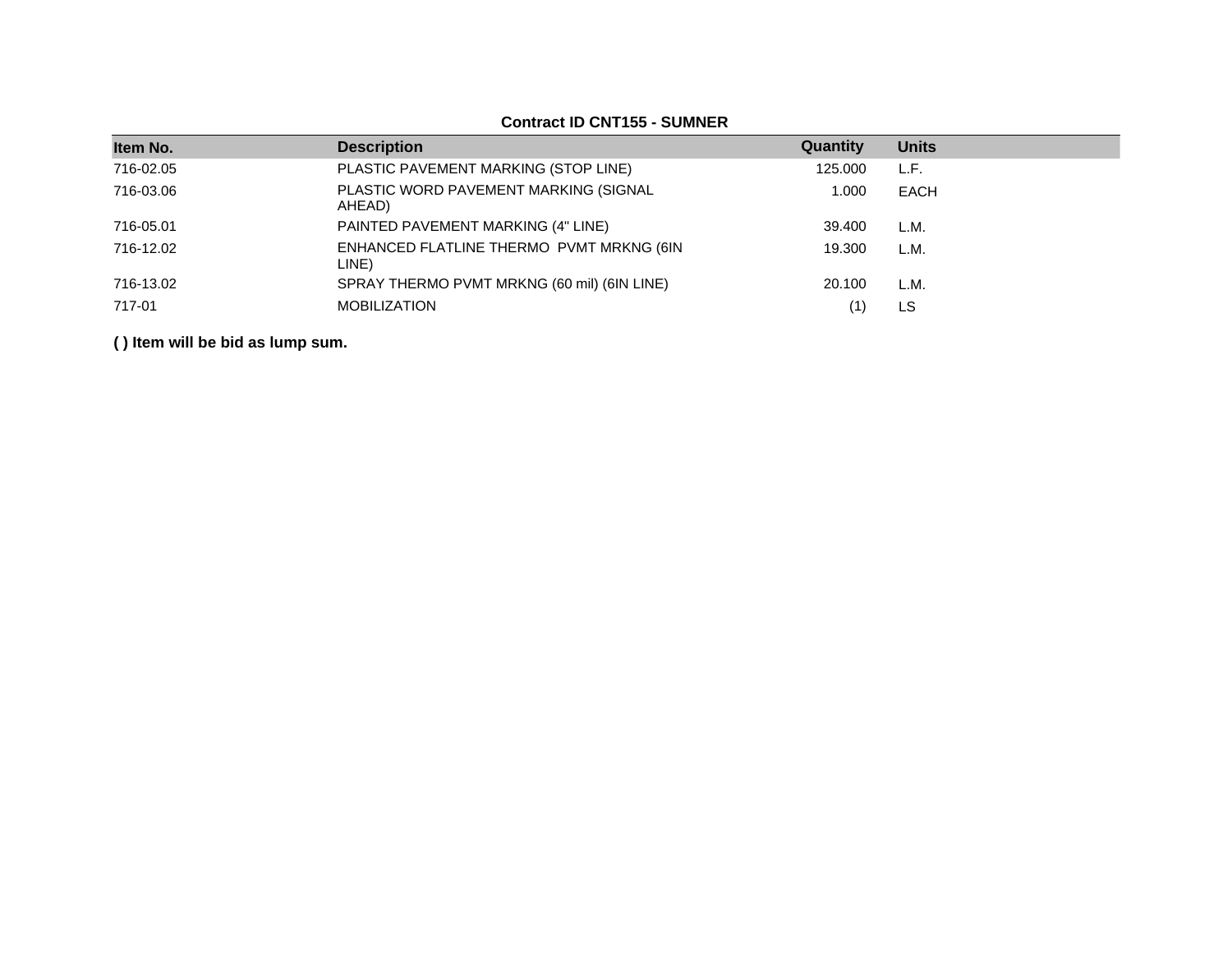**Contract ID CNT155 - SUMNER**

| Item No. | Description | Quantity | Units |
|---|---|---|---|
| 716-02.05 | PLASTIC PAVEMENT MARKING (STOP LINE) | 125.000 | L.F. |
| 716-03.06 | PLASTIC WORD PAVEMENT MARKING (SIGNAL AHEAD) | 1.000 | EACH |
| 716-05.01 | PAINTED PAVEMENT MARKING (4" LINE) | 39.400 | L.M. |
| 716-12.02 | ENHANCED FLATLINE THERMO PVMT MRKNG (6IN LINE) | 19.300 | L.M. |
| 716-13.02 | SPRAY THERMO PVMT MRKNG (60 mil) (6IN LINE) | 20.100 | L.M. |
| 717-01 | MOBILIZATION | (1) | LS |

**( ) Item will be bid as lump sum.**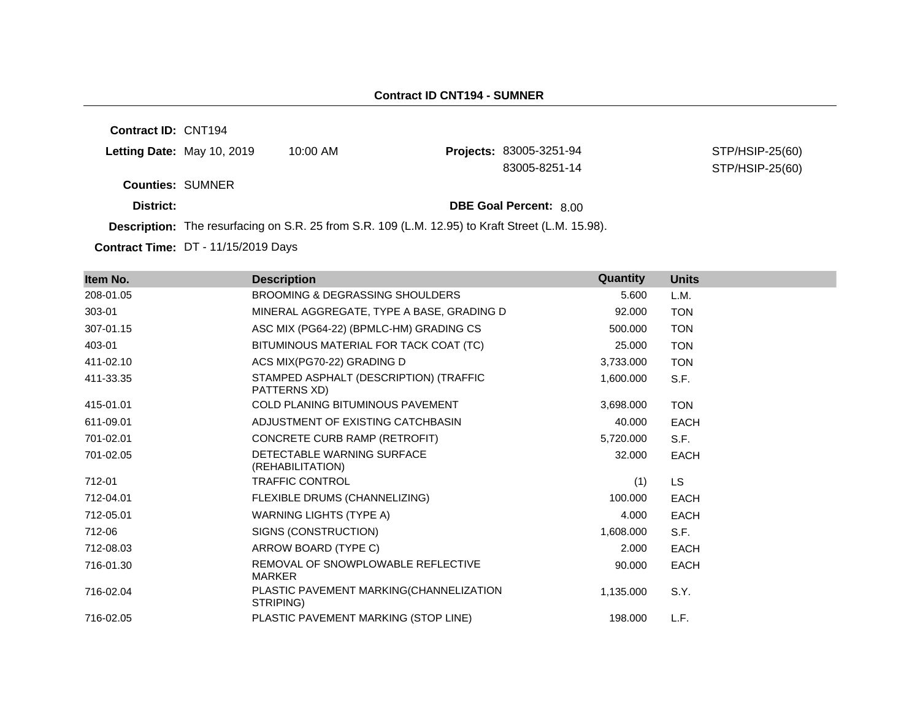## Contract ID CNT194 - SUMNER

**Contract ID:** CNT194

**Letting Date:** May 10, 2019 10:00 AM

**Projects:** 83005-3251-94 STP/HSIP-25(60)
83005-8251-14 STP/HSIP-25(60)

**Counties:** SUMNER

**District:**

**DBE Goal Percent:** 8.00

**Description:** The resurfacing on S.R. 25 from S.R. 109 (L.M. 12.95) to Kraft Street (L.M. 15.98).

**Contract Time:** DT - 11/15/2019 Days

| Item No. | Description | Quantity | Units |
|---|---|---|---|
| 208-01.05 | BROOMING & DEGRASSING SHOULDERS | 5.600 | L.M. |
| 303-01 | MINERAL AGGREGATE, TYPE A BASE, GRADING D | 92.000 | TON |
| 307-01.15 | ASC MIX (PG64-22) (BPMLC-HM) GRADING CS | 500.000 | TON |
| 403-01 | BITUMINOUS MATERIAL FOR TACK COAT (TC) | 25.000 | TON |
| 411-02.10 | ACS MIX(PG70-22) GRADING D | 3,733.000 | TON |
| 411-33.35 | STAMPED ASPHALT (DESCRIPTION) (TRAFFIC PATTERNS XD) | 1,600.000 | S.F. |
| 415-01.01 | COLD PLANING BITUMINOUS PAVEMENT | 3,698.000 | TON |
| 611-09.01 | ADJUSTMENT OF EXISTING CATCHBASIN | 40.000 | EACH |
| 701-02.01 | CONCRETE CURB RAMP (RETROFIT) | 5,720.000 | S.F. |
| 701-02.05 | DETECTABLE WARNING SURFACE (REHABILITATION) | 32.000 | EACH |
| 712-01 | TRAFFIC CONTROL | (1) | LS |
| 712-04.01 | FLEXIBLE DRUMS (CHANNELIZING) | 100.000 | EACH |
| 712-05.01 | WARNING LIGHTS (TYPE A) | 4.000 | EACH |
| 712-06 | SIGNS (CONSTRUCTION) | 1,608.000 | S.F. |
| 712-08.03 | ARROW BOARD (TYPE C) | 2.000 | EACH |
| 716-01.30 | REMOVAL OF SNOWPLOWABLE REFLECTIVE MARKER | 90.000 | EACH |
| 716-02.04 | PLASTIC PAVEMENT MARKING(CHANNELIZATION STRIPING) | 1,135.000 | S.Y. |
| 716-02.05 | PLASTIC PAVEMENT MARKING (STOP LINE) | 198.000 | L.F. |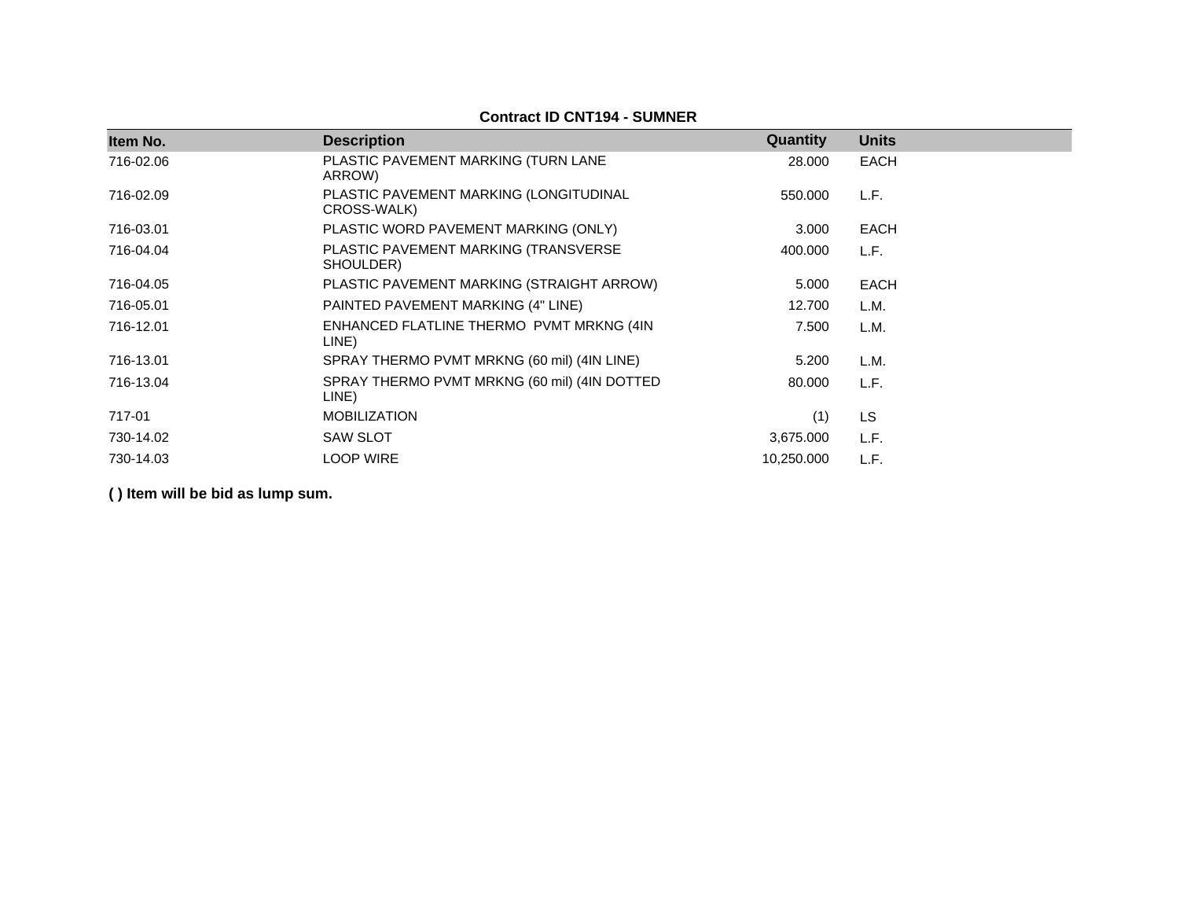**Contract ID CNT194 - SUMNER**

| Item No. | Description | Quantity | Units |
|---|---|---|---|
| 716-02.06 | PLASTIC PAVEMENT MARKING (TURN LANE ARROW) | 28.000 | EACH |
| 716-02.09 | PLASTIC PAVEMENT MARKING (LONGITUDINAL CROSS-WALK) | 550.000 | L.F. |
| 716-03.01 | PLASTIC WORD PAVEMENT MARKING (ONLY) | 3.000 | EACH |
| 716-04.04 | PLASTIC PAVEMENT MARKING (TRANSVERSE SHOULDER) | 400.000 | L.F. |
| 716-04.05 | PLASTIC PAVEMENT MARKING (STRAIGHT ARROW) | 5.000 | EACH |
| 716-05.01 | PAINTED PAVEMENT MARKING (4" LINE) | 12.700 | L.M. |
| 716-12.01 | ENHANCED FLATLINE THERMO PVMT MRKNG (4IN LINE) | 7.500 | L.M. |
| 716-13.01 | SPRAY THERMO PVMT MRKNG (60 mil) (4IN LINE) | 5.200 | L.M. |
| 716-13.04 | SPRAY THERMO PVMT MRKNG (60 mil) (4IN DOTTED LINE) | 80.000 | L.F. |
| 717-01 | MOBILIZATION | (1) | LS |
| 730-14.02 | SAW SLOT | 3,675.000 | L.F. |
| 730-14.03 | LOOP WIRE | 10,250.000 | L.F. |

**( ) Item will be bid as lump sum.**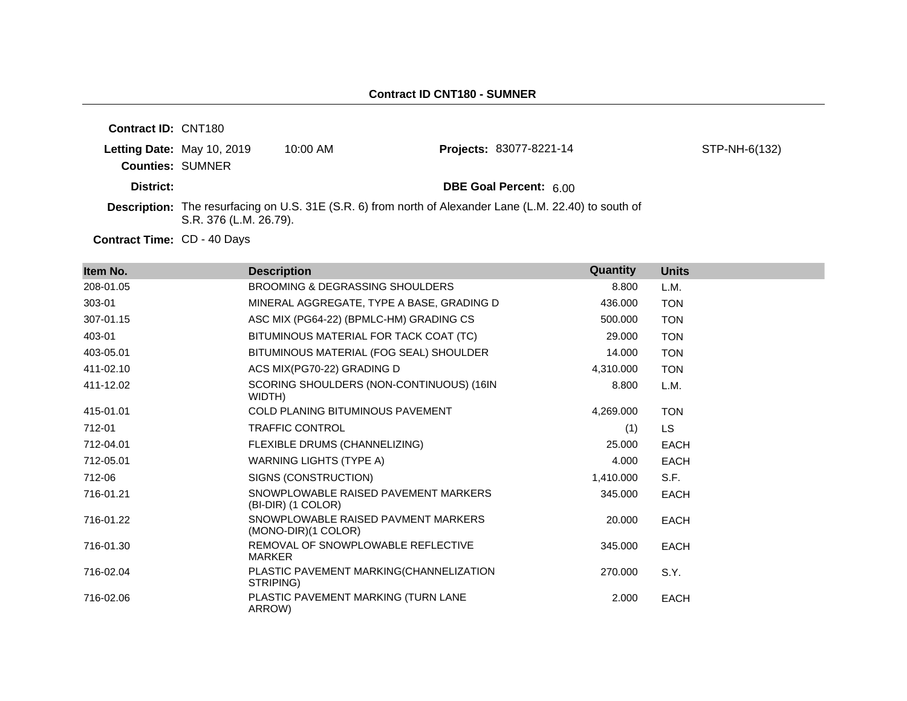# Contract ID CNT180 - SUMNER

**Contract ID:** CNT180

**Letting Date:** May 10, 2019 10:00 AM **Projects:** 83077-8221-14 STP-NH-6(132)

**Counties:** SUMNER

**District:** **DBE Goal Percent:** 6.00

**Description:** The resurfacing on U.S. 31E (S.R. 6) from north of Alexander Lane (L.M. 22.40) to south of S.R. 376 (L.M. 26.79).

**Contract Time:** CD - 40 Days

| Item No. | Description | Quantity | Units |
|---|---|---|---|
| 208-01.05 | BROOMING & DEGRASSING SHOULDERS | 8.800 | L.M. |
| 303-01 | MINERAL AGGREGATE, TYPE A BASE, GRADING D | 436.000 | TON |
| 307-01.15 | ASC MIX (PG64-22) (BPMLC-HM) GRADING CS | 500.000 | TON |
| 403-01 | BITUMINOUS MATERIAL FOR TACK COAT (TC) | 29.000 | TON |
| 403-05.01 | BITUMINOUS MATERIAL (FOG SEAL) SHOULDER | 14.000 | TON |
| 411-02.10 | ACS MIX(PG70-22) GRADING D | 4,310.000 | TON |
| 411-12.02 | SCORING SHOULDERS (NON-CONTINUOUS) (16IN WIDTH) | 8.800 | L.M. |
| 415-01.01 | COLD PLANING BITUMINOUS PAVEMENT | 4,269.000 | TON |
| 712-01 | TRAFFIC CONTROL | (1) | LS |
| 712-04.01 | FLEXIBLE DRUMS (CHANNELIZING) | 25.000 | EACH |
| 712-05.01 | WARNING LIGHTS (TYPE A) | 4.000 | EACH |
| 712-06 | SIGNS (CONSTRUCTION) | 1,410.000 | S.F. |
| 716-01.21 | SNOWPLOWABLE RAISED PAVEMENT MARKERS (BI-DIR) (1 COLOR) | 345.000 | EACH |
| 716-01.22 | SNOWPLOWABLE RAISED PAVMENT MARKERS (MONO-DIR)(1 COLOR) | 20.000 | EACH |
| 716-01.30 | REMOVAL OF SNOWPLOWABLE REFLECTIVE MARKER | 345.000 | EACH |
| 716-02.04 | PLASTIC PAVEMENT MARKING(CHANNELIZATION STRIPING) | 270.000 | S.Y. |
| 716-02.06 | PLASTIC PAVEMENT MARKING (TURN LANE ARROW) | 2.000 | EACH |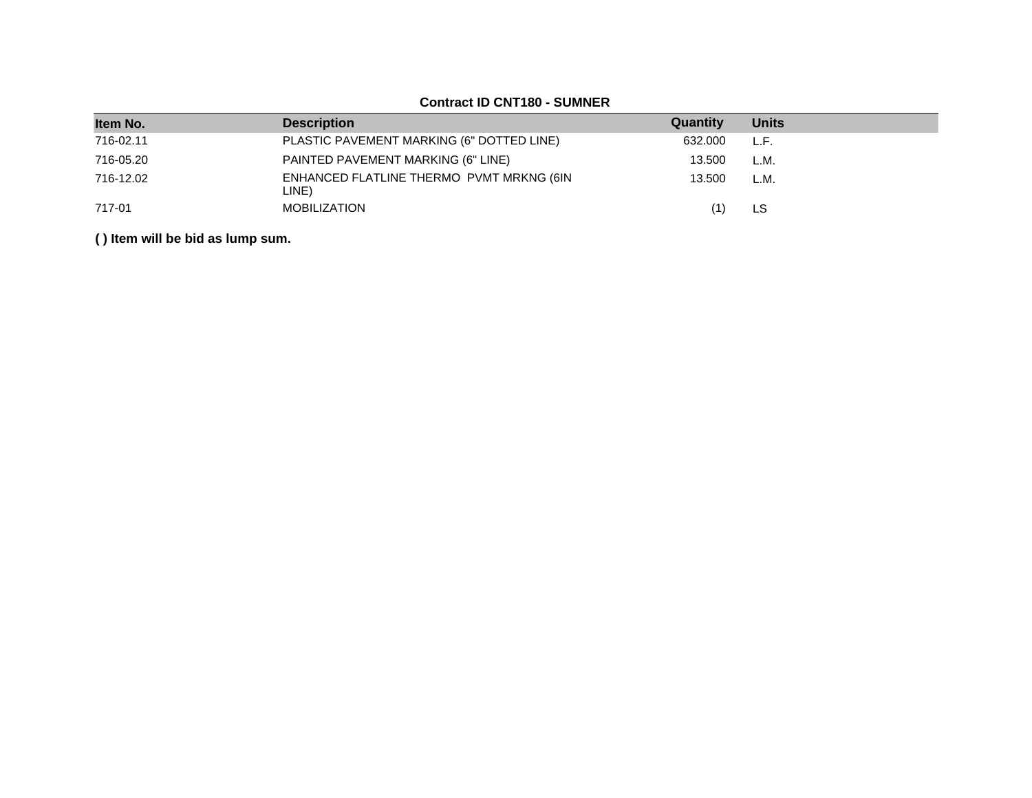**Contract ID CNT180 - SUMNER**

| Item No. | Description | Quantity | Units |
|---|---|---|---|
| 716-02.11 | PLASTIC PAVEMENT MARKING (6" DOTTED LINE) | 632.000 | L.F. |
| 716-05.20 | PAINTED PAVEMENT MARKING (6" LINE) | 13.500 | L.M. |
| 716-12.02 | ENHANCED FLATLINE THERMO PVMT MRKNG (6IN LINE) | 13.500 | L.M. |
| 717-01 | MOBILIZATION | (1) | LS |

**( ) Item will be bid as lump sum.**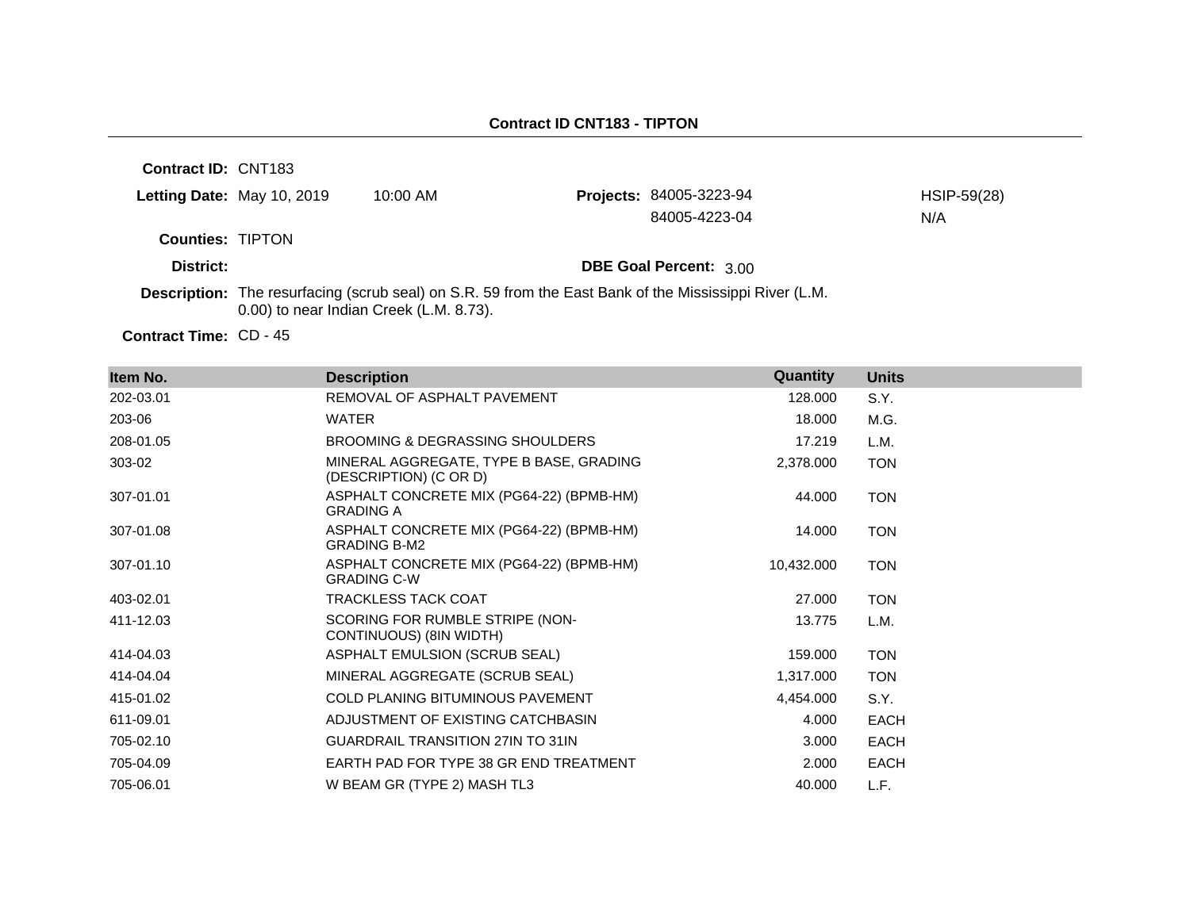## Contract ID CNT183 - TIPTON

**Contract ID:** CNT183

**Letting Date:** May 10, 2019 10:00 AM

**Projects:** 84005-3223-94 HSIP-59(28)
84005-4223-04 N/A

**Counties:** TIPTON

**District:**

**DBE Goal Percent:** 3.00

**Description:** The resurfacing (scrub seal) on S.R. 59 from the East Bank of the Mississippi River (L.M. 0.00) to near Indian Creek (L.M. 8.73).

**Contract Time:** CD - 45

| Item No. | Description | Quantity | Units |
|---|---|---|---|
| 202-03.01 | REMOVAL OF ASPHALT PAVEMENT | 128.000 | S.Y. |
| 203-06 | WATER | 18.000 | M.G. |
| 208-01.05 | BROOMING & DEGRASSING SHOULDERS | 17.219 | L.M. |
| 303-02 | MINERAL AGGREGATE, TYPE B BASE, GRADING (DESCRIPTION) (C OR D) | 2,378.000 | TON |
| 307-01.01 | ASPHALT CONCRETE MIX (PG64-22) (BPMB-HM) GRADING A | 44.000 | TON |
| 307-01.08 | ASPHALT CONCRETE MIX (PG64-22) (BPMB-HM) GRADING B-M2 | 14.000 | TON |
| 307-01.10 | ASPHALT CONCRETE MIX (PG64-22) (BPMB-HM) GRADING C-W | 10,432.000 | TON |
| 403-02.01 | TRACKLESS TACK COAT | 27.000 | TON |
| 411-12.03 | SCORING FOR RUMBLE STRIPE (NON-CONTINUOUS) (8IN WIDTH) | 13.775 | L.M. |
| 414-04.03 | ASPHALT EMULSION (SCRUB SEAL) | 159.000 | TON |
| 414-04.04 | MINERAL AGGREGATE (SCRUB SEAL) | 1,317.000 | TON |
| 415-01.02 | COLD PLANING BITUMINOUS PAVEMENT | 4,454.000 | S.Y. |
| 611-09.01 | ADJUSTMENT OF EXISTING CATCHBASIN | 4.000 | EACH |
| 705-02.10 | GUARDRAIL TRANSITION 27IN TO 31IN | 3.000 | EACH |
| 705-04.09 | EARTH PAD FOR TYPE 38 GR END TREATMENT | 2.000 | EACH |
| 705-06.01 | W BEAM GR (TYPE 2) MASH TL3 | 40.000 | L.F. |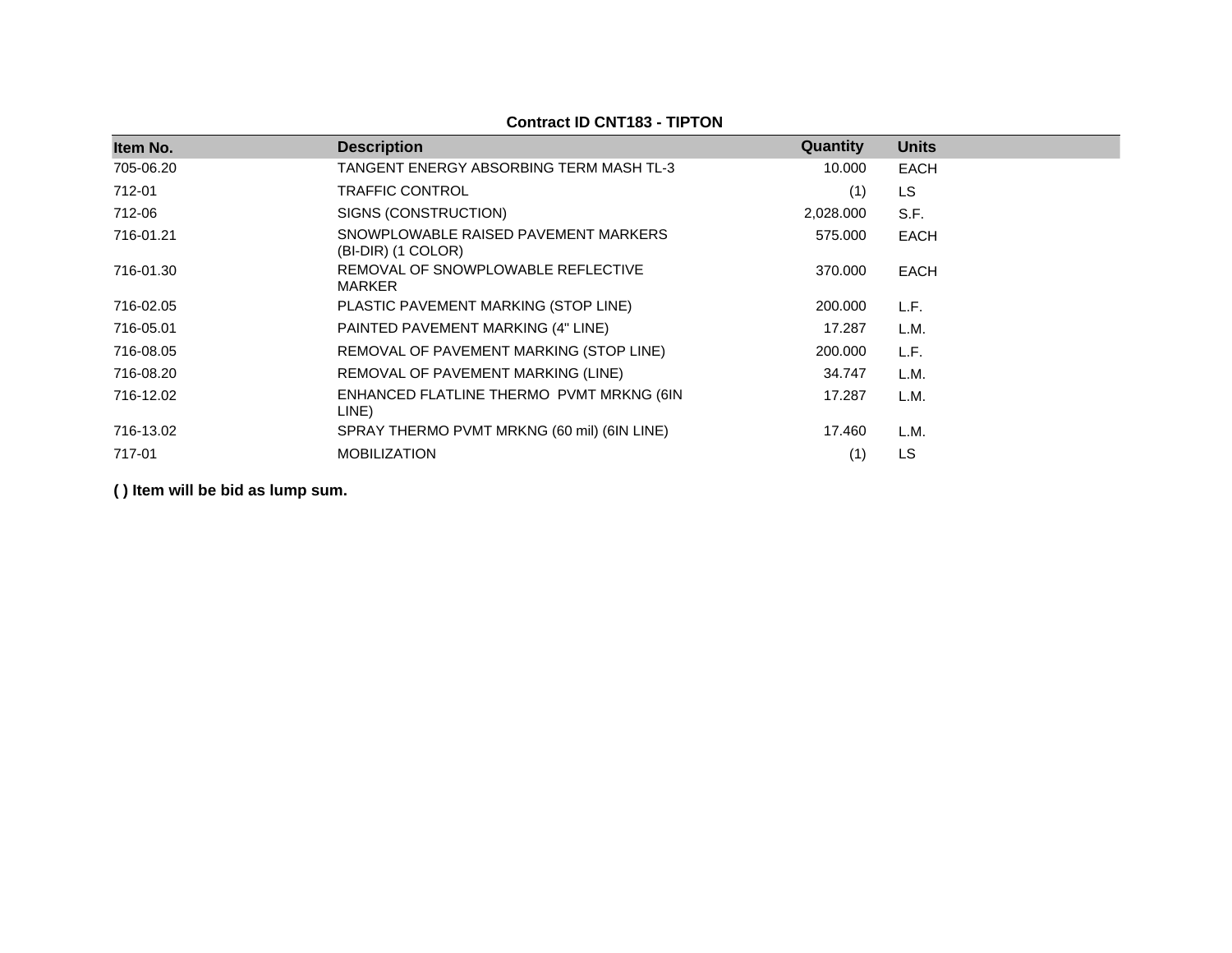**Contract ID CNT183 - TIPTON**

| Item No. | Description | Quantity | Units |
|---|---|---|---|
| 705-06.20 | TANGENT ENERGY ABSORBING TERM MASH TL-3 | 10.000 | EACH |
| 712-01 | TRAFFIC CONTROL | (1) | LS |
| 712-06 | SIGNS (CONSTRUCTION) | 2,028.000 | S.F. |
| 716-01.21 | SNOWPLOWABLE RAISED PAVEMENT MARKERS (BI-DIR) (1 COLOR) | 575.000 | EACH |
| 716-01.30 | REMOVAL OF SNOWPLOWABLE REFLECTIVE MARKER | 370.000 | EACH |
| 716-02.05 | PLASTIC PAVEMENT MARKING (STOP LINE) | 200.000 | L.F. |
| 716-05.01 | PAINTED PAVEMENT MARKING (4" LINE) | 17.287 | L.M. |
| 716-08.05 | REMOVAL OF PAVEMENT MARKING (STOP LINE) | 200.000 | L.F. |
| 716-08.20 | REMOVAL OF PAVEMENT MARKING (LINE) | 34.747 | L.M. |
| 716-12.02 | ENHANCED FLATLINE THERMO PVMT MRKNG (6IN LINE) | 17.287 | L.M. |
| 716-13.02 | SPRAY THERMO PVMT MRKNG (60 mil) (6IN LINE) | 17.460 | L.M. |
| 717-01 | MOBILIZATION | (1) | LS |

**( ) Item will be bid as lump sum.**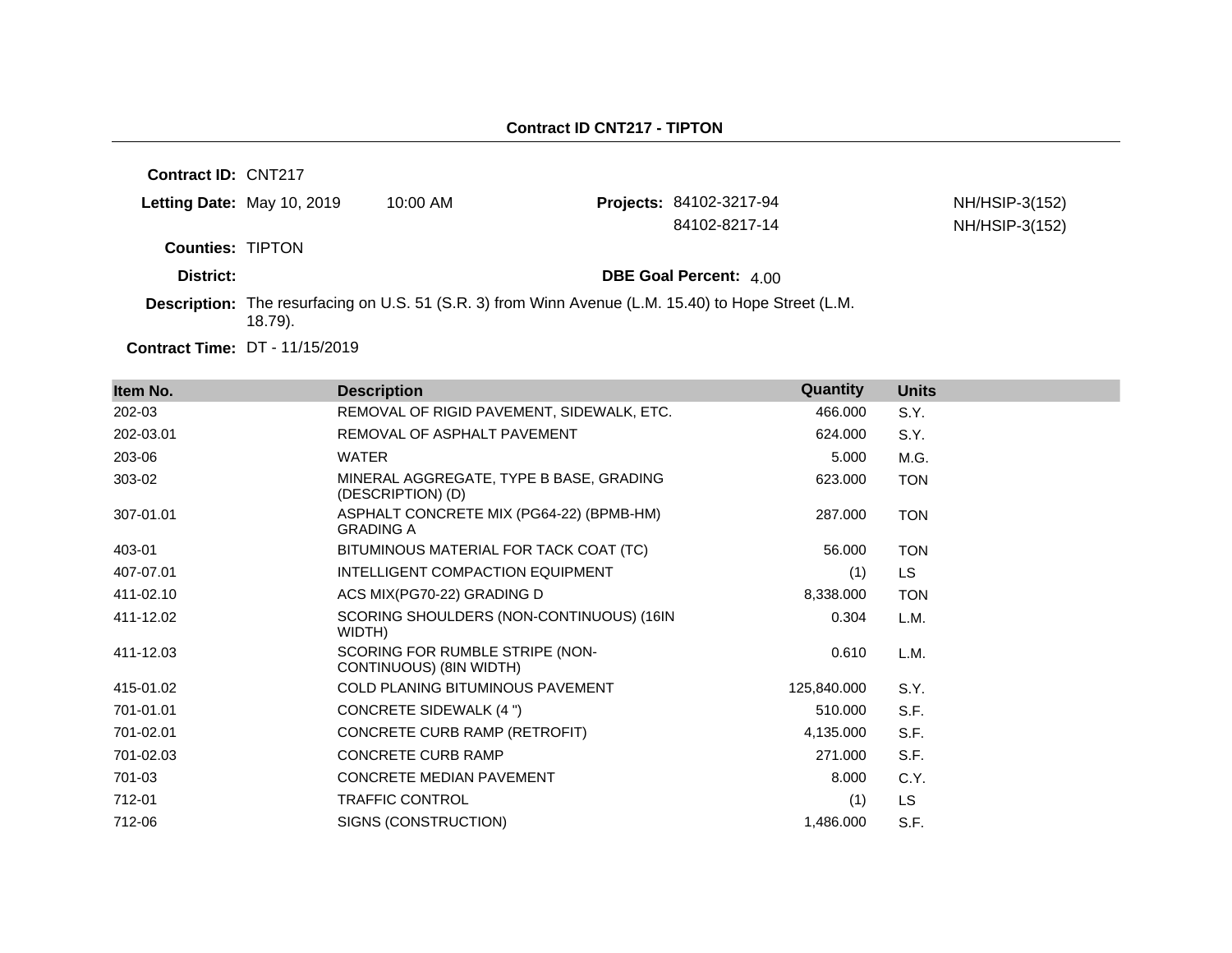## Contract ID CNT217 - TIPTON

**Contract ID:** CNT217

**Letting Date:** May 10, 2019 10:00 AM

**Projects:** 84102-3217-94 NH/HSIP-3(152)
84102-8217-14 NH/HSIP-3(152)

**Counties:** TIPTON

**District:**

**DBE Goal Percent:** 4.00

**Description:** The resurfacing on U.S. 51 (S.R. 3) from Winn Avenue (L.M. 15.40) to Hope Street (L.M. 18.79).

**Contract Time:** DT - 11/15/2019

| Item No. | Description | Quantity | Units |
|---|---|---|---|
| 202-03 | REMOVAL OF RIGID PAVEMENT, SIDEWALK, ETC. | 466.000 | S.Y. |
| 202-03.01 | REMOVAL OF ASPHALT PAVEMENT | 624.000 | S.Y. |
| 203-06 | WATER | 5.000 | M.G. |
| 303-02 | MINERAL AGGREGATE, TYPE B BASE, GRADING (DESCRIPTION) (D) | 623.000 | TON |
| 307-01.01 | ASPHALT CONCRETE MIX (PG64-22) (BPMB-HM) GRADING A | 287.000 | TON |
| 403-01 | BITUMINOUS MATERIAL FOR TACK COAT (TC) | 56.000 | TON |
| 407-07.01 | INTELLIGENT COMPACTION EQUIPMENT | (1) | LS |
| 411-02.10 | ACS MIX(PG70-22) GRADING D | 8,338.000 | TON |
| 411-12.02 | SCORING SHOULDERS (NON-CONTINUOUS) (16IN WIDTH) | 0.304 | L.M. |
| 411-12.03 | SCORING FOR RUMBLE STRIPE (NON-CONTINUOUS) (8IN WIDTH) | 0.610 | L.M. |
| 415-01.02 | COLD PLANING BITUMINOUS PAVEMENT | 125,840.000 | S.Y. |
| 701-01.01 | CONCRETE SIDEWALK (4 ") | 510.000 | S.F. |
| 701-02.01 | CONCRETE CURB RAMP (RETROFIT) | 4,135.000 | S.F. |
| 701-02.03 | CONCRETE CURB RAMP | 271.000 | S.F. |
| 701-03 | CONCRETE MEDIAN PAVEMENT | 8.000 | C.Y. |
| 712-01 | TRAFFIC CONTROL | (1) | LS |
| 712-06 | SIGNS (CONSTRUCTION) | 1,486.000 | S.F. |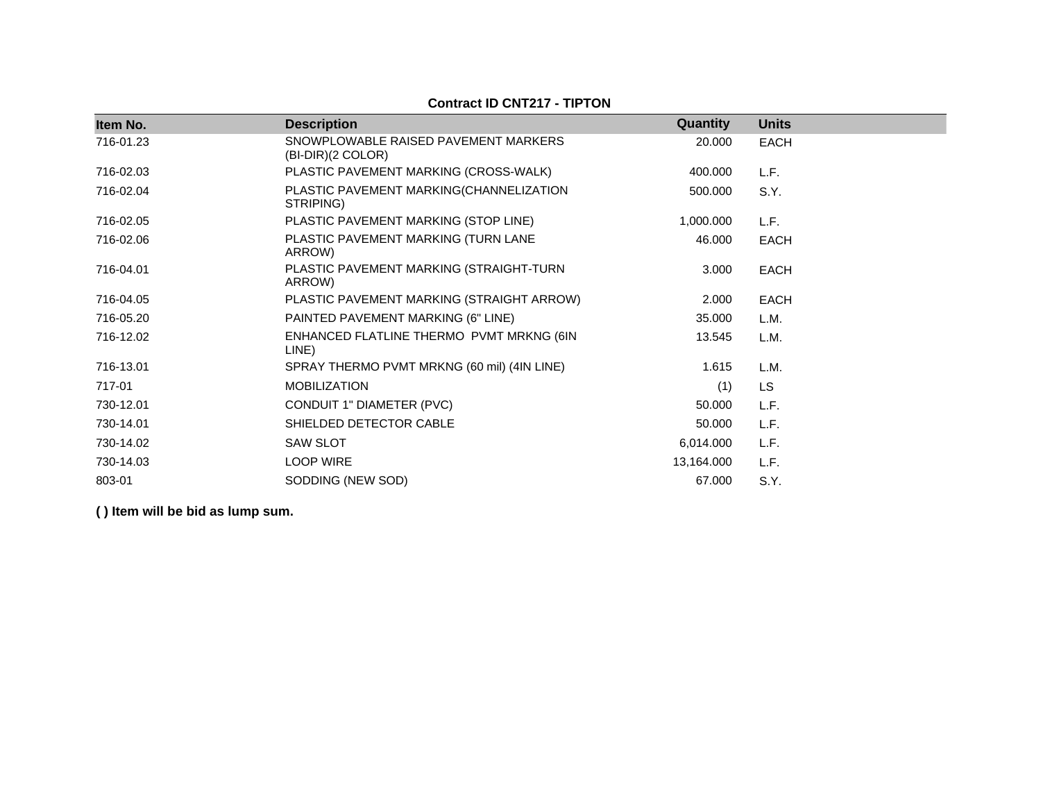**Contract ID CNT217 - TIPTON**

| Item No. | Description | Quantity | Units |
|---|---|---|---|
| 716-01.23 | SNOWPLOWABLE RAISED PAVEMENT MARKERS (BI-DIR)(2 COLOR) | 20.000 | EACH |
| 716-02.03 | PLASTIC PAVEMENT MARKING (CROSS-WALK) | 400.000 | L.F. |
| 716-02.04 | PLASTIC PAVEMENT MARKING(CHANNELIZATION STRIPING) | 500.000 | S.Y. |
| 716-02.05 | PLASTIC PAVEMENT MARKING (STOP LINE) | 1,000.000 | L.F. |
| 716-02.06 | PLASTIC PAVEMENT MARKING (TURN LANE ARROW) | 46.000 | EACH |
| 716-04.01 | PLASTIC PAVEMENT MARKING (STRAIGHT-TURN ARROW) | 3.000 | EACH |
| 716-04.05 | PLASTIC PAVEMENT MARKING (STRAIGHT ARROW) | 2.000 | EACH |
| 716-05.20 | PAINTED PAVEMENT MARKING (6" LINE) | 35.000 | L.M. |
| 716-12.02 | ENHANCED FLATLINE THERMO PVMT MRKNG (6IN LINE) | 13.545 | L.M. |
| 716-13.01 | SPRAY THERMO PVMT MRKNG (60 mil) (4IN LINE) | 1.615 | L.M. |
| 717-01 | MOBILIZATION | (1) | LS |
| 730-12.01 | CONDUIT 1" DIAMETER (PVC) | 50.000 | L.F. |
| 730-14.01 | SHIELDED DETECTOR CABLE | 50.000 | L.F. |
| 730-14.02 | SAW SLOT | 6,014.000 | L.F. |
| 730-14.03 | LOOP WIRE | 13,164.000 | L.F. |
| 803-01 | SODDING (NEW SOD) | 67.000 | S.Y. |

**( ) Item will be bid as lump sum.**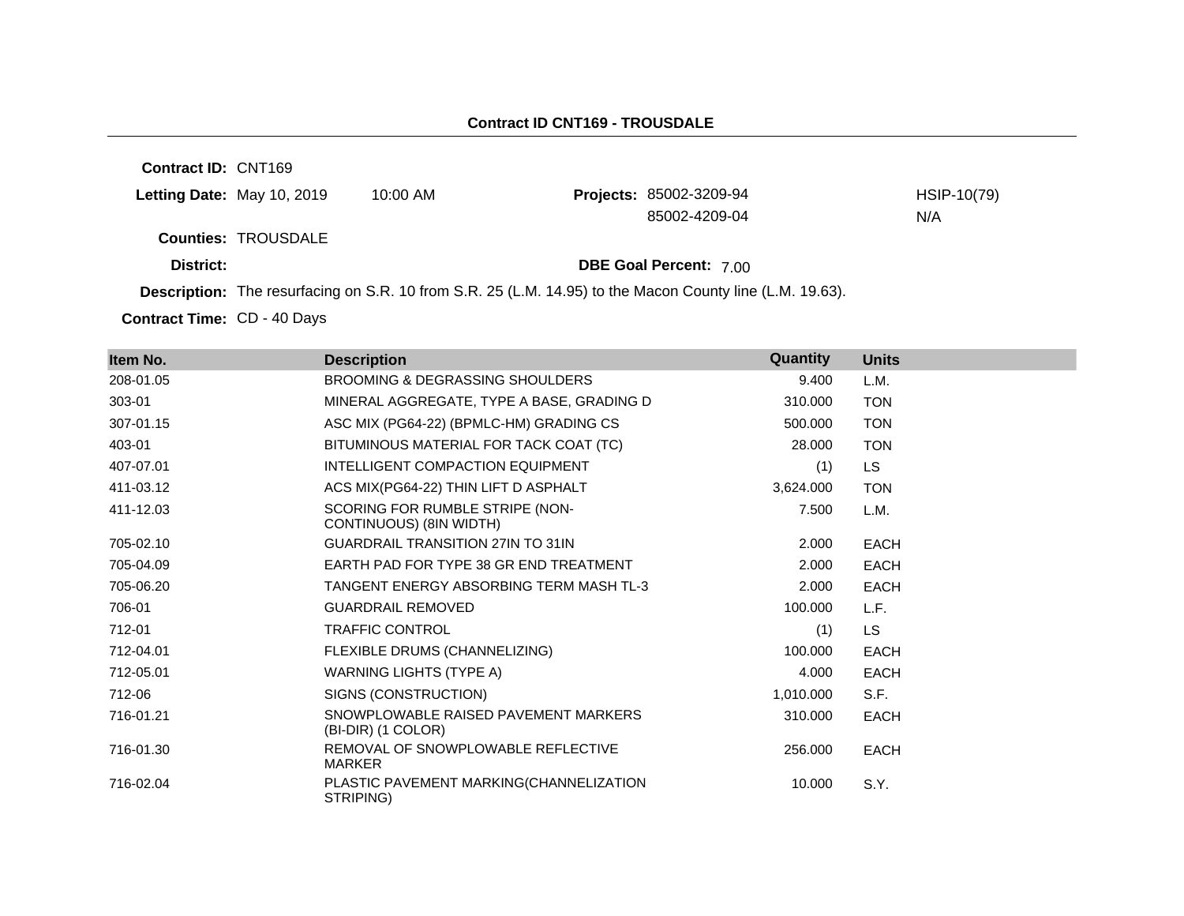# Contract ID CNT169 - TROUSDALE

**Contract ID:** CNT169

**Letting Date:** May 10, 2019 10:00 AM

**Projects:** 85002-3209-94 HSIP-10(79)
85002-4209-04 N/A

**Counties:** TROUSDALE

**District:**

**DBE Goal Percent:** 7.00

**Description:** The resurfacing on S.R. 10 from S.R. 25 (L.M. 14.95) to the Macon County line (L.M. 19.63).

**Contract Time:** CD - 40 Days

| Item No. | Description | Quantity | Units |
|---|---|---|---|
| 208-01.05 | BROOMING & DEGRASSING SHOULDERS | 9.400 | L.M. |
| 303-01 | MINERAL AGGREGATE, TYPE A BASE, GRADING D | 310.000 | TON |
| 307-01.15 | ASC MIX (PG64-22) (BPMLC-HM) GRADING CS | 500.000 | TON |
| 403-01 | BITUMINOUS MATERIAL FOR TACK COAT (TC) | 28.000 | TON |
| 407-07.01 | INTELLIGENT COMPACTION EQUIPMENT | (1) | LS |
| 411-03.12 | ACS MIX(PG64-22) THIN LIFT D ASPHALT | 3,624.000 | TON |
| 411-12.03 | SCORING FOR RUMBLE STRIPE (NON-CONTINUOUS) (8IN WIDTH) | 7.500 | L.M. |
| 705-02.10 | GUARDRAIL TRANSITION 27IN TO 31IN | 2.000 | EACH |
| 705-04.09 | EARTH PAD FOR TYPE 38 GR END TREATMENT | 2.000 | EACH |
| 705-06.20 | TANGENT ENERGY ABSORBING TERM MASH TL-3 | 2.000 | EACH |
| 706-01 | GUARDRAIL REMOVED | 100.000 | L.F. |
| 712-01 | TRAFFIC CONTROL | (1) | LS |
| 712-04.01 | FLEXIBLE DRUMS (CHANNELIZING) | 100.000 | EACH |
| 712-05.01 | WARNING LIGHTS (TYPE A) | 4.000 | EACH |
| 712-06 | SIGNS (CONSTRUCTION) | 1,010.000 | S.F. |
| 716-01.21 | SNOWPLOWABLE RAISED PAVEMENT MARKERS (BI-DIR) (1 COLOR) | 310.000 | EACH |
| 716-01.30 | REMOVAL OF SNOWPLOWABLE REFLECTIVE MARKER | 256.000 | EACH |
| 716-02.04 | PLASTIC PAVEMENT MARKING(CHANNELIZATION STRIPING) | 10.000 | S.Y. |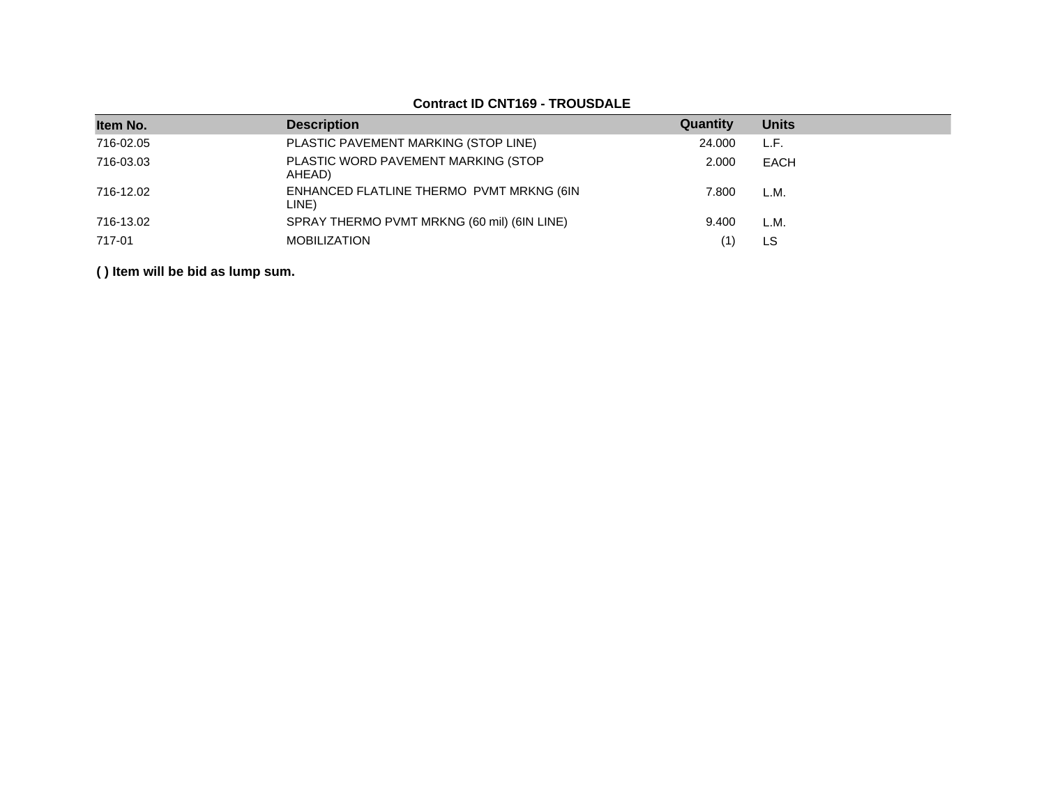**Contract ID CNT169 - TROUSDALE**

| Item No. | Description | Quantity | Units |
|---|---|---|---|
| 716-02.05 | PLASTIC PAVEMENT MARKING (STOP LINE) | 24.000 | L.F. |
| 716-03.03 | PLASTIC WORD PAVEMENT MARKING (STOP AHEAD) | 2.000 | EACH |
| 716-12.02 | ENHANCED FLATLINE THERMO PVMT MRKNG (6IN LINE) | 7.800 | L.M. |
| 716-13.02 | SPRAY THERMO PVMT MRKNG (60 mil) (6IN LINE) | 9.400 | L.M. |
| 717-01 | MOBILIZATION | (1) | LS |

**( ) Item will be bid as lump sum.**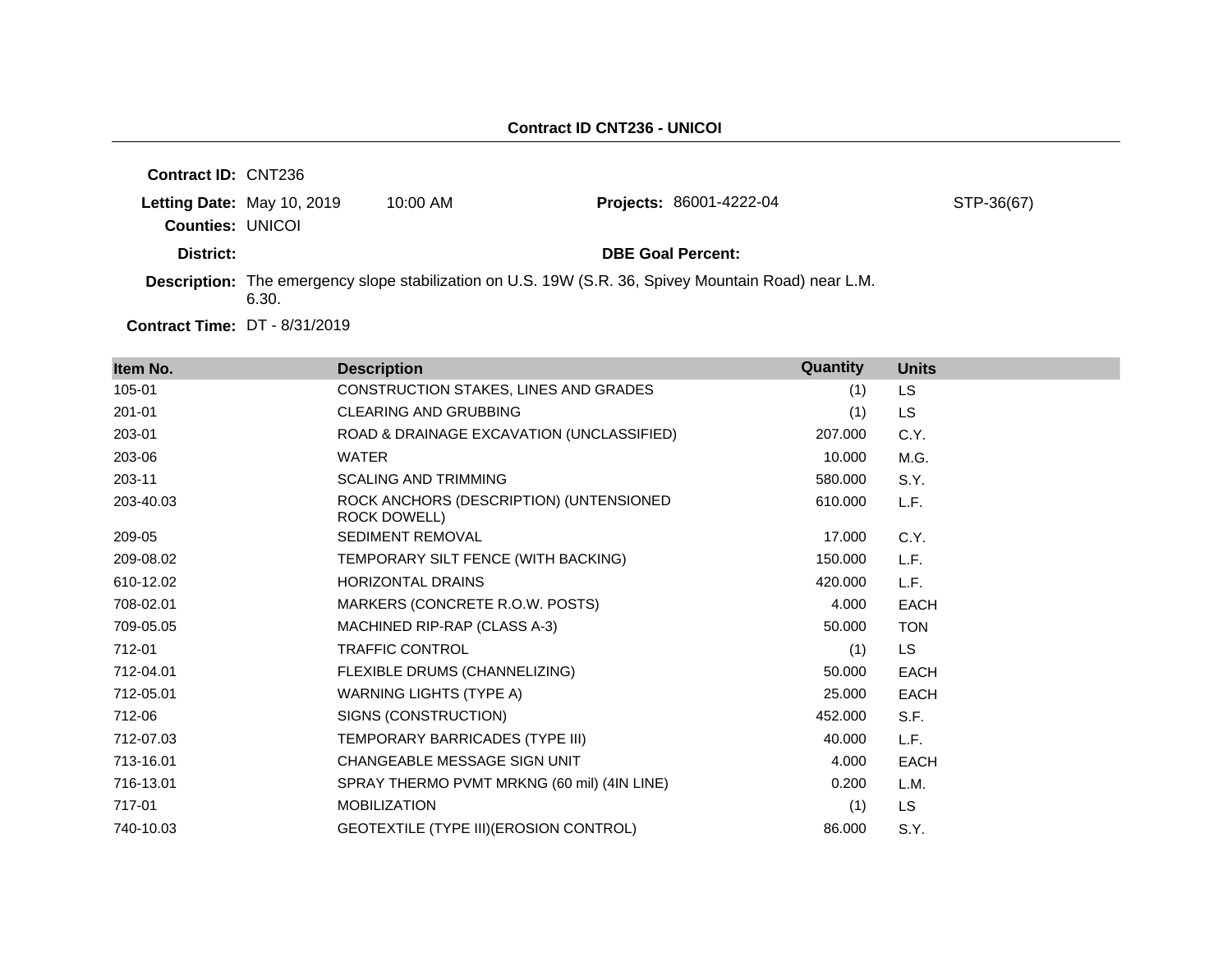**Contract ID CNT236 - UNICOI**

**Contract ID:** CNT236

**Letting Date:** May 10, 2019 10:00 AM **Projects:** 86001-4222-04 STP-36(67)

**Counties:** UNICOI

**District:** **DBE Goal Percent:**

**Description:** The emergency slope stabilization on U.S. 19W (S.R. 36, Spivey Mountain Road) near L.M. 6.30.

**Contract Time:** DT - 8/31/2019

| Item No. | Description | Quantity | Units |
|---|---|---|---|
| 105-01 | CONSTRUCTION STAKES, LINES AND GRADES | (1) | LS |
| 201-01 | CLEARING AND GRUBBING | (1) | LS |
| 203-01 | ROAD & DRAINAGE EXCAVATION (UNCLASSIFIED) | 207.000 | C.Y. |
| 203-06 | WATER | 10.000 | M.G. |
| 203-11 | SCALING AND TRIMMING | 580.000 | S.Y. |
| 203-40.03 | ROCK ANCHORS (DESCRIPTION) (UNTENSIONED ROCK DOWELL) | 610.000 | L.F. |
| 209-05 | SEDIMENT REMOVAL | 17.000 | C.Y. |
| 209-08.02 | TEMPORARY SILT FENCE (WITH BACKING) | 150.000 | L.F. |
| 610-12.02 | HORIZONTAL DRAINS | 420.000 | L.F. |
| 708-02.01 | MARKERS (CONCRETE R.O.W. POSTS) | 4.000 | EACH |
| 709-05.05 | MACHINED RIP-RAP (CLASS A-3) | 50.000 | TON |
| 712-01 | TRAFFIC CONTROL | (1) | LS |
| 712-04.01 | FLEXIBLE DRUMS (CHANNELIZING) | 50.000 | EACH |
| 712-05.01 | WARNING LIGHTS (TYPE A) | 25.000 | EACH |
| 712-06 | SIGNS (CONSTRUCTION) | 452.000 | S.F. |
| 712-07.03 | TEMPORARY BARRICADES (TYPE III) | 40.000 | L.F. |
| 713-16.01 | CHANGEABLE MESSAGE SIGN UNIT | 4.000 | EACH |
| 716-13.01 | SPRAY THERMO PVMT MRKNG (60 mil) (4IN LINE) | 0.200 | L.M. |
| 717-01 | MOBILIZATION | (1) | LS |
| 740-10.03 | GEOTEXTILE (TYPE III)(EROSION CONTROL) | 86.000 | S.Y. |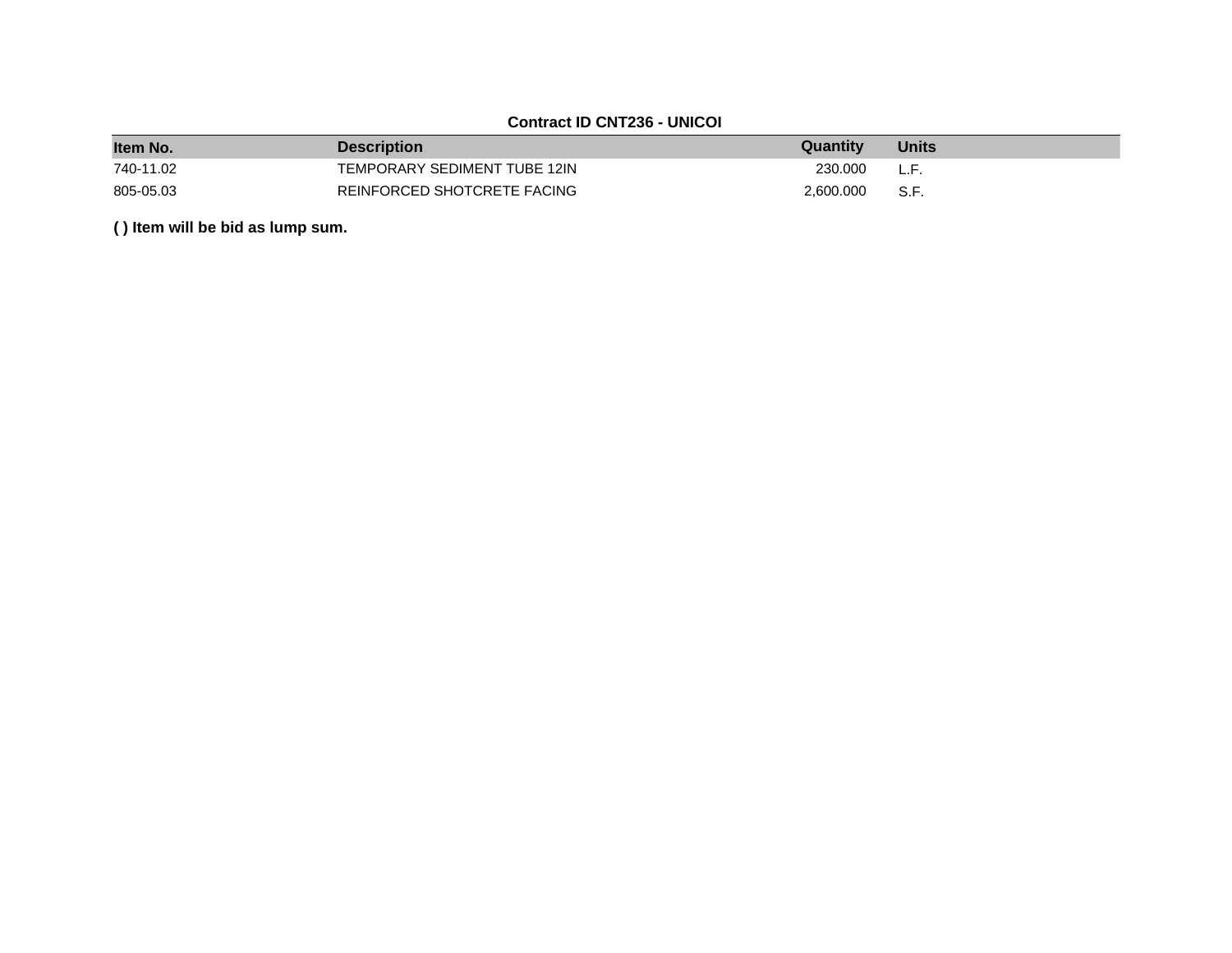**Contract ID CNT236 - UNICOI**

| Item No. | Description | Quantity | Units |
|---|---|---|---|
| 740-11.02 | TEMPORARY SEDIMENT TUBE 12IN | 230.000 | L.F. |
| 805-05.03 | REINFORCED SHOTCRETE FACING | 2,600.000 | S.F. |

**( ) Item will be bid as lump sum.**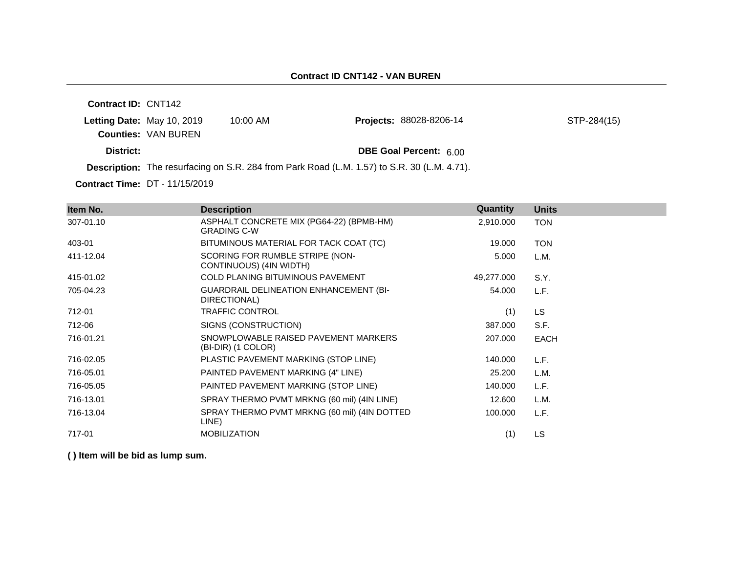## Contract ID CNT142 - VAN BUREN

**Contract ID:** CNT142

**Letting Date:** May 10, 2019 10:00 AM

**Projects:** 88028-8206-14 STP-284(15)

**Counties:** VAN BUREN

**District:**

**DBE Goal Percent:** 6.00

**Description:** The resurfacing on S.R. 284 from Park Road (L.M. 1.57) to S.R. 30 (L.M. 4.71).

**Contract Time:** DT - 11/15/2019

| Item No. | Description | Quantity | Units |
|---|---|---|---|
| 307-01.10 | ASPHALT CONCRETE MIX (PG64-22) (BPMB-HM) GRADING C-W | 2,910.000 | TON |
| 403-01 | BITUMINOUS MATERIAL FOR TACK COAT (TC) | 19.000 | TON |
| 411-12.04 | SCORING FOR RUMBLE STRIPE (NON-CONTINUOUS) (4IN WIDTH) | 5.000 | L.M. |
| 415-01.02 | COLD PLANING BITUMINOUS PAVEMENT | 49,277.000 | S.Y. |
| 705-04.23 | GUARDRAIL DELINEATION ENHANCEMENT (BI-DIRECTIONAL) | 54.000 | L.F. |
| 712-01 | TRAFFIC CONTROL | (1) | LS |
| 712-06 | SIGNS (CONSTRUCTION) | 387.000 | S.F. |
| 716-01.21 | SNOWPLOWABLE RAISED PAVEMENT MARKERS (BI-DIR) (1 COLOR) | 207.000 | EACH |
| 716-02.05 | PLASTIC PAVEMENT MARKING (STOP LINE) | 140.000 | L.F. |
| 716-05.01 | PAINTED PAVEMENT MARKING (4" LINE) | 25.200 | L.M. |
| 716-05.05 | PAINTED PAVEMENT MARKING (STOP LINE) | 140.000 | L.F. |
| 716-13.01 | SPRAY THERMO PVMT MRKNG (60 mil) (4IN LINE) | 12.600 | L.M. |
| 716-13.04 | SPRAY THERMO PVMT MRKNG (60 mil) (4IN DOTTED LINE) | 100.000 | L.F. |
| 717-01 | MOBILIZATION | (1) | LS |

**( ) Item will be bid as lump sum.**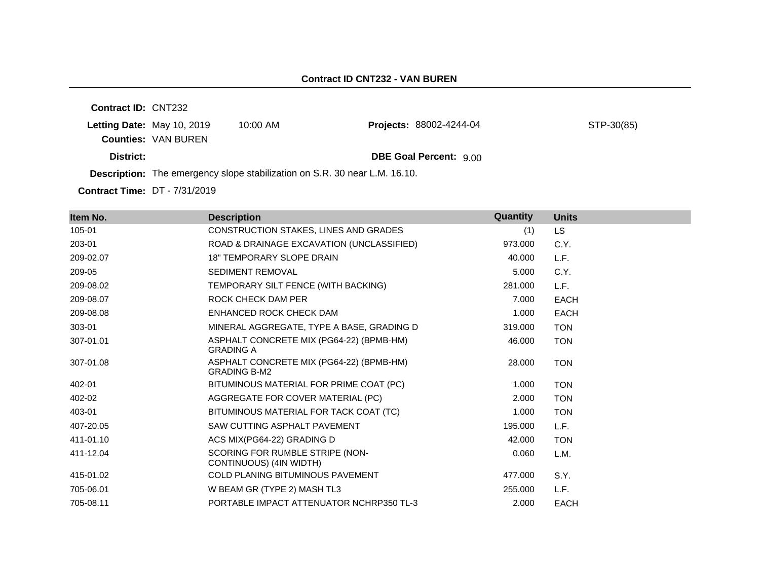**Contract ID CNT232 - VAN BUREN**

**Contract ID:** CNT232

**Letting Date:** May 10, 2019 10:00 AM

**Counties:** VAN BUREN

**District:**

**Projects:** 88002-4244-04 STP-30(85)

**DBE Goal Percent:** 9.00

**Description:** The emergency slope stabilization on S.R. 30 near L.M. 16.10.

**Contract Time:** DT - 7/31/2019

| Item No. | Description | Quantity | Units |
|---|---|---|---|
| 105-01 | CONSTRUCTION STAKES, LINES AND GRADES | (1) | LS |
| 203-01 | ROAD & DRAINAGE EXCAVATION (UNCLASSIFIED) | 973.000 | C.Y. |
| 209-02.07 | 18" TEMPORARY SLOPE DRAIN | 40.000 | L.F. |
| 209-05 | SEDIMENT REMOVAL | 5.000 | C.Y. |
| 209-08.02 | TEMPORARY SILT FENCE (WITH BACKING) | 281.000 | L.F. |
| 209-08.07 | ROCK CHECK DAM PER | 7.000 | EACH |
| 209-08.08 | ENHANCED ROCK CHECK DAM | 1.000 | EACH |
| 303-01 | MINERAL AGGREGATE, TYPE A BASE, GRADING D | 319.000 | TON |
| 307-01.01 | ASPHALT CONCRETE MIX (PG64-22) (BPMB-HM) GRADING A | 46.000 | TON |
| 307-01.08 | ASPHALT CONCRETE MIX (PG64-22) (BPMB-HM) GRADING B-M2 | 28.000 | TON |
| 402-01 | BITUMINOUS MATERIAL FOR PRIME COAT (PC) | 1.000 | TON |
| 402-02 | AGGREGATE FOR COVER MATERIAL (PC) | 2.000 | TON |
| 403-01 | BITUMINOUS MATERIAL FOR TACK COAT (TC) | 1.000 | TON |
| 407-20.05 | SAW CUTTING ASPHALT PAVEMENT | 195.000 | L.F. |
| 411-01.10 | ACS MIX(PG64-22) GRADING D | 42.000 | TON |
| 411-12.04 | SCORING FOR RUMBLE STRIPE (NON-CONTINUOUS) (4IN WIDTH) | 0.060 | L.M. |
| 415-01.02 | COLD PLANING BITUMINOUS PAVEMENT | 477.000 | S.Y. |
| 705-06.01 | W BEAM GR (TYPE 2) MASH TL3 | 255.000 | L.F. |
| 705-08.11 | PORTABLE IMPACT ATTENUATOR NCHRP350 TL-3 | 2.000 | EACH |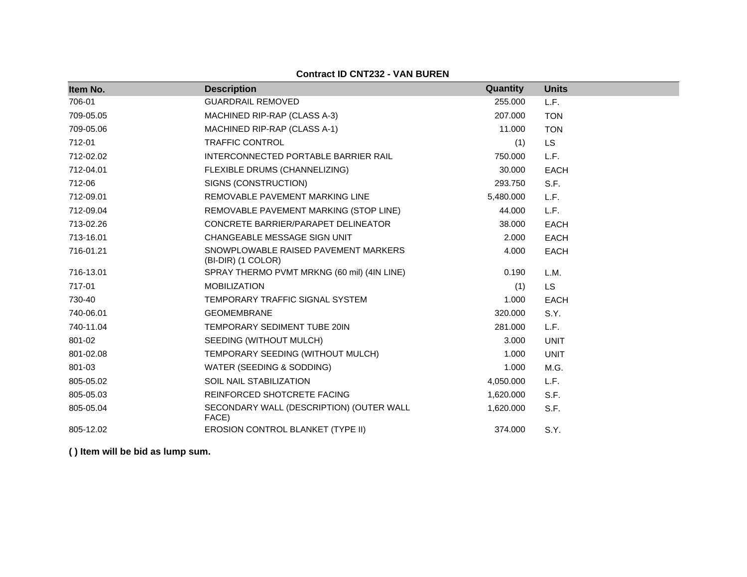**Contract ID CNT232 - VAN BUREN**

| Item No. | Description | Quantity | Units |
|---|---|---|---|
| 706-01 | GUARDRAIL REMOVED | 255.000 | L.F. |
| 709-05.05 | MACHINED RIP-RAP (CLASS A-3) | 207.000 | TON |
| 709-05.06 | MACHINED RIP-RAP (CLASS A-1) | 11.000 | TON |
| 712-01 | TRAFFIC CONTROL | (1) | LS |
| 712-02.02 | INTERCONNECTED PORTABLE BARRIER RAIL | 750.000 | L.F. |
| 712-04.01 | FLEXIBLE DRUMS (CHANNELIZING) | 30.000 | EACH |
| 712-06 | SIGNS (CONSTRUCTION) | 293.750 | S.F. |
| 712-09.01 | REMOVABLE PAVEMENT MARKING LINE | 5,480.000 | L.F. |
| 712-09.04 | REMOVABLE PAVEMENT MARKING (STOP LINE) | 44.000 | L.F. |
| 713-02.26 | CONCRETE BARRIER/PARAPET DELINEATOR | 38.000 | EACH |
| 713-16.01 | CHANGEABLE MESSAGE SIGN UNIT | 2.000 | EACH |
| 716-01.21 | SNOWPLOWABLE RAISED PAVEMENT MARKERS (BI-DIR) (1 COLOR) | 4.000 | EACH |
| 716-13.01 | SPRAY THERMO PVMT MRKNG (60 mil) (4IN LINE) | 0.190 | L.M. |
| 717-01 | MOBILIZATION | (1) | LS |
| 730-40 | TEMPORARY TRAFFIC SIGNAL SYSTEM | 1.000 | EACH |
| 740-06.01 | GEOMEMBRANE | 320.000 | S.Y. |
| 740-11.04 | TEMPORARY SEDIMENT TUBE 20IN | 281.000 | L.F. |
| 801-02 | SEEDING (WITHOUT MULCH) | 3.000 | UNIT |
| 801-02.08 | TEMPORARY SEEDING (WITHOUT MULCH) | 1.000 | UNIT |
| 801-03 | WATER (SEEDING & SODDING) | 1.000 | M.G. |
| 805-05.02 | SOIL NAIL STABILIZATION | 4,050.000 | L.F. |
| 805-05.03 | REINFORCED SHOTCRETE FACING | 1,620.000 | S.F. |
| 805-05.04 | SECONDARY WALL (DESCRIPTION) (OUTER WALL FACE) | 1,620.000 | S.F. |
| 805-12.02 | EROSION CONTROL BLANKET (TYPE II) | 374.000 | S.Y. |

**( ) Item will be bid as lump sum.**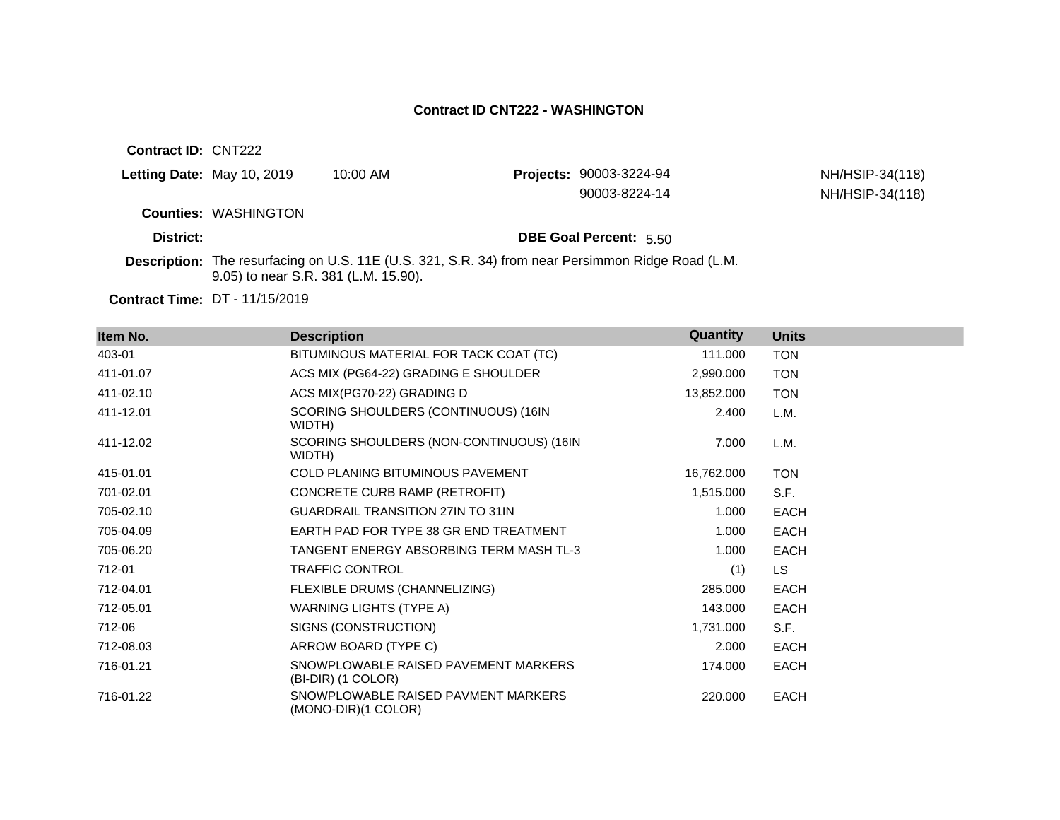# Contract ID CNT222 - WASHINGTON

**Contract ID:** CNT222

**Letting Date:** May 10, 2019 10:00 AM

**Projects:** 90003-3224-94 NH/HSIP-34(118)
90003-8224-14 NH/HSIP-34(118)

**Counties:** WASHINGTON

**District:**

**DBE Goal Percent:** 5.50

**Description:** The resurfacing on U.S. 11E (U.S. 321, S.R. 34) from near Persimmon Ridge Road (L.M. 9.05) to near S.R. 381 (L.M. 15.90).

**Contract Time:** DT - 11/15/2019

| Item No. | Description | Quantity | Units |
|---|---|---|---|
| 403-01 | BITUMINOUS MATERIAL FOR TACK COAT (TC) | 111.000 | TON |
| 411-01.07 | ACS MIX (PG64-22) GRADING E SHOULDER | 2,990.000 | TON |
| 411-02.10 | ACS MIX(PG70-22) GRADING D | 13,852.000 | TON |
| 411-12.01 | SCORING SHOULDERS (CONTINUOUS) (16IN WIDTH) | 2.400 | L.M. |
| 411-12.02 | SCORING SHOULDERS (NON-CONTINUOUS) (16IN WIDTH) | 7.000 | L.M. |
| 415-01.01 | COLD PLANING BITUMINOUS PAVEMENT | 16,762.000 | TON |
| 701-02.01 | CONCRETE CURB RAMP (RETROFIT) | 1,515.000 | S.F. |
| 705-02.10 | GUARDRAIL TRANSITION 27IN TO 31IN | 1.000 | EACH |
| 705-04.09 | EARTH PAD FOR TYPE 38 GR END TREATMENT | 1.000 | EACH |
| 705-06.20 | TANGENT ENERGY ABSORBING TERM MASH TL-3 | 1.000 | EACH |
| 712-01 | TRAFFIC CONTROL | (1) | LS |
| 712-04.01 | FLEXIBLE DRUMS (CHANNELIZING) | 285.000 | EACH |
| 712-05.01 | WARNING LIGHTS (TYPE A) | 143.000 | EACH |
| 712-06 | SIGNS (CONSTRUCTION) | 1,731.000 | S.F. |
| 712-08.03 | ARROW BOARD (TYPE C) | 2.000 | EACH |
| 716-01.21 | SNOWPLOWABLE RAISED PAVEMENT MARKERS (BI-DIR) (1 COLOR) | 174.000 | EACH |
| 716-01.22 | SNOWPLOWABLE RAISED PAVMENT MARKERS (MONO-DIR)(1 COLOR) | 220.000 | EACH |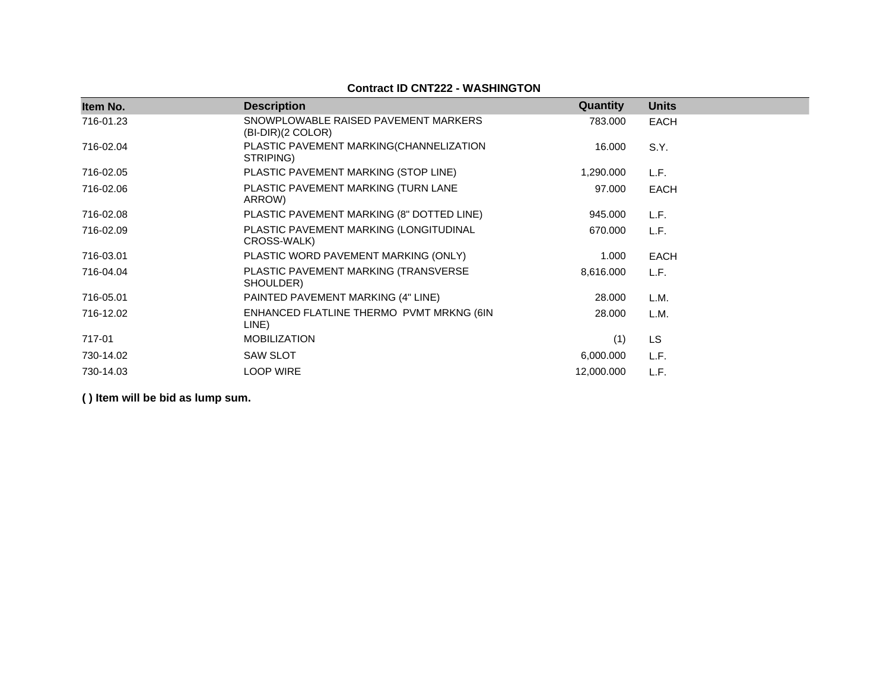**Contract ID CNT222 - WASHINGTON**

| Item No. | Description | Quantity | Units |
|---|---|---|---|
| 716-01.23 | SNOWPLOWABLE RAISED PAVEMENT MARKERS (BI-DIR)(2 COLOR) | 783.000 | EACH |
| 716-02.04 | PLASTIC PAVEMENT MARKING(CHANNELIZATION STRIPING) | 16.000 | S.Y. |
| 716-02.05 | PLASTIC PAVEMENT MARKING (STOP LINE) | 1,290.000 | L.F. |
| 716-02.06 | PLASTIC PAVEMENT MARKING (TURN LANE ARROW) | 97.000 | EACH |
| 716-02.08 | PLASTIC PAVEMENT MARKING (8" DOTTED LINE) | 945.000 | L.F. |
| 716-02.09 | PLASTIC PAVEMENT MARKING (LONGITUDINAL CROSS-WALK) | 670.000 | L.F. |
| 716-03.01 | PLASTIC WORD PAVEMENT MARKING (ONLY) | 1.000 | EACH |
| 716-04.04 | PLASTIC PAVEMENT MARKING (TRANSVERSE SHOULDER) | 8,616.000 | L.F. |
| 716-05.01 | PAINTED PAVEMENT MARKING (4" LINE) | 28.000 | L.M. |
| 716-12.02 | ENHANCED FLATLINE THERMO PVMT MRKNG (6IN LINE) | 28.000 | L.M. |
| 717-01 | MOBILIZATION | (1) | LS |
| 730-14.02 | SAW SLOT | 6,000.000 | L.F. |
| 730-14.03 | LOOP WIRE | 12,000.000 | L.F. |

**( ) Item will be bid as lump sum.**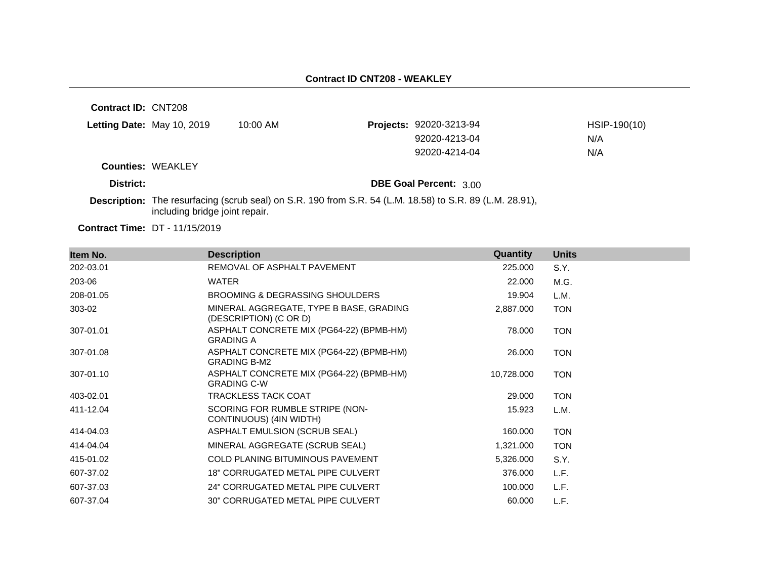## Contract ID CNT208 - WEAKLEY

**Contract ID:** CNT208

**Letting Date:** May 10, 2019 10:00 AM

**Projects:**
- 92020-3213-94 — HSIP-190(10)
- 92020-4213-04 — N/A
- 92020-4214-04 — N/A

**Counties:** WEAKLEY

**District:**

**DBE Goal Percent:** 3.00

**Description:** The resurfacing (scrub seal) on S.R. 190 from S.R. 54 (L.M. 18.58) to S.R. 89 (L.M. 28.91), including bridge joint repair.

**Contract Time:** DT - 11/15/2019

| Item No. | Description | Quantity | Units |
|---|---|---|---|
| 202-03.01 | REMOVAL OF ASPHALT PAVEMENT | 225.000 | S.Y. |
| 203-06 | WATER | 22.000 | M.G. |
| 208-01.05 | BROOMING & DEGRASSING SHOULDERS | 19.904 | L.M. |
| 303-02 | MINERAL AGGREGATE, TYPE B BASE, GRADING (DESCRIPTION) (C OR D) | 2,887.000 | TON |
| 307-01.01 | ASPHALT CONCRETE MIX (PG64-22) (BPMB-HM) GRADING A | 78.000 | TON |
| 307-01.08 | ASPHALT CONCRETE MIX (PG64-22) (BPMB-HM) GRADING B-M2 | 26.000 | TON |
| 307-01.10 | ASPHALT CONCRETE MIX (PG64-22) (BPMB-HM) GRADING C-W | 10,728.000 | TON |
| 403-02.01 | TRACKLESS TACK COAT | 29.000 | TON |
| 411-12.04 | SCORING FOR RUMBLE STRIPE (NON-CONTINUOUS) (4IN WIDTH) | 15.923 | L.M. |
| 414-04.03 | ASPHALT EMULSION (SCRUB SEAL) | 160.000 | TON |
| 414-04.04 | MINERAL AGGREGATE (SCRUB SEAL) | 1,321.000 | TON |
| 415-01.02 | COLD PLANING BITUMINOUS PAVEMENT | 5,326.000 | S.Y. |
| 607-37.02 | 18" CORRUGATED METAL PIPE CULVERT | 376.000 | L.F. |
| 607-37.03 | 24" CORRUGATED METAL PIPE CULVERT | 100.000 | L.F. |
| 607-37.04 | 30" CORRUGATED METAL PIPE CULVERT | 60.000 | L.F. |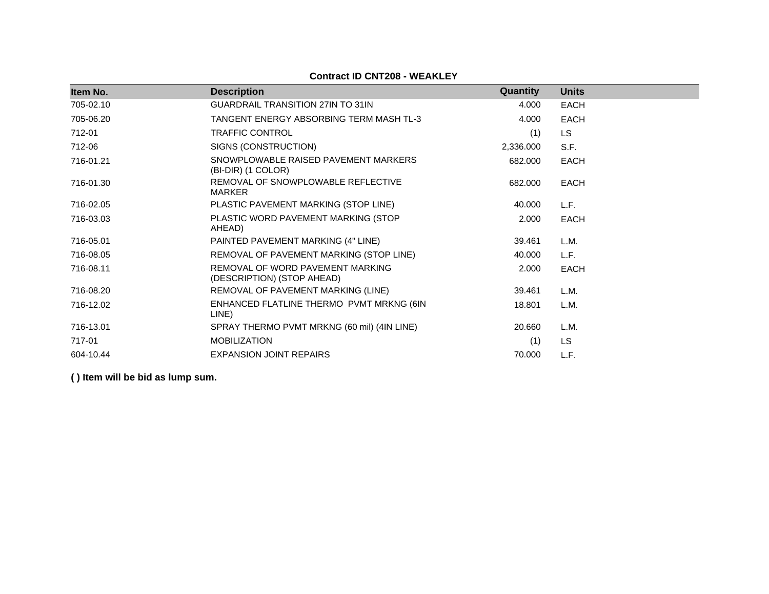**Contract ID CNT208 - WEAKLEY**

| Item No. | Description | Quantity | Units |
|---|---|---|---|
| 705-02.10 | GUARDRAIL TRANSITION 27IN TO 31IN | 4.000 | EACH |
| 705-06.20 | TANGENT ENERGY ABSORBING TERM MASH TL-3 | 4.000 | EACH |
| 712-01 | TRAFFIC CONTROL | (1) | LS |
| 712-06 | SIGNS (CONSTRUCTION) | 2,336.000 | S.F. |
| 716-01.21 | SNOWPLOWABLE RAISED PAVEMENT MARKERS (BI-DIR) (1 COLOR) | 682.000 | EACH |
| 716-01.30 | REMOVAL OF SNOWPLOWABLE REFLECTIVE MARKER | 682.000 | EACH |
| 716-02.05 | PLASTIC PAVEMENT MARKING (STOP LINE) | 40.000 | L.F. |
| 716-03.03 | PLASTIC WORD PAVEMENT MARKING (STOP AHEAD) | 2.000 | EACH |
| 716-05.01 | PAINTED PAVEMENT MARKING (4" LINE) | 39.461 | L.M. |
| 716-08.05 | REMOVAL OF PAVEMENT MARKING (STOP LINE) | 40.000 | L.F. |
| 716-08.11 | REMOVAL OF WORD PAVEMENT MARKING (DESCRIPTION) (STOP AHEAD) | 2.000 | EACH |
| 716-08.20 | REMOVAL OF PAVEMENT MARKING (LINE) | 39.461 | L.M. |
| 716-12.02 | ENHANCED FLATLINE THERMO PVMT MRKNG (6IN LINE) | 18.801 | L.M. |
| 716-13.01 | SPRAY THERMO PVMT MRKNG (60 mil) (4IN LINE) | 20.660 | L.M. |
| 717-01 | MOBILIZATION | (1) | LS |
| 604-10.44 | EXPANSION JOINT REPAIRS | 70.000 | L.F. |

**( ) Item will be bid as lump sum.**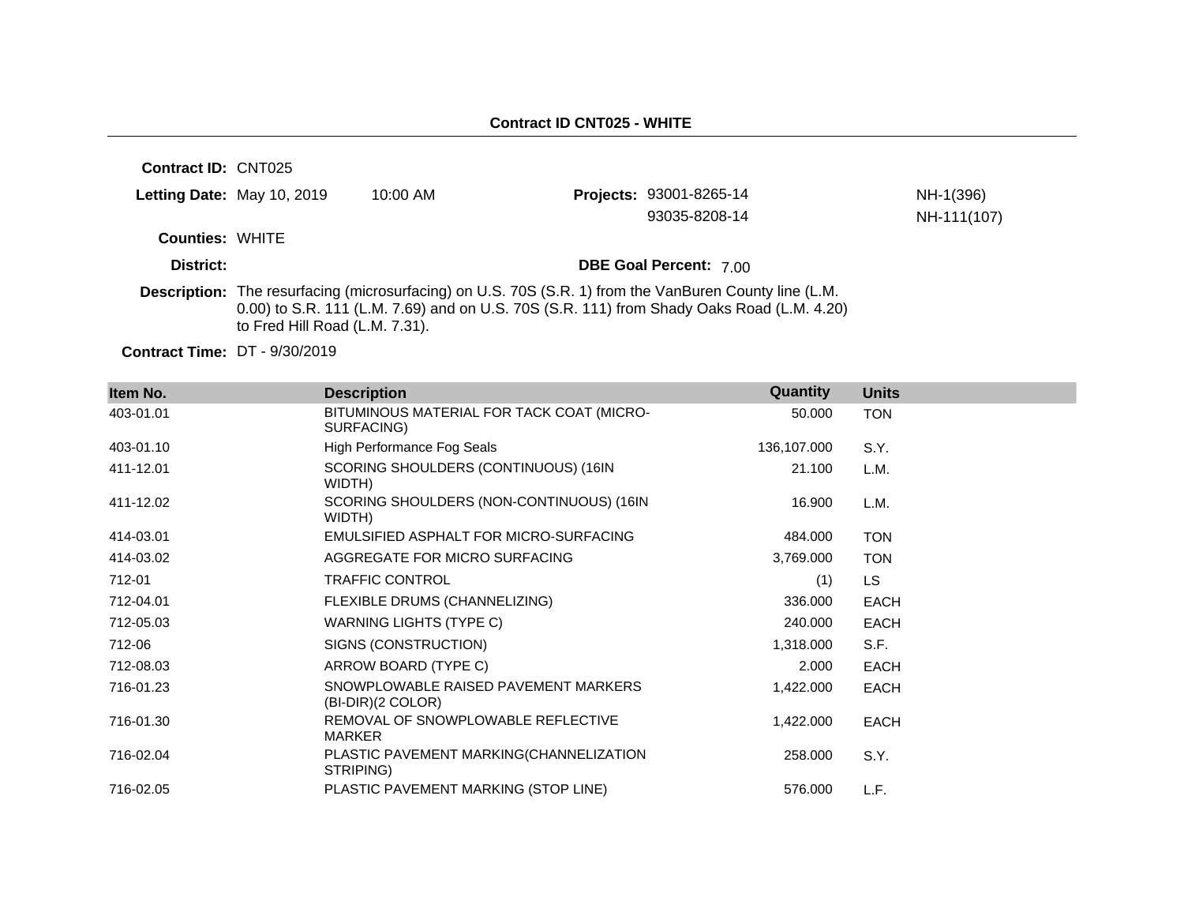**Contract ID CNT025 - WHITE**

**Contract ID:** CNT025

**Letting Date:** May 10, 2019 10:00 AM

**Projects:** 93001-8265-14 NH-1(396)
93035-8208-14 NH-111(107)

**Counties:** WHITE

**District:**

**DBE Goal Percent:** 7.00

**Description:** The resurfacing (microsurfacing) on U.S. 70S (S.R. 1) from the VanBuren County line (L.M. 0.00) to S.R. 111 (L.M. 7.69) and on U.S. 70S (S.R. 111) from Shady Oaks Road (L.M. 4.20) to Fred Hill Road (L.M. 7.31).

**Contract Time:** DT - 9/30/2019

| Item No. | Description | Quantity | Units |
|---|---|---|---|
| 403-01.01 | BITUMINOUS MATERIAL FOR TACK COAT (MICRO-SURFACING) | 50.000 | TON |
| 403-01.10 | High Performance Fog Seals | 136,107.000 | S.Y. |
| 411-12.01 | SCORING SHOULDERS (CONTINUOUS) (16IN WIDTH) | 21.100 | L.M. |
| 411-12.02 | SCORING SHOULDERS (NON-CONTINUOUS) (16IN WIDTH) | 16.900 | L.M. |
| 414-03.01 | EMULSIFIED ASPHALT FOR MICRO-SURFACING | 484.000 | TON |
| 414-03.02 | AGGREGATE FOR MICRO SURFACING | 3,769.000 | TON |
| 712-01 | TRAFFIC CONTROL | (1) | LS |
| 712-04.01 | FLEXIBLE DRUMS (CHANNELIZING) | 336.000 | EACH |
| 712-05.03 | WARNING LIGHTS (TYPE C) | 240.000 | EACH |
| 712-06 | SIGNS (CONSTRUCTION) | 1,318.000 | S.F. |
| 712-08.03 | ARROW BOARD (TYPE C) | 2.000 | EACH |
| 716-01.23 | SNOWPLOWABLE RAISED PAVEMENT MARKERS (BI-DIR)(2 COLOR) | 1,422.000 | EACH |
| 716-01.30 | REMOVAL OF SNOWPLOWABLE REFLECTIVE MARKER | 1,422.000 | EACH |
| 716-02.04 | PLASTIC PAVEMENT MARKING(CHANNELIZATION STRIPING) | 258.000 | S.Y. |
| 716-02.05 | PLASTIC PAVEMENT MARKING (STOP LINE) | 576.000 | L.F. |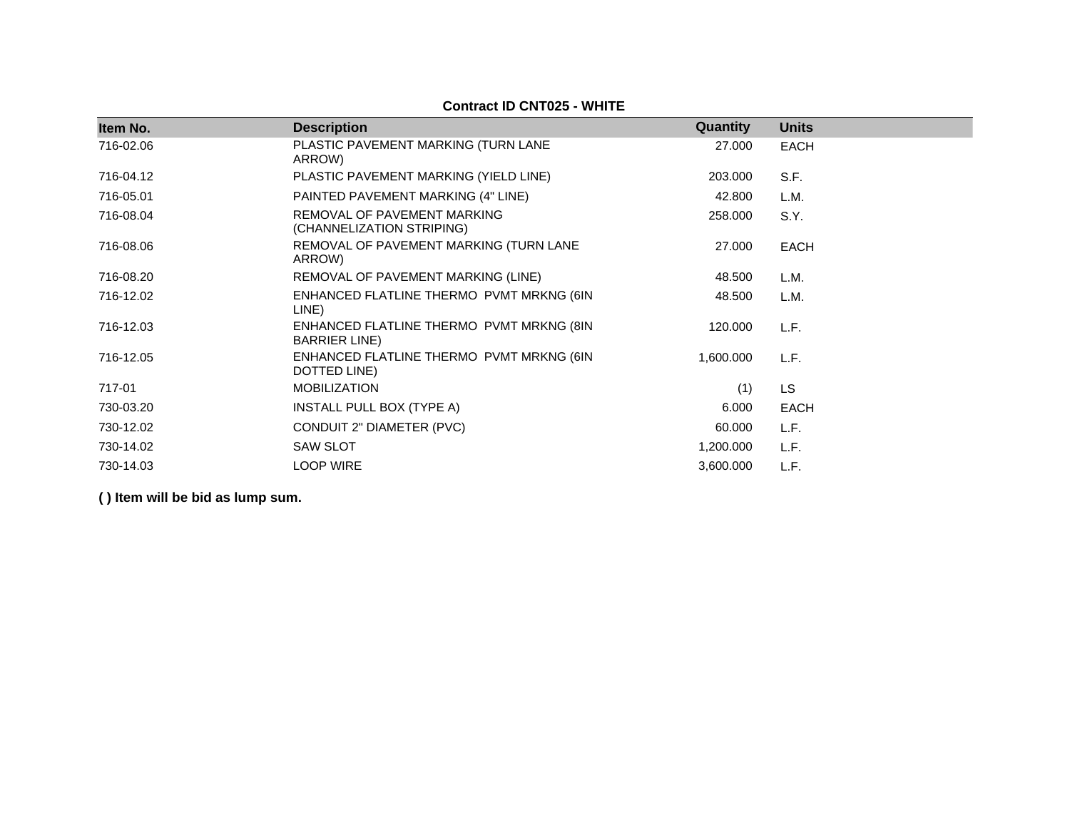**Contract ID CNT025 - WHITE**

| Item No. | Description | Quantity | Units |
|---|---|---|---|
| 716-02.06 | PLASTIC PAVEMENT MARKING (TURN LANE ARROW) | 27.000 | EACH |
| 716-04.12 | PLASTIC PAVEMENT MARKING (YIELD LINE) | 203.000 | S.F. |
| 716-05.01 | PAINTED PAVEMENT MARKING (4" LINE) | 42.800 | L.M. |
| 716-08.04 | REMOVAL OF PAVEMENT MARKING (CHANNELIZATION STRIPING) | 258.000 | S.Y. |
| 716-08.06 | REMOVAL OF PAVEMENT MARKING (TURN LANE ARROW) | 27.000 | EACH |
| 716-08.20 | REMOVAL OF PAVEMENT MARKING (LINE) | 48.500 | L.M. |
| 716-12.02 | ENHANCED FLATLINE THERMO PVMT MRKNG (6IN LINE) | 48.500 | L.M. |
| 716-12.03 | ENHANCED FLATLINE THERMO PVMT MRKNG (8IN BARRIER LINE) | 120.000 | L.F. |
| 716-12.05 | ENHANCED FLATLINE THERMO PVMT MRKNG (6IN DOTTED LINE) | 1,600.000 | L.F. |
| 717-01 | MOBILIZATION | (1) | LS |
| 730-03.20 | INSTALL PULL BOX (TYPE A) | 6.000 | EACH |
| 730-12.02 | CONDUIT 2" DIAMETER (PVC) | 60.000 | L.F. |
| 730-14.02 | SAW SLOT | 1,200.000 | L.F. |
| 730-14.03 | LOOP WIRE | 3,600.000 | L.F. |

**( ) Item will be bid as lump sum.**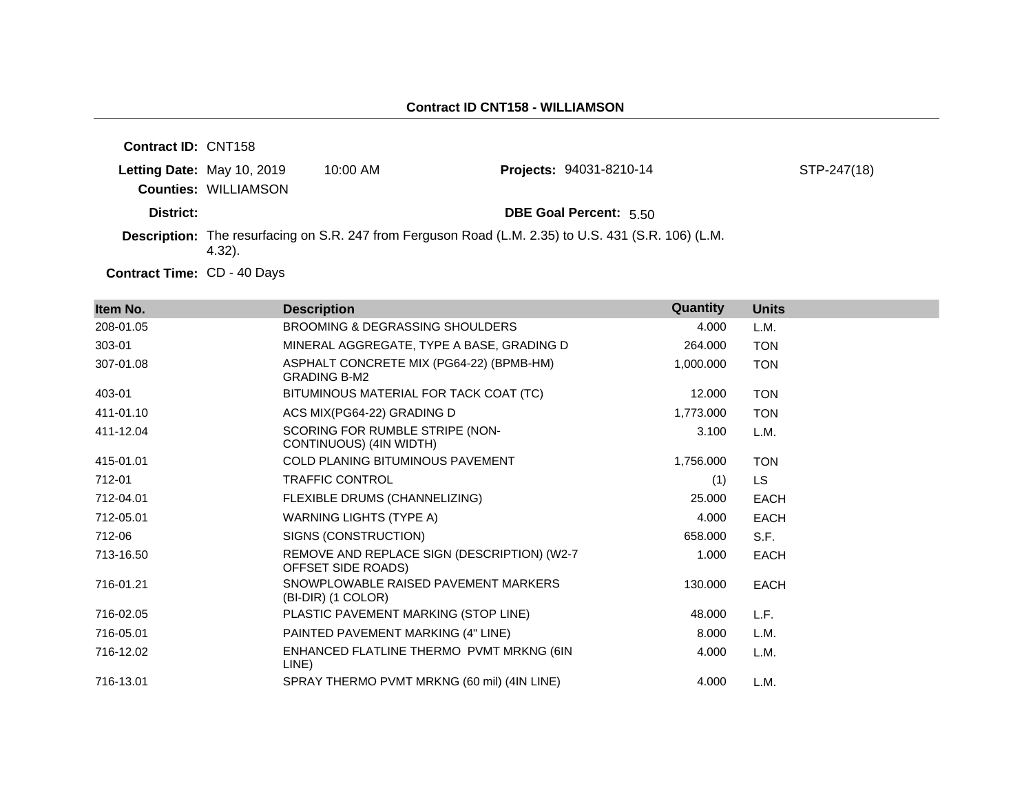## Contract ID CNT158 - WILLIAMSON

**Contract ID:** CNT158

**Letting Date:** May 10, 2019 10:00 AM

**Projects:** 94031-8210-14 STP-247(18)

**Counties:** WILLIAMSON

**District:**

**DBE Goal Percent:** 5.50

**Description:** The resurfacing on S.R. 247 from Ferguson Road (L.M. 2.35) to U.S. 431 (S.R. 106) (L.M. 4.32).

**Contract Time:** CD - 40 Days

| Item No. | Description | Quantity | Units |
|---|---|---|---|
| 208-01.05 | BROOMING & DEGRASSING SHOULDERS | 4.000 | L.M. |
| 303-01 | MINERAL AGGREGATE, TYPE A BASE, GRADING D | 264.000 | TON |
| 307-01.08 | ASPHALT CONCRETE MIX (PG64-22) (BPMB-HM) GRADING B-M2 | 1,000.000 | TON |
| 403-01 | BITUMINOUS MATERIAL FOR TACK COAT (TC) | 12.000 | TON |
| 411-01.10 | ACS MIX(PG64-22) GRADING D | 1,773.000 | TON |
| 411-12.04 | SCORING FOR RUMBLE STRIPE (NON-CONTINUOUS) (4IN WIDTH) | 3.100 | L.M. |
| 415-01.01 | COLD PLANING BITUMINOUS PAVEMENT | 1,756.000 | TON |
| 712-01 | TRAFFIC CONTROL | (1) | LS |
| 712-04.01 | FLEXIBLE DRUMS (CHANNELIZING) | 25.000 | EACH |
| 712-05.01 | WARNING LIGHTS (TYPE A) | 4.000 | EACH |
| 712-06 | SIGNS (CONSTRUCTION) | 658.000 | S.F. |
| 713-16.50 | REMOVE AND REPLACE SIGN (DESCRIPTION) (W2-7 OFFSET SIDE ROADS) | 1.000 | EACH |
| 716-01.21 | SNOWPLOWABLE RAISED PAVEMENT MARKERS (BI-DIR) (1 COLOR) | 130.000 | EACH |
| 716-02.05 | PLASTIC PAVEMENT MARKING (STOP LINE) | 48.000 | L.F. |
| 716-05.01 | PAINTED PAVEMENT MARKING (4" LINE) | 8.000 | L.M. |
| 716-12.02 | ENHANCED FLATLINE THERMO PVMT MRKNG (6IN LINE) | 4.000 | L.M. |
| 716-13.01 | SPRAY THERMO PVMT MRKNG (60 mil) (4IN LINE) | 4.000 | L.M. |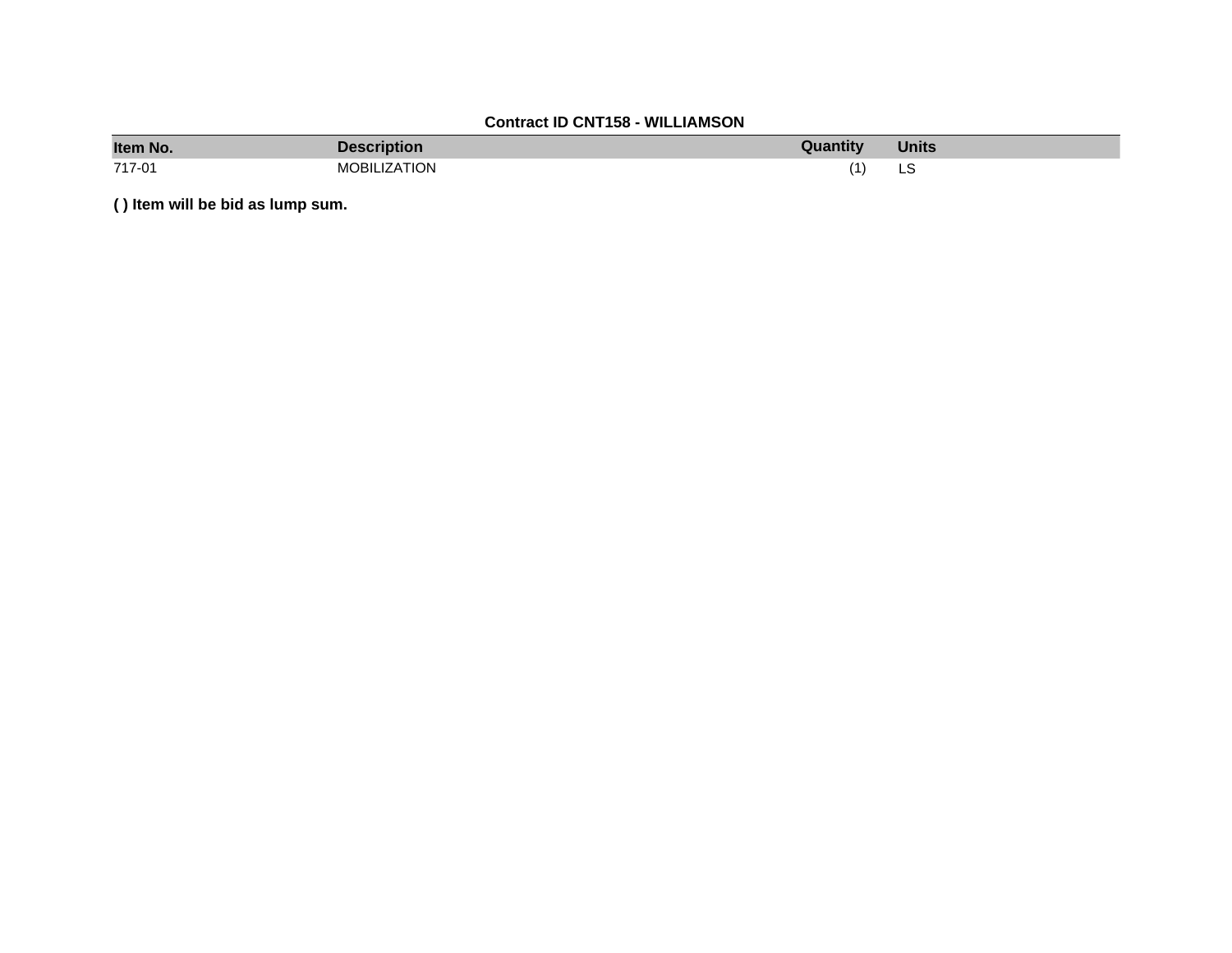**Contract ID CNT158 - WILLIAMSON**

| Item No. | Description | Quantity | Units |
|---|---|---|---|
| 717-01 | MOBILIZATION | (1) | LS |

**( ) Item will be bid as lump sum.**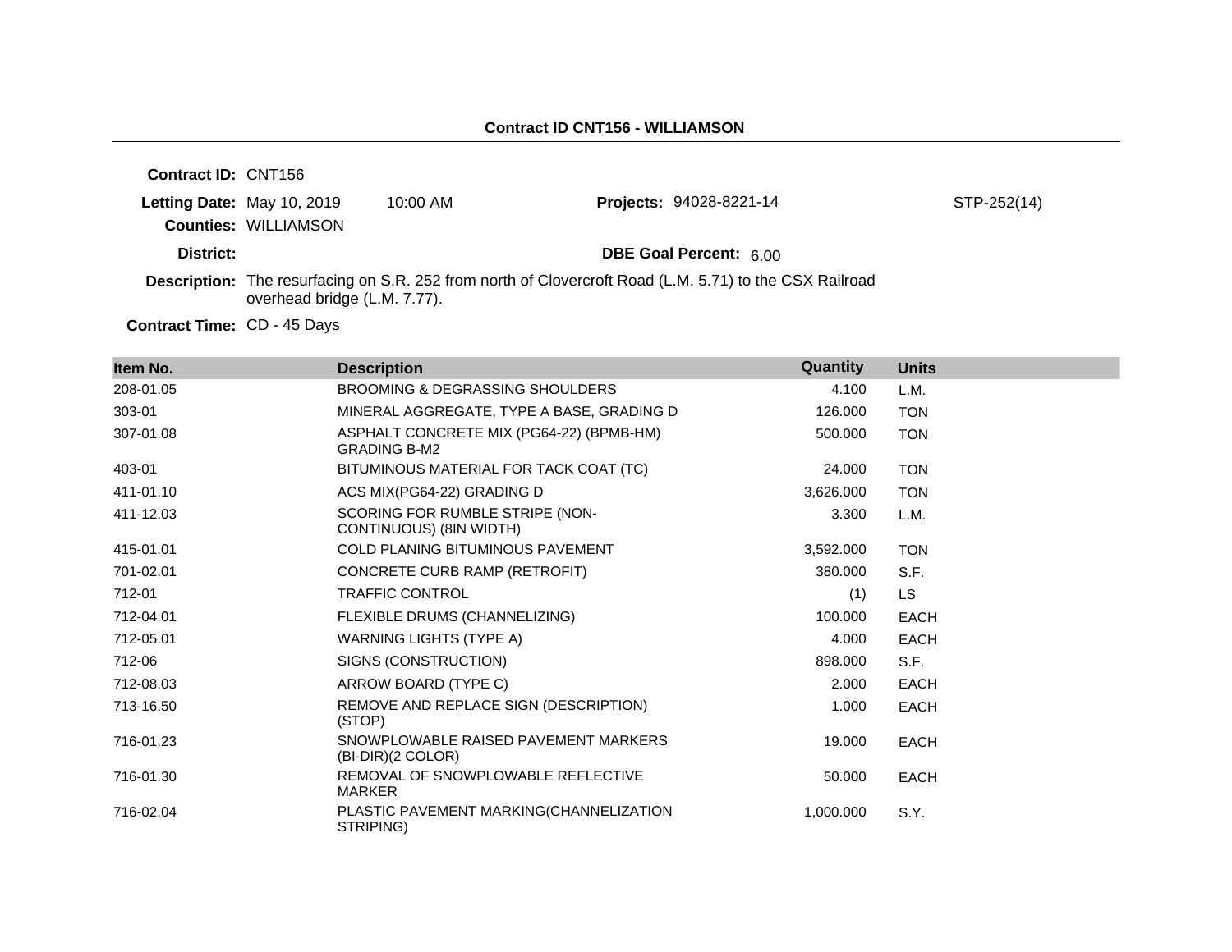## Contract ID CNT156 - WILLIAMSON

**Contract ID:** CNT156

**Letting Date:** May 10, 2019 10:00 AM

**Projects:** 94028-8221-14 STP-252(14)

**Counties:** WILLIAMSON

**District:**

**DBE Goal Percent:** 6.00

**Description:** The resurfacing on S.R. 252 from north of Clovercroft Road (L.M. 5.71) to the CSX Railroad overhead bridge (L.M. 7.77).

**Contract Time:** CD - 45 Days

| Item No. | Description | Quantity | Units |
|---|---|---|---|
| 208-01.05 | BROOMING & DEGRASSING SHOULDERS | 4.100 | L.M. |
| 303-01 | MINERAL AGGREGATE, TYPE A BASE, GRADING D | 126.000 | TON |
| 307-01.08 | ASPHALT CONCRETE MIX (PG64-22) (BPMB-HM) GRADING B-M2 | 500.000 | TON |
| 403-01 | BITUMINOUS MATERIAL FOR TACK COAT (TC) | 24.000 | TON |
| 411-01.10 | ACS MIX(PG64-22) GRADING D | 3,626.000 | TON |
| 411-12.03 | SCORING FOR RUMBLE STRIPE (NON-CONTINUOUS) (8IN WIDTH) | 3.300 | L.M. |
| 415-01.01 | COLD PLANING BITUMINOUS PAVEMENT | 3,592.000 | TON |
| 701-02.01 | CONCRETE CURB RAMP (RETROFIT) | 380.000 | S.F. |
| 712-01 | TRAFFIC CONTROL | (1) | LS |
| 712-04.01 | FLEXIBLE DRUMS (CHANNELIZING) | 100.000 | EACH |
| 712-05.01 | WARNING LIGHTS (TYPE A) | 4.000 | EACH |
| 712-06 | SIGNS (CONSTRUCTION) | 898.000 | S.F. |
| 712-08.03 | ARROW BOARD (TYPE C) | 2.000 | EACH |
| 713-16.50 | REMOVE AND REPLACE SIGN (DESCRIPTION) (STOP) | 1.000 | EACH |
| 716-01.23 | SNOWPLOWABLE RAISED PAVEMENT MARKERS (BI-DIR)(2 COLOR) | 19.000 | EACH |
| 716-01.30 | REMOVAL OF SNOWPLOWABLE REFLECTIVE MARKER | 50.000 | EACH |
| 716-02.04 | PLASTIC PAVEMENT MARKING(CHANNELIZATION STRIPING) | 1,000.000 | S.Y. |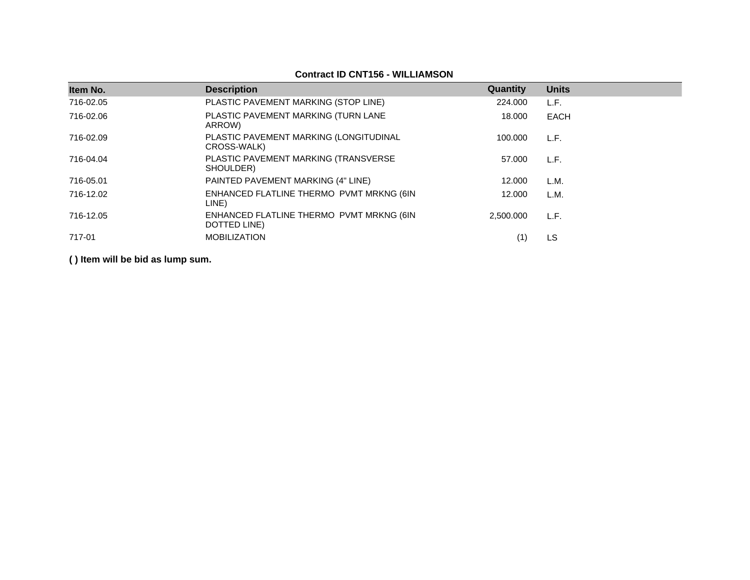**Contract ID CNT156 - WILLIAMSON**

| Item No. | Description | Quantity | Units |
|---|---|---|---|
| 716-02.05 | PLASTIC PAVEMENT MARKING (STOP LINE) | 224.000 | L.F. |
| 716-02.06 | PLASTIC PAVEMENT MARKING (TURN LANE ARROW) | 18.000 | EACH |
| 716-02.09 | PLASTIC PAVEMENT MARKING (LONGITUDINAL CROSS-WALK) | 100.000 | L.F. |
| 716-04.04 | PLASTIC PAVEMENT MARKING (TRANSVERSE SHOULDER) | 57.000 | L.F. |
| 716-05.01 | PAINTED PAVEMENT MARKING (4" LINE) | 12.000 | L.M. |
| 716-12.02 | ENHANCED FLATLINE THERMO PVMT MRKNG (6IN LINE) | 12.000 | L.M. |
| 716-12.05 | ENHANCED FLATLINE THERMO PVMT MRKNG (6IN DOTTED LINE) | 2,500.000 | L.F. |
| 717-01 | MOBILIZATION | (1) | LS |

**( ) Item will be bid as lump sum.**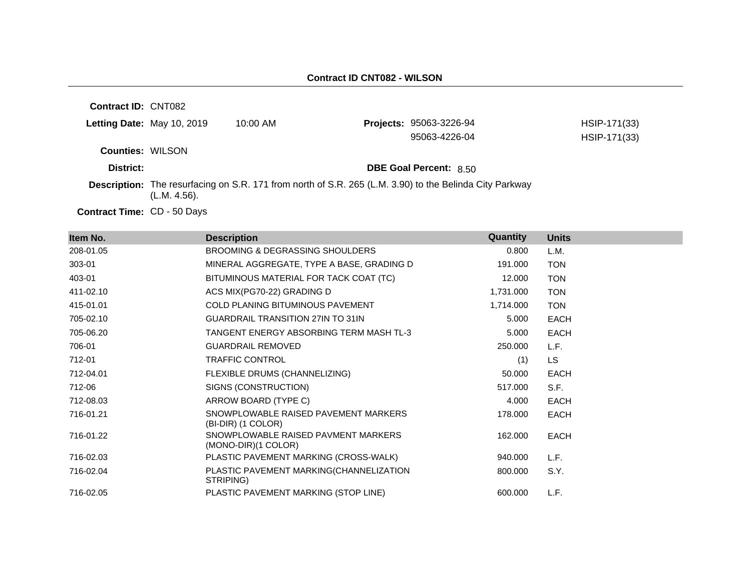## Contract ID CNT082 - WILSON

**Contract ID:** CNT082

**Letting Date:** May 10, 2019 10:00 AM

**Projects:** 95063-3226-94 HSIP-171(33)
95063-4226-04 HSIP-171(33)

**Counties:** WILSON

**District:**

**DBE Goal Percent:** 8.50

**Description:** The resurfacing on S.R. 171 from north of S.R. 265 (L.M. 3.90) to the Belinda City Parkway (L.M. 4.56).

**Contract Time:** CD - 50 Days

| Item No. | Description | Quantity | Units |
|---|---|---|---|
| 208-01.05 | BROOMING & DEGRASSING SHOULDERS | 0.800 | L.M. |
| 303-01 | MINERAL AGGREGATE, TYPE A BASE, GRADING D | 191.000 | TON |
| 403-01 | BITUMINOUS MATERIAL FOR TACK COAT (TC) | 12.000 | TON |
| 411-02.10 | ACS MIX(PG70-22) GRADING D | 1,731.000 | TON |
| 415-01.01 | COLD PLANING BITUMINOUS PAVEMENT | 1,714.000 | TON |
| 705-02.10 | GUARDRAIL TRANSITION 27IN TO 31IN | 5.000 | EACH |
| 705-06.20 | TANGENT ENERGY ABSORBING TERM MASH TL-3 | 5.000 | EACH |
| 706-01 | GUARDRAIL REMOVED | 250.000 | L.F. |
| 712-01 | TRAFFIC CONTROL | (1) | LS |
| 712-04.01 | FLEXIBLE DRUMS (CHANNELIZING) | 50.000 | EACH |
| 712-06 | SIGNS (CONSTRUCTION) | 517.000 | S.F. |
| 712-08.03 | ARROW BOARD (TYPE C) | 4.000 | EACH |
| 716-01.21 | SNOWPLOWABLE RAISED PAVEMENT MARKERS (BI-DIR) (1 COLOR) | 178.000 | EACH |
| 716-01.22 | SNOWPLOWABLE RAISED PAVMENT MARKERS (MONO-DIR)(1 COLOR) | 162.000 | EACH |
| 716-02.03 | PLASTIC PAVEMENT MARKING (CROSS-WALK) | 940.000 | L.F. |
| 716-02.04 | PLASTIC PAVEMENT MARKING(CHANNELIZATION STRIPING) | 800.000 | S.Y. |
| 716-02.05 | PLASTIC PAVEMENT MARKING (STOP LINE) | 600.000 | L.F. |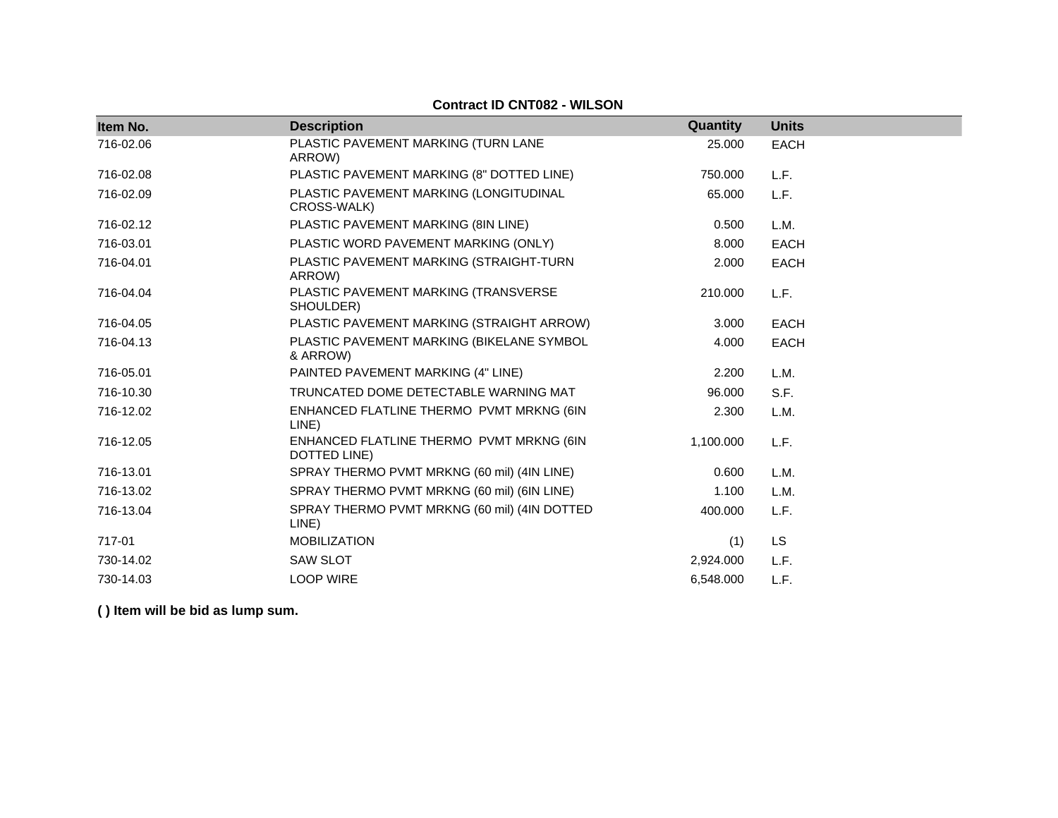**Contract ID CNT082 - WILSON**

| Item No. | Description | Quantity | Units |
|---|---|---|---|
| 716-02.06 | PLASTIC PAVEMENT MARKING (TURN LANE ARROW) | 25.000 | EACH |
| 716-02.08 | PLASTIC PAVEMENT MARKING (8" DOTTED LINE) | 750.000 | L.F. |
| 716-02.09 | PLASTIC PAVEMENT MARKING (LONGITUDINAL CROSS-WALK) | 65.000 | L.F. |
| 716-02.12 | PLASTIC PAVEMENT MARKING (8IN LINE) | 0.500 | L.M. |
| 716-03.01 | PLASTIC WORD PAVEMENT MARKING (ONLY) | 8.000 | EACH |
| 716-04.01 | PLASTIC PAVEMENT MARKING (STRAIGHT-TURN ARROW) | 2.000 | EACH |
| 716-04.04 | PLASTIC PAVEMENT MARKING (TRANSVERSE SHOULDER) | 210.000 | L.F. |
| 716-04.05 | PLASTIC PAVEMENT MARKING (STRAIGHT ARROW) | 3.000 | EACH |
| 716-04.13 | PLASTIC PAVEMENT MARKING (BIKELANE SYMBOL & ARROW) | 4.000 | EACH |
| 716-05.01 | PAINTED PAVEMENT MARKING (4" LINE) | 2.200 | L.M. |
| 716-10.30 | TRUNCATED DOME DETECTABLE WARNING MAT | 96.000 | S.F. |
| 716-12.02 | ENHANCED FLATLINE THERMO PVMT MRKNG (6IN LINE) | 2.300 | L.M. |
| 716-12.05 | ENHANCED FLATLINE THERMO PVMT MRKNG (6IN DOTTED LINE) | 1,100.000 | L.F. |
| 716-13.01 | SPRAY THERMO PVMT MRKNG (60 mil) (4IN LINE) | 0.600 | L.M. |
| 716-13.02 | SPRAY THERMO PVMT MRKNG (60 mil) (6IN LINE) | 1.100 | L.M. |
| 716-13.04 | SPRAY THERMO PVMT MRKNG (60 mil) (4IN DOTTED LINE) | 400.000 | L.F. |
| 717-01 | MOBILIZATION | (1) | LS |
| 730-14.02 | SAW SLOT | 2,924.000 | L.F. |
| 730-14.03 | LOOP WIRE | 6,548.000 | L.F. |

**( ) Item will be bid as lump sum.**